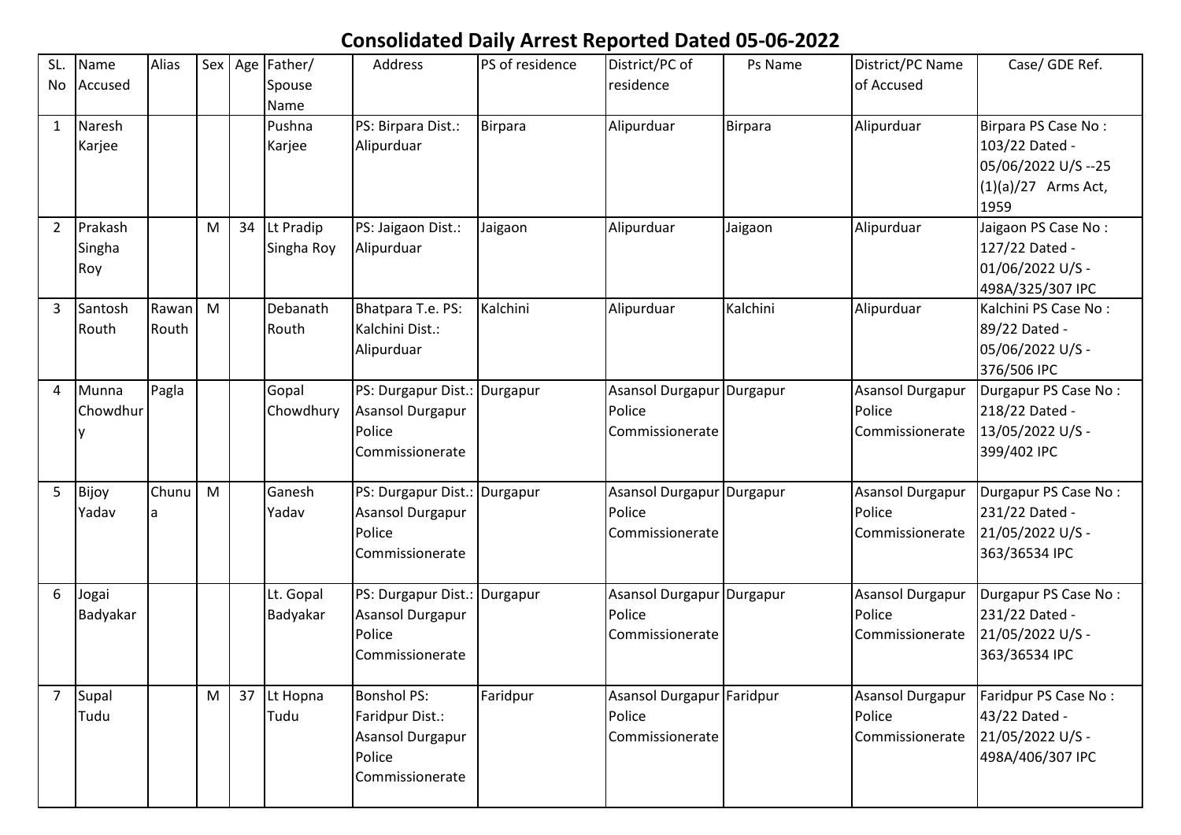# Consolidated Daily Arrest Reported Dated 05-06-2022

| SL. No | Name Accused | Alias | Sex | Age | Father/ Spouse Name | Address | PS of residence | District/PC of residence | Ps Name | District/PC Name of Accused | Case/ GDE Ref. |
|---|---|---|---|---|---|---|---|---|---|---|---|
| 1 | Naresh Karjee | | | | Pushna Karjee | PS: Birpara Dist.: Alipurduar | Birpara | Alipurduar | Birpara | Alipurduar | Birpara PS Case No : 103/22 Dated - 05/06/2022 U/S --25 (1)(a)/27 Arms Act, 1959 |
| 2 | Prakash Singha Roy | | M | 34 | Lt Pradip Singha Roy | PS: Jaigaon Dist.: Alipurduar | Jaigaon | Alipurduar | Jaigaon | Alipurduar | Jaigaon PS Case No : 127/22 Dated - 01/06/2022 U/S - 498A/325/307 IPC |
| 3 | Santosh Routh | Rawan Routh | M | | Debanath Routh | Bhatpara T.e. PS: Kalchini Dist.: Alipurduar | Kalchini | Alipurduar | Kalchini | Alipurduar | Kalchini PS Case No : 89/22 Dated - 05/06/2022 U/S - 376/506 IPC |
| 4 | Munna Chowdhury | Pagla | | | Gopal Chowdhury | PS: Durgapur Dist.: Asansol Durgapur Police Commissionerate | Durgapur | Asansol Durgapur Police Commissionerate | Durgapur | Asansol Durgapur Police Commissionerate | Durgapur PS Case No : 218/22 Dated - 13/05/2022 U/S - 399/402 IPC |
| 5 | Bijoy Yadav | Chunua | M | | Ganesh Yadav | PS: Durgapur Dist.: Asansol Durgapur Police Commissionerate | Durgapur | Asansol Durgapur Police Commissionerate | Durgapur | Asansol Durgapur Police Commissionerate | Durgapur PS Case No : 231/22 Dated - 21/05/2022 U/S - 363/36534 IPC |
| 6 | Jogai Badyakar | | | | Lt. Gopal Badyakar | PS: Durgapur Dist.: Asansol Durgapur Police Commissionerate | Durgapur | Asansol Durgapur Police Commissionerate | Durgapur | Asansol Durgapur Police Commissionerate | Durgapur PS Case No : 231/22 Dated - 21/05/2022 U/S - 363/36534 IPC |
| 7 | Supal Tudu | | M | 37 | Lt Hopna Tudu | Bonshol PS: Faridpur Dist.: Asansol Durgapur Police Commissionerate | Faridpur | Asansol Durgapur Police Commissionerate | Faridpur | Asansol Durgapur Police Commissionerate | Faridpur PS Case No : 43/22 Dated - 21/05/2022 U/S - 498A/406/307 IPC |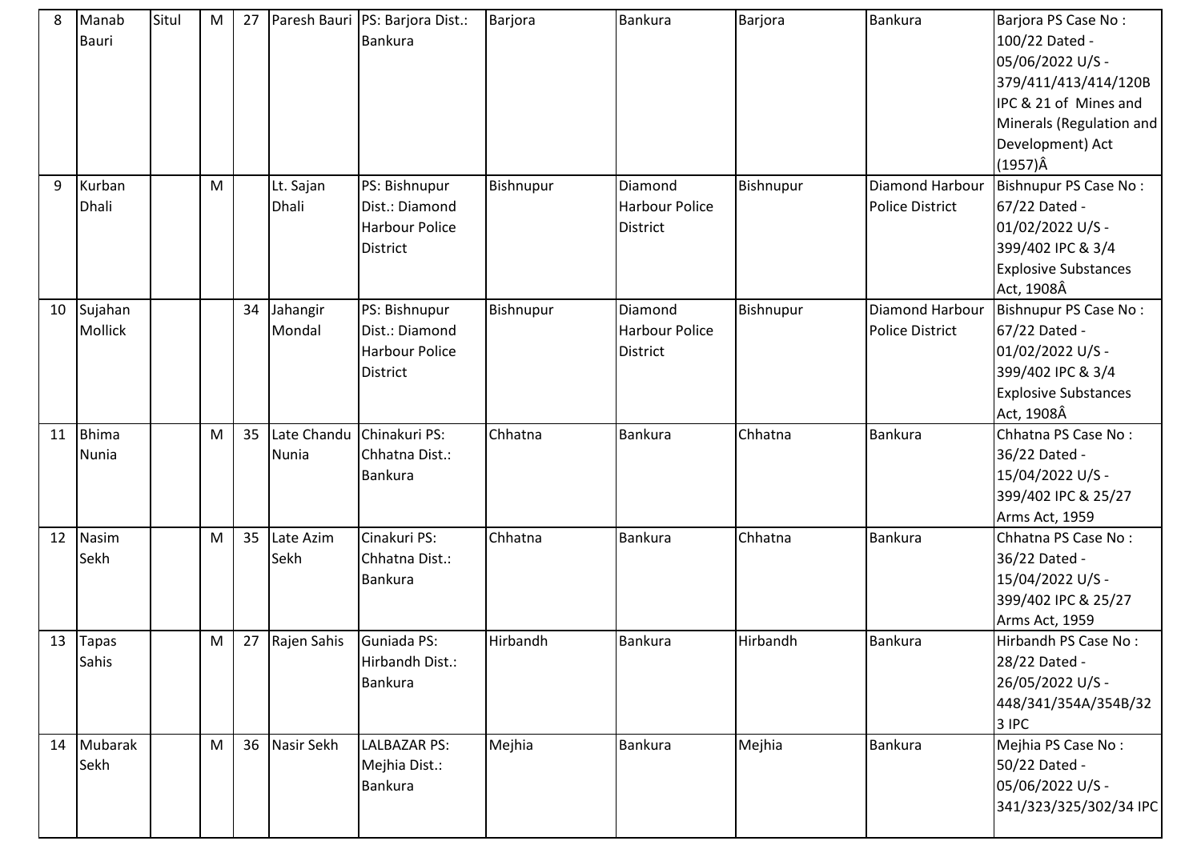| 8 | Manab Bauri | Situl | M | 27 | Paresh Bauri | PS: Barjora Dist.: Bankura | Barjora | Bankura | Barjora | Bankura | Barjora PS Case No : 100/22 Dated - 05/06/2022 U/S - 379/411/413/414/120B IPC & 21 of Mines and Minerals (Regulation and Development) Act (1957)Â |
|---|---|---|---|---|---|---|---|---|---|---|---|
| 9 | Kurban Dhali | | M | | Lt. Sajan Dhali | PS: Bishnupur Dist.: Diamond Harbour Police District | Bishnupur | Diamond Harbour Police District | Bishnupur | Diamond Harbour Police District | Bishnupur PS Case No : 67/22 Dated - 01/02/2022 U/S - 399/402 IPC & 3/4 Explosive Substances Act, 1908Â |
| 10 | Sujahan Mollick | | | 34 | Jahangir Mondal | PS: Bishnupur Dist.: Diamond Harbour Police District | Bishnupur | Diamond Harbour Police District | Bishnupur | Diamond Harbour Police District | Bishnupur PS Case No : 67/22 Dated - 01/02/2022 U/S - 399/402 IPC & 3/4 Explosive Substances Act, 1908Â |
| 11 | Bhima Nunia | | M | 35 | Late Chandu Nunia | Chinakuri PS: Chhatna Dist.: Bankura | Chhatna | Bankura | Chhatna | Bankura | Chhatna PS Case No : 36/22 Dated - 15/04/2022 U/S - 399/402 IPC & 25/27 Arms Act, 1959 |
| 12 | Nasim Sekh | | M | 35 | Late Azim Sekh | Cinakuri PS: Chhatna Dist.: Bankura | Chhatna | Bankura | Chhatna | Bankura | Chhatna PS Case No : 36/22 Dated - 15/04/2022 U/S - 399/402 IPC & 25/27 Arms Act, 1959 |
| 13 | Tapas Sahis | | M | 27 | Rajen Sahis | Guniada PS: Hirbandh Dist.: Bankura | Hirbandh | Bankura | Hirbandh | Bankura | Hirbandh PS Case No : 28/22 Dated - 26/05/2022 U/S - 448/341/354A/354B/323 IPC |
| 14 | Mubarak Sekh | | M | 36 | Nasir Sekh | LALBAZAR PS: Mejhia Dist.: Bankura | Mejhia | Bankura | Mejhia | Bankura | Mejhia PS Case No : 50/22 Dated - 05/06/2022 U/S - 341/323/325/302/34 IPC |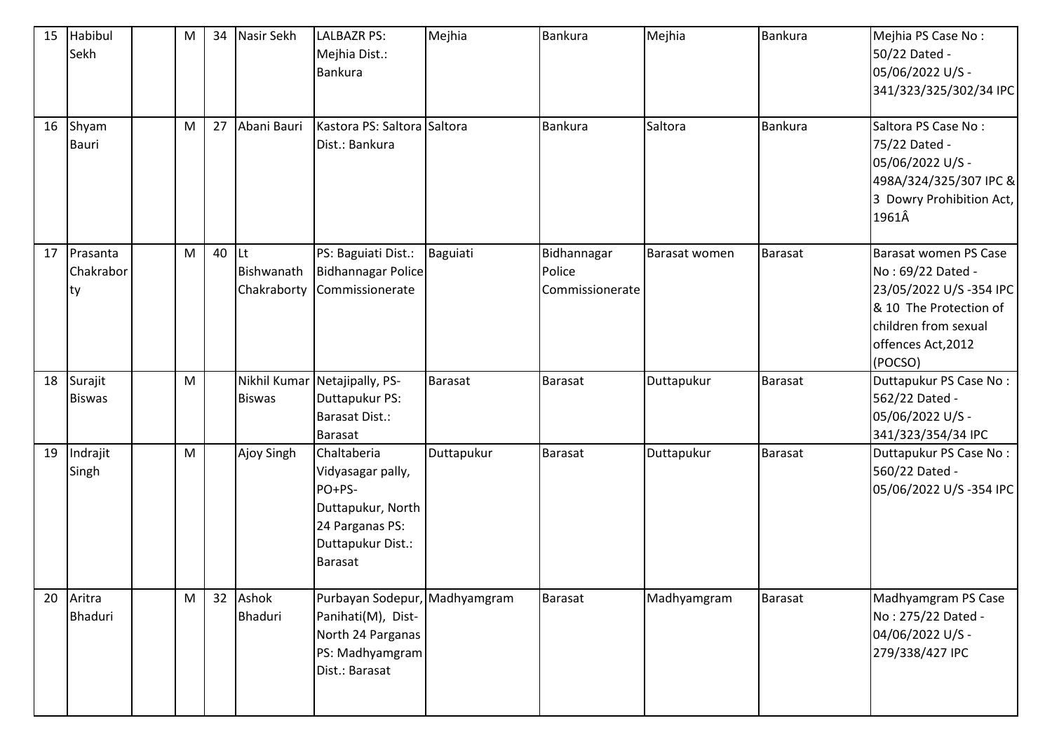| 15 | Habibul Sekh | | M | 34 | Nasir Sekh | LALBAZR PS: Mejhia Dist.: Bankura | Mejhia | Bankura | Mejhia | Bankura | Mejhia PS Case No : 50/22 Dated - 05/06/2022 U/S - 341/323/325/302/34 IPC |
|---|---|---|---|---|---|---|---|---|---|---|---|
| 16 | Shyam Bauri | | M | 27 | Abani Bauri | Kastora PS: Saltora Dist.: Bankura | Saltora | Bankura | Saltora | Bankura | Saltora PS Case No : 75/22 Dated - 05/06/2022 U/S - 498A/324/325/307 IPC & 3 Dowry Prohibition Act, 1961Â |
| 17 | Prasanta Chakraborty | | M | 40 | Lt Bishwanath Chakraborty | PS: Baguiati Dist.: Bidhannagar Police Commissionerate | Baguiati | Bidhannagar Police Commissionerate | Barasat women | Barasat | Barasat women PS Case No : 69/22 Dated - 23/05/2022 U/S -354 IPC & 10 The Protection of children from sexual offences Act,2012 (POCSO) |
| 18 | Surajit Biswas | | M | | Nikhil Kumar Biswas | Netajipally, PS-Duttapukur PS: Barasat Dist.: Barasat | Barasat | Barasat | Duttapukur | Barasat | Duttapukur PS Case No : 562/22 Dated - 05/06/2022 U/S - 341/323/354/34 IPC |
| 19 | Indrajit Singh | | M | | Ajoy Singh | Chaltaberia Vidyasagar pally, PO+PS-Duttapukur, North 24 Parganas PS: Duttapukur Dist.: Barasat | Duttapukur | Barasat | Duttapukur | Barasat | Duttapukur PS Case No : 560/22 Dated - 05/06/2022 U/S -354 IPC |
| 20 | Aritra Bhaduri | | M | 32 | Ashok Bhaduri | Purbayan Sodepur, Panihati(M), Dist-North 24 Parganas PS: Madhyamgram Dist.: Barasat | Madhyamgram | Barasat | Madhyamgram | Barasat | Madhyamgram PS Case No : 275/22 Dated - 04/06/2022 U/S - 279/338/427 IPC |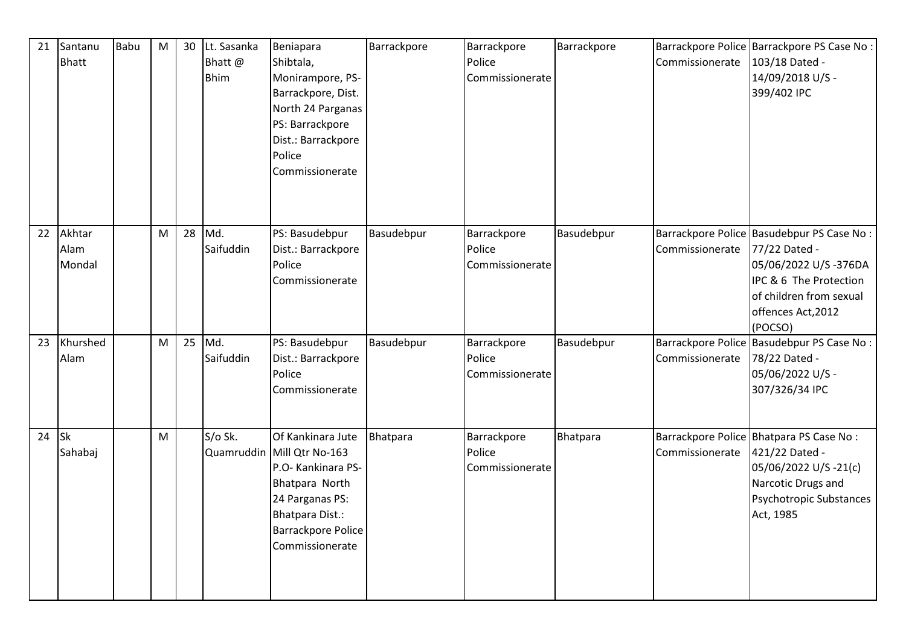| 21 | Santanu Bhatt | Babu | M | 30 | Lt. Sasanka Bhatt @ Bhim | Beniapara Shibtala, Monirampore, PS- Barrackpore, Dist. North 24 Parganas PS: Barrackpore Dist.: Barrackpore Police Commissionerate | Barrackpore | Barrackpore Police Commissionerate | Barrackpore | Barrackpore Police Commissionerate | Barrackpore PS Case No : 103/18 Dated - 14/09/2018 U/S - 399/402 IPC |
|---|---|---|---|---|---|---|---|---|---|---|---|
| 22 | Akhtar Alam Mondal | | M | 28 | Md. Saifuddin | PS: Basudebpur Dist.: Barrackpore Police Commissionerate | Basudebpur | Barrackpore Police Commissionerate | Basudebpur | Barrackpore Police Commissionerate | Basudebpur PS Case No : 77/22 Dated - 05/06/2022 U/S -376DA IPC & 6 The Protection of children from sexual offences Act,2012 (POCSO) |
| 23 | Khurshed Alam | | M | 25 | Md. Saifuddin | PS: Basudebpur Dist.: Barrackpore Police Commissionerate | Basudebpur | Barrackpore Police Commissionerate | Basudebpur | Barrackpore Police Commissionerate | Basudebpur PS Case No : 78/22 Dated - 05/06/2022 U/S - 307/326/34 IPC |
| 24 | Sk Sahabaj | | M | | S/o Sk. Quamruddin | Of Kankinara Jute Mill Qtr No-163 P.O- Kankinara PS- Bhatpara North 24 Parganas PS: Bhatpara Dist.: Barrackpore Police Commissionerate | Bhatpara | Barrackpore Police Commissionerate | Bhatpara | Barrackpore Police Commissionerate | Bhatpara PS Case No : 421/22 Dated - 05/06/2022 U/S -21(c) Narcotic Drugs and Psychotropic Substances Act, 1985 |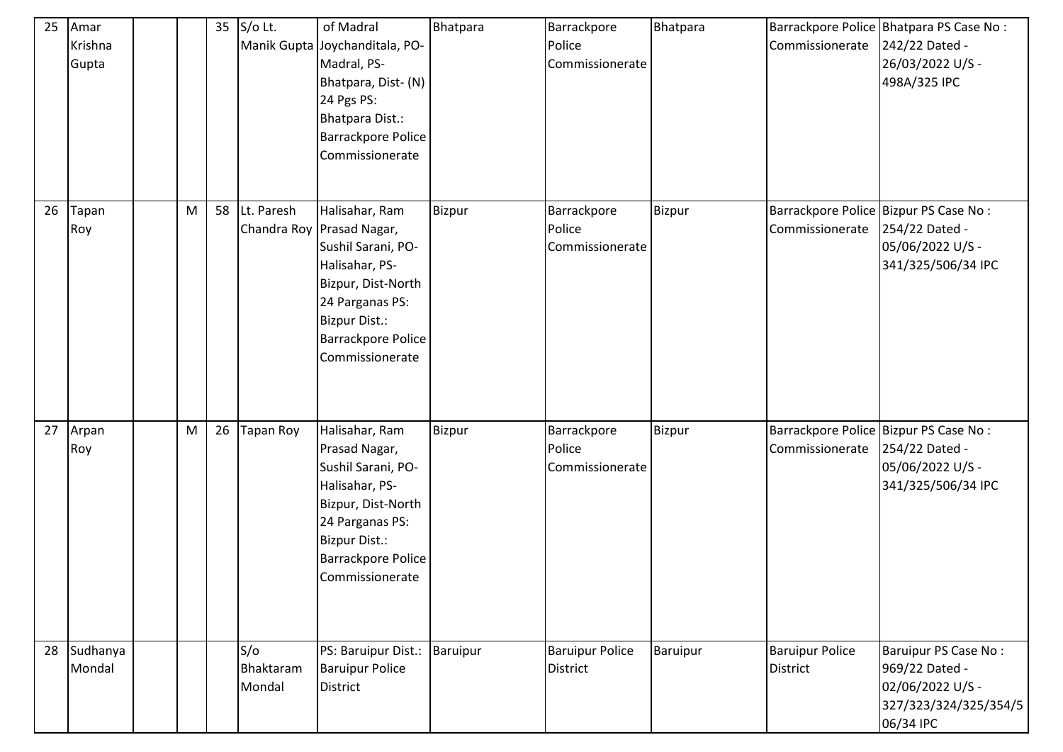| 25 | Amar Krishna Gupta | | | 35 | S/o Lt. Manik Gupta | of Madral Joychanditala, PO- Madral, PS- Bhatpara, Dist- (N) 24 Pgs PS: Bhatpara Dist.: Barrackpore Police Commissionerate | Bhatpara | Barrackpore Police Commissionerate | Bhatpara | Barrackpore Police Commissionerate | Bhatpara PS Case No : 242/22 Dated - 26/03/2022 U/S - 498A/325 IPC |
|---|---|---|---|---|---|---|---|---|---|---|---|
| 26 | Tapan Roy | | M | 58 | Lt. Paresh Chandra Roy | Halisahar, Ram Prasad Nagar, Sushil Sarani, PO- Halisahar, PS- Bizpur, Dist-North 24 Parganas PS: Bizpur Dist.: Barrackpore Police Commissionerate | Bizpur | Barrackpore Police Commissionerate | Bizpur | Barrackpore Police Commissionerate | Bizpur PS Case No : 254/22 Dated - 05/06/2022 U/S - 341/325/506/34 IPC |
| 27 | Arpan Roy | | M | 26 | Tapan Roy | Halisahar, Ram Prasad Nagar, Sushil Sarani, PO- Halisahar, PS- Bizpur, Dist-North 24 Parganas PS: Bizpur Dist.: Barrackpore Police Commissionerate | Bizpur | Barrackpore Police Commissionerate | Bizpur | Barrackpore Police Commissionerate | Bizpur PS Case No : 254/22 Dated - 05/06/2022 U/S - 341/325/506/34 IPC |
| 28 | Sudhanya Mondal | | | | S/o Bhaktaram Mondal | PS: Baruipur Dist.: Baruipur Police District | Baruipur | Baruipur Police District | Baruipur | Baruipur Police District | Baruipur PS Case No : 969/22 Dated - 02/06/2022 U/S - 327/323/324/325/354/506/34 IPC |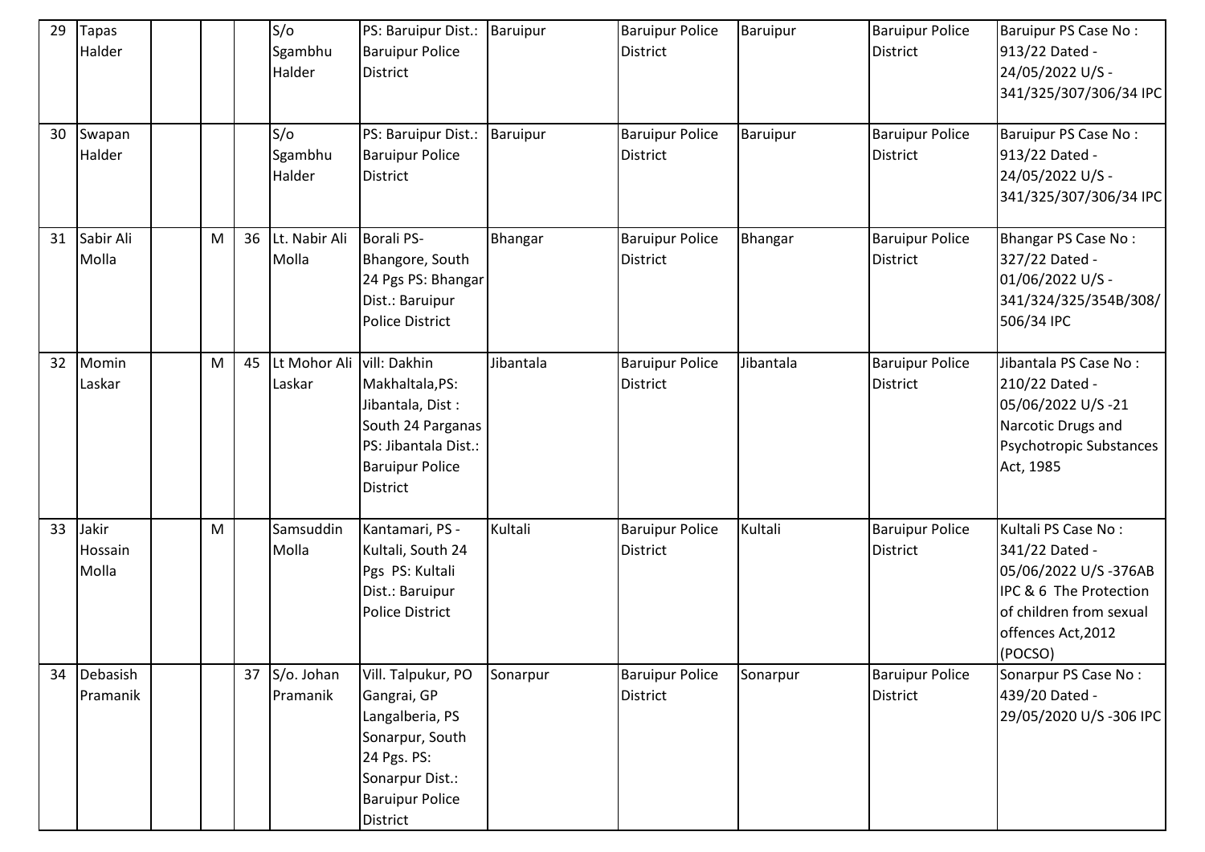| 29 | Tapas Halder | | | | S/o Sgambhu Halder | PS: Baruipur Dist.: Baruipur Police District | Baruipur | Baruipur Police District | Baruipur | Baruipur Police District | Baruipur PS Case No : 913/22 Dated - 24/05/2022 U/S - 341/325/307/306/34 IPC |
|---|---|---|---|---|---|---|---|---|---|---|---|
| 30 | Swapan Halder | | | | S/o Sgambhu Halder | PS: Baruipur Dist.: Baruipur Police District | Baruipur | Baruipur Police District | Baruipur | Baruipur Police District | Baruipur PS Case No : 913/22 Dated - 24/05/2022 U/S - 341/325/307/306/34 IPC |
| 31 | Sabir Ali Molla | | M | 36 | Lt. Nabir Ali Molla | Borali PS- Bhangore, South 24 Pgs PS: Bhangar Dist.: Baruipur Police District | Bhangar | Baruipur Police District | Bhangar | Baruipur Police District | Bhangar PS Case No : 327/22 Dated - 01/06/2022 U/S - 341/324/325/354B/308/ 506/34 IPC |
| 32 | Momin Laskar | | M | 45 | Lt Mohor Ali Laskar | vill: Dakhin Makhaltala,PS: Jibantala, Dist : South 24 Parganas PS: Jibantala Dist.: Baruipur Police District | Jibantala | Baruipur Police District | Jibantala | Baruipur Police District | Jibantala PS Case No : 210/22 Dated - 05/06/2022 U/S -21 Narcotic Drugs and Psychotropic Substances Act, 1985 |
| 33 | Jakir Hossain Molla | | M | | Samsuddin Molla | Kantamari, PS - Kultali, South 24 Pgs PS: Kultali Dist.: Baruipur Police District | Kultali | Baruipur Police District | Kultali | Baruipur Police District | Kultali PS Case No : 341/22 Dated - 05/06/2022 U/S -376AB IPC & 6 The Protection of children from sexual offences Act,2012 (POCSO) |
| 34 | Debasish Pramanik | | | 37 | S/o. Johan Pramanik | Vill. Talpukur, PO Gangrai, GP Langalberia, PS Sonarpur, South 24 Pgs. PS: Sonarpur Dist.: Baruipur Police District | Sonarpur | Baruipur Police District | Sonarpur | Baruipur Police District | Sonarpur PS Case No : 439/20 Dated - 29/05/2020 U/S -306 IPC |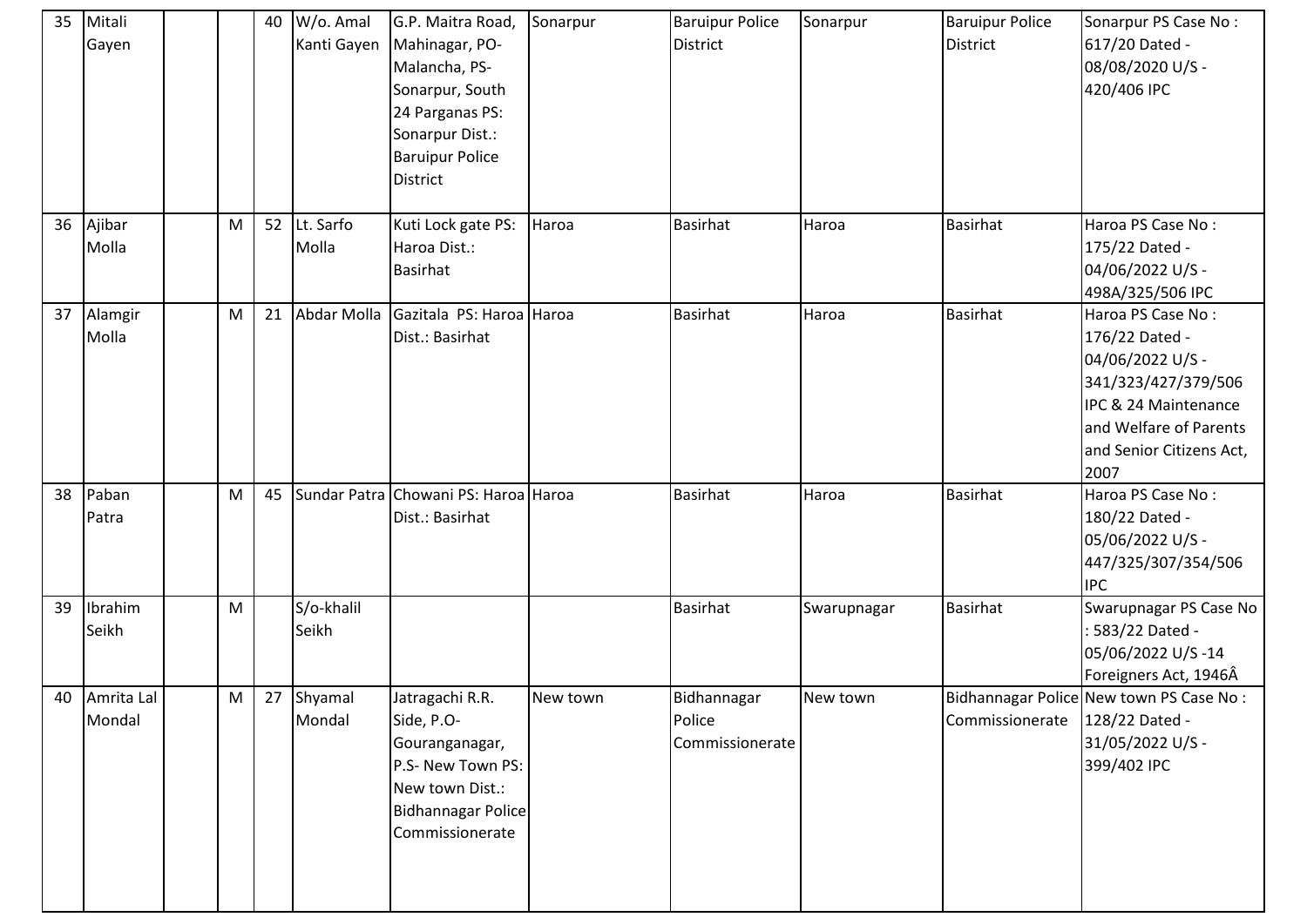| 35 | Mitali Gayen | | | 40 | W/o. Amal Kanti Gayen | G.P. Maitra Road, Mahinagar, PO-Malancha, PS-Sonarpur, South 24 Parganas PS: Sonarpur Dist.: Baruipur Police District | Sonarpur | Baruipur Police District | Sonarpur | Baruipur Police District | Sonarpur PS Case No : 617/20 Dated - 08/08/2020 U/S - 420/406 IPC |
|---|---|---|---|---|---|---|---|---|---|---|---|
| 36 | Ajibar Molla | | M | 52 | Lt. Sarfo Molla | Kuti Lock gate PS: Haroa Dist.: Basirhat | Haroa | Basirhat | Haroa | Basirhat | Haroa PS Case No : 175/22 Dated - 04/06/2022 U/S - 498A/325/506 IPC |
| 37 | Alamgir Molla | | M | 21 | Abdar Molla | Gazitala PS: Haroa Dist.: Basirhat | Haroa | Basirhat | Haroa | Basirhat | Haroa PS Case No : 176/22 Dated - 04/06/2022 U/S - 341/323/427/379/506 IPC & 24 Maintenance and Welfare of Parents and Senior Citizens Act, 2007 |
| 38 | Paban Patra | | M | 45 | Sundar Patra | Chowani PS: Haroa Dist.: Basirhat | Haroa | Basirhat | Haroa | Basirhat | Haroa PS Case No : 180/22 Dated - 05/06/2022 U/S - 447/325/307/354/506 IPC |
| 39 | Ibrahim Seikh | | M | | S/o-khalil Seikh | | | Basirhat | Swarupnagar | Basirhat | Swarupnagar PS Case No : 583/22 Dated - 05/06/2022 U/S -14 Foreigners Act, 1946Â |
| 40 | Amrita Lal Mondal | | M | 27 | Shyamal Mondal | Jatragachi R.R. Side, P.O-Gouranganagar, P.S- New Town PS: New town Dist.: Bidhannagar Police Commissionerate | New town | Bidhannagar Police Commissionerate | New town | Bidhannagar Police Commissionerate | New town PS Case No : 128/22 Dated - 31/05/2022 U/S - 399/402 IPC |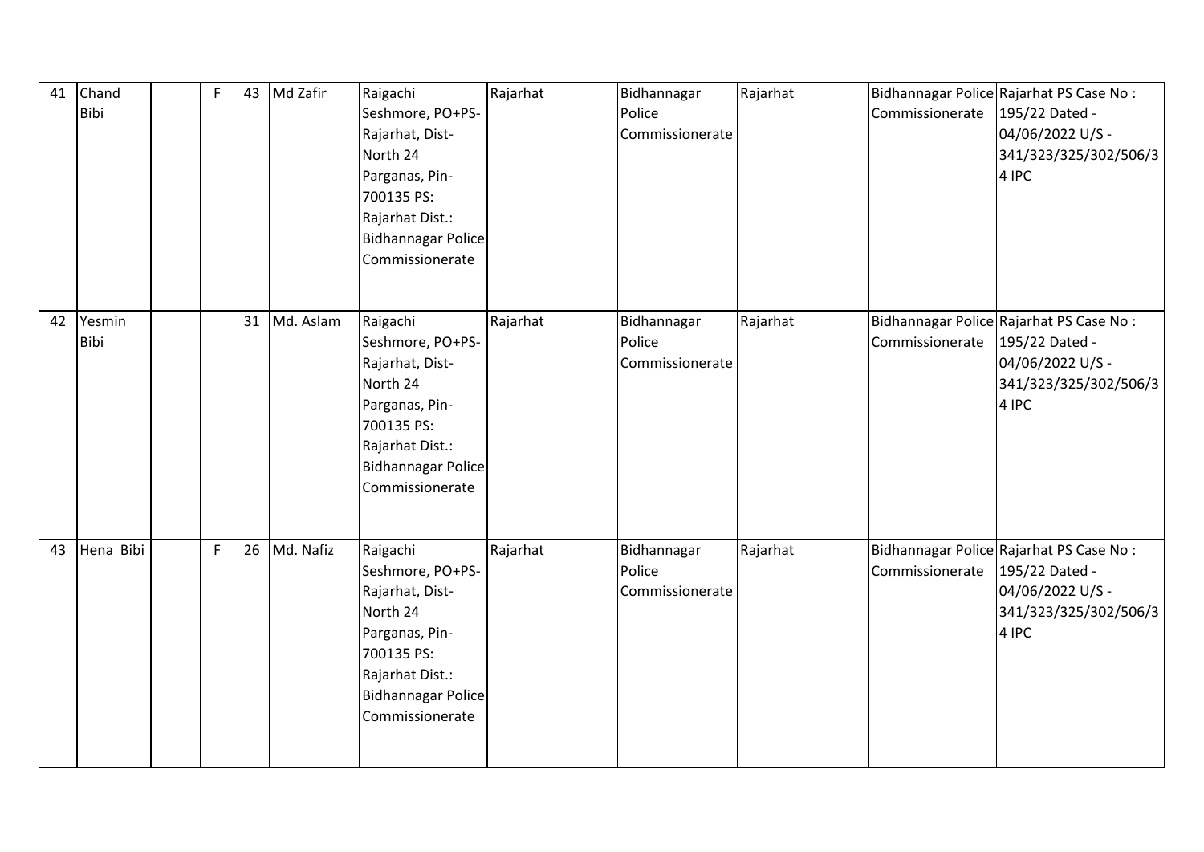| 41 | Chand Bibi | | F | 43 | Md Zafir | Raigachi Seshmore, PO+PS-Rajarhat, Dist-North 24 Parganas, Pin-700135 PS: Rajarhat Dist.: Bidhannagar Police Commissionerate | Rajarhat | Bidhannagar Police Commissionerate | Rajarhat | Bidhannagar Police Commissionerate | Rajarhat PS Case No : 195/22 Dated - 04/06/2022 U/S - 341/323/325/302/506/34 IPC |
|---|---|---|---|---|---|---|---|---|---|---|---|
| 42 | Yesmin Bibi | | | 31 | Md. Aslam | Raigachi Seshmore, PO+PS-Rajarhat, Dist-North 24 Parganas, Pin-700135 PS: Rajarhat Dist.: Bidhannagar Police Commissionerate | Rajarhat | Bidhannagar Police Commissionerate | Rajarhat | Bidhannagar Police Commissionerate | Rajarhat PS Case No : 195/22 Dated - 04/06/2022 U/S - 341/323/325/302/506/34 IPC |
| 43 | Hena Bibi | | F | 26 | Md. Nafiz | Raigachi Seshmore, PO+PS-Rajarhat, Dist-North 24 Parganas, Pin-700135 PS: Rajarhat Dist.: Bidhannagar Police Commissionerate | Rajarhat | Bidhannagar Police Commissionerate | Rajarhat | Bidhannagar Police Commissionerate | Rajarhat PS Case No : 195/22 Dated - 04/06/2022 U/S - 341/323/325/302/506/34 IPC |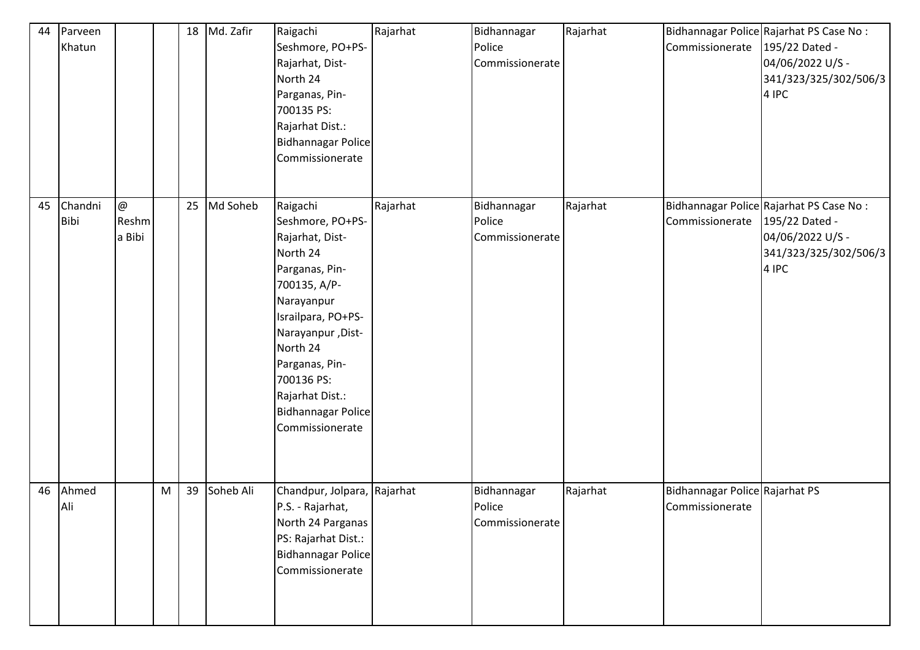| 44 | Parveen Khatun | | | 18 | Md. Zafir | Raigachi Seshmore, PO+PS-Rajarhat, Dist-North 24 Parganas, Pin-700135 PS: Rajarhat Dist.: Bidhannagar Police Commissionerate | Rajarhat | Bidhannagar Police Commissionerate | Rajarhat | Bidhannagar Police Commissionerate | Rajarhat PS Case No : 195/22 Dated - 04/06/2022 U/S - 341/323/325/302/506/34 IPC |
|---|---|---|---|---|---|---|---|---|---|---|---|
| 45 | Chandni Bibi | @ Reshma Bibi | | 25 | Md Soheb | Raigachi Seshmore, PO+PS-Rajarhat, Dist-North 24 Parganas, Pin-700135, A/P-Narayanpur Israilpara, PO+PS-Narayanpur ,Dist-North 24 Parganas, Pin-700136 PS: Rajarhat Dist.: Bidhannagar Police Commissionerate | Rajarhat | Bidhannagar Police Commissionerate | Rajarhat | Bidhannagar Police Commissionerate | Rajarhat PS Case No : 195/22 Dated - 04/06/2022 U/S - 341/323/325/302/506/34 IPC |
| 46 | Ahmed Ali | | M | 39 | Soheb Ali | Chandpur, Jolpara, P.S. - Rajarhat, North 24 Parganas PS: Rajarhat Dist.: Bidhannagar Police Commissionerate | Rajarhat | Bidhannagar Police Commissionerate | Rajarhat | Bidhannagar Police Commissionerate | Rajarhat PS |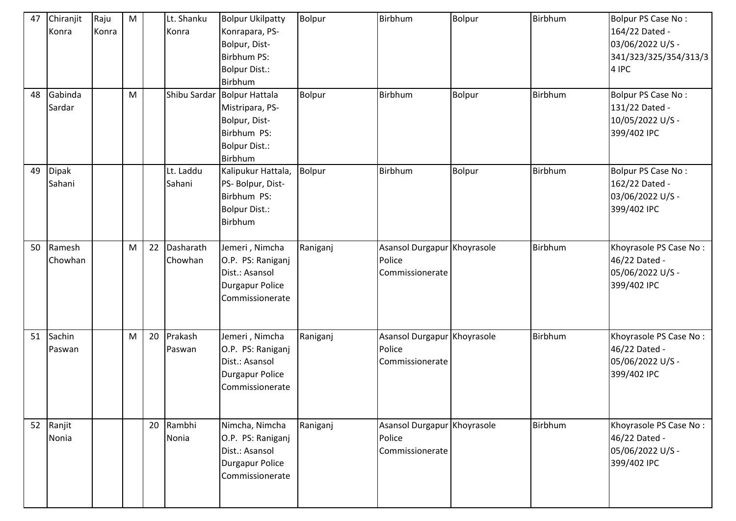| 47 | Chiranjit Konra | Raju Konra | M | | Lt. Shanku Konra | Bolpur Ukilpatty Konrapara, PS-Bolpur, Dist-Birbhum PS: Bolpur Dist.: Birbhum | Bolpur | Birbhum | Bolpur | Birbhum | Bolpur PS Case No : 164/22 Dated - 03/06/2022 U/S - 341/323/325/354/313/34 IPC |
|---|---|---|---|---|---|---|---|---|---|---|---|
| 48 | Gabinda Sardar | | M | | Shibu Sardar | Bolpur Hattala Mistripara, PS-Bolpur, Dist-Birbhum PS: Bolpur Dist.: Birbhum | Bolpur | Birbhum | Bolpur | Birbhum | Bolpur PS Case No : 131/22 Dated - 10/05/2022 U/S - 399/402 IPC |
| 49 | Dipak Sahani | | | | Lt. Laddu Sahani | Kalipukur Hattala, PS- Bolpur, Dist-Birbhum PS: Bolpur Dist.: Birbhum | Bolpur | Birbhum | Bolpur | Birbhum | Bolpur PS Case No : 162/22 Dated - 03/06/2022 U/S - 399/402 IPC |
| 50 | Ramesh Chowhan | | M | 22 | Dasharath Chowhan | Jemeri , Nimcha O.P. PS: Raniganj Dist.: Asansol Durgapur Police Commissionerate | Raniganj | Asansol Durgapur Police Commissionerate | Khoyrasole | Birbhum | Khoyrasole PS Case No : 46/22 Dated - 05/06/2022 U/S - 399/402 IPC |
| 51 | Sachin Paswan | | M | 20 | Prakash Paswan | Jemeri , Nimcha O.P. PS: Raniganj Dist.: Asansol Durgapur Police Commissionerate | Raniganj | Asansol Durgapur Police Commissionerate | Khoyrasole | Birbhum | Khoyrasole PS Case No : 46/22 Dated - 05/06/2022 U/S - 399/402 IPC |
| 52 | Ranjit Nonia | | | 20 | Rambhi Nonia | Nimcha, Nimcha O.P. PS: Raniganj Dist.: Asansol Durgapur Police Commissionerate | Raniganj | Asansol Durgapur Police Commissionerate | Khoyrasole | Birbhum | Khoyrasole PS Case No : 46/22 Dated - 05/06/2022 U/S - 399/402 IPC |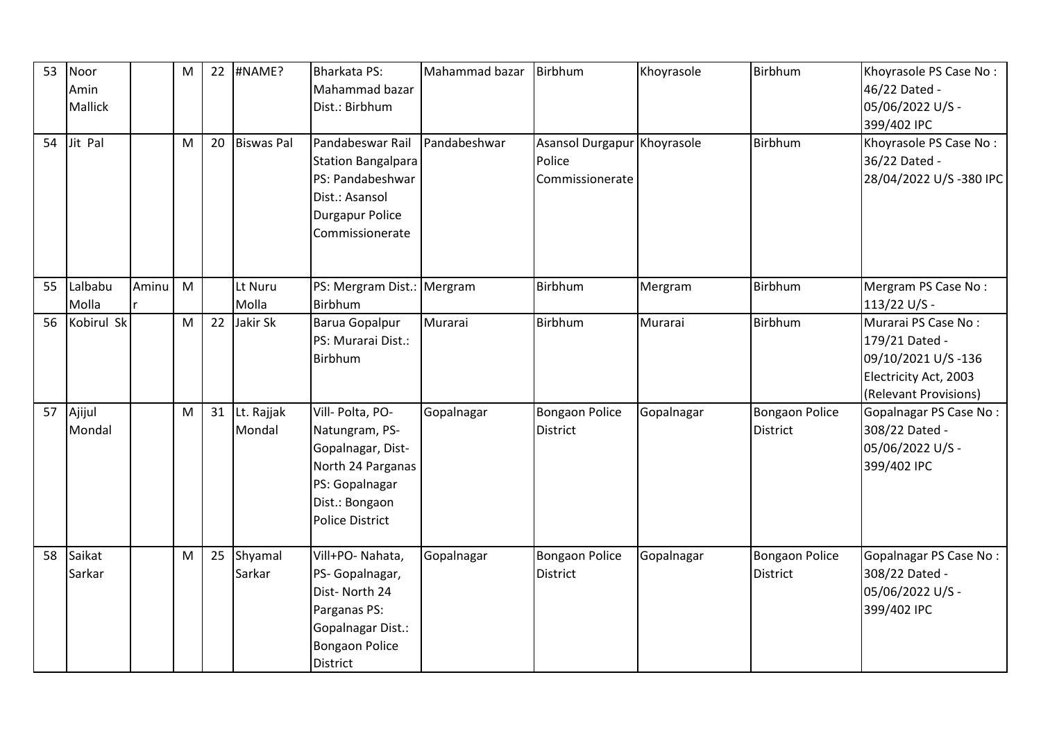| 53 | Noor Amin Mallick | | M | 22 | #NAME? | Bharkata PS: Mahammad bazar Dist.: Birbhum | Mahammad bazar | Birbhum | Khoyrasole | Birbhum | Khoyrasole PS Case No : 46/22 Dated - 05/06/2022 U/S - 399/402 IPC |
|---|---|---|---|---|---|---|---|---|---|---|---|
| 54 | Jit Pal | | M | 20 | Biswas Pal | Pandabeswar Rail Station Bangalpara PS: Pandabeshwar Dist.: Asansol Durgapur Police Commissionerate | Pandabeshwar | Asansol Durgapur Police Commissionerate | Khoyrasole | Birbhum | Khoyrasole PS Case No : 36/22 Dated - 28/04/2022 U/S -380 IPC |
| 55 | Lalbabu Molla | Aminur | M | | Lt Nuru Molla | PS: Mergram Dist.: Birbhum | Mergram | Birbhum | Mergram | Birbhum | Mergram PS Case No : 113/22 U/S - |
| 56 | Kobirul Sk | | M | 22 | Jakir Sk | Barua Gopalpur PS: Murarai Dist.: Birbhum | Murarai | Birbhum | Murarai | Birbhum | Murarai PS Case No : 179/21 Dated - 09/10/2021 U/S -136 Electricity Act, 2003 (Relevant Provisions) |
| 57 | Ajijul Mondal | | M | 31 | Lt. Rajjak Mondal | Vill- Polta, PO- Natungram, PS- Gopalnagar, Dist- North 24 Parganas PS: Gopalnagar Dist.: Bongaon Police District | Gopalnagar | Bongaon Police District | Gopalnagar | Bongaon Police District | Gopalnagar PS Case No : 308/22 Dated - 05/06/2022 U/S - 399/402 IPC |
| 58 | Saikat Sarkar | | M | 25 | Shyamal Sarkar | Vill+PO- Nahata, PS- Gopalnagar, Dist- North 24 Parganas PS: Gopalnagar Dist.: Bongaon Police District | Gopalnagar | Bongaon Police District | Gopalnagar | Bongaon Police District | Gopalnagar PS Case No : 308/22 Dated - 05/06/2022 U/S - 399/402 IPC |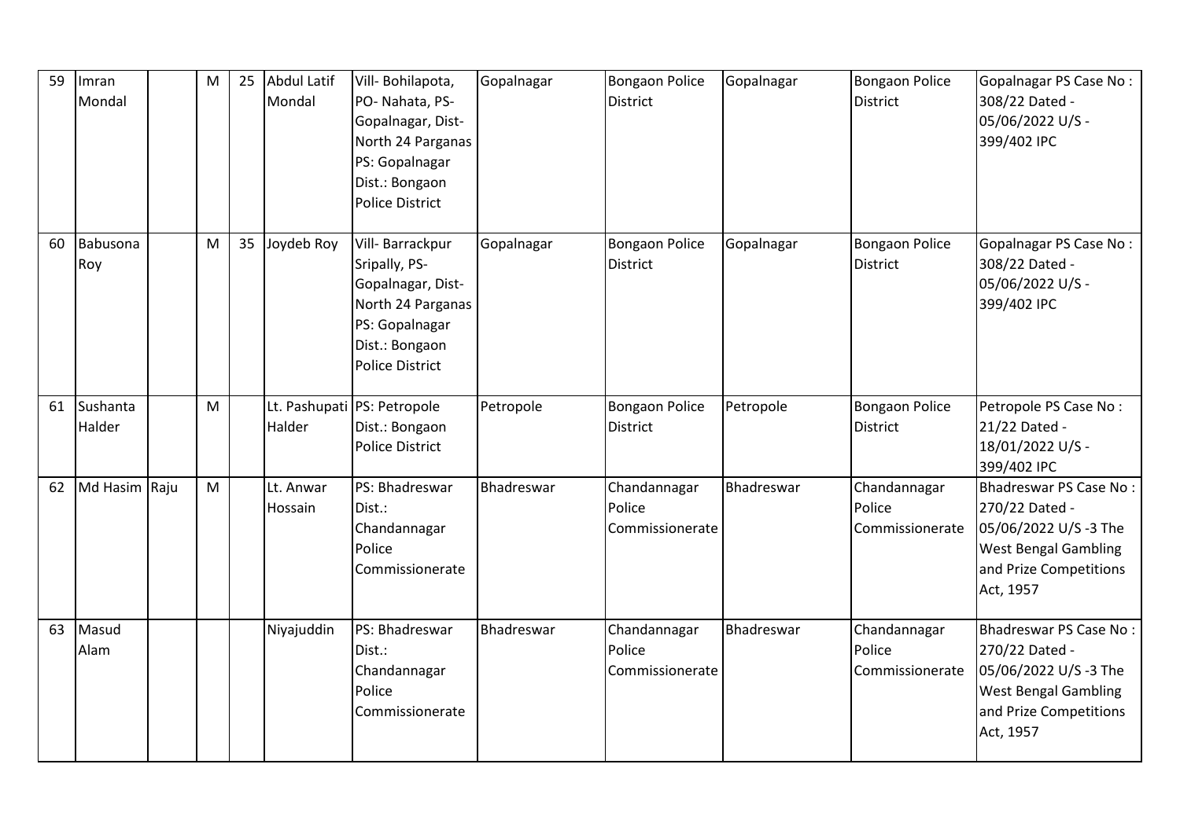| 59 | Imran Mondal | | M | 25 | Abdul Latif Mondal | Vill- Bohilapota, PO- Nahata, PS- Gopalnagar, Dist- North 24 Parganas PS: Gopalnagar Dist.: Bongaon Police District | Gopalnagar | Bongaon Police District | Gopalnagar | Bongaon Police District | Gopalnagar PS Case No : 308/22 Dated - 05/06/2022 U/S - 399/402 IPC |
|---|---|---|---|---|---|---|---|---|---|---|---|
| 60 | Babusona Roy | | M | 35 | Joydeb Roy | Vill- Barrackpur Sripally, PS- Gopalnagar, Dist- North 24 Parganas PS: Gopalnagar Dist.: Bongaon Police District | Gopalnagar | Bongaon Police District | Gopalnagar | Bongaon Police District | Gopalnagar PS Case No : 308/22 Dated - 05/06/2022 U/S - 399/402 IPC |
| 61 | Sushanta Halder | | M | | Lt. Pashupati Halder | PS: Petropole Dist.: Bongaon Police District | Petropole | Bongaon Police District | Petropole | Bongaon Police District | Petropole PS Case No : 21/22 Dated - 18/01/2022 U/S - 399/402 IPC |
| 62 | Md Hasim | Raju | M | | Lt. Anwar Hossain | PS: Bhadreswar Dist.: Chandannagar Police Commissionerate | Bhadreswar | Chandannagar Police Commissionerate | Bhadreswar | Chandannagar Police Commissionerate | Bhadreswar PS Case No : 270/22 Dated - 05/06/2022 U/S -3 The West Bengal Gambling and Prize Competitions Act, 1957 |
| 63 | Masud Alam | | | | Niyajuddin | PS: Bhadreswar Dist.: Chandannagar Police Commissionerate | Bhadreswar | Chandannagar Police Commissionerate | Bhadreswar | Chandannagar Police Commissionerate | Bhadreswar PS Case No : 270/22 Dated - 05/06/2022 U/S -3 The West Bengal Gambling and Prize Competitions Act, 1957 |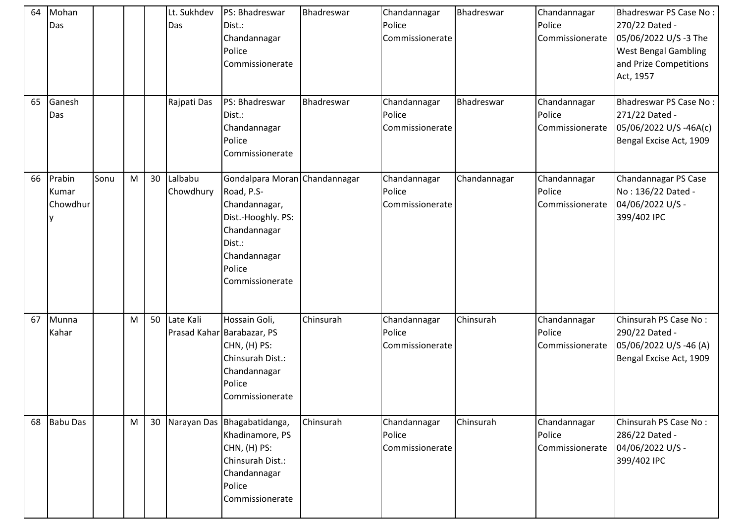| 64 | Mohan Das | | | | Lt. Sukhdev Das | PS: Bhadreswar Dist.: Chandannagar Police Commissionerate | Bhadreswar | Chandannagar Police Commissionerate | Bhadreswar | Chandannagar Police Commissionerate | Bhadreswar PS Case No : 270/22 Dated - 05/06/2022 U/S -3 The West Bengal Gambling and Prize Competitions Act, 1957 |
|---|---|---|---|---|---|---|---|---|---|---|---|
| 65 | Ganesh Das | | | | Rajpati Das | PS: Bhadreswar Dist.: Chandannagar Police Commissionerate | Bhadreswar | Chandannagar Police Commissionerate | Bhadreswar | Chandannagar Police Commissionerate | Bhadreswar PS Case No : 271/22 Dated - 05/06/2022 U/S -46A(c) Bengal Excise Act, 1909 |
| 66 | Prabin Kumar Chowdhury | Sonu | M | 30 | Lalbabu Chowdhury | Gondalpara Moran Road, P.S- Chandannagar, Dist.-Hooghly. PS: Chandannagar Dist.: Chandannagar Police Commissionerate | Chandannagar | Chandannagar Police Commissionerate | Chandannagar | Chandannagar Police Commissionerate | Chandannagar PS Case No : 136/22 Dated - 04/06/2022 U/S - 399/402 IPC |
| 67 | Munna Kahar | | M | 50 | Late Kali Prasad Kahar | Hossain Goli, Barabazar, PS CHN, (H) PS: Chinsurah Dist.: Chandannagar Police Commissionerate | Chinsurah | Chandannagar Police Commissionerate | Chinsurah | Chandannagar Police Commissionerate | Chinsurah PS Case No : 290/22 Dated - 05/06/2022 U/S -46 (A) Bengal Excise Act, 1909 |
| 68 | Babu Das | | M | 30 | Narayan Das | Bhagabatidanga, Khadinamore, PS CHN, (H) PS: Chinsurah Dist.: Chandannagar Police Commissionerate | Chinsurah | Chandannagar Police Commissionerate | Chinsurah | Chandannagar Police Commissionerate | Chinsurah PS Case No : 286/22 Dated - 04/06/2022 U/S - 399/402 IPC |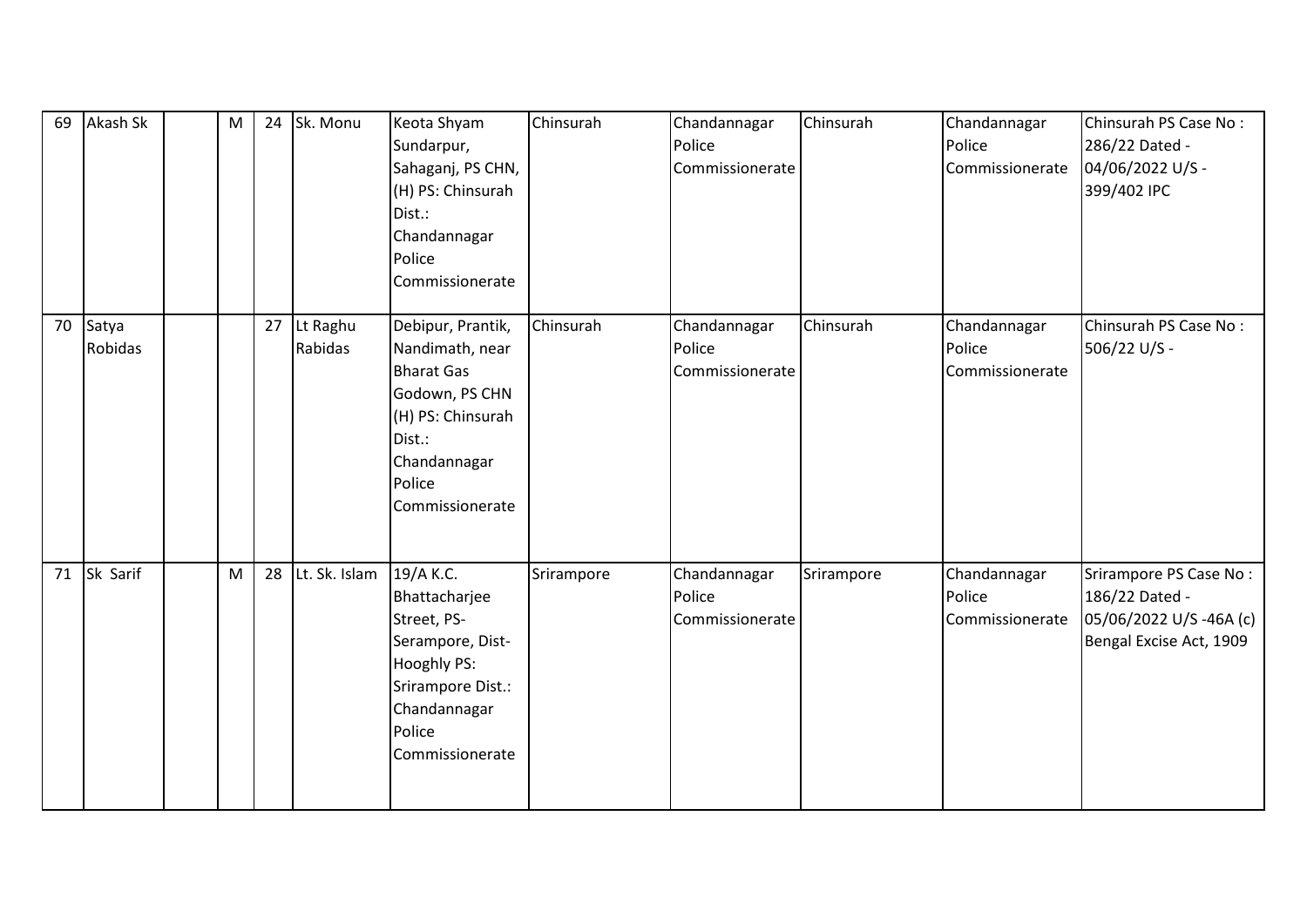| 69 | Akash Sk | | M | 24 | Sk. Monu | Keota Shyam Sundarpur, Sahaganj, PS CHN, (H) PS: Chinsurah Dist.: Chandannagar Police Commissionerate | Chinsurah | Chandannagar Police Commissionerate | Chinsurah | Chandannagar Police Commissionerate | Chinsurah PS Case No : 286/22 Dated - 04/06/2022 U/S - 399/402 IPC |
|---|---|---|---|---|---|---|---|---|---|---|---|
| 70 | Satya Robidas | | | 27 | Lt Raghu Rabidas | Debipur, Prantik, Nandimath, near Bharat Gas Godown, PS CHN (H) PS: Chinsurah Dist.: Chandannagar Police Commissionerate | Chinsurah | Chandannagar Police Commissionerate | Chinsurah | Chandannagar Police Commissionerate | Chinsurah PS Case No : 506/22 U/S - |
| 71 | Sk Sarif | | M | 28 | Lt. Sk. Islam | 19/A K.C. Bhattacharjee Street, PS- Serampore, Dist- Hooghly PS: Srirampore Dist.: Chandannagar Police Commissionerate | Srirampore | Chandannagar Police Commissionerate | Srirampore | Chandannagar Police Commissionerate | Srirampore PS Case No : 186/22 Dated - 05/06/2022 U/S -46A (c) Bengal Excise Act, 1909 |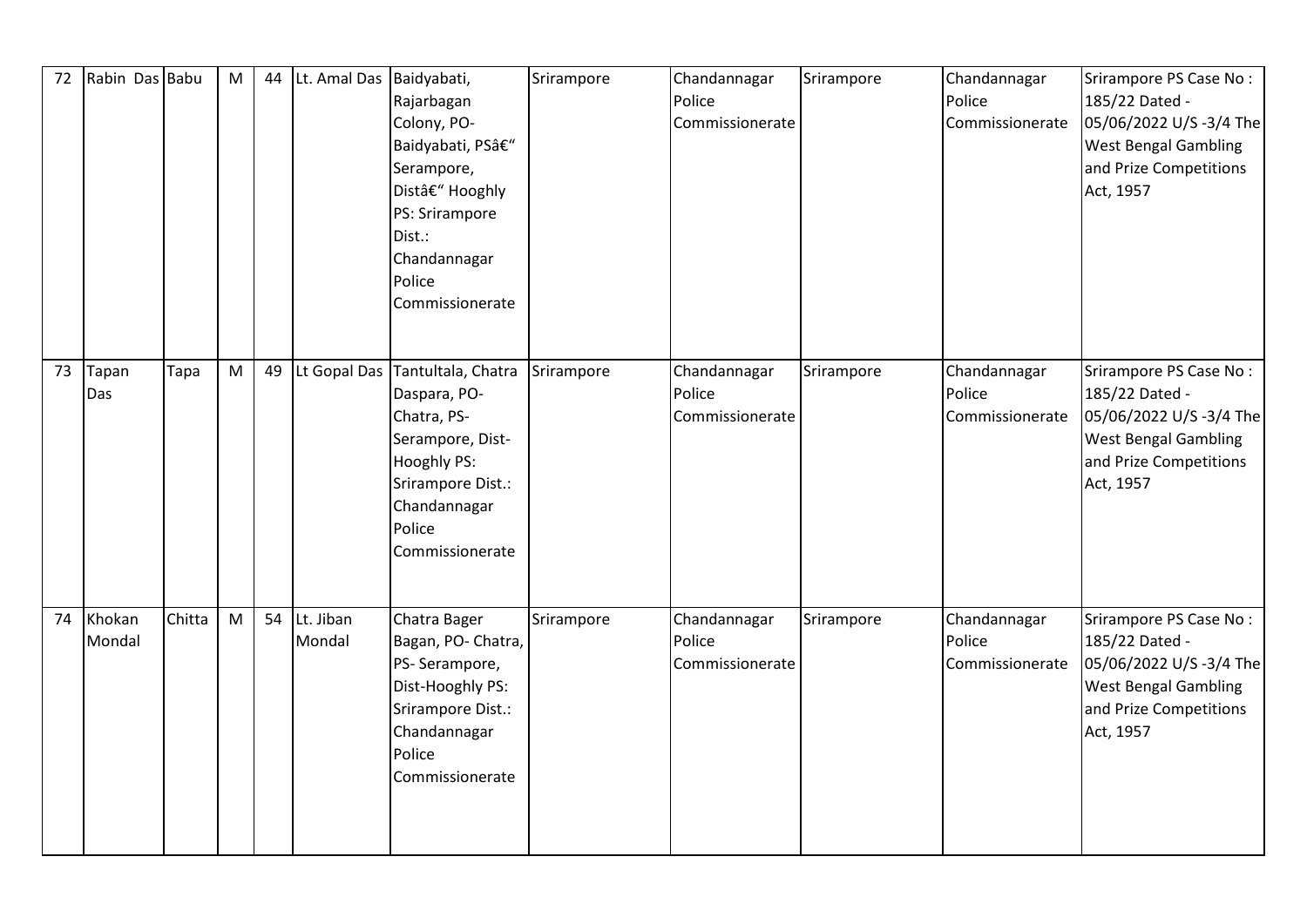| 72 | Rabin Das | Babu | M | 44 | Lt. Amal Das | Baidyabati, Rajarbagan Colony, PO- Baidyabati, PSâ€" Serampore, Distâ€" Hooghly PS: Srirampore Dist.: Chandannagar Police Commissionerate | Srirampore | Chandannagar Police Commissionerate | Srirampore | Chandannagar Police Commissionerate | Srirampore PS Case No : 185/22 Dated - 05/06/2022 U/S -3/4 The West Bengal Gambling and Prize Competitions Act, 1957 |
|---|---|---|---|---|---|---|---|---|---|---|---|
| 73 | Tapan Das | Tapa | M | 49 | Lt Gopal Das | Tantultala, Chatra Daspara, PO- Chatra, PS- Serampore, Dist- Hooghly PS: Srirampore Dist.: Chandannagar Police Commissionerate | Srirampore | Chandannagar Police Commissionerate | Srirampore | Chandannagar Police Commissionerate | Srirampore PS Case No : 185/22 Dated - 05/06/2022 U/S -3/4 The West Bengal Gambling and Prize Competitions Act, 1957 |
| 74 | Khokan Mondal | Chitta | M | 54 | Lt. Jiban Mondal | Chatra Bager Bagan, PO- Chatra, PS- Serampore, Dist-Hooghly PS: Srirampore Dist.: Chandannagar Police Commissionerate | Srirampore | Chandannagar Police Commissionerate | Srirampore | Chandannagar Police Commissionerate | Srirampore PS Case No : 185/22 Dated - 05/06/2022 U/S -3/4 The West Bengal Gambling and Prize Competitions Act, 1957 |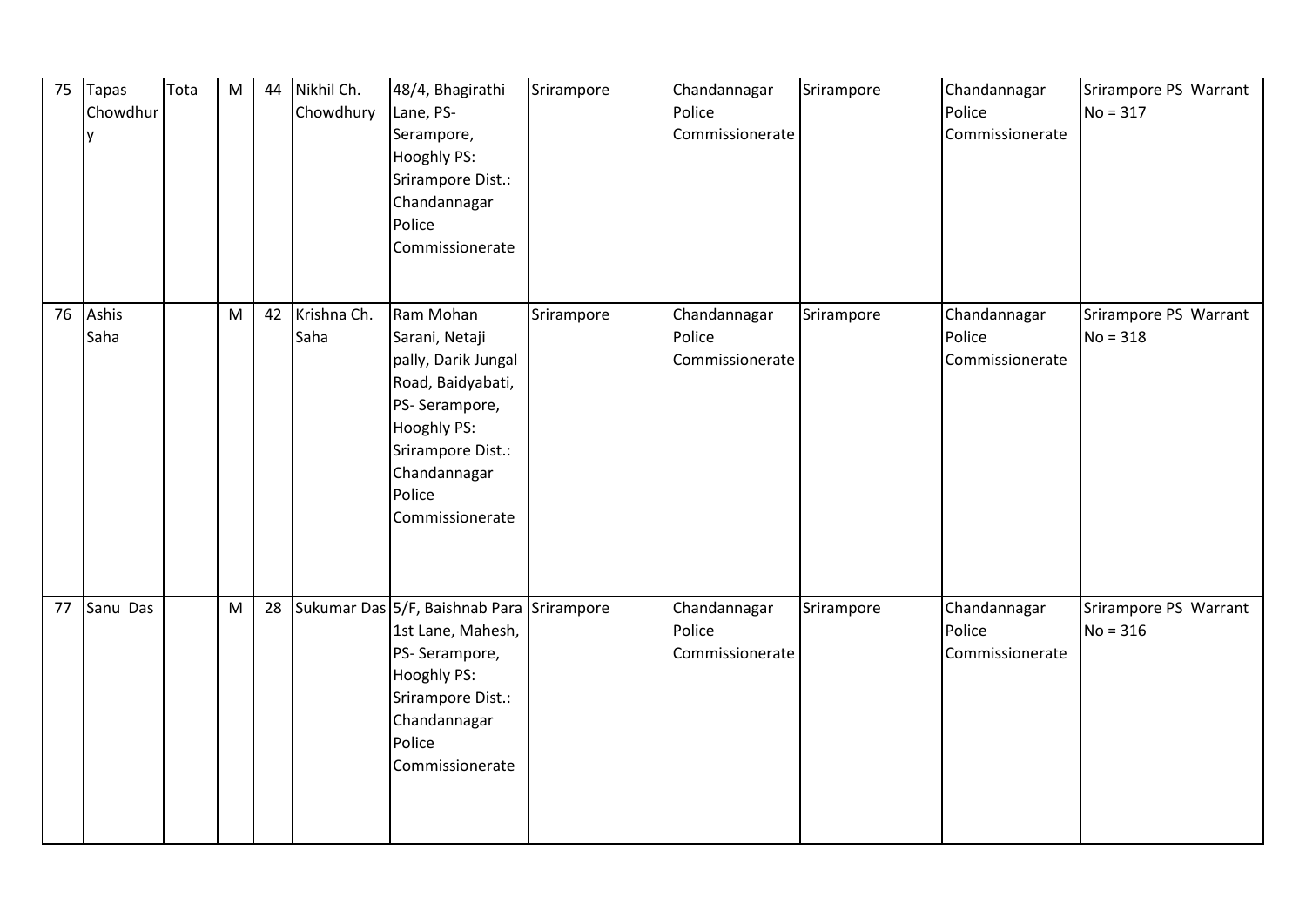| 75 | Tapas Chowdhury | Tota | M | 44 | Nikhil Ch. Chowdhury | 48/4, Bhagirathi Lane, PS- Serampore, Hooghly PS: Srirampore Dist.: Chandannagar Police Commissionerate | Srirampore | Chandannagar Police Commissionerate | Srirampore | Chandannagar Police Commissionerate | Srirampore PS Warrant No = 317 |
|---|---|---|---|---|---|---|---|---|---|---|---|
| 76 | Ashis Saha | | M | 42 | Krishna Ch. Saha | Ram Mohan Sarani, Netaji pally, Darik Jungal Road, Baidyabati, PS- Serampore, Hooghly PS: Srirampore Dist.: Chandannagar Police Commissionerate | Srirampore | Chandannagar Police Commissionerate | Srirampore | Chandannagar Police Commissionerate | Srirampore PS Warrant No = 318 |
| 77 | Sanu Das | | M | 28 | Sukumar Das | 5/F, Baishnab Para 1st Lane, Mahesh, PS- Serampore, Hooghly PS: Srirampore Dist.: Chandannagar Police Commissionerate | Srirampore | Chandannagar Police Commissionerate | Srirampore | Chandannagar Police Commissionerate | Srirampore PS Warrant No = 316 |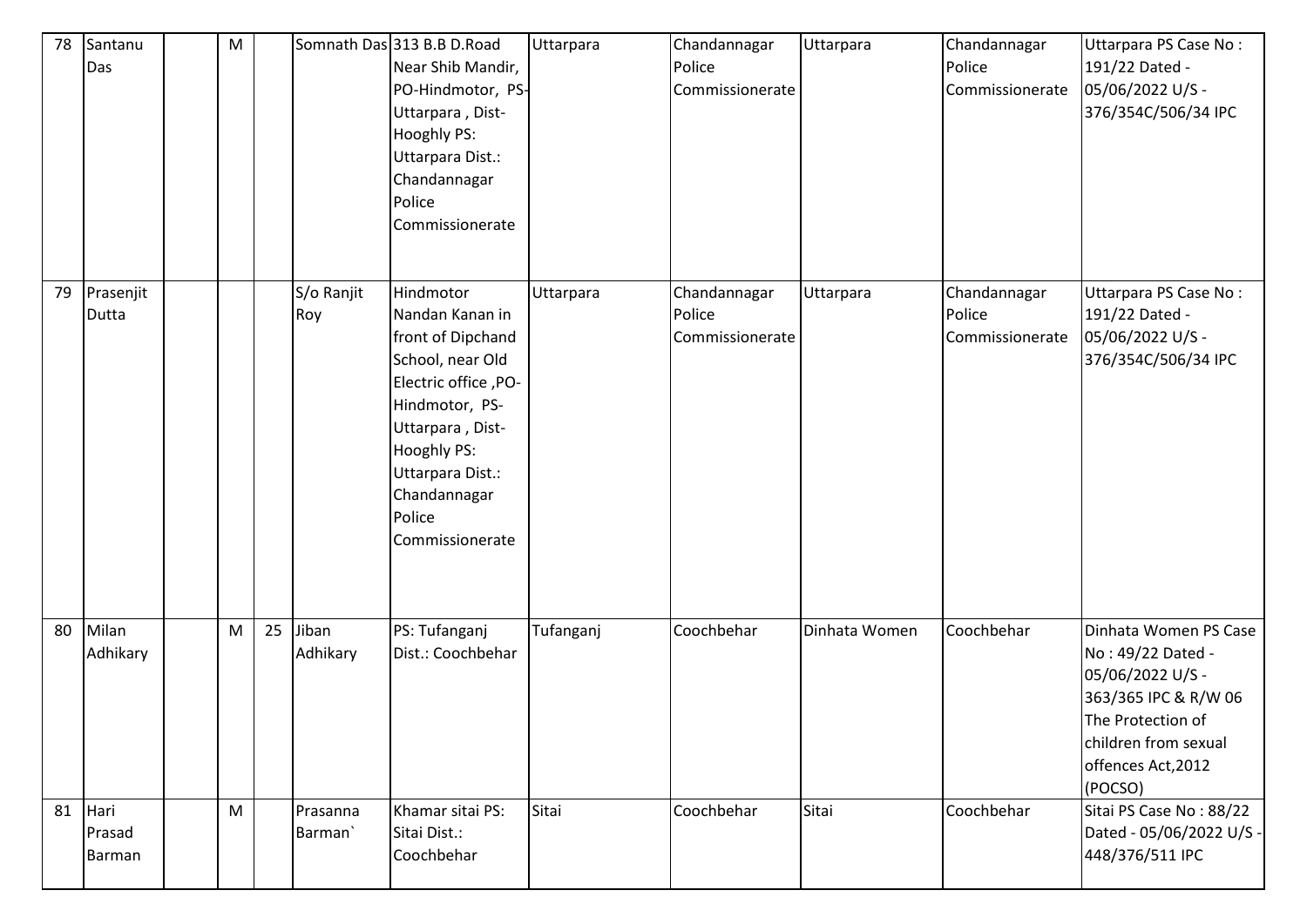| 78 | Santanu Das | | M | | Somnath Das | 313 B.B D.Road Near Shib Mandir, PO-Hindmotor, PS-Uttarpara , Dist-Hooghly PS: Uttarpara Dist.: Chandannagar Police Commissionerate | Uttarpara | Chandannagar Police Commissionerate | Uttarpara | Chandannagar Police Commissionerate | Uttarpara PS Case No : 191/22 Dated - 05/06/2022 U/S - 376/354C/506/34 IPC |
|---|---|---|---|---|---|---|---|---|---|---|---|
| 79 | Prasenjit Dutta | | | | S/o Ranjit Roy | Hindmotor Nandan Kanan in front of Dipchand School, near Old Electric office ,PO-Hindmotor, PS-Uttarpara , Dist-Hooghly PS: Uttarpara Dist.: Chandannagar Police Commissionerate | Uttarpara | Chandannagar Police Commissionerate | Uttarpara | Chandannagar Police Commissionerate | Uttarpara PS Case No : 191/22 Dated - 05/06/2022 U/S - 376/354C/506/34 IPC |
| 80 | Milan Adhikary | | M | 25 | Jiban Adhikary | PS: Tufanganj Dist.: Coochbehar | Tufanganj | Coochbehar | Dinhata Women | Coochbehar | Dinhata Women PS Case No : 49/22 Dated - 05/06/2022 U/S - 363/365 IPC & R/W 06 The Protection of children from sexual offences Act,2012 (POCSO) |
| 81 | Hari Prasad Barman | | M | | Prasanna Barman` | Khamar sitai PS: Sitai Dist.: Coochbehar | Sitai | Coochbehar | Sitai | Coochbehar | Sitai PS Case No : 88/22 Dated - 05/06/2022 U/S - 448/376/511 IPC |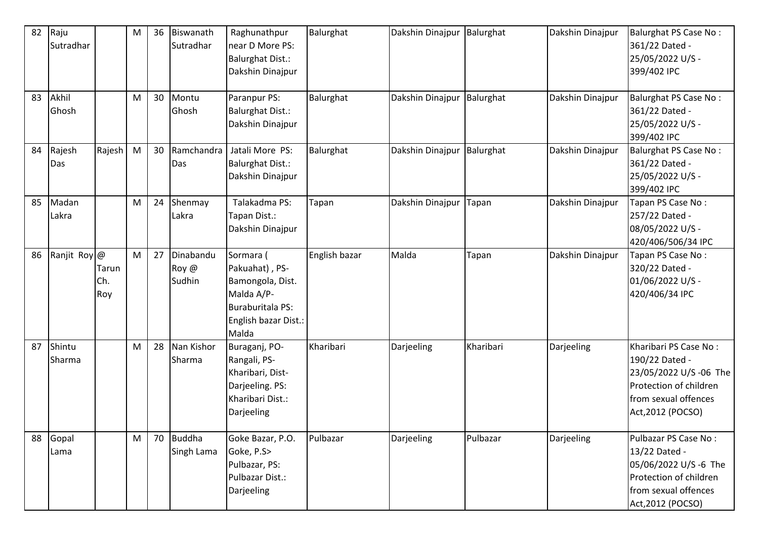| 82 | Raju Sutradhar | | M | 36 | Biswanath Sutradhar | Raghunathpur near D More PS: Balurghat Dist.: Dakshin Dinajpur | Balurghat | Dakshin Dinajpur | Balurghat | Dakshin Dinajpur | Balurghat PS Case No : 361/22 Dated - 25/05/2022 U/S - 399/402 IPC |
|---|---|---|---|---|---|---|---|---|---|---|---|
| 83 | Akhil Ghosh | | M | 30 | Montu Ghosh | Paranpur PS: Balurghat Dist.: Dakshin Dinajpur | Balurghat | Dakshin Dinajpur | Balurghat | Dakshin Dinajpur | Balurghat PS Case No : 361/22 Dated - 25/05/2022 U/S - 399/402 IPC |
| 84 | Rajesh Das | Rajesh | M | 30 | Ramchandra Das | Jatali More PS: Balurghat Dist.: Dakshin Dinajpur | Balurghat | Dakshin Dinajpur | Balurghat | Dakshin Dinajpur | Balurghat PS Case No : 361/22 Dated - 25/05/2022 U/S - 399/402 IPC |
| 85 | Madan Lakra | | M | 24 | Shenmay Lakra | Talakadma PS: Tapan Dist.: Dakshin Dinajpur | Tapan | Dakshin Dinajpur | Tapan | Dakshin Dinajpur | Tapan PS Case No : 257/22 Dated - 08/05/2022 U/S - 420/406/506/34 IPC |
| 86 | Ranjit Roy | @ Tarun Ch. Roy | M | 27 | Dinabandu Roy @ Sudhin | Sormara ( Pakuahat) , PS-Bamongola, Dist. Malda A/P-Buraburitala PS: English bazar Dist.: Malda | English bazar | Malda | Tapan | Dakshin Dinajpur | Tapan PS Case No : 320/22 Dated - 01/06/2022 U/S - 420/406/34 IPC |
| 87 | Shintu Sharma | | M | 28 | Nan Kishor Sharma | Buraganj, PO-Rangali, PS-Kharibari, Dist-Darjeeling. PS: Kharibari Dist.: Darjeeling | Kharibari | Darjeeling | Kharibari | Darjeeling | Kharibari PS Case No : 190/22 Dated - 23/05/2022 U/S -06 The Protection of children from sexual offences Act,2012 (POCSO) |
| 88 | Gopal Lama | | M | 70 | Buddha Singh Lama | Goke Bazar, P.O. Goke, P.S> Pulbazar, PS: Pulbazar Dist.: Darjeeling | Pulbazar | Darjeeling | Pulbazar | Darjeeling | Pulbazar PS Case No : 13/22 Dated - 05/06/2022 U/S -6 The Protection of children from sexual offences Act,2012 (POCSO) |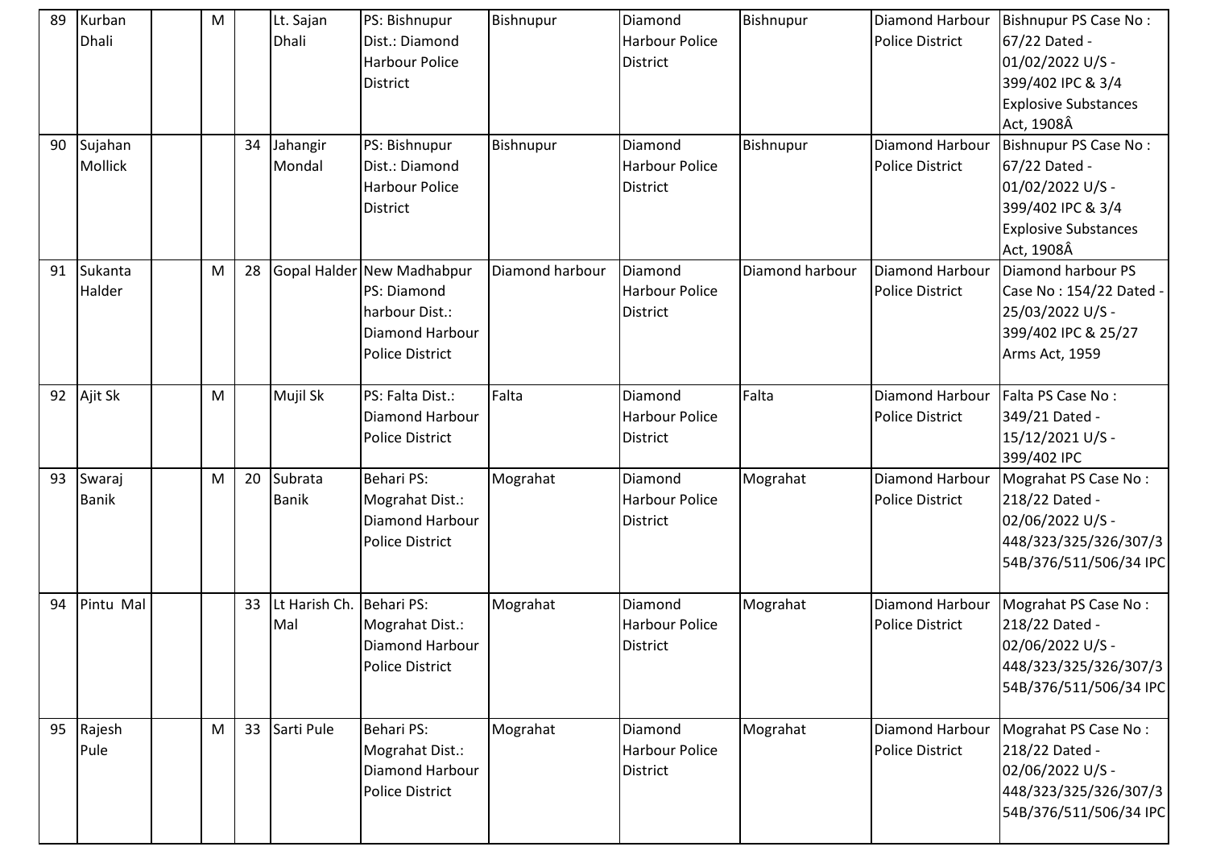| 89 | Kurban Dhali | | M | | Lt. Sajan Dhali | PS: Bishnupur Dist.: Diamond Harbour Police District | Bishnupur | Diamond Harbour Police District | Bishnupur | Diamond Harbour Police District | Bishnupur PS Case No : 67/22 Dated - 01/02/2022 U/S - 399/402 IPC & 3/4 Explosive Substances Act, 1908Â |
|---|---|---|---|---|---|---|---|---|---|---|---|
| 90 | Sujahan Mollick | | | 34 | Jahangir Mondal | PS: Bishnupur Dist.: Diamond Harbour Police District | Bishnupur | Diamond Harbour Police District | Bishnupur | Diamond Harbour Police District | Bishnupur PS Case No : 67/22 Dated - 01/02/2022 U/S - 399/402 IPC & 3/4 Explosive Substances Act, 1908Â |
| 91 | Sukanta Halder | | M | 28 | Gopal Halder | New Madhabpur PS: Diamond harbour Dist.: Diamond Harbour Police District | Diamond harbour | Diamond Harbour Police District | Diamond harbour | Diamond Harbour Police District | Diamond harbour PS Case No : 154/22 Dated - 25/03/2022 U/S - 399/402 IPC & 25/27 Arms Act, 1959 |
| 92 | Ajit Sk | | M | | Mujil Sk | PS: Falta Dist.: Diamond Harbour Police District | Falta | Diamond Harbour Police District | Falta | Diamond Harbour Police District | Falta PS Case No : 349/21 Dated - 15/12/2021 U/S - 399/402 IPC |
| 93 | Swaraj Banik | | M | 20 | Subrata Banik | Behari PS: Mograhat Dist.: Diamond Harbour Police District | Mograhat | Diamond Harbour Police District | Mograhat | Diamond Harbour Police District | Mograhat PS Case No : 218/22 Dated - 02/06/2022 U/S - 448/323/325/326/307/354B/376/511/506/34 IPC |
| 94 | Pintu Mal | | | 33 | Lt Harish Ch. Mal | Behari PS: Mograhat Dist.: Diamond Harbour Police District | Mograhat | Diamond Harbour Police District | Mograhat | Diamond Harbour Police District | Mograhat PS Case No : 218/22 Dated - 02/06/2022 U/S - 448/323/325/326/307/354B/376/511/506/34 IPC |
| 95 | Rajesh Pule | | M | 33 | Sarti Pule | Behari PS: Mograhat Dist.: Diamond Harbour Police District | Mograhat | Diamond Harbour Police District | Mograhat | Diamond Harbour Police District | Mograhat PS Case No : 218/22 Dated - 02/06/2022 U/S - 448/323/325/326/307/354B/376/511/506/34 IPC |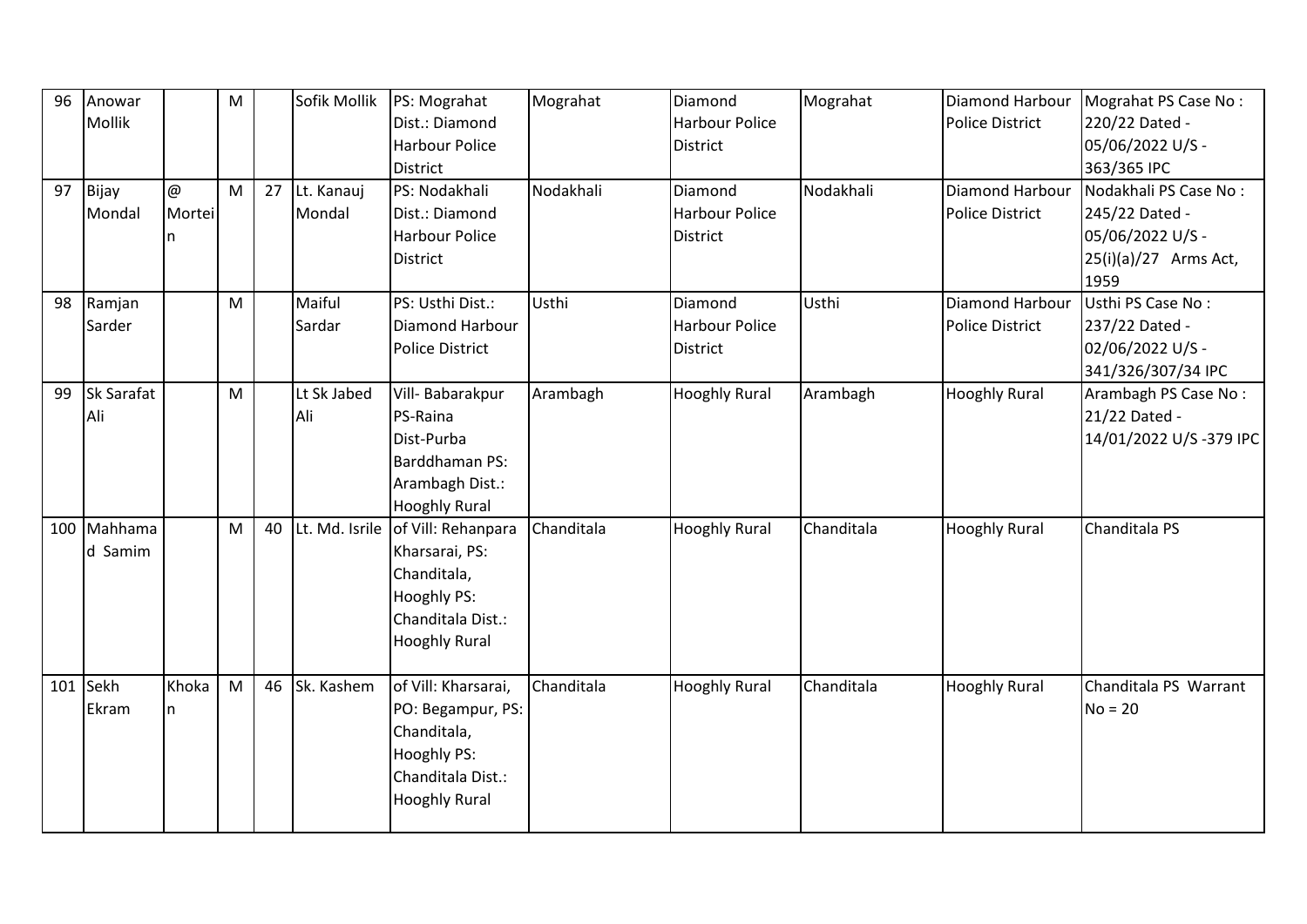| 96 | Anowar Mollik | | M | | Sofik Mollik | PS: Mograhat Dist.: Diamond Harbour Police District | Mograhat | Diamond Harbour Police District | Mograhat | Diamond Harbour Police District | Mograhat PS Case No : 220/22 Dated - 05/06/2022 U/S - 363/365 IPC |
|---|---|---|---|---|---|---|---|---|---|---|---|
| 97 | Bijay Mondal | @ Mortein | M | 27 | Lt. Kanauj Mondal | PS: Nodakhali Dist.: Diamond Harbour Police District | Nodakhali | Diamond Harbour Police District | Nodakhali | Diamond Harbour Police District | Nodakhali PS Case No : 245/22 Dated - 05/06/2022 U/S - 25(i)(a)/27 Arms Act, 1959 |
| 98 | Ramjan Sarder | | M | | Maiful Sardar | PS: Usthi Dist.: Diamond Harbour Police District | Usthi | Diamond Harbour Police District | Usthi | Diamond Harbour Police District | Usthi PS Case No : 237/22 Dated - 02/06/2022 U/S - 341/326/307/34 IPC |
| 99 | Sk Sarafat Ali | | M | | Lt Sk Jabed Ali | Vill- Babarakpur PS-Raina Dist-Purba Barddhaman PS: Arambagh Dist.: Hooghly Rural | Arambagh | Hooghly Rural | Arambagh | Hooghly Rural | Arambagh PS Case No : 21/22 Dated - 14/01/2022 U/S -379 IPC |
| 100 | Mahhamad Samim | | M | 40 | Lt. Md. Isrile | of Vill: Rehanpara Kharsarai, PS: Chanditala, Hooghly PS: Chanditala Dist.: Hooghly Rural | Chanditala | Hooghly Rural | Chanditala | Hooghly Rural | Chanditala PS |
| 101 | Sekh Ekram | Khokan | M | 46 | Sk. Kashem | of Vill: Kharsarai, PO: Begampur, PS: Chanditala, Hooghly PS: Chanditala Dist.: Hooghly Rural | Chanditala | Hooghly Rural | Chanditala | Hooghly Rural | Chanditala PS Warrant No = 20 |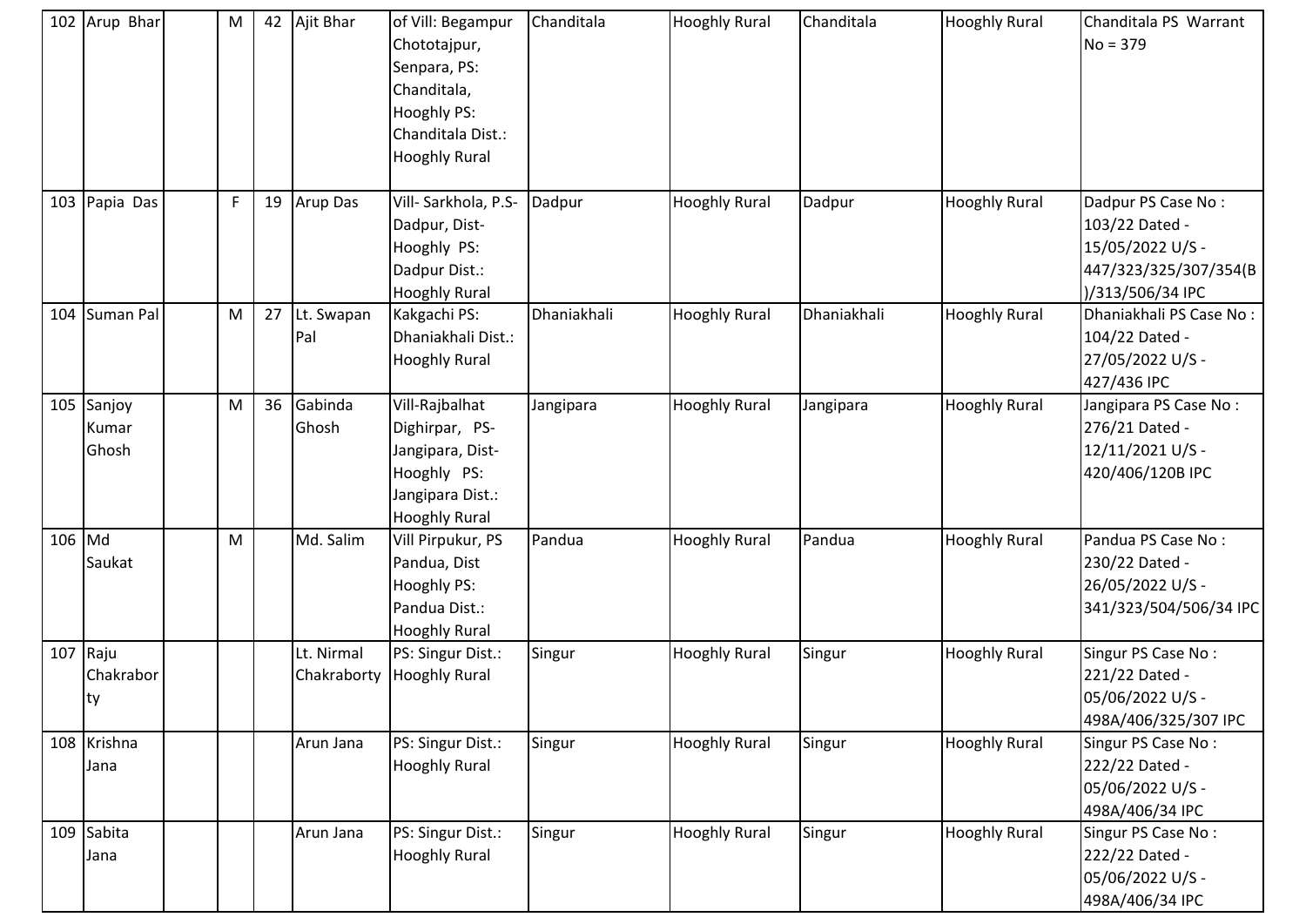| 102 | Arup Bhar | | M | 42 | Ajit Bhar | of Vill: Begampur Chototajpur, Senpara, PS: Chanditala, Hooghly PS: Chanditala Dist.: Hooghly Rural | Chanditala | Hooghly Rural | Chanditala | Hooghly Rural | Chanditala PS Warrant No = 379 |
|---|---|---|---|---|---|---|---|---|---|---|---|
| 103 | Papia Das | | F | 19 | Arup Das | Vill- Sarkhola, P.S- Dadpur, Dist- Hooghly PS: Dadpur Dist.: Hooghly Rural | Dadpur | Hooghly Rural | Dadpur | Hooghly Rural | Dadpur PS Case No : 103/22 Dated - 15/05/2022 U/S - 447/323/325/307/354(B)/313/506/34 IPC |
| 104 | Suman Pal | | M | 27 | Lt. Swapan Pal | Kakgachi PS: Dhaniakhali Dist.: Hooghly Rural | Dhaniakhali | Hooghly Rural | Dhaniakhali | Hooghly Rural | Dhaniakhali PS Case No : 104/22 Dated - 27/05/2022 U/S - 427/436 IPC |
| 105 | Sanjoy Kumar Ghosh | | M | 36 | Gabinda Ghosh | Vill-Rajbalhat Dighirpar, PS- Jangipara, Dist- Hooghly PS: Jangipara Dist.: Hooghly Rural | Jangipara | Hooghly Rural | Jangipara | Hooghly Rural | Jangipara PS Case No : 276/21 Dated - 12/11/2021 U/S - 420/406/120B IPC |
| 106 | Md Saukat | | M | | Md. Salim | Vill Pirpukur, PS Pandua, Dist Hooghly PS: Pandua Dist.: Hooghly Rural | Pandua | Hooghly Rural | Pandua | Hooghly Rural | Pandua PS Case No : 230/22 Dated - 26/05/2022 U/S - 341/323/504/506/34 IPC |
| 107 | Raju Chakraborty | | | | Lt. Nirmal Chakraborty | PS: Singur Dist.: Hooghly Rural | Singur | Hooghly Rural | Singur | Hooghly Rural | Singur PS Case No : 221/22 Dated - 05/06/2022 U/S - 498A/406/325/307 IPC |
| 108 | Krishna Jana | | | | Arun Jana | PS: Singur Dist.: Hooghly Rural | Singur | Hooghly Rural | Singur | Hooghly Rural | Singur PS Case No : 222/22 Dated - 05/06/2022 U/S - 498A/406/34 IPC |
| 109 | Sabita Jana | | | | Arun Jana | PS: Singur Dist.: Hooghly Rural | Singur | Hooghly Rural | Singur | Hooghly Rural | Singur PS Case No : 222/22 Dated - 05/06/2022 U/S - 498A/406/34 IPC |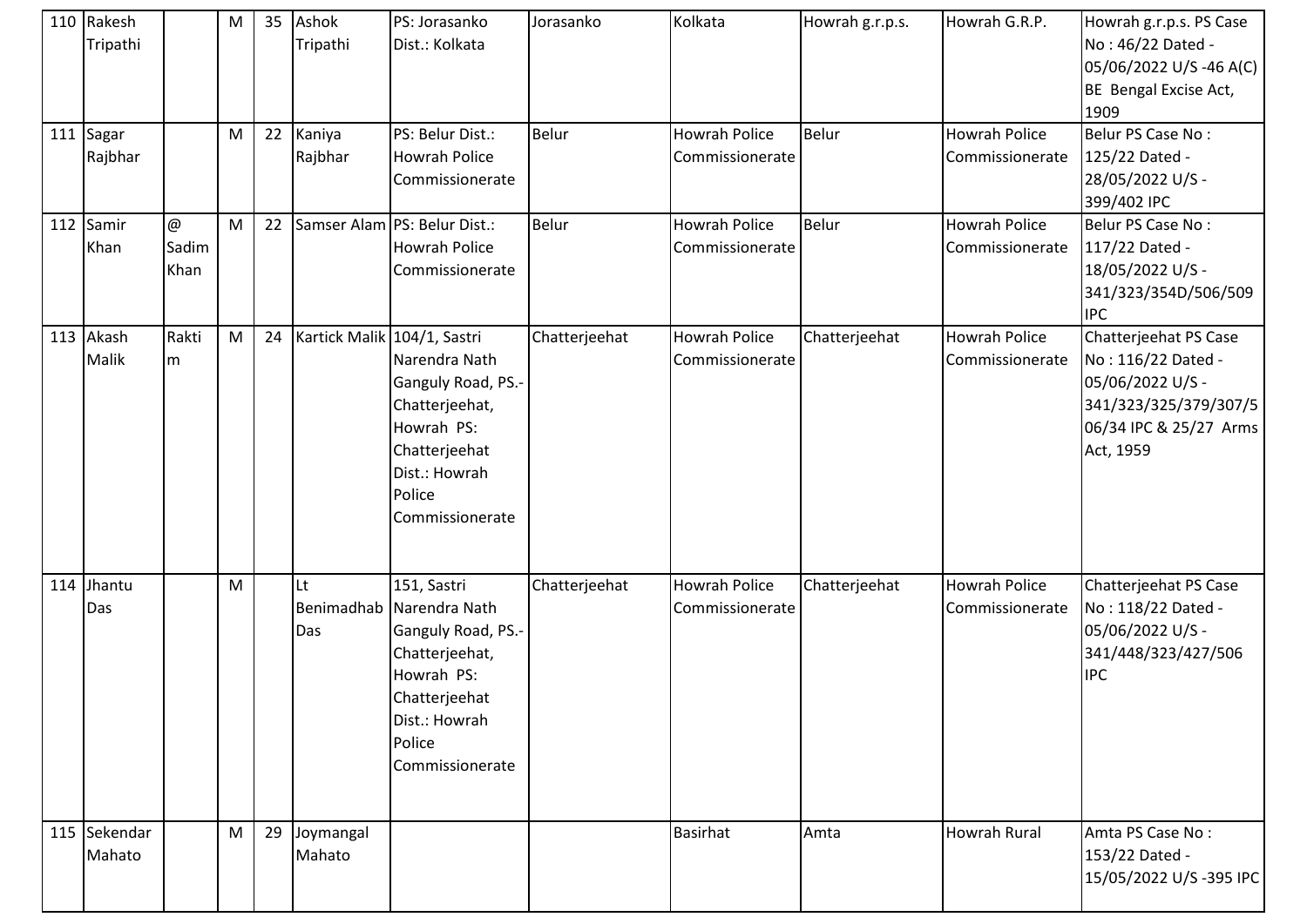| 110 | Rakesh Tripathi | | M | 35 | Ashok Tripathi | PS: Jorasanko Dist.: Kolkata | Jorasanko | Kolkata | Howrah g.r.p.s. | Howrah G.R.P. | Howrah g.r.p.s. PS Case No : 46/22 Dated - 05/06/2022 U/S -46 A(C) BE Bengal Excise Act, 1909 |
|---|---|---|---|---|---|---|---|---|---|---|---|
| 111 | Sagar Rajbhar | | M | 22 | Kaniya Rajbhar | PS: Belur Dist.: Howrah Police Commissionerate | Belur | Howrah Police Commissionerate | Belur | Howrah Police Commissionerate | Belur PS Case No : 125/22 Dated - 28/05/2022 U/S - 399/402 IPC |
| 112 | Samir Khan | @ Sadim Khan | M | 22 | Samser Alam | PS: Belur Dist.: Howrah Police Commissionerate | Belur | Howrah Police Commissionerate | Belur | Howrah Police Commissionerate | Belur PS Case No : 117/22 Dated - 18/05/2022 U/S - 341/323/354D/506/509 IPC |
| 113 | Akash Malik | Raktim | M | 24 | Kartick Malik | 104/1, Sastri Narendra Nath Ganguly Road, PS.- Chatterjeehat, Howrah PS: Chatterjeehat Dist.: Howrah Police Commissionerate | Chatterjeehat | Howrah Police Commissionerate | Chatterjeehat | Howrah Police Commissionerate | Chatterjeehat PS Case No : 116/22 Dated - 05/06/2022 U/S - 341/323/325/379/307/506/34 IPC & 25/27 Arms Act, 1959 |
| 114 | Jhantu Das | | M | | Lt Benimadhab Das | 151, Sastri Narendra Nath Ganguly Road, PS.- Chatterjeehat, Howrah PS: Chatterjeehat Dist.: Howrah Police Commissionerate | Chatterjeehat | Howrah Police Commissionerate | Chatterjeehat | Howrah Police Commissionerate | Chatterjeehat PS Case No : 118/22 Dated - 05/06/2022 U/S - 341/448/323/427/506 IPC |
| 115 | Sekendar Mahato | | M | 29 | Joymangal Mahato | | | Basirhat | Amta | Howrah Rural | Amta PS Case No : 153/22 Dated - 15/05/2022 U/S -395 IPC |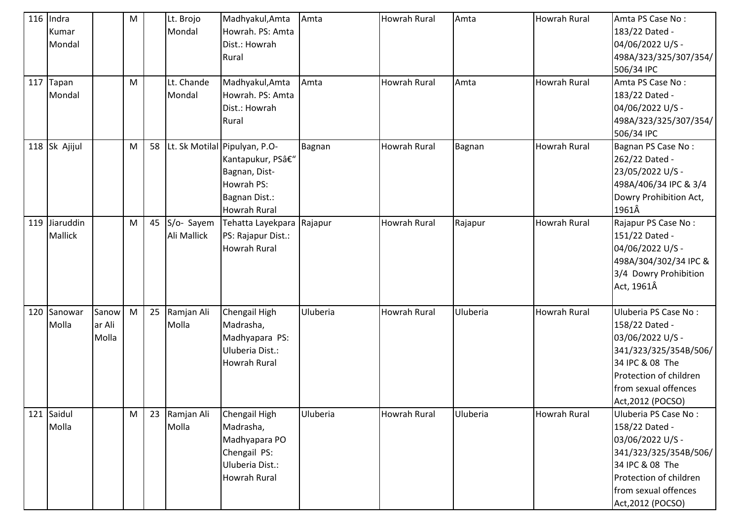| 116 | Indra Kumar Mondal | | M | | Lt. Brojo Mondal | Madhyakul,Amta Howrah. PS: Amta Dist.: Howrah Rural | Amta | Howrah Rural | Amta | Howrah Rural | Amta PS Case No : 183/22 Dated - 04/06/2022 U/S - 498A/323/325/307/354/506/34 IPC |
|---|---|---|---|---|---|---|---|---|---|---|---|
| 117 | Tapan Mondal | | M | | Lt. Chande Mondal | Madhyakul,Amta Howrah. PS: Amta Dist.: Howrah Rural | Amta | Howrah Rural | Amta | Howrah Rural | Amta PS Case No : 183/22 Dated - 04/06/2022 U/S - 498A/323/325/307/354/506/34 IPC |
| 118 | Sk Ajijul | | M | 58 | Lt. Sk Motilal | Pipulyan, P.O-Kantapukur, PSâ€" Bagnan, Dist-Howrah PS: Bagnan Dist.: Howrah Rural | Bagnan | Howrah Rural | Bagnan | Howrah Rural | Bagnan PS Case No : 262/22 Dated - 23/05/2022 U/S - 498A/406/34 IPC & 3/4 Dowry Prohibition Act, 1961Â |
| 119 | Jiaruddin Mallick | | M | 45 | S/o- Sayem Ali Mallick | Tehatta Layekpara PS: Rajapur Dist.: Howrah Rural | Rajapur | Howrah Rural | Rajapur | Howrah Rural | Rajapur PS Case No : 151/22 Dated - 04/06/2022 U/S - 498A/304/302/34 IPC & 3/4 Dowry Prohibition Act, 1961Â |
| 120 | Sanowar Molla | Sanowar Ali Molla | M | 25 | Ramjan Ali Molla | Chengail High Madrasha, Madhyapara PS: Uluberia Dist.: Howrah Rural | Uluberia | Howrah Rural | Uluberia | Howrah Rural | Uluberia PS Case No : 158/22 Dated - 03/06/2022 U/S - 341/323/325/354B/506/34 IPC & 08 The Protection of children from sexual offences Act,2012 (POCSO) |
| 121 | Saidul Molla | | M | 23 | Ramjan Ali Molla | Chengail High Madrasha, Madhyapara PO Chengail PS: Uluberia Dist.: Howrah Rural | Uluberia | Howrah Rural | Uluberia | Howrah Rural | Uluberia PS Case No : 158/22 Dated - 03/06/2022 U/S - 341/323/325/354B/506/34 IPC & 08 The Protection of children from sexual offences Act,2012 (POCSO) |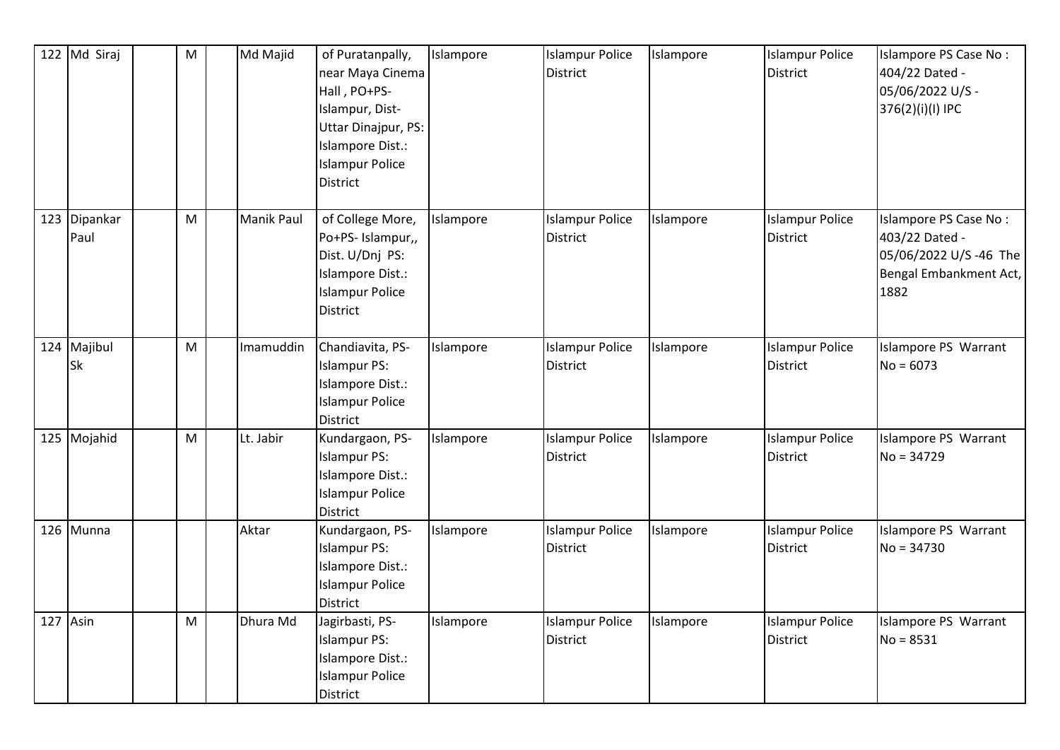| 122 | Md Siraj | | M | | Md Majid | of Puratanpally, near Maya Cinema Hall , PO+PS- Islampur, Dist- Uttar Dinajpur, PS: Islampore Dist.: Islampur Police District | Islampore | Islampur Police District | Islampore | Islampur Police District | Islampore PS Case No : 404/22 Dated - 05/06/2022 U/S - 376(2)(i)(I) IPC |
|---|---|---|---|---|---|---|---|---|---|---|---|
| 123 | Dipankar Paul | | M | | Manik Paul | of College More, Po+PS- Islampur,, Dist. U/Dnj PS: Islampore Dist.: Islampur Police District | Islampore | Islampur Police District | Islampore | Islampur Police District | Islampore PS Case No : 403/22 Dated - 05/06/2022 U/S -46 The Bengal Embankment Act, 1882 |
| 124 | Majibul Sk | | M | | Imamuddin | Chandiavita, PS- Islampur PS: Islampore Dist.: Islampur Police District | Islampore | Islampur Police District | Islampore | Islampur Police District | Islampore PS Warrant No = 6073 |
| 125 | Mojahid | | M | | Lt. Jabir | Kundargaon, PS- Islampur PS: Islampore Dist.: Islampur Police District | Islampore | Islampur Police District | Islampore | Islampur Police District | Islampore PS Warrant No = 34729 |
| 126 | Munna | | | | Aktar | Kundargaon, PS- Islampur PS: Islampore Dist.: Islampur Police District | Islampore | Islampur Police District | Islampore | Islampur Police District | Islampore PS Warrant No = 34730 |
| 127 | Asin | | M | | Dhura Md | Jagirbasti, PS- Islampur PS: Islampore Dist.: Islampur Police District | Islampore | Islampur Police District | Islampore | Islampur Police District | Islampore PS Warrant No = 8531 |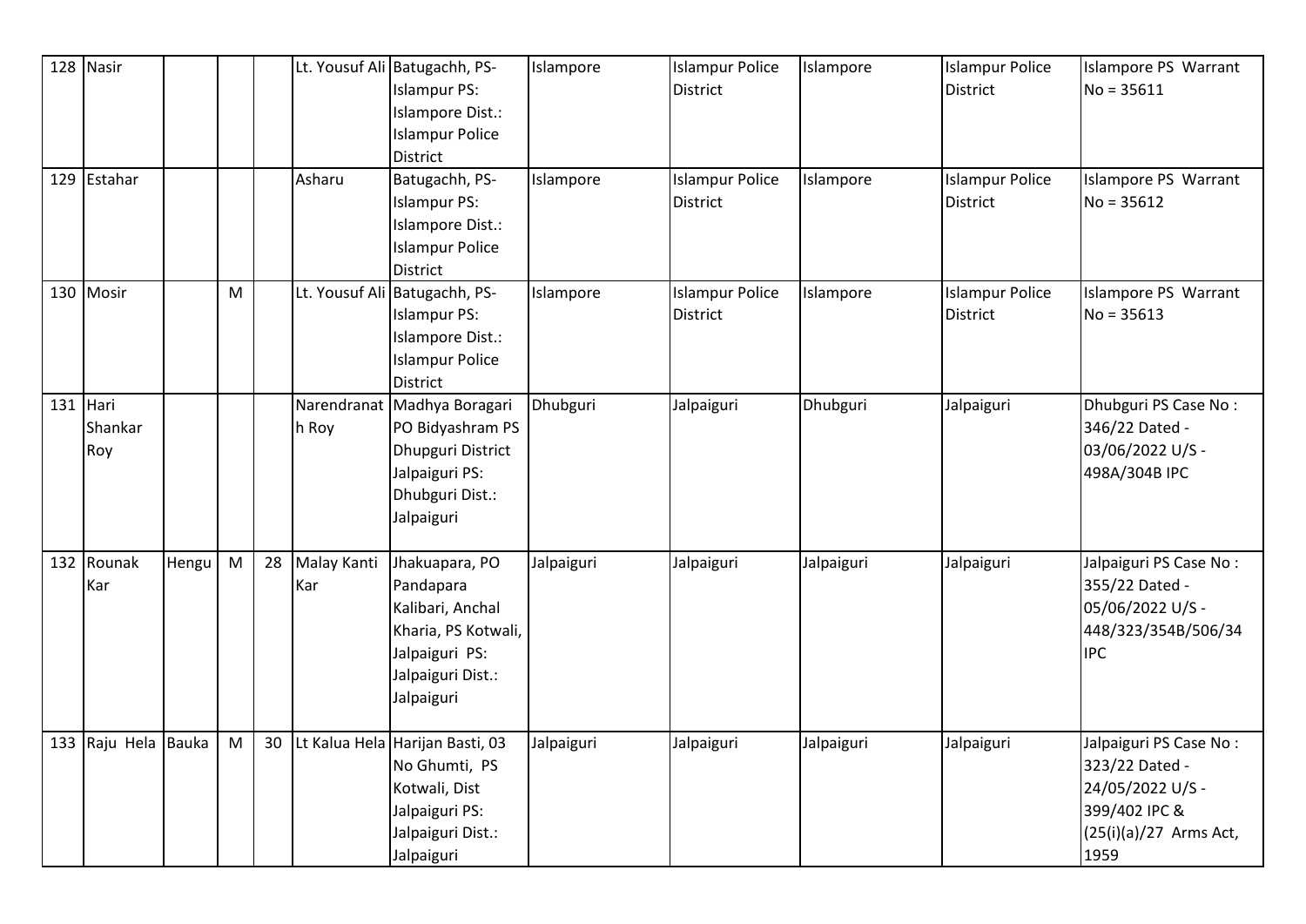| 128 | Nasir | | | | Lt. Yousuf Ali | Batugachh, PS- Islampur PS: Islampore Dist.: Islampur Police District | Islampore | Islampur Police District | Islampore | Islampur Police District | Islampore PS Warrant No = 35611 |
|---|---|---|---|---|---|---|---|---|---|---|---|
| 129 | Estahar | | | | Asharu | Batugachh, PS- Islampur PS: Islampore Dist.: Islampur Police District | Islampore | Islampur Police District | Islampore | Islampur Police District | Islampore PS Warrant No = 35612 |
| 130 | Mosir | | M | | Lt. Yousuf Ali | Batugachh, PS- Islampur PS: Islampore Dist.: Islampur Police District | Islampore | Islampur Police District | Islampore | Islampur Police District | Islampore PS Warrant No = 35613 |
| 131 | Hari Shankar Roy | | | | Narendranath Roy | Madhya Boragari PO Bidyashram PS Dhupguri District Jalpaiguri PS: Dhubguri Dist.: Jalpaiguri | Dhubguri | Jalpaiguri | Dhubguri | Jalpaiguri | Dhubguri PS Case No : 346/22 Dated - 03/06/2022 U/S - 498A/304B IPC |
| 132 | Rounak Kar | Hengu | M | 28 | Malay Kanti Kar | Jhakuapara, PO Pandapara Kalibari, Anchal Kharia, PS Kotwali, Jalpaiguri PS: Jalpaiguri Dist.: Jalpaiguri | Jalpaiguri | Jalpaiguri | Jalpaiguri | Jalpaiguri | Jalpaiguri PS Case No : 355/22 Dated - 05/06/2022 U/S - 448/323/354B/506/34 IPC |
| 133 | Raju Hela | Bauka | M | 30 | Lt Kalua Hela | Harijan Basti, 03 No Ghumti, PS Kotwali, Dist Jalpaiguri PS: Jalpaiguri Dist.: Jalpaiguri | Jalpaiguri | Jalpaiguri | Jalpaiguri | Jalpaiguri | Jalpaiguri PS Case No : 323/22 Dated - 24/05/2022 U/S - 399/402 IPC & (25(i)(a)/27 Arms Act, 1959 |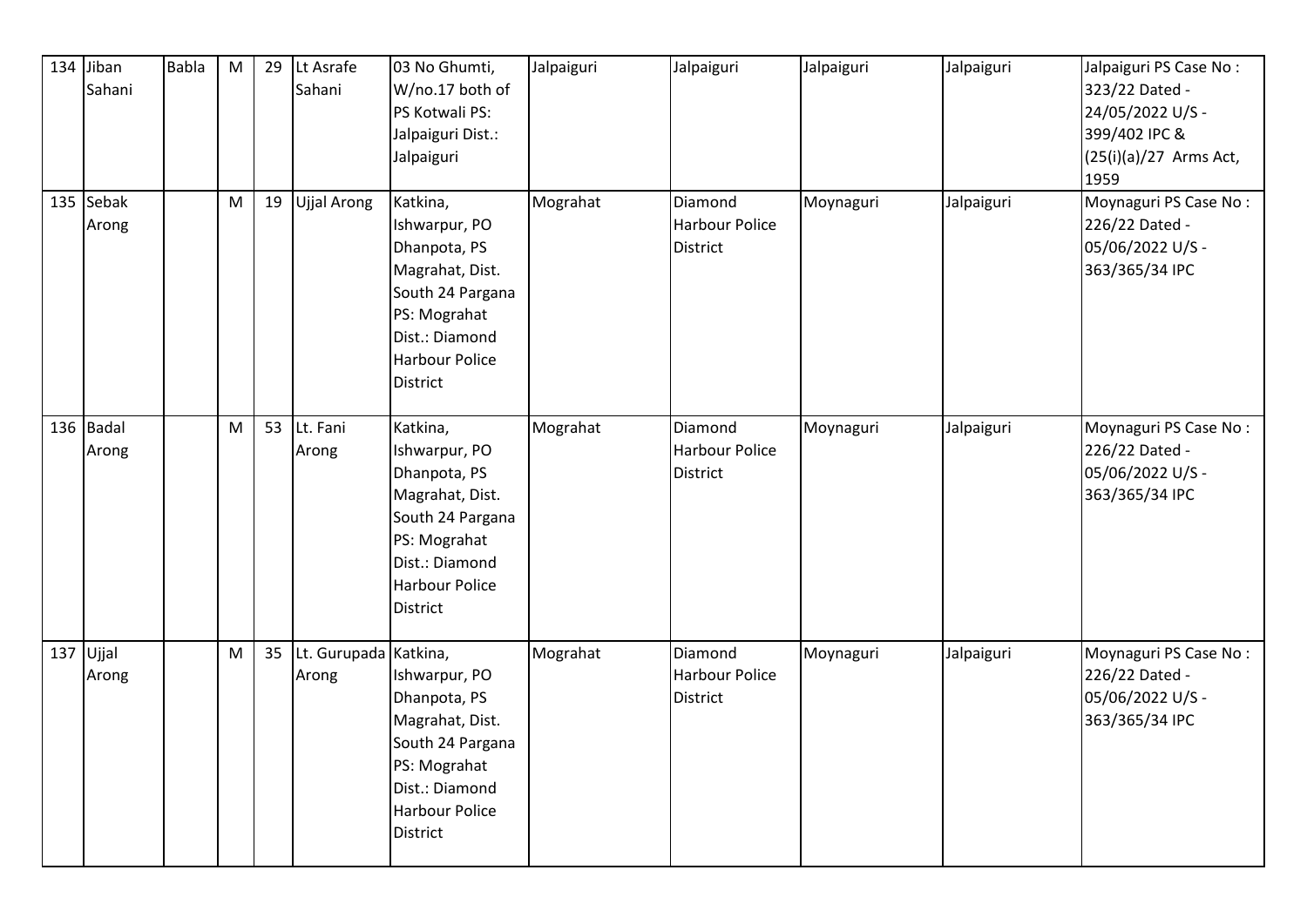| 134 | Jiban Sahani | Babla | M | 29 | Lt Asrafe Sahani | 03 No Ghumti, W/no.17 both of PS Kotwali PS: Jalpaiguri Dist.: Jalpaiguri | Jalpaiguri | Jalpaiguri | Jalpaiguri | Jalpaiguri | Jalpaiguri PS Case No : 323/22 Dated - 24/05/2022 U/S - 399/402 IPC & (25(i)(a)/27 Arms Act, 1959 |
|---|---|---|---|---|---|---|---|---|---|---|---|
| 135 | Sebak Arong | | M | 19 | Ujjal Arong | Katkina, Ishwarpur, PO Dhanpota, PS Magrahat, Dist. South 24 Pargana PS: Mograhat Dist.: Diamond Harbour Police District | Mograhat | Diamond Harbour Police District | Moynaguri | Jalpaiguri | Moynaguri PS Case No : 226/22 Dated - 05/06/2022 U/S - 363/365/34 IPC |
| 136 | Badal Arong | | M | 53 | Lt. Fani Arong | Katkina, Ishwarpur, PO Dhanpota, PS Magrahat, Dist. South 24 Pargana PS: Mograhat Dist.: Diamond Harbour Police District | Mograhat | Diamond Harbour Police District | Moynaguri | Jalpaiguri | Moynaguri PS Case No : 226/22 Dated - 05/06/2022 U/S - 363/365/34 IPC |
| 137 | Ujjal Arong | | M | 35 | Lt. Gurupada Arong | Katkina, Ishwarpur, PO Dhanpota, PS Magrahat, Dist. South 24 Pargana PS: Mograhat Dist.: Diamond Harbour Police District | Mograhat | Diamond Harbour Police District | Moynaguri | Jalpaiguri | Moynaguri PS Case No : 226/22 Dated - 05/06/2022 U/S - 363/365/34 IPC |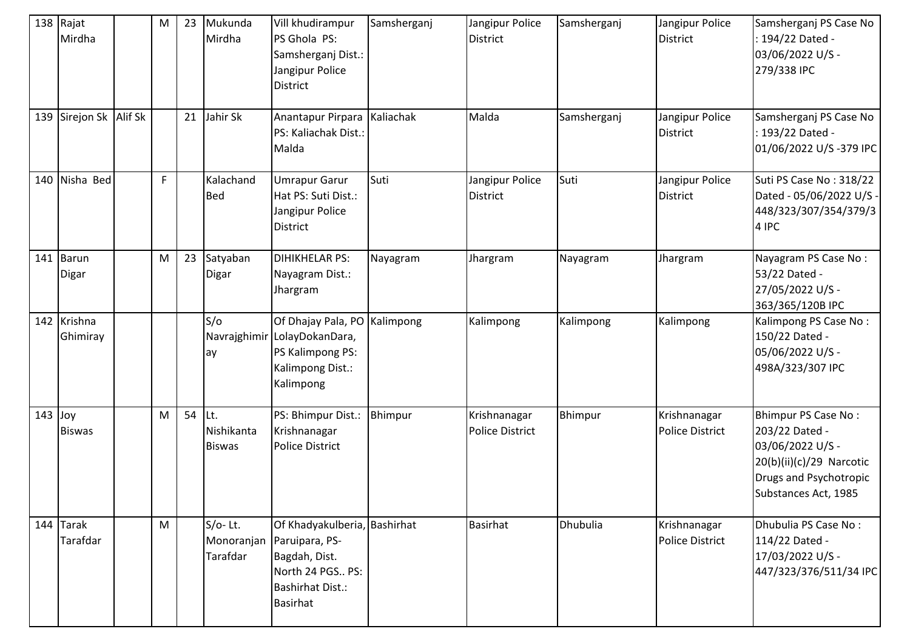| 138 | Rajat Mirdha | | M | 23 | Mukunda Mirdha | Vill khudirampur PS Ghola PS: Samsherganj Dist.: Jangipur Police District | Samsherganj | Jangipur Police District | Samsherganj | Jangipur Police District | Samsherganj PS Case No : 194/22 Dated - 03/06/2022 U/S - 279/338 IPC |
|---|---|---|---|---|---|---|---|---|---|---|---|
| 139 | Sirejon Sk | Alif Sk | | 21 | Jahir Sk | Anantapur Pirpara PS: Kaliachak Dist.: Malda | Kaliachak | Malda | Samsherganj | Jangipur Police District | Samsherganj PS Case No : 193/22 Dated - 01/06/2022 U/S -379 IPC |
| 140 | Nisha Bed | | F | | Kalachand Bed | Umrapur Garur Hat PS: Suti Dist.: Jangipur Police District | Suti | Jangipur Police District | Suti | Jangipur Police District | Suti PS Case No : 318/22 Dated - 05/06/2022 U/S - 448/323/307/354/379/34 IPC |
| 141 | Barun Digar | | M | 23 | Satyaban Digar | DIHIKHELAR PS: Nayagram Dist.: Jhargram | Nayagram | Jhargram | Nayagram | Jhargram | Nayagram PS Case No : 53/22 Dated - 27/05/2022 U/S - 363/365/120B IPC |
| 142 | Krishna Ghimiray | | | | S/o Navrajghimiray | Of Dhajay Pala, PO LolayDokanDara, PS Kalimpong PS: Kalimpong Dist.: Kalimpong | Kalimpong | Kalimpong | Kalimpong | Kalimpong | Kalimpong PS Case No : 150/22 Dated - 05/06/2022 U/S - 498A/323/307 IPC |
| 143 | Joy Biswas | | M | 54 | Lt. Nishikanta Biswas | PS: Bhimpur Dist.: Krishnanagar Police District | Bhimpur | Krishnanagar Police District | Bhimpur | Krishnanagar Police District | Bhimpur PS Case No : 203/22 Dated - 03/06/2022 U/S - 20(b)(ii)(c)/29 Narcotic Drugs and Psychotropic Substances Act, 1985 |
| 144 | Tarak Tarafdar | | M | | S/o- Lt. Monoranjan Tarafdar | Of Khadyakulberia, Paruipara, PS- Bagdah, Dist. North 24 PGS.. PS: Bashirhat Dist.: Basirhat | Bashirhat | Basirhat | Dhubulia | Krishnanagar Police District | Dhubulia PS Case No : 114/22 Dated - 17/03/2022 U/S - 447/323/376/511/34 IPC |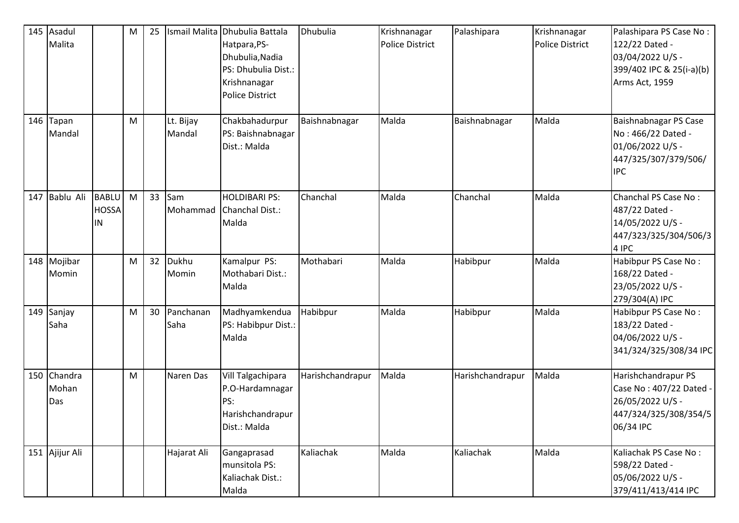| 145 | Asadul Malita | | M | 25 | Ismail Malita | Dhubulia Battala Hatpara,PS-Dhubulia,Nadia PS: Dhubulia Dist.: Krishnanagar Police District | Dhubulia | Krishnanagar Police District | Palashipara | Krishnanagar Police District | Palashipara PS Case No : 122/22 Dated - 03/04/2022 U/S - 399/402 IPC & 25(i-a)(b) Arms Act, 1959 |
|---|---|---|---|---|---|---|---|---|---|---|---|
| 146 | Tapan Mandal | | M | | Lt. Bijay Mandal | Chakbahadurpur PS: Baishnabnagar Dist.: Malda | Baishnabnagar | Malda | Baishnabnagar | Malda | Baishnabnagar PS Case No : 466/22 Dated - 01/06/2022 U/S - 447/325/307/379/506/ IPC |
| 147 | Bablu Ali | BABLU HOSSAIN | M | 33 | Sam Mohammad | HOLDIBARI PS: Chanchal Dist.: Malda | Chanchal | Malda | Chanchal | Malda | Chanchal PS Case No : 487/22 Dated - 14/05/2022 U/S - 447/323/325/304/506/34 IPC |
| 148 | Mojibar Momin | | M | 32 | Dukhu Momin | Kamalpur PS: Mothabari Dist.: Malda | Mothabari | Malda | Habibpur | Malda | Habibpur PS Case No : 168/22 Dated - 23/05/2022 U/S - 279/304(A) IPC |
| 149 | Sanjay Saha | | M | 30 | Panchanan Saha | Madhyamkendua PS: Habibpur Dist.: Malda | Habibpur | Malda | Habibpur | Malda | Habibpur PS Case No : 183/22 Dated - 04/06/2022 U/S - 341/324/325/308/34 IPC |
| 150 | Chandra Mohan Das | | M | | Naren Das | Vill Talgachipara P.O-Hardamnagar PS: Harishchandrapur Dist.: Malda | Harishchandrapur | Malda | Harishchandrapur | Malda | Harishchandrapur PS Case No : 407/22 Dated - 26/05/2022 U/S - 447/324/325/308/354/506/34 IPC |
| 151 | Ajijur Ali | | | | Hajarat Ali | Gangaprasad munsitola PS: Kaliachak Dist.: Malda | Kaliachak | Malda | Kaliachak | Malda | Kaliachak PS Case No : 598/22 Dated - 05/06/2022 U/S - 379/411/413/414 IPC |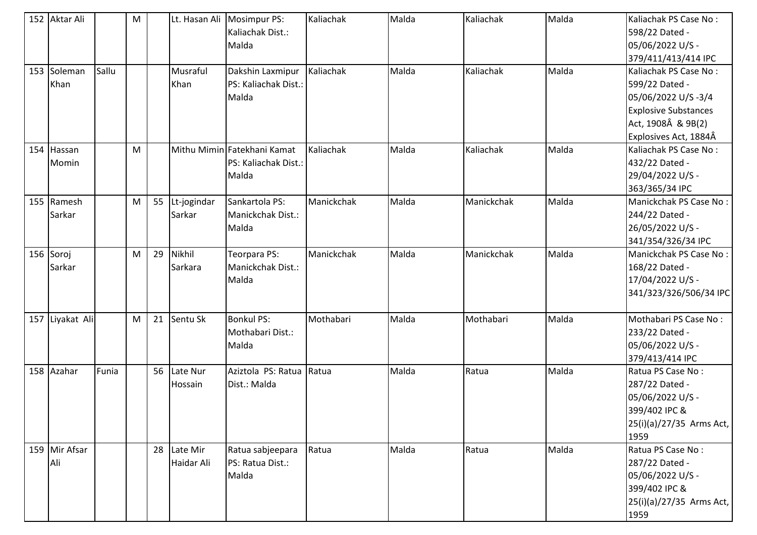| 152 | Aktar Ali | | M | | Lt. Hasan Ali | Mosimpur PS: Kaliachak Dist.: Malda | Kaliachak | Malda | Kaliachak | Malda | Kaliachak PS Case No : 598/22 Dated - 05/06/2022 U/S - 379/411/413/414 IPC |
|---|---|---|---|---|---|---|---|---|---|---|---|
| 153 | Soleman Khan | Sallu | | | Musraful Khan | Dakshin Laxmipur PS: Kaliachak Dist.: Malda | Kaliachak | Malda | Kaliachak | Malda | Kaliachak PS Case No : 599/22 Dated - 05/06/2022 U/S -3/4 Explosive Substances Act, 1908Â & 9B(2) Explosives Act, 1884Â |
| 154 | Hassan Momin | | M | | Mithu Mimin | Fatekhani Kamat PS: Kaliachak Dist.: Malda | Kaliachak | Malda | Kaliachak | Malda | Kaliachak PS Case No : 432/22 Dated - 29/04/2022 U/S - 363/365/34 IPC |
| 155 | Ramesh Sarkar | | M | 55 | Lt-jogindar Sarkar | Sankartola PS: Manickchak Dist.: Malda | Manickchak | Malda | Manickchak | Malda | Manickchak PS Case No : 244/22 Dated - 26/05/2022 U/S - 341/354/326/34 IPC |
| 156 | Soroj Sarkar | | M | 29 | Nikhil Sarkara | Teorpara PS: Manickchak Dist.: Malda | Manickchak | Malda | Manickchak | Malda | Manickchak PS Case No : 168/22 Dated - 17/04/2022 U/S - 341/323/326/506/34 IPC |
| 157 | Liyakat Ali | | M | 21 | Sentu Sk | Bonkul PS: Mothabari Dist.: Malda | Mothabari | Malda | Mothabari | Malda | Mothabari PS Case No : 233/22 Dated - 05/06/2022 U/S - 379/413/414 IPC |
| 158 | Azahar | Funia | | 56 | Late Nur Hossain | Aziztola PS: Ratua Dist.: Malda | Ratua | Malda | Ratua | Malda | Ratua PS Case No : 287/22 Dated - 05/06/2022 U/S - 399/402 IPC & 25(i)(a)/27/35 Arms Act, 1959 |
| 159 | Mir Afsar Ali | | | 28 | Late Mir Haidar Ali | Ratua sabjeepara PS: Ratua Dist.: Malda | Ratua | Malda | Ratua | Malda | Ratua PS Case No : 287/22 Dated - 05/06/2022 U/S - 399/402 IPC & 25(i)(a)/27/35 Arms Act, 1959 |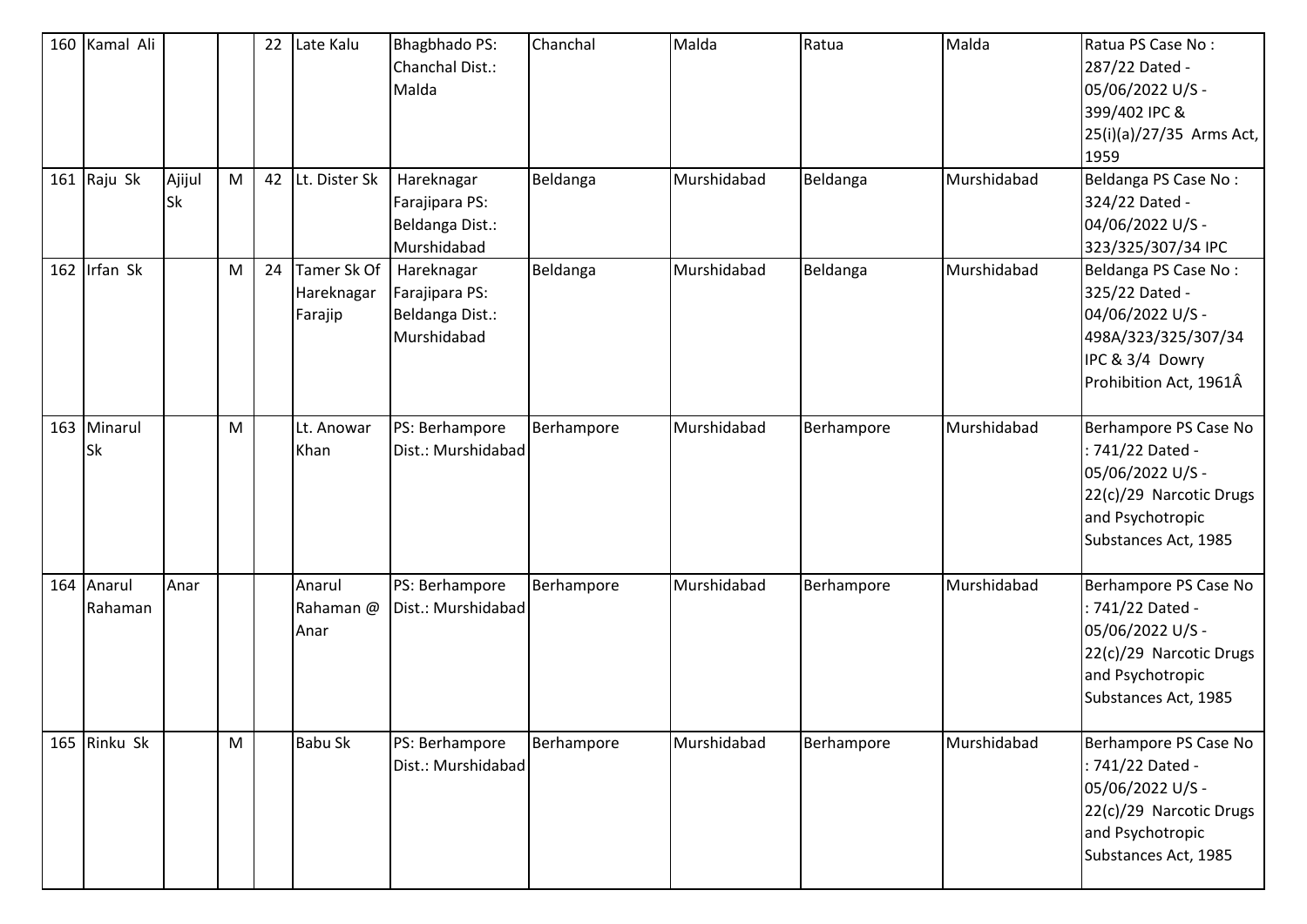| 160 | Kamal Ali | | | 22 | Late Kalu | Bhagbhado PS: Chanchal Dist.: Malda | Chanchal | Malda | Ratua | Malda | Ratua PS Case No : 287/22 Dated - 05/06/2022 U/S - 399/402 IPC & 25(i)(a)/27/35 Arms Act, 1959 |
|---|---|---|---|---|---|---|---|---|---|---|---|
| 161 | Raju Sk | Ajijul Sk | M | 42 | Lt. Dister Sk | Hareknagar Farajipara PS: Beldanga Dist.: Murshidabad | Beldanga | Murshidabad | Beldanga | Murshidabad | Beldanga PS Case No : 324/22 Dated - 04/06/2022 U/S - 323/325/307/34 IPC |
| 162 | Irfan Sk | | M | 24 | Tamer Sk Of Hareknagar Farajip | Hareknagar Farajipara PS: Beldanga Dist.: Murshidabad | Beldanga | Murshidabad | Beldanga | Murshidabad | Beldanga PS Case No : 325/22 Dated - 04/06/2022 U/S - 498A/323/325/307/34 IPC & 3/4 Dowry Prohibition Act, 1961Â |
| 163 | Minarul Sk | | M | | Lt. Anowar Khan | PS: Berhampore Dist.: Murshidabad | Berhampore | Murshidabad | Berhampore | Murshidabad | Berhampore PS Case No : 741/22 Dated - 05/06/2022 U/S - 22(c)/29 Narcotic Drugs and Psychotropic Substances Act, 1985 |
| 164 | Anarul Rahaman | Anar | | | Anarul Rahaman @ Anar | PS: Berhampore Dist.: Murshidabad | Berhampore | Murshidabad | Berhampore | Murshidabad | Berhampore PS Case No : 741/22 Dated - 05/06/2022 U/S - 22(c)/29 Narcotic Drugs and Psychotropic Substances Act, 1985 |
| 165 | Rinku Sk | | M | | Babu Sk | PS: Berhampore Dist.: Murshidabad | Berhampore | Murshidabad | Berhampore | Murshidabad | Berhampore PS Case No : 741/22 Dated - 05/06/2022 U/S - 22(c)/29 Narcotic Drugs and Psychotropic Substances Act, 1985 |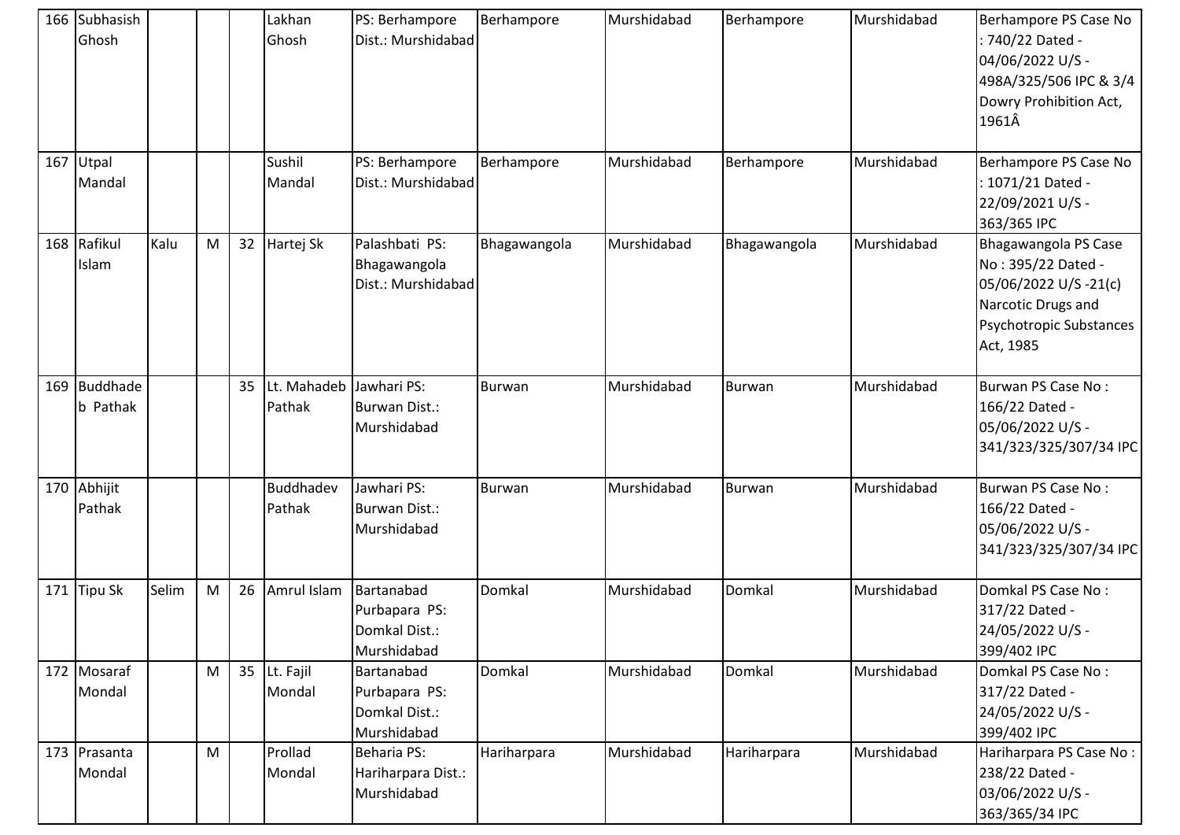| 166 | Subhasish Ghosh | | | | Lakhan Ghosh | PS: Berhampore Dist.: Murshidabad | Berhampore | Murshidabad | Berhampore | Murshidabad | Berhampore PS Case No : 740/22 Dated - 04/06/2022 U/S - 498A/325/506 IPC & 3/4 Dowry Prohibition Act, 1961Â |
|---|---|---|---|---|---|---|---|---|---|---|---|
| 167 | Utpal Mandal | | | | Sushil Mandal | PS: Berhampore Dist.: Murshidabad | Berhampore | Murshidabad | Berhampore | Murshidabad | Berhampore PS Case No : 1071/21 Dated - 22/09/2021 U/S - 363/365 IPC |
| 168 | Rafikul Islam | Kalu | M | 32 | Hartej Sk | Palashbati PS: Bhagawangola Dist.: Murshidabad | Bhagawangola | Murshidabad | Bhagawangola | Murshidabad | Bhagawangola PS Case No : 395/22 Dated - 05/06/2022 U/S -21(c) Narcotic Drugs and Psychotropic Substances Act, 1985 |
| 169 | Buddhadeb Pathak | | | 35 | Lt. Mahadeb Pathak | Jawhari PS: Burwan Dist.: Murshidabad | Burwan | Murshidabad | Burwan | Murshidabad | Burwan PS Case No : 166/22 Dated - 05/06/2022 U/S - 341/323/325/307/34 IPC |
| 170 | Abhijit Pathak | | | | Buddhadev Pathak | Jawhari PS: Burwan Dist.: Murshidabad | Burwan | Murshidabad | Burwan | Murshidabad | Burwan PS Case No : 166/22 Dated - 05/06/2022 U/S - 341/323/325/307/34 IPC |
| 171 | Tipu Sk | Selim | M | 26 | Amrul Islam | Bartanabad Purbapara PS: Domkal Dist.: Murshidabad | Domkal | Murshidabad | Domkal | Murshidabad | Domkal PS Case No : 317/22 Dated - 24/05/2022 U/S - 399/402 IPC |
| 172 | Mosaraf Mondal | | M | 35 | Lt. Fajil Mondal | Bartanabad Purbapara PS: Domkal Dist.: Murshidabad | Domkal | Murshidabad | Domkal | Murshidabad | Domkal PS Case No : 317/22 Dated - 24/05/2022 U/S - 399/402 IPC |
| 173 | Prasanta Mondal | | M | | Prollad Mondal | Beharia PS: Hariharpara Dist.: Murshidabad | Hariharpara | Murshidabad | Hariharpara | Murshidabad | Hariharpara PS Case No : 238/22 Dated - 03/06/2022 U/S - 363/365/34 IPC |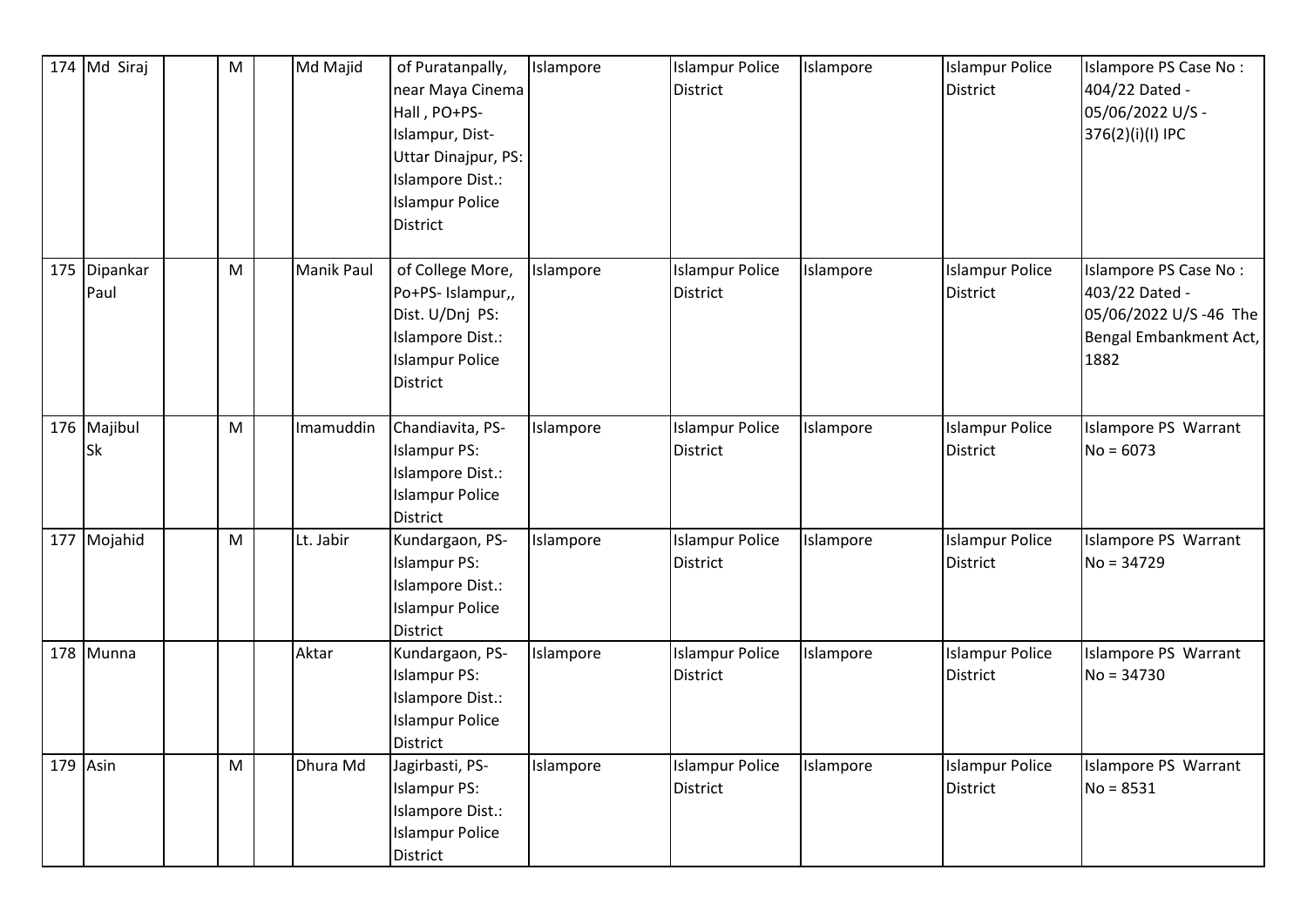| 174 | Md Siraj | | M | | Md Majid | of Puratanpally, near Maya Cinema Hall , PO+PS- Islampur, Dist- Uttar Dinajpur, PS: Islampore Dist.: Islampur Police District | Islampore | Islampur Police District | Islampore | Islampur Police District | Islampore PS Case No : 404/22 Dated - 05/06/2022 U/S - 376(2)(i)(I) IPC |
|---|---|---|---|---|---|---|---|---|---|---|---|
| 175 | Dipankar Paul | | M | | Manik Paul | of College More, Po+PS- Islampur,, Dist. U/Dnj PS: Islampore Dist.: Islampur Police District | Islampore | Islampur Police District | Islampore | Islampur Police District | Islampore PS Case No : 403/22 Dated - 05/06/2022 U/S -46 The Bengal Embankment Act, 1882 |
| 176 | Majibul Sk | | M | | Imamuddin | Chandiavita, PS- Islampur PS: Islampore Dist.: Islampur Police District | Islampore | Islampur Police District | Islampore | Islampur Police District | Islampore PS Warrant No = 6073 |
| 177 | Mojahid | | M | | Lt. Jabir | Kundargaon, PS- Islampur PS: Islampore Dist.: Islampur Police District | Islampore | Islampur Police District | Islampore | Islampur Police District | Islampore PS Warrant No = 34729 |
| 178 | Munna | | | | Aktar | Kundargaon, PS- Islampur PS: Islampore Dist.: Islampur Police District | Islampore | Islampur Police District | Islampore | Islampur Police District | Islampore PS Warrant No = 34730 |
| 179 | Asin | | M | | Dhura Md | Jagirbasti, PS- Islampur PS: Islampore Dist.: Islampur Police District | Islampore | Islampur Police District | Islampore | Islampur Police District | Islampore PS Warrant No = 8531 |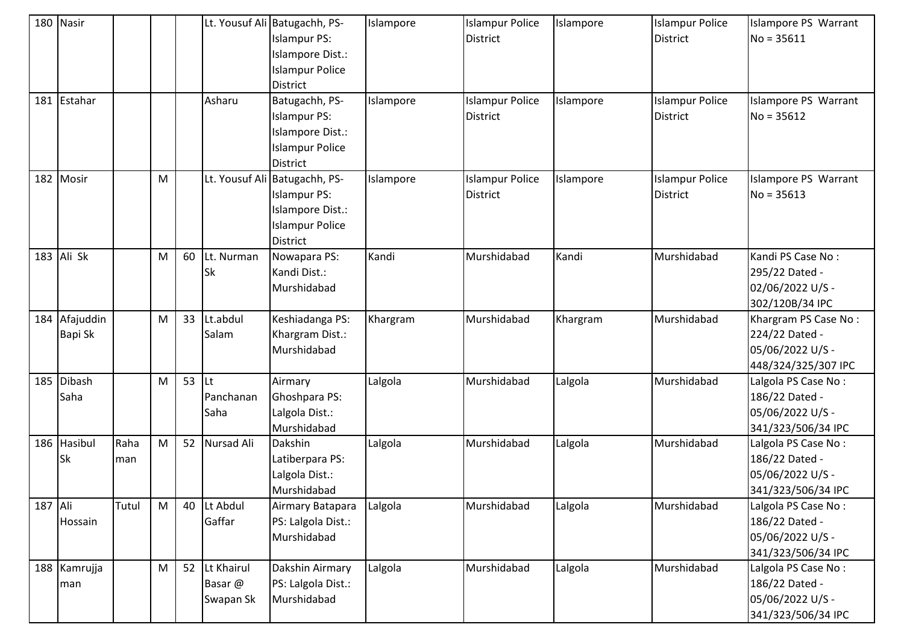| 180 | Nasir | | | | Lt. Yousuf Ali | Batugachh, PS-Islampur PS: Islampore Dist.: Islampur Police District | Islampore | Islampur Police District | Islampore | Islampur Police District | Islampore PS Warrant No = 35611 |
|---|---|---|---|---|---|---|---|---|---|---|---|
| 181 | Estahar | | | | Asharu | Batugachh, PS-Islampur PS: Islampore Dist.: Islampur Police District | Islampore | Islampur Police District | Islampore | Islampur Police District | Islampore PS Warrant No = 35612 |
| 182 | Mosir | | M | | Lt. Yousuf Ali | Batugachh, PS-Islampur PS: Islampore Dist.: Islampur Police District | Islampore | Islampur Police District | Islampore | Islampur Police District | Islampore PS Warrant No = 35613 |
| 183 | Ali Sk | | M | 60 | Lt. Nurman Sk | Nowapara PS: Kandi Dist.: Murshidabad | Kandi | Murshidabad | Kandi | Murshidabad | Kandi PS Case No : 295/22 Dated - 02/06/2022 U/S - 302/120B/34 IPC |
| 184 | Afajuddin Bapi Sk | | M | 33 | Lt.abdul Salam | Keshiadanga PS: Khargram Dist.: Murshidabad | Khargram | Murshidabad | Khargram | Murshidabad | Khargram PS Case No : 224/22 Dated - 05/06/2022 U/S - 448/324/325/307 IPC |
| 185 | Dibash Saha | | M | 53 | Lt Panchanan Saha | Airmary Ghoshpara PS: Lalgola Dist.: Murshidabad | Lalgola | Murshidabad | Lalgola | Murshidabad | Lalgola PS Case No : 186/22 Dated - 05/06/2022 U/S - 341/323/506/34 IPC |
| 186 | Hasibul Sk | Rahaman | M | 52 | Nursad Ali | Dakshin Latiberpara PS: Lalgola Dist.: Murshidabad | Lalgola | Murshidabad | Lalgola | Murshidabad | Lalgola PS Case No : 186/22 Dated - 05/06/2022 U/S - 341/323/506/34 IPC |
| 187 | Ali Hossain | Tutul | M | 40 | Lt Abdul Gaffar | Airmary Batapara PS: Lalgola Dist.: Murshidabad | Lalgola | Murshidabad | Lalgola | Murshidabad | Lalgola PS Case No : 186/22 Dated - 05/06/2022 U/S - 341/323/506/34 IPC |
| 188 | Kamrujjaman | | M | 52 | Lt Khairul Basar @ Swapan Sk | Dakshin Airmary PS: Lalgola Dist.: Murshidabad | Lalgola | Murshidabad | Lalgola | Murshidabad | Lalgola PS Case No : 186/22 Dated - 05/06/2022 U/S - 341/323/506/34 IPC |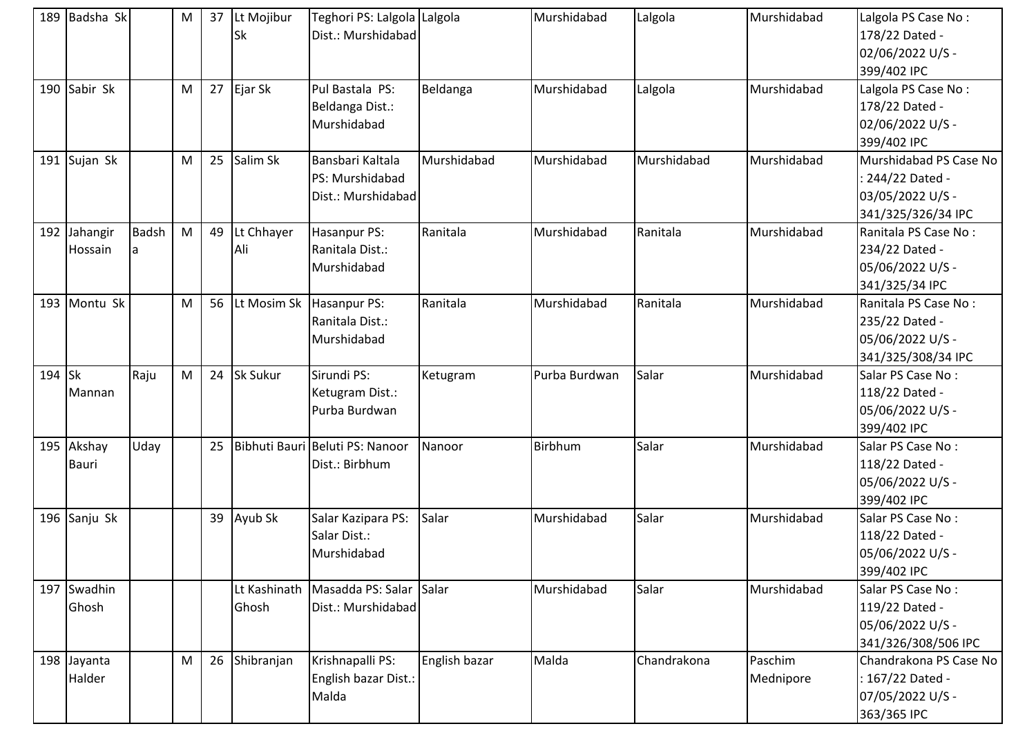| 189 | Badsha Sk | | M | 37 | Lt Mojibur Sk | Teghori PS: Lalgola Dist.: Murshidabad | Lalgola | Murshidabad | Lalgola | Murshidabad | Lalgola PS Case No : 178/22 Dated - 02/06/2022 U/S - 399/402 IPC |
|---|---|---|---|---|---|---|---|---|---|---|---|
| 190 | Sabir Sk | | M | 27 | Ejar Sk | Pul Bastala PS: Beldanga Dist.: Murshidabad | Beldanga | Murshidabad | Lalgola | Murshidabad | Lalgola PS Case No : 178/22 Dated - 02/06/2022 U/S - 399/402 IPC |
| 191 | Sujan Sk | | M | 25 | Salim Sk | Bansbari Kaltala PS: Murshidabad Dist.: Murshidabad | Murshidabad | Murshidabad | Murshidabad | Murshidabad | Murshidabad PS Case No : 244/22 Dated - 03/05/2022 U/S - 341/325/326/34 IPC |
| 192 | Jahangir Hossain | Badsha | M | 49 | Lt Chhayer Ali | Hasanpur PS: Ranitala Dist.: Murshidabad | Ranitala | Murshidabad | Ranitala | Murshidabad | Ranitala PS Case No : 234/22 Dated - 05/06/2022 U/S - 341/325/34 IPC |
| 193 | Montu Sk | | M | 56 | Lt Mosim Sk | Hasanpur PS: Ranitala Dist.: Murshidabad | Ranitala | Murshidabad | Ranitala | Murshidabad | Ranitala PS Case No : 235/22 Dated - 05/06/2022 U/S - 341/325/308/34 IPC |
| 194 | Sk Mannan | Raju | M | 24 | Sk Sukur | Sirundi PS: Ketugram Dist.: Purba Burdwan | Ketugram | Purba Burdwan | Salar | Murshidabad | Salar PS Case No : 118/22 Dated - 05/06/2022 U/S - 399/402 IPC |
| 195 | Akshay Bauri | Uday | | 25 | Bibhuti Bauri | Beluti PS: Nanoor Dist.: Birbhum | Nanoor | Birbhum | Salar | Murshidabad | Salar PS Case No : 118/22 Dated - 05/06/2022 U/S - 399/402 IPC |
| 196 | Sanju Sk | | | 39 | Ayub Sk | Salar Kazipara PS: Salar Dist.: Murshidabad | Salar | Murshidabad | Salar | Murshidabad | Salar PS Case No : 118/22 Dated - 05/06/2022 U/S - 399/402 IPC |
| 197 | Swadhin Ghosh | | | | Lt Kashinath Ghosh | Masadda PS: Salar Dist.: Murshidabad | Salar | Murshidabad | Salar | Murshidabad | Salar PS Case No : 119/22 Dated - 05/06/2022 U/S - 341/326/308/506 IPC |
| 198 | Jayanta Halder | | M | 26 | Shibranjan | Krishnapalli PS: English bazar Dist.: Malda | English bazar | Malda | Chandrakona | Paschim Mednipore | Chandrakona PS Case No : 167/22 Dated - 07/05/2022 U/S - 363/365 IPC |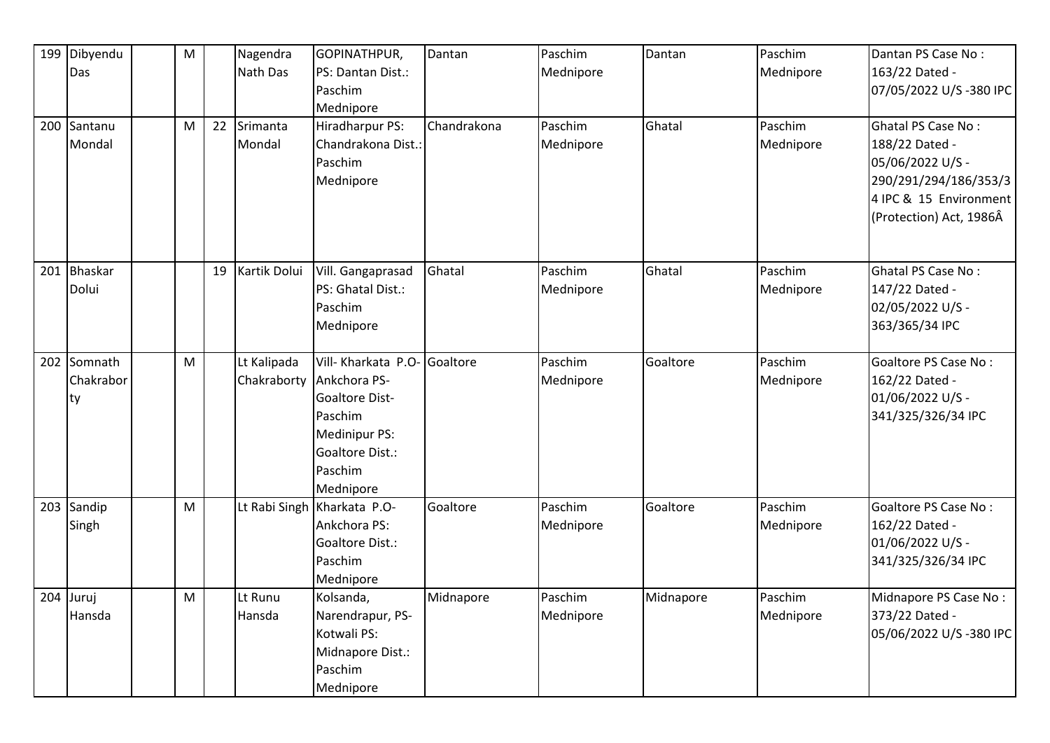| 199 | Dibyendu Das | | M | | Nagendra Nath Das | GOPINATHPUR, PS: Dantan Dist.: Paschim Mednipore | Dantan | Paschim Mednipore | Dantan | Paschim Mednipore | Dantan PS Case No : 163/22 Dated - 07/05/2022 U/S -380 IPC |
|---|---|---|---|---|---|---|---|---|---|---|---|
| 200 | Santanu Mondal | | M | 22 | Srimanta Mondal | Hiradharpur PS: Chandrakona Dist.: Paschim Mednipore | Chandrakona | Paschim Mednipore | Ghatal | Paschim Mednipore | Ghatal PS Case No : 188/22 Dated - 05/06/2022 U/S - 290/291/294/186/353/34 IPC & 15 Environment (Protection) Act, 1986Â |
| 201 | Bhaskar Dolui | | | 19 | Kartik Dolui | Vill. Gangaprasad PS: Ghatal Dist.: Paschim Mednipore | Ghatal | Paschim Mednipore | Ghatal | Paschim Mednipore | Ghatal PS Case No : 147/22 Dated - 02/05/2022 U/S - 363/365/34 IPC |
| 202 | Somnath Chakraborty | | M | | Lt Kalipada Chakraborty | Vill- Kharkata P.O- Ankchora PS- Goaltore Dist- Paschim Medinipur PS: Goaltore Dist.: Paschim Mednipore | Goaltore | Paschim Mednipore | Goaltore | Paschim Mednipore | Goaltore PS Case No : 162/22 Dated - 01/06/2022 U/S - 341/325/326/34 IPC |
| 203 | Sandip Singh | | M | | Lt Rabi Singh | Kharkata P.O- Ankchora PS: Goaltore Dist.: Paschim Mednipore | Goaltore | Paschim Mednipore | Goaltore | Paschim Mednipore | Goaltore PS Case No : 162/22 Dated - 01/06/2022 U/S - 341/325/326/34 IPC |
| 204 | Juruj Hansda | | M | | Lt Runu Hansda | Kolsanda, Narendrapur, PS- Kotwali PS: Midnapore Dist.: Paschim Mednipore | Midnapore | Paschim Mednipore | Midnapore | Paschim Mednipore | Midnapore PS Case No : 373/22 Dated - 05/06/2022 U/S -380 IPC |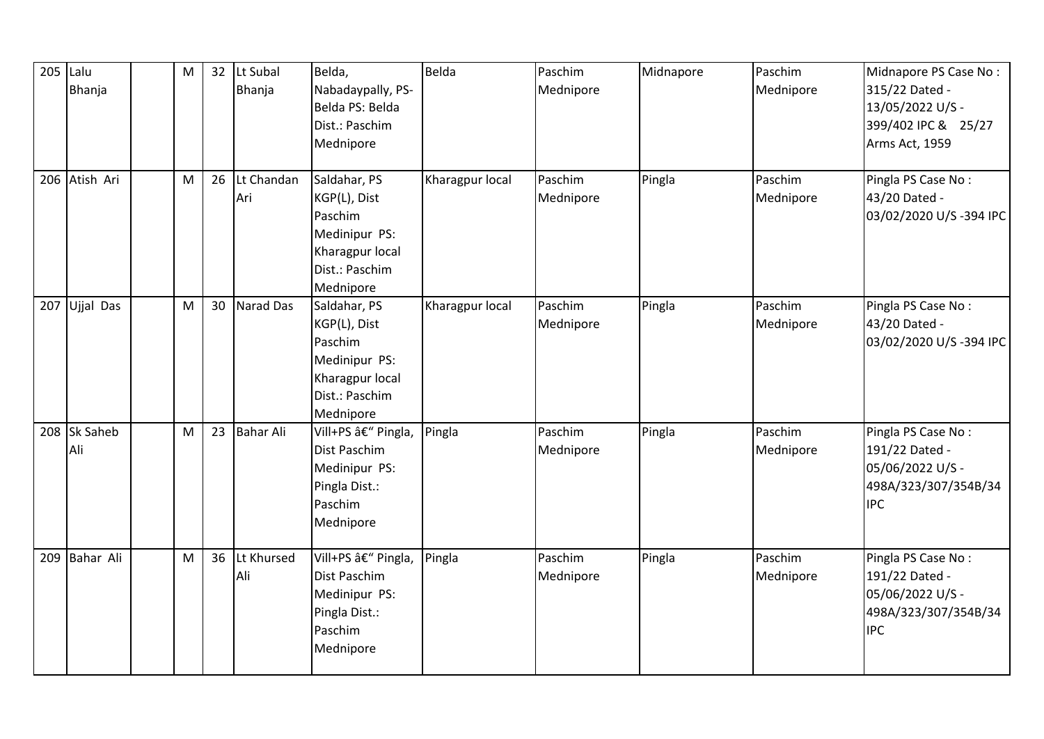| 205 | Lalu Bhanja | | M | 32 | Lt Subal Bhanja | Belda, Nabadaypally, PS-Belda PS: Belda Dist.: Paschim Mednipore | Belda | Paschim Mednipore | Midnapore | Paschim Mednipore | Midnapore PS Case No : 315/22 Dated - 13/05/2022 U/S - 399/402 IPC & 25/27 Arms Act, 1959 |
|---|---|---|---|---|---|---|---|---|---|---|---|
| 206 | Atish Ari | | M | 26 | Lt Chandan Ari | Saldahar, PS KGP(L), Dist Paschim Medinipur PS: Kharagpur local Dist.: Paschim Mednipore | Kharagpur local | Paschim Mednipore | Pingla | Paschim Mednipore | Pingla PS Case No : 43/20 Dated - 03/02/2020 U/S -394 IPC |
| 207 | Ujjal Das | | M | 30 | Narad Das | Saldahar, PS KGP(L), Dist Paschim Medinipur PS: Kharagpur local Dist.: Paschim Mednipore | Kharagpur local | Paschim Mednipore | Pingla | Paschim Mednipore | Pingla PS Case No : 43/20 Dated - 03/02/2020 U/S -394 IPC |
| 208 | Sk Saheb Ali | | M | 23 | Bahar Ali | Vill+PS â€“ Pingla, Dist Paschim Medinipur PS: Pingla Dist.: Paschim Mednipore | Pingla | Paschim Mednipore | Pingla | Paschim Mednipore | Pingla PS Case No : 191/22 Dated - 05/06/2022 U/S - 498A/323/307/354B/34 IPC |
| 209 | Bahar Ali | | M | 36 | Lt Khursed Ali | Vill+PS â€“ Pingla, Dist Paschim Medinipur PS: Pingla Dist.: Paschim Mednipore | Pingla | Paschim Mednipore | Pingla | Paschim Mednipore | Pingla PS Case No : 191/22 Dated - 05/06/2022 U/S - 498A/323/307/354B/34 IPC |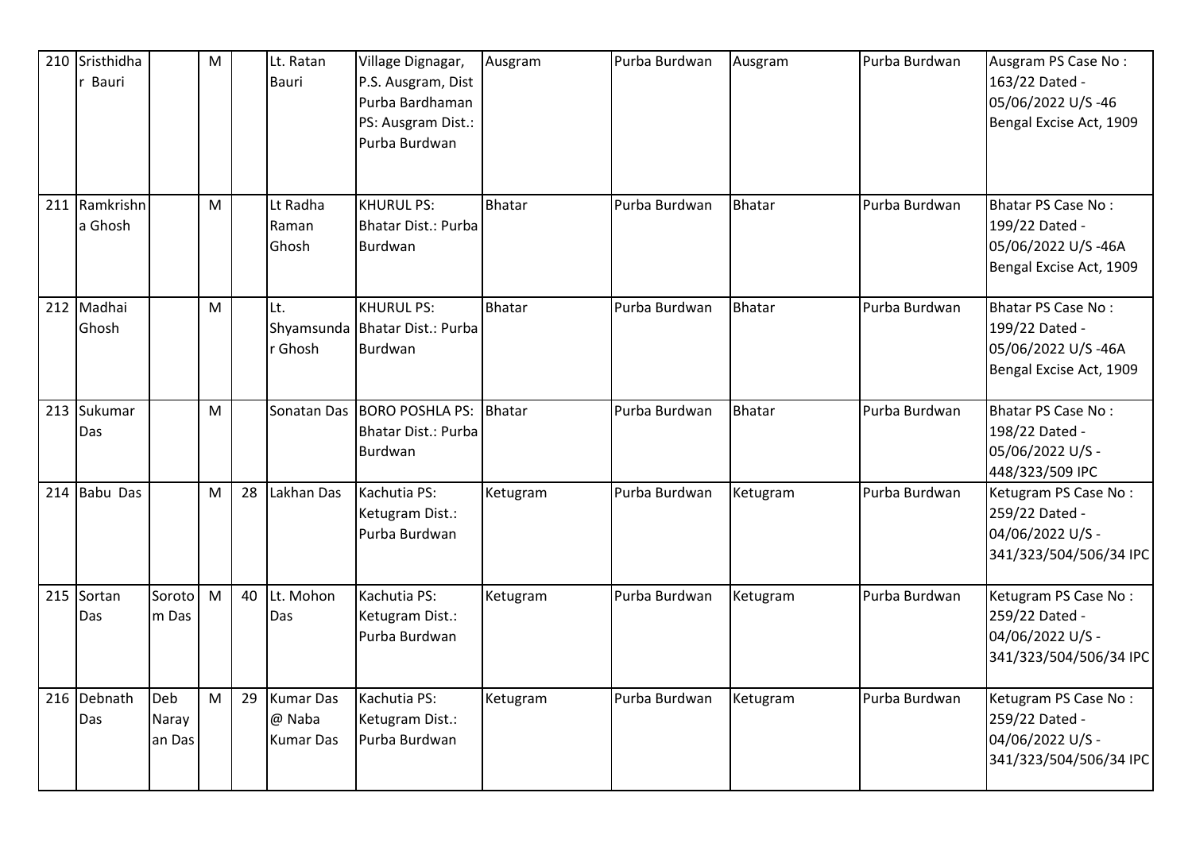| 210 | Sristhidhar Bauri | | M | | Lt. Ratan Bauri | Village Dignagar, P.S. Ausgram, Dist Purba Bardhaman PS: Ausgram Dist.: Purba Burdwan | Ausgram | Purba Burdwan | Ausgram | Purba Burdwan | Ausgram PS Case No : 163/22 Dated - 05/06/2022 U/S -46 Bengal Excise Act, 1909 |
|---|---|---|---|---|---|---|---|---|---|---|---|
| 211 | Ramkrishna Ghosh | | M | | Lt Radha Raman Ghosh | KHURUL PS: Bhatar Dist.: Purba Burdwan | Bhatar | Purba Burdwan | Bhatar | Purba Burdwan | Bhatar PS Case No : 199/22 Dated - 05/06/2022 U/S -46A Bengal Excise Act, 1909 |
| 212 | Madhai Ghosh | | M | | Lt. Shyamsundar Ghosh | KHURUL PS: Bhatar Dist.: Purba Burdwan | Bhatar | Purba Burdwan | Bhatar | Purba Burdwan | Bhatar PS Case No : 199/22 Dated - 05/06/2022 U/S -46A Bengal Excise Act, 1909 |
| 213 | Sukumar Das | | M | | Sonatan Das | BORO POSHLA PS: Bhatar Dist.: Purba Burdwan | Bhatar | Purba Burdwan | Bhatar | Purba Burdwan | Bhatar PS Case No : 198/22 Dated - 05/06/2022 U/S - 448/323/509 IPC |
| 214 | Babu Das | | M | 28 | Lakhan Das | Kachutia PS: Ketugram Dist.: Purba Burdwan | Ketugram | Purba Burdwan | Ketugram | Purba Burdwan | Ketugram PS Case No : 259/22 Dated - 04/06/2022 U/S - 341/323/504/506/34 IPC |
| 215 | Sortan Das | Sorotom Das | M | 40 | Lt. Mohon Das | Kachutia PS: Ketugram Dist.: Purba Burdwan | Ketugram | Purba Burdwan | Ketugram | Purba Burdwan | Ketugram PS Case No : 259/22 Dated - 04/06/2022 U/S - 341/323/504/506/34 IPC |
| 216 | Debnath Das | Deb Narayan Das | M | 29 | Kumar Das @ Naba Kumar Das | Kachutia PS: Ketugram Dist.: Purba Burdwan | Ketugram | Purba Burdwan | Ketugram | Purba Burdwan | Ketugram PS Case No : 259/22 Dated - 04/06/2022 U/S - 341/323/504/506/34 IPC |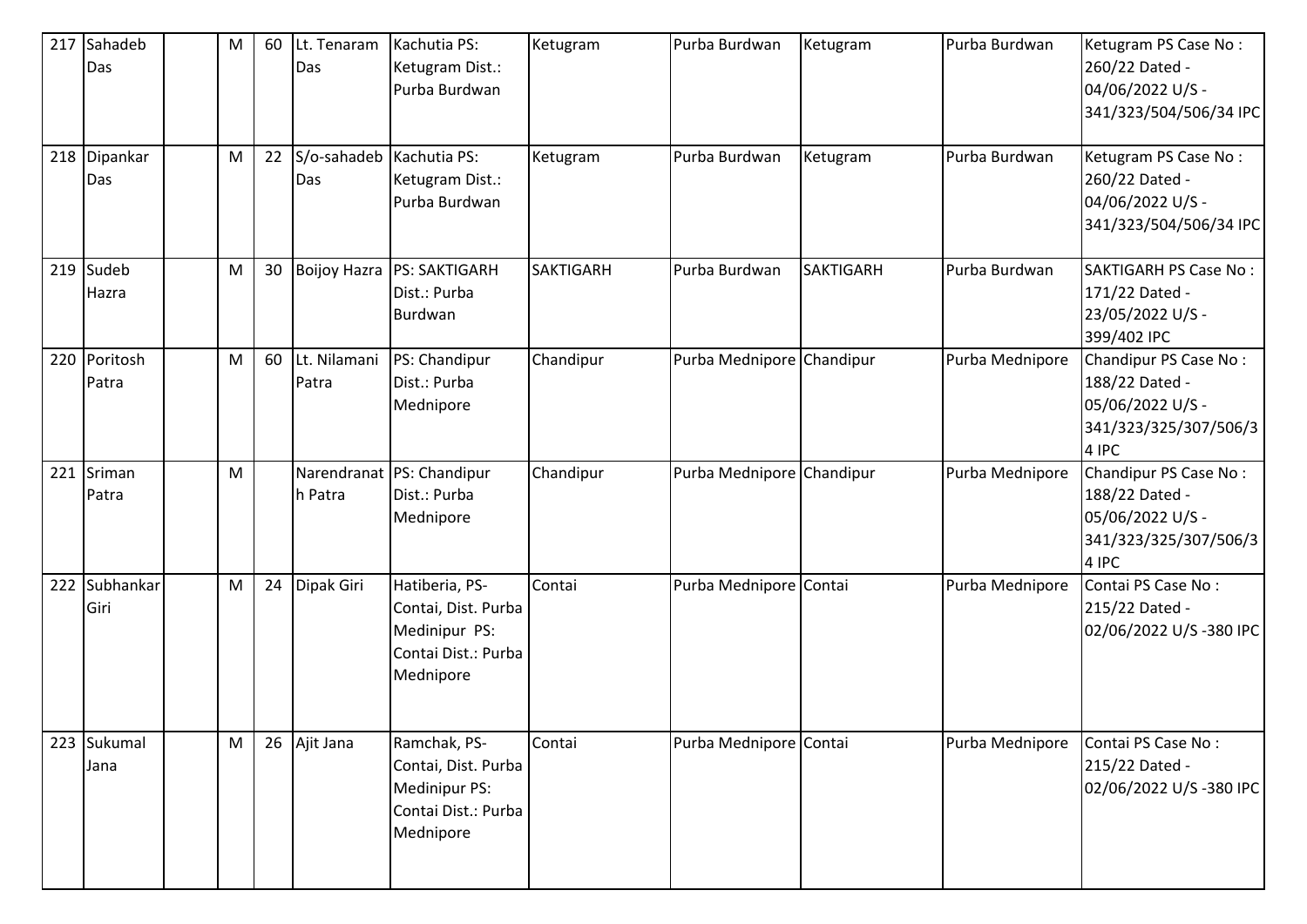| 217 | Sahadeb Das | | M | 60 | Lt. Tenaram Das | Kachutia PS: Ketugram Dist.: Purba Burdwan | Ketugram | Purba Burdwan | Ketugram | Purba Burdwan | Ketugram PS Case No : 260/22 Dated - 04/06/2022 U/S - 341/323/504/506/34 IPC |
|---|---|---|---|---|---|---|---|---|---|---|---|
| 218 | Dipankar Das | | M | 22 | S/o-sahadeb Das | Kachutia PS: Ketugram Dist.: Purba Burdwan | Ketugram | Purba Burdwan | Ketugram | Purba Burdwan | Ketugram PS Case No : 260/22 Dated - 04/06/2022 U/S - 341/323/504/506/34 IPC |
| 219 | Sudeb Hazra | | M | 30 | Boijoy Hazra | PS: SAKTIGARH Dist.: Purba Burdwan | SAKTIGARH | Purba Burdwan | SAKTIGARH | Purba Burdwan | SAKTIGARH PS Case No : 171/22 Dated - 23/05/2022 U/S - 399/402 IPC |
| 220 | Poritosh Patra | | M | 60 | Lt. Nilamani Patra | PS: Chandipur Dist.: Purba Mednipore | Chandipur | Purba Mednipore | Chandipur | Purba Mednipore | Chandipur PS Case No : 188/22 Dated - 05/06/2022 U/S - 341/323/325/307/506/34 IPC |
| 221 | Sriman Patra | | M | | Narendranath Patra | PS: Chandipur Dist.: Purba Mednipore | Chandipur | Purba Mednipore | Chandipur | Purba Mednipore | Chandipur PS Case No : 188/22 Dated - 05/06/2022 U/S - 341/323/325/307/506/34 IPC |
| 222 | Subhankar Giri | | M | 24 | Dipak Giri | Hatiberia, PS- Contai, Dist. Purba Medinipur PS: Contai Dist.: Purba Mednipore | Contai | Purba Mednipore | Contai | Purba Mednipore | Contai PS Case No : 215/22 Dated - 02/06/2022 U/S -380 IPC |
| 223 | Sukumal Jana | | M | 26 | Ajit Jana | Ramchak, PS- Contai, Dist. Purba Medinipur PS: Contai Dist.: Purba Mednipore | Contai | Purba Mednipore | Contai | Purba Mednipore | Contai PS Case No : 215/22 Dated - 02/06/2022 U/S -380 IPC |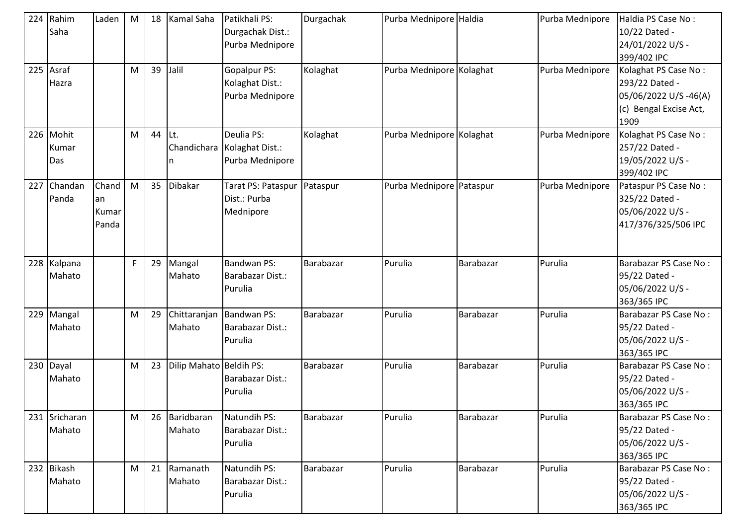| 224 | Rahim Saha | Laden | M | 18 | Kamal Saha | Patikhali PS: Durgachak Dist.: Purba Mednipore | Durgachak | Purba Mednipore | Haldia | Purba Mednipore | Haldia PS Case No : 10/22 Dated - 24/01/2022 U/S - 399/402 IPC |
|---|---|---|---|---|---|---|---|---|---|---|---|
| 225 | Asraf Hazra | | M | 39 | Jalil | Gopalpur PS: Kolaghat Dist.: Purba Mednipore | Kolaghat | Purba Mednipore | Kolaghat | Purba Mednipore | Kolaghat PS Case No : 293/22 Dated - 05/06/2022 U/S -46(A)(c) Bengal Excise Act, 1909 |
| 226 | Mohit Kumar Das | | M | 44 | Lt. Chandicharan | Deulia PS: Kolaghat Dist.: Purba Mednipore | Kolaghat | Purba Mednipore | Kolaghat | Purba Mednipore | Kolaghat PS Case No : 257/22 Dated - 19/05/2022 U/S - 399/402 IPC |
| 227 | Chandan Panda | Chandan Kumar Panda | M | 35 | Dibakar | Tarat PS: Pataspur Dist.: Purba Mednipore | Pataspur | Purba Mednipore | Pataspur | Purba Mednipore | Pataspur PS Case No : 325/22 Dated - 05/06/2022 U/S - 417/376/325/506 IPC |
| 228 | Kalpana Mahato | | F | 29 | Mangal Mahato | Bandwan PS: Barabazar Dist.: Purulia | Barabazar | Purulia | Barabazar | Purulia | Barabazar PS Case No : 95/22 Dated - 05/06/2022 U/S - 363/365 IPC |
| 229 | Mangal Mahato | | M | 29 | Chittaranjan Mahato | Bandwan PS: Barabazar Dist.: Purulia | Barabazar | Purulia | Barabazar | Purulia | Barabazar PS Case No : 95/22 Dated - 05/06/2022 U/S - 363/365 IPC |
| 230 | Dayal Mahato | | M | 23 | Dilip Mahato | Beldih PS: Barabazar Dist.: Purulia | Barabazar | Purulia | Barabazar | Purulia | Barabazar PS Case No : 95/22 Dated - 05/06/2022 U/S - 363/365 IPC |
| 231 | Sricharan Mahato | | M | 26 | Baridbaran Mahato | Natundih PS: Barabazar Dist.: Purulia | Barabazar | Purulia | Barabazar | Purulia | Barabazar PS Case No : 95/22 Dated - 05/06/2022 U/S - 363/365 IPC |
| 232 | Bikash Mahato | | M | 21 | Ramanath Mahato | Natundih PS: Barabazar Dist.: Purulia | Barabazar | Purulia | Barabazar | Purulia | Barabazar PS Case No : 95/22 Dated - 05/06/2022 U/S - 363/365 IPC |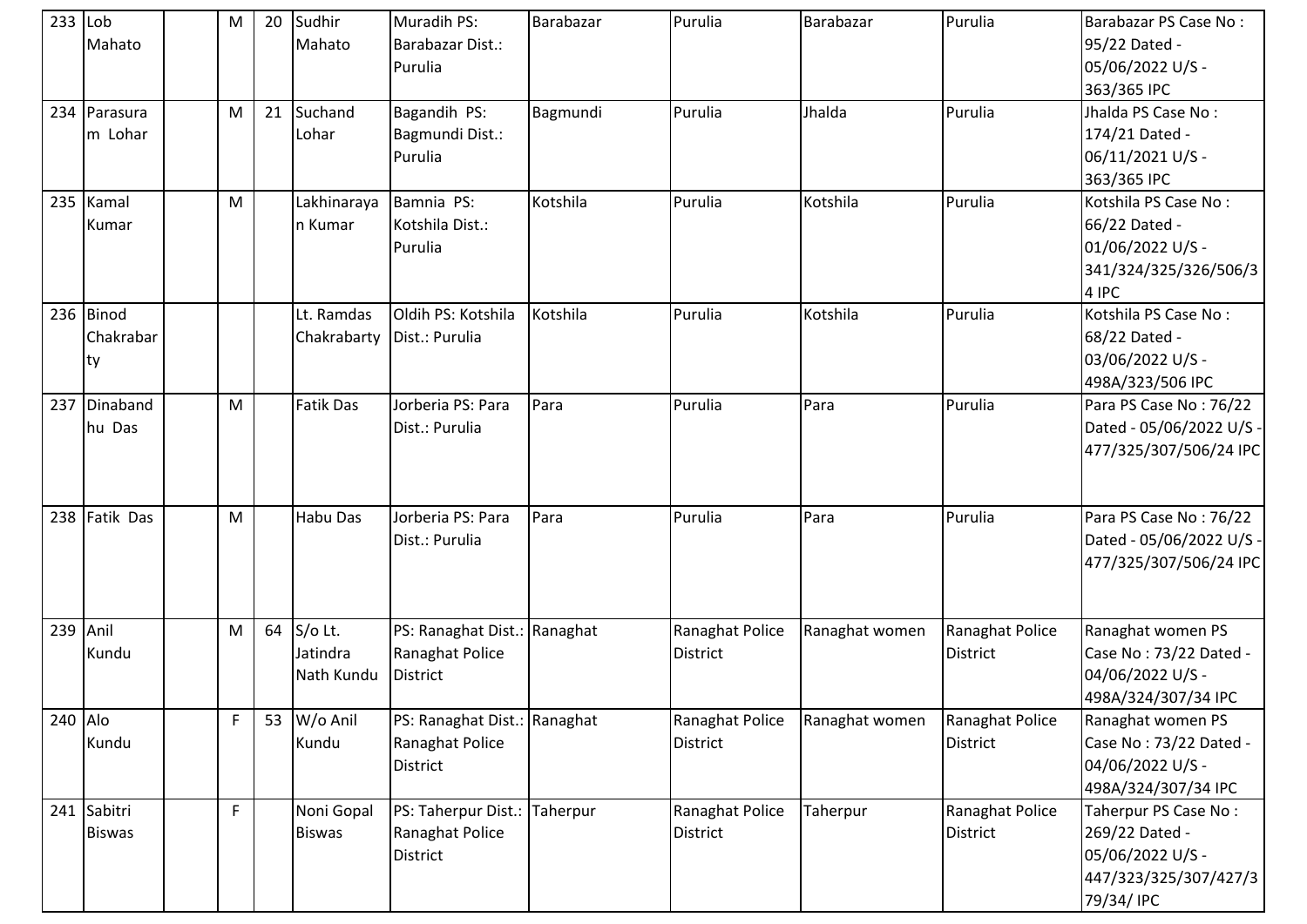| 233 | Lob Mahato | | M | 20 | Sudhir Mahato | Muradih PS: Barabazar Dist.: Purulia | Barabazar | Purulia | Barabazar | Purulia | Barabazar PS Case No : 95/22 Dated - 05/06/2022 U/S - 363/365 IPC |
|---|---|---|---|---|---|---|---|---|---|---|---|
| 234 | Parasuram Lohar | | M | 21 | Suchand Lohar | Bagandih PS: Bagmundi Dist.: Purulia | Bagmundi | Purulia | Jhalda | Purulia | Jhalda PS Case No : 174/21 Dated - 06/11/2021 U/S - 363/365 IPC |
| 235 | Kamal Kumar | | M | | Lakhinarayan Kumar | Bamnia PS: Kotshila Dist.: Purulia | Kotshila | Purulia | Kotshila | Purulia | Kotshila PS Case No : 66/22 Dated - 01/06/2022 U/S - 341/324/325/326/506/34 IPC |
| 236 | Binod Chakrabarty | | | | Lt. Ramdas Chakrabarty | Oldih PS: Kotshila Dist.: Purulia | Kotshila | Purulia | Kotshila | Purulia | Kotshila PS Case No : 68/22 Dated - 03/06/2022 U/S - 498A/323/506 IPC |
| 237 | Dinabandhu Das | | M | | Fatik Das | Jorberia PS: Para Dist.: Purulia | Para | Purulia | Para | Purulia | Para PS Case No : 76/22 Dated - 05/06/2022 U/S - 477/325/307/506/24 IPC |
| 238 | Fatik Das | | M | | Habu Das | Jorberia PS: Para Dist.: Purulia | Para | Purulia | Para | Purulia | Para PS Case No : 76/22 Dated - 05/06/2022 U/S - 477/325/307/506/24 IPC |
| 239 | Anil Kundu | | M | 64 | S/o Lt. Jatindra Nath Kundu | PS: Ranaghat Dist.: Ranaghat Police District | Ranaghat | Ranaghat Police District | Ranaghat women | Ranaghat Police District | Ranaghat women PS Case No : 73/22 Dated - 04/06/2022 U/S - 498A/324/307/34 IPC |
| 240 | Alo Kundu | | F | 53 | W/o Anil Kundu | PS: Ranaghat Dist.: Ranaghat Police District | Ranaghat | Ranaghat Police District | Ranaghat women | Ranaghat Police District | Ranaghat women PS Case No : 73/22 Dated - 04/06/2022 U/S - 498A/324/307/34 IPC |
| 241 | Sabitri Biswas | | F | | Noni Gopal Biswas | PS: Taherpur Dist.: Ranaghat Police District | Taherpur | Ranaghat Police District | Taherpur | Ranaghat Police District | Taherpur PS Case No : 269/22 Dated - 05/06/2022 U/S - 447/323/325/307/427/379/34/ IPC |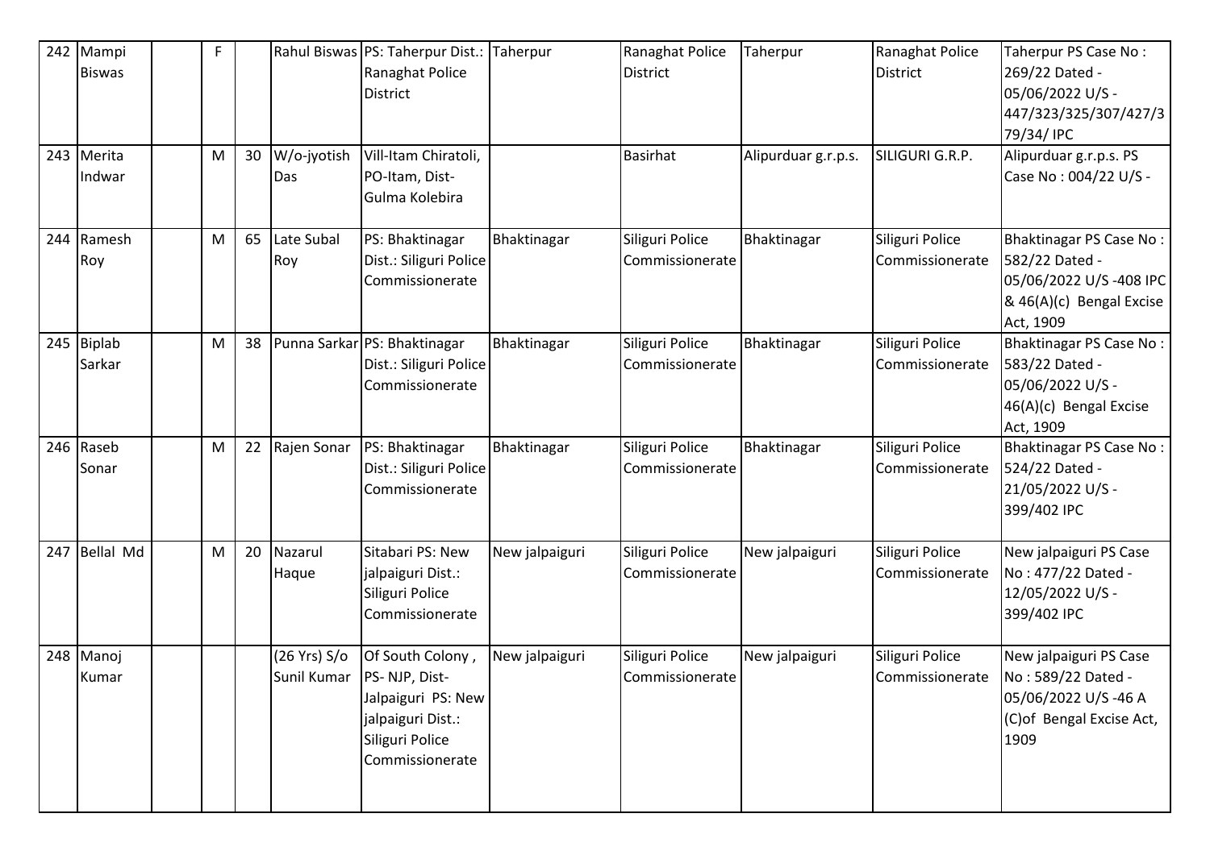| 242 | Mampi Biswas | | F | | Rahul Biswas | PS: Taherpur Dist.: Ranaghat Police District | Taherpur | Ranaghat Police District | Taherpur | Ranaghat Police District | Taherpur PS Case No : 269/22 Dated - 05/06/2022 U/S - 447/323/325/307/427/379/34/ IPC |
|---|---|---|---|---|---|---|---|---|---|---|---|
| 243 | Merita Indwar | | M | 30 | W/o-jyotish Das | Vill-Itam Chiratoli, PO-Itam, Dist-Gulma Kolebira | | Basirhat | Alipurduar g.r.p.s. | SILIGURI G.R.P. | Alipurduar g.r.p.s. PS Case No : 004/22 U/S - |
| 244 | Ramesh Roy | | M | 65 | Late Subal Roy | PS: Bhaktinagar Dist.: Siliguri Police Commissionerate | Bhaktinagar | Siliguri Police Commissionerate | Bhaktinagar | Siliguri Police Commissionerate | Bhaktinagar PS Case No : 582/22 Dated - 05/06/2022 U/S -408 IPC & 46(A)(c) Bengal Excise Act, 1909 |
| 245 | Biplab Sarkar | | M | 38 | Punna Sarkar | PS: Bhaktinagar Dist.: Siliguri Police Commissionerate | Bhaktinagar | Siliguri Police Commissionerate | Bhaktinagar | Siliguri Police Commissionerate | Bhaktinagar PS Case No : 583/22 Dated - 05/06/2022 U/S - 46(A)(c) Bengal Excise Act, 1909 |
| 246 | Raseb Sonar | | M | 22 | Rajen Sonar | PS: Bhaktinagar Dist.: Siliguri Police Commissionerate | Bhaktinagar | Siliguri Police Commissionerate | Bhaktinagar | Siliguri Police Commissionerate | Bhaktinagar PS Case No : 524/22 Dated - 21/05/2022 U/S - 399/402 IPC |
| 247 | Bellal Md | | M | 20 | Nazarul Haque | Sitabari PS: New jalpaiguri Dist.: Siliguri Police Commissionerate | New jalpaiguri | Siliguri Police Commissionerate | New jalpaiguri | Siliguri Police Commissionerate | New jalpaiguri PS Case No : 477/22 Dated - 12/05/2022 U/S - 399/402 IPC |
| 248 | Manoj Kumar | | | | (26 Yrs) S/o Sunil Kumar | Of South Colony , PS- NJP, Dist-Jalpaiguri PS: New jalpaiguri Dist.: Siliguri Police Commissionerate | New jalpaiguri | Siliguri Police Commissionerate | New jalpaiguri | Siliguri Police Commissionerate | New jalpaiguri PS Case No : 589/22 Dated - 05/06/2022 U/S -46 A (C)of Bengal Excise Act, 1909 |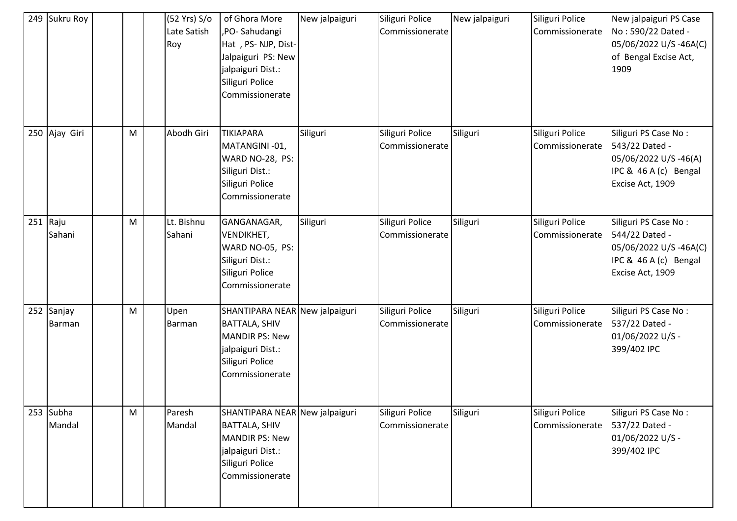| 249 | Sukru Roy | | | | (52 Yrs) S/o Late Satish Roy | of Ghora More ,PO- Sahudangi Hat , PS- NJP, Dist- Jalpaiguri PS: New jalpaiguri Dist.: Siliguri Police Commissionerate | New jalpaiguri | Siliguri Police Commissionerate | New jalpaiguri | Siliguri Police Commissionerate | New jalpaiguri PS Case No : 590/22 Dated - 05/06/2022 U/S -46A(C) of Bengal Excise Act, 1909 |
|---|---|---|---|---|---|---|---|---|---|---|---|
| 250 | Ajay Giri | | M | | Abodh Giri | TIKIAPARA MATANGINI -01, WARD NO-28, PS: Siliguri Dist.: Siliguri Police Commissionerate | Siliguri | Siliguri Police Commissionerate | Siliguri | Siliguri Police Commissionerate | Siliguri PS Case No : 543/22 Dated - 05/06/2022 U/S -46(A) IPC & 46 A (c) Bengal Excise Act, 1909 |
| 251 | Raju Sahani | | M | | Lt. Bishnu Sahani | GANGANAGAR, VENDIKHET, WARD NO-05, PS: Siliguri Dist.: Siliguri Police Commissionerate | Siliguri | Siliguri Police Commissionerate | Siliguri | Siliguri Police Commissionerate | Siliguri PS Case No : 544/22 Dated - 05/06/2022 U/S -46A(C) IPC & 46 A (c) Bengal Excise Act, 1909 |
| 252 | Sanjay Barman | | M | | Upen Barman | SHANTIPARA NEAR BATTALA, SHIV MANDIR PS: New jalpaiguri Dist.: Siliguri Police Commissionerate | New jalpaiguri | Siliguri Police Commissionerate | Siliguri | Siliguri Police Commissionerate | Siliguri PS Case No : 537/22 Dated - 01/06/2022 U/S - 399/402 IPC |
| 253 | Subha Mandal | | M | | Paresh Mandal | SHANTIPARA NEAR BATTALA, SHIV MANDIR PS: New jalpaiguri Dist.: Siliguri Police Commissionerate | New jalpaiguri | Siliguri Police Commissionerate | Siliguri | Siliguri Police Commissionerate | Siliguri PS Case No : 537/22 Dated - 01/06/2022 U/S - 399/402 IPC |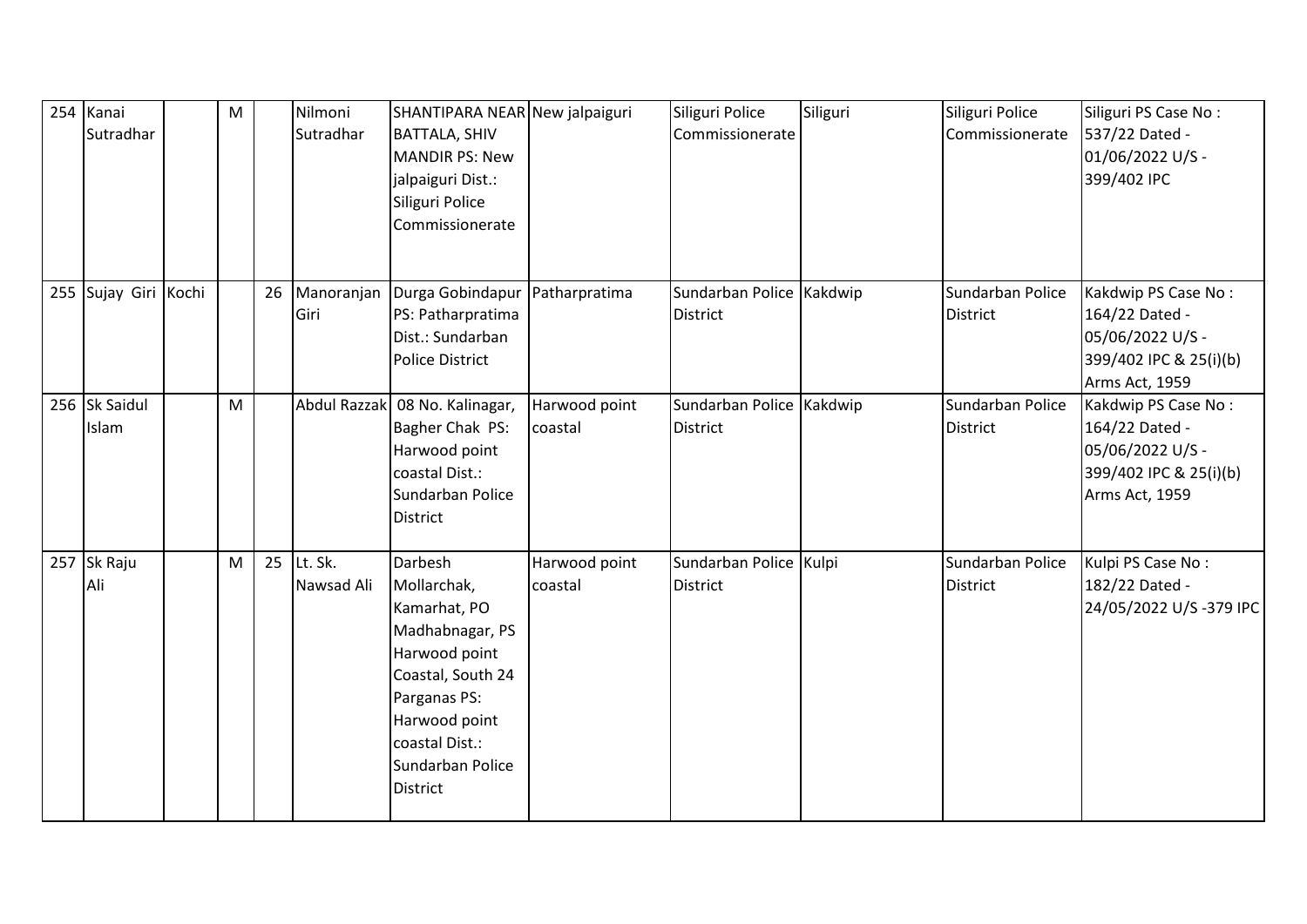| 254 | Kanai Sutradhar | | M | | Nilmoni Sutradhar | SHANTIPARA NEAR BATTALA, SHIV MANDIR PS: New jalpaiguri Dist.: Siliguri Police Commissionerate | New jalpaiguri | Siliguri Police Commissionerate | Siliguri | Siliguri Police Commissionerate | Siliguri PS Case No : 537/22 Dated - 01/06/2022 U/S - 399/402 IPC |
|---|---|---|---|---|---|---|---|---|---|---|---|
| 255 | Sujay Giri | Kochi | | 26 | Manoranjan Giri | Durga Gobindapur PS: Patharpratima Dist.: Sundarban Police District | Patharpratima | Sundarban Police District | Kakdwip | Sundarban Police District | Kakdwip PS Case No : 164/22 Dated - 05/06/2022 U/S - 399/402 IPC & 25(i)(b) Arms Act, 1959 |
| 256 | Sk Saidul Islam | | M | | Abdul Razzak | 08 No. Kalinagar, Bagher Chak PS: Harwood point coastal Dist.: Sundarban Police District | Harwood point coastal | Sundarban Police District | Kakdwip | Sundarban Police District | Kakdwip PS Case No : 164/22 Dated - 05/06/2022 U/S - 399/402 IPC & 25(i)(b) Arms Act, 1959 |
| 257 | Sk Raju Ali | | M | 25 | Lt. Sk. Nawsad Ali | Darbesh Mollarchak, Kamarhat, PO Madhabnagar, PS Harwood point Coastal, South 24 Parganas PS: Harwood point coastal Dist.: Sundarban Police District | Harwood point coastal | Sundarban Police District | Kulpi | Sundarban Police District | Kulpi PS Case No : 182/22 Dated - 24/05/2022 U/S -379 IPC |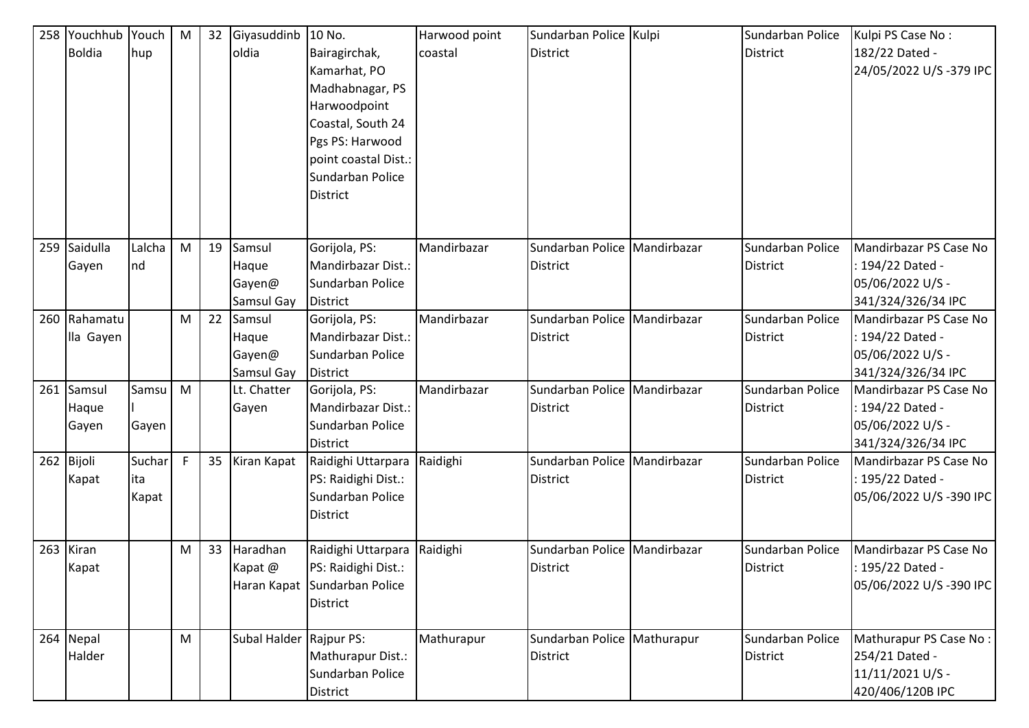| 258 | Youchhub Boldia | Youch hup | M | 32 | Giyasuddinb oldia | 10 No. Bairagirchak, Kamarhat, PO Madhabnagar, PS Harwoodpoint Coastal, South 24 Pgs PS: Harwood point coastal Dist.: Sundarban Police District | Harwood point coastal | Sundarban Police District | Kulpi | Sundarban Police District | Kulpi PS Case No : 182/22 Dated - 24/05/2022 U/S -379 IPC |
|---|---|---|---|---|---|---|---|---|---|---|---|
| 259 | Saidulla Gayen | Lalcha nd | M | 19 | Samsul Haque Gayen@ Samsul Gay | Gorijola, PS: Mandirbazar Dist.: Sundarban Police District | Mandirbazar | Sundarban Police District | Mandirbazar | Sundarban Police District | Mandirbazar PS Case No : 194/22 Dated - 05/06/2022 U/S - 341/324/326/34 IPC |
| 260 | Rahamatu lla Gayen | | M | 22 | Samsul Haque Gayen@ Samsul Gay | Gorijola, PS: Mandirbazar Dist.: Sundarban Police District | Mandirbazar | Sundarban Police District | Mandirbazar | Sundarban Police District | Mandirbazar PS Case No : 194/22 Dated - 05/06/2022 U/S - 341/324/326/34 IPC |
| 261 | Samsul Haque Gayen | Samsu l Gayen | M | | Lt. Chatter Gayen | Gorijola, PS: Mandirbazar Dist.: Sundarban Police District | Mandirbazar | Sundarban Police District | Mandirbazar | Sundarban Police District | Mandirbazar PS Case No : 194/22 Dated - 05/06/2022 U/S - 341/324/326/34 IPC |
| 262 | Bijoli Kapat | Suchar ita Kapat | F | 35 | Kiran Kapat | Raidighi Uttarpara PS: Raidighi Dist.: Sundarban Police District | Raidighi | Sundarban Police District | Mandirbazar | Sundarban Police District | Mandirbazar PS Case No : 195/22 Dated - 05/06/2022 U/S -390 IPC |
| 263 | Kiran Kapat | | M | 33 | Haradhan Kapat @ Haran Kapat | Raidighi Uttarpara PS: Raidighi Dist.: Sundarban Police District | Raidighi | Sundarban Police District | Mandirbazar | Sundarban Police District | Mandirbazar PS Case No : 195/22 Dated - 05/06/2022 U/S -390 IPC |
| 264 | Nepal Halder | | M | | Subal Halder | Rajpur PS: Mathurapur Dist.: Sundarban Police District | Mathurapur | Sundarban Police District | Mathurapur | Sundarban Police District | Mathurapur PS Case No : 254/21 Dated - 11/11/2021 U/S - 420/406/120B IPC |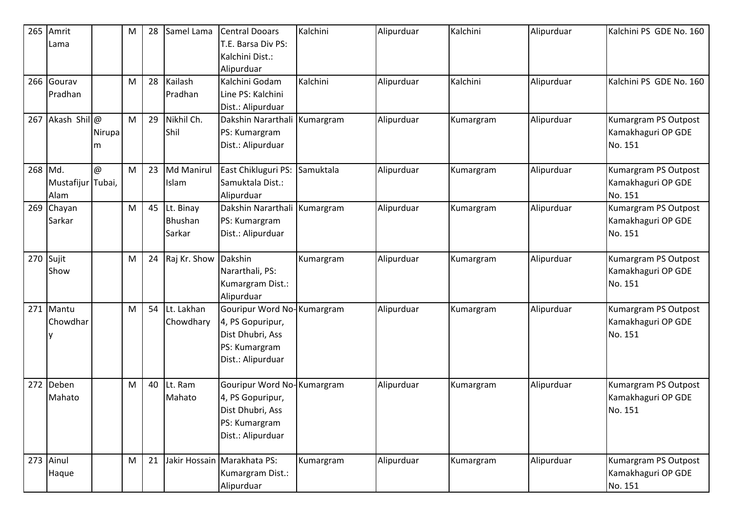| 265 | Amrit Lama | | M | 28 | Samel Lama | Central Dooars T.E. Barsa Div PS: Kalchini Dist.: Alipurduar | Kalchini | Alipurduar | Kalchini | Alipurduar | Kalchini PS GDE No. 160 |
|---|---|---|---|---|---|---|---|---|---|---|---|
| 266 | Gourav Pradhan | | M | 28 | Kailash Pradhan | Kalchini Godam Line PS: Kalchini Dist.: Alipurduar | Kalchini | Alipurduar | Kalchini | Alipurduar | Kalchini PS GDE No. 160 |
| 267 | Akash Shil | @ Nirupam | M | 29 | Nikhil Ch. Shil | Dakshin Nararthali PS: Kumargram Dist.: Alipurduar | Kumargram | Alipurduar | Kumargram | Alipurduar | Kumargram PS Outpost Kamakhaguri OP GDE No. 151 |
| 268 | Md. Mustafijur Alam | @ Tubai, | M | 23 | Md Manirul Islam | East Chikluguri PS: Samuktala Dist.: Alipurduar | Samuktala | Alipurduar | Kumargram | Alipurduar | Kumargram PS Outpost Kamakhaguri OP GDE No. 151 |
| 269 | Chayan Sarkar | | M | 45 | Lt. Binay Bhushan Sarkar | Dakshin Nararthali PS: Kumargram Dist.: Alipurduar | Kumargram | Alipurduar | Kumargram | Alipurduar | Kumargram PS Outpost Kamakhaguri OP GDE No. 151 |
| 270 | Sujit Show | | M | 24 | Raj Kr. Show | Dakshin Nararthali, PS: Kumargram Dist.: Alipurduar | Kumargram | Alipurduar | Kumargram | Alipurduar | Kumargram PS Outpost Kamakhaguri OP GDE No. 151 |
| 271 | Mantu Chowdhary | | M | 54 | Lt. Lakhan Chowdhary | Gouripur Word No-4, PS Gopuripur, Dist Dhubri, Ass PS: Kumargram Dist.: Alipurduar | Kumargram | Alipurduar | Kumargram | Alipurduar | Kumargram PS Outpost Kamakhaguri OP GDE No. 151 |
| 272 | Deben Mahato | | M | 40 | Lt. Ram Mahato | Gouripur Word No-4, PS Gopuripur, Dist Dhubri, Ass PS: Kumargram Dist.: Alipurduar | Kumargram | Alipurduar | Kumargram | Alipurduar | Kumargram PS Outpost Kamakhaguri OP GDE No. 151 |
| 273 | Ainul Haque | | M | 21 | Jakir Hossain | Marakhata PS: Kumargram Dist.: Alipurduar | Kumargram | Alipurduar | Kumargram | Alipurduar | Kumargram PS Outpost Kamakhaguri OP GDE No. 151 |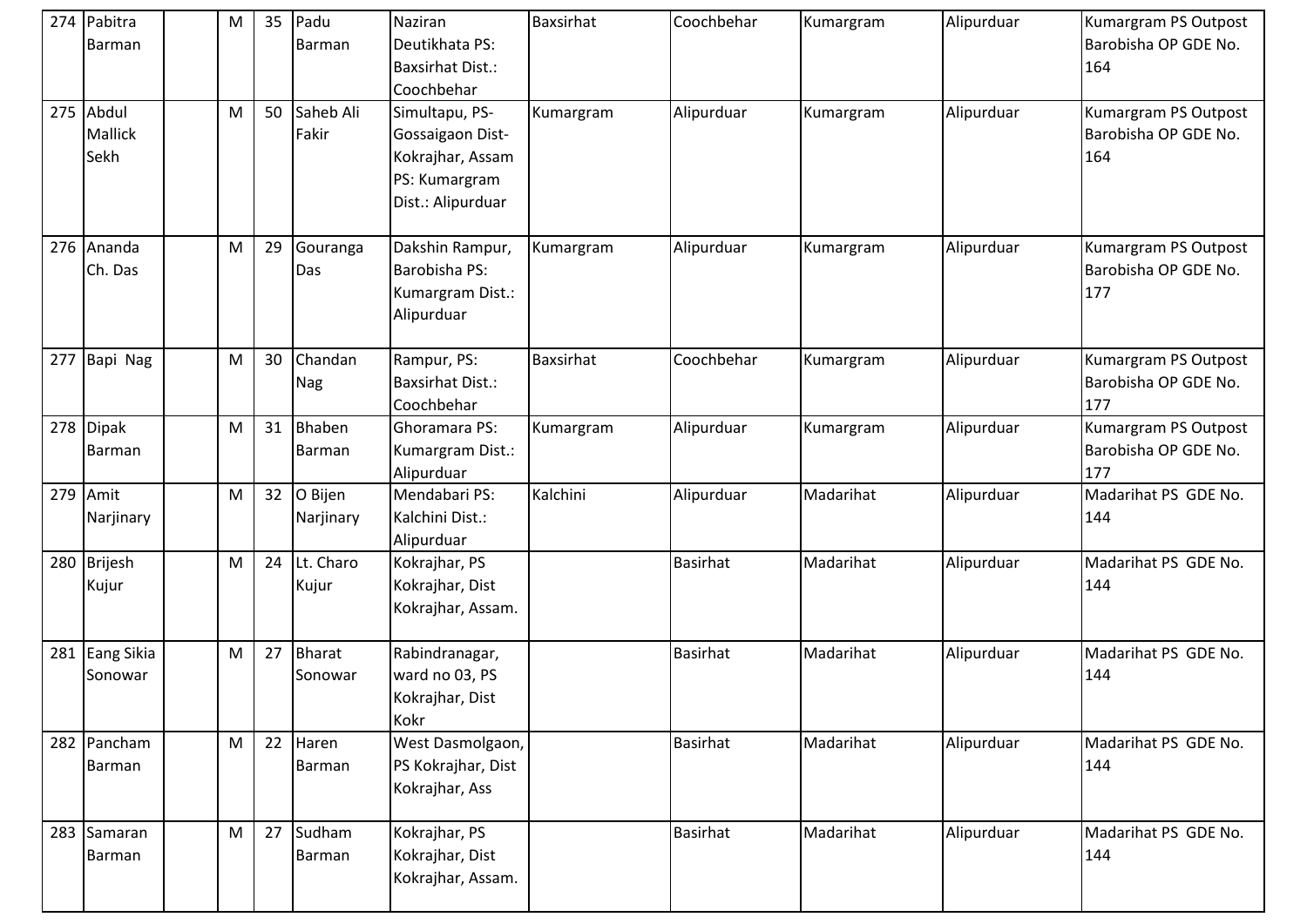| 274 | Pabitra Barman | | M | 35 | Padu Barman | Naziran Deutikhata PS: Baxsirhat Dist.: Coochbehar | Baxsirhat | Coochbehar | Kumargram | Alipurduar | Kumargram PS Outpost Barobisha OP GDE No. 164 |
|---|---|---|---|---|---|---|---|---|---|---|---|
| 275 | Abdul Mallick Sekh | | M | 50 | Saheb Ali Fakir | Simultapu, PS- Gossaigaon Dist- Kokrajhar, Assam PS: Kumargram Dist.: Alipurduar | Kumargram | Alipurduar | Kumargram | Alipurduar | Kumargram PS Outpost Barobisha OP GDE No. 164 |
| 276 | Ananda Ch. Das | | M | 29 | Gouranga Das | Dakshin Rampur, Barobisha PS: Kumargram Dist.: Alipurduar | Kumargram | Alipurduar | Kumargram | Alipurduar | Kumargram PS Outpost Barobisha OP GDE No. 177 |
| 277 | Bapi Nag | | M | 30 | Chandan Nag | Rampur, PS: Baxsirhat Dist.: Coochbehar | Baxsirhat | Coochbehar | Kumargram | Alipurduar | Kumargram PS Outpost Barobisha OP GDE No. 177 |
| 278 | Dipak Barman | | M | 31 | Bhaben Barman | Ghoramara PS: Kumargram Dist.: Alipurduar | Kumargram | Alipurduar | Kumargram | Alipurduar | Kumargram PS Outpost Barobisha OP GDE No. 177 |
| 279 | Amit Narjinary | | M | 32 | O Bijen Narjinary | Mendabari PS: Kalchini Dist.: Alipurduar | Kalchini | Alipurduar | Madarihat | Alipurduar | Madarihat PS GDE No. 144 |
| 280 | Brijesh Kujur | | M | 24 | Lt. Charo Kujur | Kokrajhar, PS Kokrajhar, Dist Kokrajhar, Assam. | | Basirhat | Madarihat | Alipurduar | Madarihat PS GDE No. 144 |
| 281 | Eang Sikia Sonowar | | M | 27 | Bharat Sonowar | Rabindranagar, ward no 03, PS Kokrajhar, Dist Kokr | | Basirhat | Madarihat | Alipurduar | Madarihat PS GDE No. 144 |
| 282 | Pancham Barman | | M | 22 | Haren Barman | West Dasmolgaon, PS Kokrajhar, Dist Kokrajhar, Ass | | Basirhat | Madarihat | Alipurduar | Madarihat PS GDE No. 144 |
| 283 | Samaran Barman | | M | 27 | Sudham Barman | Kokrajhar, PS Kokrajhar, Dist Kokrajhar, Assam. | | Basirhat | Madarihat | Alipurduar | Madarihat PS GDE No. 144 |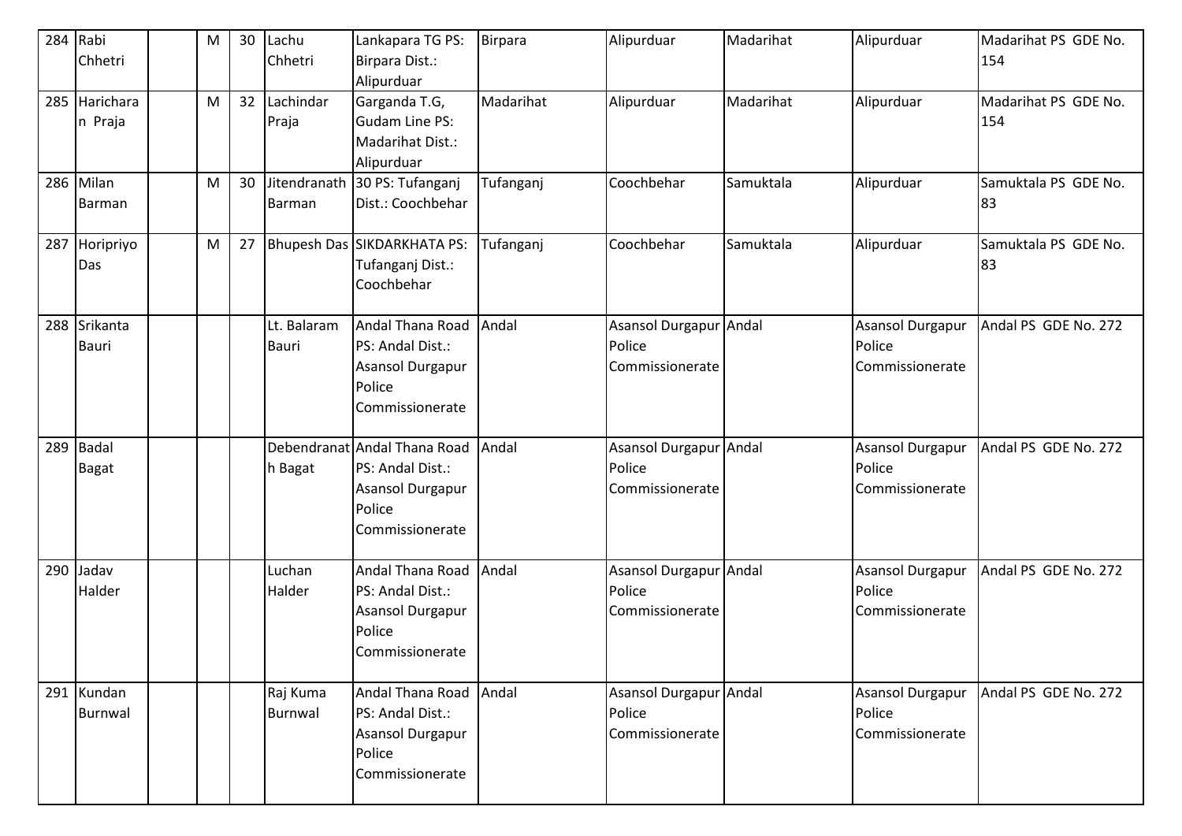| 284 | Rabi Chhetri | | M | 30 | Lachu Chhetri | Lankapara TG PS: Birpara Dist.: Alipurduar | Birpara | Alipurduar | Madarihat | Alipurduar | Madarihat PS GDE No. 154 |
|---|---|---|---|---|---|---|---|---|---|---|---|
| 285 | Harichara n Praja | | M | 32 | Lachindar Praja | Garganda T.G, Gudam Line PS: Madarihat Dist.: Alipurduar | Madarihat | Alipurduar | Madarihat | Alipurduar | Madarihat PS GDE No. 154 |
| 286 | Milan Barman | | M | 30 | Jitendranath Barman | 30 PS: Tufanganj Dist.: Coochbehar | Tufanganj | Coochbehar | Samuktala | Alipurduar | Samuktala PS GDE No. 83 |
| 287 | Horipriyo Das | | M | 27 | Bhupesh Das | SIKDARKHATA PS: Tufanganj Dist.: Coochbehar | Tufanganj | Coochbehar | Samuktala | Alipurduar | Samuktala PS GDE No. 83 |
| 288 | Srikanta Bauri | | | | Lt. Balaram Bauri | Andal Thana Road PS: Andal Dist.: Asansol Durgapur Police Commissionerate | Andal | Asansol Durgapur Police Commissionerate | Andal | Asansol Durgapur Police Commissionerate | Andal PS GDE No. 272 |
| 289 | Badal Bagat | | | | Debendranat h Bagat | Andal Thana Road PS: Andal Dist.: Asansol Durgapur Police Commissionerate | Andal | Asansol Durgapur Police Commissionerate | Andal | Asansol Durgapur Police Commissionerate | Andal PS GDE No. 272 |
| 290 | Jadav Halder | | | | Luchan Halder | Andal Thana Road PS: Andal Dist.: Asansol Durgapur Police Commissionerate | Andal | Asansol Durgapur Police Commissionerate | Andal | Asansol Durgapur Police Commissionerate | Andal PS GDE No. 272 |
| 291 | Kundan Burnwal | | | | Raj Kuma Burnwal | Andal Thana Road PS: Andal Dist.: Asansol Durgapur Police Commissionerate | Andal | Asansol Durgapur Police Commissionerate | Andal | Asansol Durgapur Police Commissionerate | Andal PS GDE No. 272 |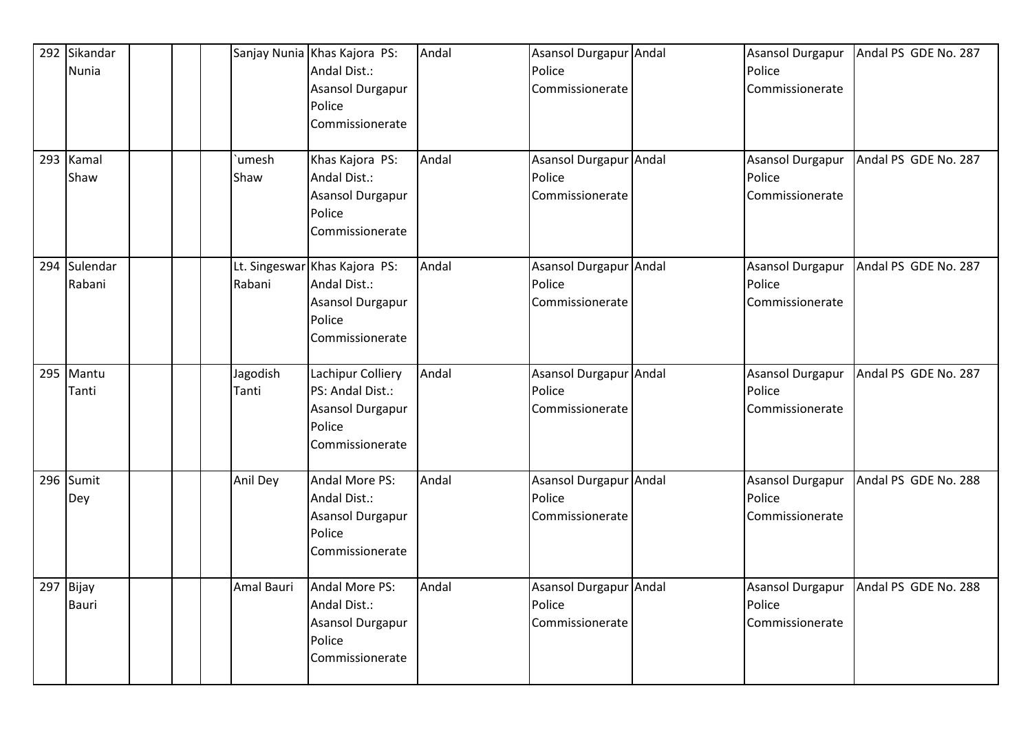| | | | | | | | | | | | |
|---|---|---|---|---|---|---|---|---|---|---|---|
| 292 | Sikandar Nunia | | | | Sanjay Nunia | Khas Kajora PS: Andal Dist.: Asansol Durgapur Police Commissionerate | Andal | Asansol Durgapur Police Commissionerate | Andal | Asansol Durgapur Police Commissionerate | Andal PS GDE No. 287 |
| 293 | Kamal Shaw | | | | `umesh Shaw | Khas Kajora PS: Andal Dist.: Asansol Durgapur Police Commissionerate | Andal | Asansol Durgapur Police Commissionerate | Andal | Asansol Durgapur Police Commissionerate | Andal PS GDE No. 287 |
| 294 | Sulendar Rabani | | | | Lt. Singeswar Rabani | Khas Kajora PS: Andal Dist.: Asansol Durgapur Police Commissionerate | Andal | Asansol Durgapur Police Commissionerate | Andal | Asansol Durgapur Police Commissionerate | Andal PS GDE No. 287 |
| 295 | Mantu Tanti | | | | Jagodish Tanti | Lachipur Colliery PS: Andal Dist.: Asansol Durgapur Police Commissionerate | Andal | Asansol Durgapur Police Commissionerate | Andal | Asansol Durgapur Police Commissionerate | Andal PS GDE No. 287 |
| 296 | Sumit Dey | | | | Anil Dey | Andal More PS: Andal Dist.: Asansol Durgapur Police Commissionerate | Andal | Asansol Durgapur Police Commissionerate | Andal | Asansol Durgapur Police Commissionerate | Andal PS GDE No. 288 |
| 297 | Bijay Bauri | | | | Amal Bauri | Andal More PS: Andal Dist.: Asansol Durgapur Police Commissionerate | Andal | Asansol Durgapur Police Commissionerate | Andal | Asansol Durgapur Police Commissionerate | Andal PS GDE No. 288 |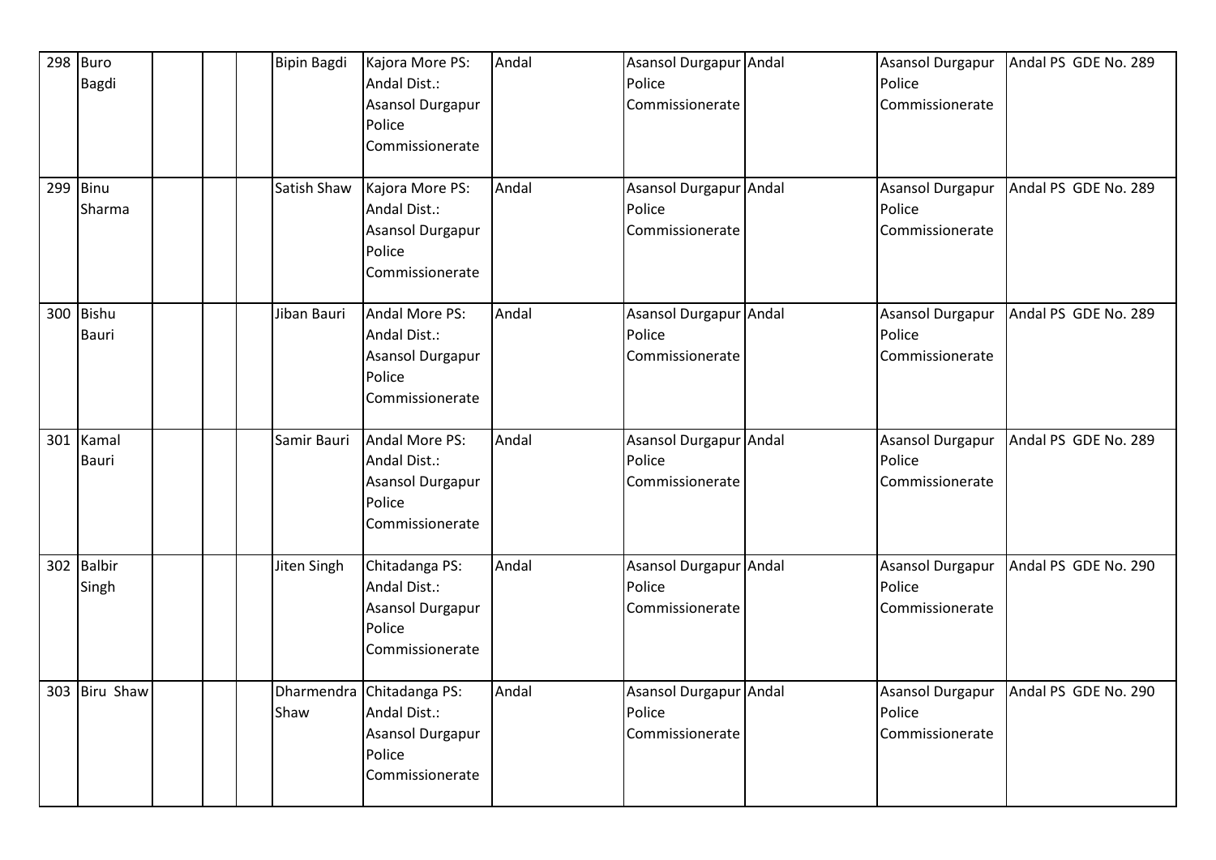| 298 | Buro Bagdi | | | | Bipin Bagdi | Kajora More PS: Andal Dist.: Asansol Durgapur Police Commissionerate | Andal | Asansol Durgapur Police Commissionerate | Andal | Asansol Durgapur Police Commissionerate | Andal PS GDE No. 289 |
|---|---|---|---|---|---|---|---|---|---|---|---|
| 299 | Binu Sharma | | | | Satish Shaw | Kajora More PS: Andal Dist.: Asansol Durgapur Police Commissionerate | Andal | Asansol Durgapur Police Commissionerate | Andal | Asansol Durgapur Police Commissionerate | Andal PS GDE No. 289 |
| 300 | Bishu Bauri | | | | Jiban Bauri | Andal More PS: Andal Dist.: Asansol Durgapur Police Commissionerate | Andal | Asansol Durgapur Police Commissionerate | Andal | Asansol Durgapur Police Commissionerate | Andal PS GDE No. 289 |
| 301 | Kamal Bauri | | | | Samir Bauri | Andal More PS: Andal Dist.: Asansol Durgapur Police Commissionerate | Andal | Asansol Durgapur Police Commissionerate | Andal | Asansol Durgapur Police Commissionerate | Andal PS GDE No. 289 |
| 302 | Balbir Singh | | | | Jiten Singh | Chitadanga PS: Andal Dist.: Asansol Durgapur Police Commissionerate | Andal | Asansol Durgapur Police Commissionerate | Andal | Asansol Durgapur Police Commissionerate | Andal PS GDE No. 290 |
| 303 | Biru Shaw | | | | Dharmendra Shaw | Chitadanga PS: Andal Dist.: Asansol Durgapur Police Commissionerate | Andal | Asansol Durgapur Police Commissionerate | Andal | Asansol Durgapur Police Commissionerate | Andal PS GDE No. 290 |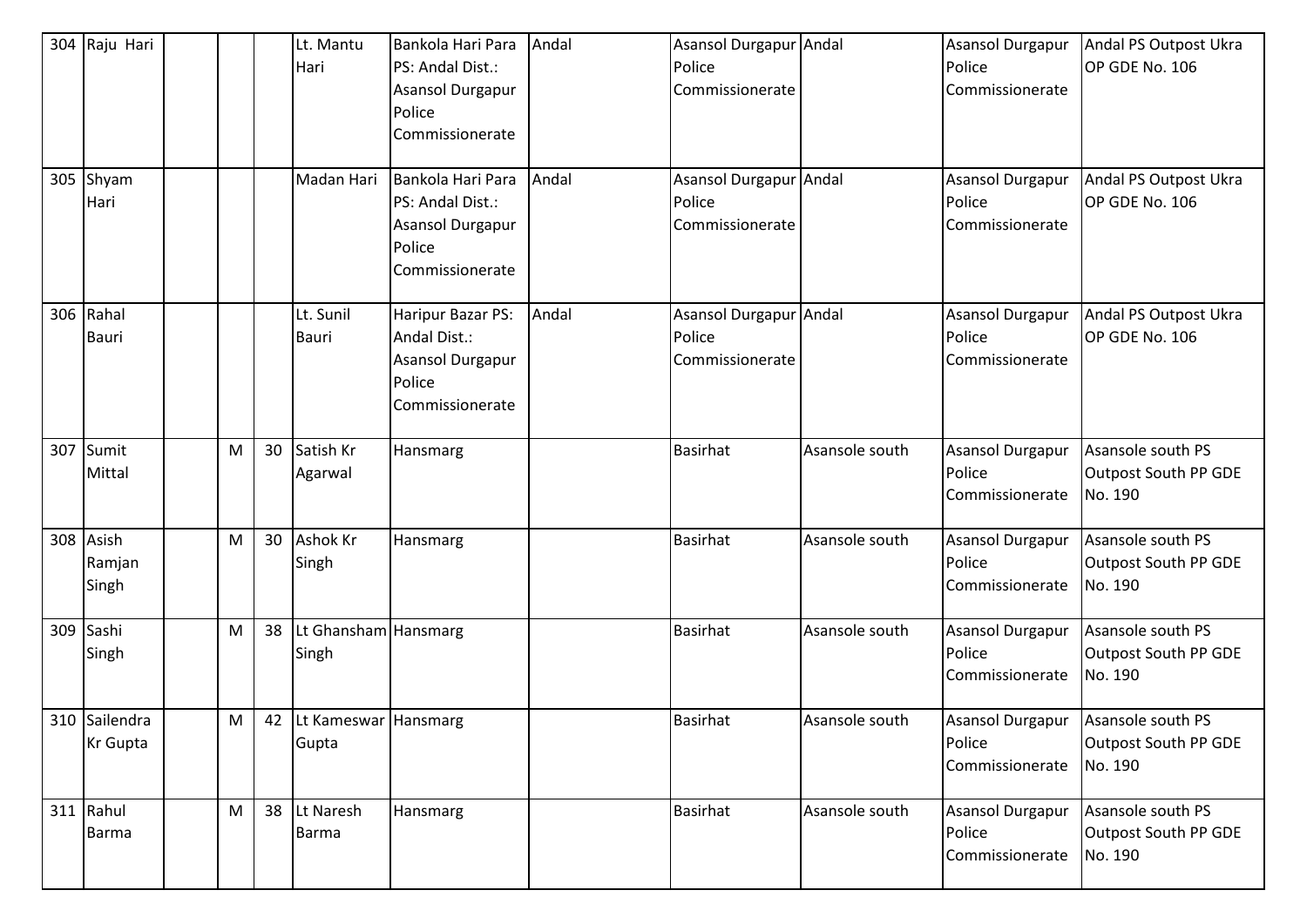| 304 | Raju Hari | | | | Lt. Mantu Hari | Bankola Hari Para PS: Andal Dist.: Asansol Durgapur Police Commissionerate | Andal | Asansol Durgapur Police Commissionerate | Andal | Asansol Durgapur Police Commissionerate | Andal PS Outpost Ukra OP GDE No. 106 |
|---|---|---|---|---|---|---|---|---|---|---|---|
| 305 | Shyam Hari | | | | Madan Hari | Bankola Hari Para PS: Andal Dist.: Asansol Durgapur Police Commissionerate | Andal | Asansol Durgapur Police Commissionerate | Andal | Asansol Durgapur Police Commissionerate | Andal PS Outpost Ukra OP GDE No. 106 |
| 306 | Rahal Bauri | | | | Lt. Sunil Bauri | Haripur Bazar PS: Andal Dist.: Asansol Durgapur Police Commissionerate | Andal | Asansol Durgapur Police Commissionerate | Andal | Asansol Durgapur Police Commissionerate | Andal PS Outpost Ukra OP GDE No. 106 |
| 307 | Sumit Mittal | | M | 30 | Satish Kr Agarwal | Hansmarg | | Basirhat | Asansole south | Asansol Durgapur Police Commissionerate | Asansole south PS Outpost South PP GDE No. 190 |
| 308 | Asish Ramjan Singh | | M | 30 | Ashok Kr Singh | Hansmarg | | Basirhat | Asansole south | Asansol Durgapur Police Commissionerate | Asansole south PS Outpost South PP GDE No. 190 |
| 309 | Sashi Singh | | M | 38 | Lt Ghansham Singh | Hansmarg | | Basirhat | Asansole south | Asansol Durgapur Police Commissionerate | Asansole south PS Outpost South PP GDE No. 190 |
| 310 | Sailendra Kr Gupta | | M | 42 | Lt Kameswar Gupta | Hansmarg | | Basirhat | Asansole south | Asansol Durgapur Police Commissionerate | Asansole south PS Outpost South PP GDE No. 190 |
| 311 | Rahul Barma | | M | 38 | Lt Naresh Barma | Hansmarg | | Basirhat | Asansole south | Asansol Durgapur Police Commissionerate | Asansole south PS Outpost South PP GDE No. 190 |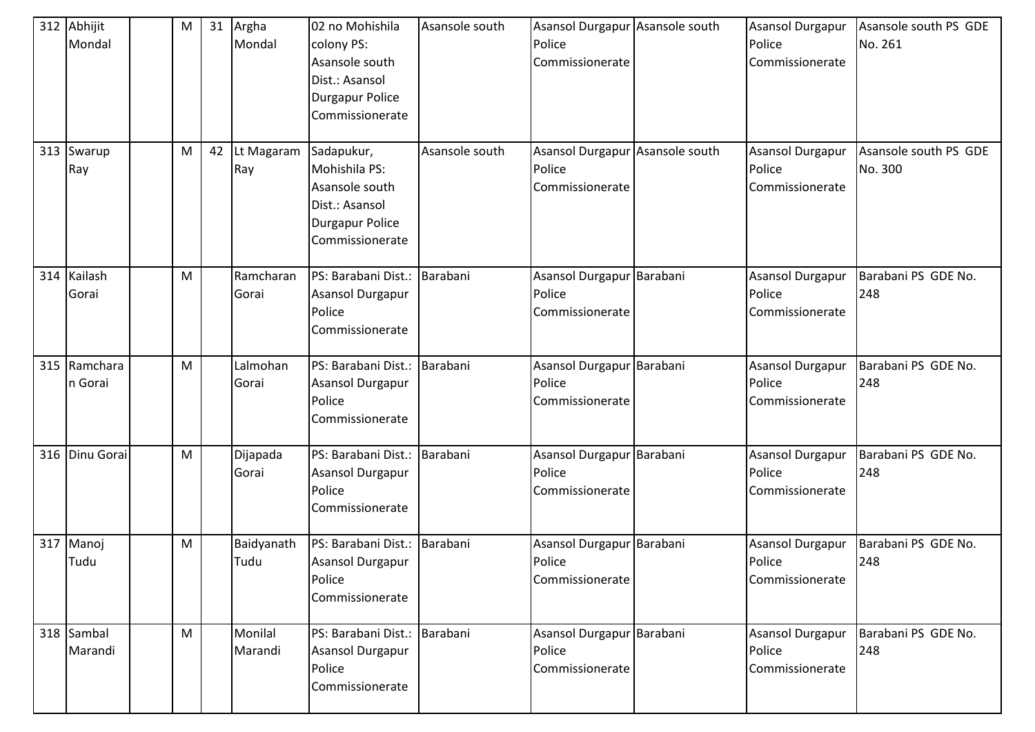| 312 | Abhijit Mondal | | M | 31 | Argha Mondal | 02 no Mohishila colony PS: Asansole south Dist.: Asansol Durgapur Police Commissionerate | Asansole south | Asansol Durgapur Police Commissionerate | Asansole south | Asansol Durgapur Police Commissionerate | Asansole south PS GDE No. 261 |
|---|---|---|---|---|---|---|---|---|---|---|---|
| 313 | Swarup Ray | | M | 42 | Lt Magaram Ray | Sadapukur, Mohishila PS: Asansole south Dist.: Asansol Durgapur Police Commissionerate | Asansole south | Asansol Durgapur Police Commissionerate | Asansole south | Asansol Durgapur Police Commissionerate | Asansole south PS GDE No. 300 |
| 314 | Kailash Gorai | | M | | Ramcharan Gorai | PS: Barabani Dist.: Asansol Durgapur Police Commissionerate | Barabani | Asansol Durgapur Police Commissionerate | Barabani | Asansol Durgapur Police Commissionerate | Barabani PS GDE No. 248 |
| 315 | Ramcharan Gorai | | M | | Lalmohan Gorai | PS: Barabani Dist.: Asansol Durgapur Police Commissionerate | Barabani | Asansol Durgapur Police Commissionerate | Barabani | Asansol Durgapur Police Commissionerate | Barabani PS GDE No. 248 |
| 316 | Dinu Gorai | | M | | Dijapada Gorai | PS: Barabani Dist.: Asansol Durgapur Police Commissionerate | Barabani | Asansol Durgapur Police Commissionerate | Barabani | Asansol Durgapur Police Commissionerate | Barabani PS GDE No. 248 |
| 317 | Manoj Tudu | | M | | Baidyanath Tudu | PS: Barabani Dist.: Asansol Durgapur Police Commissionerate | Barabani | Asansol Durgapur Police Commissionerate | Barabani | Asansol Durgapur Police Commissionerate | Barabani PS GDE No. 248 |
| 318 | Sambal Marandi | | M | | Monilal Marandi | PS: Barabani Dist.: Asansol Durgapur Police Commissionerate | Barabani | Asansol Durgapur Police Commissionerate | Barabani | Asansol Durgapur Police Commissionerate | Barabani PS GDE No. 248 |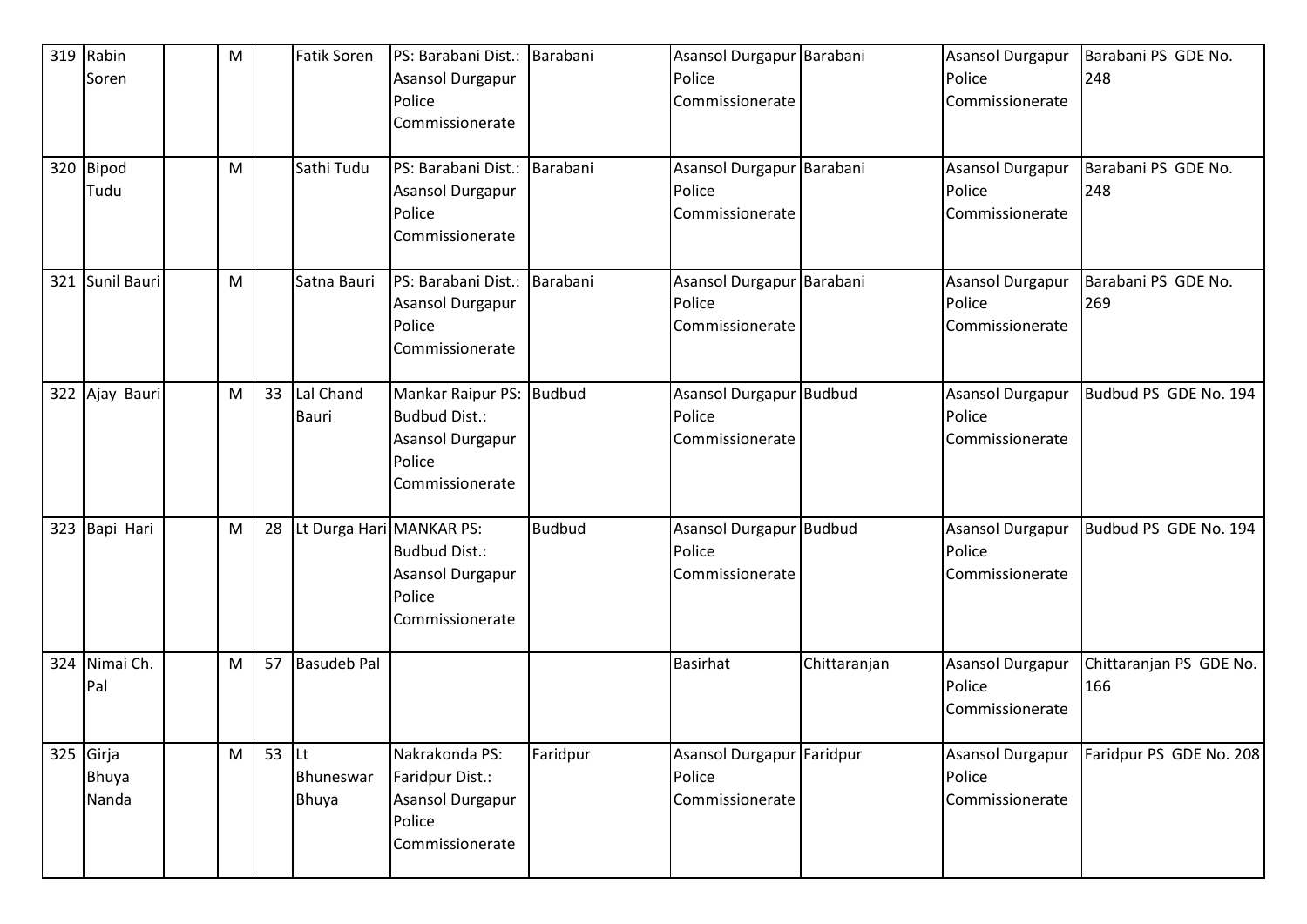| 319 | Rabin Soren | | M | | Fatik Soren | PS: Barabani Dist.: Asansol Durgapur Police Commissionerate | Barabani | Asansol Durgapur Police Commissionerate | Barabani | Asansol Durgapur Police Commissionerate | Barabani PS GDE No. 248 |
|---|---|---|---|---|---|---|---|---|---|---|---|
| 320 | Bipod Tudu | | M | | Sathi Tudu | PS: Barabani Dist.: Asansol Durgapur Police Commissionerate | Barabani | Asansol Durgapur Police Commissionerate | Barabani | Asansol Durgapur Police Commissionerate | Barabani PS GDE No. 248 |
| 321 | Sunil Bauri | | M | | Satna Bauri | PS: Barabani Dist.: Asansol Durgapur Police Commissionerate | Barabani | Asansol Durgapur Police Commissionerate | Barabani | Asansol Durgapur Police Commissionerate | Barabani PS GDE No. 269 |
| 322 | Ajay Bauri | | M | 33 | Lal Chand Bauri | Mankar Raipur PS: Budbud Dist.: Asansol Durgapur Police Commissionerate | Budbud | Asansol Durgapur Police Commissionerate | Budbud | Asansol Durgapur Police Commissionerate | Budbud PS GDE No. 194 |
| 323 | Bapi Hari | | M | 28 | Lt Durga Hari | MANKAR PS: Budbud Dist.: Asansol Durgapur Police Commissionerate | Budbud | Asansol Durgapur Police Commissionerate | Budbud | Asansol Durgapur Police Commissionerate | Budbud PS GDE No. 194 |
| 324 | Nimai Ch. Pal | | M | 57 | Basudeb Pal | | | Basirhat | Chittaranjan | Asansol Durgapur Police Commissionerate | Chittaranjan PS GDE No. 166 |
| 325 | Girja Bhuya Nanda | | M | 53 | Lt Bhuneswar Bhuya | Nakrakonda PS: Faridpur Dist.: Asansol Durgapur Police Commissionerate | Faridpur | Asansol Durgapur Police Commissionerate | Faridpur | Asansol Durgapur Police Commissionerate | Faridpur PS GDE No. 208 |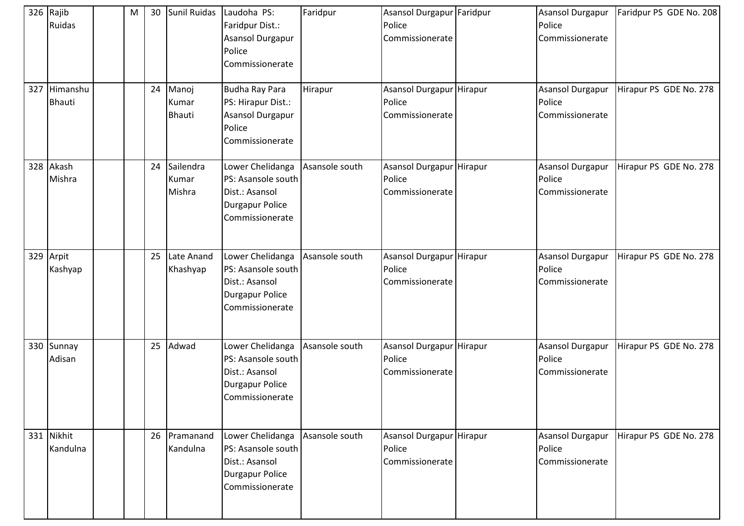| 326 | Rajib Ruidas | | M | 30 | Sunil Ruidas | Laudoha PS: Faridpur Dist.: Asansol Durgapur Police Commissionerate | Faridpur | Asansol Durgapur Police Commissionerate | Faridpur | Asansol Durgapur Police Commissionerate | Faridpur PS GDE No. 208 |
|---|---|---|---|---|---|---|---|---|---|---|---|
| 327 | Himanshu Bhauti | | | 24 | Manoj Kumar Bhauti | Budha Ray Para PS: Hirapur Dist.: Asansol Durgapur Police Commissionerate | Hirapur | Asansol Durgapur Police Commissionerate | Hirapur | Asansol Durgapur Police Commissionerate | Hirapur PS GDE No. 278 |
| 328 | Akash Mishra | | | 24 | Sailendra Kumar Mishra | Lower Chelidanga PS: Asansole south Dist.: Asansol Durgapur Police Commissionerate | Asansole south | Asansol Durgapur Police Commissionerate | Hirapur | Asansol Durgapur Police Commissionerate | Hirapur PS GDE No. 278 |
| 329 | Arpit Kashyap | | | 25 | Late Anand Khashyap | Lower Chelidanga PS: Asansole south Dist.: Asansol Durgapur Police Commissionerate | Asansole south | Asansol Durgapur Police Commissionerate | Hirapur | Asansol Durgapur Police Commissionerate | Hirapur PS GDE No. 278 |
| 330 | Sunnay Adisan | | | 25 | Adwad | Lower Chelidanga PS: Asansole south Dist.: Asansol Durgapur Police Commissionerate | Asansole south | Asansol Durgapur Police Commissionerate | Hirapur | Asansol Durgapur Police Commissionerate | Hirapur PS GDE No. 278 |
| 331 | Nikhit Kandulna | | | 26 | Pramanand Kandulna | Lower Chelidanga PS: Asansole south Dist.: Asansol Durgapur Police Commissionerate | Asansole south | Asansol Durgapur Police Commissionerate | Hirapur | Asansol Durgapur Police Commissionerate | Hirapur PS GDE No. 278 |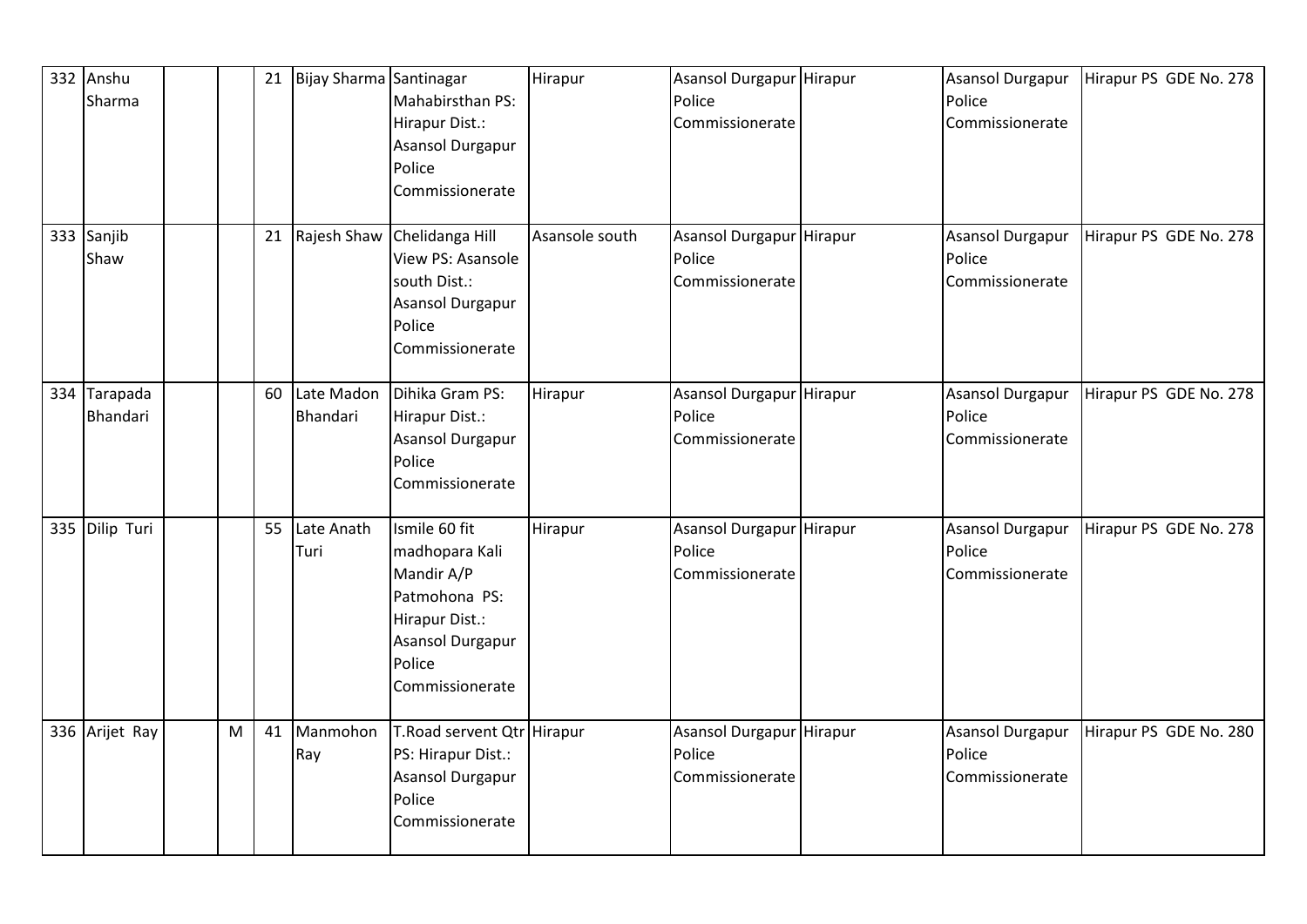| 332 | Anshu Sharma | | | 21 | Bijay Sharma | Santinagar Mahabirsthan PS: Hirapur Dist.: Asansol Durgapur Police Commissionerate | Hirapur | Asansol Durgapur Police Commissionerate | Hirapur | Asansol Durgapur Police Commissionerate | Hirapur PS GDE No. 278 |
|---|---|---|---|---|---|---|---|---|---|---|---|
| 333 | Sanjib Shaw | | | 21 | Rajesh Shaw | Chelidanga Hill View PS: Asansole south Dist.: Asansol Durgapur Police Commissionerate | Asansole south | Asansol Durgapur Police Commissionerate | Hirapur | Asansol Durgapur Police Commissionerate | Hirapur PS GDE No. 278 |
| 334 | Tarapada Bhandari | | | 60 | Late Madon Bhandari | Dihika Gram PS: Hirapur Dist.: Asansol Durgapur Police Commissionerate | Hirapur | Asansol Durgapur Police Commissionerate | Hirapur | Asansol Durgapur Police Commissionerate | Hirapur PS GDE No. 278 |
| 335 | Dilip Turi | | | 55 | Late Anath Turi | Ismile 60 fit madhopara Kali Mandir A/P Patmohona PS: Hirapur Dist.: Asansol Durgapur Police Commissionerate | Hirapur | Asansol Durgapur Police Commissionerate | Hirapur | Asansol Durgapur Police Commissionerate | Hirapur PS GDE No. 278 |
| 336 | Arijet Ray | | M | 41 | Manmohon Ray | T.Road servent Qtr PS: Hirapur Dist.: Asansol Durgapur Police Commissionerate | Hirapur | Asansol Durgapur Police Commissionerate | Hirapur | Asansol Durgapur Police Commissionerate | Hirapur PS GDE No. 280 |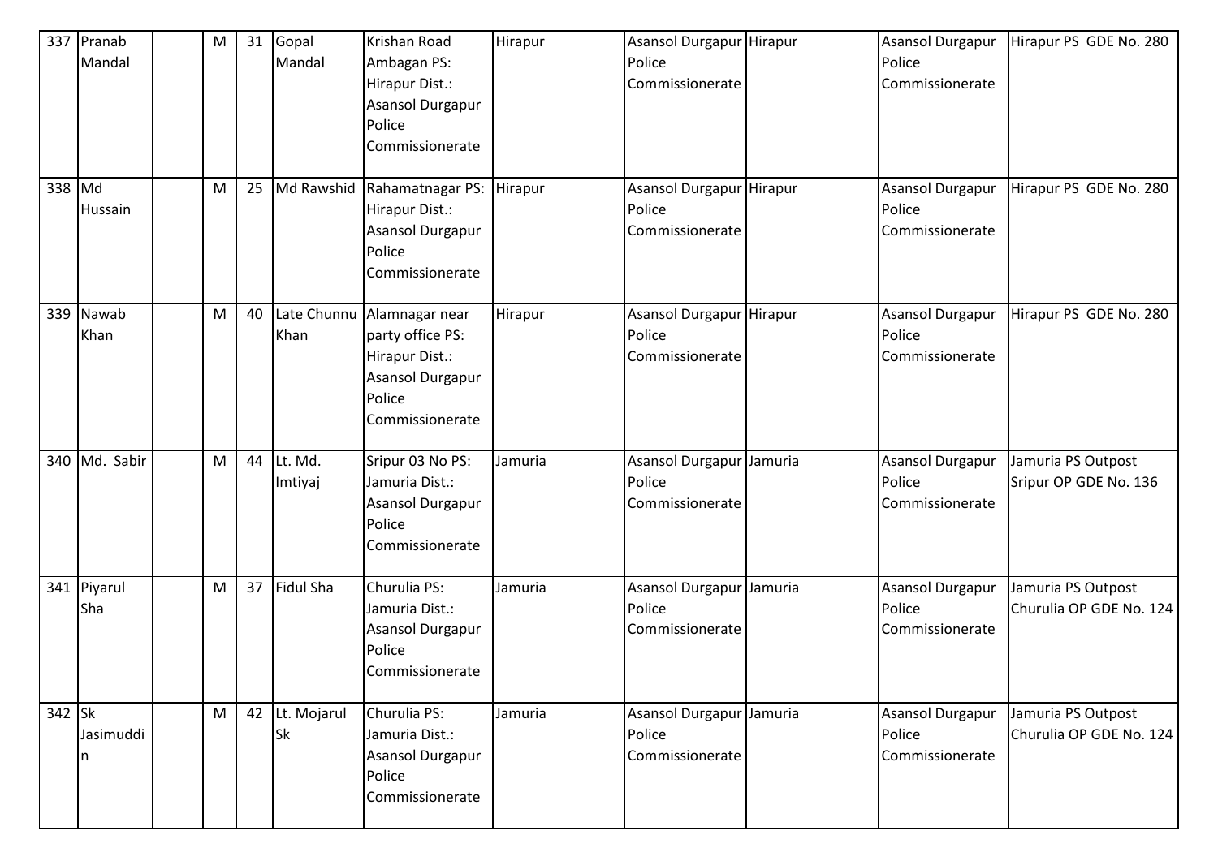| 337 | Pranab Mandal | | M | 31 | Gopal Mandal | Krishan Road Ambagan PS: Hirapur Dist.: Asansol Durgapur Police Commissionerate | Hirapur | Asansol Durgapur Police Commissionerate | Hirapur | Asansol Durgapur Police Commissionerate | Hirapur PS GDE No. 280 |
|---|---|---|---|---|---|---|---|---|---|---|---|
| 338 | Md Hussain | | M | 25 | Md Rawshid | Rahamatnagar PS: Hirapur Dist.: Asansol Durgapur Police Commissionerate | Hirapur | Asansol Durgapur Police Commissionerate | Hirapur | Asansol Durgapur Police Commissionerate | Hirapur PS GDE No. 280 |
| 339 | Nawab Khan | | M | 40 | Late Chunnu Khan | Alamnagar near party office PS: Hirapur Dist.: Asansol Durgapur Police Commissionerate | Hirapur | Asansol Durgapur Police Commissionerate | Hirapur | Asansol Durgapur Police Commissionerate | Hirapur PS GDE No. 280 |
| 340 | Md. Sabir | | M | 44 | Lt. Md. Imtiyaj | Sripur 03 No PS: Jamuria Dist.: Asansol Durgapur Police Commissionerate | Jamuria | Asansol Durgapur Police Commissionerate | Jamuria | Asansol Durgapur Police Commissionerate | Jamuria PS Outpost Sripur OP GDE No. 136 |
| 341 | Piyarul Sha | | M | 37 | Fidul Sha | Churulia PS: Jamuria Dist.: Asansol Durgapur Police Commissionerate | Jamuria | Asansol Durgapur Police Commissionerate | Jamuria | Asansol Durgapur Police Commissionerate | Jamuria PS Outpost Churulia OP GDE No. 124 |
| 342 | Sk Jasimuddin | | M | 42 | Lt. Mojarul Sk | Churulia PS: Jamuria Dist.: Asansol Durgapur Police Commissionerate | Jamuria | Asansol Durgapur Police Commissionerate | Jamuria | Asansol Durgapur Police Commissionerate | Jamuria PS Outpost Churulia OP GDE No. 124 |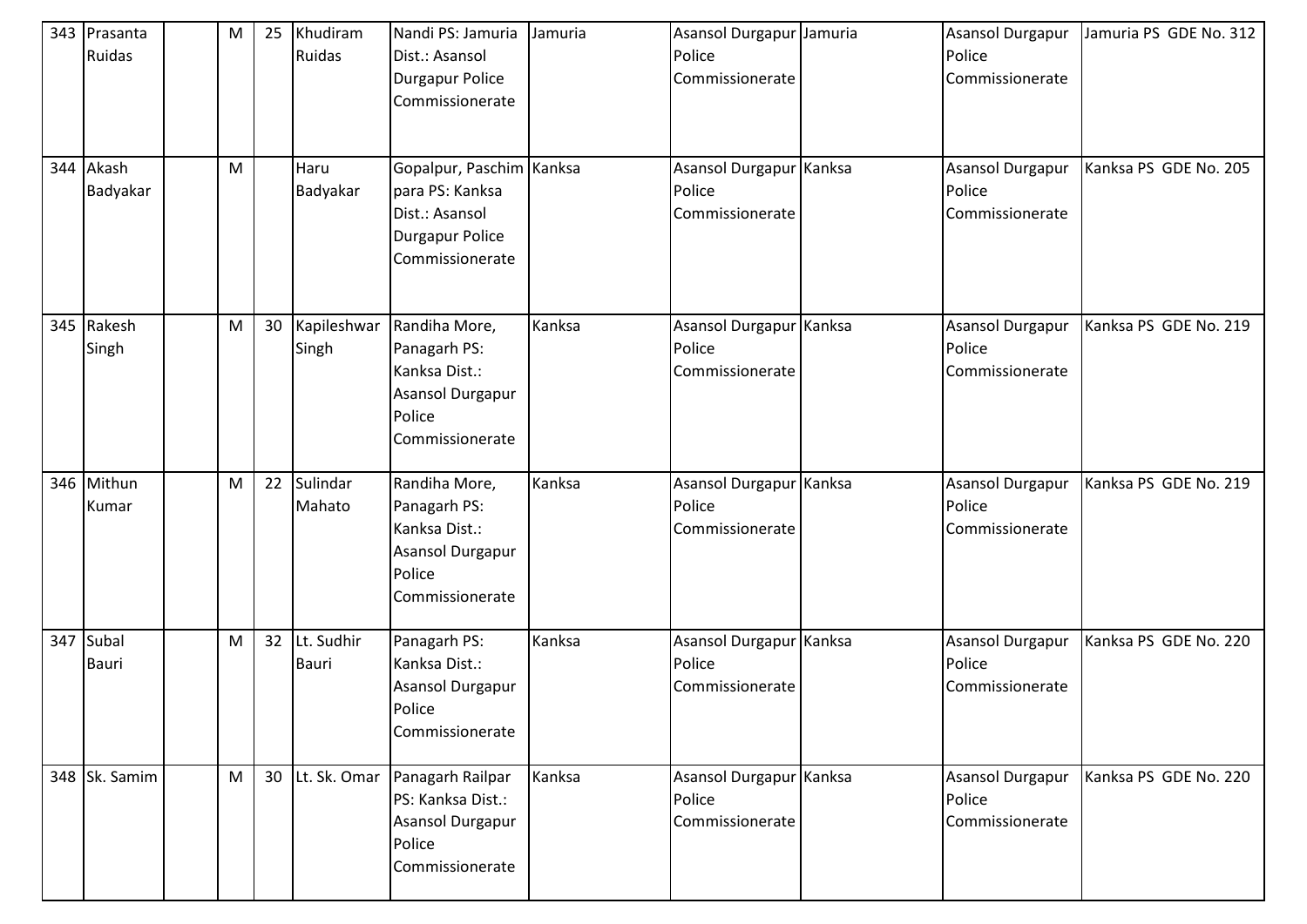| 343 | Prasanta Ruidas | | M | 25 | Khudiram Ruidas | Nandi PS: Jamuria Dist.: Asansol Durgapur Police Commissionerate | Jamuria | Asansol Durgapur Police Commissionerate | Jamuria | Asansol Durgapur Police Commissionerate | Jamuria PS GDE No. 312 |
|---|---|---|---|---|---|---|---|---|---|---|---|
| 344 | Akash Badyakar | | M | | Haru Badyakar | Gopalpur, Paschim para PS: Kanksa Dist.: Asansol Durgapur Police Commissionerate | Kanksa | Asansol Durgapur Police Commissionerate | Kanksa | Asansol Durgapur Police Commissionerate | Kanksa PS GDE No. 205 |
| 345 | Rakesh Singh | | M | 30 | Kapileshwar Singh | Randiha More, Panagarh PS: Kanksa Dist.: Asansol Durgapur Police Commissionerate | Kanksa | Asansol Durgapur Police Commissionerate | Kanksa | Asansol Durgapur Police Commissionerate | Kanksa PS GDE No. 219 |
| 346 | Mithun Kumar | | M | 22 | Sulindar Mahato | Randiha More, Panagarh PS: Kanksa Dist.: Asansol Durgapur Police Commissionerate | Kanksa | Asansol Durgapur Police Commissionerate | Kanksa | Asansol Durgapur Police Commissionerate | Kanksa PS GDE No. 219 |
| 347 | Subal Bauri | | M | 32 | Lt. Sudhir Bauri | Panagarh PS: Kanksa Dist.: Asansol Durgapur Police Commissionerate | Kanksa | Asansol Durgapur Police Commissionerate | Kanksa | Asansol Durgapur Police Commissionerate | Kanksa PS GDE No. 220 |
| 348 | Sk. Samim | | M | 30 | Lt. Sk. Omar | Panagarh Railpar PS: Kanksa Dist.: Asansol Durgapur Police Commissionerate | Kanksa | Asansol Durgapur Police Commissionerate | Kanksa | Asansol Durgapur Police Commissionerate | Kanksa PS GDE No. 220 |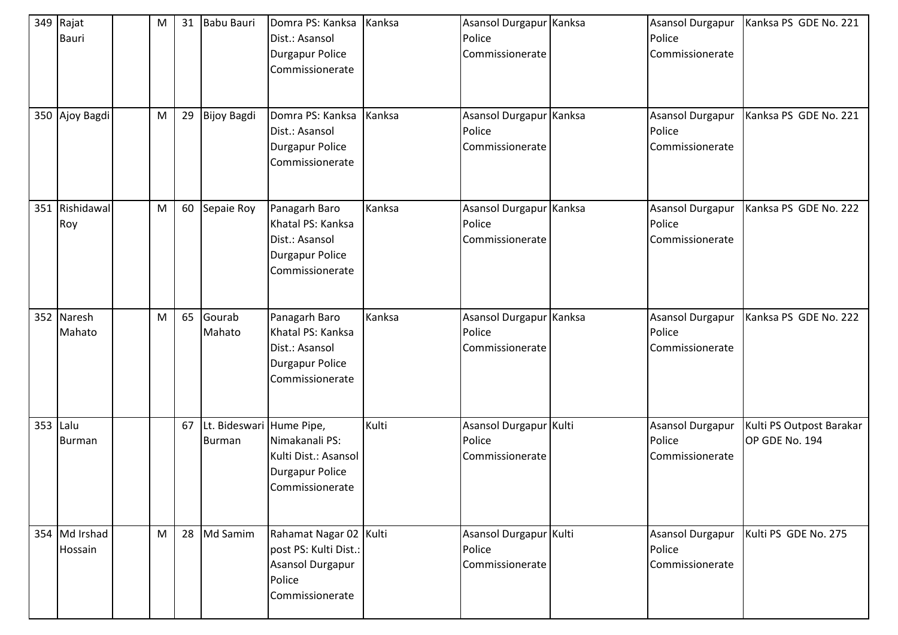| 349 | Rajat Bauri | | M | 31 | Babu Bauri | Domra PS: Kanksa Dist.: Asansol Durgapur Police Commissionerate | Kanksa | Asansol Durgapur Police Commissionerate | Kanksa | Asansol Durgapur Police Commissionerate | Kanksa PS GDE No. 221 |
|---|---|---|---|---|---|---|---|---|---|---|---|
| 350 | Ajoy Bagdi | | M | 29 | Bijoy Bagdi | Domra PS: Kanksa Dist.: Asansol Durgapur Police Commissionerate | Kanksa | Asansol Durgapur Police Commissionerate | Kanksa | Asansol Durgapur Police Commissionerate | Kanksa PS GDE No. 221 |
| 351 | Rishidawal Roy | | M | 60 | Sepaie Roy | Panagarh Baro Khatal PS: Kanksa Dist.: Asansol Durgapur Police Commissionerate | Kanksa | Asansol Durgapur Police Commissionerate | Kanksa | Asansol Durgapur Police Commissionerate | Kanksa PS GDE No. 222 |
| 352 | Naresh Mahato | | M | 65 | Gourab Mahato | Panagarh Baro Khatal PS: Kanksa Dist.: Asansol Durgapur Police Commissionerate | Kanksa | Asansol Durgapur Police Commissionerate | Kanksa | Asansol Durgapur Police Commissionerate | Kanksa PS GDE No. 222 |
| 353 | Lalu Burman | | | 67 | Lt. Bideswari Burman | Hume Pipe, Nimakanali PS: Kulti Dist.: Asansol Durgapur Police Commissionerate | Kulti | Asansol Durgapur Police Commissionerate | Kulti | Asansol Durgapur Police Commissionerate | Kulti PS Outpost Barakar OP GDE No. 194 |
| 354 | Md Irshad Hossain | | M | 28 | Md Samim | Rahamat Nagar 02 post PS: Kulti Dist.: Asansol Durgapur Police Commissionerate | Kulti | Asansol Durgapur Police Commissionerate | Kulti | Asansol Durgapur Police Commissionerate | Kulti PS GDE No. 275 |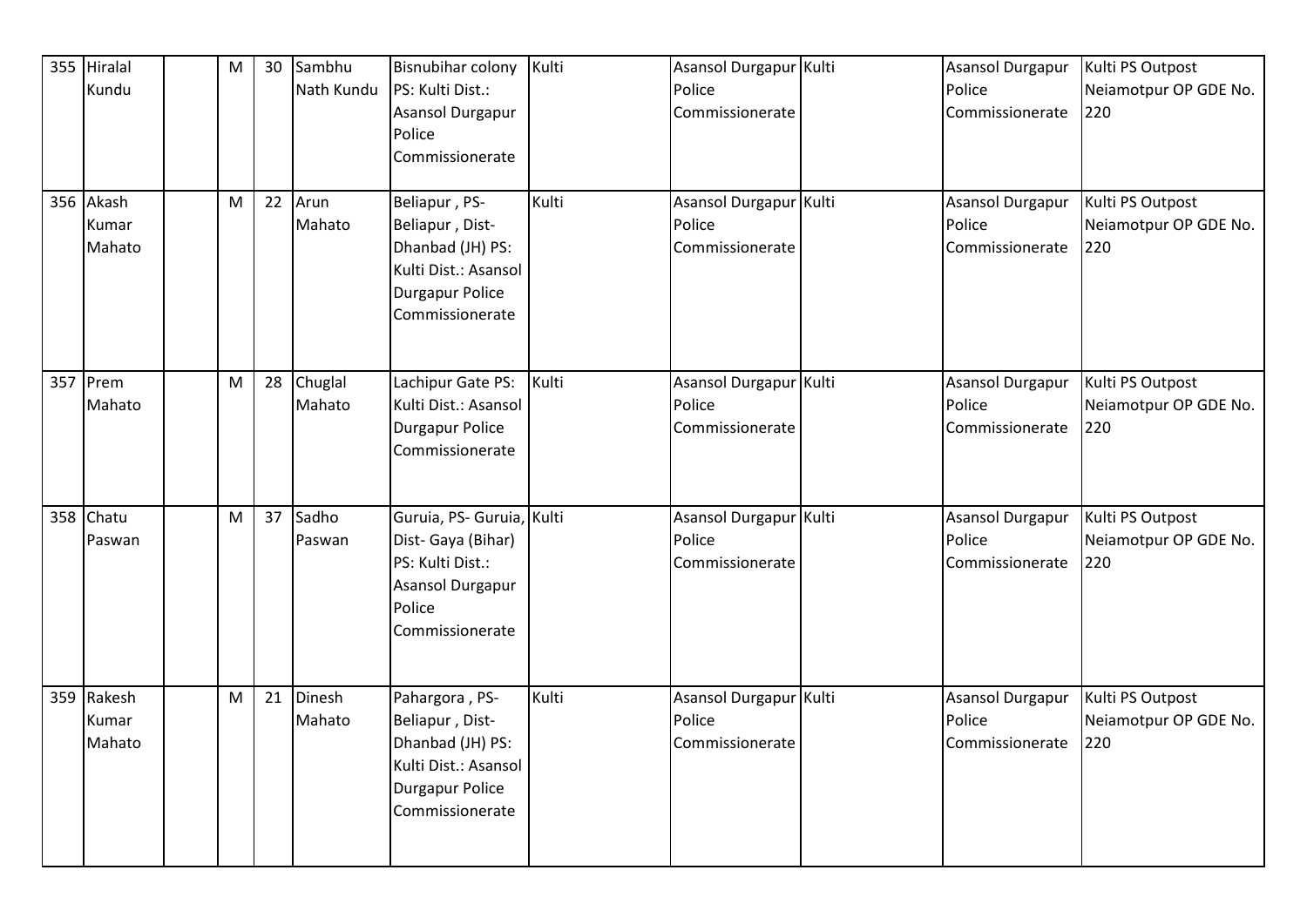| 355 | Hiralal Kundu | | M | 30 | Sambhu Nath Kundu | Bisnubihar colony PS: Kulti Dist.: Asansol Durgapur Police Commissionerate | Kulti | Asansol Durgapur Police Commissionerate | Kulti | Asansol Durgapur Police Commissionerate | Kulti PS Outpost Neiamotpur OP GDE No. 220 |
|---|---|---|---|---|---|---|---|---|---|---|---|
| 356 | Akash Kumar Mahato | | M | 22 | Arun Mahato | Beliapur , PS-Beliapur , Dist-Dhanbad (JH) PS: Kulti Dist.: Asansol Durgapur Police Commissionerate | Kulti | Asansol Durgapur Police Commissionerate | Kulti | Asansol Durgapur Police Commissionerate | Kulti PS Outpost Neiamotpur OP GDE No. 220 |
| 357 | Prem Mahato | | M | 28 | Chuglal Mahato | Lachipur Gate PS: Kulti Dist.: Asansol Durgapur Police Commissionerate | Kulti | Asansol Durgapur Police Commissionerate | Kulti | Asansol Durgapur Police Commissionerate | Kulti PS Outpost Neiamotpur OP GDE No. 220 |
| 358 | Chatu Paswan | | M | 37 | Sadho Paswan | Guruia, PS- Guruia, Dist- Gaya (Bihar) PS: Kulti Dist.: Asansol Durgapur Police Commissionerate | Kulti | Asansol Durgapur Police Commissionerate | Kulti | Asansol Durgapur Police Commissionerate | Kulti PS Outpost Neiamotpur OP GDE No. 220 |
| 359 | Rakesh Kumar Mahato | | M | 21 | Dinesh Mahato | Pahargora , PS-Beliapur , Dist-Dhanbad (JH) PS: Kulti Dist.: Asansol Durgapur Police Commissionerate | Kulti | Asansol Durgapur Police Commissionerate | Kulti | Asansol Durgapur Police Commissionerate | Kulti PS Outpost Neiamotpur OP GDE No. 220 |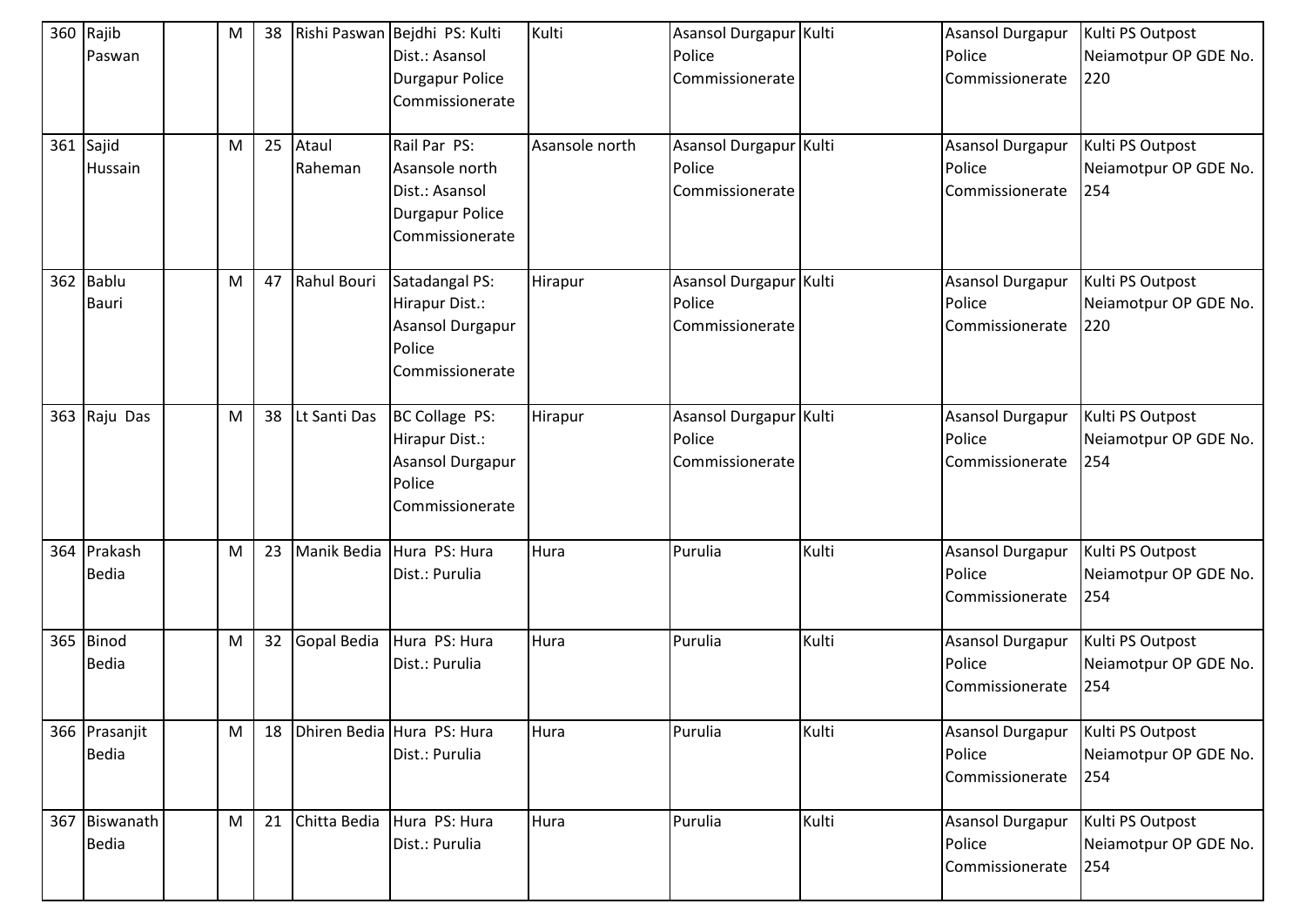| 360 | Rajib Paswan | | M | 38 | Rishi Paswan | Bejdhi PS: Kulti Dist.: Asansol Durgapur Police Commissionerate | Kulti | Asansol Durgapur Police Commissionerate | Kulti | Asansol Durgapur Police Commissionerate | Kulti PS Outpost Neiamotpur OP GDE No. 220 |
|---|---|---|---|---|---|---|---|---|---|---|---|
| 361 | Sajid Hussain | | M | 25 | Ataul Raheman | Rail Par PS: Asansole north Dist.: Asansol Durgapur Police Commissionerate | Asansole north | Asansol Durgapur Police Commissionerate | Kulti | Asansol Durgapur Police Commissionerate | Kulti PS Outpost Neiamotpur OP GDE No. 254 |
| 362 | Bablu Bauri | | M | 47 | Rahul Bouri | Satadangal PS: Hirapur Dist.: Asansol Durgapur Police Commissionerate | Hirapur | Asansol Durgapur Police Commissionerate | Kulti | Asansol Durgapur Police Commissionerate | Kulti PS Outpost Neiamotpur OP GDE No. 220 |
| 363 | Raju Das | | M | 38 | Lt Santi Das | BC Collage PS: Hirapur Dist.: Asansol Durgapur Police Commissionerate | Hirapur | Asansol Durgapur Police Commissionerate | Kulti | Asansol Durgapur Police Commissionerate | Kulti PS Outpost Neiamotpur OP GDE No. 254 |
| 364 | Prakash Bedia | | M | 23 | Manik Bedia | Hura PS: Hura Dist.: Purulia | Hura | Purulia | Kulti | Asansol Durgapur Police Commissionerate | Kulti PS Outpost Neiamotpur OP GDE No. 254 |
| 365 | Binod Bedia | | M | 32 | Gopal Bedia | Hura PS: Hura Dist.: Purulia | Hura | Purulia | Kulti | Asansol Durgapur Police Commissionerate | Kulti PS Outpost Neiamotpur OP GDE No. 254 |
| 366 | Prasanjit Bedia | | M | 18 | Dhiren Bedia | Hura PS: Hura Dist.: Purulia | Hura | Purulia | Kulti | Asansol Durgapur Police Commissionerate | Kulti PS Outpost Neiamotpur OP GDE No. 254 |
| 367 | Biswanath Bedia | | M | 21 | Chitta Bedia | Hura PS: Hura Dist.: Purulia | Hura | Purulia | Kulti | Asansol Durgapur Police Commissionerate | Kulti PS Outpost Neiamotpur OP GDE No. 254 |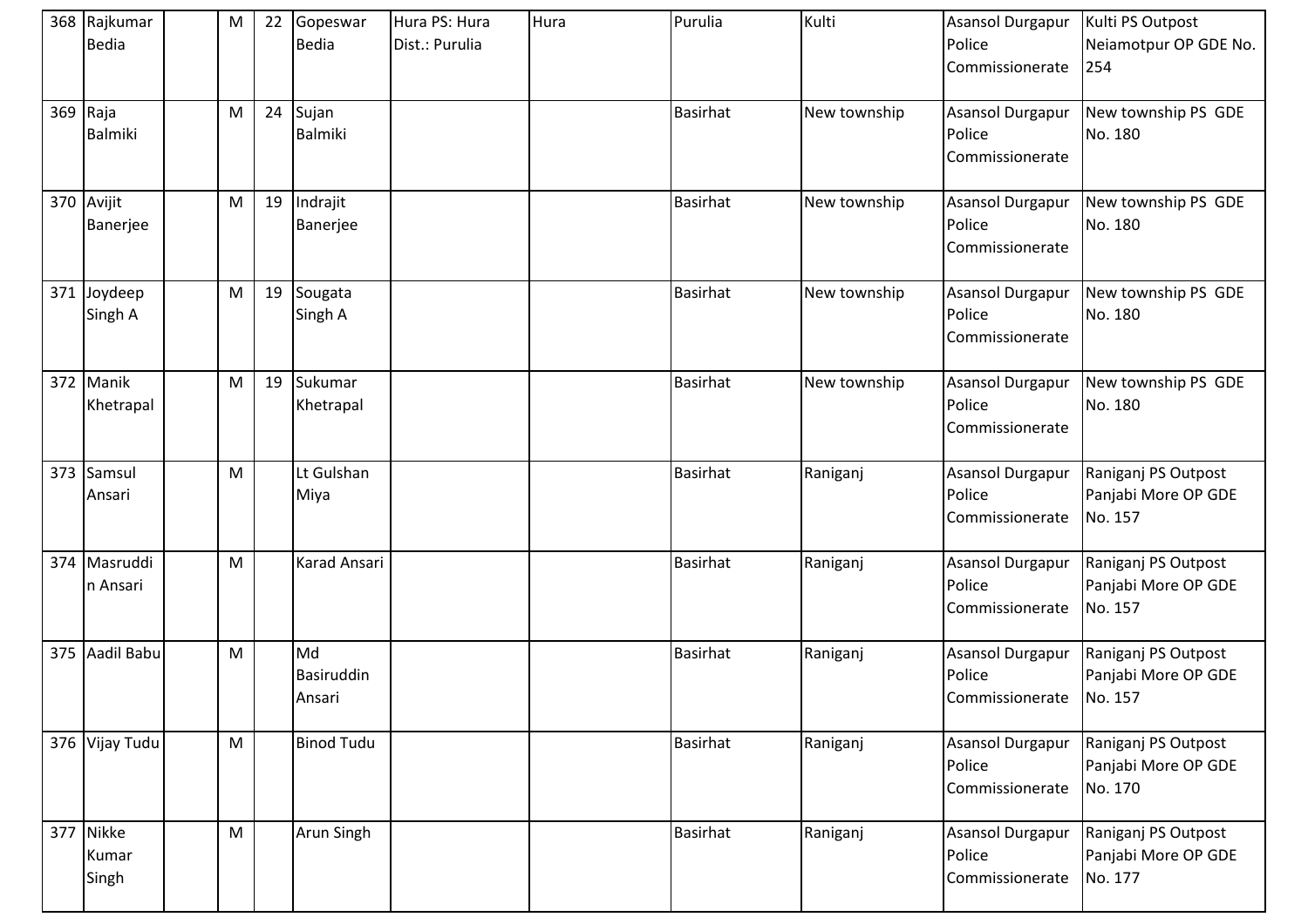| 368 | Rajkumar Bedia | | M | 22 | Gopeswar Bedia | Hura PS: Hura Dist.: Purulia | Hura | Purulia | Kulti | Asansol Durgapur Police Commissionerate | Kulti PS Outpost Neiamotpur OP GDE No. 254 |
|---|---|---|---|---|---|---|---|---|---|---|---|
| 369 | Raja Balmiki | | M | 24 | Sujan Balmiki | | | Basirhat | New township | Asansol Durgapur Police Commissionerate | New township PS GDE No. 180 |
| 370 | Avijit Banerjee | | M | 19 | Indrajit Banerjee | | | Basirhat | New township | Asansol Durgapur Police Commissionerate | New township PS GDE No. 180 |
| 371 | Joydeep Singh A | | M | 19 | Sougata Singh A | | | Basirhat | New township | Asansol Durgapur Police Commissionerate | New township PS GDE No. 180 |
| 372 | Manik Khetrapal | | M | 19 | Sukumar Khetrapal | | | Basirhat | New township | Asansol Durgapur Police Commissionerate | New township PS GDE No. 180 |
| 373 | Samsul Ansari | | M | | Lt Gulshan Miya | | | Basirhat | Raniganj | Asansol Durgapur Police Commissionerate | Raniganj PS Outpost Panjabi More OP GDE No. 157 |
| 374 | Masruddin Ansari | | M | | Karad Ansari | | | Basirhat | Raniganj | Asansol Durgapur Police Commissionerate | Raniganj PS Outpost Panjabi More OP GDE No. 157 |
| 375 | Aadil Babu | | M | | Md Basiruddin Ansari | | | Basirhat | Raniganj | Asansol Durgapur Police Commissionerate | Raniganj PS Outpost Panjabi More OP GDE No. 157 |
| 376 | Vijay Tudu | | M | | Binod Tudu | | | Basirhat | Raniganj | Asansol Durgapur Police Commissionerate | Raniganj PS Outpost Panjabi More OP GDE No. 170 |
| 377 | Nikke Kumar Singh | | M | | Arun Singh | | | Basirhat | Raniganj | Asansol Durgapur Police Commissionerate | Raniganj PS Outpost Panjabi More OP GDE No. 177 |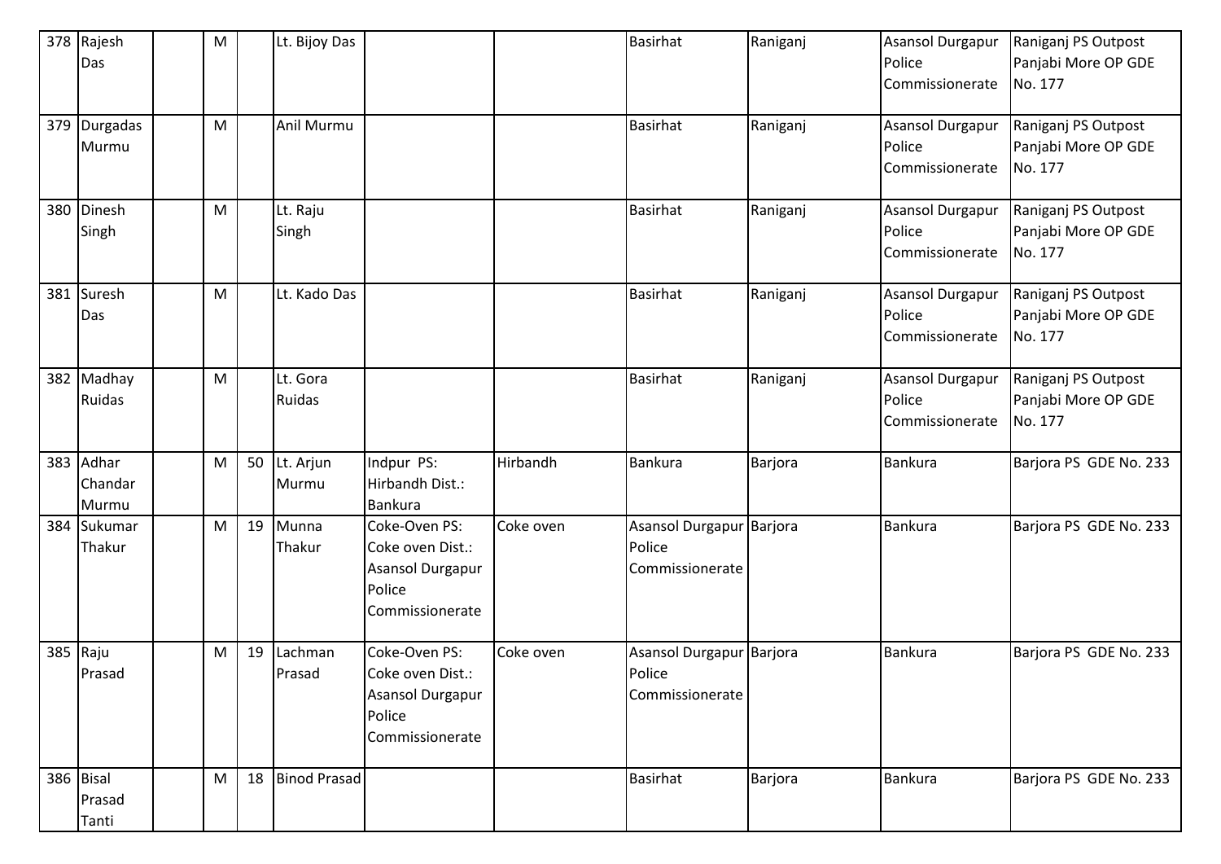| 378 | Rajesh Das | | M | | Lt. Bijoy Das | | | Basirhat | Raniganj | Asansol Durgapur Police Commissionerate | Raniganj PS Outpost Panjabi More OP GDE No. 177 |
|---|---|---|---|---|---|---|---|---|---|---|---|
| 379 | Durgadas Murmu | | M | | Anil Murmu | | | Basirhat | Raniganj | Asansol Durgapur Police Commissionerate | Raniganj PS Outpost Panjabi More OP GDE No. 177 |
| 380 | Dinesh Singh | | M | | Lt. Raju Singh | | | Basirhat | Raniganj | Asansol Durgapur Police Commissionerate | Raniganj PS Outpost Panjabi More OP GDE No. 177 |
| 381 | Suresh Das | | M | | Lt. Kado Das | | | Basirhat | Raniganj | Asansol Durgapur Police Commissionerate | Raniganj PS Outpost Panjabi More OP GDE No. 177 |
| 382 | Madhay Ruidas | | M | | Lt. Gora Ruidas | | | Basirhat | Raniganj | Asansol Durgapur Police Commissionerate | Raniganj PS Outpost Panjabi More OP GDE No. 177 |
| 383 | Adhar Chandar Murmu | | M | 50 | Lt. Arjun Murmu | Indpur PS: Hirbandh Dist.: Bankura | Hirbandh | Bankura | Barjora | Bankura | Barjora PS GDE No. 233 |
| 384 | Sukumar Thakur | | M | 19 | Munna Thakur | Coke-Oven PS: Coke oven Dist.: Asansol Durgapur Police Commissionerate | Coke oven | Asansol Durgapur Police Commissionerate | Barjora | Bankura | Barjora PS GDE No. 233 |
| 385 | Raju Prasad | | M | 19 | Lachman Prasad | Coke-Oven PS: Coke oven Dist.: Asansol Durgapur Police Commissionerate | Coke oven | Asansol Durgapur Police Commissionerate | Barjora | Bankura | Barjora PS GDE No. 233 |
| 386 | Bisal Prasad Tanti | | M | 18 | Binod Prasad | | | Basirhat | Barjora | Bankura | Barjora PS GDE No. 233 |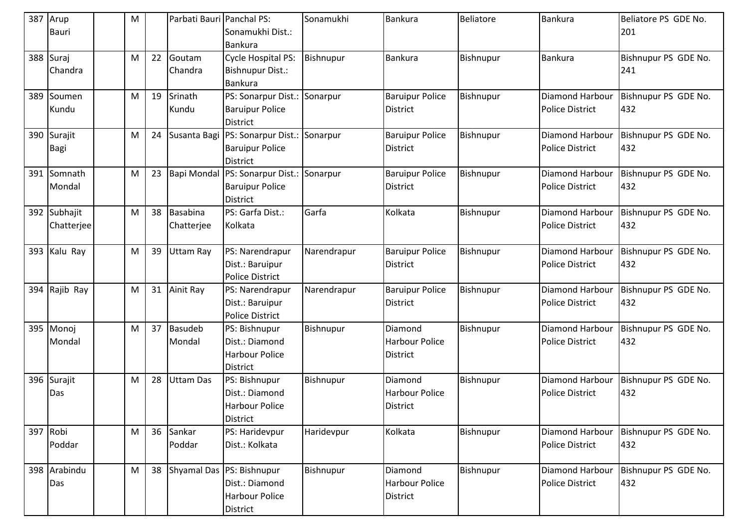| 387 | Arup Bauri | | M | | Parbati Bauri | Panchal PS: Sonamukhi Dist.: Bankura | Sonamukhi | Bankura | Beliatore | Bankura | Beliatore PS GDE No. 201 |
|---|---|---|---|---|---|---|---|---|---|---|---|
| 388 | Suraj Chandra | | M | 22 | Goutam Chandra | Cycle Hospital PS: Bishnupur Dist.: Bankura | Bishnupur | Bankura | Bishnupur | Bankura | Bishnupur PS GDE No. 241 |
| 389 | Soumen Kundu | | M | 19 | Srinath Kundu | PS: Sonarpur Dist.: Baruipur Police District | Sonarpur | Baruipur Police District | Bishnupur | Diamond Harbour Police District | Bishnupur PS GDE No. 432 |
| 390 | Surajit Bagi | | M | 24 | Susanta Bagi | PS: Sonarpur Dist.: Baruipur Police District | Sonarpur | Baruipur Police District | Bishnupur | Diamond Harbour Police District | Bishnupur PS GDE No. 432 |
| 391 | Somnath Mondal | | M | 23 | Bapi Mondal | PS: Sonarpur Dist.: Baruipur Police District | Sonarpur | Baruipur Police District | Bishnupur | Diamond Harbour Police District | Bishnupur PS GDE No. 432 |
| 392 | Subhajit Chatterjee | | M | 38 | Basabina Chatterjee | PS: Garfa Dist.: Kolkata | Garfa | Kolkata | Bishnupur | Diamond Harbour Police District | Bishnupur PS GDE No. 432 |
| 393 | Kalu Ray | | M | 39 | Uttam Ray | PS: Narendrapur Dist.: Baruipur Police District | Narendrapur | Baruipur Police District | Bishnupur | Diamond Harbour Police District | Bishnupur PS GDE No. 432 |
| 394 | Rajib Ray | | M | 31 | Ainit Ray | PS: Narendrapur Dist.: Baruipur Police District | Narendrapur | Baruipur Police District | Bishnupur | Diamond Harbour Police District | Bishnupur PS GDE No. 432 |
| 395 | Monoj Mondal | | M | 37 | Basudeb Mondal | PS: Bishnupur Dist.: Diamond Harbour Police District | Bishnupur | Diamond Harbour Police District | Bishnupur | Diamond Harbour Police District | Bishnupur PS GDE No. 432 |
| 396 | Surajit Das | | M | 28 | Uttam Das | PS: Bishnupur Dist.: Diamond Harbour Police District | Bishnupur | Diamond Harbour Police District | Bishnupur | Diamond Harbour Police District | Bishnupur PS GDE No. 432 |
| 397 | Robi Poddar | | M | 36 | Sankar Poddar | PS: Haridevpur Dist.: Kolkata | Haridevpur | Kolkata | Bishnupur | Diamond Harbour Police District | Bishnupur PS GDE No. 432 |
| 398 | Arabindu Das | | M | 38 | Shyamal Das | PS: Bishnupur Dist.: Diamond Harbour Police District | Bishnupur | Diamond Harbour Police District | Bishnupur | Diamond Harbour Police District | Bishnupur PS GDE No. 432 |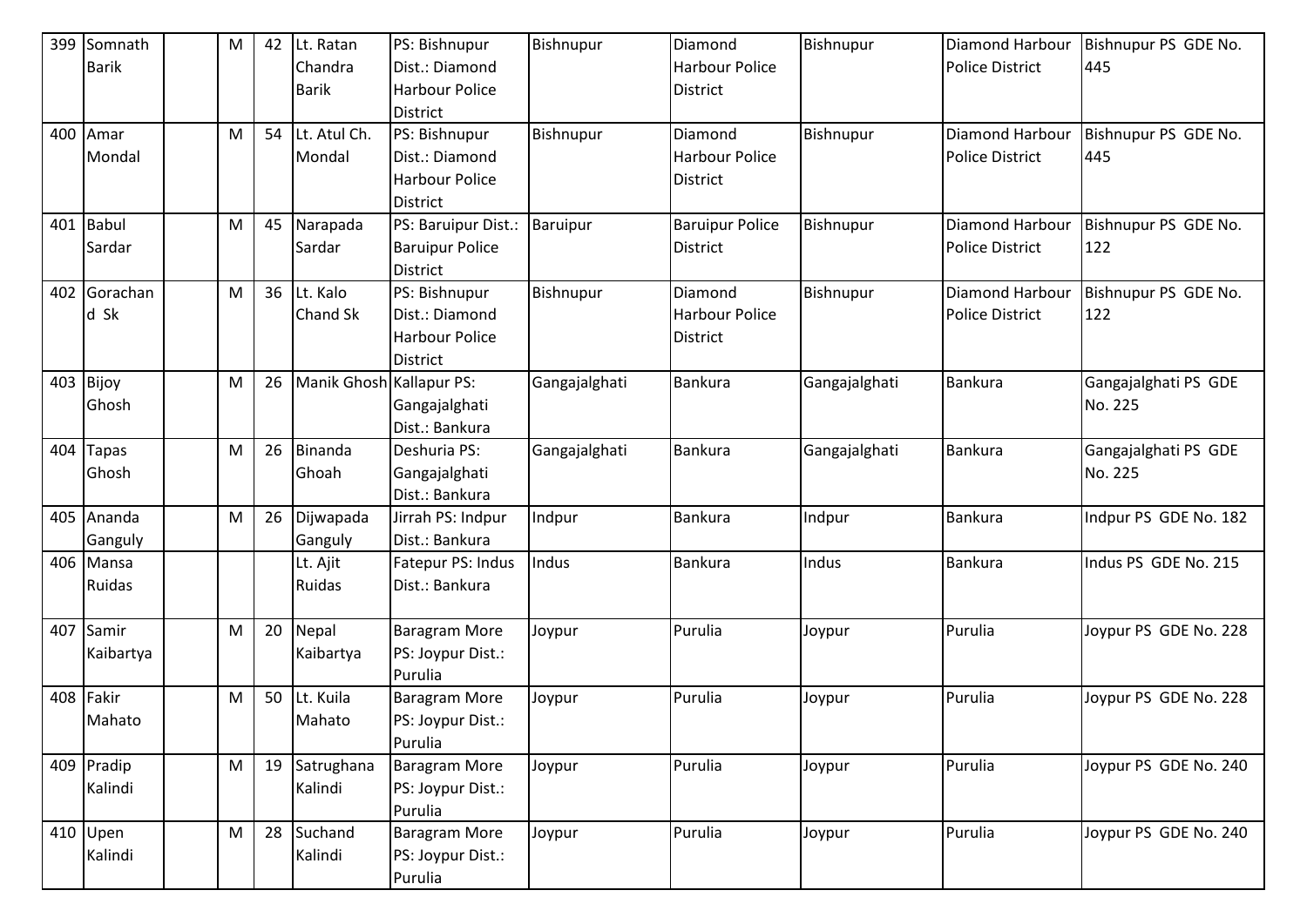| 399 | Somnath Barik | | M | 42 | Lt. Ratan Chandra Barik | PS: Bishnupur Dist.: Diamond Harbour Police District | Bishnupur | Diamond Harbour Police District | Bishnupur | Diamond Harbour Police District | Bishnupur PS GDE No. 445 |
|---|---|---|---|---|---|---|---|---|---|---|---|
| 400 | Amar Mondal | | M | 54 | Lt. Atul Ch. Mondal | PS: Bishnupur Dist.: Diamond Harbour Police District | Bishnupur | Diamond Harbour Police District | Bishnupur | Diamond Harbour Police District | Bishnupur PS GDE No. 445 |
| 401 | Babul Sardar | | M | 45 | Narapada Sardar | PS: Baruipur Dist.: Baruipur Police District | Baruipur | Baruipur Police District | Bishnupur | Diamond Harbour Police District | Bishnupur PS GDE No. 122 |
| 402 | Gorachand Sk | | M | 36 | Lt. Kalo Chand Sk | PS: Bishnupur Dist.: Diamond Harbour Police District | Bishnupur | Diamond Harbour Police District | Bishnupur | Diamond Harbour Police District | Bishnupur PS GDE No. 122 |
| 403 | Bijoy Ghosh | | M | 26 | Manik Ghosh | Kallapur PS: Gangajalghati Dist.: Bankura | Gangajalghati | Bankura | Gangajalghati | Bankura | Gangajalghati PS GDE No. 225 |
| 404 | Tapas Ghosh | | M | 26 | Binanda Ghoah | Deshuria PS: Gangajalghati Dist.: Bankura | Gangajalghati | Bankura | Gangajalghati | Bankura | Gangajalghati PS GDE No. 225 |
| 405 | Ananda Ganguly | | M | 26 | Dijwapada Ganguly | Jirrah PS: Indpur Dist.: Bankura | Indpur | Bankura | Indpur | Bankura | Indpur PS GDE No. 182 |
| 406 | Mansa Ruidas | | | | Lt. Ajit Ruidas | Fatepur PS: Indus Dist.: Bankura | Indus | Bankura | Indus | Bankura | Indus PS GDE No. 215 |
| 407 | Samir Kaibartya | | M | 20 | Nepal Kaibartya | Baragram More PS: Joypur Dist.: Purulia | Joypur | Purulia | Joypur | Purulia | Joypur PS GDE No. 228 |
| 408 | Fakir Mahato | | M | 50 | Lt. Kuila Mahato | Baragram More PS: Joypur Dist.: Purulia | Joypur | Purulia | Joypur | Purulia | Joypur PS GDE No. 228 |
| 409 | Pradip Kalindi | | M | 19 | Satrughana Kalindi | Baragram More PS: Joypur Dist.: Purulia | Joypur | Purulia | Joypur | Purulia | Joypur PS GDE No. 240 |
| 410 | Upen Kalindi | | M | 28 | Suchand Kalindi | Baragram More PS: Joypur Dist.: Purulia | Joypur | Purulia | Joypur | Purulia | Joypur PS GDE No. 240 |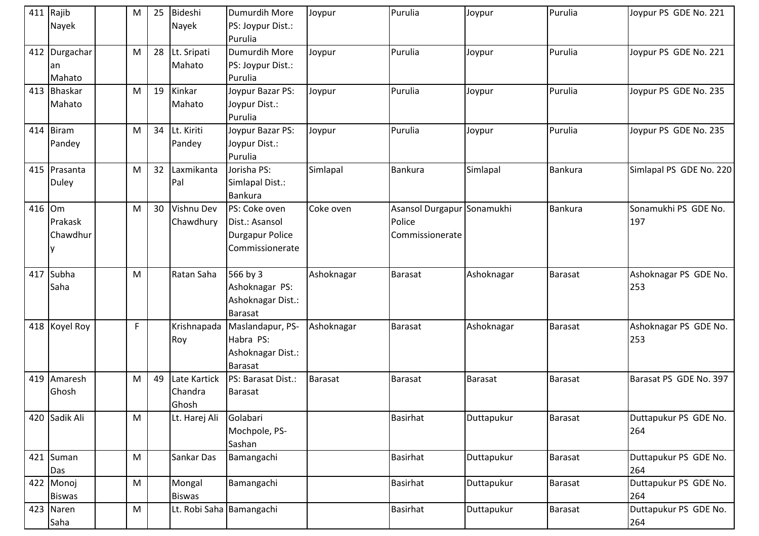| 411 | Rajib Nayek | | M | 25 | Bideshi Nayek | Dumurdih More PS: Joypur Dist.: Purulia | Joypur | Purulia | Joypur | Purulia | Joypur PS GDE No. 221 |
|---|---|---|---|---|---|---|---|---|---|---|---|
| 412 | Durgacharan Mahato | | M | 28 | Lt. Sripati Mahato | Dumurdih More PS: Joypur Dist.: Purulia | Joypur | Purulia | Joypur | Purulia | Joypur PS GDE No. 221 |
| 413 | Bhaskar Mahato | | M | 19 | Kinkar Mahato | Joypur Bazar PS: Joypur Dist.: Purulia | Joypur | Purulia | Joypur | Purulia | Joypur PS GDE No. 235 |
| 414 | Biram Pandey | | M | 34 | Lt. Kiriti Pandey | Joypur Bazar PS: Joypur Dist.: Purulia | Joypur | Purulia | Joypur | Purulia | Joypur PS GDE No. 235 |
| 415 | Prasanta Duley | | M | 32 | Laxmikanta Pal | Jorisha PS: Simlapal Dist.: Bankura | Simlapal | Bankura | Simlapal | Bankura | Simlapal PS GDE No. 220 |
| 416 | Om Prakask Chawdhury | | M | 30 | Vishnu Dev Chawdhury | PS: Coke oven Dist.: Asansol Durgapur Police Commissionerate | Coke oven | Asansol Durgapur Police Commissionerate | Sonamukhi | Bankura | Sonamukhi PS GDE No. 197 |
| 417 | Subha Saha | | M | | Ratan Saha | 566 by 3 Ashoknagar PS: Ashoknagar Dist.: Barasat | Ashoknagar | Barasat | Ashoknagar | Barasat | Ashoknagar PS GDE No. 253 |
| 418 | Koyel Roy | | F | | Krishnapada Roy | Maslandapur, PS-Habra PS: Ashoknagar Dist.: Barasat | Ashoknagar | Barasat | Ashoknagar | Barasat | Ashoknagar PS GDE No. 253 |
| 419 | Amaresh Ghosh | | M | 49 | Late Kartick Chandra Ghosh | PS: Barasat Dist.: Barasat | Barasat | Barasat | Barasat | Barasat | Barasat PS GDE No. 397 |
| 420 | Sadik Ali | | M | | Lt. Harej Ali | Golabari Mochpole, PS-Sashan | | Basirhat | Duttapukur | Barasat | Duttapukur PS GDE No. 264 |
| 421 | Suman Das | | M | | Sankar Das | Bamangachi | | Basirhat | Duttapukur | Barasat | Duttapukur PS GDE No. 264 |
| 422 | Monoj Biswas | | M | | Mongal Biswas | Bamangachi | | Basirhat | Duttapukur | Barasat | Duttapukur PS GDE No. 264 |
| 423 | Naren Saha | | M | | Lt. Robi Saha | Bamangachi | | Basirhat | Duttapukur | Barasat | Duttapukur PS GDE No. 264 |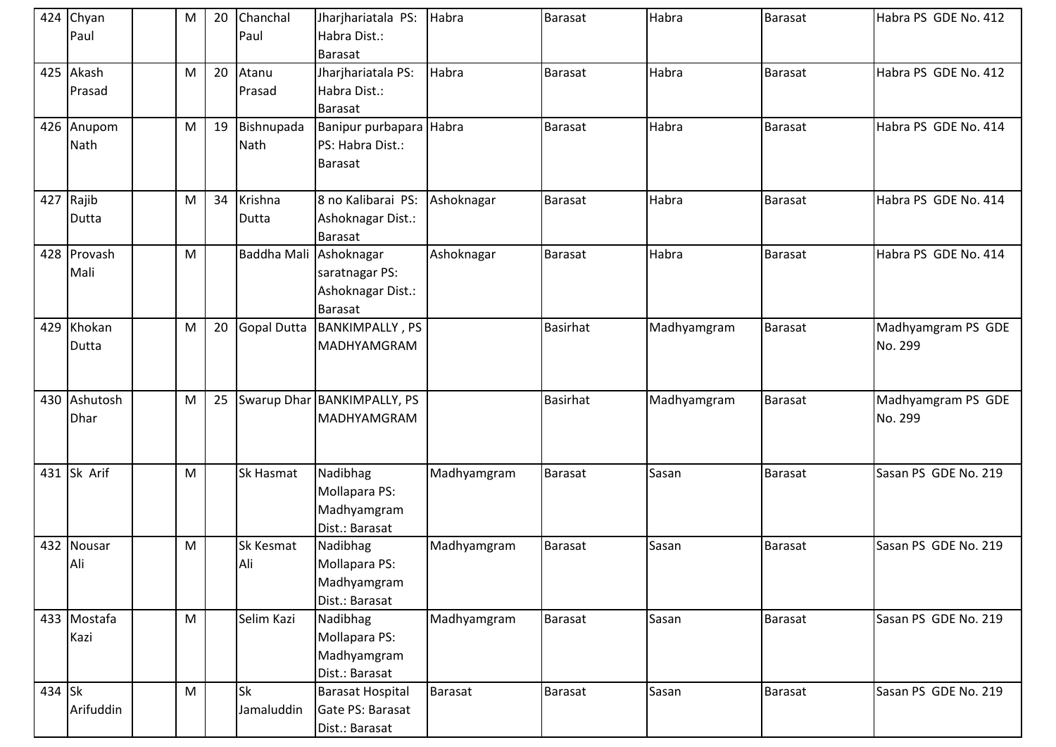| 424 | Chyan Paul | | M | 20 | Chanchal Paul | Jharjhariatala PS: Habra Dist.: Barasat | Habra | Barasat | Habra | Barasat | Habra PS GDE No. 412 |
|---|---|---|---|---|---|---|---|---|---|---|---|
| 425 | Akash Prasad | | M | 20 | Atanu Prasad | Jharjhariatala PS: Habra Dist.: Barasat | Habra | Barasat | Habra | Barasat | Habra PS GDE No. 412 |
| 426 | Anupom Nath | | M | 19 | Bishnupada Nath | Banipur purbapara PS: Habra Dist.: Barasat | Habra | Barasat | Habra | Barasat | Habra PS GDE No. 414 |
| 427 | Rajib Dutta | | M | 34 | Krishna Dutta | 8 no Kalibarai PS: Ashoknagar Dist.: Barasat | Ashoknagar | Barasat | Habra | Barasat | Habra PS GDE No. 414 |
| 428 | Provash Mali | | M | | Baddha Mali | Ashoknagar saratnagar PS: Ashoknagar Dist.: Barasat | Ashoknagar | Barasat | Habra | Barasat | Habra PS GDE No. 414 |
| 429 | Khokan Dutta | | M | 20 | Gopal Dutta | BANKIMPALLY , PS MADHYAMGRAM | | Basirhat | Madhyamgram | Barasat | Madhyamgram PS GDE No. 299 |
| 430 | Ashutosh Dhar | | M | 25 | Swarup Dhar | BANKIMPALLY, PS MADHYAMGRAM | | Basirhat | Madhyamgram | Barasat | Madhyamgram PS GDE No. 299 |
| 431 | Sk Arif | | M | | Sk Hasmat | Nadibhag Mollapara PS: Madhyamgram Dist.: Barasat | Madhyamgram | Barasat | Sasan | Barasat | Sasan PS GDE No. 219 |
| 432 | Nousar Ali | | M | | Sk Kesmat Ali | Nadibhag Mollapara PS: Madhyamgram Dist.: Barasat | Madhyamgram | Barasat | Sasan | Barasat | Sasan PS GDE No. 219 |
| 433 | Mostafa Kazi | | M | | Selim Kazi | Nadibhag Mollapara PS: Madhyamgram Dist.: Barasat | Madhyamgram | Barasat | Sasan | Barasat | Sasan PS GDE No. 219 |
| 434 | Sk Arifuddin | | M | | Sk Jamaluddin | Barasat Hospital Gate PS: Barasat Dist.: Barasat | Barasat | Barasat | Sasan | Barasat | Sasan PS GDE No. 219 |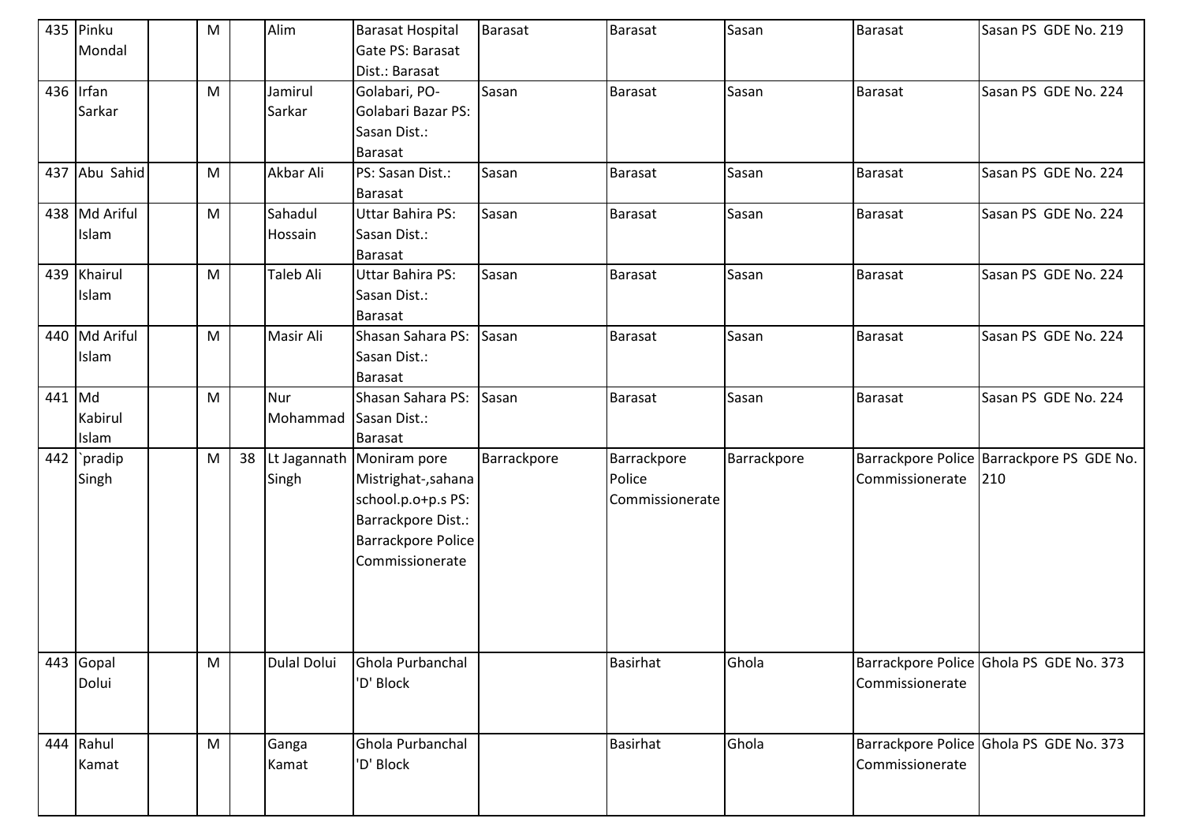| 435 | Pinku Mondal | | M | | Alim | Barasat Hospital Gate PS: Barasat Dist.: Barasat | Barasat | Barasat | Sasan | Barasat | Sasan PS GDE No. 219 |
|---|---|---|---|---|---|---|---|---|---|---|---|
| 436 | Irfan Sarkar | | M | | Jamirul Sarkar | Golabari, PO-Golabari Bazar PS: Sasan Dist.: Barasat | Sasan | Barasat | Sasan | Barasat | Sasan PS GDE No. 224 |
| 437 | Abu Sahid | | M | | Akbar Ali | PS: Sasan Dist.: Barasat | Sasan | Barasat | Sasan | Barasat | Sasan PS GDE No. 224 |
| 438 | Md Ariful Islam | | M | | Sahadul Hossain | Uttar Bahira PS: Sasan Dist.: Barasat | Sasan | Barasat | Sasan | Barasat | Sasan PS GDE No. 224 |
| 439 | Khairul Islam | | M | | Taleb Ali | Uttar Bahira PS: Sasan Dist.: Barasat | Sasan | Barasat | Sasan | Barasat | Sasan PS GDE No. 224 |
| 440 | Md Ariful Islam | | M | | Masir Ali | Shasan Sahara PS: Sasan Dist.: Barasat | Sasan | Barasat | Sasan | Barasat | Sasan PS GDE No. 224 |
| 441 | Md Kabirul Islam | | M | | Nur Mohammad | Shasan Sahara PS: Sasan Dist.: Barasat | Sasan | Barasat | Sasan | Barasat | Sasan PS GDE No. 224 |
| 442 | `pradip Singh | | M | 38 | Lt Jagannath Singh | Moniram pore Mistrighat-,sahana school.p.o+p.s PS: Barrackpore Dist.: Barrackpore Police Commissionerate | Barrackpore | Barrackpore Police Commissionerate | Barrackpore | Barrackpore Police Commissionerate | Barrackpore PS GDE No. 210 |
| 443 | Gopal Dolui | | M | | Dulal Dolui | Ghola Purbanchal 'D' Block | | Basirhat | Ghola | Barrackpore Police Commissionerate | Ghola PS GDE No. 373 |
| 444 | Rahul Kamat | | M | | Ganga Kamat | Ghola Purbanchal 'D' Block | | Basirhat | Ghola | Barrackpore Police Commissionerate | Ghola PS GDE No. 373 |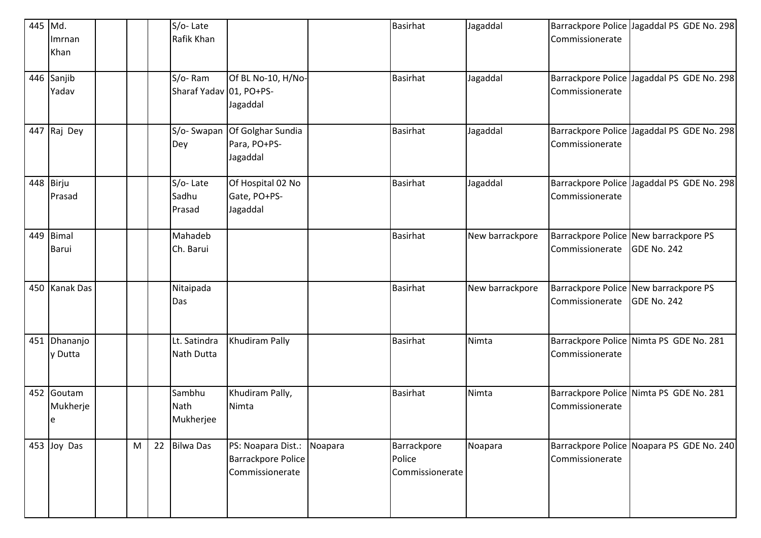| 445 | Md. Imrnan Khan | | | | S/o- Late Rafik Khan | | | Basirhat | Jagaddal | Barrackpore Police Commissionerate | Jagaddal PS GDE No. 298 |
|---|---|---|---|---|---|---|---|---|---|---|---|
| 446 | Sanjib Yadav | | | | S/o- Ram Sharaf Yadav | Of BL No-10, H/No-01, PO+PS-Jagaddal | | Basirhat | Jagaddal | Barrackpore Police Commissionerate | Jagaddal PS GDE No. 298 |
| 447 | Raj Dey | | | | S/o- Swapan Dey | Of Golghar Sundia Para, PO+PS-Jagaddal | | Basirhat | Jagaddal | Barrackpore Police Commissionerate | Jagaddal PS GDE No. 298 |
| 448 | Birju Prasad | | | | S/o- Late Sadhu Prasad | Of Hospital 02 No Gate, PO+PS-Jagaddal | | Basirhat | Jagaddal | Barrackpore Police Commissionerate | Jagaddal PS GDE No. 298 |
| 449 | Bimal Barui | | | | Mahadeb Ch. Barui | | | Basirhat | New barrackpore | Barrackpore Police Commissionerate | New barrackpore PS GDE No. 242 |
| 450 | Kanak Das | | | | Nitaipada Das | | | Basirhat | New barrackpore | Barrackpore Police Commissionerate | New barrackpore PS GDE No. 242 |
| 451 | Dhananjoy Dutta | | | | Lt. Satindra Nath Dutta | Khudiram Pally | | Basirhat | Nimta | Barrackpore Police Commissionerate | Nimta PS GDE No. 281 |
| 452 | Goutam Mukherjee | | | | Sambhu Nath Mukherjee | Khudiram Pally, Nimta | | Basirhat | Nimta | Barrackpore Police Commissionerate | Nimta PS GDE No. 281 |
| 453 | Joy Das | | M | 22 | Bilwa Das | PS: Noapara Dist.: Barrackpore Police Commissionerate | Noapara | Barrackpore Police Commissionerate | Noapara | Barrackpore Police Commissionerate | Noapara PS GDE No. 240 |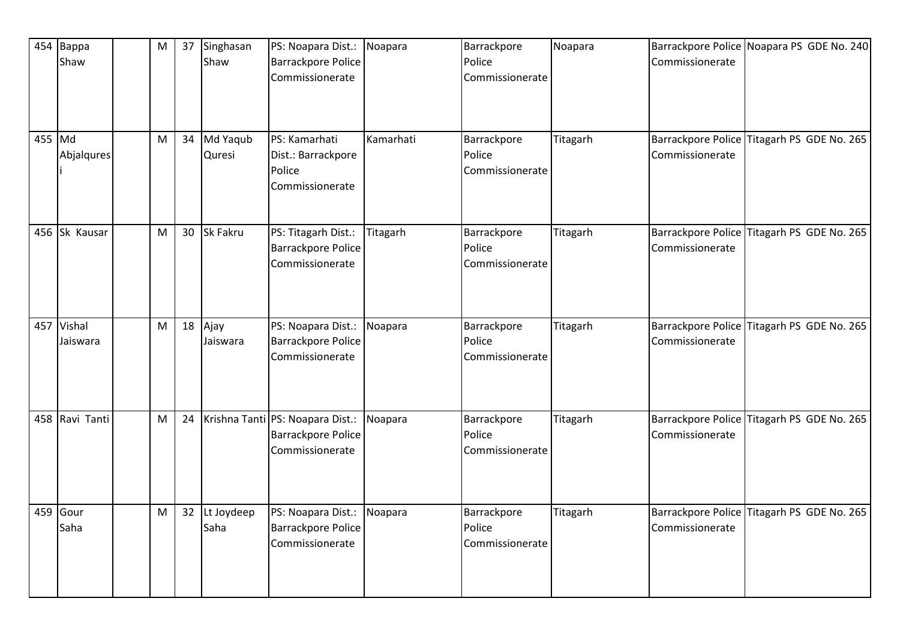| 454 | Bappa Shaw | | M | 37 | Singhasan Shaw | PS: Noapara Dist.: Barrackpore Police Commissionerate | Noapara | Barrackpore Police Commissionerate | Noapara | Barrackpore Police Commissionerate | Noapara PS GDE No. 240 |
|---|---|---|---|---|---|---|---|---|---|---|---|
| 455 | Md Abjalquresi | | M | 34 | Md Yaqub Quresi | PS: Kamarhati Dist.: Barrackpore Police Commissionerate | Kamarhati | Barrackpore Police Commissionerate | Titagarh | Barrackpore Police Commissionerate | Titagarh PS GDE No. 265 |
| 456 | Sk Kausar | | M | 30 | Sk Fakru | PS: Titagarh Dist.: Barrackpore Police Commissionerate | Titagarh | Barrackpore Police Commissionerate | Titagarh | Barrackpore Police Commissionerate | Titagarh PS GDE No. 265 |
| 457 | Vishal Jaiswara | | M | 18 | Ajay Jaiswara | PS: Noapara Dist.: Barrackpore Police Commissionerate | Noapara | Barrackpore Police Commissionerate | Titagarh | Barrackpore Police Commissionerate | Titagarh PS GDE No. 265 |
| 458 | Ravi Tanti | | M | 24 | Krishna Tanti | PS: Noapara Dist.: Barrackpore Police Commissionerate | Noapara | Barrackpore Police Commissionerate | Titagarh | Barrackpore Police Commissionerate | Titagarh PS GDE No. 265 |
| 459 | Gour Saha | | M | 32 | Lt Joydeep Saha | PS: Noapara Dist.: Barrackpore Police Commissionerate | Noapara | Barrackpore Police Commissionerate | Titagarh | Barrackpore Police Commissionerate | Titagarh PS GDE No. 265 |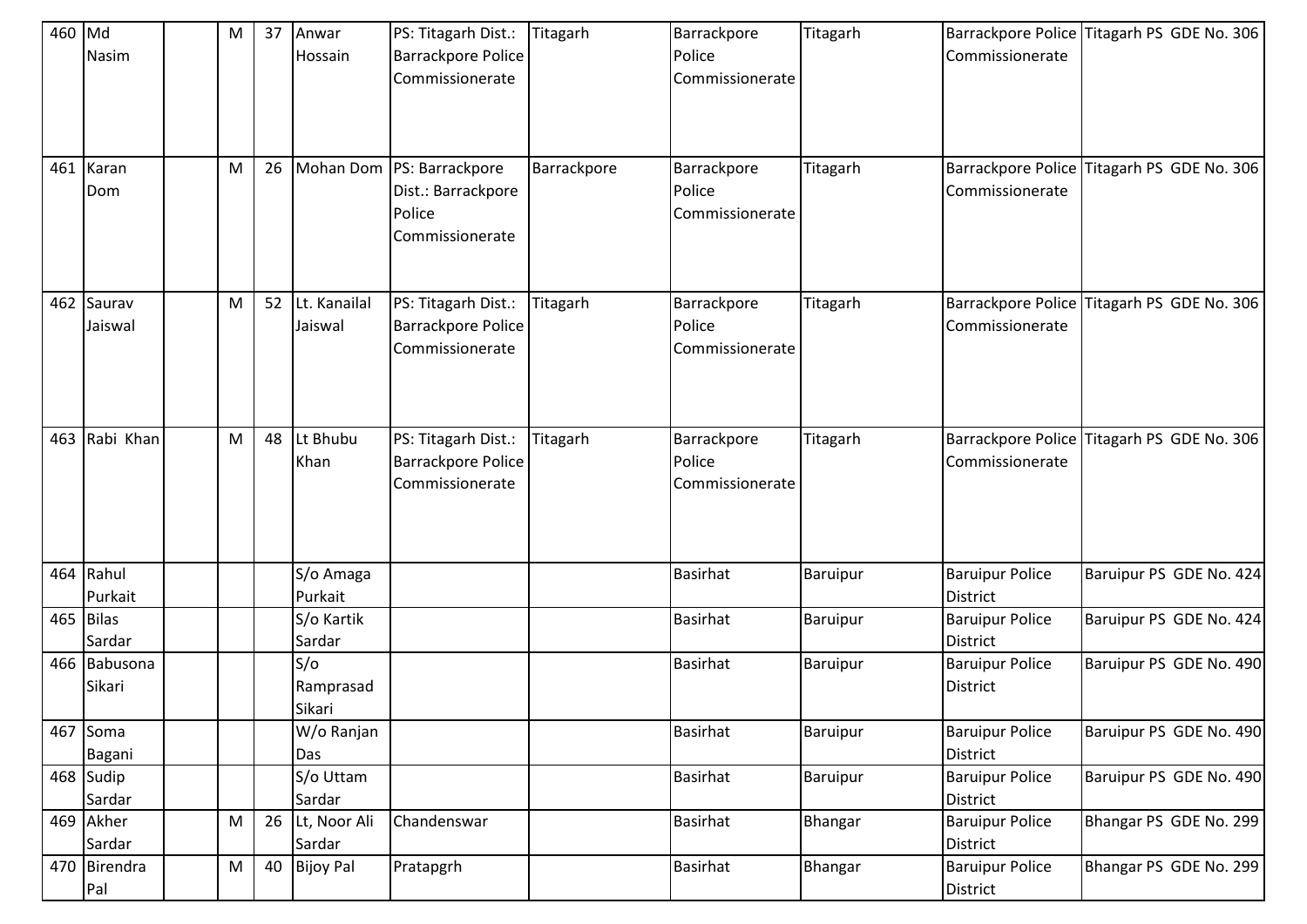| 460 | Md Nasim | | M | 37 | Anwar Hossain | PS: Titagarh Dist.: Barrackpore Police Commissionerate | Titagarh | Barrackpore Police Commissionerate | Titagarh | Barrackpore Police Commissionerate | Titagarh PS GDE No. 306 |
|---|---|---|---|---|---|---|---|---|---|---|---|
| 461 | Karan Dom | | M | 26 | Mohan Dom | PS: Barrackpore Dist.: Barrackpore Police Commissionerate | Barrackpore | Barrackpore Police Commissionerate | Titagarh | Barrackpore Police Commissionerate | Titagarh PS GDE No. 306 |
| 462 | Saurav Jaiswal | | M | 52 | Lt. Kanailal Jaiswal | PS: Titagarh Dist.: Barrackpore Police Commissionerate | Titagarh | Barrackpore Police Commissionerate | Titagarh | Barrackpore Police Commissionerate | Titagarh PS GDE No. 306 |
| 463 | Rabi Khan | | M | 48 | Lt Bhubu Khan | PS: Titagarh Dist.: Barrackpore Police Commissionerate | Titagarh | Barrackpore Police Commissionerate | Titagarh | Barrackpore Police Commissionerate | Titagarh PS GDE No. 306 |
| 464 | Rahul Purkait | | | | S/o Amaga Purkait | | | Basirhat | Baruipur | Baruipur Police District | Baruipur PS GDE No. 424 |
| 465 | Bilas Sardar | | | | S/o Kartik Sardar | | | Basirhat | Baruipur | Baruipur Police District | Baruipur PS GDE No. 424 |
| 466 | Babusona Sikari | | | | S/o Ramprasad Sikari | | | Basirhat | Baruipur | Baruipur Police District | Baruipur PS GDE No. 490 |
| 467 | Soma Bagani | | | | W/o Ranjan Das | | | Basirhat | Baruipur | Baruipur Police District | Baruipur PS GDE No. 490 |
| 468 | Sudip Sardar | | | | S/o Uttam Sardar | | | Basirhat | Baruipur | Baruipur Police District | Baruipur PS GDE No. 490 |
| 469 | Akher Sardar | | M | 26 | Lt, Noor Ali Sardar | Chandenswar | | Basirhat | Bhangar | Baruipur Police District | Bhangar PS GDE No. 299 |
| 470 | Birendra Pal | | M | 40 | Bijoy Pal | Pratapgrh | | Basirhat | Bhangar | Baruipur Police District | Bhangar PS GDE No. 299 |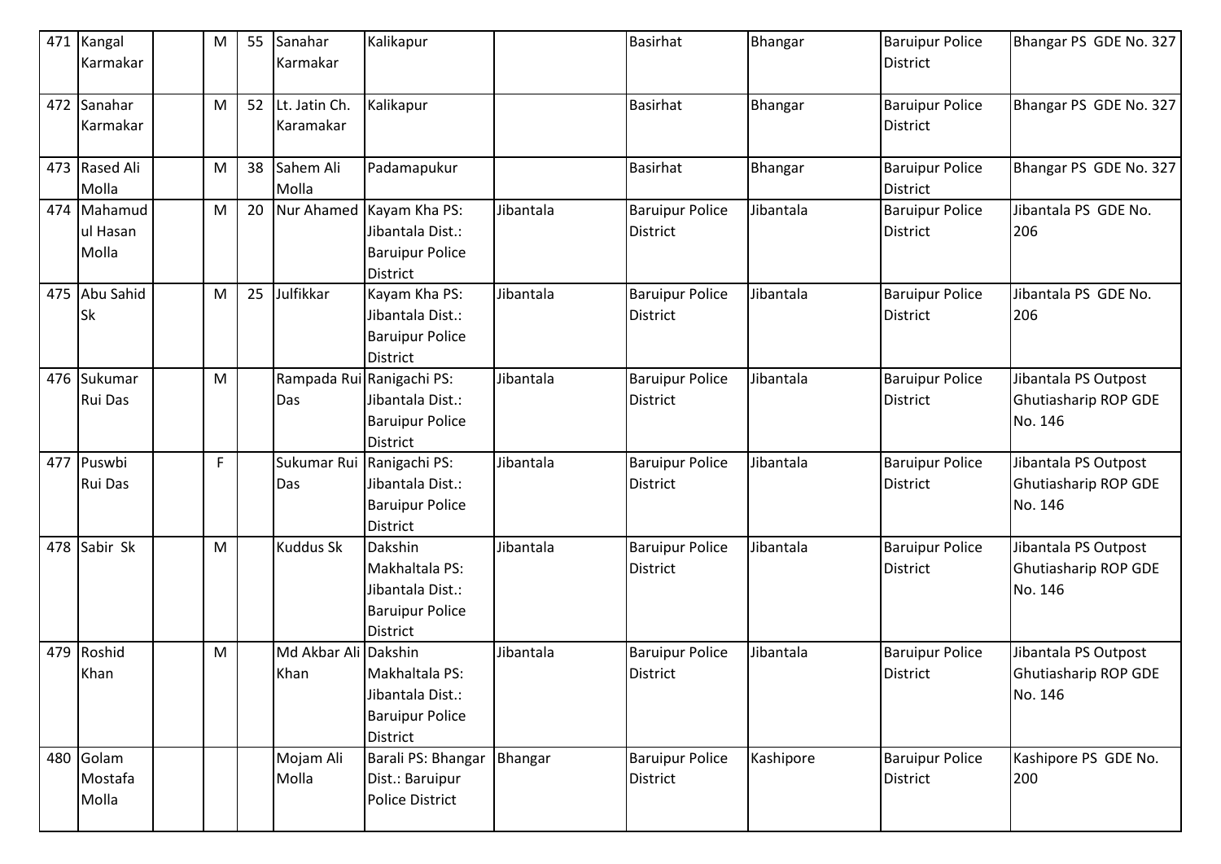| 471 | Kangal Karmakar | | M | 55 | Sanahar Karmakar | Kalikapur | | Basirhat | Bhangar | Baruipur Police District | Bhangar PS GDE No. 327 |
|---|---|---|---|---|---|---|---|---|---|---|---|
| 472 | Sanahar Karmakar | | M | 52 | Lt. Jatin Ch. Karamakar | Kalikapur | | Basirhat | Bhangar | Baruipur Police District | Bhangar PS GDE No. 327 |
| 473 | Rased Ali Molla | | M | 38 | Sahem Ali Molla | Padamapukur | | Basirhat | Bhangar | Baruipur Police District | Bhangar PS GDE No. 327 |
| 474 | Mahamud ul Hasan Molla | | M | 20 | Nur Ahamed | Kayam Kha PS: Jibantala Dist.: Baruipur Police District | Jibantala | Baruipur Police District | Jibantala | Baruipur Police District | Jibantala PS GDE No. 206 |
| 475 | Abu Sahid Sk | | M | 25 | Julfikkar | Kayam Kha PS: Jibantala Dist.: Baruipur Police District | Jibantala | Baruipur Police District | Jibantala | Baruipur Police District | Jibantala PS GDE No. 206 |
| 476 | Sukumar Rui Das | | M | | Rampada Rui Das | Ranigachi PS: Jibantala Dist.: Baruipur Police District | Jibantala | Baruipur Police District | Jibantala | Baruipur Police District | Jibantala PS Outpost Ghutiasharip ROP GDE No. 146 |
| 477 | Puswbi Rui Das | | F | | Sukumar Rui Das | Ranigachi PS: Jibantala Dist.: Baruipur Police District | Jibantala | Baruipur Police District | Jibantala | Baruipur Police District | Jibantala PS Outpost Ghutiasharip ROP GDE No. 146 |
| 478 | Sabir Sk | | M | | Kuddus Sk | Dakshin Makhaltala PS: Jibantala Dist.: Baruipur Police District | Jibantala | Baruipur Police District | Jibantala | Baruipur Police District | Jibantala PS Outpost Ghutiasharip ROP GDE No. 146 |
| 479 | Roshid Khan | | M | | Md Akbar Ali Khan | Dakshin Makhaltala PS: Jibantala Dist.: Baruipur Police District | Jibantala | Baruipur Police District | Jibantala | Baruipur Police District | Jibantala PS Outpost Ghutiasharip ROP GDE No. 146 |
| 480 | Golam Mostafa Molla | | | | Mojam Ali Molla | Barali PS: Bhangar Dist.: Baruipur Police District | Bhangar | Baruipur Police District | Kashipore | Baruipur Police District | Kashipore PS GDE No. 200 |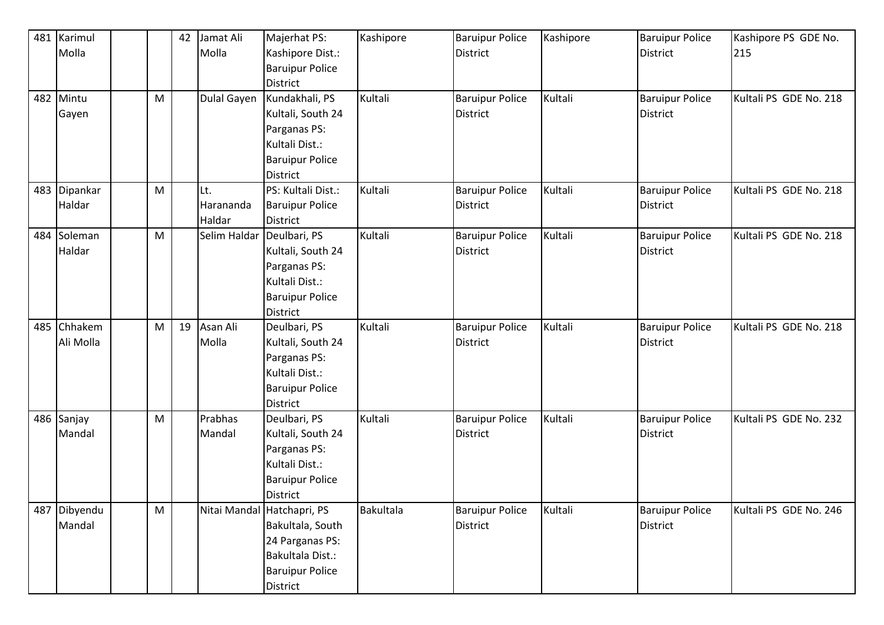| 481 | Karimul Molla | | | 42 | Jamat Ali Molla | Majerhat PS: Kashipore Dist.: Baruipur Police District | Kashipore | Baruipur Police District | Kashipore | Baruipur Police District | Kashipore PS GDE No. 215 |
|---|---|---|---|---|---|---|---|---|---|---|---|
| 482 | Mintu Gayen | | M | | Dulal Gayen | Kundakhali, PS Kultali, South 24 Parganas PS: Kultali Dist.: Baruipur Police District | Kultali | Baruipur Police District | Kultali | Baruipur Police District | Kultali PS GDE No. 218 |
| 483 | Dipankar Haldar | | M | | Lt. Harananda Haldar | PS: Kultali Dist.: Baruipur Police District | Kultali | Baruipur Police District | Kultali | Baruipur Police District | Kultali PS GDE No. 218 |
| 484 | Soleman Haldar | | M | | Selim Haldar | Deulbari, PS Kultali, South 24 Parganas PS: Kultali Dist.: Baruipur Police District | Kultali | Baruipur Police District | Kultali | Baruipur Police District | Kultali PS GDE No. 218 |
| 485 | Chhakem Ali Molla | | M | 19 | Asan Ali Molla | Deulbari, PS Kultali, South 24 Parganas PS: Kultali Dist.: Baruipur Police District | Kultali | Baruipur Police District | Kultali | Baruipur Police District | Kultali PS GDE No. 218 |
| 486 | Sanjay Mandal | | M | | Prabhas Mandal | Deulbari, PS Kultali, South 24 Parganas PS: Kultali Dist.: Baruipur Police District | Kultali | Baruipur Police District | Kultali | Baruipur Police District | Kultali PS GDE No. 232 |
| 487 | Dibyendu Mandal | | M | | Nitai Mandal | Hatchapri, PS Bakultala, South 24 Parganas PS: Bakultala Dist.: Baruipur Police District | Bakultala | Baruipur Police District | Kultali | Baruipur Police District | Kultali PS GDE No. 246 |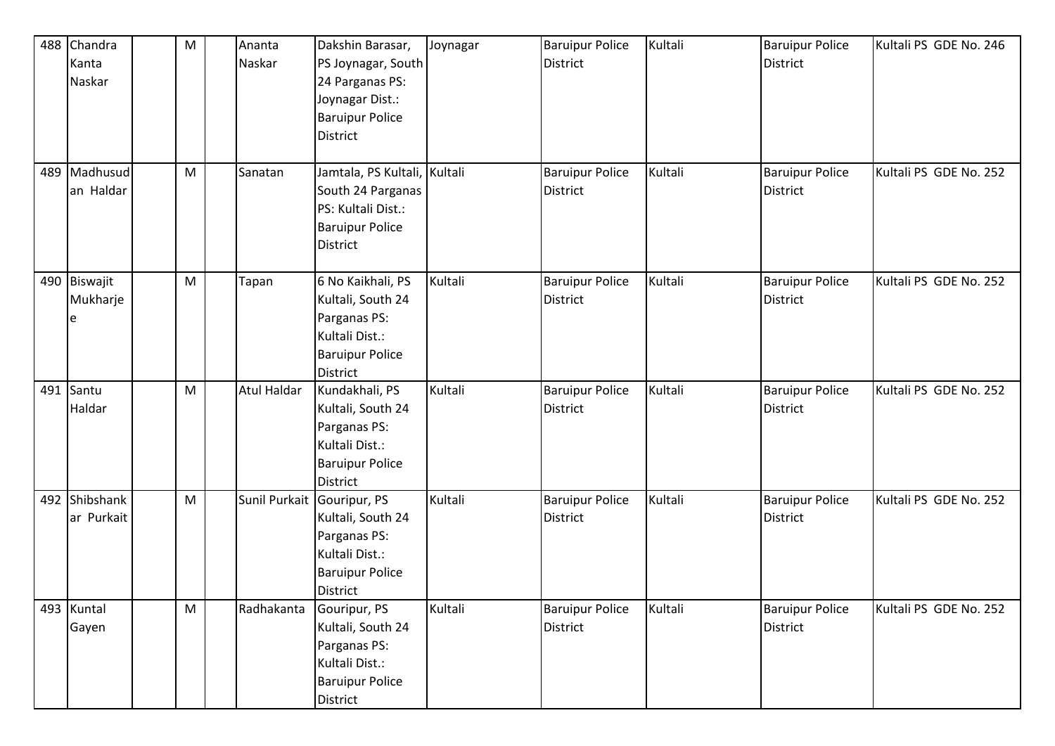| 488 | Chandra Kanta Naskar | | M | | Ananta Naskar | Dakshin Barasar, PS Joynagar, South 24 Parganas PS: Joynagar Dist.: Baruipur Police District | Joynagar | Baruipur Police District | Kultali | Baruipur Police District | Kultali PS GDE No. 246 |
|---|---|---|---|---|---|---|---|---|---|---|---|
| 489 | Madhusudan Haldar | | M | | Sanatan | Jamtala, PS Kultali, South 24 Parganas PS: Kultali Dist.: Baruipur Police District | Kultali | Baruipur Police District | Kultali | Baruipur Police District | Kultali PS GDE No. 252 |
| 490 | Biswajit Mukharjee | | M | | Tapan | 6 No Kaikhali, PS Kultali, South 24 Parganas PS: Kultali Dist.: Baruipur Police District | Kultali | Baruipur Police District | Kultali | Baruipur Police District | Kultali PS GDE No. 252 |
| 491 | Santu Haldar | | M | | Atul Haldar | Kundakhali, PS Kultali, South 24 Parganas PS: Kultali Dist.: Baruipur Police District | Kultali | Baruipur Police District | Kultali | Baruipur Police District | Kultali PS GDE No. 252 |
| 492 | Shibshankar Purkait | | M | | Sunil Purkait | Gouripur, PS Kultali, South 24 Parganas PS: Kultali Dist.: Baruipur Police District | Kultali | Baruipur Police District | Kultali | Baruipur Police District | Kultali PS GDE No. 252 |
| 493 | Kuntal Gayen | | M | | Radhakanta | Gouripur, PS Kultali, South 24 Parganas PS: Kultali Dist.: Baruipur Police District | Kultali | Baruipur Police District | Kultali | Baruipur Police District | Kultali PS GDE No. 252 |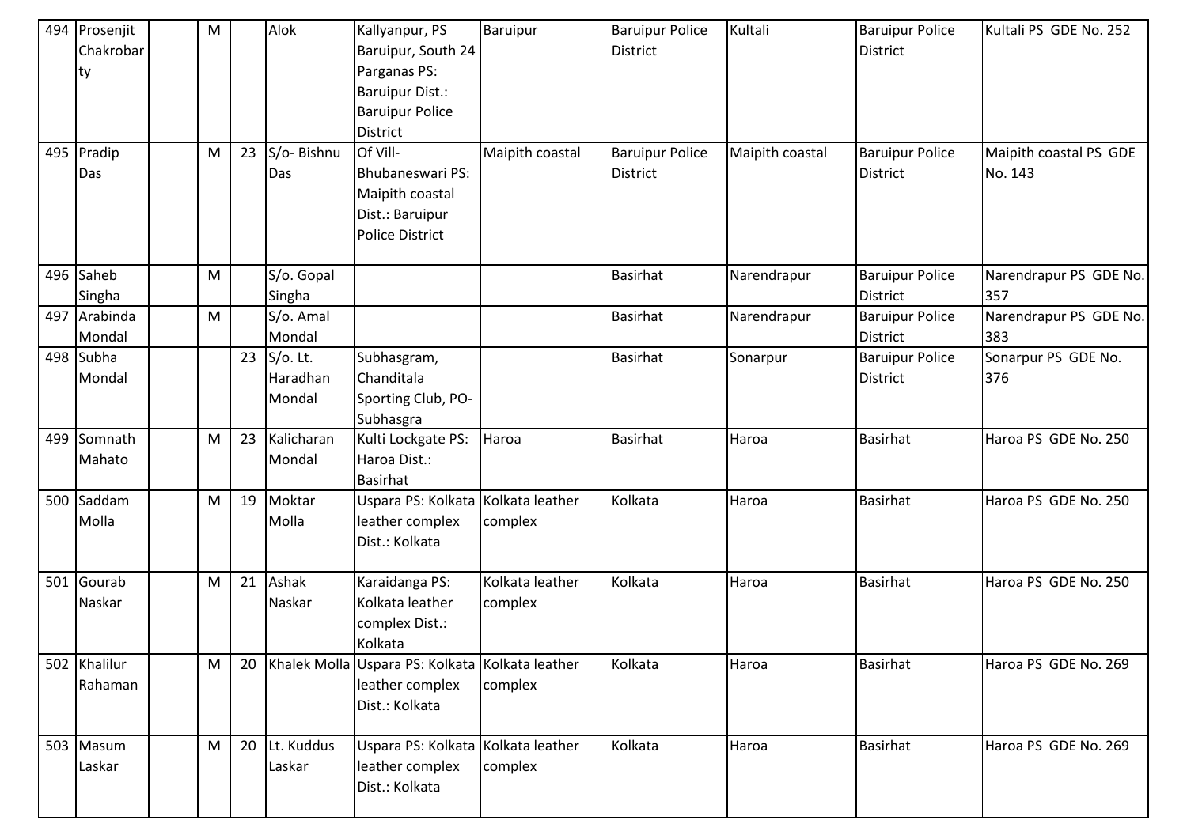| 494 | Prosenjit Chakrobarty | | M | | Alok | Kallyanpur, PS Baruipur, South 24 Parganas PS: Baruipur Dist.: Baruipur Police District | Baruipur | Baruipur Police District | Kultali | Baruipur Police District | Kultali PS GDE No. 252 |
|---|---|---|---|---|---|---|---|---|---|---|---|
| 495 | Pradip Das | | M | 23 | S/o- Bishnu Das | Of Vill- Bhubaneswari PS: Maipith coastal Dist.: Baruipur Police District | Maipith coastal | Baruipur Police District | Maipith coastal | Baruipur Police District | Maipith coastal PS GDE No. 143 |
| 496 | Saheb Singha | | M | | S/o. Gopal Singha | | | Basirhat | Narendrapur | Baruipur Police District | Narendrapur PS GDE No. 357 |
| 497 | Arabinda Mondal | | M | | S/o. Amal Mondal | | | Basirhat | Narendrapur | Baruipur Police District | Narendrapur PS GDE No. 383 |
| 498 | Subha Mondal | | | 23 | S/o. Lt. Haradhan Mondal | Subhasgram, Chanditala Sporting Club, PO- Subhasgra | | Basirhat | Sonarpur | Baruipur Police District | Sonarpur PS GDE No. 376 |
| 499 | Somnath Mahato | | M | 23 | Kalicharan Mondal | Kulti Lockgate PS: Haroa Dist.: Basirhat | Haroa | Basirhat | Haroa | Basirhat | Haroa PS GDE No. 250 |
| 500 | Saddam Molla | | M | 19 | Moktar Molla | Uspara PS: Kolkata leather complex Dist.: Kolkata | Kolkata leather complex | Kolkata | Haroa | Basirhat | Haroa PS GDE No. 250 |
| 501 | Gourab Naskar | | M | 21 | Ashak Naskar | Karaidanga PS: Kolkata leather complex Dist.: Kolkata | Kolkata leather complex | Kolkata | Haroa | Basirhat | Haroa PS GDE No. 250 |
| 502 | Khalilur Rahaman | | M | 20 | Khalek Molla | Uspara PS: Kolkata leather complex Dist.: Kolkata | Kolkata leather complex | Kolkata | Haroa | Basirhat | Haroa PS GDE No. 269 |
| 503 | Masum Laskar | | M | 20 | Lt. Kuddus Laskar | Uspara PS: Kolkata leather complex Dist.: Kolkata | Kolkata leather complex | Kolkata | Haroa | Basirhat | Haroa PS GDE No. 269 |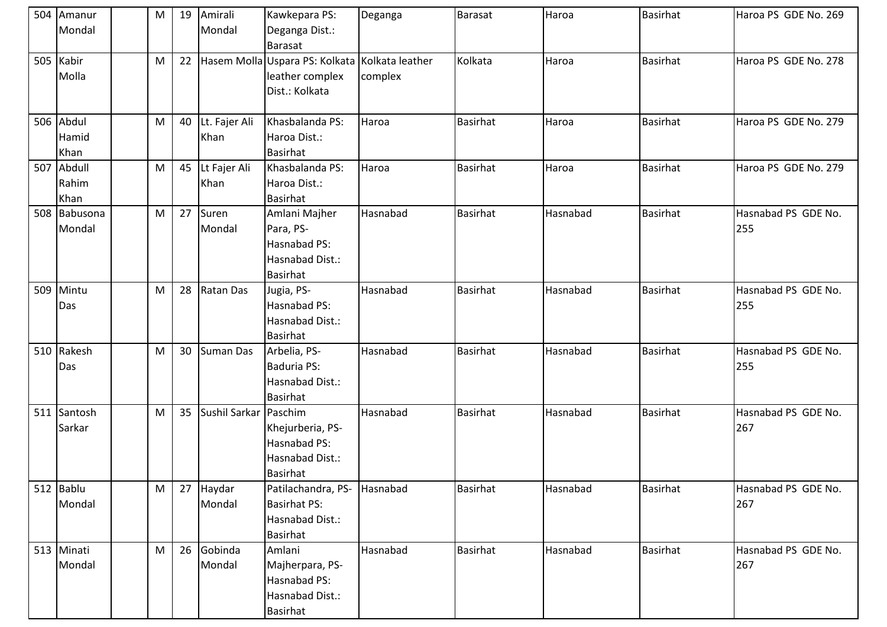| 504 | Amanur Mondal | | M | 19 | Amirali Mondal | Kawkepara PS: Deganga Dist.: Barasat | Deganga | Barasat | Haroa | Basirhat | Haroa PS GDE No. 269 |
|---|---|---|---|---|---|---|---|---|---|---|---|
| 505 | Kabir Molla | | M | 22 | Hasem Molla | Uspara PS: Kolkata leather complex Dist.: Kolkata | Kolkata leather complex | Kolkata | Haroa | Basirhat | Haroa PS GDE No. 278 |
| 506 | Abdul Hamid Khan | | M | 40 | Lt. Fajer Ali Khan | Khasbalanda PS: Haroa Dist.: Basirhat | Haroa | Basirhat | Haroa | Basirhat | Haroa PS GDE No. 279 |
| 507 | Abdull Rahim Khan | | M | 45 | Lt Fajer Ali Khan | Khasbalanda PS: Haroa Dist.: Basirhat | Haroa | Basirhat | Haroa | Basirhat | Haroa PS GDE No. 279 |
| 508 | Babusona Mondal | | M | 27 | Suren Mondal | Amlani Majher Para, PS-Hasnabad PS: Hasnabad Dist.: Basirhat | Hasnabad | Basirhat | Hasnabad | Basirhat | Hasnabad PS GDE No. 255 |
| 509 | Mintu Das | | M | 28 | Ratan Das | Jugia, PS-Hasnabad PS: Hasnabad Dist.: Basirhat | Hasnabad | Basirhat | Hasnabad | Basirhat | Hasnabad PS GDE No. 255 |
| 510 | Rakesh Das | | M | 30 | Suman Das | Arbelia, PS-Baduria PS: Hasnabad Dist.: Basirhat | Hasnabad | Basirhat | Hasnabad | Basirhat | Hasnabad PS GDE No. 255 |
| 511 | Santosh Sarkar | | M | 35 | Sushil Sarkar | Paschim Khejurberia, PS-Hasnabad PS: Hasnabad Dist.: Basirhat | Hasnabad | Basirhat | Hasnabad | Basirhat | Hasnabad PS GDE No. 267 |
| 512 | Bablu Mondal | | M | 27 | Haydar Mondal | Patilachandra, PS-Basirhat PS: Hasnabad Dist.: Basirhat | Hasnabad | Basirhat | Hasnabad | Basirhat | Hasnabad PS GDE No. 267 |
| 513 | Minati Mondal | | M | 26 | Gobinda Mondal | Amlani Majherpara, PS-Hasnabad PS: Hasnabad Dist.: Basirhat | Hasnabad | Basirhat | Hasnabad | Basirhat | Hasnabad PS GDE No. 267 |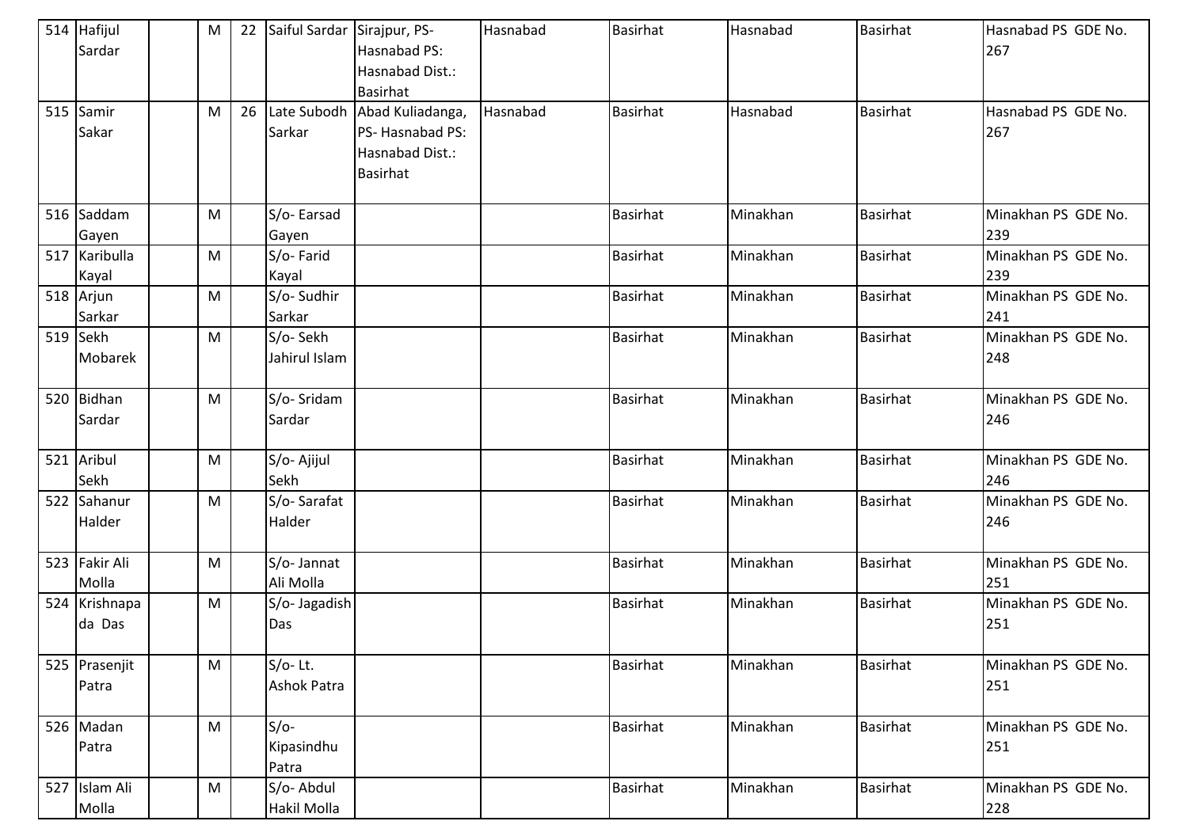| 514 | Hafijul Sardar | | M | 22 | Saiful Sardar | Sirajpur, PS- Hasnabad PS: Hasnabad Dist.: Basirhat | Hasnabad | Basirhat | Hasnabad | Basirhat | Hasnabad PS GDE No. 267 |
|---|---|---|---|---|---|---|---|---|---|---|---|
| 515 | Samir Sakar | | M | 26 | Late Subodh Sarkar | Abad Kuliadanga, PS- Hasnabad PS: Hasnabad Dist.: Basirhat | Hasnabad | Basirhat | Hasnabad | Basirhat | Hasnabad PS GDE No. 267 |
| 516 | Saddam Gayen | | M | | S/o- Earsad Gayen | | | Basirhat | Minakhan | Basirhat | Minakhan PS GDE No. 239 |
| 517 | Karibulla Kayal | | M | | S/o- Farid Kayal | | | Basirhat | Minakhan | Basirhat | Minakhan PS GDE No. 239 |
| 518 | Arjun Sarkar | | M | | S/o- Sudhir Sarkar | | | Basirhat | Minakhan | Basirhat | Minakhan PS GDE No. 241 |
| 519 | Sekh Mobarek | | M | | S/o- Sekh Jahirul Islam | | | Basirhat | Minakhan | Basirhat | Minakhan PS GDE No. 248 |
| 520 | Bidhan Sardar | | M | | S/o- Sridam Sardar | | | Basirhat | Minakhan | Basirhat | Minakhan PS GDE No. 246 |
| 521 | Aribul Sekh | | M | | S/o- Ajijul Sekh | | | Basirhat | Minakhan | Basirhat | Minakhan PS GDE No. 246 |
| 522 | Sahanur Halder | | M | | S/o- Sarafat Halder | | | Basirhat | Minakhan | Basirhat | Minakhan PS GDE No. 246 |
| 523 | Fakir Ali Molla | | M | | S/o- Jannat Ali Molla | | | Basirhat | Minakhan | Basirhat | Minakhan PS GDE No. 251 |
| 524 | Krishnapada Das | | M | | S/o- Jagadish Das | | | Basirhat | Minakhan | Basirhat | Minakhan PS GDE No. 251 |
| 525 | Prasenjit Patra | | M | | S/o- Lt. Ashok Patra | | | Basirhat | Minakhan | Basirhat | Minakhan PS GDE No. 251 |
| 526 | Madan Patra | | M | | S/o- Kipasindhu Patra | | | Basirhat | Minakhan | Basirhat | Minakhan PS GDE No. 251 |
| 527 | Islam Ali Molla | | M | | S/o- Abdul Hakil Molla | | | Basirhat | Minakhan | Basirhat | Minakhan PS GDE No. 228 |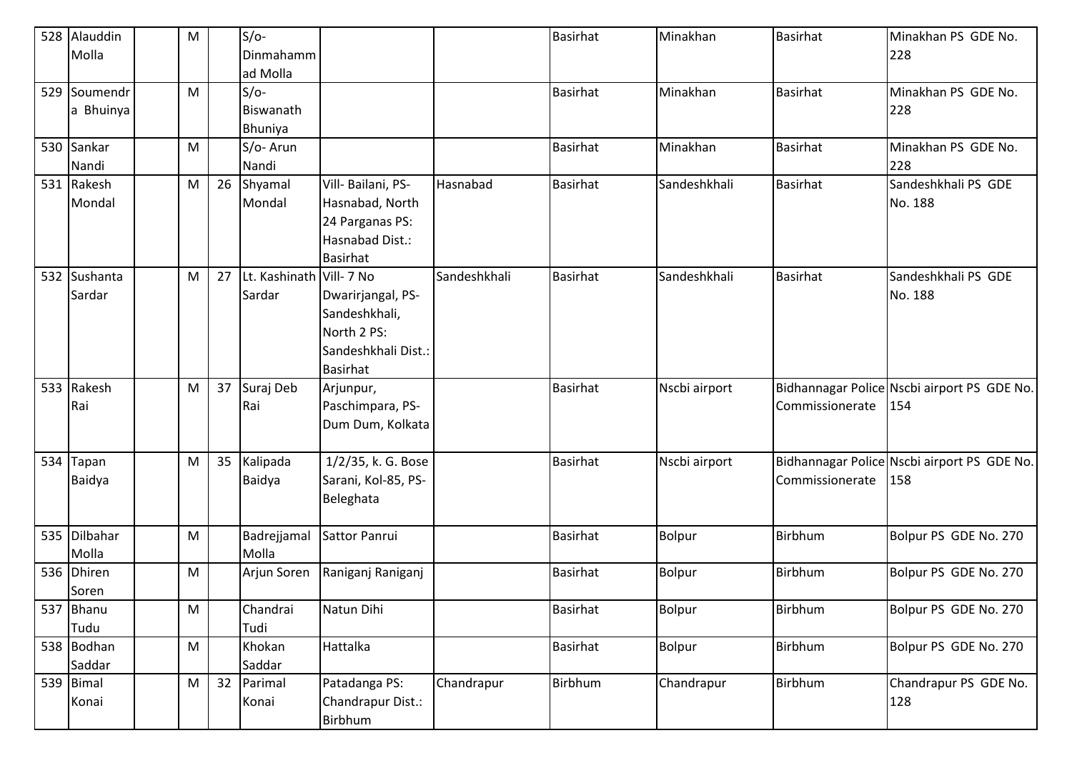| 528 | Alauddin Molla | | M | | S/o- Dinmahammad Molla | | | Basirhat | Minakhan | Basirhat | Minakhan PS GDE No. 228 |
|---|---|---|---|---|---|---|---|---|---|---|---|
| 529 | Soumendra Bhuinya | | M | | S/o- Biswanath Bhuniya | | | Basirhat | Minakhan | Basirhat | Minakhan PS GDE No. 228 |
| 530 | Sankar Nandi | | M | | S/o- Arun Nandi | | | Basirhat | Minakhan | Basirhat | Minakhan PS GDE No. 228 |
| 531 | Rakesh Mondal | | M | 26 | Shyamal Mondal | Vill- Bailani, PS- Hasnabad, North 24 Parganas PS: Hasnabad Dist.: Basirhat | Hasnabad | Basirhat | Sandeshkhali | Basirhat | Sandeshkhali PS GDE No. 188 |
| 532 | Sushanta Sardar | | M | 27 | Lt. Kashinath Sardar | Vill- 7 No Dwarirjangal, PS- Sandeshkhali, North 2 PS: Sandeshkhali Dist.: Basirhat | Sandeshkhali | Basirhat | Sandeshkhali | Basirhat | Sandeshkhali PS GDE No. 188 |
| 533 | Rakesh Rai | | M | 37 | Suraj Deb Rai | Arjunpur, Paschimpara, PS- Dum Dum, Kolkata | | Basirhat | Nscbi airport | Bidhannagar Police Commissionerate | Nscbi airport PS GDE No. 154 |
| 534 | Tapan Baidya | | M | 35 | Kalipada Baidya | 1/2/35, k. G. Bose Sarani, Kol-85, PS- Beleghata | | Basirhat | Nscbi airport | Bidhannagar Police Commissionerate | Nscbi airport PS GDE No. 158 |
| 535 | Dilbahar Molla | | M | | Badrejjamal Molla | Sattor Panrui | | Basirhat | Bolpur | Birbhum | Bolpur PS GDE No. 270 |
| 536 | Dhiren Soren | | M | | Arjun Soren | Raniganj Raniganj | | Basirhat | Bolpur | Birbhum | Bolpur PS GDE No. 270 |
| 537 | Bhanu Tudu | | M | | Chandrai Tudi | Natun Dihi | | Basirhat | Bolpur | Birbhum | Bolpur PS GDE No. 270 |
| 538 | Bodhan Saddar | | M | | Khokan Saddar | Hattalka | | Basirhat | Bolpur | Birbhum | Bolpur PS GDE No. 270 |
| 539 | Bimal Konai | | M | 32 | Parimal Konai | Patadanga PS: Chandrapur Dist.: Birbhum | Chandrapur | Birbhum | Chandrapur | Birbhum | Chandrapur PS GDE No. 128 |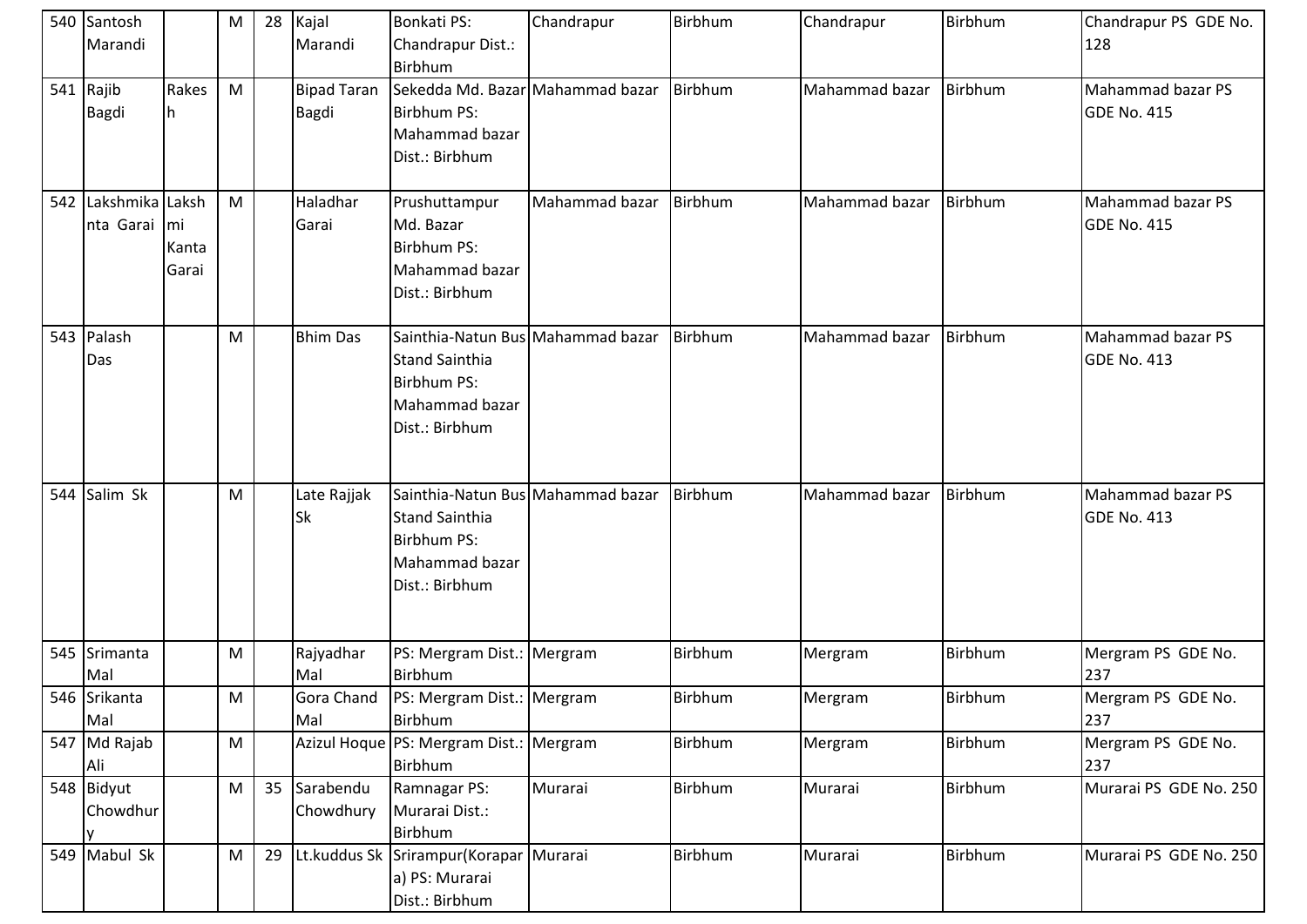| 540 | Santosh Marandi | | M | 28 | Kajal Marandi | Bonkati PS: Chandrapur Dist.: Birbhum | Chandrapur | Birbhum | Chandrapur | Birbhum | Chandrapur PS GDE No. 128 |
|---|---|---|---|---|---|---|---|---|---|---|---|
| 541 | Rajib Bagdi | Rakesh | M | | Bipad Taran Bagdi | Sekedda Md. Bazar Birbhum PS: Mahammad bazar Dist.: Birbhum | Mahammad bazar | Birbhum | Mahammad bazar | Birbhum | Mahammad bazar PS GDE No. 415 |
| 542 | Lakshmikanta Garai | Lakshmi Kanta Garai | M | | Haladhar Garai | Prushuttampur Md. Bazar Birbhum PS: Mahammad bazar Dist.: Birbhum | Mahammad bazar | Birbhum | Mahammad bazar | Birbhum | Mahammad bazar PS GDE No. 415 |
| 543 | Palash Das | | M | | Bhim Das | Sainthia-Natun Bus Stand Sainthia Birbhum PS: Mahammad bazar Dist.: Birbhum | Mahammad bazar | Birbhum | Mahammad bazar | Birbhum | Mahammad bazar PS GDE No. 413 |
| 544 | Salim Sk | | M | | Late Rajjak Sk | Sainthia-Natun Bus Stand Sainthia Birbhum PS: Mahammad bazar Dist.: Birbhum | Mahammad bazar | Birbhum | Mahammad bazar | Birbhum | Mahammad bazar PS GDE No. 413 |
| 545 | Srimanta Mal | | M | | Rajyadhar Mal | PS: Mergram Dist.: Birbhum | Mergram | Birbhum | Mergram | Birbhum | Mergram PS GDE No. 237 |
| 546 | Srikanta Mal | | M | | Gora Chand Mal | PS: Mergram Dist.: Birbhum | Mergram | Birbhum | Mergram | Birbhum | Mergram PS GDE No. 237 |
| 547 | Md Rajab Ali | | M | | Azizul Hoque | PS: Mergram Dist.: Birbhum | Mergram | Birbhum | Mergram | Birbhum | Mergram PS GDE No. 237 |
| 548 | Bidyut Chowdhury | | M | 35 | Sarabendu Chowdhury | Ramnagar PS: Murarai Dist.: Birbhum | Murarai | Birbhum | Murarai | Birbhum | Murarai PS GDE No. 250 |
| 549 | Mabul Sk | | M | 29 | Lt.kuddus Sk | Srirampur(Korapara) PS: Murarai Dist.: Birbhum | Murarai | Birbhum | Murarai | Birbhum | Murarai PS GDE No. 250 |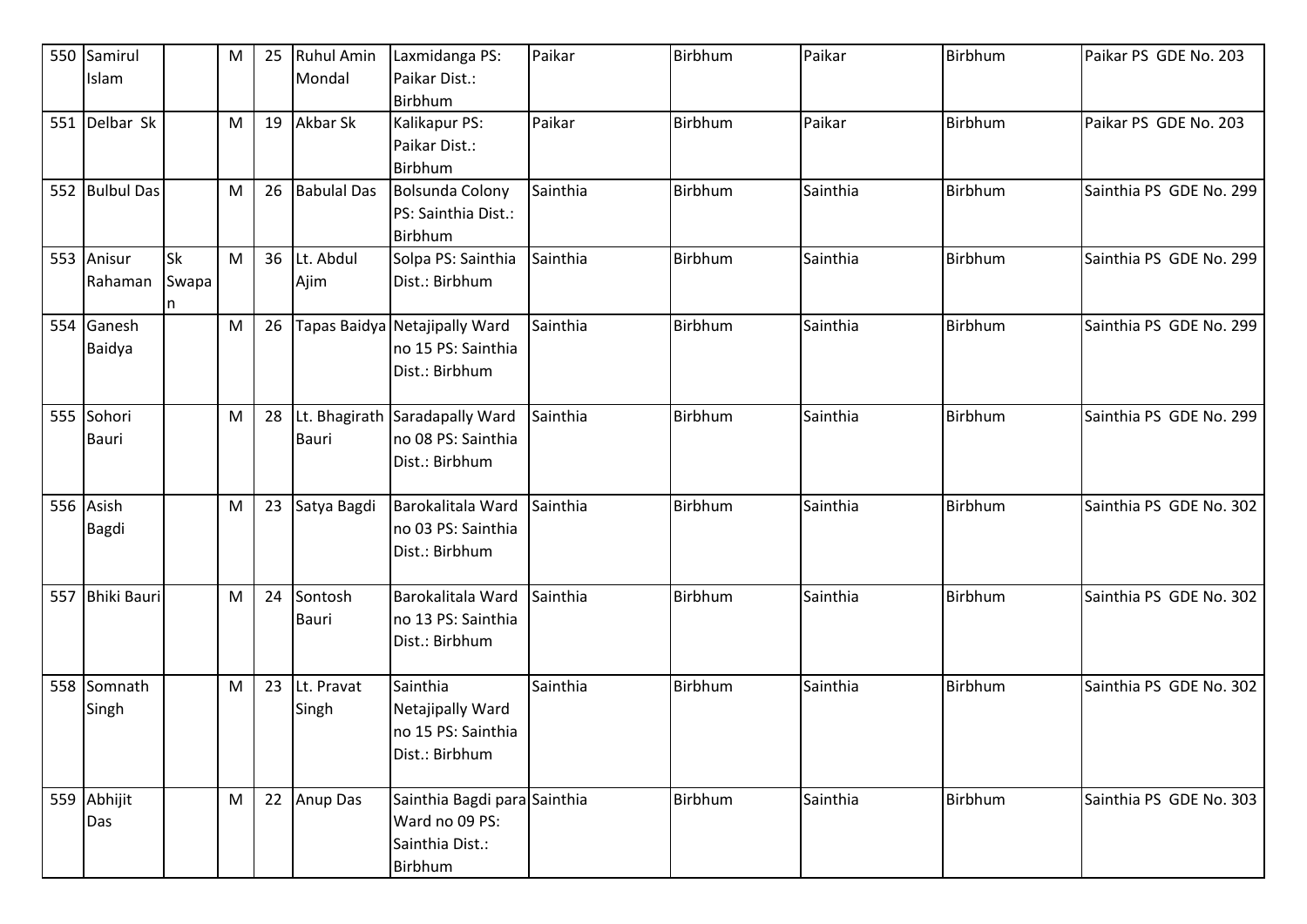| 550 | Samirul Islam | | M | 25 | Ruhul Amin Mondal | Laxmidanga PS: Paikar Dist.: Birbhum | Paikar | Birbhum | Paikar | Birbhum | Paikar PS GDE No. 203 |
|---|---|---|---|---|---|---|---|---|---|---|---|
| 551 | Delbar Sk | | M | 19 | Akbar Sk | Kalikapur PS: Paikar Dist.: Birbhum | Paikar | Birbhum | Paikar | Birbhum | Paikar PS GDE No. 203 |
| 552 | Bulbul Das | | M | 26 | Babulal Das | Bolsunda Colony PS: Sainthia Dist.: Birbhum | Sainthia | Birbhum | Sainthia | Birbhum | Sainthia PS GDE No. 299 |
| 553 | Anisur Rahaman | Sk Swapan | M | 36 | Lt. Abdul Ajim | Solpa PS: Sainthia Dist.: Birbhum | Sainthia | Birbhum | Sainthia | Birbhum | Sainthia PS GDE No. 299 |
| 554 | Ganesh Baidya | | M | 26 | Tapas Baidya | Netajipally Ward no 15 PS: Sainthia Dist.: Birbhum | Sainthia | Birbhum | Sainthia | Birbhum | Sainthia PS GDE No. 299 |
| 555 | Sohori Bauri | | M | 28 | Lt. Bhagirath Bauri | Saradapally Ward no 08 PS: Sainthia Dist.: Birbhum | Sainthia | Birbhum | Sainthia | Birbhum | Sainthia PS GDE No. 299 |
| 556 | Asish Bagdi | | M | 23 | Satya Bagdi | Barokalitala Ward no 03 PS: Sainthia Dist.: Birbhum | Sainthia | Birbhum | Sainthia | Birbhum | Sainthia PS GDE No. 302 |
| 557 | Bhiki Bauri | | M | 24 | Sontosh Bauri | Barokalitala Ward no 13 PS: Sainthia Dist.: Birbhum | Sainthia | Birbhum | Sainthia | Birbhum | Sainthia PS GDE No. 302 |
| 558 | Somnath Singh | | M | 23 | Lt. Pravat Singh | Sainthia Netajipally Ward no 15 PS: Sainthia Dist.: Birbhum | Sainthia | Birbhum | Sainthia | Birbhum | Sainthia PS GDE No. 302 |
| 559 | Abhijit Das | | M | 22 | Anup Das | Sainthia Bagdi para Ward no 09 PS: Sainthia Dist.: Birbhum | Sainthia | Birbhum | Sainthia | Birbhum | Sainthia PS GDE No. 303 |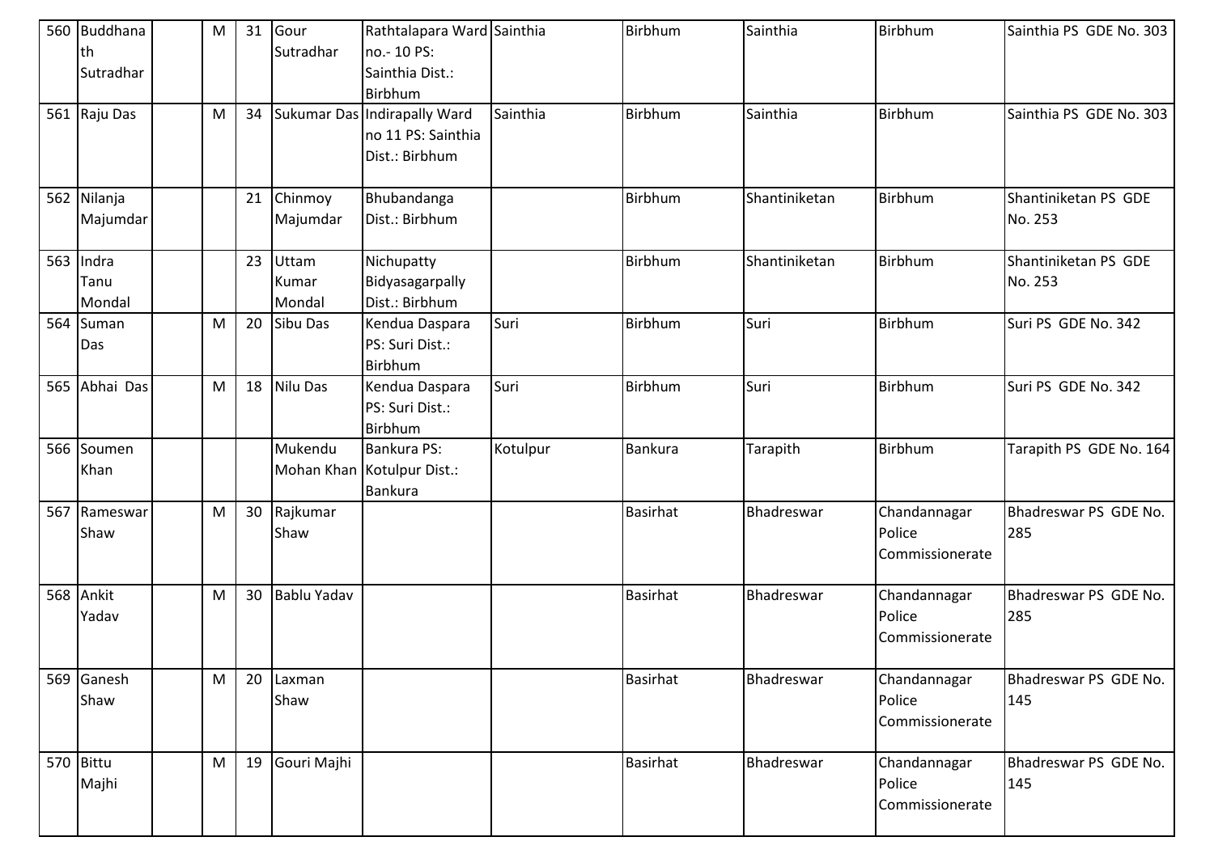| 560 | Buddhanath Sutradhar | | M | 31 | Gour Sutradhar | Rathtalapara Ward no.- 10 PS: Sainthia Dist.: Birbhum | Sainthia | Birbhum | Sainthia | Birbhum | Sainthia PS GDE No. 303 |
|---|---|---|---|---|---|---|---|---|---|---|---|
| 561 | Raju Das | | M | 34 | Sukumar Das | Indirapally Ward no 11 PS: Sainthia Dist.: Birbhum | Sainthia | Birbhum | Sainthia | Birbhum | Sainthia PS GDE No. 303 |
| 562 | Nilanja Majumdar | | | 21 | Chinmoy Majumdar | Bhubandanga Dist.: Birbhum | | Birbhum | Shantiniketan | Birbhum | Shantiniketan PS GDE No. 253 |
| 563 | Indra Tanu Mondal | | | 23 | Uttam Kumar Mondal | Nichupatty Bidyasagarpally Dist.: Birbhum | | Birbhum | Shantiniketan | Birbhum | Shantiniketan PS GDE No. 253 |
| 564 | Suman Das | | M | 20 | Sibu Das | Kendua Daspara PS: Suri Dist.: Birbhum | Suri | Birbhum | Suri | Birbhum | Suri PS GDE No. 342 |
| 565 | Abhai Das | | M | 18 | Nilu Das | Kendua Daspara PS: Suri Dist.: Birbhum | Suri | Birbhum | Suri | Birbhum | Suri PS GDE No. 342 |
| 566 | Soumen Khan | | | | Mukendu Mohan Khan | Bankura PS: Kotulpur Dist.: Bankura | Kotulpur | Bankura | Tarapith | Birbhum | Tarapith PS GDE No. 164 |
| 567 | Rameswar Shaw | | M | 30 | Rajkumar Shaw | | | Basirhat | Bhadreswar | Chandannagar Police Commissionerate | Bhadreswar PS GDE No. 285 |
| 568 | Ankit Yadav | | M | 30 | Bablu Yadav | | | Basirhat | Bhadreswar | Chandannagar Police Commissionerate | Bhadreswar PS GDE No. 285 |
| 569 | Ganesh Shaw | | M | 20 | Laxman Shaw | | | Basirhat | Bhadreswar | Chandannagar Police Commissionerate | Bhadreswar PS GDE No. 145 |
| 570 | Bittu Majhi | | M | 19 | Gouri Majhi | | | Basirhat | Bhadreswar | Chandannagar Police Commissionerate | Bhadreswar PS GDE No. 145 |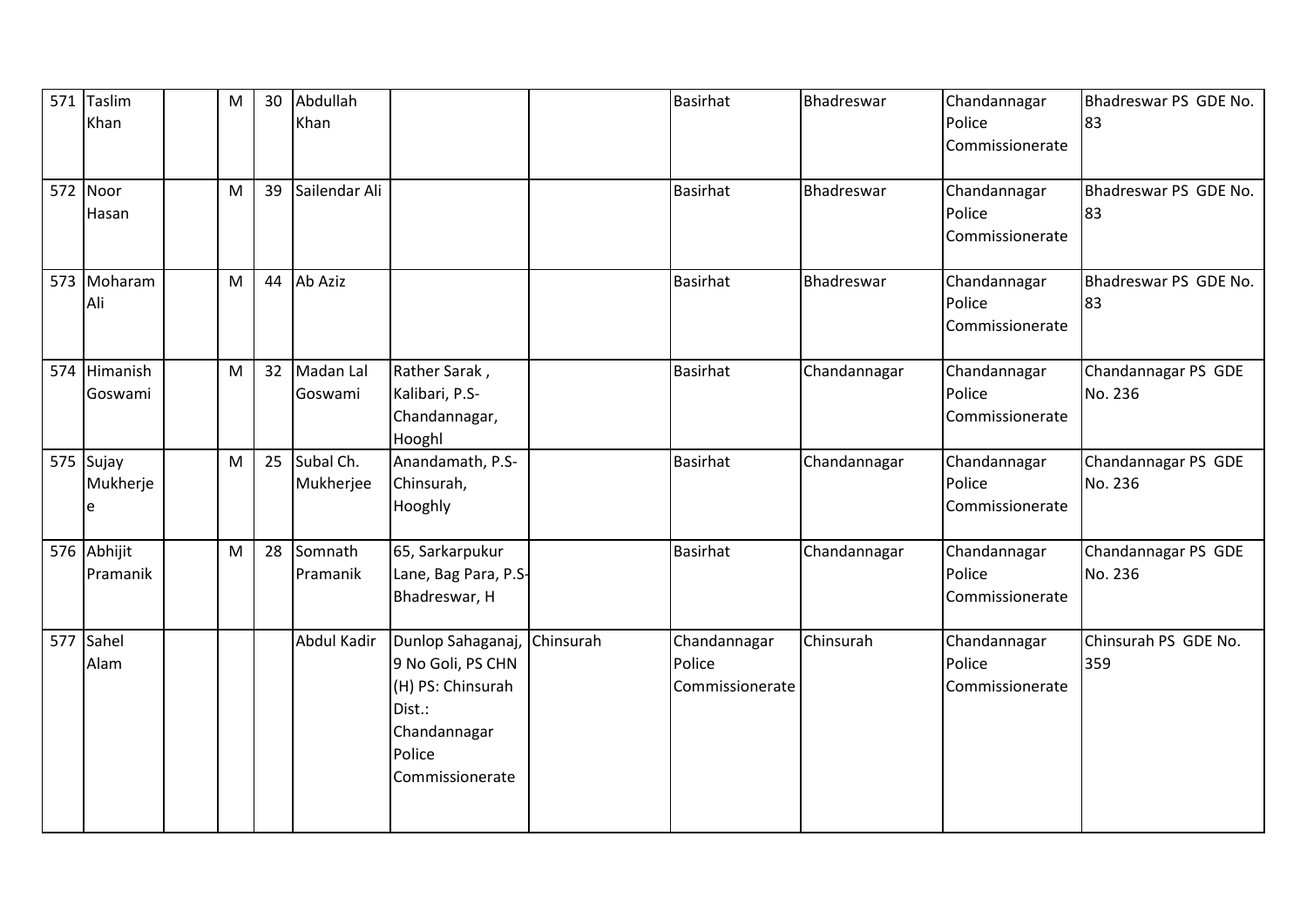| 571 | Taslim Khan | | M | 30 | Abdullah Khan | | | Basirhat | Bhadreswar | Chandannagar Police Commissionerate | Bhadreswar PS GDE No. 83 |
|---|---|---|---|---|---|---|---|---|---|---|---|
| 572 | Noor Hasan | | M | 39 | Sailendar Ali | | | Basirhat | Bhadreswar | Chandannagar Police Commissionerate | Bhadreswar PS GDE No. 83 |
| 573 | Moharam Ali | | M | 44 | Ab Aziz | | | Basirhat | Bhadreswar | Chandannagar Police Commissionerate | Bhadreswar PS GDE No. 83 |
| 574 | Himanish Goswami | | M | 32 | Madan Lal Goswami | Rather Sarak , Kalibari, P.S-Chandannagar, Hooghl | | Basirhat | Chandannagar | Chandannagar Police Commissionerate | Chandannagar PS GDE No. 236 |
| 575 | Sujay Mukherjee | | M | 25 | Subal Ch. Mukherjee | Anandamath, P.S-Chinsurah, Hooghly | | Basirhat | Chandannagar | Chandannagar Police Commissionerate | Chandannagar PS GDE No. 236 |
| 576 | Abhijit Pramanik | | M | 28 | Somnath Pramanik | 65, Sarkarpukur Lane, Bag Para, P.S-Bhadreswar, H | | Basirhat | Chandannagar | Chandannagar Police Commissionerate | Chandannagar PS GDE No. 236 |
| 577 | Sahel Alam | | | | Abdul Kadir | Dunlop Sahaganaj, 9 No Goli, PS CHN (H) PS: Chinsurah Dist.: Chandannagar Police Commissionerate | Chinsurah | Chandannagar Police Commissionerate | Chinsurah | Chandannagar Police Commissionerate | Chinsurah PS GDE No. 359 |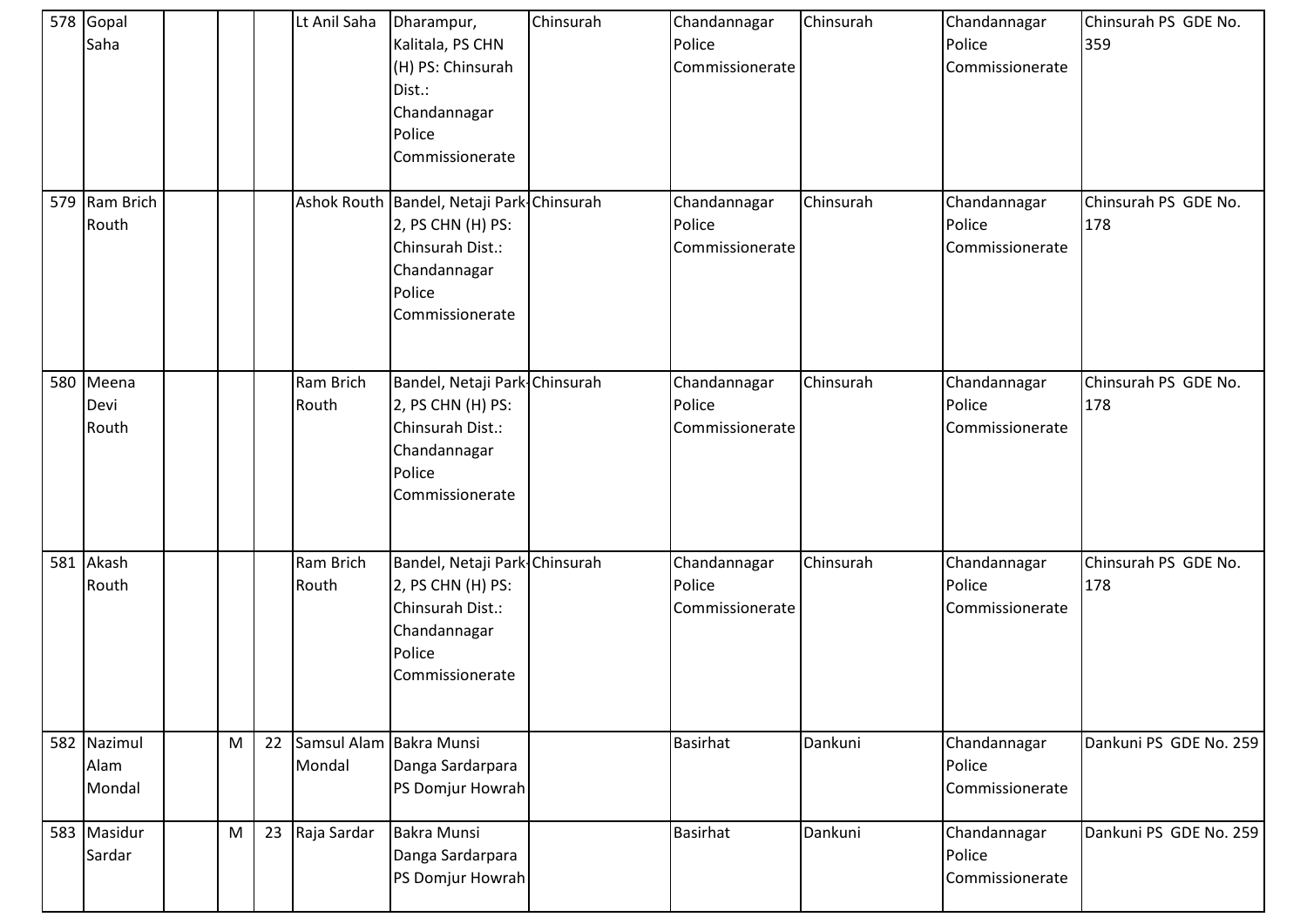| 578 | Gopal Saha | | | | Lt Anil Saha | Dharampur, Kalitala, PS CHN (H) PS: Chinsurah Dist.: Chandannagar Police Commissionerate | Chinsurah | Chandannagar Police Commissionerate | Chinsurah | Chandannagar Police Commissionerate | Chinsurah PS GDE No. 359 |
|---|---|---|---|---|---|---|---|---|---|---|---|
| 579 | Ram Brich Routh | | | | Ashok Routh | Bandel, Netaji Park-2, PS CHN (H) PS: Chinsurah Dist.: Chandannagar Police Commissionerate | Chinsurah | Chandannagar Police Commissionerate | Chinsurah | Chandannagar Police Commissionerate | Chinsurah PS GDE No. 178 |
| 580 | Meena Devi Routh | | | | Ram Brich Routh | Bandel, Netaji Park-2, PS CHN (H) PS: Chinsurah Dist.: Chandannagar Police Commissionerate | Chinsurah | Chandannagar Police Commissionerate | Chinsurah | Chandannagar Police Commissionerate | Chinsurah PS GDE No. 178 |
| 581 | Akash Routh | | | | Ram Brich Routh | Bandel, Netaji Park-2, PS CHN (H) PS: Chinsurah Dist.: Chandannagar Police Commissionerate | Chinsurah | Chandannagar Police Commissionerate | Chinsurah | Chandannagar Police Commissionerate | Chinsurah PS GDE No. 178 |
| 582 | Nazimul Alam Mondal | | M | 22 | Samsul Alam Mondal | Bakra Munsi Danga Sardarpara PS Domjur Howrah | | Basirhat | Dankuni | Chandannagar Police Commissionerate | Dankuni PS GDE No. 259 |
| 583 | Masidur Sardar | | M | 23 | Raja Sardar | Bakra Munsi Danga Sardarpara PS Domjur Howrah | | Basirhat | Dankuni | Chandannagar Police Commissionerate | Dankuni PS GDE No. 259 |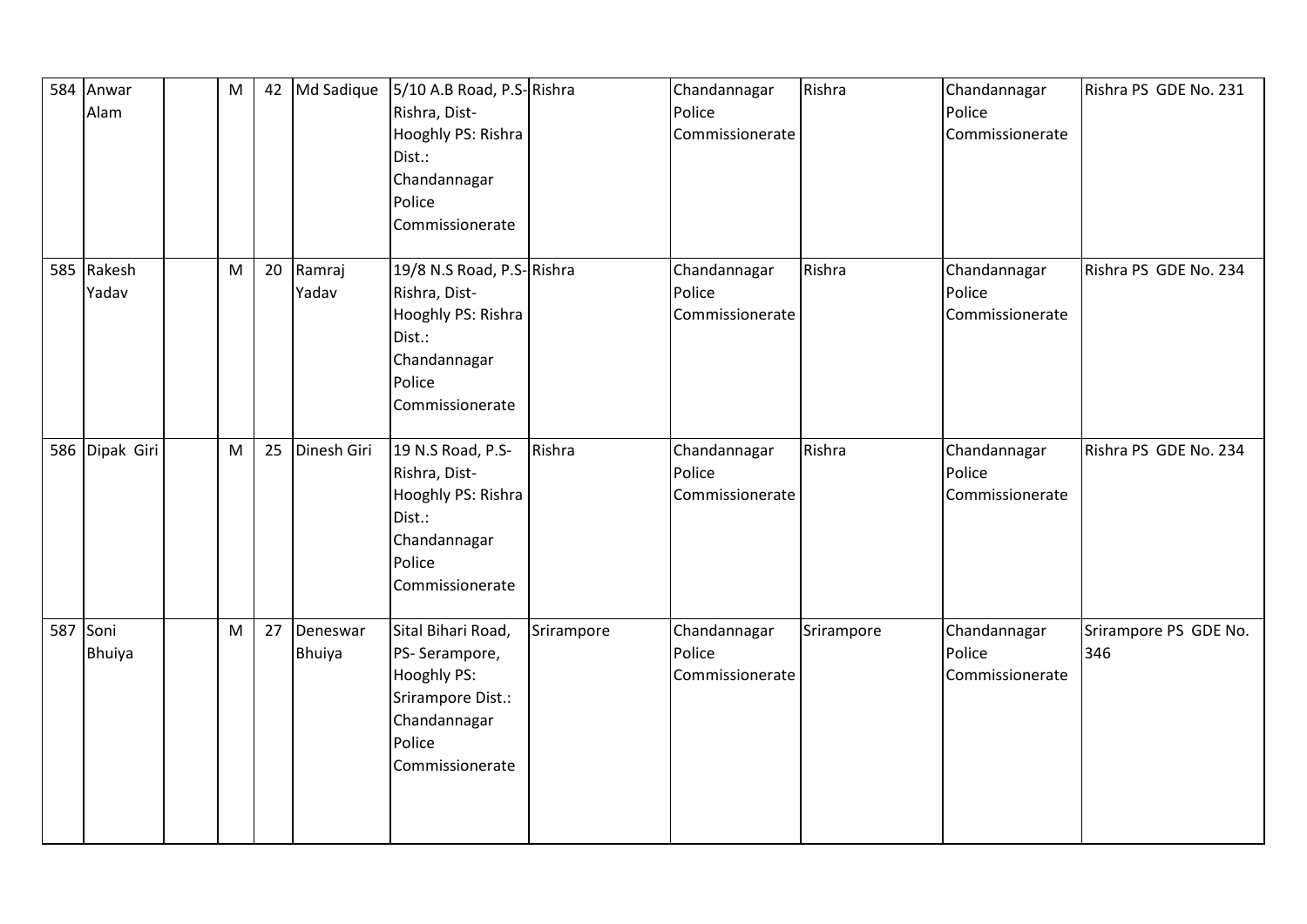| 584 | Anwar Alam | | M | 42 | Md Sadique | 5/10 A.B Road, P.S- Rishra, Dist- Hooghly PS: Rishra Dist.: Chandannagar Police Commissionerate | Rishra | Chandannagar Police Commissionerate | Rishra | Chandannagar Police Commissionerate | Rishra PS GDE No. 231 |
|---|---|---|---|---|---|---|---|---|---|---|---|
| 585 | Rakesh Yadav | | M | 20 | Ramraj Yadav | 19/8 N.S Road, P.S- Rishra, Dist- Hooghly PS: Rishra Dist.: Chandannagar Police Commissionerate | Rishra | Chandannagar Police Commissionerate | Rishra | Chandannagar Police Commissionerate | Rishra PS GDE No. 234 |
| 586 | Dipak Giri | | M | 25 | Dinesh Giri | 19 N.S Road, P.S- Rishra, Dist- Hooghly PS: Rishra Dist.: Chandannagar Police Commissionerate | Rishra | Chandannagar Police Commissionerate | Rishra | Chandannagar Police Commissionerate | Rishra PS GDE No. 234 |
| 587 | Soni Bhuiya | | M | 27 | Deneswar Bhuiya | Sital Bihari Road, PS- Serampore, Hooghly PS: Srirampore Dist.: Chandannagar Police Commissionerate | Srirampore | Chandannagar Police Commissionerate | Srirampore | Chandannagar Police Commissionerate | Srirampore PS GDE No. 346 |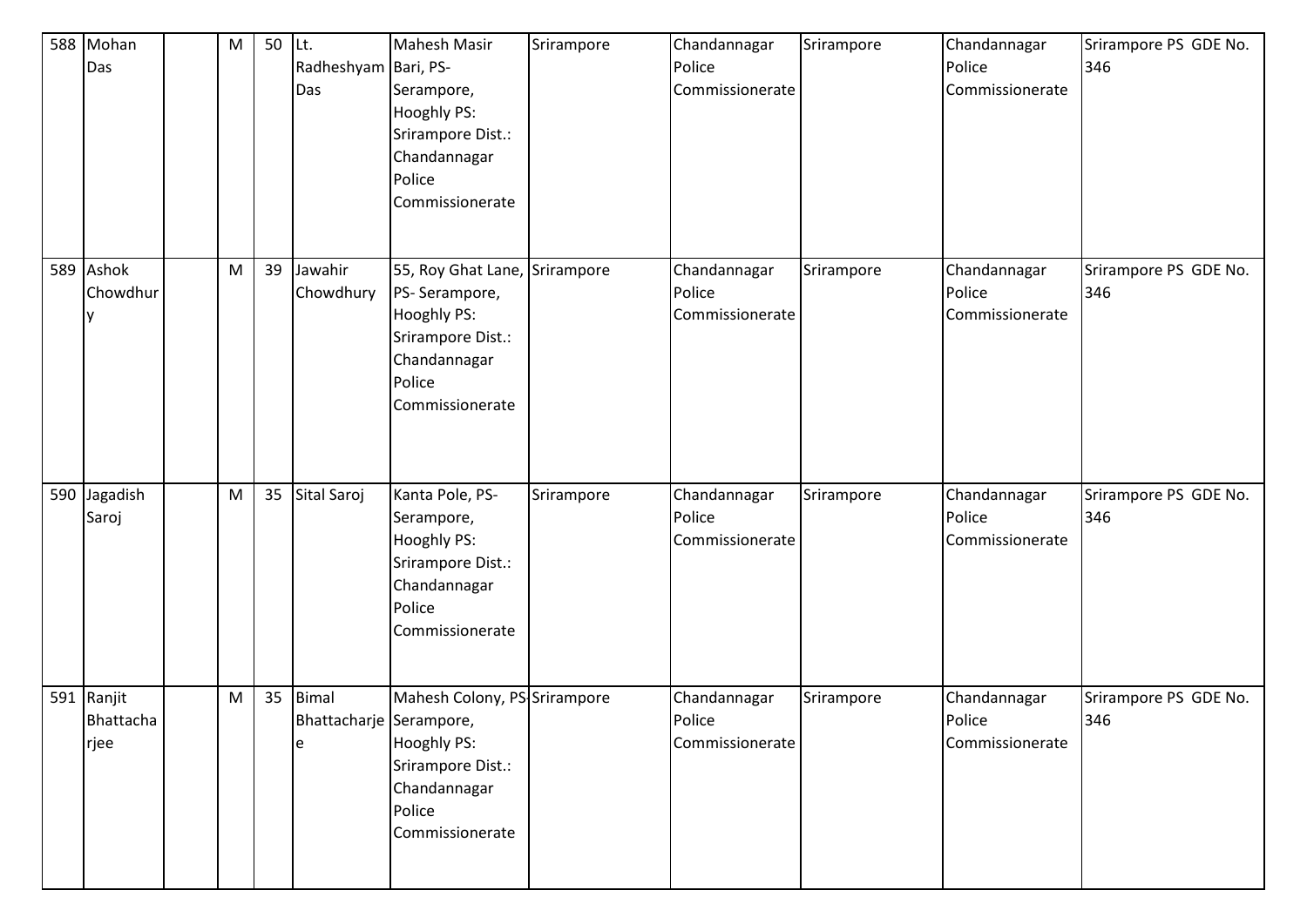| 588 | Mohan Das | | M | 50 | Lt. Radheshyam Das | Mahesh Masir Bari, PS- Serampore, Hooghly PS: Srirampore Dist.: Chandannagar Police Commissionerate | Srirampore | Chandannagar Police Commissionerate | Srirampore | Chandannagar Police Commissionerate | Srirampore PS GDE No. 346 |
|---|---|---|---|---|---|---|---|---|---|---|---|
| 589 | Ashok Chowdhury | | M | 39 | Jawahir Chowdhury | 55, Roy Ghat Lane, PS- Serampore, Hooghly PS: Srirampore Dist.: Chandannagar Police Commissionerate | Srirampore | Chandannagar Police Commissionerate | Srirampore | Chandannagar Police Commissionerate | Srirampore PS GDE No. 346 |
| 590 | Jagadish Saroj | | M | 35 | Sital Saroj | Kanta Pole, PS- Serampore, Hooghly PS: Srirampore Dist.: Chandannagar Police Commissionerate | Srirampore | Chandannagar Police Commissionerate | Srirampore | Chandannagar Police Commissionerate | Srirampore PS GDE No. 346 |
| 591 | Ranjit Bhattacharjee | | M | 35 | Bimal Bhattacharjee | Mahesh Colony, PS- Serampore, Hooghly PS: Srirampore Dist.: Chandannagar Police Commissionerate | Srirampore | Chandannagar Police Commissionerate | Srirampore | Chandannagar Police Commissionerate | Srirampore PS GDE No. 346 |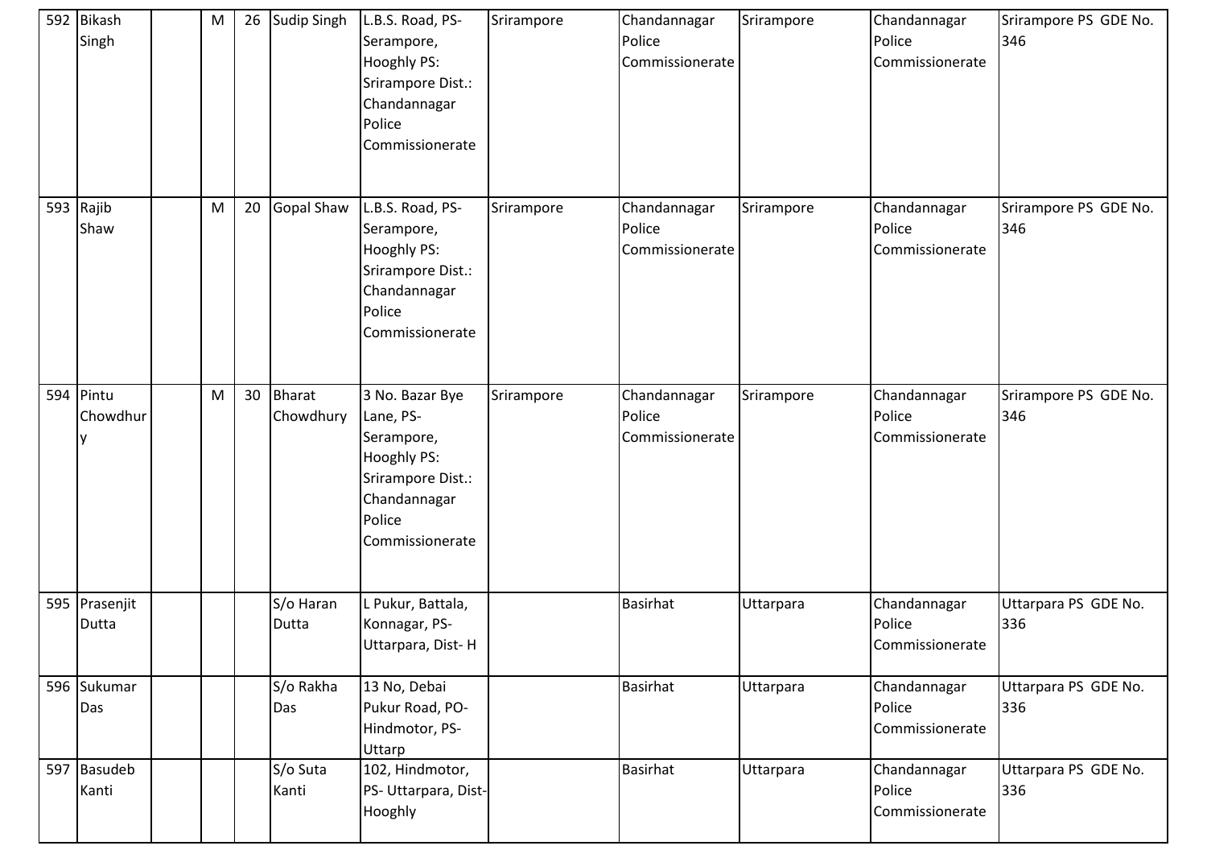| 592 | Bikash Singh | | M | 26 | Sudip Singh | L.B.S. Road, PS- Serampore, Hooghly PS: Srirampore Dist.: Chandannagar Police Commissionerate | Srirampore | Chandannagar Police Commissionerate | Srirampore | Chandannagar Police Commissionerate | Srirampore PS GDE No. 346 |
|---|---|---|---|---|---|---|---|---|---|---|---|
| 593 | Rajib Shaw | | M | 20 | Gopal Shaw | L.B.S. Road, PS- Serampore, Hooghly PS: Srirampore Dist.: Chandannagar Police Commissionerate | Srirampore | Chandannagar Police Commissionerate | Srirampore | Chandannagar Police Commissionerate | Srirampore PS GDE No. 346 |
| 594 | Pintu Chowdhury | | M | 30 | Bharat Chowdhury | 3 No. Bazar Bye Lane, PS- Serampore, Hooghly PS: Srirampore Dist.: Chandannagar Police Commissionerate | Srirampore | Chandannagar Police Commissionerate | Srirampore | Chandannagar Police Commissionerate | Srirampore PS GDE No. 346 |
| 595 | Prasenjit Dutta | | | | S/o Haran Dutta | L Pukur, Battala, Konnagar, PS- Uttarpara, Dist- H | | Basirhat | Uttarpara | Chandannagar Police Commissionerate | Uttarpara PS GDE No. 336 |
| 596 | Sukumar Das | | | | S/o Rakha Das | 13 No, Debai Pukur Road, PO- Hindmotor, PS- Uttarp | | Basirhat | Uttarpara | Chandannagar Police Commissionerate | Uttarpara PS GDE No. 336 |
| 597 | Basudeb Kanti | | | | S/o Suta Kanti | 102, Hindmotor, PS- Uttarpara, Dist- Hooghly | | Basirhat | Uttarpara | Chandannagar Police Commissionerate | Uttarpara PS GDE No. 336 |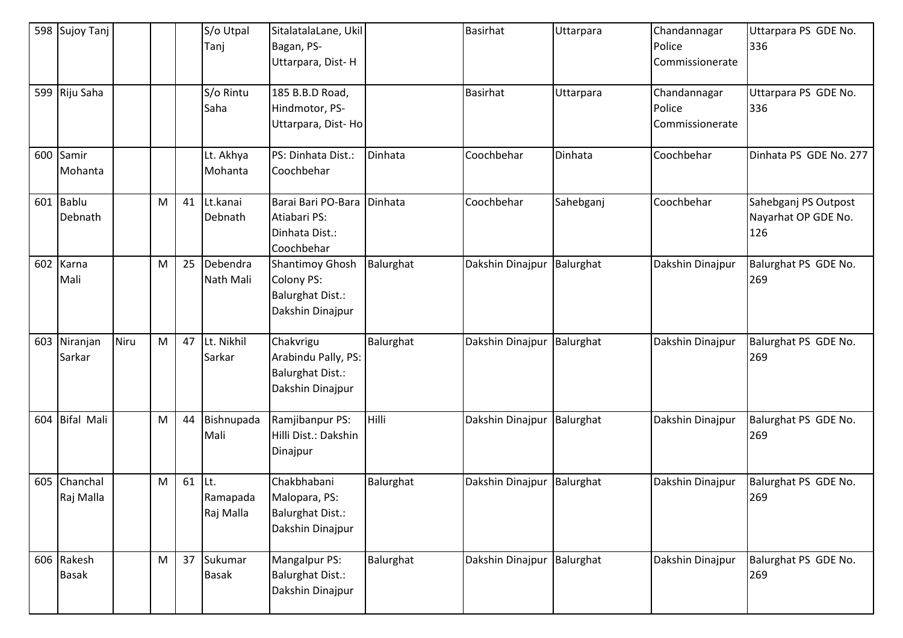| 598 | Sujoy Tanj | | | | S/o Utpal Tanj | SitalatalaLane, Ukil Bagan, PS- Uttarpara, Dist- H | | Basirhat | Uttarpara | Chandannagar Police Commissionerate | Uttarpara PS GDE No. 336 |
|---|---|---|---|---|---|---|---|---|---|---|---|
| 599 | Riju Saha | | | | S/o Rintu Saha | 185 B.B.D Road, Hindmotor, PS- Uttarpara, Dist- Ho | | Basirhat | Uttarpara | Chandannagar Police Commissionerate | Uttarpara PS GDE No. 336 |
| 600 | Samir Mohanta | | | | Lt. Akhya Mohanta | PS: Dinhata Dist.: Coochbehar | Dinhata | Coochbehar | Dinhata | Coochbehar | Dinhata PS GDE No. 277 |
| 601 | Bablu Debnath | | M | 41 | Lt.kanai Debnath | Barai Bari PO-Bara Atiabari PS: Dinhata Dist.: Coochbehar | Dinhata | Coochbehar | Sahebganj | Coochbehar | Sahebganj PS Outpost Nayarhat OP GDE No. 126 |
| 602 | Karna Mali | | M | 25 | Debendra Nath Mali | Shantimoy Ghosh Colony PS: Balurghat Dist.: Dakshin Dinajpur | Balurghat | Dakshin Dinajpur | Balurghat | Dakshin Dinajpur | Balurghat PS GDE No. 269 |
| 603 | Niranjan Sarkar | Niru | M | 47 | Lt. Nikhil Sarkar | Chakvrigu Arabindu Pally, PS: Balurghat Dist.: Dakshin Dinajpur | Balurghat | Dakshin Dinajpur | Balurghat | Dakshin Dinajpur | Balurghat PS GDE No. 269 |
| 604 | Bifal Mali | | M | 44 | Bishnupada Mali | Ramjibanpur PS: Hilli Dist.: Dakshin Dinajpur | Hilli | Dakshin Dinajpur | Balurghat | Dakshin Dinajpur | Balurghat PS GDE No. 269 |
| 605 | Chanchal Raj Malla | | M | 61 | Lt. Ramapada Raj Malla | Chakbhabani Malopara, PS: Balurghat Dist.: Dakshin Dinajpur | Balurghat | Dakshin Dinajpur | Balurghat | Dakshin Dinajpur | Balurghat PS GDE No. 269 |
| 606 | Rakesh Basak | | M | 37 | Sukumar Basak | Mangalpur PS: Balurghat Dist.: Dakshin Dinajpur | Balurghat | Dakshin Dinajpur | Balurghat | Dakshin Dinajpur | Balurghat PS GDE No. 269 |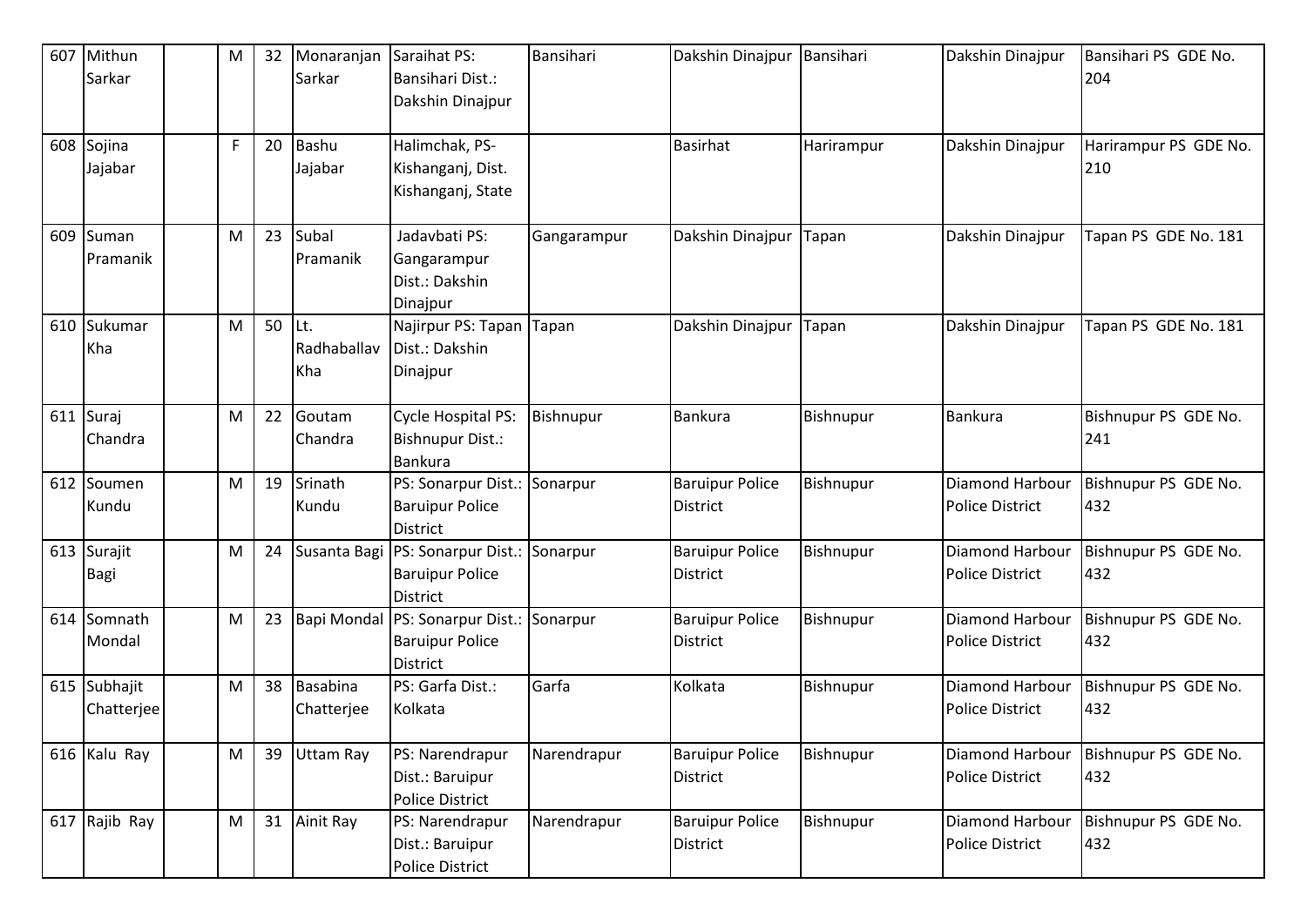| 607 | Mithun Sarkar | | M | 32 | Monaranjan Sarkar | Saraihat PS: Bansihari Dist.: Dakshin Dinajpur | Bansihari | Dakshin Dinajpur | Bansihari | Dakshin Dinajpur | Bansihari PS GDE No. 204 |
|---|---|---|---|---|---|---|---|---|---|---|---|
| 608 | Sojina Jajabar | | F | 20 | Bashu Jajabar | Halimchak, PS-Kishanganj, Dist. Kishanganj, State | | Basirhat | Harirampur | Dakshin Dinajpur | Harirampur PS GDE No. 210 |
| 609 | Suman Pramanik | | M | 23 | Subal Pramanik | Jadavbati PS: Gangarampur Dist.: Dakshin Dinajpur | Gangarampur | Dakshin Dinajpur | Tapan | Dakshin Dinajpur | Tapan PS GDE No. 181 |
| 610 | Sukumar Kha | | M | 50 | Lt. Radhaballav Kha | Najirpur PS: Tapan Dist.: Dakshin Dinajpur | Tapan | Dakshin Dinajpur | Tapan | Dakshin Dinajpur | Tapan PS GDE No. 181 |
| 611 | Suraj Chandra | | M | 22 | Goutam Chandra | Cycle Hospital PS: Bishnupur Dist.: Bankura | Bishnupur | Bankura | Bishnupur | Bankura | Bishnupur PS GDE No. 241 |
| 612 | Soumen Kundu | | M | 19 | Srinath Kundu | PS: Sonarpur Dist.: Baruipur Police District | Sonarpur | Baruipur Police District | Bishnupur | Diamond Harbour Police District | Bishnupur PS GDE No. 432 |
| 613 | Surajit Bagi | | M | 24 | Susanta Bagi | PS: Sonarpur Dist.: Baruipur Police District | Sonarpur | Baruipur Police District | Bishnupur | Diamond Harbour Police District | Bishnupur PS GDE No. 432 |
| 614 | Somnath Mondal | | M | 23 | Bapi Mondal | PS: Sonarpur Dist.: Baruipur Police District | Sonarpur | Baruipur Police District | Bishnupur | Diamond Harbour Police District | Bishnupur PS GDE No. 432 |
| 615 | Subhajit Chatterjee | | M | 38 | Basabina Chatterjee | PS: Garfa Dist.: Kolkata | Garfa | Kolkata | Bishnupur | Diamond Harbour Police District | Bishnupur PS GDE No. 432 |
| 616 | Kalu Ray | | M | 39 | Uttam Ray | PS: Narendrapur Dist.: Baruipur Police District | Narendrapur | Baruipur Police District | Bishnupur | Diamond Harbour Police District | Bishnupur PS GDE No. 432 |
| 617 | Rajib Ray | | M | 31 | Ainit Ray | PS: Narendrapur Dist.: Baruipur Police District | Narendrapur | Baruipur Police District | Bishnupur | Diamond Harbour Police District | Bishnupur PS GDE No. 432 |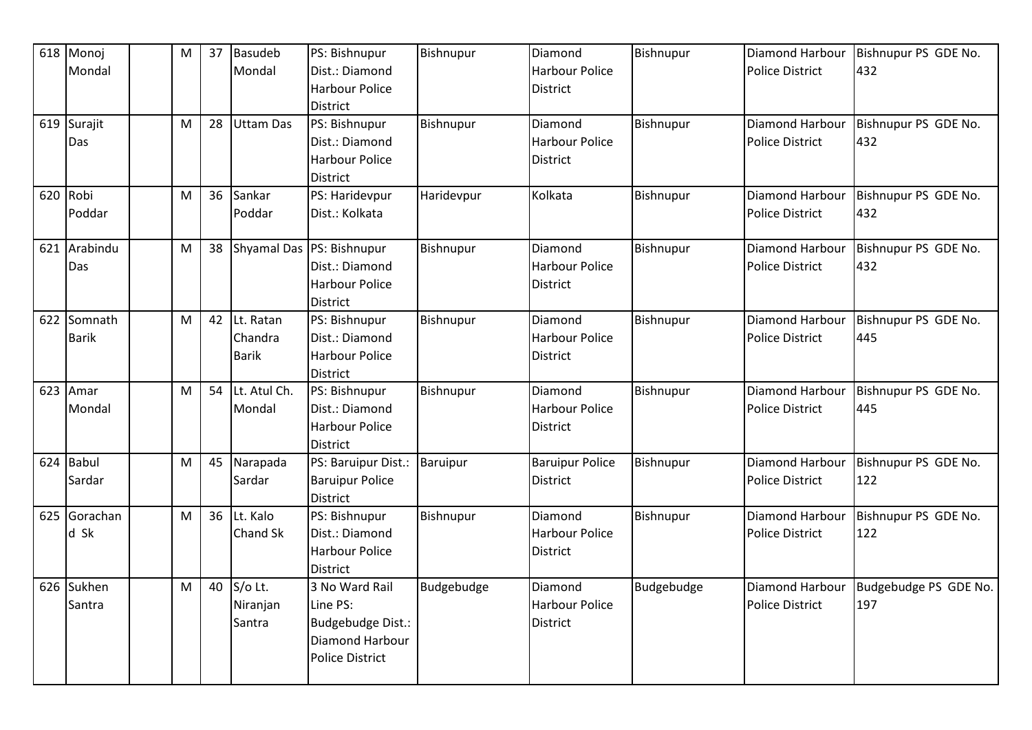| 618 | Monoj Mondal | | M | 37 | Basudeb Mondal | PS: Bishnupur Dist.: Diamond Harbour Police District | Bishnupur | Diamond Harbour Police District | Bishnupur | Diamond Harbour Police District | Bishnupur PS GDE No. 432 |
|---|---|---|---|---|---|---|---|---|---|---|---|
| 619 | Surajit Das | | M | 28 | Uttam Das | PS: Bishnupur Dist.: Diamond Harbour Police District | Bishnupur | Diamond Harbour Police District | Bishnupur | Diamond Harbour Police District | Bishnupur PS GDE No. 432 |
| 620 | Robi Poddar | | M | 36 | Sankar Poddar | PS: Haridevpur Dist.: Kolkata | Haridevpur | Kolkata | Bishnupur | Diamond Harbour Police District | Bishnupur PS GDE No. 432 |
| 621 | Arabindu Das | | M | 38 | Shyamal Das | PS: Bishnupur Dist.: Diamond Harbour Police District | Bishnupur | Diamond Harbour Police District | Bishnupur | Diamond Harbour Police District | Bishnupur PS GDE No. 432 |
| 622 | Somnath Barik | | M | 42 | Lt. Ratan Chandra Barik | PS: Bishnupur Dist.: Diamond Harbour Police District | Bishnupur | Diamond Harbour Police District | Bishnupur | Diamond Harbour Police District | Bishnupur PS GDE No. 445 |
| 623 | Amar Mondal | | M | 54 | Lt. Atul Ch. Mondal | PS: Bishnupur Dist.: Diamond Harbour Police District | Bishnupur | Diamond Harbour Police District | Bishnupur | Diamond Harbour Police District | Bishnupur PS GDE No. 445 |
| 624 | Babul Sardar | | M | 45 | Narapada Sardar | PS: Baruipur Dist.: Baruipur Police District | Baruipur | Baruipur Police District | Bishnupur | Diamond Harbour Police District | Bishnupur PS GDE No. 122 |
| 625 | Gorachand Sk | | M | 36 | Lt. Kalo Chand Sk | PS: Bishnupur Dist.: Diamond Harbour Police District | Bishnupur | Diamond Harbour Police District | Bishnupur | Diamond Harbour Police District | Bishnupur PS GDE No. 122 |
| 626 | Sukhen Santra | | M | 40 | S/o Lt. Niranjan Santra | 3 No Ward Rail Line PS: Budgebudge Dist.: Diamond Harbour Police District | Budgebudge | Diamond Harbour Police District | Budgebudge | Diamond Harbour Police District | Budgebudge PS GDE No. 197 |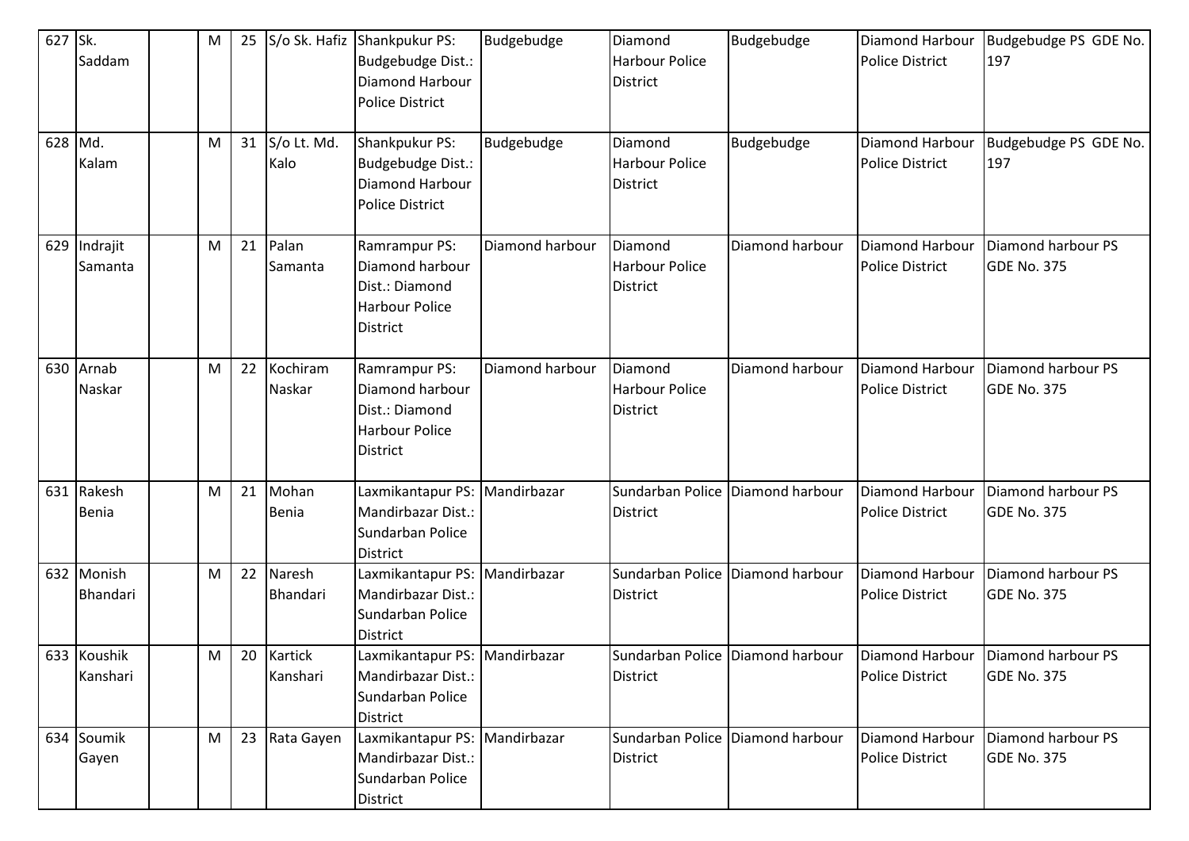| 627 | Sk. Saddam | | M | 25 | S/o Sk. Hafiz | Shankpukur PS: Budgebudge Dist.: Diamond Harbour Police District | Budgebudge | Diamond Harbour Police District | Budgebudge | Diamond Harbour Police District | Budgebudge PS GDE No. 197 |
|---|---|---|---|---|---|---|---|---|---|---|---|
| 628 | Md. Kalam | | M | 31 | S/o Lt. Md. Kalo | Shankpukur PS: Budgebudge Dist.: Diamond Harbour Police District | Budgebudge | Diamond Harbour Police District | Budgebudge | Diamond Harbour Police District | Budgebudge PS GDE No. 197 |
| 629 | Indrajit Samanta | | M | 21 | Palan Samanta | Ramrampur PS: Diamond harbour Dist.: Diamond Harbour Police District | Diamond harbour | Diamond Harbour Police District | Diamond harbour | Diamond Harbour Police District | Diamond harbour PS GDE No. 375 |
| 630 | Arnab Naskar | | M | 22 | Kochiram Naskar | Ramrampur PS: Diamond harbour Dist.: Diamond Harbour Police District | Diamond harbour | Diamond Harbour Police District | Diamond harbour | Diamond Harbour Police District | Diamond harbour PS GDE No. 375 |
| 631 | Rakesh Benia | | M | 21 | Mohan Benia | Laxmikantapur PS: Mandirbazar Dist.: Sundarban Police District | Mandirbazar | Sundarban Police District | Diamond harbour | Diamond Harbour Police District | Diamond harbour PS GDE No. 375 |
| 632 | Monish Bhandari | | M | 22 | Naresh Bhandari | Laxmikantapur PS: Mandirbazar Dist.: Sundarban Police District | Mandirbazar | Sundarban Police District | Diamond harbour | Diamond Harbour Police District | Diamond harbour PS GDE No. 375 |
| 633 | Koushik Kanshari | | M | 20 | Kartick Kanshari | Laxmikantapur PS: Mandirbazar Dist.: Sundarban Police District | Mandirbazar | Sundarban Police District | Diamond harbour | Diamond Harbour Police District | Diamond harbour PS GDE No. 375 |
| 634 | Soumik Gayen | | M | 23 | Rata Gayen | Laxmikantapur PS: Mandirbazar Dist.: Sundarban Police District | Mandirbazar | Sundarban Police District | Diamond harbour | Diamond Harbour Police District | Diamond harbour PS GDE No. 375 |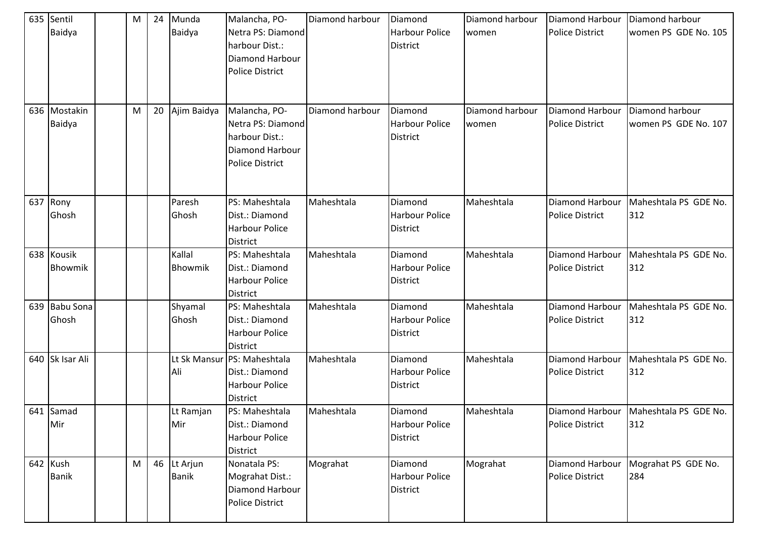| 635 | Sentil Baidya | | M | 24 | Munda Baidya | Malancha, PO-Netra PS: Diamond harbour Dist.: Diamond Harbour Police District | Diamond harbour | Diamond Harbour Police District | Diamond harbour women | Diamond Harbour Police District | Diamond harbour women PS GDE No. 105 |
|---|---|---|---|---|---|---|---|---|---|---|---|
| 636 | Mostakin Baidya | | M | 20 | Ajim Baidya | Malancha, PO-Netra PS: Diamond harbour Dist.: Diamond Harbour Police District | Diamond harbour | Diamond Harbour Police District | Diamond harbour women | Diamond Harbour Police District | Diamond harbour women PS GDE No. 107 |
| 637 | Rony Ghosh | | | | Paresh Ghosh | PS: Maheshtala Dist.: Diamond Harbour Police District | Maheshtala | Diamond Harbour Police District | Maheshtala | Diamond Harbour Police District | Maheshtala PS GDE No. 312 |
| 638 | Kousik Bhowmik | | | | Kallal Bhowmik | PS: Maheshtala Dist.: Diamond Harbour Police District | Maheshtala | Diamond Harbour Police District | Maheshtala | Diamond Harbour Police District | Maheshtala PS GDE No. 312 |
| 639 | Babu Sona Ghosh | | | | Shyamal Ghosh | PS: Maheshtala Dist.: Diamond Harbour Police District | Maheshtala | Diamond Harbour Police District | Maheshtala | Diamond Harbour Police District | Maheshtala PS GDE No. 312 |
| 640 | Sk Isar Ali | | | | Lt Sk Mansur Ali | PS: Maheshtala Dist.: Diamond Harbour Police District | Maheshtala | Diamond Harbour Police District | Maheshtala | Diamond Harbour Police District | Maheshtala PS GDE No. 312 |
| 641 | Samad Mir | | | | Lt Ramjan Mir | PS: Maheshtala Dist.: Diamond Harbour Police District | Maheshtala | Diamond Harbour Police District | Maheshtala | Diamond Harbour Police District | Maheshtala PS GDE No. 312 |
| 642 | Kush Banik | | M | 46 | Lt Arjun Banik | Nonatala PS: Mograhat Dist.: Diamond Harbour Police District | Mograhat | Diamond Harbour Police District | Mograhat | Diamond Harbour Police District | Mograhat PS GDE No. 284 |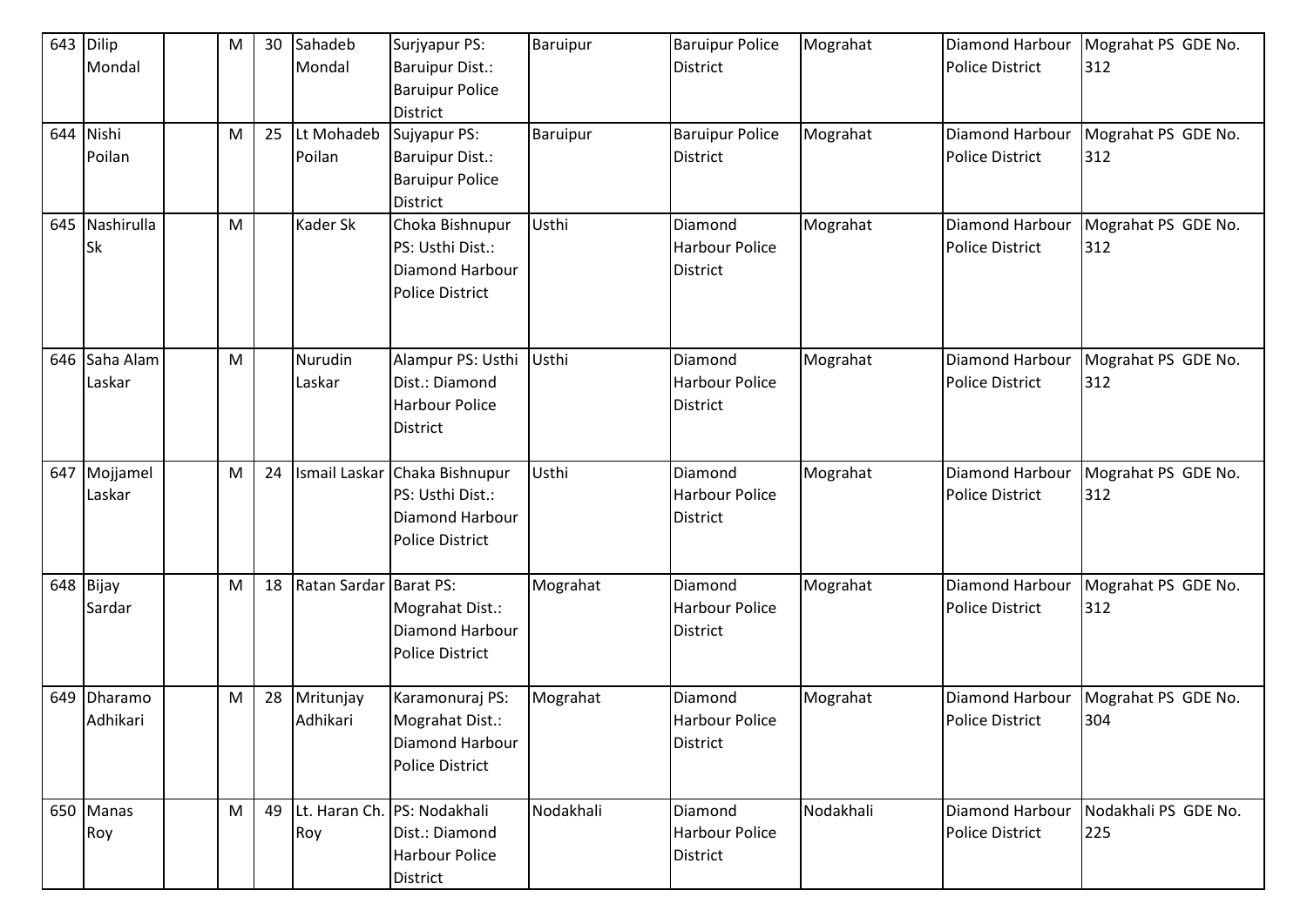| 643 | Dilip Mondal | | M | 30 | Sahadeb Mondal | Surjyapur PS: Baruipur Dist.: Baruipur Police District | Baruipur | Baruipur Police District | Mograhat | Diamond Harbour Police District | Mograhat PS GDE No. 312 |
|---|---|---|---|---|---|---|---|---|---|---|---|
| 644 | Nishi Poilan | | M | 25 | Lt Mohadeb Poilan | Sujyapur PS: Baruipur Dist.: Baruipur Police District | Baruipur | Baruipur Police District | Mograhat | Diamond Harbour Police District | Mograhat PS GDE No. 312 |
| 645 | Nashirulla Sk | | M | | Kader Sk | Choka Bishnupur PS: Usthi Dist.: Diamond Harbour Police District | Usthi | Diamond Harbour Police District | Mograhat | Diamond Harbour Police District | Mograhat PS GDE No. 312 |
| 646 | Saha Alam Laskar | | M | | Nurudin Laskar | Alampur PS: Usthi Dist.: Diamond Harbour Police District | Usthi | Diamond Harbour Police District | Mograhat | Diamond Harbour Police District | Mograhat PS GDE No. 312 |
| 647 | Mojjamel Laskar | | M | 24 | Ismail Laskar | Chaka Bishnupur PS: Usthi Dist.: Diamond Harbour Police District | Usthi | Diamond Harbour Police District | Mograhat | Diamond Harbour Police District | Mograhat PS GDE No. 312 |
| 648 | Bijay Sardar | | M | 18 | Ratan Sardar | Barat PS: Mograhat Dist.: Diamond Harbour Police District | Mograhat | Diamond Harbour Police District | Mograhat | Diamond Harbour Police District | Mograhat PS GDE No. 312 |
| 649 | Dharamo Adhikari | | M | 28 | Mritunjay Adhikari | Karamonuraj PS: Mograhat Dist.: Diamond Harbour Police District | Mograhat | Diamond Harbour Police District | Mograhat | Diamond Harbour Police District | Mograhat PS GDE No. 304 |
| 650 | Manas Roy | | M | 49 | Lt. Haran Ch. Roy | PS: Nodakhali Dist.: Diamond Harbour Police District | Nodakhali | Diamond Harbour Police District | Nodakhali | Diamond Harbour Police District | Nodakhali PS GDE No. 225 |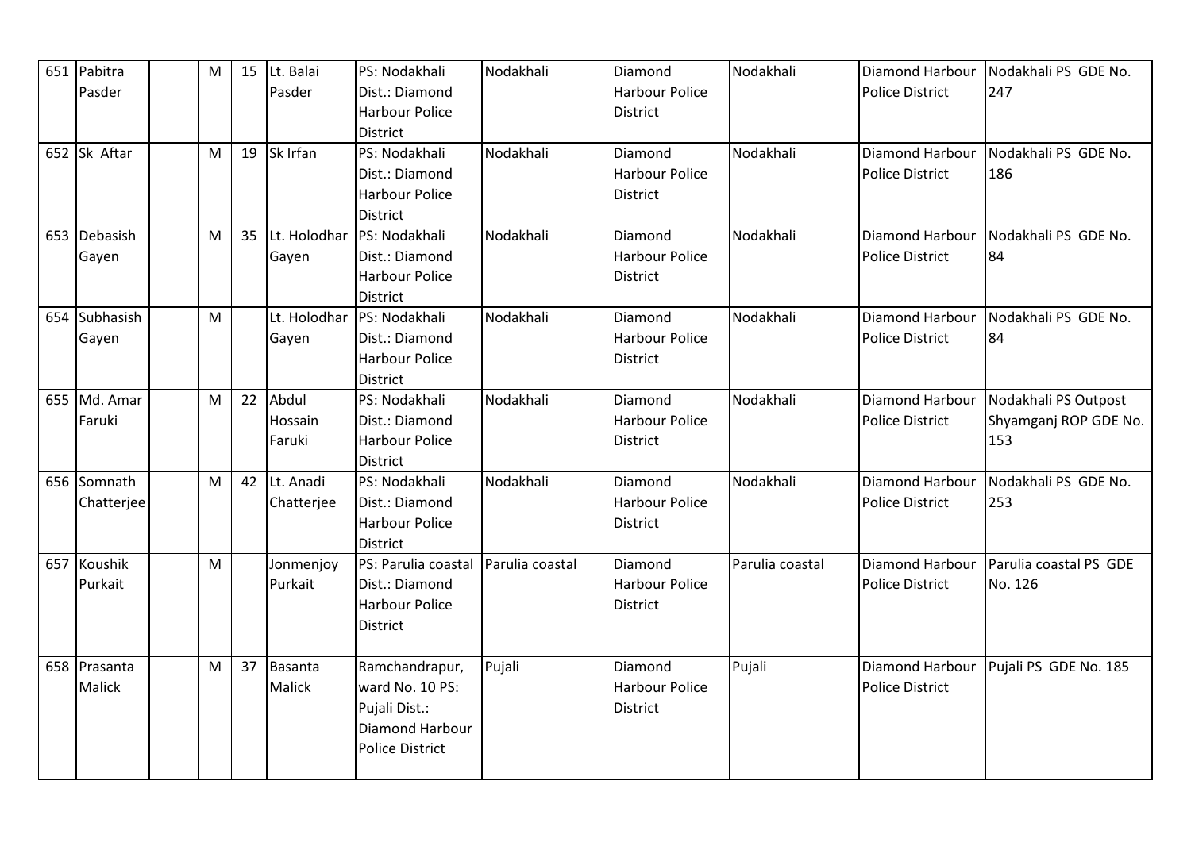| 651 | Pabitra Pasder | | M | 15 | Lt. Balai Pasder | PS: Nodakhali Dist.: Diamond Harbour Police District | Nodakhali | Diamond Harbour Police District | Nodakhali | Diamond Harbour Police District | Nodakhali PS GDE No. 247 |
|---|---|---|---|---|---|---|---|---|---|---|---|
| 652 | Sk Aftar | | M | 19 | Sk Irfan | PS: Nodakhali Dist.: Diamond Harbour Police District | Nodakhali | Diamond Harbour Police District | Nodakhali | Diamond Harbour Police District | Nodakhali PS GDE No. 186 |
| 653 | Debasish Gayen | | M | 35 | Lt. Holodhar Gayen | PS: Nodakhali Dist.: Diamond Harbour Police District | Nodakhali | Diamond Harbour Police District | Nodakhali | Diamond Harbour Police District | Nodakhali PS GDE No. 84 |
| 654 | Subhasish Gayen | | M | | Lt. Holodhar Gayen | PS: Nodakhali Dist.: Diamond Harbour Police District | Nodakhali | Diamond Harbour Police District | Nodakhali | Diamond Harbour Police District | Nodakhali PS GDE No. 84 |
| 655 | Md. Amar Faruki | | M | 22 | Abdul Hossain Faruki | PS: Nodakhali Dist.: Diamond Harbour Police District | Nodakhali | Diamond Harbour Police District | Nodakhali | Diamond Harbour Police District | Nodakhali PS Outpost Shyamganj ROP GDE No. 153 |
| 656 | Somnath Chatterjee | | M | 42 | Lt. Anadi Chatterjee | PS: Nodakhali Dist.: Diamond Harbour Police District | Nodakhali | Diamond Harbour Police District | Nodakhali | Diamond Harbour Police District | Nodakhali PS GDE No. 253 |
| 657 | Koushik Purkait | | M | | Jonmenjoy Purkait | PS: Parulia coastal Dist.: Diamond Harbour Police District | Parulia coastal | Diamond Harbour Police District | Parulia coastal | Diamond Harbour Police District | Parulia coastal PS GDE No. 126 |
| 658 | Prasanta Malick | | M | 37 | Basanta Malick | Ramchandrapur, ward No. 10 PS: Pujali Dist.: Diamond Harbour Police District | Pujali | Diamond Harbour Police District | Pujali | Diamond Harbour Police District | Pujali PS GDE No. 185 |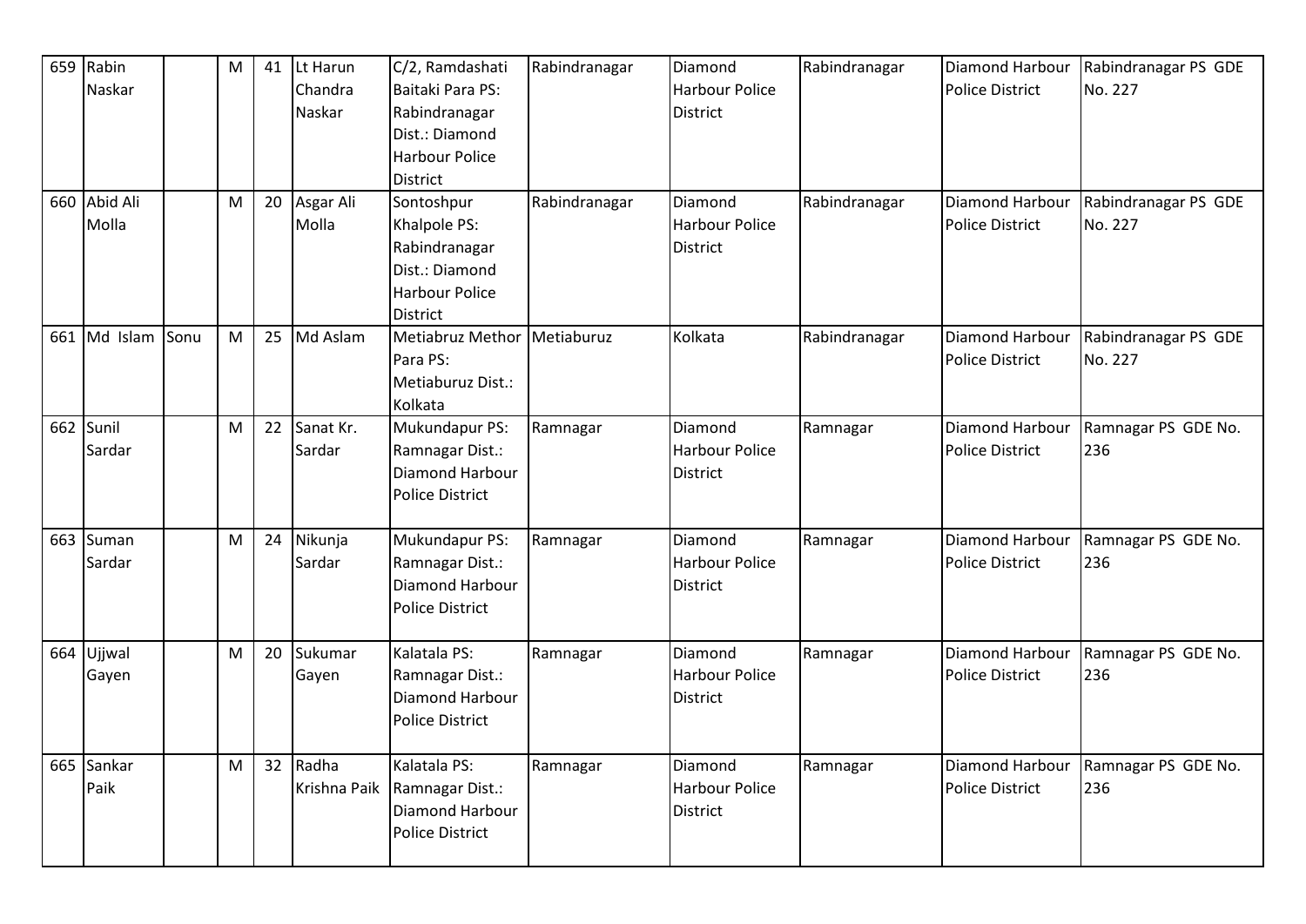| 659 | Rabin Naskar | | M | 41 | Lt Harun Chandra Naskar | C/2, Ramdashati Baitaki Para PS: Rabindranagar Dist.: Diamond Harbour Police District | Rabindranagar | Diamond Harbour Police District | Rabindranagar | Diamond Harbour Police District | Rabindranagar PS GDE No. 227 |
|---|---|---|---|---|---|---|---|---|---|---|---|
| 660 | Abid Ali Molla | | M | 20 | Asgar Ali Molla | Sontoshpur Khalpole PS: Rabindranagar Dist.: Diamond Harbour Police District | Rabindranagar | Diamond Harbour Police District | Rabindranagar | Diamond Harbour Police District | Rabindranagar PS GDE No. 227 |
| 661 | Md Islam | Sonu | M | 25 | Md Aslam | Metiabruz Methor Para PS: Metiaburuz Dist.: Kolkata | Metiaburuz | Kolkata | Rabindranagar | Diamond Harbour Police District | Rabindranagar PS GDE No. 227 |
| 662 | Sunil Sardar | | M | 22 | Sanat Kr. Sardar | Mukundapur PS: Ramnagar Dist.: Diamond Harbour Police District | Ramnagar | Diamond Harbour Police District | Ramnagar | Diamond Harbour Police District | Ramnagar PS GDE No. 236 |
| 663 | Suman Sardar | | M | 24 | Nikunja Sardar | Mukundapur PS: Ramnagar Dist.: Diamond Harbour Police District | Ramnagar | Diamond Harbour Police District | Ramnagar | Diamond Harbour Police District | Ramnagar PS GDE No. 236 |
| 664 | Ujjwal Gayen | | M | 20 | Sukumar Gayen | Kalatala PS: Ramnagar Dist.: Diamond Harbour Police District | Ramnagar | Diamond Harbour Police District | Ramnagar | Diamond Harbour Police District | Ramnagar PS GDE No. 236 |
| 665 | Sankar Paik | | M | 32 | Radha Krishna Paik | Kalatala PS: Ramnagar Dist.: Diamond Harbour Police District | Ramnagar | Diamond Harbour Police District | Ramnagar | Diamond Harbour Police District | Ramnagar PS GDE No. 236 |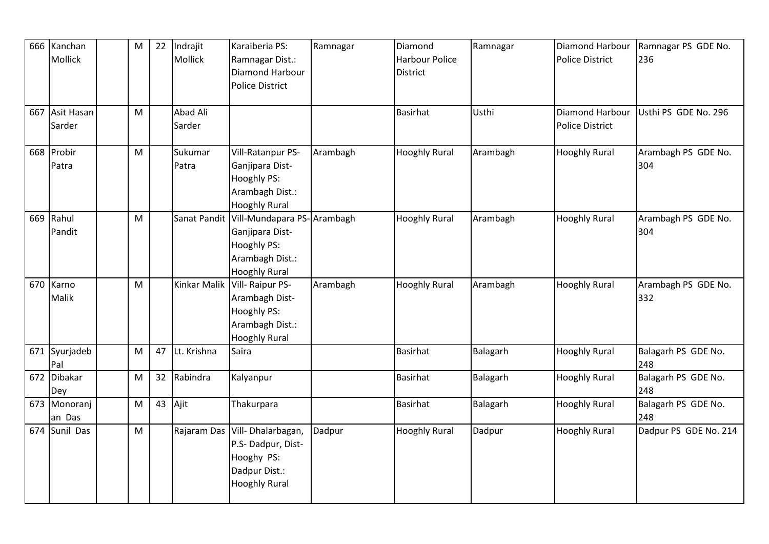| 666 | Kanchan Mollick | | M | 22 | Indrajit Mollick | Karaiberia PS: Ramnagar Dist.: Diamond Harbour Police District | Ramnagar | Diamond Harbour Police District | Ramnagar | Diamond Harbour Police District | Ramnagar PS GDE No. 236 |
|---|---|---|---|---|---|---|---|---|---|---|---|
| 667 | Asit Hasan Sarder | | M | | Abad Ali Sarder | | | Basirhat | Usthi | Diamond Harbour Police District | Usthi PS GDE No. 296 |
| 668 | Probir Patra | | M | | Sukumar Patra | Vill-Ratanpur PS-Ganjipara Dist-Hooghly PS: Arambagh Dist.: Hooghly Rural | Arambagh | Hooghly Rural | Arambagh | Hooghly Rural | Arambagh PS GDE No. 304 |
| 669 | Rahul Pandit | | M | | Sanat Pandit | Vill-Mundapara PS-Ganjipara Dist-Hooghly PS: Arambagh Dist.: Hooghly Rural | Arambagh | Hooghly Rural | Arambagh | Hooghly Rural | Arambagh PS GDE No. 304 |
| 670 | Karno Malik | | M | | Kinkar Malik | Vill- Raipur PS-Arambagh Dist-Hooghly PS: Arambagh Dist.: Hooghly Rural | Arambagh | Hooghly Rural | Arambagh | Hooghly Rural | Arambagh PS GDE No. 332 |
| 671 | Syurjadeb Pal | | M | 47 | Lt. Krishna | Saira | | Basirhat | Balagarh | Hooghly Rural | Balagarh PS GDE No. 248 |
| 672 | Dibakar Dey | | M | 32 | Rabindra | Kalyanpur | | Basirhat | Balagarh | Hooghly Rural | Balagarh PS GDE No. 248 |
| 673 | Monoranjan Das | | M | 43 | Ajit | Thakurpara | | Basirhat | Balagarh | Hooghly Rural | Balagarh PS GDE No. 248 |
| 674 | Sunil Das | | M | | Rajaram Das | Vill- Dhalarbagan, P.S- Dadpur, Dist-Hooghy PS: Dadpur Dist.: Hooghly Rural | Dadpur | Hooghly Rural | Dadpur | Hooghly Rural | Dadpur PS GDE No. 214 |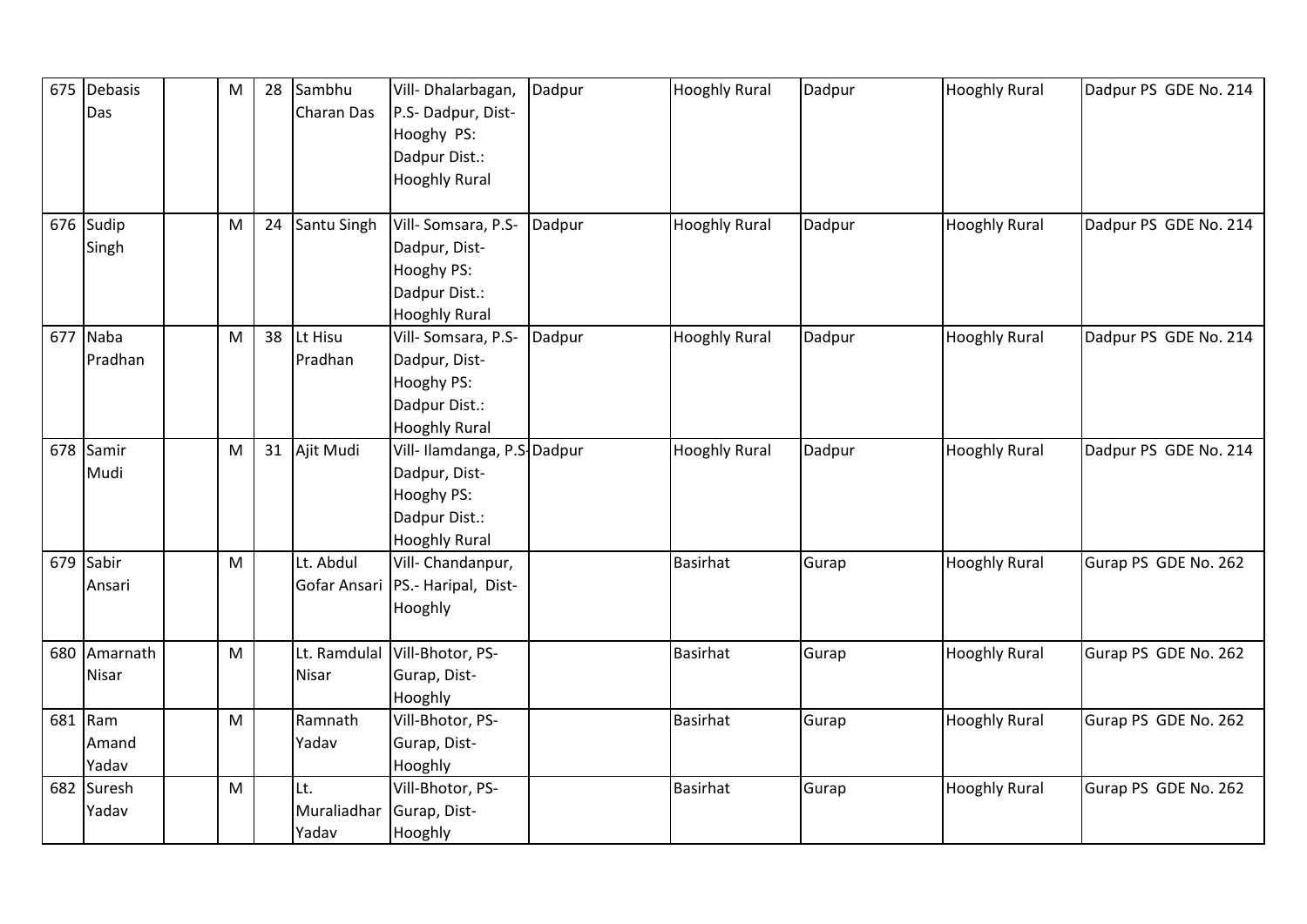| 675 | Debasis Das | | M | 28 | Sambhu Charan Das | Vill- Dhalarbagan, P.S- Dadpur, Dist- Hooghy PS: Dadpur Dist.: Hooghly Rural | Dadpur | Hooghly Rural | Dadpur | Hooghly Rural | Dadpur PS GDE No. 214 |
|---|---|---|---|---|---|---|---|---|---|---|---|
| 676 | Sudip Singh | | M | 24 | Santu Singh | Vill- Somsara, P.S- Dadpur, Dist- Hooghy PS: Dadpur Dist.: Hooghly Rural | Dadpur | Hooghly Rural | Dadpur | Hooghly Rural | Dadpur PS GDE No. 214 |
| 677 | Naba Pradhan | | M | 38 | Lt Hisu Pradhan | Vill- Somsara, P.S- Dadpur, Dist- Hooghy PS: Dadpur Dist.: Hooghly Rural | Dadpur | Hooghly Rural | Dadpur | Hooghly Rural | Dadpur PS GDE No. 214 |
| 678 | Samir Mudi | | M | 31 | Ajit Mudi | Vill- Ilamdanga, P.S- Dadpur, Dist- Hooghy PS: Dadpur Dist.: Hooghly Rural | Dadpur | Hooghly Rural | Dadpur | Hooghly Rural | Dadpur PS GDE No. 214 |
| 679 | Sabir Ansari | | M | | Lt. Abdul Gofar Ansari | Vill- Chandanpur, PS.- Haripal, Dist- Hooghly | | Basirhat | Gurap | Hooghly Rural | Gurap PS GDE No. 262 |
| 680 | Amarnath Nisar | | M | | Lt. Ramdulal Nisar | Vill-Bhotor, PS- Gurap, Dist- Hooghly | | Basirhat | Gurap | Hooghly Rural | Gurap PS GDE No. 262 |
| 681 | Ram Amand Yadav | | M | | Ramnath Yadav | Vill-Bhotor, PS- Gurap, Dist- Hooghly | | Basirhat | Gurap | Hooghly Rural | Gurap PS GDE No. 262 |
| 682 | Suresh Yadav | | M | | Lt. Muraliadhar Yadav | Vill-Bhotor, PS- Gurap, Dist- Hooghly | | Basirhat | Gurap | Hooghly Rural | Gurap PS GDE No. 262 |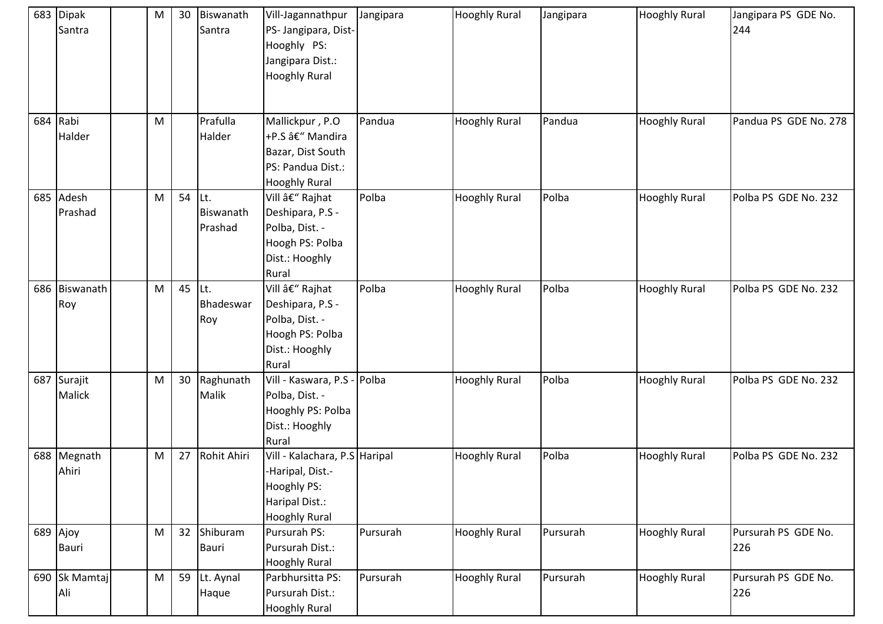| 683 | Dipak Santra | | M | 30 | Biswanath Santra | Vill-Jagannathpur PS- Jangipara, Dist- Hooghly PS: Jangipara Dist.: Hooghly Rural | Jangipara | Hooghly Rural | Jangipara | Hooghly Rural | Jangipara PS GDE No. 244 |
|---|---|---|---|---|---|---|---|---|---|---|---|
| 684 | Rabi Halder | | M | | Prafulla Halder | Mallickpur , P.O +P.S â€“ Mandira Bazar, Dist South PS: Pandua Dist.: Hooghly Rural | Pandua | Hooghly Rural | Pandua | Hooghly Rural | Pandua PS GDE No. 278 |
| 685 | Adesh Prashad | | M | 54 | Lt. Biswanath Prashad | Vill â€“ Rajhat Deshipara, P.S - Polba, Dist. - Hoogh PS: Polba Dist.: Hooghly Rural | Polba | Hooghly Rural | Polba | Hooghly Rural | Polba PS GDE No. 232 |
| 686 | Biswanath Roy | | M | 45 | Lt. Bhadeswar Roy | Vill â€“ Rajhat Deshipara, P.S - Polba, Dist. - Hoogh PS: Polba Dist.: Hooghly Rural | Polba | Hooghly Rural | Polba | Hooghly Rural | Polba PS GDE No. 232 |
| 687 | Surajit Malick | | M | 30 | Raghunath Malik | Vill - Kaswara, P.S - Polba, Dist. - Hooghly PS: Polba Dist.: Hooghly Rural | Polba | Hooghly Rural | Polba | Hooghly Rural | Polba PS GDE No. 232 |
| 688 | Megnath Ahiri | | M | 27 | Rohit Ahiri | Vill - Kalachara, P.S -Haripal, Dist.- Hooghly PS: Haripal Dist.: Hooghly Rural | Haripal | Hooghly Rural | Polba | Hooghly Rural | Polba PS GDE No. 232 |
| 689 | Ajoy Bauri | | M | 32 | Shiburam Bauri | Pursurah PS: Pursurah Dist.: Hooghly Rural | Pursurah | Hooghly Rural | Pursurah | Hooghly Rural | Pursurah PS GDE No. 226 |
| 690 | Sk Mamtaj Ali | | M | 59 | Lt. Aynal Haque | Parbhursitta PS: Pursurah Dist.: Hooghly Rural | Pursurah | Hooghly Rural | Pursurah | Hooghly Rural | Pursurah PS GDE No. 226 |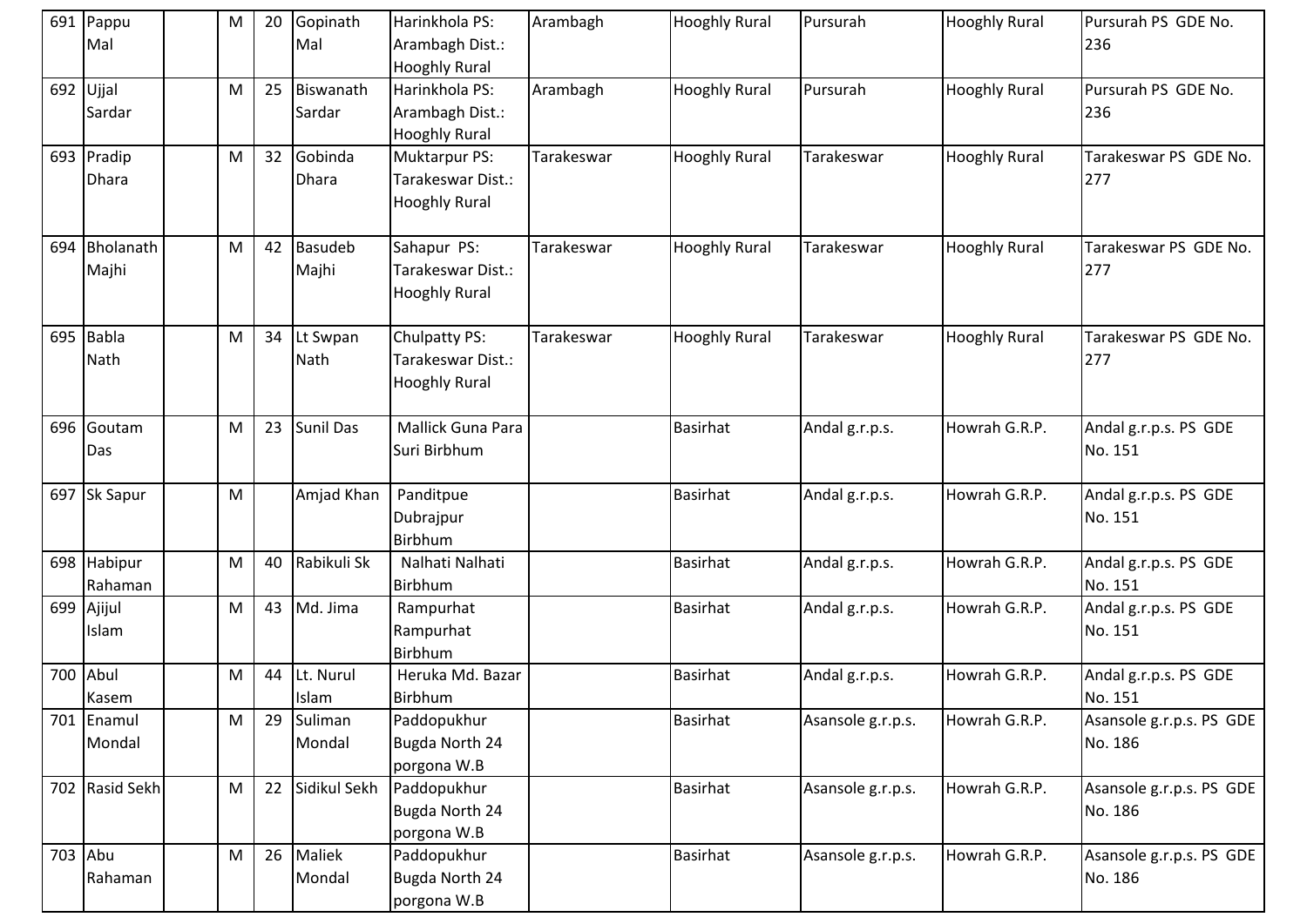| 691 | Pappu Mal | | M | 20 | Gopinath Mal | Harinkhola PS: Arambagh Dist.: Hooghly Rural | Arambagh | Hooghly Rural | Pursurah | Hooghly Rural | Pursurah PS GDE No. 236 |
|---|---|---|---|---|---|---|---|---|---|---|---|
| 692 | Ujjal Sardar | | M | 25 | Biswanath Sardar | Harinkhola PS: Arambagh Dist.: Hooghly Rural | Arambagh | Hooghly Rural | Pursurah | Hooghly Rural | Pursurah PS GDE No. 236 |
| 693 | Pradip Dhara | | M | 32 | Gobinda Dhara | Muktarpur PS: Tarakeswar Dist.: Hooghly Rural | Tarakeswar | Hooghly Rural | Tarakeswar | Hooghly Rural | Tarakeswar PS GDE No. 277 |
| 694 | Bholanath Majhi | | M | 42 | Basudeb Majhi | Sahapur PS: Tarakeswar Dist.: Hooghly Rural | Tarakeswar | Hooghly Rural | Tarakeswar | Hooghly Rural | Tarakeswar PS GDE No. 277 |
| 695 | Babla Nath | | M | 34 | Lt Swpan Nath | Chulpatty PS: Tarakeswar Dist.: Hooghly Rural | Tarakeswar | Hooghly Rural | Tarakeswar | Hooghly Rural | Tarakeswar PS GDE No. 277 |
| 696 | Goutam Das | | M | 23 | Sunil Das | Mallick Guna Para Suri Birbhum | | Basirhat | Andal g.r.p.s. | Howrah G.R.P. | Andal g.r.p.s. PS GDE No. 151 |
| 697 | Sk Sapur | | M | | Amjad Khan | Panditpue Dubrajpur Birbhum | | Basirhat | Andal g.r.p.s. | Howrah G.R.P. | Andal g.r.p.s. PS GDE No. 151 |
| 698 | Habipur Rahaman | | M | 40 | Rabikuli Sk | Nalhati Nalhati Birbhum | | Basirhat | Andal g.r.p.s. | Howrah G.R.P. | Andal g.r.p.s. PS GDE No. 151 |
| 699 | Ajijul Islam | | M | 43 | Md. Jima | Rampurhat Rampurhat Birbhum | | Basirhat | Andal g.r.p.s. | Howrah G.R.P. | Andal g.r.p.s. PS GDE No. 151 |
| 700 | Abul Kasem | | M | 44 | Lt. Nurul Islam | Heruka Md. Bazar Birbhum | | Basirhat | Andal g.r.p.s. | Howrah G.R.P. | Andal g.r.p.s. PS GDE No. 151 |
| 701 | Enamul Mondal | | M | 29 | Suliman Mondal | Paddopukhur Bugda North 24 porgona W.B | | Basirhat | Asansole g.r.p.s. | Howrah G.R.P. | Asansole g.r.p.s. PS GDE No. 186 |
| 702 | Rasid Sekh | | M | 22 | Sidikul Sekh | Paddopukhur Bugda North 24 porgona W.B | | Basirhat | Asansole g.r.p.s. | Howrah G.R.P. | Asansole g.r.p.s. PS GDE No. 186 |
| 703 | Abu Rahaman | | M | 26 | Maliek Mondal | Paddopukhur Bugda North 24 porgona W.B | | Basirhat | Asansole g.r.p.s. | Howrah G.R.P. | Asansole g.r.p.s. PS GDE No. 186 |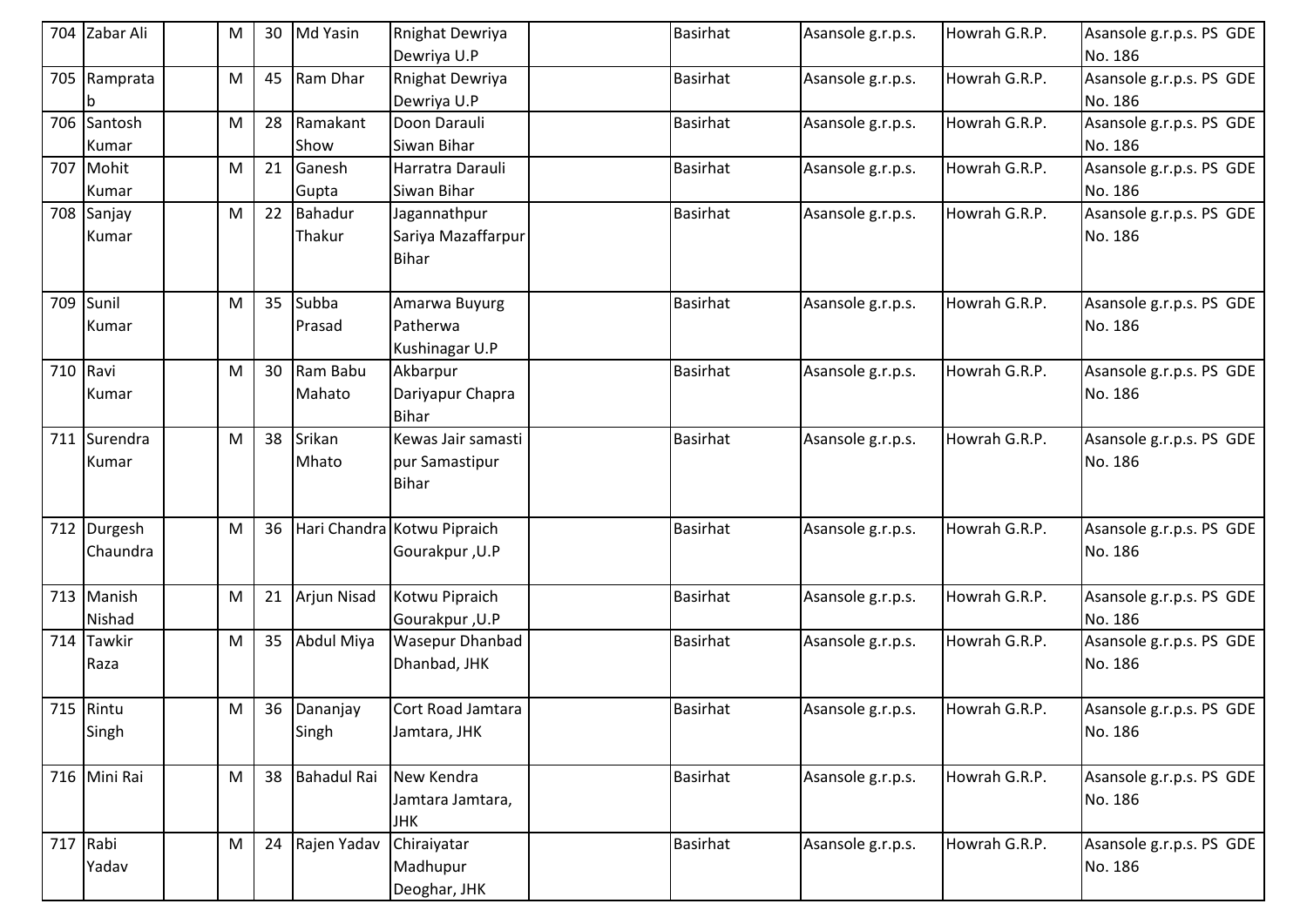| 704 | Zabar Ali | | M | 30 | Md Yasin | Rnighat Dewriya Dewriya U.P | | Basirhat | Asansole g.r.p.s. | Howrah G.R.P. | Asansole g.r.p.s. PS GDE No. 186 |
|---|---|---|---|---|---|---|---|---|---|---|---|
| 705 | Ramprata b | | M | 45 | Ram Dhar | Rnighat Dewriya Dewriya U.P | | Basirhat | Asansole g.r.p.s. | Howrah G.R.P. | Asansole g.r.p.s. PS GDE No. 186 |
| 706 | Santosh Kumar | | M | 28 | Ramakant Show | Doon Darauli Siwan Bihar | | Basirhat | Asansole g.r.p.s. | Howrah G.R.P. | Asansole g.r.p.s. PS GDE No. 186 |
| 707 | Mohit Kumar | | M | 21 | Ganesh Gupta | Harratra Darauli Siwan Bihar | | Basirhat | Asansole g.r.p.s. | Howrah G.R.P. | Asansole g.r.p.s. PS GDE No. 186 |
| 708 | Sanjay Kumar | | M | 22 | Bahadur Thakur | Jagannathpur Sariya Mazaffarpur Bihar | | Basirhat | Asansole g.r.p.s. | Howrah G.R.P. | Asansole g.r.p.s. PS GDE No. 186 |
| 709 | Sunil Kumar | | M | 35 | Subba Prasad | Amarwa Buyurg Patherwa Kushinagar U.P | | Basirhat | Asansole g.r.p.s. | Howrah G.R.P. | Asansole g.r.p.s. PS GDE No. 186 |
| 710 | Ravi Kumar | | M | 30 | Ram Babu Mahato | Akbarpur Dariyapur Chapra Bihar | | Basirhat | Asansole g.r.p.s. | Howrah G.R.P. | Asansole g.r.p.s. PS GDE No. 186 |
| 711 | Surendra Kumar | | M | 38 | Srikan Mhato | Kewas Jair samasti pur Samastipur Bihar | | Basirhat | Asansole g.r.p.s. | Howrah G.R.P. | Asansole g.r.p.s. PS GDE No. 186 |
| 712 | Durgesh Chaundra | | M | 36 | Hari Chandra | Kotwu Pipraich Gourakpur ,U.P | | Basirhat | Asansole g.r.p.s. | Howrah G.R.P. | Asansole g.r.p.s. PS GDE No. 186 |
| 713 | Manish Nishad | | M | 21 | Arjun Nisad | Kotwu Pipraich Gourakpur ,U.P | | Basirhat | Asansole g.r.p.s. | Howrah G.R.P. | Asansole g.r.p.s. PS GDE No. 186 |
| 714 | Tawkir Raza | | M | 35 | Abdul Miya | Wasepur Dhanbad Dhanbad, JHK | | Basirhat | Asansole g.r.p.s. | Howrah G.R.P. | Asansole g.r.p.s. PS GDE No. 186 |
| 715 | Rintu Singh | | M | 36 | Dananjay Singh | Cort Road Jamtara Jamtara, JHK | | Basirhat | Asansole g.r.p.s. | Howrah G.R.P. | Asansole g.r.p.s. PS GDE No. 186 |
| 716 | Mini Rai | | M | 38 | Bahadul Rai | New Kendra Jamtara Jamtara, JHK | | Basirhat | Asansole g.r.p.s. | Howrah G.R.P. | Asansole g.r.p.s. PS GDE No. 186 |
| 717 | Rabi Yadav | | M | 24 | Rajen Yadav | Chiraiyatar Madhupur Deoghar, JHK | | Basirhat | Asansole g.r.p.s. | Howrah G.R.P. | Asansole g.r.p.s. PS GDE No. 186 |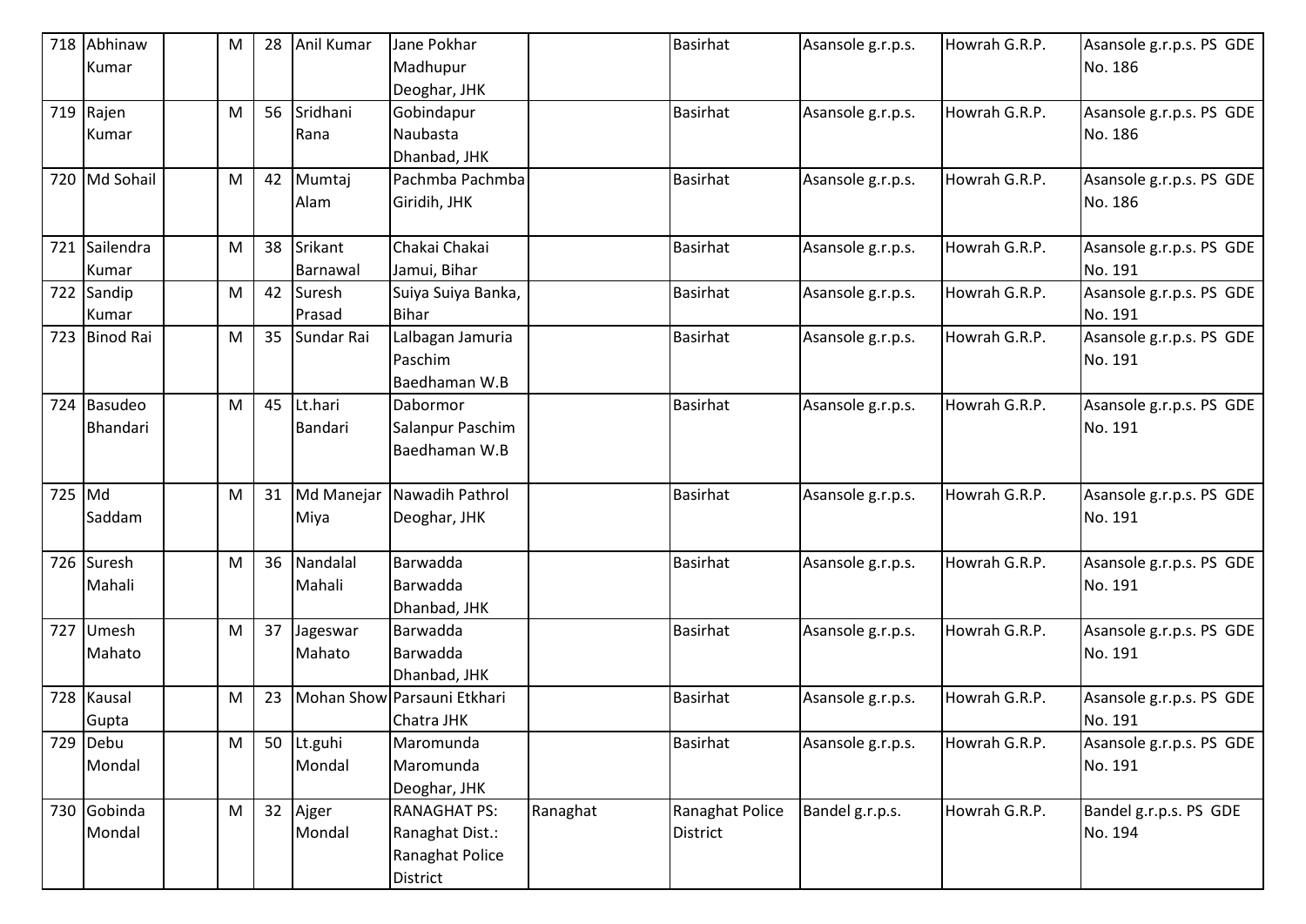| 718 | Abhinaw Kumar | | M | 28 | Anil Kumar | Jane Pokhar Madhupur Deoghar, JHK | | Basirhat | Asansole g.r.p.s. | Howrah G.R.P. | Asansole g.r.p.s. PS GDE No. 186 |
|---|---|---|---|---|---|---|---|---|---|---|---|
| 719 | Rajen Kumar | | M | 56 | Sridhani Rana | Gobindapur Naubasta Dhanbad, JHK | | Basirhat | Asansole g.r.p.s. | Howrah G.R.P. | Asansole g.r.p.s. PS GDE No. 186 |
| 720 | Md Sohail | | M | 42 | Mumtaj Alam | Pachmba Pachmba Giridih, JHK | | Basirhat | Asansole g.r.p.s. | Howrah G.R.P. | Asansole g.r.p.s. PS GDE No. 186 |
| 721 | Sailendra Kumar | | M | 38 | Srikant Barnawal | Chakai Chakai Jamui, Bihar | | Basirhat | Asansole g.r.p.s. | Howrah G.R.P. | Asansole g.r.p.s. PS GDE No. 191 |
| 722 | Sandip Kumar | | M | 42 | Suresh Prasad | Suiya Suiya Banka, Bihar | | Basirhat | Asansole g.r.p.s. | Howrah G.R.P. | Asansole g.r.p.s. PS GDE No. 191 |
| 723 | Binod Rai | | M | 35 | Sundar Rai | Lalbagan Jamuria Paschim Baedhaman W.B | | Basirhat | Asansole g.r.p.s. | Howrah G.R.P. | Asansole g.r.p.s. PS GDE No. 191 |
| 724 | Basudeo Bhandari | | M | 45 | Lt.hari Bandari | Dabormor Salanpur Paschim Baedhaman W.B | | Basirhat | Asansole g.r.p.s. | Howrah G.R.P. | Asansole g.r.p.s. PS GDE No. 191 |
| 725 | Md Saddam | | M | 31 | Md Manejar Miya | Nawadih Pathrol Deoghar, JHK | | Basirhat | Asansole g.r.p.s. | Howrah G.R.P. | Asansole g.r.p.s. PS GDE No. 191 |
| 726 | Suresh Mahali | | M | 36 | Nandalal Mahali | Barwadda Barwadda Dhanbad, JHK | | Basirhat | Asansole g.r.p.s. | Howrah G.R.P. | Asansole g.r.p.s. PS GDE No. 191 |
| 727 | Umesh Mahato | | M | 37 | Jageswar Mahato | Barwadda Barwadda Dhanbad, JHK | | Basirhat | Asansole g.r.p.s. | Howrah G.R.P. | Asansole g.r.p.s. PS GDE No. 191 |
| 728 | Kausal Gupta | | M | 23 | Mohan Show | Parsauni Etkhari Chatra JHK | | Basirhat | Asansole g.r.p.s. | Howrah G.R.P. | Asansole g.r.p.s. PS GDE No. 191 |
| 729 | Debu Mondal | | M | 50 | Lt.guhi Mondal | Maromunda Maromunda Deoghar, JHK | | Basirhat | Asansole g.r.p.s. | Howrah G.R.P. | Asansole g.r.p.s. PS GDE No. 191 |
| 730 | Gobinda Mondal | | M | 32 | Ajger Mondal | RANAGHAT PS: Ranaghat Dist.: Ranaghat Police District | Ranaghat | Ranaghat Police District | Bandel g.r.p.s. | Howrah G.R.P. | Bandel g.r.p.s. PS GDE No. 194 |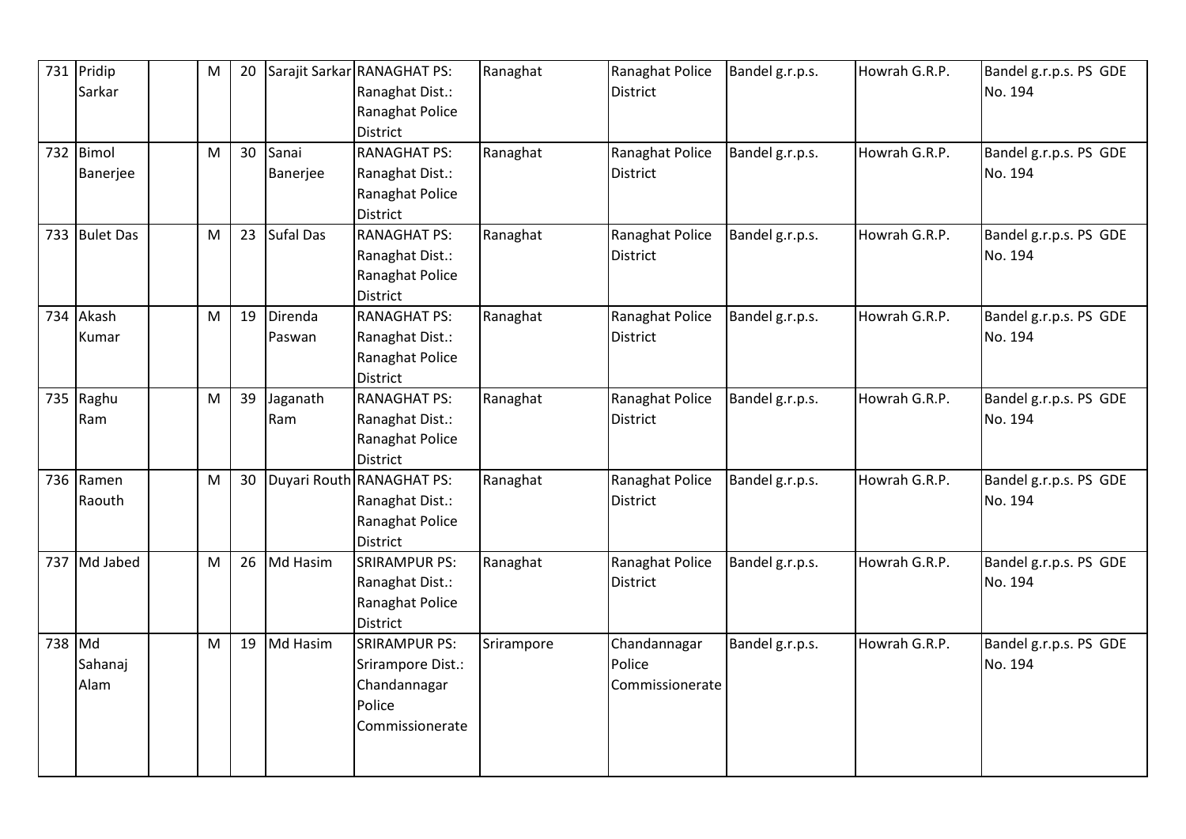| 731 | Pridip Sarkar | | M | 20 | Sarajit Sarkar | RANAGHAT PS: Ranaghat Dist.: Ranaghat Police District | Ranaghat | Ranaghat Police District | Bandel g.r.p.s. | Howrah G.R.P. | Bandel g.r.p.s. PS GDE No. 194 |
|---|---|---|---|---|---|---|---|---|---|---|---|
| 732 | Bimol Banerjee | | M | 30 | Sanai Banerjee | RANAGHAT PS: Ranaghat Dist.: Ranaghat Police District | Ranaghat | Ranaghat Police District | Bandel g.r.p.s. | Howrah G.R.P. | Bandel g.r.p.s. PS GDE No. 194 |
| 733 | Bulet Das | | M | 23 | Sufal Das | RANAGHAT PS: Ranaghat Dist.: Ranaghat Police District | Ranaghat | Ranaghat Police District | Bandel g.r.p.s. | Howrah G.R.P. | Bandel g.r.p.s. PS GDE No. 194 |
| 734 | Akash Kumar | | M | 19 | Direnda Paswan | RANAGHAT PS: Ranaghat Dist.: Ranaghat Police District | Ranaghat | Ranaghat Police District | Bandel g.r.p.s. | Howrah G.R.P. | Bandel g.r.p.s. PS GDE No. 194 |
| 735 | Raghu Ram | | M | 39 | Jaganath Ram | RANAGHAT PS: Ranaghat Dist.: Ranaghat Police District | Ranaghat | Ranaghat Police District | Bandel g.r.p.s. | Howrah G.R.P. | Bandel g.r.p.s. PS GDE No. 194 |
| 736 | Ramen Raouth | | M | 30 | Duyari Routh | RANAGHAT PS: Ranaghat Dist.: Ranaghat Police District | Ranaghat | Ranaghat Police District | Bandel g.r.p.s. | Howrah G.R.P. | Bandel g.r.p.s. PS GDE No. 194 |
| 737 | Md Jabed | | M | 26 | Md Hasim | SRIRAMPUR PS: Ranaghat Dist.: Ranaghat Police District | Ranaghat | Ranaghat Police District | Bandel g.r.p.s. | Howrah G.R.P. | Bandel g.r.p.s. PS GDE No. 194 |
| 738 | Md Sahanaj Alam | | M | 19 | Md Hasim | SRIRAMPUR PS: Srirampore Dist.: Chandannagar Police Commissionerate | Srirampore | Chandannagar Police Commissionerate | Bandel g.r.p.s. | Howrah G.R.P. | Bandel g.r.p.s. PS GDE No. 194 |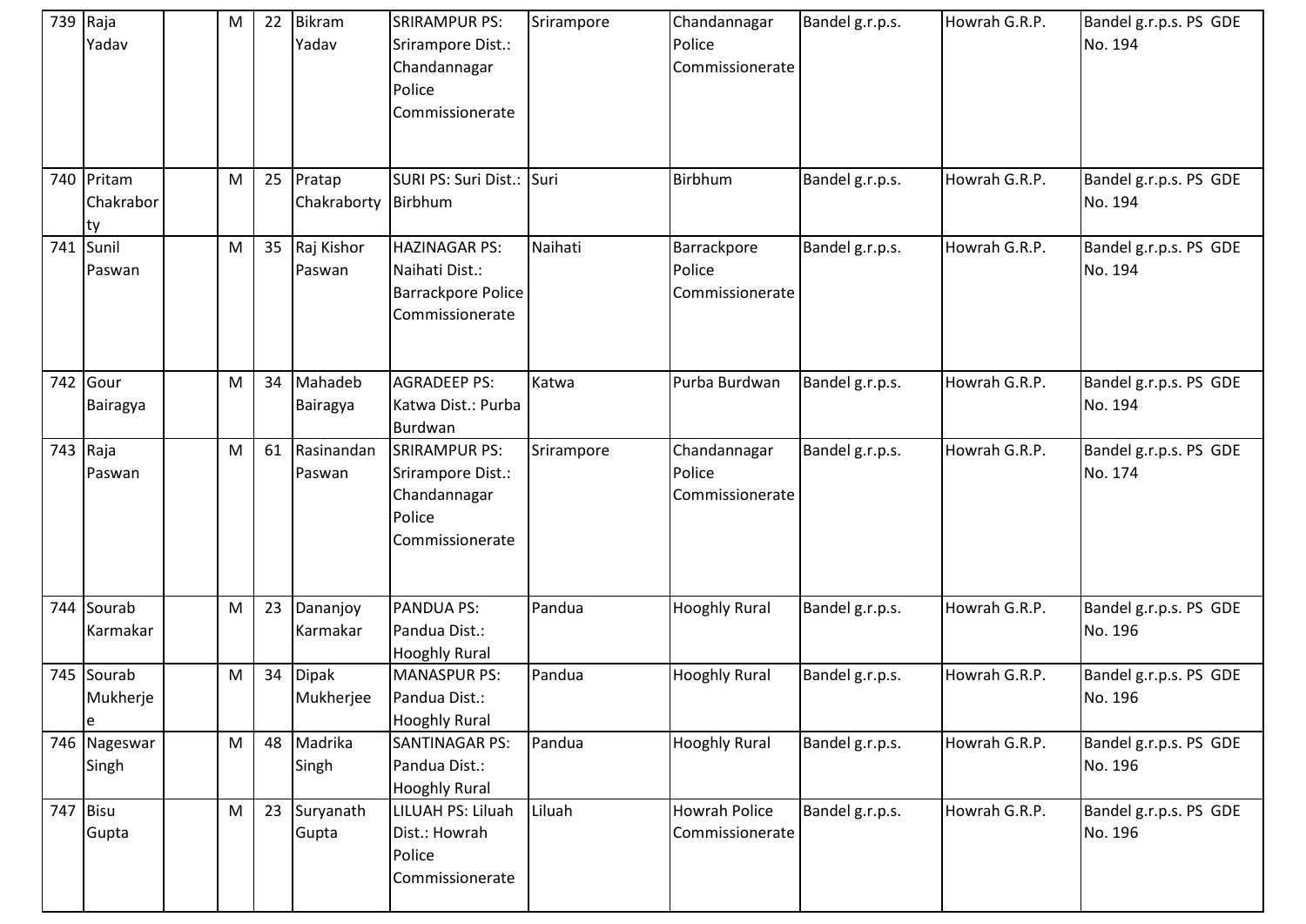| 739 | Raja Yadav | | M | 22 | Bikram Yadav | SRIRAMPUR PS: Srirampore Dist.: Chandannagar Police Commissionerate | Srirampore | Chandannagar Police Commissionerate | Bandel g.r.p.s. | Howrah G.R.P. | Bandel g.r.p.s. PS GDE No. 194 |
|---|---|---|---|---|---|---|---|---|---|---|---|
| 740 | Pritam Chakraborty | | M | 25 | Pratap Chakraborty | SURI PS: Suri Dist.: Birbhum | Suri | Birbhum | Bandel g.r.p.s. | Howrah G.R.P. | Bandel g.r.p.s. PS GDE No. 194 |
| 741 | Sunil Paswan | | M | 35 | Raj Kishor Paswan | HAZINAGAR PS: Naihati Dist.: Barrackpore Police Commissionerate | Naihati | Barrackpore Police Commissionerate | Bandel g.r.p.s. | Howrah G.R.P. | Bandel g.r.p.s. PS GDE No. 194 |
| 742 | Gour Bairagya | | M | 34 | Mahadeb Bairagya | AGRADEEP PS: Katwa Dist.: Purba Burdwan | Katwa | Purba Burdwan | Bandel g.r.p.s. | Howrah G.R.P. | Bandel g.r.p.s. PS GDE No. 194 |
| 743 | Raja Paswan | | M | 61 | Rasinandan Paswan | SRIRAMPUR PS: Srirampore Dist.: Chandannagar Police Commissionerate | Srirampore | Chandannagar Police Commissionerate | Bandel g.r.p.s. | Howrah G.R.P. | Bandel g.r.p.s. PS GDE No. 174 |
| 744 | Sourab Karmakar | | M | 23 | Dananjoy Karmakar | PANDUA PS: Pandua Dist.: Hooghly Rural | Pandua | Hooghly Rural | Bandel g.r.p.s. | Howrah G.R.P. | Bandel g.r.p.s. PS GDE No. 196 |
| 745 | Sourab Mukherjee | | M | 34 | Dipak Mukherjee | MANASPUR PS: Pandua Dist.: Hooghly Rural | Pandua | Hooghly Rural | Bandel g.r.p.s. | Howrah G.R.P. | Bandel g.r.p.s. PS GDE No. 196 |
| 746 | Nageswar Singh | | M | 48 | Madrika Singh | SANTINAGAR PS: Pandua Dist.: Hooghly Rural | Pandua | Hooghly Rural | Bandel g.r.p.s. | Howrah G.R.P. | Bandel g.r.p.s. PS GDE No. 196 |
| 747 | Bisu Gupta | | M | 23 | Suryanath Gupta | LILUAH PS: Liluah Dist.: Howrah Police Commissionerate | Liluah | Howrah Police Commissionerate | Bandel g.r.p.s. | Howrah G.R.P. | Bandel g.r.p.s. PS GDE No. 196 |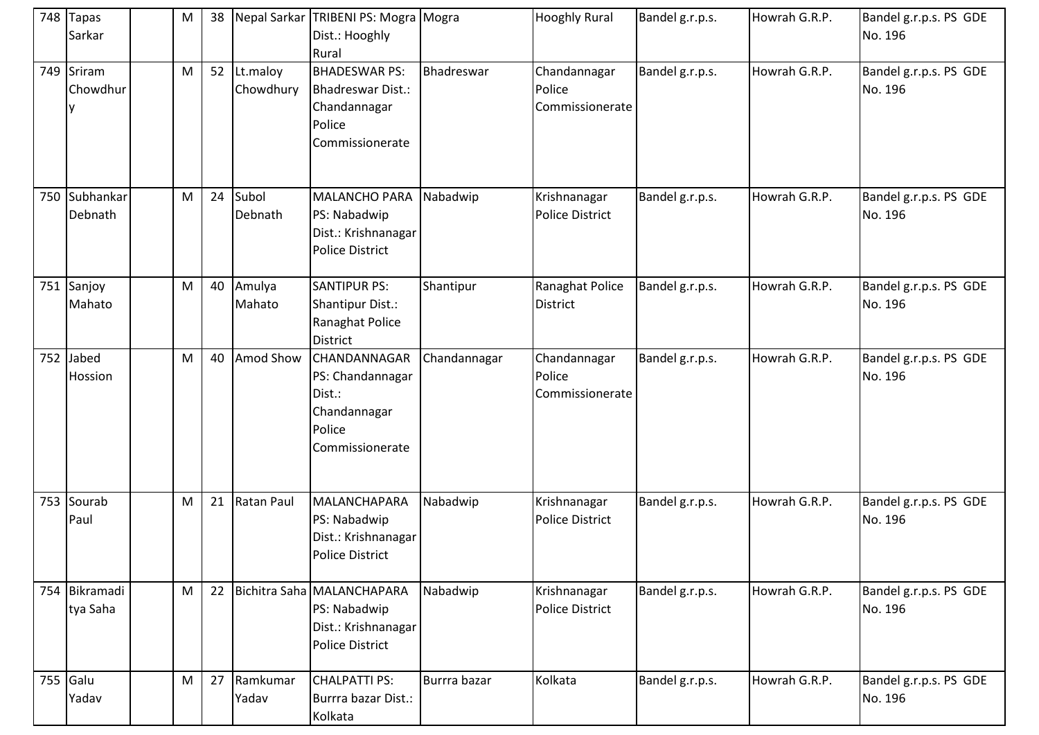| 748 | Tapas Sarkar | | M | 38 | Nepal Sarkar | TRIBENI PS: Mogra Dist.: Hooghly Rural | Mogra | Hooghly Rural | Bandel g.r.p.s. | Howrah G.R.P. | Bandel g.r.p.s. PS GDE No. 196 |
|---|---|---|---|---|---|---|---|---|---|---|---|
| 749 | Sriram Chowdhury | | M | 52 | Lt.maloy Chowdhury | BHADESWAR PS: Bhadreswar Dist.: Chandannagar Police Commissionerate | Bhadreswar | Chandannagar Police Commissionerate | Bandel g.r.p.s. | Howrah G.R.P. | Bandel g.r.p.s. PS GDE No. 196 |
| 750 | Subhankar Debnath | | M | 24 | Subol Debnath | MALANCHO PARA PS: Nabadwip Dist.: Krishnanagar Police District | Nabadwip | Krishnanagar Police District | Bandel g.r.p.s. | Howrah G.R.P. | Bandel g.r.p.s. PS GDE No. 196 |
| 751 | Sanjoy Mahato | | M | 40 | Amulya Mahato | SANTIPUR PS: Shantipur Dist.: Ranaghat Police District | Shantipur | Ranaghat Police District | Bandel g.r.p.s. | Howrah G.R.P. | Bandel g.r.p.s. PS GDE No. 196 |
| 752 | Jabed Hossion | | M | 40 | Amod Show | CHANDANNAGAR PS: Chandannagar Dist.: Chandannagar Police Commissionerate | Chandannagar | Chandannagar Police Commissionerate | Bandel g.r.p.s. | Howrah G.R.P. | Bandel g.r.p.s. PS GDE No. 196 |
| 753 | Sourab Paul | | M | 21 | Ratan Paul | MALANCHAPARA PS: Nabadwip Dist.: Krishnanagar Police District | Nabadwip | Krishnanagar Police District | Bandel g.r.p.s. | Howrah G.R.P. | Bandel g.r.p.s. PS GDE No. 196 |
| 754 | Bikramaditya Saha | | M | 22 | Bichitra Saha | MALANCHAPARA PS: Nabadwip Dist.: Krishnanagar Police District | Nabadwip | Krishnanagar Police District | Bandel g.r.p.s. | Howrah G.R.P. | Bandel g.r.p.s. PS GDE No. 196 |
| 755 | Galu Yadav | | M | 27 | Ramkumar Yadav | CHALPATTI PS: Burrra bazar Dist.: Kolkata | Burrra bazar | Kolkata | Bandel g.r.p.s. | Howrah G.R.P. | Bandel g.r.p.s. PS GDE No. 196 |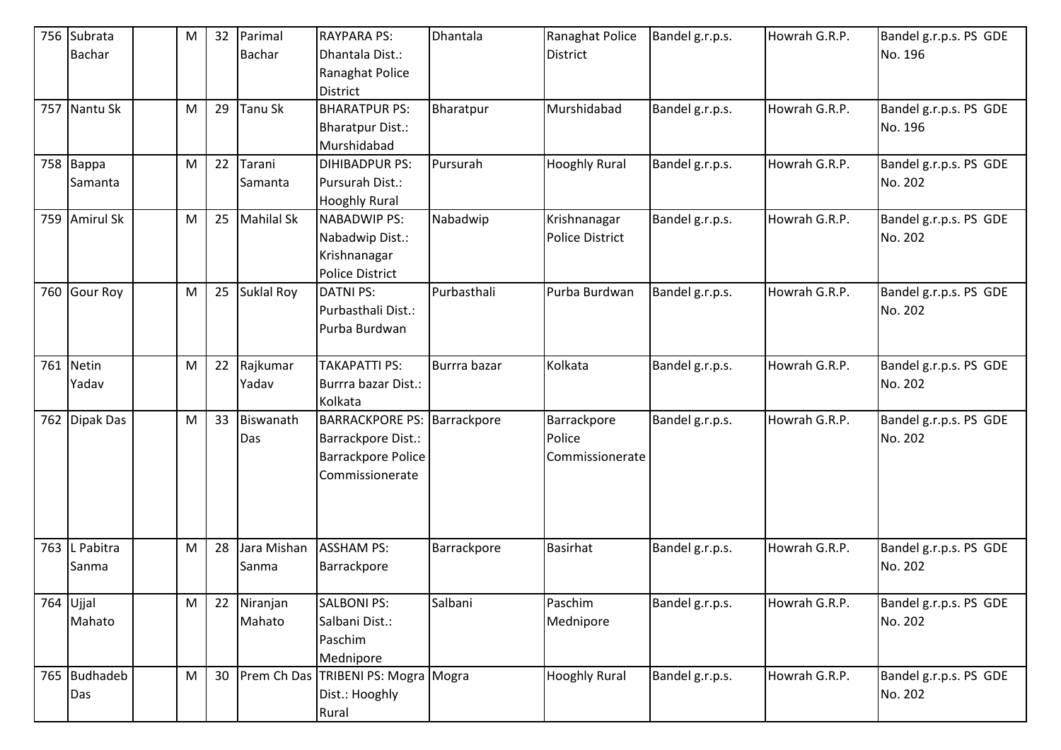| 756 | Subrata Bachar | | M | 32 | Parimal Bachar | RAYPARA PS: Dhantala Dist.: Ranaghat Police District | Dhantala | Ranaghat Police District | Bandel g.r.p.s. | Howrah G.R.P. | Bandel g.r.p.s. PS GDE No. 196 |
|---|---|---|---|---|---|---|---|---|---|---|---|
| 757 | Nantu Sk | | M | 29 | Tanu Sk | BHARATPUR PS: Bharatpur Dist.: Murshidabad | Bharatpur | Murshidabad | Bandel g.r.p.s. | Howrah G.R.P. | Bandel g.r.p.s. PS GDE No. 196 |
| 758 | Bappa Samanta | | M | 22 | Tarani Samanta | DIHIBADPUR PS: Pursurah Dist.: Hooghly Rural | Pursurah | Hooghly Rural | Bandel g.r.p.s. | Howrah G.R.P. | Bandel g.r.p.s. PS GDE No. 202 |
| 759 | Amirul Sk | | M | 25 | Mahilal Sk | NABADWIP PS: Nabadwip Dist.: Krishnanagar Police District | Nabadwip | Krishnanagar Police District | Bandel g.r.p.s. | Howrah G.R.P. | Bandel g.r.p.s. PS GDE No. 202 |
| 760 | Gour Roy | | M | 25 | Suklal Roy | DATNI PS: Purbasthali Dist.: Purba Burdwan | Purbasthali | Purba Burdwan | Bandel g.r.p.s. | Howrah G.R.P. | Bandel g.r.p.s. PS GDE No. 202 |
| 761 | Netin Yadav | | M | 22 | Rajkumar Yadav | TAKAPATTI PS: Burrra bazar Dist.: Kolkata | Burrra bazar | Kolkata | Bandel g.r.p.s. | Howrah G.R.P. | Bandel g.r.p.s. PS GDE No. 202 |
| 762 | Dipak Das | | M | 33 | Biswanath Das | BARRACKPORE PS: Barrackpore Dist.: Barrackpore Police Commissionerate | Barrackpore | Barrackpore Police Commissionerate | Bandel g.r.p.s. | Howrah G.R.P. | Bandel g.r.p.s. PS GDE No. 202 |
| 763 | L Pabitra Sanma | | M | 28 | Jara Mishan Sanma | ASSHAM PS: Barrackpore | Barrackpore | Basirhat | Bandel g.r.p.s. | Howrah G.R.P. | Bandel g.r.p.s. PS GDE No. 202 |
| 764 | Ujjal Mahato | | M | 22 | Niranjan Mahato | SALBONI PS: Salbani Dist.: Paschim Mednipore | Salbani | Paschim Mednipore | Bandel g.r.p.s. | Howrah G.R.P. | Bandel g.r.p.s. PS GDE No. 202 |
| 765 | Budhadeb Das | | M | 30 | Prem Ch Das | TRIBENI PS: Mogra Dist.: Hooghly Rural | Mogra | Hooghly Rural | Bandel g.r.p.s. | Howrah G.R.P. | Bandel g.r.p.s. PS GDE No. 202 |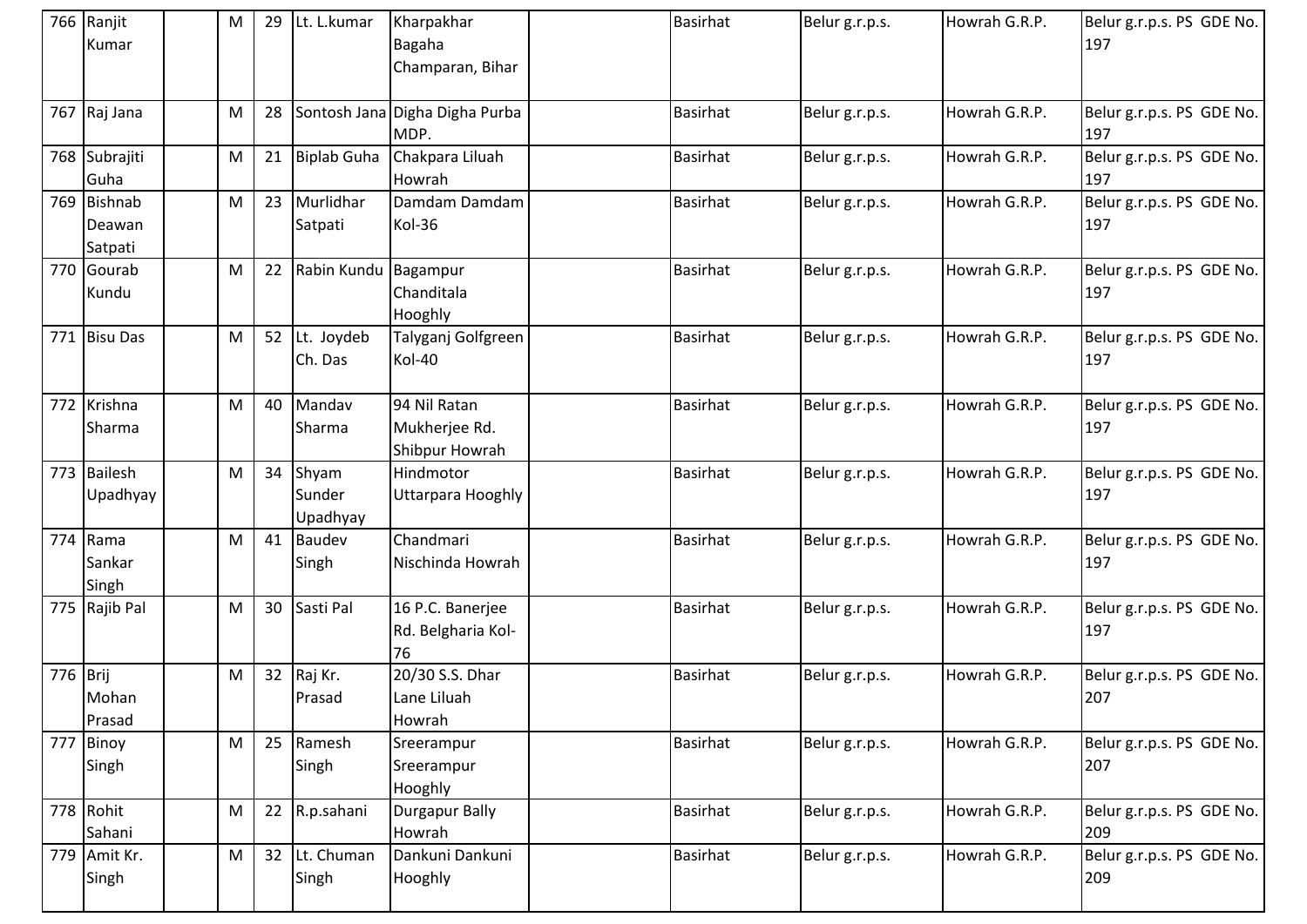| | | | | | | | | | | |
|---|---|---|---|---|---|---|---|---|---|---|
| 766 | Ranjit Kumar | | M | 29 | Lt. L.kumar | Kharpakhar Bagaha Champaran, Bihar | | Basirhat | Belur g.r.p.s. | Howrah G.R.P. | Belur g.r.p.s. PS GDE No. 197 |
| 767 | Raj Jana | | M | 28 | Sontosh Jana | Digha Digha Purba MDP. | | Basirhat | Belur g.r.p.s. | Howrah G.R.P. | Belur g.r.p.s. PS GDE No. 197 |
| 768 | Subrajiti Guha | | M | 21 | Biplab Guha | Chakpara Liluah Howrah | | Basirhat | Belur g.r.p.s. | Howrah G.R.P. | Belur g.r.p.s. PS GDE No. 197 |
| 769 | Bishnab Deawan Satpati | | M | 23 | Murlidhar Satpati | Damdam Damdam Kol-36 | | Basirhat | Belur g.r.p.s. | Howrah G.R.P. | Belur g.r.p.s. PS GDE No. 197 |
| 770 | Gourab Kundu | | M | 22 | Rabin Kundu | Bagampur Chanditala Hooghly | | Basirhat | Belur g.r.p.s. | Howrah G.R.P. | Belur g.r.p.s. PS GDE No. 197 |
| 771 | Bisu Das | | M | 52 | Lt. Joydeb Ch. Das | Talyganj Golfgreen Kol-40 | | Basirhat | Belur g.r.p.s. | Howrah G.R.P. | Belur g.r.p.s. PS GDE No. 197 |
| 772 | Krishna Sharma | | M | 40 | Mandav Sharma | 94 Nil Ratan Mukherjee Rd. Shibpur Howrah | | Basirhat | Belur g.r.p.s. | Howrah G.R.P. | Belur g.r.p.s. PS GDE No. 197 |
| 773 | Bailesh Upadhyay | | M | 34 | Shyam Sunder Upadhyay | Hindmotor Uttarpara Hooghly | | Basirhat | Belur g.r.p.s. | Howrah G.R.P. | Belur g.r.p.s. PS GDE No. 197 |
| 774 | Rama Sankar Singh | | M | 41 | Baudev Singh | Chandmari Nischinda Howrah | | Basirhat | Belur g.r.p.s. | Howrah G.R.P. | Belur g.r.p.s. PS GDE No. 197 |
| 775 | Rajib Pal | | M | 30 | Sasti Pal | 16 P.C. Banerjee Rd. Belgharia Kol-76 | | Basirhat | Belur g.r.p.s. | Howrah G.R.P. | Belur g.r.p.s. PS GDE No. 197 |
| 776 | Brij Mohan Prasad | | M | 32 | Raj Kr. Prasad | 20/30 S.S. Dhar Lane Liluah Howrah | | Basirhat | Belur g.r.p.s. | Howrah G.R.P. | Belur g.r.p.s. PS GDE No. 207 |
| 777 | Binoy Singh | | M | 25 | Ramesh Singh | Sreerampur Sreerampur Hooghly | | Basirhat | Belur g.r.p.s. | Howrah G.R.P. | Belur g.r.p.s. PS GDE No. 207 |
| 778 | Rohit Sahani | | M | 22 | R.p.sahani | Durgapur Bally Howrah | | Basirhat | Belur g.r.p.s. | Howrah G.R.P. | Belur g.r.p.s. PS GDE No. 209 |
| 779 | Amit Kr. Singh | | M | 32 | Lt. Chuman Singh | Dankuni Dankuni Hooghly | | Basirhat | Belur g.r.p.s. | Howrah G.R.P. | Belur g.r.p.s. PS GDE No. 209 |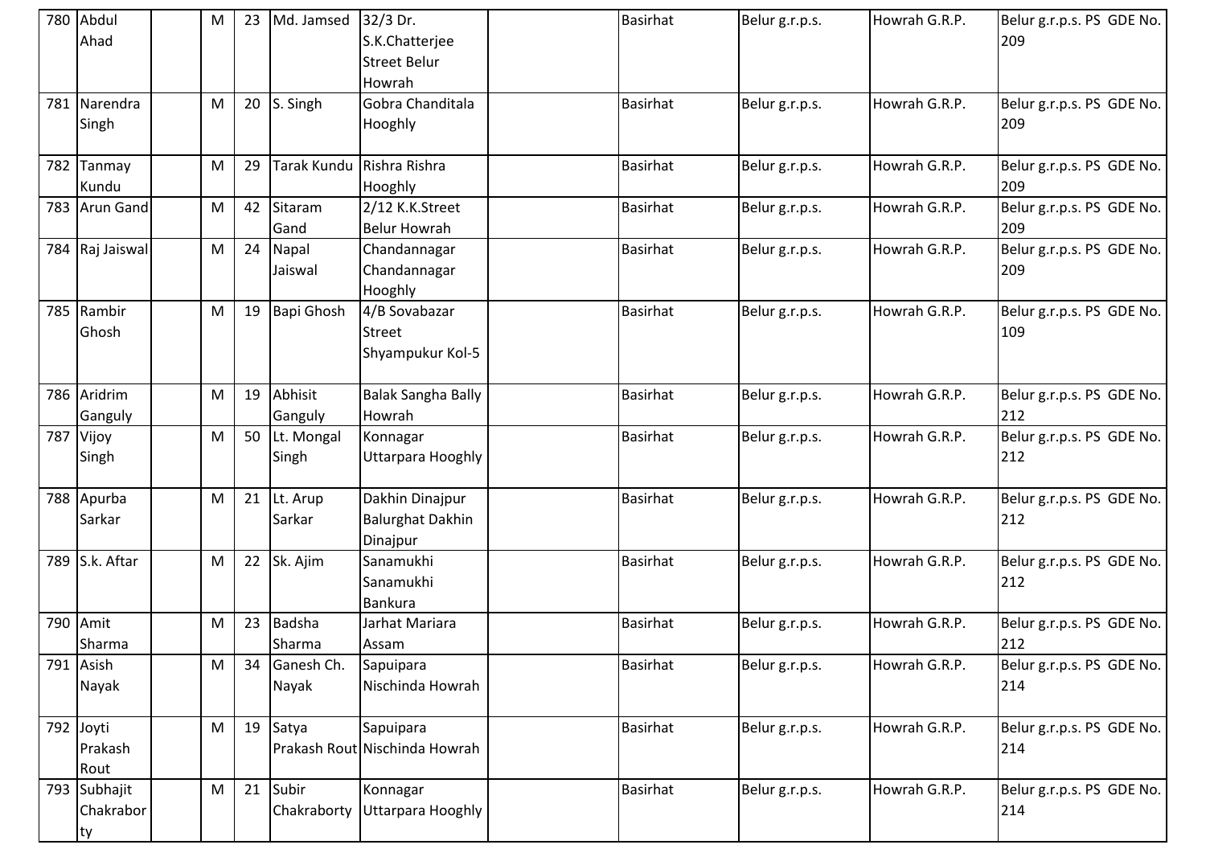| 780 | Abdul Ahad | | M | 23 | Md. Jamsed | 32/3 Dr. S.K.Chatterjee Street Belur Howrah | | Basirhat | Belur g.r.p.s. | Howrah G.R.P. | Belur g.r.p.s. PS GDE No. 209 |
|---|---|---|---|---|---|---|---|---|---|---|---|
| 781 | Narendra Singh | | M | 20 | S. Singh | Gobra Chanditala Hooghly | | Basirhat | Belur g.r.p.s. | Howrah G.R.P. | Belur g.r.p.s. PS GDE No. 209 |
| 782 | Tanmay Kundu | | M | 29 | Tarak Kundu | Rishra Rishra Hooghly | | Basirhat | Belur g.r.p.s. | Howrah G.R.P. | Belur g.r.p.s. PS GDE No. 209 |
| 783 | Arun Gand | | M | 42 | Sitaram Gand | 2/12 K.K.Street Belur Howrah | | Basirhat | Belur g.r.p.s. | Howrah G.R.P. | Belur g.r.p.s. PS GDE No. 209 |
| 784 | Raj Jaiswal | | M | 24 | Napal Jaiswal | Chandannagar Chandannagar Hooghly | | Basirhat | Belur g.r.p.s. | Howrah G.R.P. | Belur g.r.p.s. PS GDE No. 209 |
| 785 | Rambir Ghosh | | M | 19 | Bapi Ghosh | 4/B Sovabazar Street Shyampukur Kol-5 | | Basirhat | Belur g.r.p.s. | Howrah G.R.P. | Belur g.r.p.s. PS GDE No. 109 |
| 786 | Aridrim Ganguly | | M | 19 | Abhisit Ganguly | Balak Sangha Bally Howrah | | Basirhat | Belur g.r.p.s. | Howrah G.R.P. | Belur g.r.p.s. PS GDE No. 212 |
| 787 | Vijoy Singh | | M | 50 | Lt. Mongal Singh | Konnagar Uttarpara Hooghly | | Basirhat | Belur g.r.p.s. | Howrah G.R.P. | Belur g.r.p.s. PS GDE No. 212 |
| 788 | Apurba Sarkar | | M | 21 | Lt. Arup Sarkar | Dakhin Dinajpur Balurghat Dakhin Dinajpur | | Basirhat | Belur g.r.p.s. | Howrah G.R.P. | Belur g.r.p.s. PS GDE No. 212 |
| 789 | S.k. Aftar | | M | 22 | Sk. Ajim | Sanamukhi Sanamukhi Bankura | | Basirhat | Belur g.r.p.s. | Howrah G.R.P. | Belur g.r.p.s. PS GDE No. 212 |
| 790 | Amit Sharma | | M | 23 | Badsha Sharma | Jarhat Mariara Assam | | Basirhat | Belur g.r.p.s. | Howrah G.R.P. | Belur g.r.p.s. PS GDE No. 212 |
| 791 | Asish Nayak | | M | 34 | Ganesh Ch. Nayak | Sapuipara Nischinda Howrah | | Basirhat | Belur g.r.p.s. | Howrah G.R.P. | Belur g.r.p.s. PS GDE No. 214 |
| 792 | Joyti Prakash Rout | | M | 19 | Satya Prakash Rout | Sapuipara Nischinda Howrah | | Basirhat | Belur g.r.p.s. | Howrah G.R.P. | Belur g.r.p.s. PS GDE No. 214 |
| 793 | Subhajit Chakraborty | | M | 21 | Subir Chakraborty | Konnagar Uttarpara Hooghly | | Basirhat | Belur g.r.p.s. | Howrah G.R.P. | Belur g.r.p.s. PS GDE No. 214 |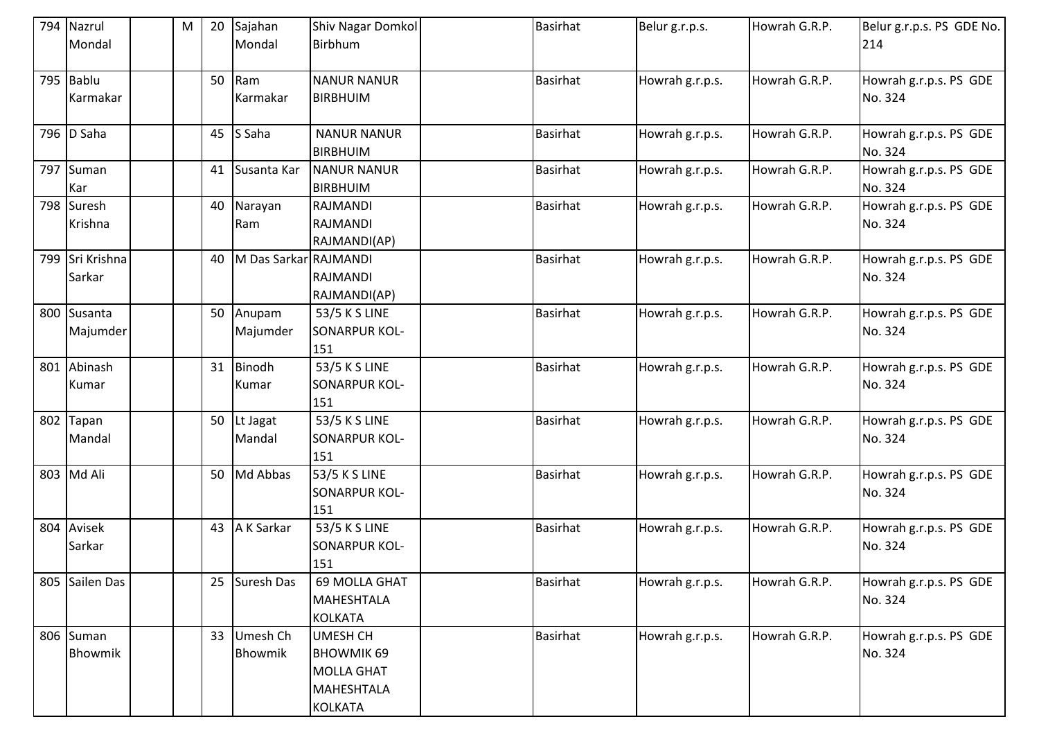| 794 | Nazrul Mondal | | M | 20 | Sajahan Mondal | Shiv Nagar Domkol Birbhum | | Basirhat | Belur g.r.p.s. | Howrah G.R.P. | Belur g.r.p.s. PS GDE No. 214 |
|---|---|---|---|---|---|---|---|---|---|---|---|
| 795 | Bablu Karmakar | | | 50 | Ram Karmakar | NANUR NANUR BIRBHUIM | | Basirhat | Howrah g.r.p.s. | Howrah G.R.P. | Howrah g.r.p.s. PS GDE No. 324 |
| 796 | D Saha | | | 45 | S Saha | NANUR NANUR BIRBHUIM | | Basirhat | Howrah g.r.p.s. | Howrah G.R.P. | Howrah g.r.p.s. PS GDE No. 324 |
| 797 | Suman Kar | | | 41 | Susanta Kar | NANUR NANUR BIRBHUIM | | Basirhat | Howrah g.r.p.s. | Howrah G.R.P. | Howrah g.r.p.s. PS GDE No. 324 |
| 798 | Suresh Krishna | | | 40 | Narayan Ram | RAJMANDI RAJMANDI RAJMANDI(AP) | | Basirhat | Howrah g.r.p.s. | Howrah G.R.P. | Howrah g.r.p.s. PS GDE No. 324 |
| 799 | Sri Krishna Sarkar | | | 40 | M Das Sarkar | RAJMANDI RAJMANDI RAJMANDI(AP) | | Basirhat | Howrah g.r.p.s. | Howrah G.R.P. | Howrah g.r.p.s. PS GDE No. 324 |
| 800 | Susanta Majumder | | | 50 | Anupam Majumder | 53/5 K S LINE SONARPUR KOL-151 | | Basirhat | Howrah g.r.p.s. | Howrah G.R.P. | Howrah g.r.p.s. PS GDE No. 324 |
| 801 | Abinash Kumar | | | 31 | Binodh Kumar | 53/5 K S LINE SONARPUR KOL-151 | | Basirhat | Howrah g.r.p.s. | Howrah G.R.P. | Howrah g.r.p.s. PS GDE No. 324 |
| 802 | Tapan Mandal | | | 50 | Lt Jagat Mandal | 53/5 K S LINE SONARPUR KOL-151 | | Basirhat | Howrah g.r.p.s. | Howrah G.R.P. | Howrah g.r.p.s. PS GDE No. 324 |
| 803 | Md Ali | | | 50 | Md Abbas | 53/5 K S LINE SONARPUR KOL-151 | | Basirhat | Howrah g.r.p.s. | Howrah G.R.P. | Howrah g.r.p.s. PS GDE No. 324 |
| 804 | Avisek Sarkar | | | 43 | A K Sarkar | 53/5 K S LINE SONARPUR KOL-151 | | Basirhat | Howrah g.r.p.s. | Howrah G.R.P. | Howrah g.r.p.s. PS GDE No. 324 |
| 805 | Sailen Das | | | 25 | Suresh Das | 69 MOLLA GHAT MAHESHTALA KOLKATA | | Basirhat | Howrah g.r.p.s. | Howrah G.R.P. | Howrah g.r.p.s. PS GDE No. 324 |
| 806 | Suman Bhowmik | | | 33 | Umesh Ch Bhowmik | UMESH CH BHOWMIK 69 MOLLA GHAT MAHESHTALA KOLKATA | | Basirhat | Howrah g.r.p.s. | Howrah G.R.P. | Howrah g.r.p.s. PS GDE No. 324 |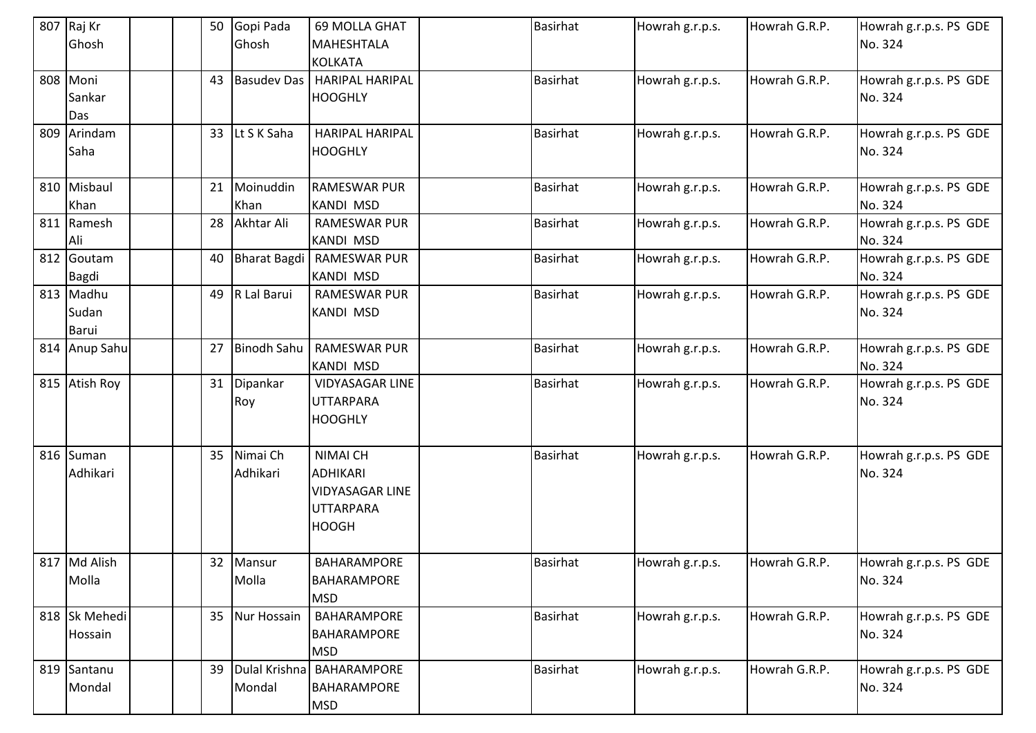| 807 | Raj Kr Ghosh | | | 50 | Gopi Pada Ghosh | 69 MOLLA GHAT MAHESHTALA KOLKATA | | Basirhat | Howrah g.r.p.s. | Howrah G.R.P. | Howrah g.r.p.s. PS GDE No. 324 |
|---|---|---|---|---|---|---|---|---|---|---|---|
| 808 | Moni Sankar Das | | | 43 | Basudev Das | HARIPAL HARIPAL HOOGHLY | | Basirhat | Howrah g.r.p.s. | Howrah G.R.P. | Howrah g.r.p.s. PS GDE No. 324 |
| 809 | Arindam Saha | | | 33 | Lt S K Saha | HARIPAL HARIPAL HOOGHLY | | Basirhat | Howrah g.r.p.s. | Howrah G.R.P. | Howrah g.r.p.s. PS GDE No. 324 |
| 810 | Misbaul Khan | | | 21 | Moinuddin Khan | RAMESWAR PUR KANDI MSD | | Basirhat | Howrah g.r.p.s. | Howrah G.R.P. | Howrah g.r.p.s. PS GDE No. 324 |
| 811 | Ramesh Ali | | | 28 | Akhtar Ali | RAMESWAR PUR KANDI MSD | | Basirhat | Howrah g.r.p.s. | Howrah G.R.P. | Howrah g.r.p.s. PS GDE No. 324 |
| 812 | Goutam Bagdi | | | 40 | Bharat Bagdi | RAMESWAR PUR KANDI MSD | | Basirhat | Howrah g.r.p.s. | Howrah G.R.P. | Howrah g.r.p.s. PS GDE No. 324 |
| 813 | Madhu Sudan Barui | | | 49 | R Lal Barui | RAMESWAR PUR KANDI MSD | | Basirhat | Howrah g.r.p.s. | Howrah G.R.P. | Howrah g.r.p.s. PS GDE No. 324 |
| 814 | Anup Sahu | | | 27 | Binodh Sahu | RAMESWAR PUR KANDI MSD | | Basirhat | Howrah g.r.p.s. | Howrah G.R.P. | Howrah g.r.p.s. PS GDE No. 324 |
| 815 | Atish Roy | | | 31 | Dipankar Roy | VIDYASAGAR LINE UTTARPARA HOOGHLY | | Basirhat | Howrah g.r.p.s. | Howrah G.R.P. | Howrah g.r.p.s. PS GDE No. 324 |
| 816 | Suman Adhikari | | | 35 | Nimai Ch Adhikari | NIMAI CH ADHIKARI VIDYASAGAR LINE UTTARPARA HOOGH | | Basirhat | Howrah g.r.p.s. | Howrah G.R.P. | Howrah g.r.p.s. PS GDE No. 324 |
| 817 | Md Alish Molla | | | 32 | Mansur Molla | BAHARAMPORE BAHARAMPORE MSD | | Basirhat | Howrah g.r.p.s. | Howrah G.R.P. | Howrah g.r.p.s. PS GDE No. 324 |
| 818 | Sk Mehedi Hossain | | | 35 | Nur Hossain | BAHARAMPORE BAHARAMPORE MSD | | Basirhat | Howrah g.r.p.s. | Howrah G.R.P. | Howrah g.r.p.s. PS GDE No. 324 |
| 819 | Santanu Mondal | | | 39 | Dulal Krishna Mondal | BAHARAMPORE BAHARAMPORE MSD | | Basirhat | Howrah g.r.p.s. | Howrah G.R.P. | Howrah g.r.p.s. PS GDE No. 324 |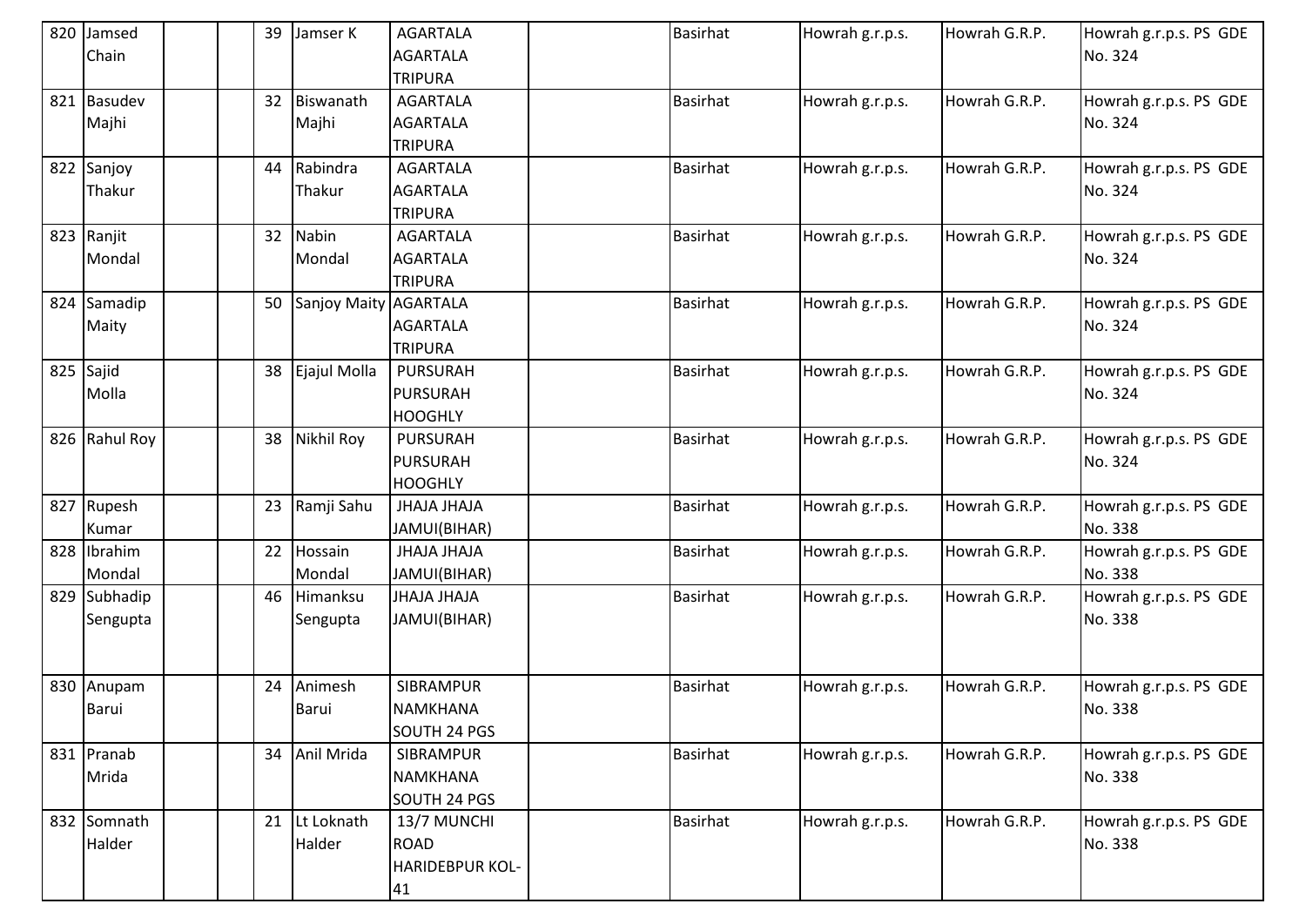| 820 | Jamsed Chain | | | 39 | Jamser K | AGARTALA AGARTALA TRIPURA | | Basirhat | Howrah g.r.p.s. | Howrah G.R.P. | Howrah g.r.p.s. PS GDE No. 324 |
|---|---|---|---|---|---|---|---|---|---|---|---|
| 821 | Basudev Majhi | | | 32 | Biswanath Majhi | AGARTALA AGARTALA TRIPURA | | Basirhat | Howrah g.r.p.s. | Howrah G.R.P. | Howrah g.r.p.s. PS GDE No. 324 |
| 822 | Sanjoy Thakur | | | 44 | Rabindra Thakur | AGARTALA AGARTALA TRIPURA | | Basirhat | Howrah g.r.p.s. | Howrah G.R.P. | Howrah g.r.p.s. PS GDE No. 324 |
| 823 | Ranjit Mondal | | | 32 | Nabin Mondal | AGARTALA AGARTALA TRIPURA | | Basirhat | Howrah g.r.p.s. | Howrah G.R.P. | Howrah g.r.p.s. PS GDE No. 324 |
| 824 | Samadip Maity | | | 50 | Sanjoy Maity | AGARTALA AGARTALA TRIPURA | | Basirhat | Howrah g.r.p.s. | Howrah G.R.P. | Howrah g.r.p.s. PS GDE No. 324 |
| 825 | Sajid Molla | | | 38 | Ejajul Molla | PURSURAH PURSURAH HOOGHLY | | Basirhat | Howrah g.r.p.s. | Howrah G.R.P. | Howrah g.r.p.s. PS GDE No. 324 |
| 826 | Rahul Roy | | | 38 | Nikhil Roy | PURSURAH PURSURAH HOOGHLY | | Basirhat | Howrah g.r.p.s. | Howrah G.R.P. | Howrah g.r.p.s. PS GDE No. 324 |
| 827 | Rupesh Kumar | | | 23 | Ramji Sahu | JHAJA JHAJA JAMUI(BIHAR) | | Basirhat | Howrah g.r.p.s. | Howrah G.R.P. | Howrah g.r.p.s. PS GDE No. 338 |
| 828 | Ibrahim Mondal | | | 22 | Hossain Mondal | JHAJA JHAJA JAMUI(BIHAR) | | Basirhat | Howrah g.r.p.s. | Howrah G.R.P. | Howrah g.r.p.s. PS GDE No. 338 |
| 829 | Subhadip Sengupta | | | 46 | Himanksu Sengupta | JHAJA JHAJA JAMUI(BIHAR) | | Basirhat | Howrah g.r.p.s. | Howrah G.R.P. | Howrah g.r.p.s. PS GDE No. 338 |
| 830 | Anupam Barui | | | 24 | Animesh Barui | SIBRAMPUR NAMKHANA SOUTH 24 PGS | | Basirhat | Howrah g.r.p.s. | Howrah G.R.P. | Howrah g.r.p.s. PS GDE No. 338 |
| 831 | Pranab Mrida | | | 34 | Anil Mrida | SIBRAMPUR NAMKHANA SOUTH 24 PGS | | Basirhat | Howrah g.r.p.s. | Howrah G.R.P. | Howrah g.r.p.s. PS GDE No. 338 |
| 832 | Somnath Halder | | | 21 | Lt Loknath Halder | 13/7 MUNCHI ROAD HARIDEBPUR KOL-41 | | Basirhat | Howrah g.r.p.s. | Howrah G.R.P. | Howrah g.r.p.s. PS GDE No. 338 |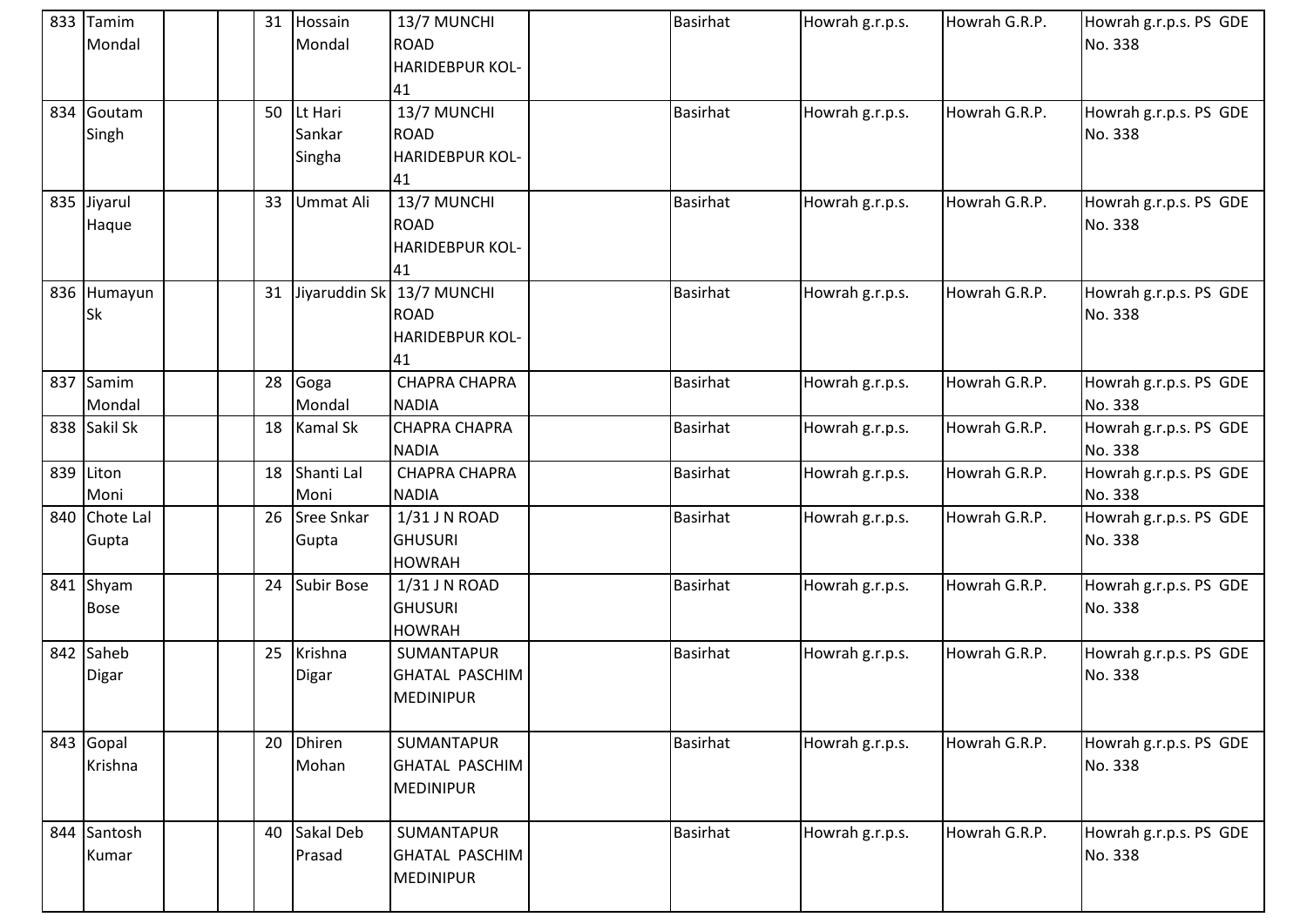| 833 | Tamim Mondal | | | 31 | Hossain Mondal | 13/7 MUNCHI ROAD HARIDEBPUR KOL-41 | | Basirhat | Howrah g.r.p.s. | Howrah G.R.P. | Howrah g.r.p.s. PS GDE No. 338 |
|---|---|---|---|---|---|---|---|---|---|---|---|
| 834 | Goutam Singh | | | 50 | Lt Hari Sankar Singha | 13/7 MUNCHI ROAD HARIDEBPUR KOL-41 | | Basirhat | Howrah g.r.p.s. | Howrah G.R.P. | Howrah g.r.p.s. PS GDE No. 338 |
| 835 | Jiyarul Haque | | | 33 | Ummat Ali | 13/7 MUNCHI ROAD HARIDEBPUR KOL-41 | | Basirhat | Howrah g.r.p.s. | Howrah G.R.P. | Howrah g.r.p.s. PS GDE No. 338 |
| 836 | Humayun Sk | | | 31 | Jiyaruddin Sk | 13/7 MUNCHI ROAD HARIDEBPUR KOL-41 | | Basirhat | Howrah g.r.p.s. | Howrah G.R.P. | Howrah g.r.p.s. PS GDE No. 338 |
| 837 | Samim Mondal | | | 28 | Goga Mondal | CHAPRA CHAPRA NADIA | | Basirhat | Howrah g.r.p.s. | Howrah G.R.P. | Howrah g.r.p.s. PS GDE No. 338 |
| 838 | Sakil Sk | | | 18 | Kamal Sk | CHAPRA CHAPRA NADIA | | Basirhat | Howrah g.r.p.s. | Howrah G.R.P. | Howrah g.r.p.s. PS GDE No. 338 |
| 839 | Liton Moni | | | 18 | Shanti Lal Moni | CHAPRA CHAPRA NADIA | | Basirhat | Howrah g.r.p.s. | Howrah G.R.P. | Howrah g.r.p.s. PS GDE No. 338 |
| 840 | Chote Lal Gupta | | | 26 | Sree Snkar Gupta | 1/31 J N ROAD GHUSURI HOWRAH | | Basirhat | Howrah g.r.p.s. | Howrah G.R.P. | Howrah g.r.p.s. PS GDE No. 338 |
| 841 | Shyam Bose | | | 24 | Subir Bose | 1/31 J N ROAD GHUSURI HOWRAH | | Basirhat | Howrah g.r.p.s. | Howrah G.R.P. | Howrah g.r.p.s. PS GDE No. 338 |
| 842 | Saheb Digar | | | 25 | Krishna Digar | SUMANTAPUR GHATAL PASCHIM MEDINIPUR | | Basirhat | Howrah g.r.p.s. | Howrah G.R.P. | Howrah g.r.p.s. PS GDE No. 338 |
| 843 | Gopal Krishna | | | 20 | Dhiren Mohan | SUMANTAPUR GHATAL PASCHIM MEDINIPUR | | Basirhat | Howrah g.r.p.s. | Howrah G.R.P. | Howrah g.r.p.s. PS GDE No. 338 |
| 844 | Santosh Kumar | | | 40 | Sakal Deb Prasad | SUMANTAPUR GHATAL PASCHIM MEDINIPUR | | Basirhat | Howrah g.r.p.s. | Howrah G.R.P. | Howrah g.r.p.s. PS GDE No. 338 |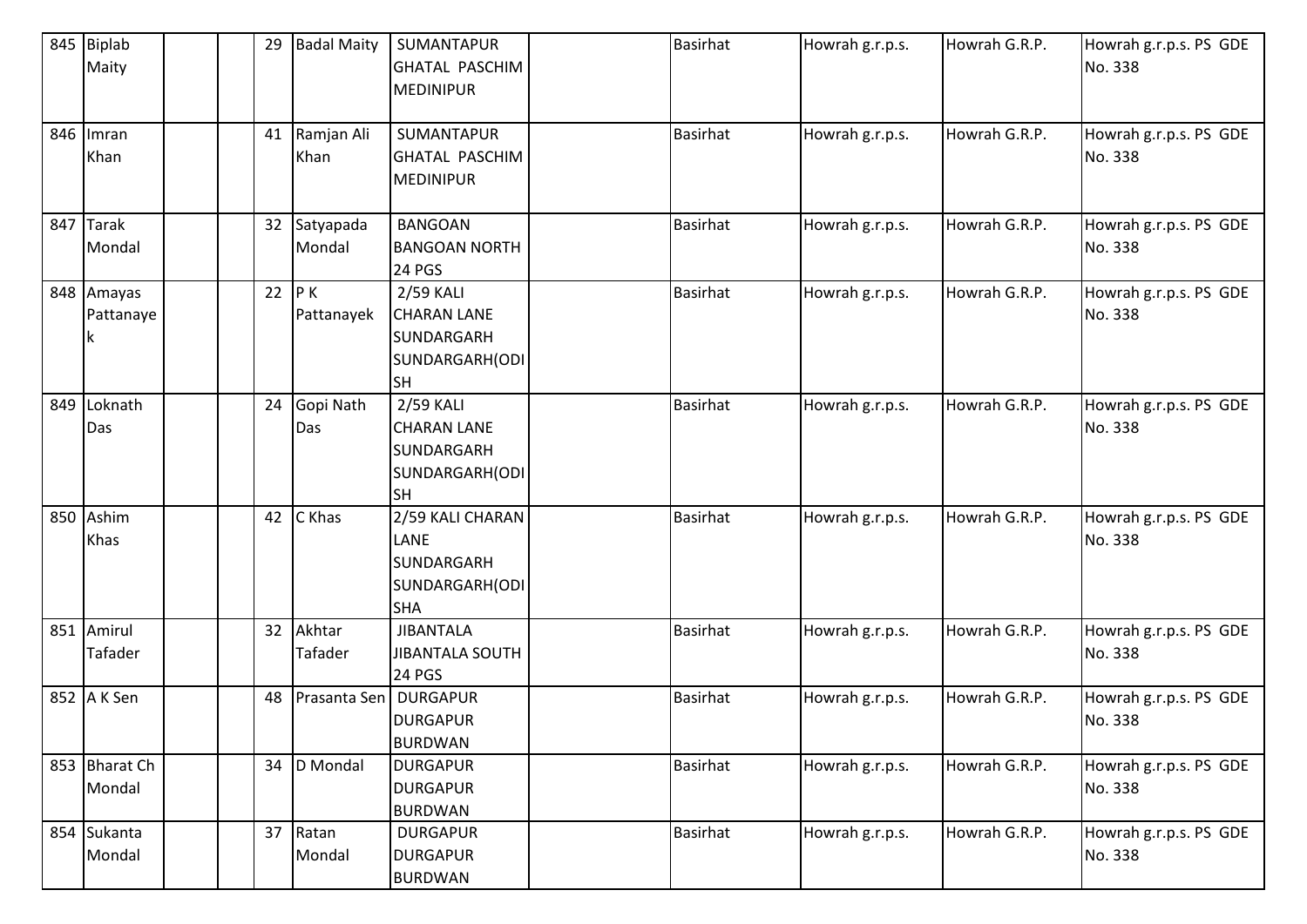| | | | | | | | | | | | |
|---|---|---|---|---|---|---|---|---|---|---|---|
| 845 | Biplab Maity | | | 29 | Badal Maity | SUMANTAPUR GHATAL PASCHIM MEDINIPUR | | Basirhat | Howrah g.r.p.s. | Howrah G.R.P. | Howrah g.r.p.s. PS GDE No. 338 |
| 846 | Imran Khan | | | 41 | Ramjan Ali Khan | SUMANTAPUR GHATAL PASCHIM MEDINIPUR | | Basirhat | Howrah g.r.p.s. | Howrah G.R.P. | Howrah g.r.p.s. PS GDE No. 338 |
| 847 | Tarak Mondal | | | 32 | Satyapada Mondal | BANGOAN BANGOAN NORTH 24 PGS | | Basirhat | Howrah g.r.p.s. | Howrah G.R.P. | Howrah g.r.p.s. PS GDE No. 338 |
| 848 | Amayas Pattanayek | | | 22 | P K Pattanayek | 2/59 KALI CHARAN LANE SUNDARGARH SUNDARGARH(ODISH | | Basirhat | Howrah g.r.p.s. | Howrah G.R.P. | Howrah g.r.p.s. PS GDE No. 338 |
| 849 | Loknath Das | | | 24 | Gopi Nath Das | 2/59 KALI CHARAN LANE SUNDARGARH SUNDARGARH(ODISH | | Basirhat | Howrah g.r.p.s. | Howrah G.R.P. | Howrah g.r.p.s. PS GDE No. 338 |
| 850 | Ashim Khas | | | 42 | C Khas | 2/59 KALI CHARAN LANE SUNDARGARH SUNDARGARH(ODISHA | | Basirhat | Howrah g.r.p.s. | Howrah G.R.P. | Howrah g.r.p.s. PS GDE No. 338 |
| 851 | Amirul Tafader | | | 32 | Akhtar Tafader | JIBANTALA JIBANTALA SOUTH 24 PGS | | Basirhat | Howrah g.r.p.s. | Howrah G.R.P. | Howrah g.r.p.s. PS GDE No. 338 |
| 852 | A K Sen | | | 48 | Prasanta Sen | DURGAPUR DURGAPUR BURDWAN | | Basirhat | Howrah g.r.p.s. | Howrah G.R.P. | Howrah g.r.p.s. PS GDE No. 338 |
| 853 | Bharat Ch Mondal | | | 34 | D Mondal | DURGAPUR DURGAPUR BURDWAN | | Basirhat | Howrah g.r.p.s. | Howrah G.R.P. | Howrah g.r.p.s. PS GDE No. 338 |
| 854 | Sukanta Mondal | | | 37 | Ratan Mondal | DURGAPUR DURGAPUR BURDWAN | | Basirhat | Howrah g.r.p.s. | Howrah G.R.P. | Howrah g.r.p.s. PS GDE No. 338 |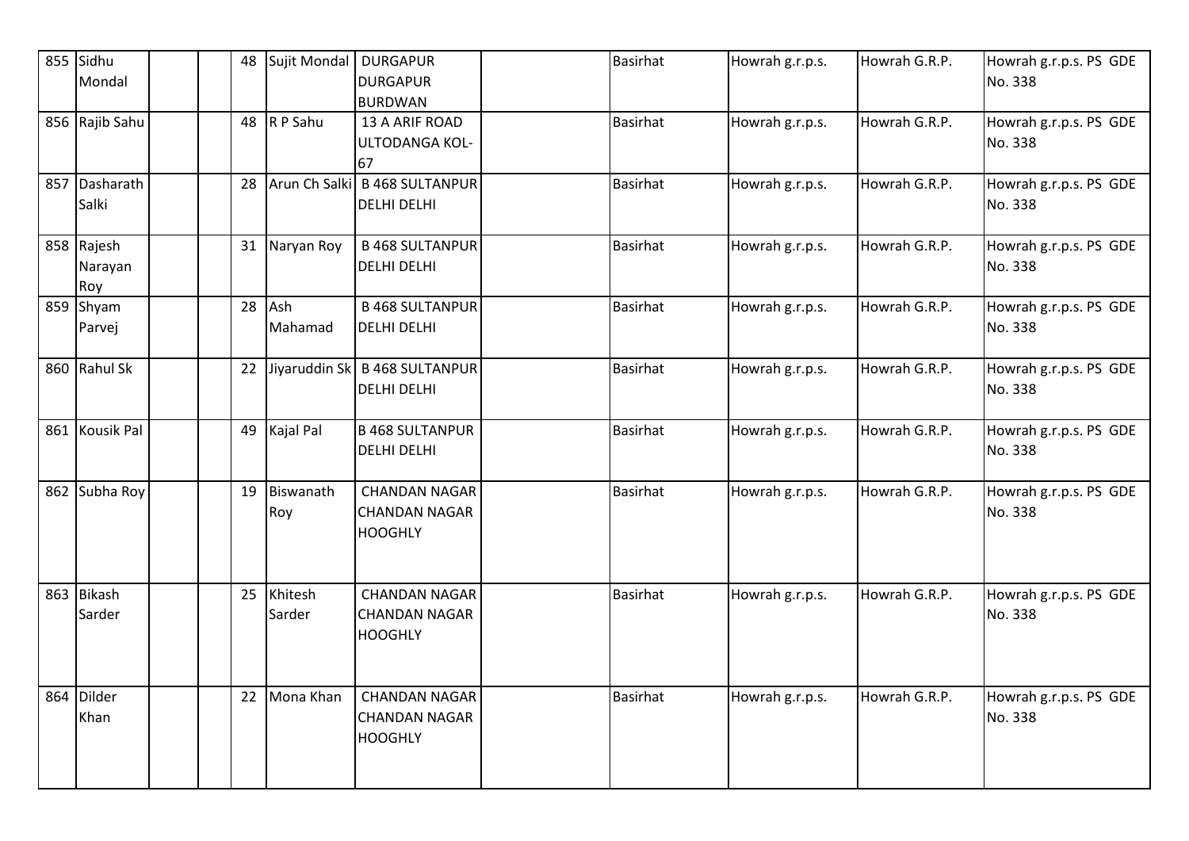| 855 | Sidhu Mondal | | | 48 | Sujit Mondal | DURGAPUR DURGAPUR BURDWAN | | Basirhat | Howrah g.r.p.s. | Howrah G.R.P. | Howrah g.r.p.s. PS GDE No. 338 |
|---|---|---|---|---|---|---|---|---|---|---|---|
| 856 | Rajib Sahu | | | 48 | R P Sahu | 13 A ARIF ROAD ULTODANGA KOL-67 | | Basirhat | Howrah g.r.p.s. | Howrah G.R.P. | Howrah g.r.p.s. PS GDE No. 338 |
| 857 | Dasharath Salki | | | 28 | Arun Ch Salki | B 468 SULTANPUR DELHI DELHI | | Basirhat | Howrah g.r.p.s. | Howrah G.R.P. | Howrah g.r.p.s. PS GDE No. 338 |
| 858 | Rajesh Narayan Roy | | | 31 | Naryan Roy | B 468 SULTANPUR DELHI DELHI | | Basirhat | Howrah g.r.p.s. | Howrah G.R.P. | Howrah g.r.p.s. PS GDE No. 338 |
| 859 | Shyam Parvej | | | 28 | Ash Mahamad | B 468 SULTANPUR DELHI DELHI | | Basirhat | Howrah g.r.p.s. | Howrah G.R.P. | Howrah g.r.p.s. PS GDE No. 338 |
| 860 | Rahul Sk | | | 22 | Jiyaruddin Sk | B 468 SULTANPUR DELHI DELHI | | Basirhat | Howrah g.r.p.s. | Howrah G.R.P. | Howrah g.r.p.s. PS GDE No. 338 |
| 861 | Kousik Pal | | | 49 | Kajal Pal | B 468 SULTANPUR DELHI DELHI | | Basirhat | Howrah g.r.p.s. | Howrah G.R.P. | Howrah g.r.p.s. PS GDE No. 338 |
| 862 | Subha Roy | | | 19 | Biswanath Roy | CHANDAN NAGAR CHANDAN NAGAR HOOGHLY | | Basirhat | Howrah g.r.p.s. | Howrah G.R.P. | Howrah g.r.p.s. PS GDE No. 338 |
| 863 | Bikash Sarder | | | 25 | Khitesh Sarder | CHANDAN NAGAR CHANDAN NAGAR HOOGHLY | | Basirhat | Howrah g.r.p.s. | Howrah G.R.P. | Howrah g.r.p.s. PS GDE No. 338 |
| 864 | Dilder Khan | | | 22 | Mona Khan | CHANDAN NAGAR CHANDAN NAGAR HOOGHLY | | Basirhat | Howrah g.r.p.s. | Howrah G.R.P. | Howrah g.r.p.s. PS GDE No. 338 |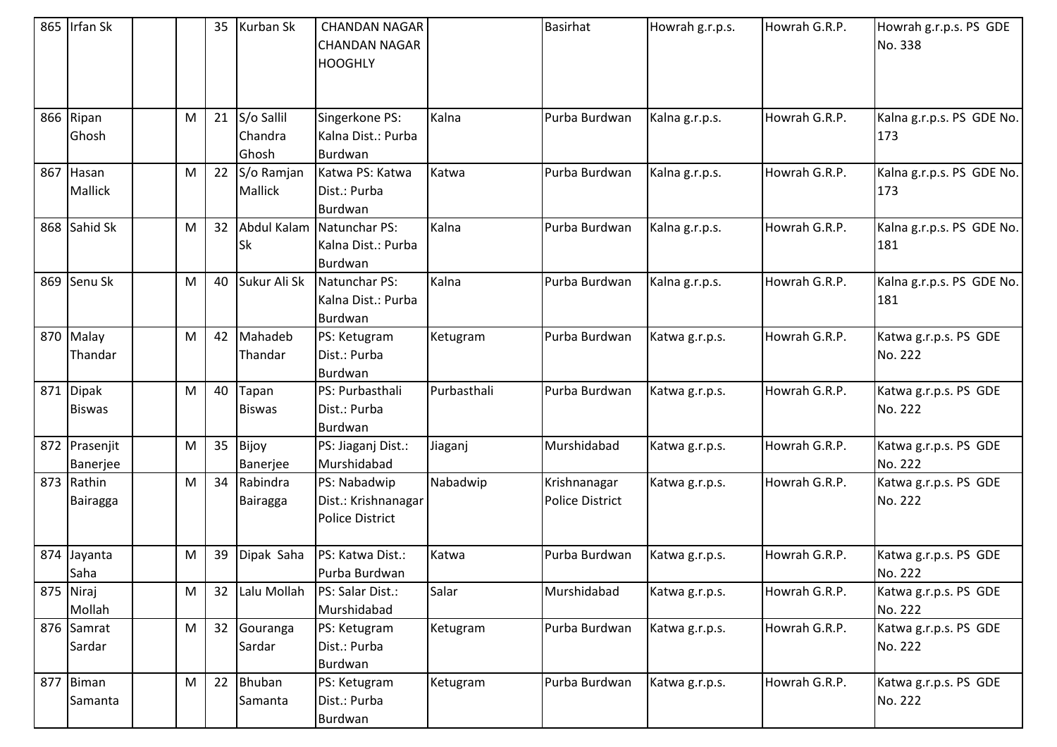| 865 | Irfan Sk | | | 35 | Kurban Sk | CHANDAN NAGAR CHANDAN NAGAR HOOGHLY | | Basirhat | Howrah g.r.p.s. | Howrah G.R.P. | Howrah g.r.p.s. PS GDE No. 338 |
|---|---|---|---|---|---|---|---|---|---|---|---|
| 866 | Ripan Ghosh | | M | 21 | S/o Sallil Chandra Ghosh | Singerkone PS: Kalna Dist.: Purba Burdwan | Kalna | Purba Burdwan | Kalna g.r.p.s. | Howrah G.R.P. | Kalna g.r.p.s. PS GDE No. 173 |
| 867 | Hasan Mallick | | M | 22 | S/o Ramjan Mallick | Katwa PS: Katwa Dist.: Purba Burdwan | Katwa | Purba Burdwan | Kalna g.r.p.s. | Howrah G.R.P. | Kalna g.r.p.s. PS GDE No. 173 |
| 868 | Sahid Sk | | M | 32 | Abdul Kalam Sk | Natunchar PS: Kalna Dist.: Purba Burdwan | Kalna | Purba Burdwan | Kalna g.r.p.s. | Howrah G.R.P. | Kalna g.r.p.s. PS GDE No. 181 |
| 869 | Senu Sk | | M | 40 | Sukur Ali Sk | Natunchar PS: Kalna Dist.: Purba Burdwan | Kalna | Purba Burdwan | Kalna g.r.p.s. | Howrah G.R.P. | Kalna g.r.p.s. PS GDE No. 181 |
| 870 | Malay Thandar | | M | 42 | Mahadeb Thandar | PS: Ketugram Dist.: Purba Burdwan | Ketugram | Purba Burdwan | Katwa g.r.p.s. | Howrah G.R.P. | Katwa g.r.p.s. PS GDE No. 222 |
| 871 | Dipak Biswas | | M | 40 | Tapan Biswas | PS: Purbasthali Dist.: Purba Burdwan | Purbasthali | Purba Burdwan | Katwa g.r.p.s. | Howrah G.R.P. | Katwa g.r.p.s. PS GDE No. 222 |
| 872 | Prasenjit Banerjee | | M | 35 | Bijoy Banerjee | PS: Jiaganj Dist.: Murshidabad | Jiaganj | Murshidabad | Katwa g.r.p.s. | Howrah G.R.P. | Katwa g.r.p.s. PS GDE No. 222 |
| 873 | Rathin Bairagga | | M | 34 | Rabindra Bairagga | PS: Nabadwip Dist.: Krishnanagar Police District | Nabadwip | Krishnanagar Police District | Katwa g.r.p.s. | Howrah G.R.P. | Katwa g.r.p.s. PS GDE No. 222 |
| 874 | Jayanta Saha | | M | 39 | Dipak Saha | PS: Katwa Dist.: Purba Burdwan | Katwa | Purba Burdwan | Katwa g.r.p.s. | Howrah G.R.P. | Katwa g.r.p.s. PS GDE No. 222 |
| 875 | Niraj Mollah | | M | 32 | Lalu Mollah | PS: Salar Dist.: Murshidabad | Salar | Murshidabad | Katwa g.r.p.s. | Howrah G.R.P. | Katwa g.r.p.s. PS GDE No. 222 |
| 876 | Samrat Sardar | | M | 32 | Gouranga Sardar | PS: Ketugram Dist.: Purba Burdwan | Ketugram | Purba Burdwan | Katwa g.r.p.s. | Howrah G.R.P. | Katwa g.r.p.s. PS GDE No. 222 |
| 877 | Biman Samanta | | M | 22 | Bhuban Samanta | PS: Ketugram Dist.: Purba Burdwan | Ketugram | Purba Burdwan | Katwa g.r.p.s. | Howrah G.R.P. | Katwa g.r.p.s. PS GDE No. 222 |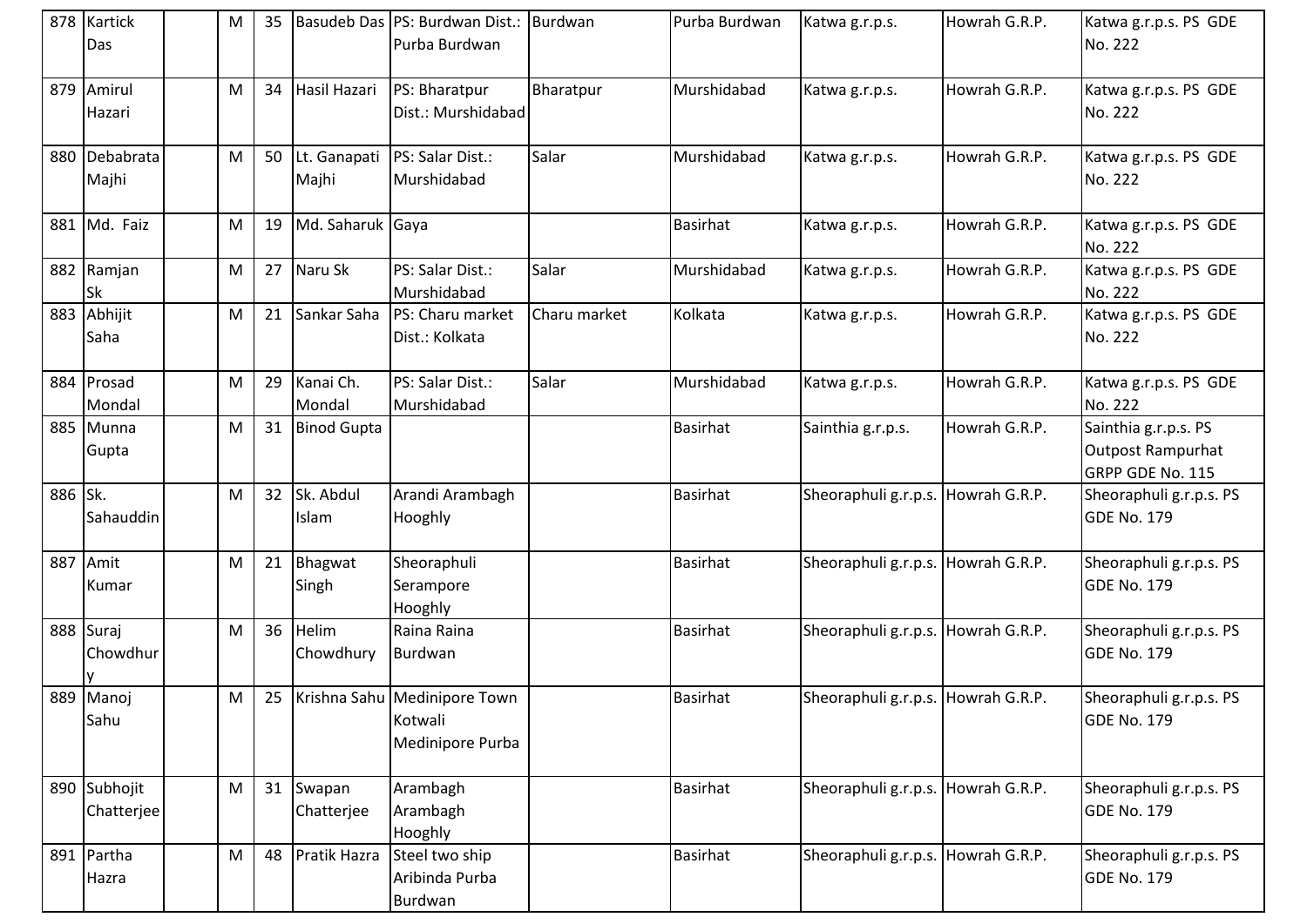| 878 | Kartick Das | | M | 35 | Basudeb Das | PS: Burdwan Dist.: Purba Burdwan | Burdwan | Purba Burdwan | Katwa g.r.p.s. | Howrah G.R.P. | Katwa g.r.p.s. PS GDE No. 222 |
|---|---|---|---|---|---|---|---|---|---|---|---|
| 879 | Amirul Hazari | | M | 34 | Hasil Hazari | PS: Bharatpur Dist.: Murshidabad | Bharatpur | Murshidabad | Katwa g.r.p.s. | Howrah G.R.P. | Katwa g.r.p.s. PS GDE No. 222 |
| 880 | Debabrata Majhi | | M | 50 | Lt. Ganapati Majhi | PS: Salar Dist.: Murshidabad | Salar | Murshidabad | Katwa g.r.p.s. | Howrah G.R.P. | Katwa g.r.p.s. PS GDE No. 222 |
| 881 | Md. Faiz | | M | 19 | Md. Saharuk | Gaya | | Basirhat | Katwa g.r.p.s. | Howrah G.R.P. | Katwa g.r.p.s. PS GDE No. 222 |
| 882 | Ramjan Sk | | M | 27 | Naru Sk | PS: Salar Dist.: Murshidabad | Salar | Murshidabad | Katwa g.r.p.s. | Howrah G.R.P. | Katwa g.r.p.s. PS GDE No. 222 |
| 883 | Abhijit Saha | | M | 21 | Sankar Saha | PS: Charu market Dist.: Kolkata | Charu market | Kolkata | Katwa g.r.p.s. | Howrah G.R.P. | Katwa g.r.p.s. PS GDE No. 222 |
| 884 | Prosad Mondal | | M | 29 | Kanai Ch. Mondal | PS: Salar Dist.: Murshidabad | Salar | Murshidabad | Katwa g.r.p.s. | Howrah G.R.P. | Katwa g.r.p.s. PS GDE No. 222 |
| 885 | Munna Gupta | | M | 31 | Binod Gupta | | | Basirhat | Sainthia g.r.p.s. | Howrah G.R.P. | Sainthia g.r.p.s. PS Outpost Rampurhat GRPP GDE No. 115 |
| 886 | Sk. Sahauddin | | M | 32 | Sk. Abdul Islam | Arandi Arambagh Hooghly | | Basirhat | Sheoraphuli g.r.p.s. | Howrah G.R.P. | Sheoraphuli g.r.p.s. PS GDE No. 179 |
| 887 | Amit Kumar | | M | 21 | Bhagwat Singh | Sheoraphuli Serampore Hooghly | | Basirhat | Sheoraphuli g.r.p.s. | Howrah G.R.P. | Sheoraphuli g.r.p.s. PS GDE No. 179 |
| 888 | Suraj Chowdhury | | M | 36 | Helim Chowdhury | Raina Raina Burdwan | | Basirhat | Sheoraphuli g.r.p.s. | Howrah G.R.P. | Sheoraphuli g.r.p.s. PS GDE No. 179 |
| 889 | Manoj Sahu | | M | 25 | Krishna Sahu | Medinipore Town Kotwali Medinipore Purba | | Basirhat | Sheoraphuli g.r.p.s. | Howrah G.R.P. | Sheoraphuli g.r.p.s. PS GDE No. 179 |
| 890 | Subhojit Chatterjee | | M | 31 | Swapan Chatterjee | Arambagh Arambagh Hooghly | | Basirhat | Sheoraphuli g.r.p.s. | Howrah G.R.P. | Sheoraphuli g.r.p.s. PS GDE No. 179 |
| 891 | Partha Hazra | | M | 48 | Pratik Hazra | Steel two ship Aribinda Purba Burdwan | | Basirhat | Sheoraphuli g.r.p.s. | Howrah G.R.P. | Sheoraphuli g.r.p.s. PS GDE No. 179 |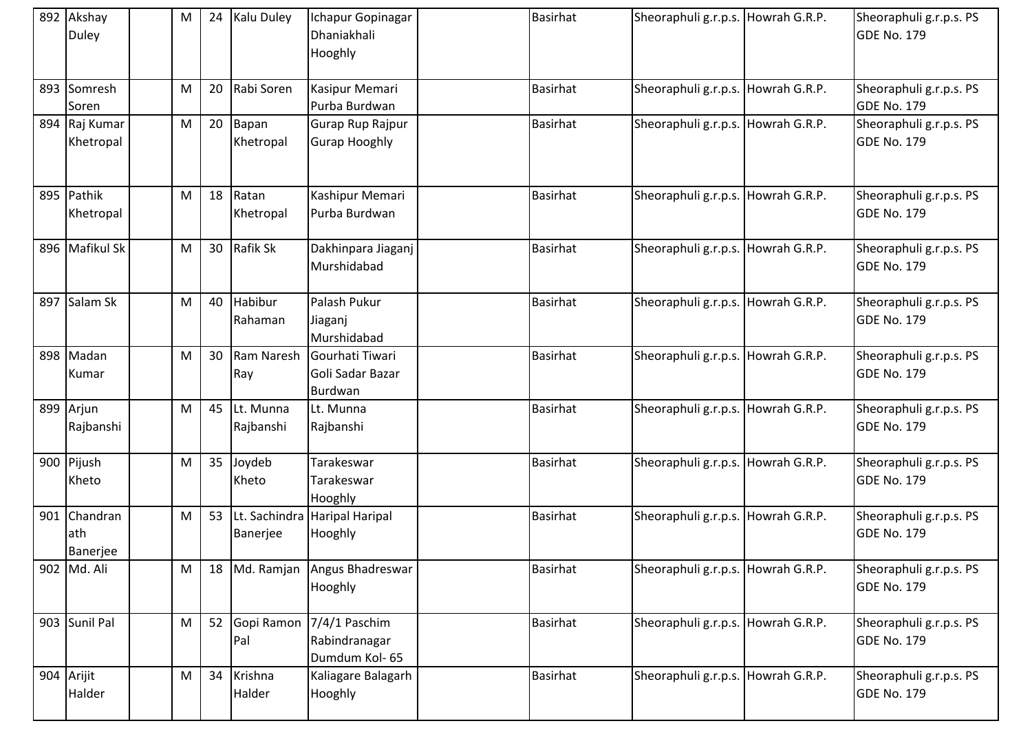| 892 | Akshay Duley | | M | 24 | Kalu Duley | Ichapur Gopinagar Dhaniakhali Hooghly | | Basirhat | Sheoraphuli g.r.p.s. | Howrah G.R.P. | Sheoraphuli g.r.p.s. PS GDE No. 179 |
|---|---|---|---|---|---|---|---|---|---|---|---|
| 893 | Somresh Soren | | M | 20 | Rabi Soren | Kasipur Memari Purba Burdwan | | Basirhat | Sheoraphuli g.r.p.s. | Howrah G.R.P. | Sheoraphuli g.r.p.s. PS GDE No. 179 |
| 894 | Raj Kumar Khetropal | | M | 20 | Bapan Khetropal | Gurap Rup Rajpur Gurap Hooghly | | Basirhat | Sheoraphuli g.r.p.s. | Howrah G.R.P. | Sheoraphuli g.r.p.s. PS GDE No. 179 |
| 895 | Pathik Khetropal | | M | 18 | Ratan Khetropal | Kashipur Memari Purba Burdwan | | Basirhat | Sheoraphuli g.r.p.s. | Howrah G.R.P. | Sheoraphuli g.r.p.s. PS GDE No. 179 |
| 896 | Mafikul Sk | | M | 30 | Rafik Sk | Dakhinpara Jiaganj Murshidabad | | Basirhat | Sheoraphuli g.r.p.s. | Howrah G.R.P. | Sheoraphuli g.r.p.s. PS GDE No. 179 |
| 897 | Salam Sk | | M | 40 | Habibur Rahaman | Palash Pukur Jiaganj Murshidabad | | Basirhat | Sheoraphuli g.r.p.s. | Howrah G.R.P. | Sheoraphuli g.r.p.s. PS GDE No. 179 |
| 898 | Madan Kumar | | M | 30 | Ram Naresh Ray | Gourhati Tiwari Goli Sadar Bazar Burdwan | | Basirhat | Sheoraphuli g.r.p.s. | Howrah G.R.P. | Sheoraphuli g.r.p.s. PS GDE No. 179 |
| 899 | Arjun Rajbanshi | | M | 45 | Lt. Munna Rajbanshi | Lt. Munna Rajbanshi | | Basirhat | Sheoraphuli g.r.p.s. | Howrah G.R.P. | Sheoraphuli g.r.p.s. PS GDE No. 179 |
| 900 | Pijush Kheto | | M | 35 | Joydeb Kheto | Tarakeswar Tarakeswar Hooghly | | Basirhat | Sheoraphuli g.r.p.s. | Howrah G.R.P. | Sheoraphuli g.r.p.s. PS GDE No. 179 |
| 901 | Chandranath Banerjee | | M | 53 | Lt. Sachindra Banerjee | Haripal Haripal Hooghly | | Basirhat | Sheoraphuli g.r.p.s. | Howrah G.R.P. | Sheoraphuli g.r.p.s. PS GDE No. 179 |
| 902 | Md. Ali | | M | 18 | Md. Ramjan | Angus Bhadreswar Hooghly | | Basirhat | Sheoraphuli g.r.p.s. | Howrah G.R.P. | Sheoraphuli g.r.p.s. PS GDE No. 179 |
| 903 | Sunil Pal | | M | 52 | Gopi Ramon Pal | 7/4/1 Paschim Rabindranagar Dumdum Kol- 65 | | Basirhat | Sheoraphuli g.r.p.s. | Howrah G.R.P. | Sheoraphuli g.r.p.s. PS GDE No. 179 |
| 904 | Arijit Halder | | M | 34 | Krishna Halder | Kaliagare Balagarh Hooghly | | Basirhat | Sheoraphuli g.r.p.s. | Howrah G.R.P. | Sheoraphuli g.r.p.s. PS GDE No. 179 |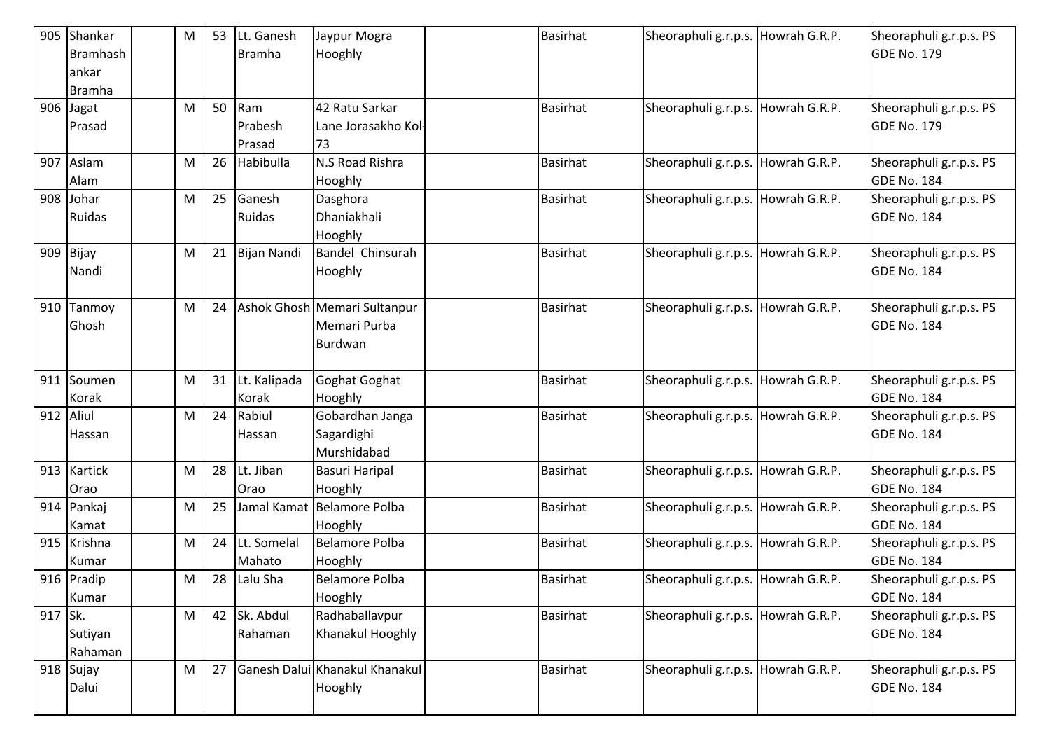| 905 | Shankar Bramhashankar Bramha | | M | 53 | Lt. Ganesh Bramha | Jaypur Mogra Hooghly | | Basirhat | Sheoraphuli g.r.p.s. | Howrah G.R.P. | Sheoraphuli g.r.p.s. PS GDE No. 179 |
|---|---|---|---|---|---|---|---|---|---|---|---|
| 906 | Jagat Prasad | | M | 50 | Ram Prabesh Prasad | 42 Ratu Sarkar Lane Jorasakho Kol-73 | | Basirhat | Sheoraphuli g.r.p.s. | Howrah G.R.P. | Sheoraphuli g.r.p.s. PS GDE No. 179 |
| 907 | Aslam Alam | | M | 26 | Habibulla | N.S Road Rishra Hooghly | | Basirhat | Sheoraphuli g.r.p.s. | Howrah G.R.P. | Sheoraphuli g.r.p.s. PS GDE No. 184 |
| 908 | Johar Ruidas | | M | 25 | Ganesh Ruidas | Dasghora Dhaniakhali Hooghly | | Basirhat | Sheoraphuli g.r.p.s. | Howrah G.R.P. | Sheoraphuli g.r.p.s. PS GDE No. 184 |
| 909 | Bijay Nandi | | M | 21 | Bijan Nandi | Bandel Chinsurah Hooghly | | Basirhat | Sheoraphuli g.r.p.s. | Howrah G.R.P. | Sheoraphuli g.r.p.s. PS GDE No. 184 |
| 910 | Tanmoy Ghosh | | M | 24 | Ashok Ghosh | Memari Sultanpur Memari Purba Burdwan | | Basirhat | Sheoraphuli g.r.p.s. | Howrah G.R.P. | Sheoraphuli g.r.p.s. PS GDE No. 184 |
| 911 | Soumen Korak | | M | 31 | Lt. Kalipada Korak | Goghat Goghat Hooghly | | Basirhat | Sheoraphuli g.r.p.s. | Howrah G.R.P. | Sheoraphuli g.r.p.s. PS GDE No. 184 |
| 912 | Aliul Hassan | | M | 24 | Rabiul Hassan | Gobardhan Janga Sagardighi Murshidabad | | Basirhat | Sheoraphuli g.r.p.s. | Howrah G.R.P. | Sheoraphuli g.r.p.s. PS GDE No. 184 |
| 913 | Kartick Orao | | M | 28 | Lt. Jiban Orao | Basuri Haripal Hooghly | | Basirhat | Sheoraphuli g.r.p.s. | Howrah G.R.P. | Sheoraphuli g.r.p.s. PS GDE No. 184 |
| 914 | Pankaj Kamat | | M | 25 | Jamal Kamat | Belamore Polba Hooghly | | Basirhat | Sheoraphuli g.r.p.s. | Howrah G.R.P. | Sheoraphuli g.r.p.s. PS GDE No. 184 |
| 915 | Krishna Kumar | | M | 24 | Lt. Somelal Mahato | Belamore Polba Hooghly | | Basirhat | Sheoraphuli g.r.p.s. | Howrah G.R.P. | Sheoraphuli g.r.p.s. PS GDE No. 184 |
| 916 | Pradip Kumar | | M | 28 | Lalu Sha | Belamore Polba Hooghly | | Basirhat | Sheoraphuli g.r.p.s. | Howrah G.R.P. | Sheoraphuli g.r.p.s. PS GDE No. 184 |
| 917 | Sk. Sutiyan Rahaman | | M | 42 | Sk. Abdul Rahaman | Radhaballavpur Khanakul Hooghly | | Basirhat | Sheoraphuli g.r.p.s. | Howrah G.R.P. | Sheoraphuli g.r.p.s. PS GDE No. 184 |
| 918 | Sujay Dalui | | M | 27 | Ganesh Dalui | Khanakul Khanakul Hooghly | | Basirhat | Sheoraphuli g.r.p.s. | Howrah G.R.P. | Sheoraphuli g.r.p.s. PS GDE No. 184 |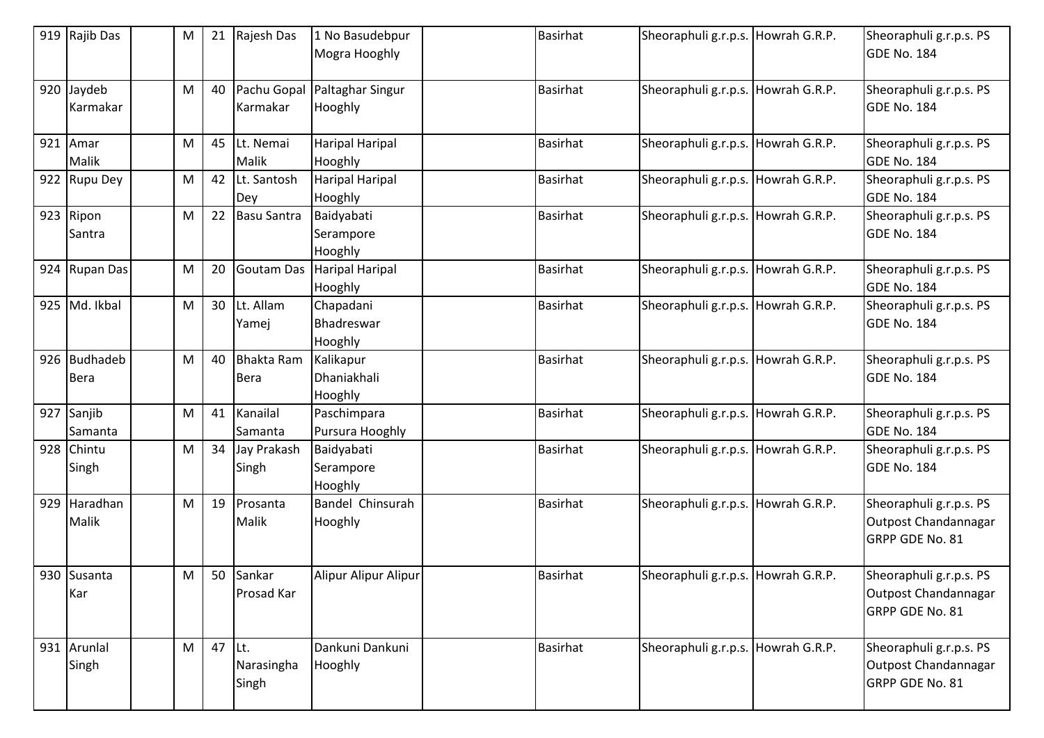| 919 | Rajib Das | | M | 21 | Rajesh Das | 1 No Basudebpur Mogra Hooghly | | Basirhat | Sheoraphuli g.r.p.s. | Howrah G.R.P. | Sheoraphuli g.r.p.s. PS GDE No. 184 |
|---|---|---|---|---|---|---|---|---|---|---|---|
| 920 | Jaydeb Karmakar | | M | 40 | Pachu Gopal Karmakar | Paltaghar Singur Hooghly | | Basirhat | Sheoraphuli g.r.p.s. | Howrah G.R.P. | Sheoraphuli g.r.p.s. PS GDE No. 184 |
| 921 | Amar Malik | | M | 45 | Lt. Nemai Malik | Haripal Haripal Hooghly | | Basirhat | Sheoraphuli g.r.p.s. | Howrah G.R.P. | Sheoraphuli g.r.p.s. PS GDE No. 184 |
| 922 | Rupu Dey | | M | 42 | Lt. Santosh Dey | Haripal Haripal Hooghly | | Basirhat | Sheoraphuli g.r.p.s. | Howrah G.R.P. | Sheoraphuli g.r.p.s. PS GDE No. 184 |
| 923 | Ripon Santra | | M | 22 | Basu Santra | Baidyabati Serampore Hooghly | | Basirhat | Sheoraphuli g.r.p.s. | Howrah G.R.P. | Sheoraphuli g.r.p.s. PS GDE No. 184 |
| 924 | Rupan Das | | M | 20 | Goutam Das | Haripal Haripal Hooghly | | Basirhat | Sheoraphuli g.r.p.s. | Howrah G.R.P. | Sheoraphuli g.r.p.s. PS GDE No. 184 |
| 925 | Md. Ikbal | | M | 30 | Lt. Allam Yamej | Chapadani Bhadreswar Hooghly | | Basirhat | Sheoraphuli g.r.p.s. | Howrah G.R.P. | Sheoraphuli g.r.p.s. PS GDE No. 184 |
| 926 | Budhadeb Bera | | M | 40 | Bhakta Ram Bera | Kalikapur Dhaniakhali Hooghly | | Basirhat | Sheoraphuli g.r.p.s. | Howrah G.R.P. | Sheoraphuli g.r.p.s. PS GDE No. 184 |
| 927 | Sanjib Samanta | | M | 41 | Kanailal Samanta | Paschimpara Pursura Hooghly | | Basirhat | Sheoraphuli g.r.p.s. | Howrah G.R.P. | Sheoraphuli g.r.p.s. PS GDE No. 184 |
| 928 | Chintu Singh | | M | 34 | Jay Prakash Singh | Baidyabati Serampore Hooghly | | Basirhat | Sheoraphuli g.r.p.s. | Howrah G.R.P. | Sheoraphuli g.r.p.s. PS GDE No. 184 |
| 929 | Haradhan Malik | | M | 19 | Prosanta Malik | Bandel Chinsurah Hooghly | | Basirhat | Sheoraphuli g.r.p.s. | Howrah G.R.P. | Sheoraphuli g.r.p.s. PS Outpost Chandannagar GRPP GDE No. 81 |
| 930 | Susanta Kar | | M | 50 | Sankar Prosad Kar | Alipur Alipur Alipur | | Basirhat | Sheoraphuli g.r.p.s. | Howrah G.R.P. | Sheoraphuli g.r.p.s. PS Outpost Chandannagar GRPP GDE No. 81 |
| 931 | Arunlal Singh | | M | 47 | Lt. Narasingha Singh | Dankuni Dankuni Hooghly | | Basirhat | Sheoraphuli g.r.p.s. | Howrah G.R.P. | Sheoraphuli g.r.p.s. PS Outpost Chandannagar GRPP GDE No. 81 |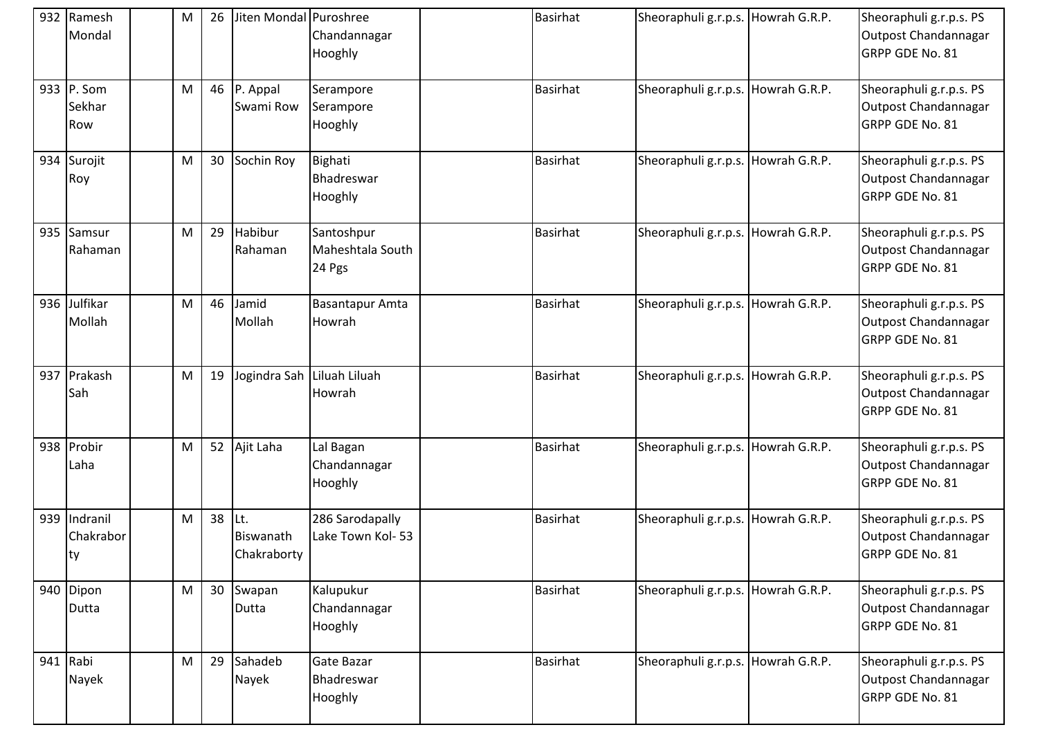| 932 | Ramesh Mondal | | M | 26 | Jiten Mondal | Puroshree Chandannagar Hooghly | | Basirhat | Sheoraphuli g.r.p.s. | Howrah G.R.P. | Sheoraphuli g.r.p.s. PS Outpost Chandannagar GRPP GDE No. 81 |
|---|---|---|---|---|---|---|---|---|---|---|---|
| 933 | P. Som Sekhar Row | | M | 46 | P. Appal Swami Row | Serampore Serampore Hooghly | | Basirhat | Sheoraphuli g.r.p.s. | Howrah G.R.P. | Sheoraphuli g.r.p.s. PS Outpost Chandannagar GRPP GDE No. 81 |
| 934 | Surojit Roy | | M | 30 | Sochin Roy | Bighati Bhadreswar Hooghly | | Basirhat | Sheoraphuli g.r.p.s. | Howrah G.R.P. | Sheoraphuli g.r.p.s. PS Outpost Chandannagar GRPP GDE No. 81 |
| 935 | Samsur Rahaman | | M | 29 | Habibur Rahaman | Santoshpur Maheshtala South 24 Pgs | | Basirhat | Sheoraphuli g.r.p.s. | Howrah G.R.P. | Sheoraphuli g.r.p.s. PS Outpost Chandannagar GRPP GDE No. 81 |
| 936 | Julfikar Mollah | | M | 46 | Jamid Mollah | Basantapur Amta Howrah | | Basirhat | Sheoraphuli g.r.p.s. | Howrah G.R.P. | Sheoraphuli g.r.p.s. PS Outpost Chandannagar GRPP GDE No. 81 |
| 937 | Prakash Sah | | M | 19 | Jogindra Sah | Liluah Liluah Howrah | | Basirhat | Sheoraphuli g.r.p.s. | Howrah G.R.P. | Sheoraphuli g.r.p.s. PS Outpost Chandannagar GRPP GDE No. 81 |
| 938 | Probir Laha | | M | 52 | Ajit Laha | Lal Bagan Chandannagar Hooghly | | Basirhat | Sheoraphuli g.r.p.s. | Howrah G.R.P. | Sheoraphuli g.r.p.s. PS Outpost Chandannagar GRPP GDE No. 81 |
| 939 | Indranil Chakraborty | | M | 38 | Lt. Biswanath Chakraborty | 286 Sarodapally Lake Town Kol- 53 | | Basirhat | Sheoraphuli g.r.p.s. | Howrah G.R.P. | Sheoraphuli g.r.p.s. PS Outpost Chandannagar GRPP GDE No. 81 |
| 940 | Dipon Dutta | | M | 30 | Swapan Dutta | Kalupukur Chandannagar Hooghly | | Basirhat | Sheoraphuli g.r.p.s. | Howrah G.R.P. | Sheoraphuli g.r.p.s. PS Outpost Chandannagar GRPP GDE No. 81 |
| 941 | Rabi Nayek | | M | 29 | Sahadeb Nayek | Gate Bazar Bhadreswar Hooghly | | Basirhat | Sheoraphuli g.r.p.s. | Howrah G.R.P. | Sheoraphuli g.r.p.s. PS Outpost Chandannagar GRPP GDE No. 81 |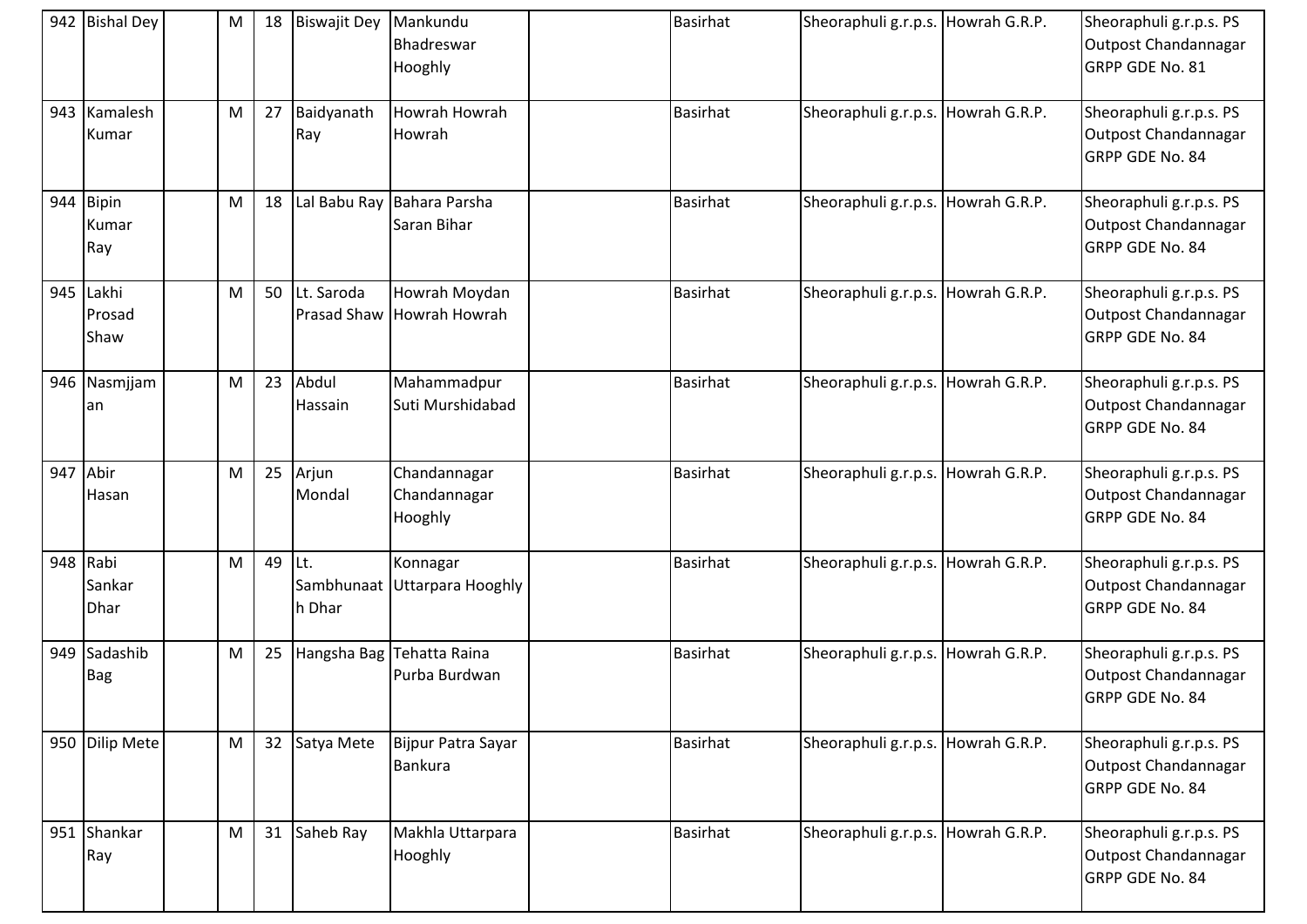| 942 | Bishal Dey | | M | 18 | Biswajit Dey | Mankundu Bhadreswar Hooghly | | Basirhat | Sheoraphuli g.r.p.s. | Howrah G.R.P. | Sheoraphuli g.r.p.s. PS Outpost Chandannagar GRPP GDE No. 81 |
|---|---|---|---|---|---|---|---|---|---|---|---|
| 943 | Kamalesh Kumar | | M | 27 | Baidyanath Ray | Howrah Howrah Howrah | | Basirhat | Sheoraphuli g.r.p.s. | Howrah G.R.P. | Sheoraphuli g.r.p.s. PS Outpost Chandannagar GRPP GDE No. 84 |
| 944 | Bipin Kumar Ray | | M | 18 | Lal Babu Ray | Bahara Parsha Saran Bihar | | Basirhat | Sheoraphuli g.r.p.s. | Howrah G.R.P. | Sheoraphuli g.r.p.s. PS Outpost Chandannagar GRPP GDE No. 84 |
| 945 | Lakhi Prosad Shaw | | M | 50 | Lt. Saroda Prasad Shaw | Howrah Moydan Howrah Howrah | | Basirhat | Sheoraphuli g.r.p.s. | Howrah G.R.P. | Sheoraphuli g.r.p.s. PS Outpost Chandannagar GRPP GDE No. 84 |
| 946 | Nasmjjaman | | M | 23 | Abdul Hassain | Mahammadpur Suti Murshidabad | | Basirhat | Sheoraphuli g.r.p.s. | Howrah G.R.P. | Sheoraphuli g.r.p.s. PS Outpost Chandannagar GRPP GDE No. 84 |
| 947 | Abir Hasan | | M | 25 | Arjun Mondal | Chandannagar Chandannagar Hooghly | | Basirhat | Sheoraphuli g.r.p.s. | Howrah G.R.P. | Sheoraphuli g.r.p.s. PS Outpost Chandannagar GRPP GDE No. 84 |
| 948 | Rabi Sankar Dhar | | M | 49 | Lt. Sambhunaath Dhar | Konnagar Uttarpara Hooghly | | Basirhat | Sheoraphuli g.r.p.s. | Howrah G.R.P. | Sheoraphuli g.r.p.s. PS Outpost Chandannagar GRPP GDE No. 84 |
| 949 | Sadashib Bag | | M | 25 | Hangsha Bag | Tehatta Raina Purba Burdwan | | Basirhat | Sheoraphuli g.r.p.s. | Howrah G.R.P. | Sheoraphuli g.r.p.s. PS Outpost Chandannagar GRPP GDE No. 84 |
| 950 | Dilip Mete | | M | 32 | Satya Mete | Bijpur Patra Sayar Bankura | | Basirhat | Sheoraphuli g.r.p.s. | Howrah G.R.P. | Sheoraphuli g.r.p.s. PS Outpost Chandannagar GRPP GDE No. 84 |
| 951 | Shankar Ray | | M | 31 | Saheb Ray | Makhla Uttarpara Hooghly | | Basirhat | Sheoraphuli g.r.p.s. | Howrah G.R.P. | Sheoraphuli g.r.p.s. PS Outpost Chandannagar GRPP GDE No. 84 |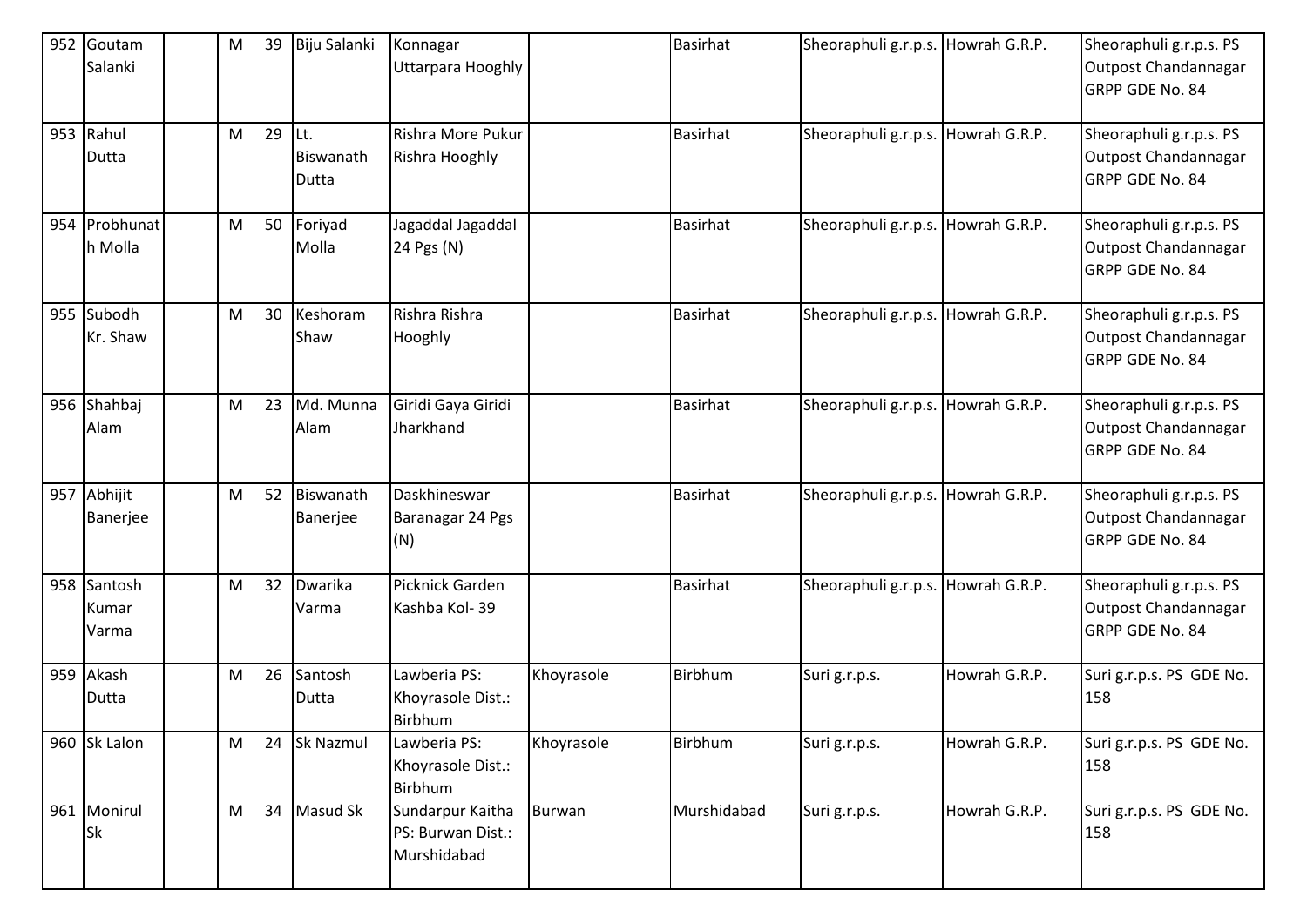| 952 | Goutam Salanki | | M | 39 | Biju Salanki | Konnagar Uttarpara Hooghly | | Basirhat | Sheoraphuli g.r.p.s. | Howrah G.R.P. | Sheoraphuli g.r.p.s. PS Outpost Chandannagar GRPP GDE No. 84 |
|---|---|---|---|---|---|---|---|---|---|---|---|
| 953 | Rahul Dutta | | M | 29 | Lt. Biswanath Dutta | Rishra More Pukur Rishra Hooghly | | Basirhat | Sheoraphuli g.r.p.s. | Howrah G.R.P. | Sheoraphuli g.r.p.s. PS Outpost Chandannagar GRPP GDE No. 84 |
| 954 | Probhunath Molla | | M | 50 | Foriyad Molla | Jagaddal Jagaddal 24 Pgs (N) | | Basirhat | Sheoraphuli g.r.p.s. | Howrah G.R.P. | Sheoraphuli g.r.p.s. PS Outpost Chandannagar GRPP GDE No. 84 |
| 955 | Subodh Kr. Shaw | | M | 30 | Keshoram Shaw | Rishra Rishra Hooghly | | Basirhat | Sheoraphuli g.r.p.s. | Howrah G.R.P. | Sheoraphuli g.r.p.s. PS Outpost Chandannagar GRPP GDE No. 84 |
| 956 | Shahbaj Alam | | M | 23 | Md. Munna Alam | Giridi Gaya Giridi Jharkhand | | Basirhat | Sheoraphuli g.r.p.s. | Howrah G.R.P. | Sheoraphuli g.r.p.s. PS Outpost Chandannagar GRPP GDE No. 84 |
| 957 | Abhijit Banerjee | | M | 52 | Biswanath Banerjee | Daskhineswar Baranagar 24 Pgs (N) | | Basirhat | Sheoraphuli g.r.p.s. | Howrah G.R.P. | Sheoraphuli g.r.p.s. PS Outpost Chandannagar GRPP GDE No. 84 |
| 958 | Santosh Kumar Varma | | M | 32 | Dwarika Varma | Picknick Garden Kashba Kol- 39 | | Basirhat | Sheoraphuli g.r.p.s. | Howrah G.R.P. | Sheoraphuli g.r.p.s. PS Outpost Chandannagar GRPP GDE No. 84 |
| 959 | Akash Dutta | | M | 26 | Santosh Dutta | Lawberia PS: Khoyrasole Dist.: Birbhum | Khoyrasole | Birbhum | Suri g.r.p.s. | Howrah G.R.P. | Suri g.r.p.s. PS GDE No. 158 |
| 960 | Sk Lalon | | M | 24 | Sk Nazmul | Lawberia PS: Khoyrasole Dist.: Birbhum | Khoyrasole | Birbhum | Suri g.r.p.s. | Howrah G.R.P. | Suri g.r.p.s. PS GDE No. 158 |
| 961 | Monirul Sk | | M | 34 | Masud Sk | Sundarpur Kaitha PS: Burwan Dist.: Murshidabad | Burwan | Murshidabad | Suri g.r.p.s. | Howrah G.R.P. | Suri g.r.p.s. PS GDE No. 158 |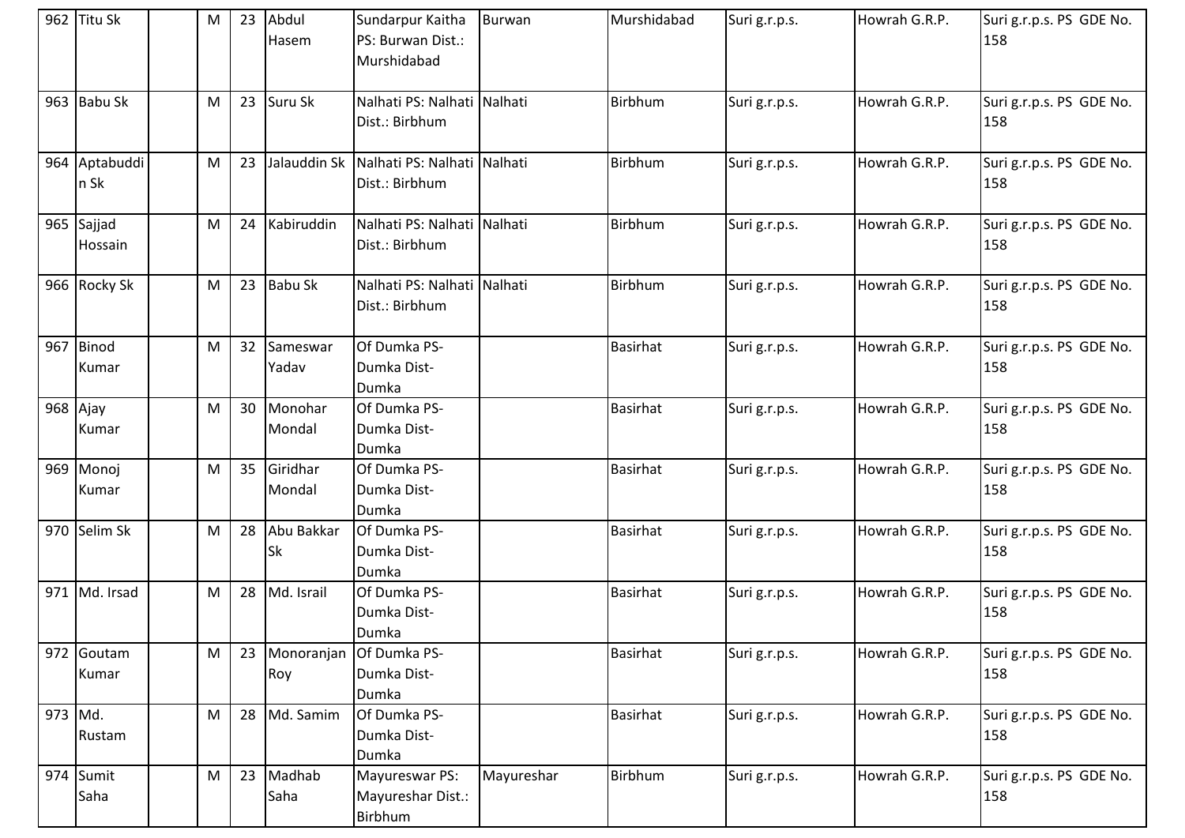| 962 | Titu Sk | | M | 23 | Abdul Hasem | Sundarpur Kaitha PS: Burwan Dist.: Murshidabad | Burwan | Murshidabad | Suri g.r.p.s. | Howrah G.R.P. | Suri g.r.p.s. PS GDE No. 158 |
|---|---|---|---|---|---|---|---|---|---|---|---|
| 963 | Babu Sk | | M | 23 | Suru Sk | Nalhati PS: Nalhati Dist.: Birbhum | Nalhati | Birbhum | Suri g.r.p.s. | Howrah G.R.P. | Suri g.r.p.s. PS GDE No. 158 |
| 964 | Aptabuddin Sk | | M | 23 | Jalauddin Sk | Nalhati PS: Nalhati Dist.: Birbhum | Nalhati | Birbhum | Suri g.r.p.s. | Howrah G.R.P. | Suri g.r.p.s. PS GDE No. 158 |
| 965 | Sajjad Hossain | | M | 24 | Kabiruddin | Nalhati PS: Nalhati Dist.: Birbhum | Nalhati | Birbhum | Suri g.r.p.s. | Howrah G.R.P. | Suri g.r.p.s. PS GDE No. 158 |
| 966 | Rocky Sk | | M | 23 | Babu Sk | Nalhati PS: Nalhati Dist.: Birbhum | Nalhati | Birbhum | Suri g.r.p.s. | Howrah G.R.P. | Suri g.r.p.s. PS GDE No. 158 |
| 967 | Binod Kumar | | M | 32 | Sameswar Yadav | Of Dumka PS-Dumka Dist-Dumka | | Basirhat | Suri g.r.p.s. | Howrah G.R.P. | Suri g.r.p.s. PS GDE No. 158 |
| 968 | Ajay Kumar | | M | 30 | Monohar Mondal | Of Dumka PS-Dumka Dist-Dumka | | Basirhat | Suri g.r.p.s. | Howrah G.R.P. | Suri g.r.p.s. PS GDE No. 158 |
| 969 | Monoj Kumar | | M | 35 | Giridhar Mondal | Of Dumka PS-Dumka Dist-Dumka | | Basirhat | Suri g.r.p.s. | Howrah G.R.P. | Suri g.r.p.s. PS GDE No. 158 |
| 970 | Selim Sk | | M | 28 | Abu Bakkar Sk | Of Dumka PS-Dumka Dist-Dumka | | Basirhat | Suri g.r.p.s. | Howrah G.R.P. | Suri g.r.p.s. PS GDE No. 158 |
| 971 | Md. Irsad | | M | 28 | Md. Israil | Of Dumka PS-Dumka Dist-Dumka | | Basirhat | Suri g.r.p.s. | Howrah G.R.P. | Suri g.r.p.s. PS GDE No. 158 |
| 972 | Goutam Kumar | | M | 23 | Monoranjan Roy | Of Dumka PS-Dumka Dist-Dumka | | Basirhat | Suri g.r.p.s. | Howrah G.R.P. | Suri g.r.p.s. PS GDE No. 158 |
| 973 | Md. Rustam | | M | 28 | Md. Samim | Of Dumka PS-Dumka Dist-Dumka | | Basirhat | Suri g.r.p.s. | Howrah G.R.P. | Suri g.r.p.s. PS GDE No. 158 |
| 974 | Sumit Saha | | M | 23 | Madhab Saha | Mayureswar PS: Mayureshar Dist.: Birbhum | Mayureshar | Birbhum | Suri g.r.p.s. | Howrah G.R.P. | Suri g.r.p.s. PS GDE No. 158 |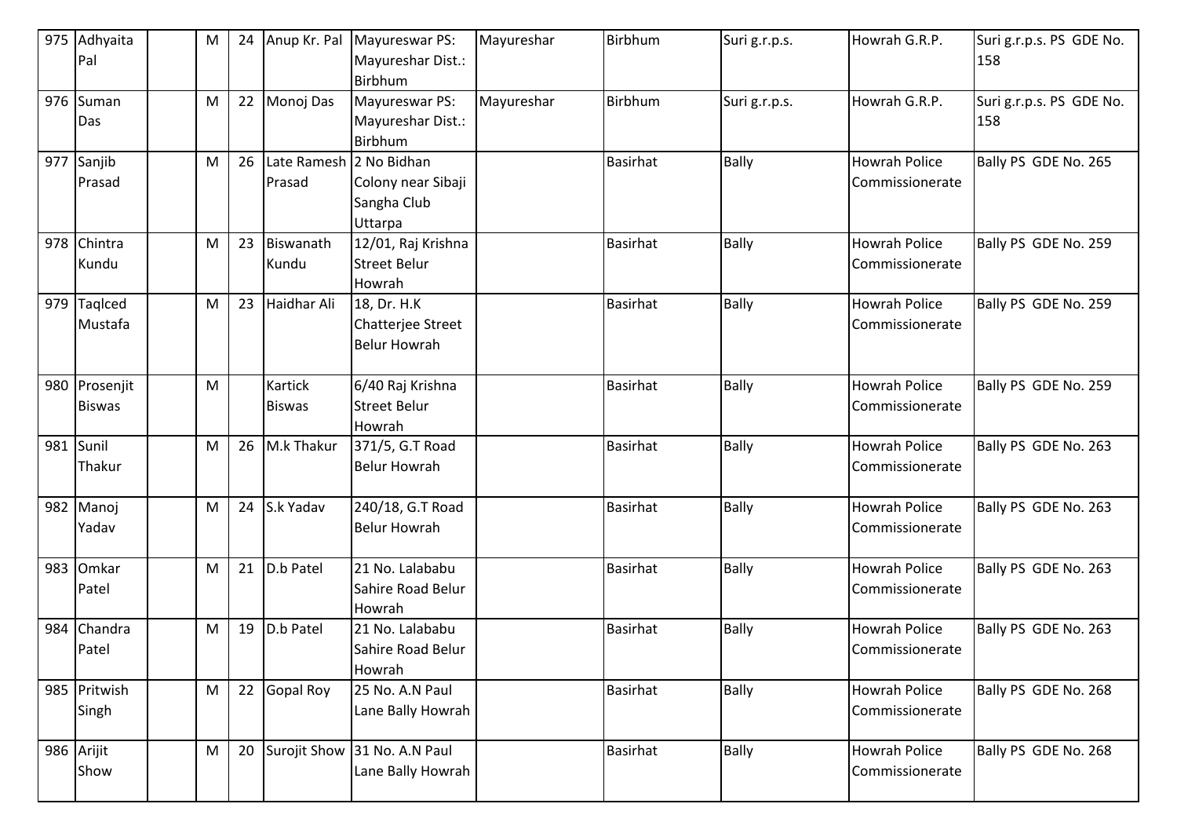| 975 | Adhyaita Pal | | M | 24 | Anup Kr. Pal | Mayureswar PS: Mayureshar Dist.: Birbhum | Mayureshar | Birbhum | Suri g.r.p.s. | Howrah G.R.P. | Suri g.r.p.s. PS GDE No. 158 |
|---|---|---|---|---|---|---|---|---|---|---|---|
| 976 | Suman Das | | M | 22 | Monoj Das | Mayureswar PS: Mayureshar Dist.: Birbhum | Mayureshar | Birbhum | Suri g.r.p.s. | Howrah G.R.P. | Suri g.r.p.s. PS GDE No. 158 |
| 977 | Sanjib Prasad | | M | 26 | Late Ramesh Prasad | 2 No Bidhan Colony near Sibaji Sangha Club Uttarpa | | Basirhat | Bally | Howrah Police Commissionerate | Bally PS GDE No. 265 |
| 978 | Chintra Kundu | | M | 23 | Biswanath Kundu | 12/01, Raj Krishna Street Belur Howrah | | Basirhat | Bally | Howrah Police Commissionerate | Bally PS GDE No. 259 |
| 979 | Taqlced Mustafa | | M | 23 | Haidhar Ali | 18, Dr. H.K Chatterjee Street Belur Howrah | | Basirhat | Bally | Howrah Police Commissionerate | Bally PS GDE No. 259 |
| 980 | Prosenjit Biswas | | M | | Kartick Biswas | 6/40 Raj Krishna Street Belur Howrah | | Basirhat | Bally | Howrah Police Commissionerate | Bally PS GDE No. 259 |
| 981 | Sunil Thakur | | M | 26 | M.k Thakur | 371/5, G.T Road Belur Howrah | | Basirhat | Bally | Howrah Police Commissionerate | Bally PS GDE No. 263 |
| 982 | Manoj Yadav | | M | 24 | S.k Yadav | 240/18, G.T Road Belur Howrah | | Basirhat | Bally | Howrah Police Commissionerate | Bally PS GDE No. 263 |
| 983 | Omkar Patel | | M | 21 | D.b Patel | 21 No. Lalababu Sahire Road Belur Howrah | | Basirhat | Bally | Howrah Police Commissionerate | Bally PS GDE No. 263 |
| 984 | Chandra Patel | | M | 19 | D.b Patel | 21 No. Lalababu Sahire Road Belur Howrah | | Basirhat | Bally | Howrah Police Commissionerate | Bally PS GDE No. 263 |
| 985 | Pritwish Singh | | M | 22 | Gopal Roy | 25 No. A.N Paul Lane Bally Howrah | | Basirhat | Bally | Howrah Police Commissionerate | Bally PS GDE No. 268 |
| 986 | Arijit Show | | M | 20 | Surojit Show | 31 No. A.N Paul Lane Bally Howrah | | Basirhat | Bally | Howrah Police Commissionerate | Bally PS GDE No. 268 |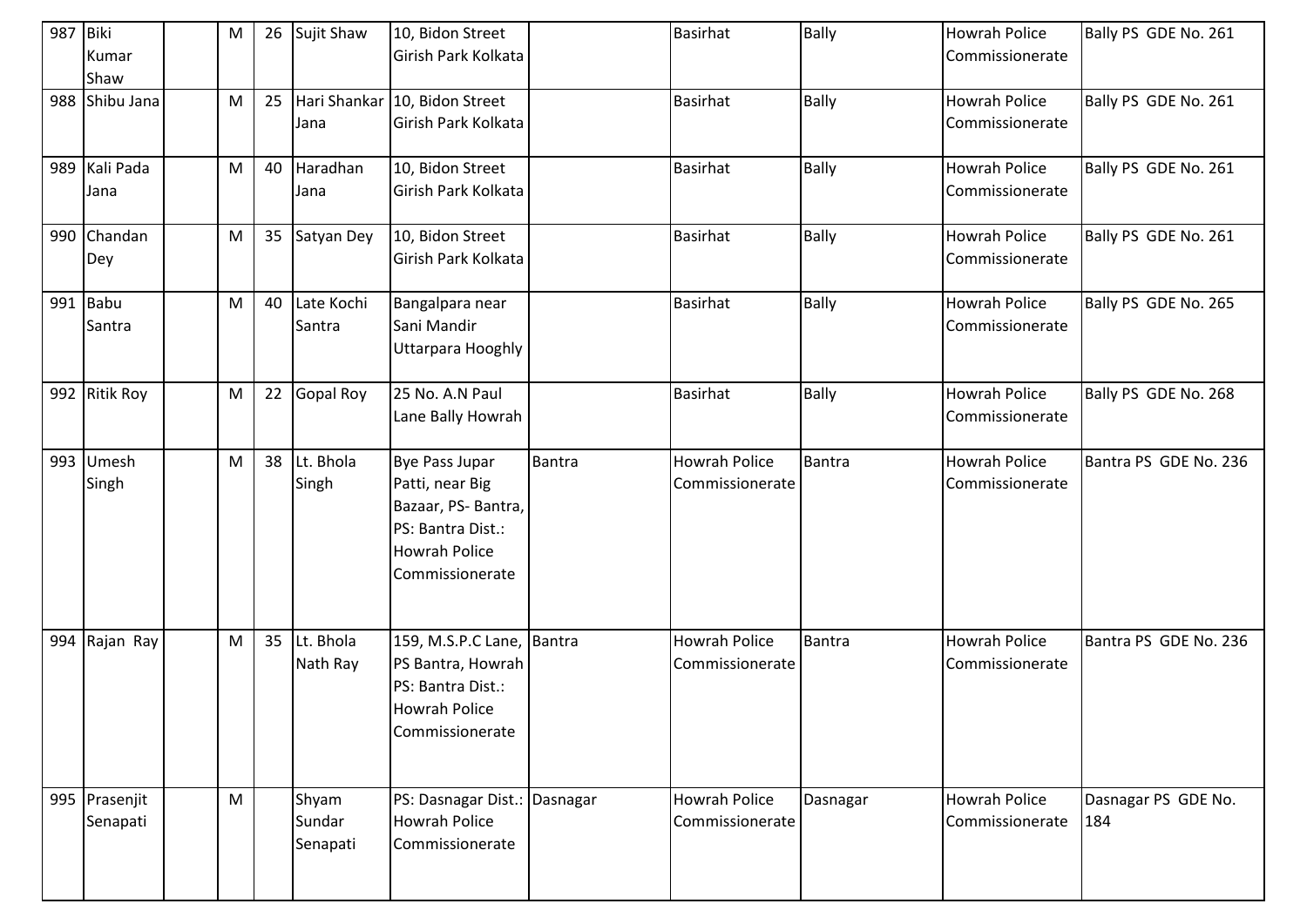| 987 | Biki Kumar Shaw | | M | 26 | Sujit Shaw | 10, Bidon Street Girish Park Kolkata | | Basirhat | Bally | Howrah Police Commissionerate | Bally PS GDE No. 261 |
|---|---|---|---|---|---|---|---|---|---|---|---|
| 988 | Shibu Jana | | M | 25 | Hari Shankar Jana | 10, Bidon Street Girish Park Kolkata | | Basirhat | Bally | Howrah Police Commissionerate | Bally PS GDE No. 261 |
| 989 | Kali Pada Jana | | M | 40 | Haradhan Jana | 10, Bidon Street Girish Park Kolkata | | Basirhat | Bally | Howrah Police Commissionerate | Bally PS GDE No. 261 |
| 990 | Chandan Dey | | M | 35 | Satyan Dey | 10, Bidon Street Girish Park Kolkata | | Basirhat | Bally | Howrah Police Commissionerate | Bally PS GDE No. 261 |
| 991 | Babu Santra | | M | 40 | Late Kochi Santra | Bangalpara near Sani Mandir Uttarpara Hooghly | | Basirhat | Bally | Howrah Police Commissionerate | Bally PS GDE No. 265 |
| 992 | Ritik Roy | | M | 22 | Gopal Roy | 25 No. A.N Paul Lane Bally Howrah | | Basirhat | Bally | Howrah Police Commissionerate | Bally PS GDE No. 268 |
| 993 | Umesh Singh | | M | 38 | Lt. Bhola Singh | Bye Pass Jupar Patti, near Big Bazaar, PS- Bantra, PS: Bantra Dist.: Howrah Police Commissionerate | Bantra | Howrah Police Commissionerate | Bantra | Howrah Police Commissionerate | Bantra PS GDE No. 236 |
| 994 | Rajan Ray | | M | 35 | Lt. Bhola Nath Ray | 159, M.S.P.C Lane, PS Bantra, Howrah PS: Bantra Dist.: Howrah Police Commissionerate | Bantra | Howrah Police Commissionerate | Bantra | Howrah Police Commissionerate | Bantra PS GDE No. 236 |
| 995 | Prasenjit Senapati | | M | | Shyam Sundar Senapati | PS: Dasnagar Dist.: Howrah Police Commissionerate | Dasnagar | Howrah Police Commissionerate | Dasnagar | Howrah Police Commissionerate | Dasnagar PS GDE No. 184 |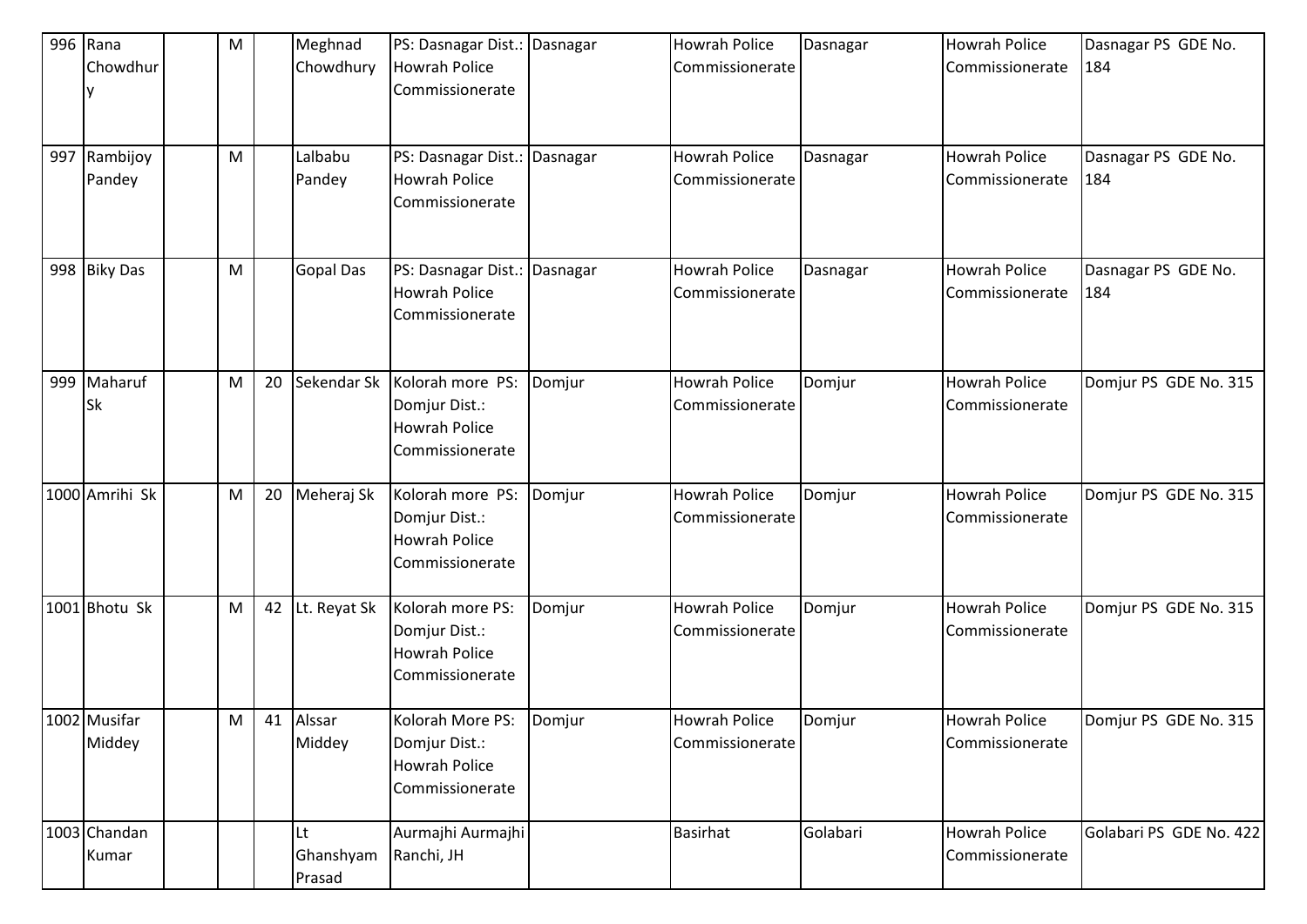| 996 | Rana Chowdhury | | M | | Meghnad Chowdhury | PS: Dasnagar Dist.: Howrah Police Commissionerate | Dasnagar | Howrah Police Commissionerate | Dasnagar | Howrah Police Commissionerate | Dasnagar PS GDE No. 184 |
|---|---|---|---|---|---|---|---|---|---|---|---|
| 997 | Rambijoy Pandey | | M | | Lalbabu Pandey | PS: Dasnagar Dist.: Howrah Police Commissionerate | Dasnagar | Howrah Police Commissionerate | Dasnagar | Howrah Police Commissionerate | Dasnagar PS GDE No. 184 |
| 998 | Biky Das | | M | | Gopal Das | PS: Dasnagar Dist.: Howrah Police Commissionerate | Dasnagar | Howrah Police Commissionerate | Dasnagar | Howrah Police Commissionerate | Dasnagar PS GDE No. 184 |
| 999 | Maharuf Sk | | M | 20 | Sekendar Sk | Kolorah more PS: Domjur Dist.: Howrah Police Commissionerate | Domjur | Howrah Police Commissionerate | Domjur | Howrah Police Commissionerate | Domjur PS GDE No. 315 |
| 1000 | Amrihi Sk | | M | 20 | Meheraj Sk | Kolorah more PS: Domjur Dist.: Howrah Police Commissionerate | Domjur | Howrah Police Commissionerate | Domjur | Howrah Police Commissionerate | Domjur PS GDE No. 315 |
| 1001 | Bhotu Sk | | M | 42 | Lt. Reyat Sk | Kolorah more PS: Domjur Dist.: Howrah Police Commissionerate | Domjur | Howrah Police Commissionerate | Domjur | Howrah Police Commissionerate | Domjur PS GDE No. 315 |
| 1002 | Musifar Middey | | M | 41 | Alssar Middey | Kolorah More PS: Domjur Dist.: Howrah Police Commissionerate | Domjur | Howrah Police Commissionerate | Domjur | Howrah Police Commissionerate | Domjur PS GDE No. 315 |
| 1003 | Chandan Kumar | | | | Lt Ghanshyam Prasad | Aurmajhi Aurmajhi Ranchi, JH | | Basirhat | Golabari | Howrah Police Commissionerate | Golabari PS GDE No. 422 |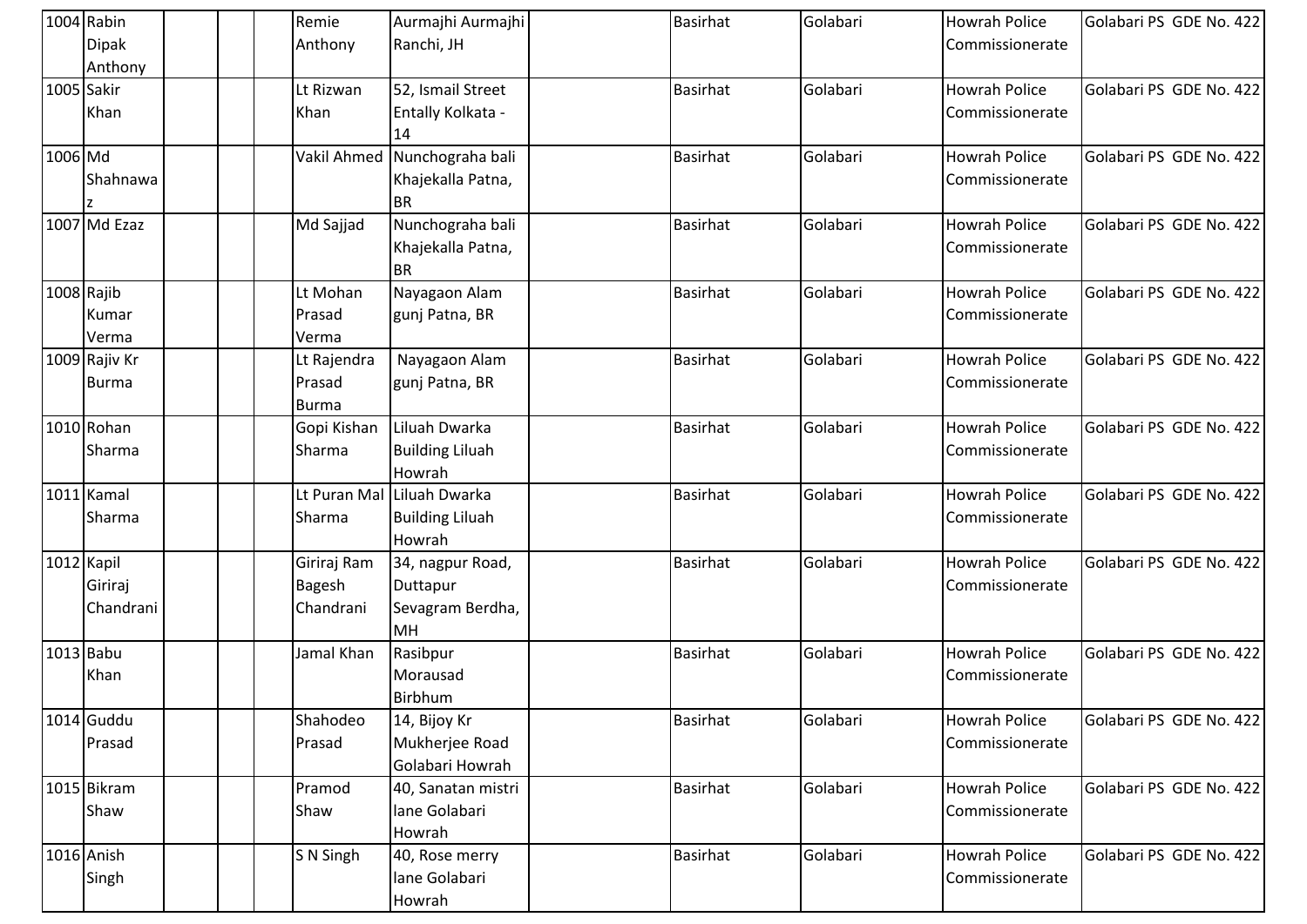| 1004 | Rabin Dipak Anthony | | | | Remie Anthony | Aurmajhi Aurmajhi Ranchi, JH | | Basirhat | Golabari | Howrah Police Commissionerate | Golabari PS GDE No. 422 |
|---|---|---|---|---|---|---|---|---|---|---|---|
| 1005 | Sakir Khan | | | | Lt Rizwan Khan | 52, Ismail Street Entally Kolkata - 14 | | Basirhat | Golabari | Howrah Police Commissionerate | Golabari PS GDE No. 422 |
| 1006 | Md Shahnawaz | | | | Vakil Ahmed | Nunchograha bali Khajekalla Patna, BR | | Basirhat | Golabari | Howrah Police Commissionerate | Golabari PS GDE No. 422 |
| 1007 | Md Ezaz | | | | Md Sajjad | Nunchograha bali Khajekalla Patna, BR | | Basirhat | Golabari | Howrah Police Commissionerate | Golabari PS GDE No. 422 |
| 1008 | Rajib Kumar Verma | | | | Lt Mohan Prasad Verma | Nayagaon Alam gunj Patna, BR | | Basirhat | Golabari | Howrah Police Commissionerate | Golabari PS GDE No. 422 |
| 1009 | Rajiv Kr Burma | | | | Lt Rajendra Prasad Burma | Nayagaon Alam gunj Patna, BR | | Basirhat | Golabari | Howrah Police Commissionerate | Golabari PS GDE No. 422 |
| 1010 | Rohan Sharma | | | | Gopi Kishan Sharma | Liluah Dwarka Building Liluah Howrah | | Basirhat | Golabari | Howrah Police Commissionerate | Golabari PS GDE No. 422 |
| 1011 | Kamal Sharma | | | | Lt Puran Mal Sharma | Liluah Dwarka Building Liluah Howrah | | Basirhat | Golabari | Howrah Police Commissionerate | Golabari PS GDE No. 422 |
| 1012 | Kapil Giriraj Chandrani | | | | Giriraj Ram Bagesh Chandrani | 34, nagpur Road, Duttapur Sevagram Berdha, MH | | Basirhat | Golabari | Howrah Police Commissionerate | Golabari PS GDE No. 422 |
| 1013 | Babu Khan | | | | Jamal Khan | Rasibpur Morausad Birbhum | | Basirhat | Golabari | Howrah Police Commissionerate | Golabari PS GDE No. 422 |
| 1014 | Guddu Prasad | | | | Shahodeo Prasad | 14, Bijoy Kr Mukherjee Road Golabari Howrah | | Basirhat | Golabari | Howrah Police Commissionerate | Golabari PS GDE No. 422 |
| 1015 | Bikram Shaw | | | | Pramod Shaw | 40, Sanatan mistri lane Golabari Howrah | | Basirhat | Golabari | Howrah Police Commissionerate | Golabari PS GDE No. 422 |
| 1016 | Anish Singh | | | | S N Singh | 40, Rose merry lane Golabari Howrah | | Basirhat | Golabari | Howrah Police Commissionerate | Golabari PS GDE No. 422 |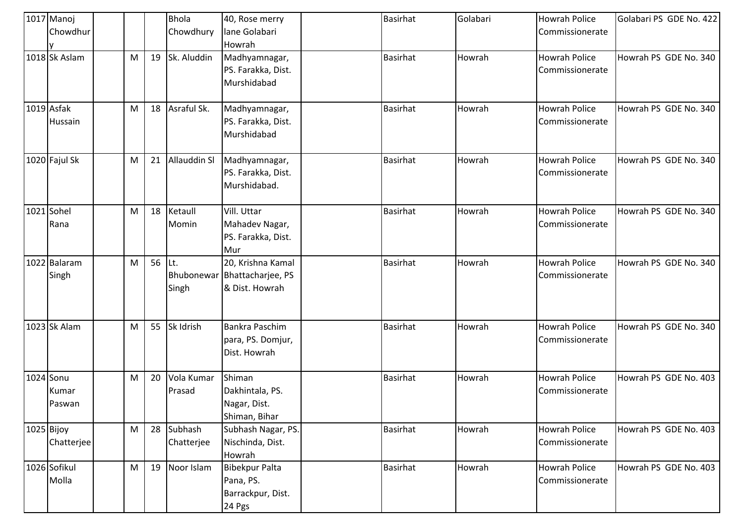| 1017 | Manoj Chowdhury | | | | Bhola Chowdhury | 40, Rose merry lane Golabari Howrah | | Basirhat | Golabari | Howrah Police Commissionerate | Golabari PS GDE No. 422 |
|---|---|---|---|---|---|---|---|---|---|---|---|
| 1018 | Sk Aslam | | M | 19 | Sk. Aluddin | Madhyamnagar, PS. Farakka, Dist. Murshidabad | | Basirhat | Howrah | Howrah Police Commissionerate | Howrah PS GDE No. 340 |
| 1019 | Asfak Hussain | | M | 18 | Asraful Sk. | Madhyamnagar, PS. Farakka, Dist. Murshidabad | | Basirhat | Howrah | Howrah Police Commissionerate | Howrah PS GDE No. 340 |
| 1020 | Fajul Sk | | M | 21 | Allauddin Sl | Madhyamnagar, PS. Farakka, Dist. Murshidabad. | | Basirhat | Howrah | Howrah Police Commissionerate | Howrah PS GDE No. 340 |
| 1021 | Sohel Rana | | M | 18 | Ketaull Momin | Vill. Uttar Mahadev Nagar, PS. Farakka, Dist. Mur | | Basirhat | Howrah | Howrah Police Commissionerate | Howrah PS GDE No. 340 |
| 1022 | Balaram Singh | | M | 56 | Lt. Bhubonewar Singh | 20, Krishna Kamal Bhattacharjee, PS & Dist. Howrah | | Basirhat | Howrah | Howrah Police Commissionerate | Howrah PS GDE No. 340 |
| 1023 | Sk Alam | | M | 55 | Sk Idrish | Bankra Paschim para, PS. Domjur, Dist. Howrah | | Basirhat | Howrah | Howrah Police Commissionerate | Howrah PS GDE No. 340 |
| 1024 | Sonu Kumar Paswan | | M | 20 | Vola Kumar Prasad | Shiman Dakhintala, PS. Nagar, Dist. Shiman, Bihar | | Basirhat | Howrah | Howrah Police Commissionerate | Howrah PS GDE No. 403 |
| 1025 | Bijoy Chatterjee | | M | 28 | Subhash Chatterjee | Subhash Nagar, PS. Nischinda, Dist. Howrah | | Basirhat | Howrah | Howrah Police Commissionerate | Howrah PS GDE No. 403 |
| 1026 | Sofikul Molla | | M | 19 | Noor Islam | Bibekpur Palta Pana, PS. Barrackpur, Dist. 24 Pgs | | Basirhat | Howrah | Howrah Police Commissionerate | Howrah PS GDE No. 403 |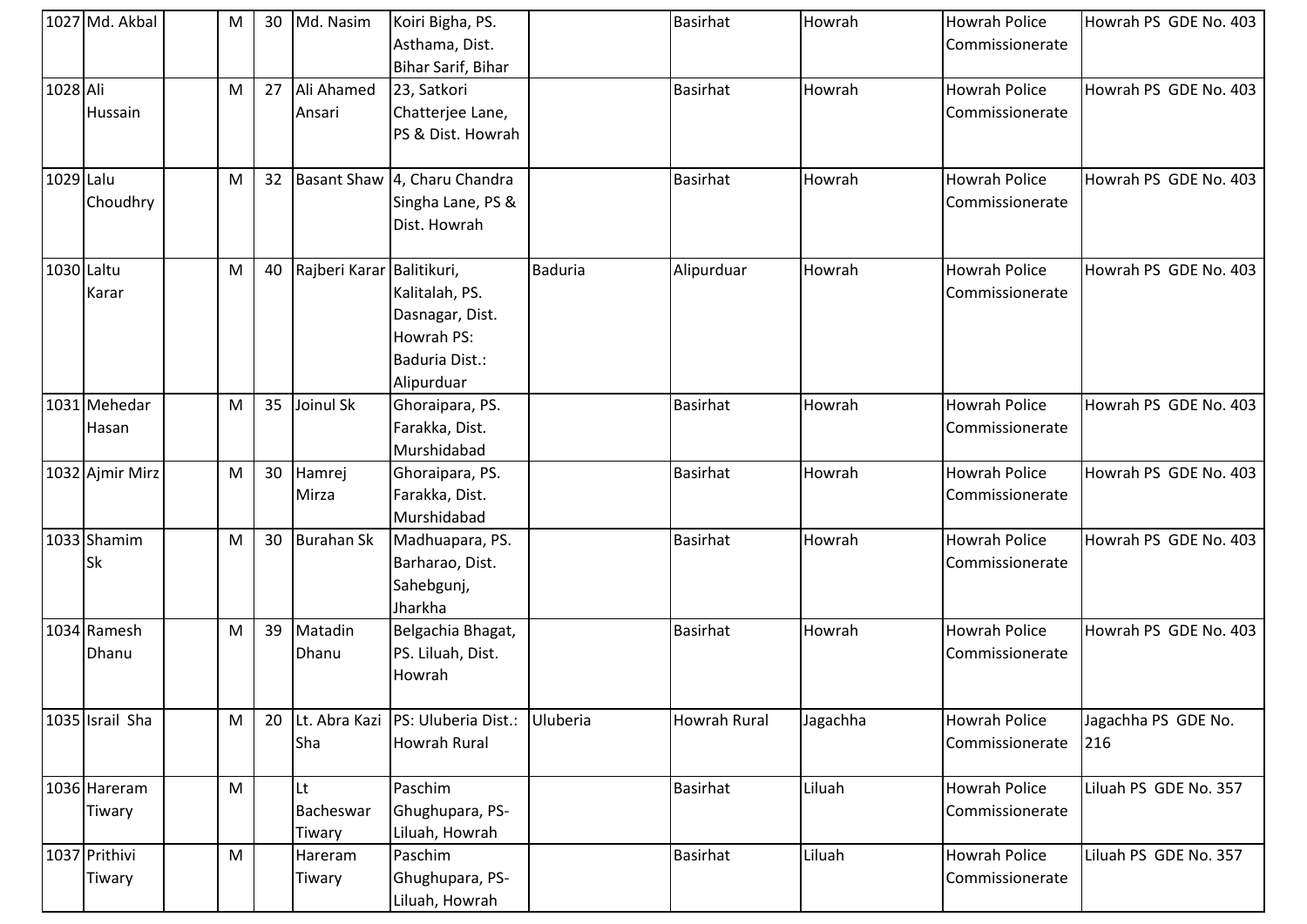| 1027 | Md. Akbal | | M | 30 | Md. Nasim | Koiri Bigha, PS. Asthama, Dist. Bihar Sarif, Bihar | | Basirhat | Howrah | Howrah Police Commissionerate | Howrah PS GDE No. 403 |
|---|---|---|---|---|---|---|---|---|---|---|---|
| 1028 | Ali Hussain | | M | 27 | Ali Ahamed Ansari | 23, Satkori Chatterjee Lane, PS & Dist. Howrah | | Basirhat | Howrah | Howrah Police Commissionerate | Howrah PS GDE No. 403 |
| 1029 | Lalu Choudhry | | M | 32 | Basant Shaw | 4, Charu Chandra Singha Lane, PS & Dist. Howrah | | Basirhat | Howrah | Howrah Police Commissionerate | Howrah PS GDE No. 403 |
| 1030 | Laltu Karar | | M | 40 | Rajberi Karar | Balitikuri, Kalitalah, PS. Dasnagar, Dist. Howrah PS: Baduria Dist.: Alipurduar | Baduria | Alipurduar | Howrah | Howrah Police Commissionerate | Howrah PS GDE No. 403 |
| 1031 | Mehedar Hasan | | M | 35 | Joinul Sk | Ghoraipara, PS. Farakka, Dist. Murshidabad | | Basirhat | Howrah | Howrah Police Commissionerate | Howrah PS GDE No. 403 |
| 1032 | Ajmir Mirz | | M | 30 | Hamrej Mirza | Ghoraipara, PS. Farakka, Dist. Murshidabad | | Basirhat | Howrah | Howrah Police Commissionerate | Howrah PS GDE No. 403 |
| 1033 | Shamim Sk | | M | 30 | Burahan Sk | Madhuapara, PS. Barharao, Dist. Sahebgunj, Jharkha | | Basirhat | Howrah | Howrah Police Commissionerate | Howrah PS GDE No. 403 |
| 1034 | Ramesh Dhanu | | M | 39 | Matadin Dhanu | Belgachia Bhagat, PS. Liluah, Dist. Howrah | | Basirhat | Howrah | Howrah Police Commissionerate | Howrah PS GDE No. 403 |
| 1035 | Israil Sha | | M | 20 | Lt. Abra Kazi Sha | PS: Uluberia Dist.: Howrah Rural | Uluberia | Howrah Rural | Jagachha | Howrah Police Commissionerate | Jagachha PS GDE No. 216 |
| 1036 | Hareram Tiwary | | M | | Lt Bacheswar Tiwary | Paschim Ghughupara, PS-Liluah, Howrah | | Basirhat | Liluah | Howrah Police Commissionerate | Liluah PS GDE No. 357 |
| 1037 | Prithivi Tiwary | | M | | Hareram Tiwary | Paschim Ghughupara, PS-Liluah, Howrah | | Basirhat | Liluah | Howrah Police Commissionerate | Liluah PS GDE No. 357 |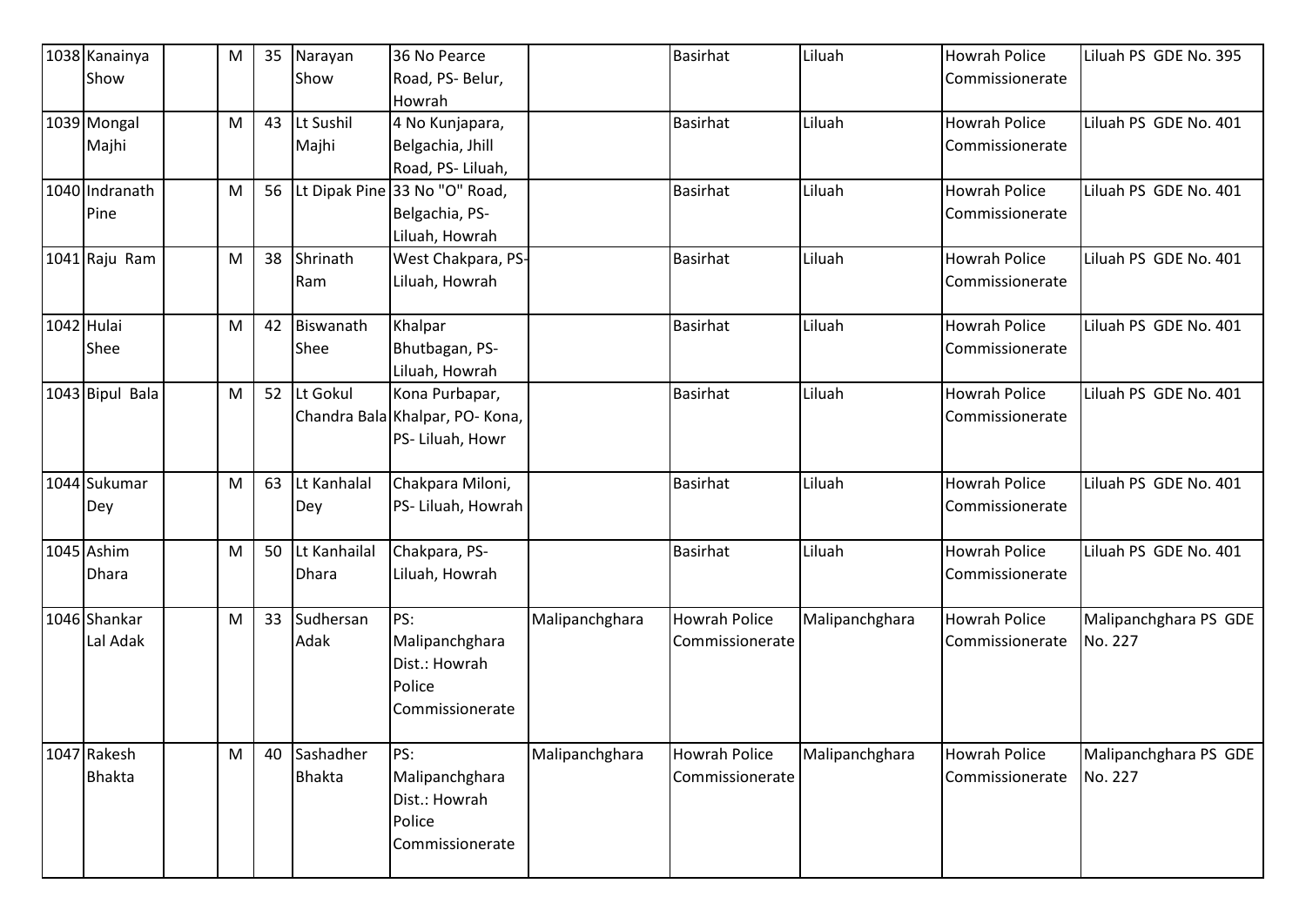| 1038 | Kanainya Show | | M | 35 | Narayan Show | 36 No Pearce Road, PS- Belur, Howrah | | Basirhat | Liluah | Howrah Police Commissionerate | Liluah PS GDE No. 395 |
|---|---|---|---|---|---|---|---|---|---|---|---|
| 1039 | Mongal Majhi | | M | 43 | Lt Sushil Majhi | 4 No Kunjapara, Belgachia, Jhill Road, PS- Liluah, | | Basirhat | Liluah | Howrah Police Commissionerate | Liluah PS GDE No. 401 |
| 1040 | Indranath Pine | | M | 56 | Lt Dipak Pine | 33 No "O" Road, Belgachia, PS- Liluah, Howrah | | Basirhat | Liluah | Howrah Police Commissionerate | Liluah PS GDE No. 401 |
| 1041 | Raju Ram | | M | 38 | Shrinath Ram | West Chakpara, PS- Liluah, Howrah | | Basirhat | Liluah | Howrah Police Commissionerate | Liluah PS GDE No. 401 |
| 1042 | Hulai Shee | | M | 42 | Biswanath Shee | Khalpar Bhutbagan, PS- Liluah, Howrah | | Basirhat | Liluah | Howrah Police Commissionerate | Liluah PS GDE No. 401 |
| 1043 | Bipul Bala | | M | 52 | Lt Gokul Chandra Bala | Kona Purbapar, Khalpar, PO- Kona, PS- Liluah, Howr | | Basirhat | Liluah | Howrah Police Commissionerate | Liluah PS GDE No. 401 |
| 1044 | Sukumar Dey | | M | 63 | Lt Kanhalal Dey | Chakpara Miloni, PS- Liluah, Howrah | | Basirhat | Liluah | Howrah Police Commissionerate | Liluah PS GDE No. 401 |
| 1045 | Ashim Dhara | | M | 50 | Lt Kanhailal Dhara | Chakpara, PS- Liluah, Howrah | | Basirhat | Liluah | Howrah Police Commissionerate | Liluah PS GDE No. 401 |
| 1046 | Shankar Lal Adak | | M | 33 | Sudhersan Adak | PS: Malipanchghara Dist.: Howrah Police Commissionerate | Malipanchghara | Howrah Police Commissionerate | Malipanchghara | Howrah Police Commissionerate | Malipanchghara PS GDE No. 227 |
| 1047 | Rakesh Bhakta | | M | 40 | Sashadher Bhakta | PS: Malipanchghara Dist.: Howrah Police Commissionerate | Malipanchghara | Howrah Police Commissionerate | Malipanchghara | Howrah Police Commissionerate | Malipanchghara PS GDE No. 227 |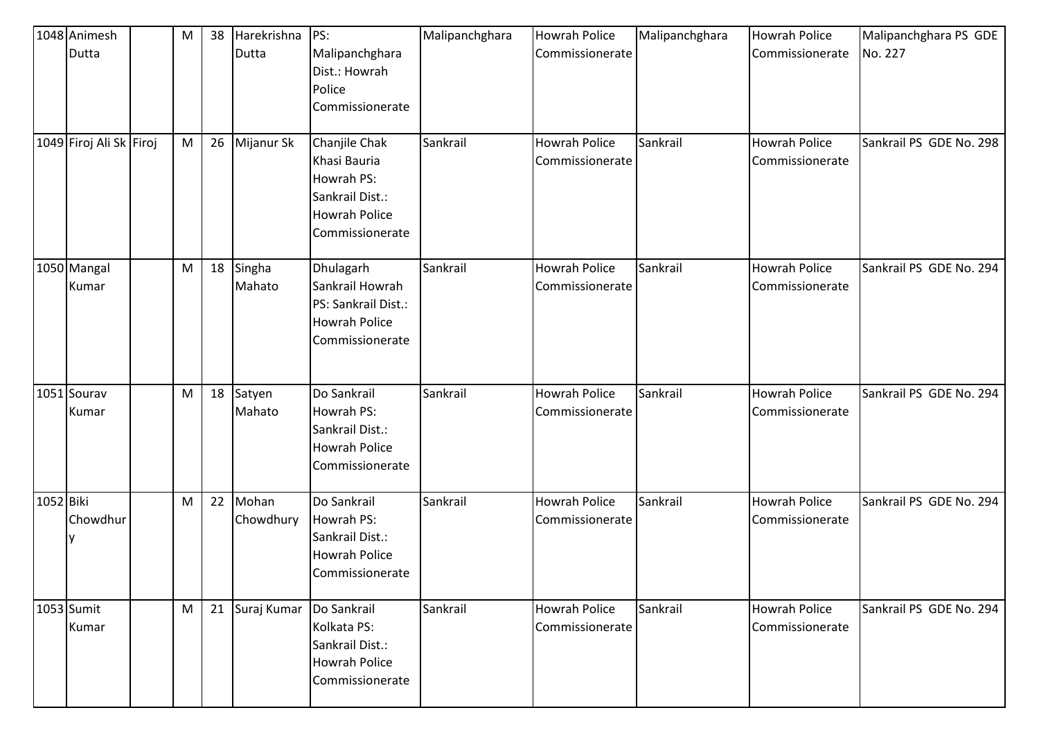| | | | | | | | | | | | |
|---|---|---|---|---|---|---|---|---|---|---|---|
| 1048 | Animesh Dutta | | M | 38 | Harekrishna Dutta | PS: Malipanchghara Dist.: Howrah Police Commissionerate | Malipanchghara | Howrah Police Commissionerate | Malipanchghara | Howrah Police Commissionerate | Malipanchghara PS GDE No. 227 |
| 1049 | Firoj Ali Sk | Firoj | M | 26 | Mijanur Sk | Chanjile Chak Khasi Bauria Howrah PS: Sankrail Dist.: Howrah Police Commissionerate | Sankrail | Howrah Police Commissionerate | Sankrail | Howrah Police Commissionerate | Sankrail PS GDE No. 298 |
| 1050 | Mangal Kumar | | M | 18 | Singha Mahato | Dhulagarh Sankrail Howrah PS: Sankrail Dist.: Howrah Police Commissionerate | Sankrail | Howrah Police Commissionerate | Sankrail | Howrah Police Commissionerate | Sankrail PS GDE No. 294 |
| 1051 | Sourav Kumar | | M | 18 | Satyen Mahato | Do Sankrail Howrah PS: Sankrail Dist.: Howrah Police Commissionerate | Sankrail | Howrah Police Commissionerate | Sankrail | Howrah Police Commissionerate | Sankrail PS GDE No. 294 |
| 1052 | Biki Chowdhury | | M | 22 | Mohan Chowdhury | Do Sankrail Howrah PS: Sankrail Dist.: Howrah Police Commissionerate | Sankrail | Howrah Police Commissionerate | Sankrail | Howrah Police Commissionerate | Sankrail PS GDE No. 294 |
| 1053 | Sumit Kumar | | M | 21 | Suraj Kumar | Do Sankrail Kolkata PS: Sankrail Dist.: Howrah Police Commissionerate | Sankrail | Howrah Police Commissionerate | Sankrail | Howrah Police Commissionerate | Sankrail PS GDE No. 294 |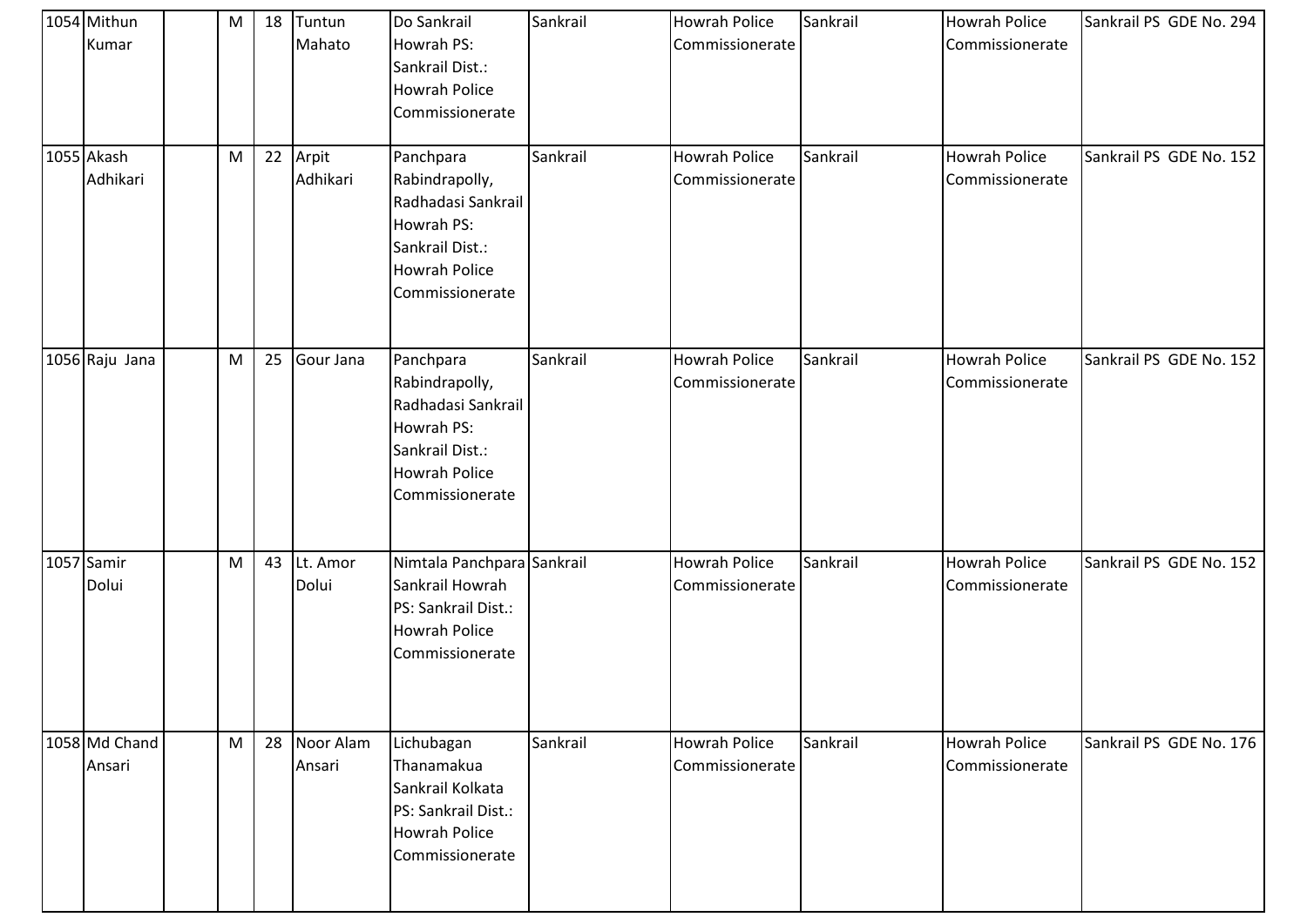| 1054 | Mithun Kumar | | M | 18 | Tuntun Mahato | Do Sankrail Howrah PS: Sankrail Dist.: Howrah Police Commissionerate | Sankrail | Howrah Police Commissionerate | Sankrail | Howrah Police Commissionerate | Sankrail PS GDE No. 294 |
|---|---|---|---|---|---|---|---|---|---|---|---|
| 1055 | Akash Adhikari | | M | 22 | Arpit Adhikari | Panchpara Rabindrapolly, Radhadasi Sankrail Howrah PS: Sankrail Dist.: Howrah Police Commissionerate | Sankrail | Howrah Police Commissionerate | Sankrail | Howrah Police Commissionerate | Sankrail PS GDE No. 152 |
| 1056 | Raju Jana | | M | 25 | Gour Jana | Panchpara Rabindrapolly, Radhadasi Sankrail Howrah PS: Sankrail Dist.: Howrah Police Commissionerate | Sankrail | Howrah Police Commissionerate | Sankrail | Howrah Police Commissionerate | Sankrail PS GDE No. 152 |
| 1057 | Samir Dolui | | M | 43 | Lt. Amor Dolui | Nimtala Panchpara Sankrail Howrah PS: Sankrail Dist.: Howrah Police Commissionerate | Sankrail | Howrah Police Commissionerate | Sankrail | Howrah Police Commissionerate | Sankrail PS GDE No. 152 |
| 1058 | Md Chand Ansari | | M | 28 | Noor Alam Ansari | Lichubagan Thanamakua Sankrail Kolkata PS: Sankrail Dist.: Howrah Police Commissionerate | Sankrail | Howrah Police Commissionerate | Sankrail | Howrah Police Commissionerate | Sankrail PS GDE No. 176 |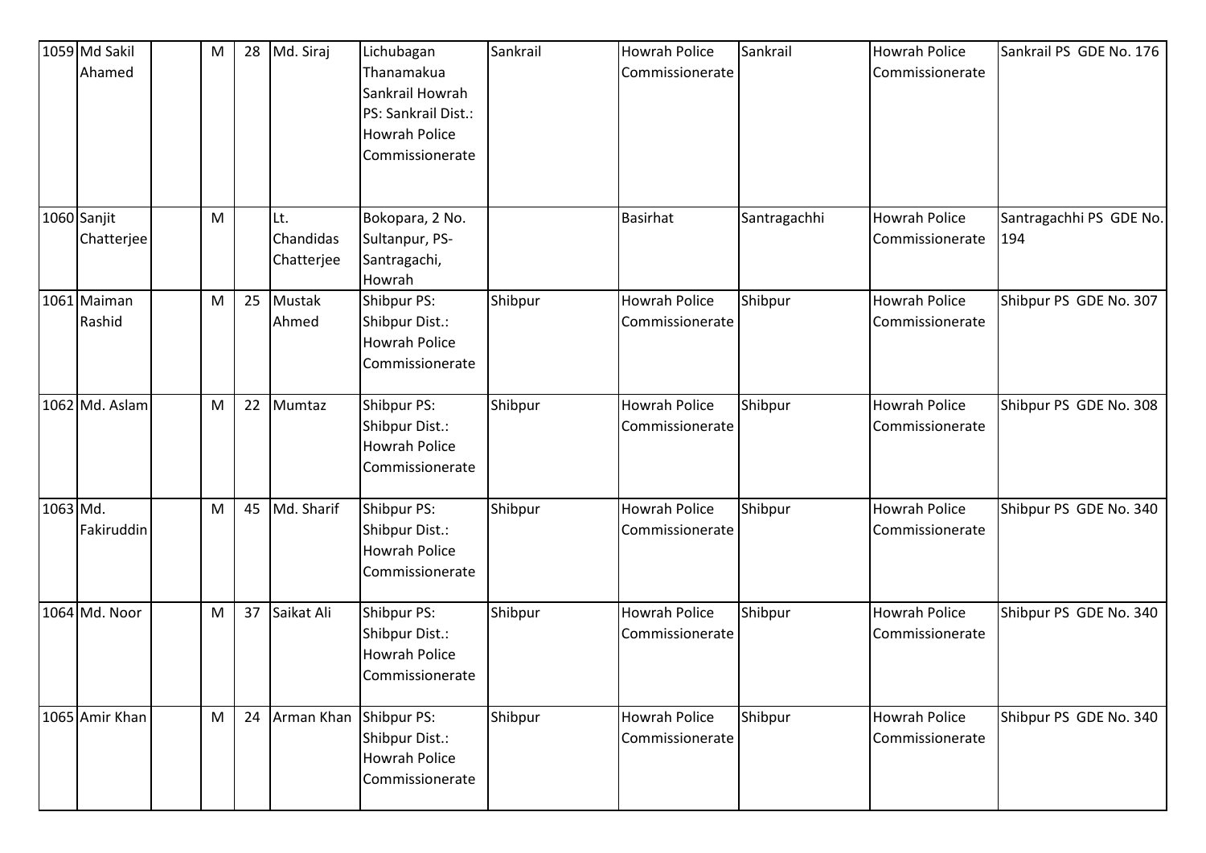| 1059 | Md Sakil Ahamed | | M | 28 | Md. Siraj | Lichubagan Thanamakua Sankrail Howrah PS: Sankrail Dist.: Howrah Police Commissionerate | Sankrail | Howrah Police Commissionerate | Sankrail | Howrah Police Commissionerate | Sankrail PS GDE No. 176 |
|---|---|---|---|---|---|---|---|---|---|---|---|
| 1060 | Sanjit Chatterjee | | M | | Lt. Chandidas Chatterjee | Bokopara, 2 No. Sultanpur, PS- Santragachi, Howrah | | Basirhat | Santragachhi | Howrah Police Commissionerate | Santragachhi PS GDE No. 194 |
| 1061 | Maiman Rashid | | M | 25 | Mustak Ahmed | Shibpur PS: Shibpur Dist.: Howrah Police Commissionerate | Shibpur | Howrah Police Commissionerate | Shibpur | Howrah Police Commissionerate | Shibpur PS GDE No. 307 |
| 1062 | Md. Aslam | | M | 22 | Mumtaz | Shibpur PS: Shibpur Dist.: Howrah Police Commissionerate | Shibpur | Howrah Police Commissionerate | Shibpur | Howrah Police Commissionerate | Shibpur PS GDE No. 308 |
| 1063 | Md. Fakiruddin | | M | 45 | Md. Sharif | Shibpur PS: Shibpur Dist.: Howrah Police Commissionerate | Shibpur | Howrah Police Commissionerate | Shibpur | Howrah Police Commissionerate | Shibpur PS GDE No. 340 |
| 1064 | Md. Noor | | M | 37 | Saikat Ali | Shibpur PS: Shibpur Dist.: Howrah Police Commissionerate | Shibpur | Howrah Police Commissionerate | Shibpur | Howrah Police Commissionerate | Shibpur PS GDE No. 340 |
| 1065 | Amir Khan | | M | 24 | Arman Khan | Shibpur PS: Shibpur Dist.: Howrah Police Commissionerate | Shibpur | Howrah Police Commissionerate | Shibpur | Howrah Police Commissionerate | Shibpur PS GDE No. 340 |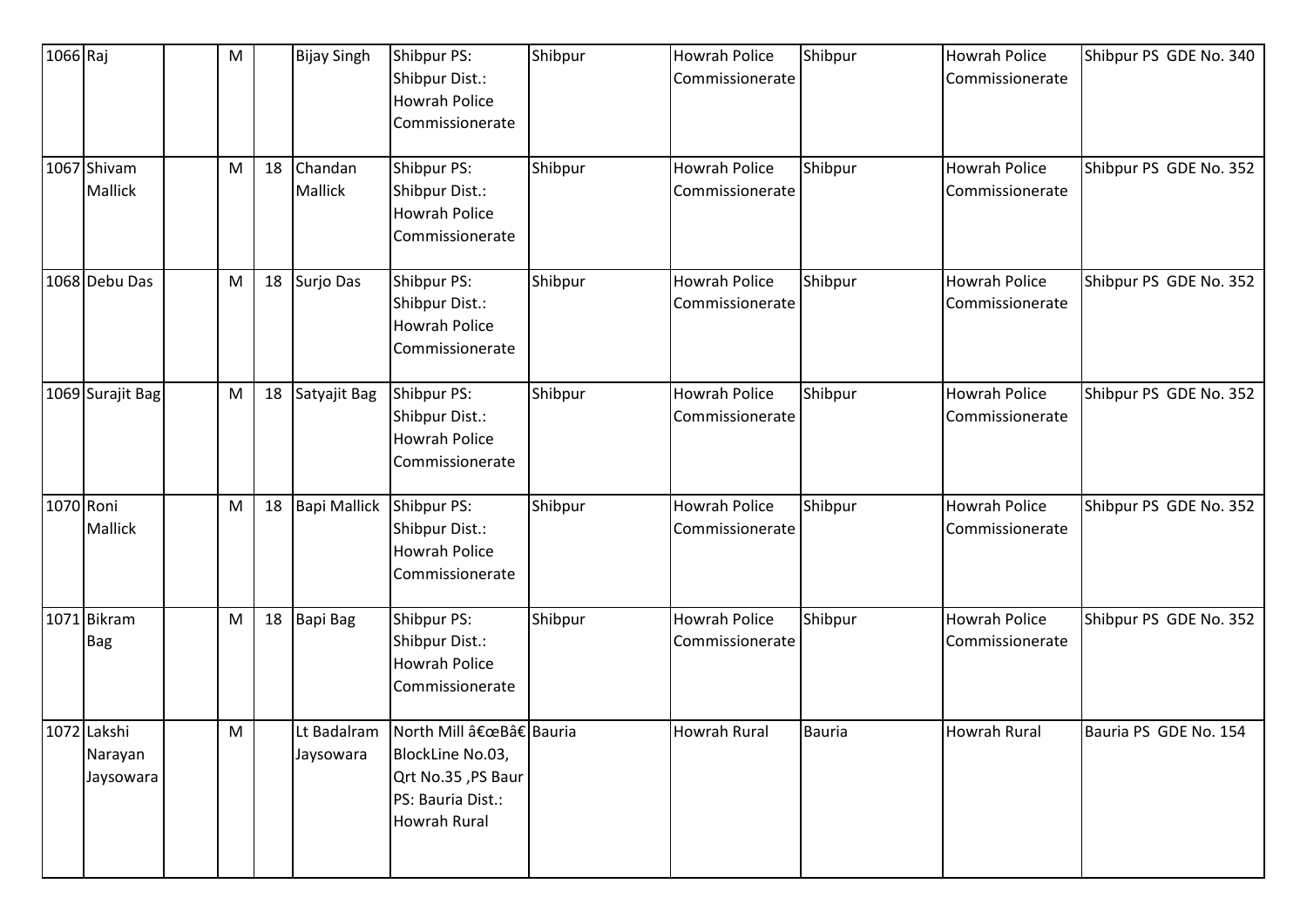| 1066 | Raj | | M | | Bijay Singh | Shibpur PS: Shibpur Dist.: Howrah Police Commissionerate | Shibpur | Howrah Police Commissionerate | Shibpur | Howrah Police Commissionerate | Shibpur PS GDE No. 340 |
|---|---|---|---|---|---|---|---|---|---|---|---|
| 1067 | Shivam Mallick | | M | 18 | Chandan Mallick | Shibpur PS: Shibpur Dist.: Howrah Police Commissionerate | Shibpur | Howrah Police Commissionerate | Shibpur | Howrah Police Commissionerate | Shibpur PS GDE No. 352 |
| 1068 | Debu Das | | M | 18 | Surjo Das | Shibpur PS: Shibpur Dist.: Howrah Police Commissionerate | Shibpur | Howrah Police Commissionerate | Shibpur | Howrah Police Commissionerate | Shibpur PS GDE No. 352 |
| 1069 | Surajit Bag | | M | 18 | Satyajit Bag | Shibpur PS: Shibpur Dist.: Howrah Police Commissionerate | Shibpur | Howrah Police Commissionerate | Shibpur | Howrah Police Commissionerate | Shibpur PS GDE No. 352 |
| 1070 | Roni Mallick | | M | 18 | Bapi Mallick | Shibpur PS: Shibpur Dist.: Howrah Police Commissionerate | Shibpur | Howrah Police Commissionerate | Shibpur | Howrah Police Commissionerate | Shibpur PS GDE No. 352 |
| 1071 | Bikram Bag | | M | 18 | Bapi Bag | Shibpur PS: Shibpur Dist.: Howrah Police Commissionerate | Shibpur | Howrah Police Commissionerate | Shibpur | Howrah Police Commissionerate | Shibpur PS GDE No. 352 |
| 1072 | Lakshi Narayan Jaysowara | | M | | Lt Badalram Jaysowara | North Mill â€œBâ€ BlockLine No.03, Qrt No.35 ,PS Baur PS: Bauria Dist.: Howrah Rural | Bauria | Howrah Rural | Bauria | Howrah Rural | Bauria PS GDE No. 154 |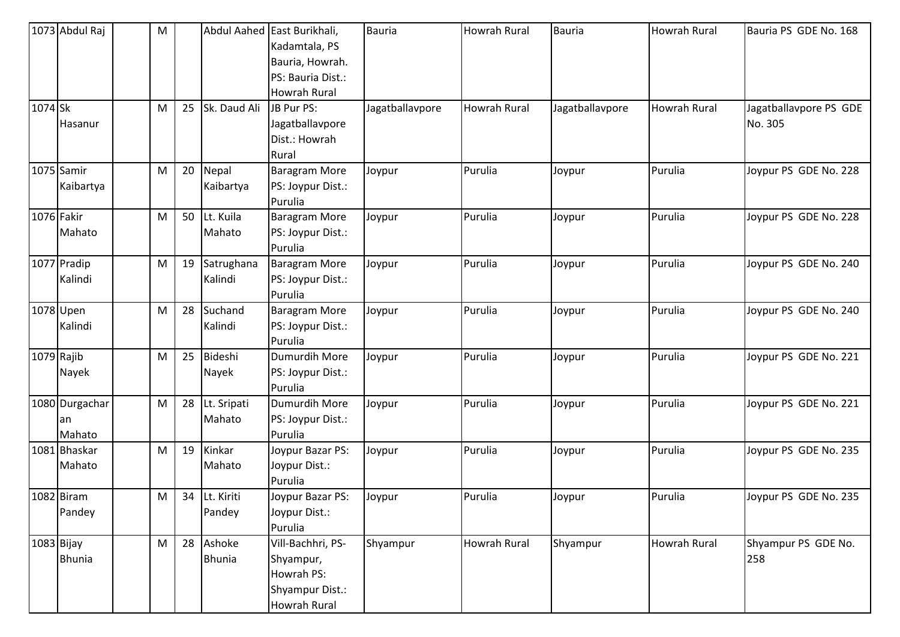| 1073 | Abdul Raj | | M | | Abdul Aahed | East Burikhali, Kadamtala, PS Bauria, Howrah. PS: Bauria Dist.: Howrah Rural | Bauria | Howrah Rural | Bauria | Howrah Rural | Bauria PS GDE No. 168 |
|---|---|---|---|---|---|---|---|---|---|---|---|
| 1074 | Sk Hasanur | | M | 25 | Sk. Daud Ali | JB Pur PS: Jagatballavpore Dist.: Howrah Rural | Jagatballavpore | Howrah Rural | Jagatballavpore | Howrah Rural | Jagatballavpore PS GDE No. 305 |
| 1075 | Samir Kaibartya | | M | 20 | Nepal Kaibartya | Baragram More PS: Joypur Dist.: Purulia | Joypur | Purulia | Joypur | Purulia | Joypur PS GDE No. 228 |
| 1076 | Fakir Mahato | | M | 50 | Lt. Kuila Mahato | Baragram More PS: Joypur Dist.: Purulia | Joypur | Purulia | Joypur | Purulia | Joypur PS GDE No. 228 |
| 1077 | Pradip Kalindi | | M | 19 | Satrughana Kalindi | Baragram More PS: Joypur Dist.: Purulia | Joypur | Purulia | Joypur | Purulia | Joypur PS GDE No. 240 |
| 1078 | Upen Kalindi | | M | 28 | Suchand Kalindi | Baragram More PS: Joypur Dist.: Purulia | Joypur | Purulia | Joypur | Purulia | Joypur PS GDE No. 240 |
| 1079 | Rajib Nayek | | M | 25 | Bideshi Nayek | Dumurdih More PS: Joypur Dist.: Purulia | Joypur | Purulia | Joypur | Purulia | Joypur PS GDE No. 221 |
| 1080 | Durgacharan Mahato | | M | 28 | Lt. Sripati Mahato | Dumurdih More PS: Joypur Dist.: Purulia | Joypur | Purulia | Joypur | Purulia | Joypur PS GDE No. 221 |
| 1081 | Bhaskar Mahato | | M | 19 | Kinkar Mahato | Joypur Bazar PS: Joypur Dist.: Purulia | Joypur | Purulia | Joypur | Purulia | Joypur PS GDE No. 235 |
| 1082 | Biram Pandey | | M | 34 | Lt. Kiriti Pandey | Joypur Bazar PS: Joypur Dist.: Purulia | Joypur | Purulia | Joypur | Purulia | Joypur PS GDE No. 235 |
| 1083 | Bijay Bhunia | | M | 28 | Ashoke Bhunia | Vill-Bachhri, PS-Shyampur, Howrah PS: Shyampur Dist.: Howrah Rural | Shyampur | Howrah Rural | Shyampur | Howrah Rural | Shyampur PS GDE No. 258 |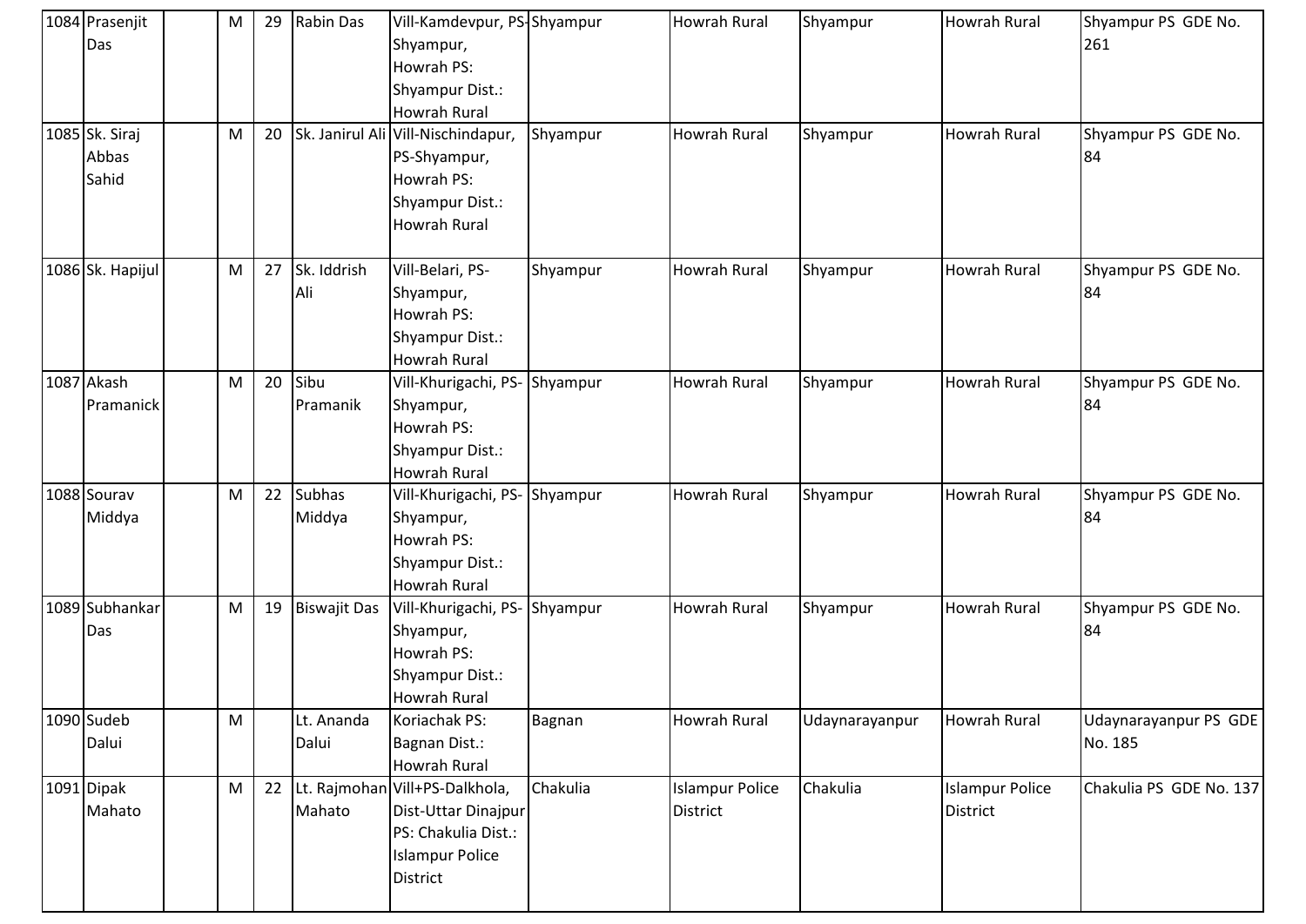| 1084 | Prasenjit Das | | M | 29 | Rabin Das | Vill-Kamdevpur, PS-Shyampur, Howrah PS: Shyampur Dist.: Howrah Rural | Shyampur | Howrah Rural | Shyampur | Howrah Rural | Shyampur PS GDE No. 261 |
|---|---|---|---|---|---|---|---|---|---|---|---|
| 1085 | Sk. Siraj Abbas Sahid | | M | 20 | Sk. Janirul Ali | Vill-Nischindapur, PS-Shyampur, Howrah PS: Shyampur Dist.: Howrah Rural | Shyampur | Howrah Rural | Shyampur | Howrah Rural | Shyampur PS GDE No. 84 |
| 1086 | Sk. Hapijul | | M | 27 | Sk. Iddrish Ali | Vill-Belari, PS-Shyampur, Howrah PS: Shyampur Dist.: Howrah Rural | Shyampur | Howrah Rural | Shyampur | Howrah Rural | Shyampur PS GDE No. 84 |
| 1087 | Akash Pramanick | | M | 20 | Sibu Pramanik | Vill-Khurigachi, PS-Shyampur, Howrah PS: Shyampur Dist.: Howrah Rural | Shyampur | Howrah Rural | Shyampur | Howrah Rural | Shyampur PS GDE No. 84 |
| 1088 | Sourav Middya | | M | 22 | Subhas Middya | Vill-Khurigachi, PS-Shyampur, Howrah PS: Shyampur Dist.: Howrah Rural | Shyampur | Howrah Rural | Shyampur | Howrah Rural | Shyampur PS GDE No. 84 |
| 1089 | Subhankar Das | | M | 19 | Biswajit Das | Vill-Khurigachi, PS-Shyampur, Howrah PS: Shyampur Dist.: Howrah Rural | Shyampur | Howrah Rural | Shyampur | Howrah Rural | Shyampur PS GDE No. 84 |
| 1090 | Sudeb Dalui | | M | | Lt. Ananda Dalui | Koriachak PS: Bagnan Dist.: Howrah Rural | Bagnan | Howrah Rural | Udaynarayanpur | Howrah Rural | Udaynarayanpur PS GDE No. 185 |
| 1091 | Dipak Mahato | | M | 22 | Lt. Rajmohan Mahato | Vill+PS-Dalkhola, Dist-Uttar Dinajpur PS: Chakulia Dist.: Islampur Police District | Chakulia | Islampur Police District | Chakulia | Islampur Police District | Chakulia PS GDE No. 137 |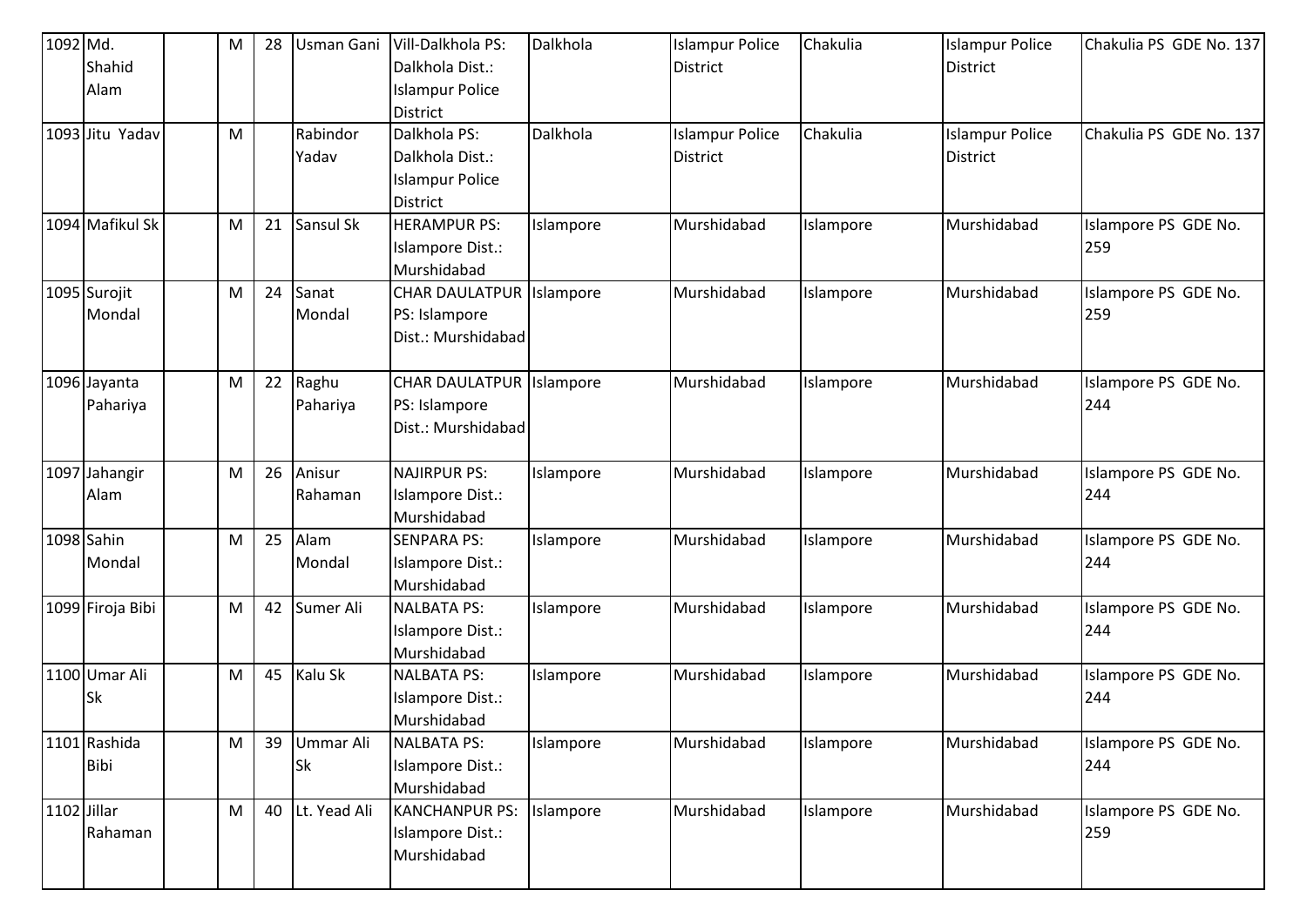| 1092 | Md. Shahid Alam | | M | 28 | Usman Gani | Vill-Dalkhola PS: Dalkhola Dist.: Islampur Police District | Dalkhola | Islampur Police District | Chakulia | Islampur Police District | Chakulia PS GDE No. 137 |
|---|---|---|---|---|---|---|---|---|---|---|---|
| 1093 | Jitu Yadav | | M | | Rabindor Yadav | Dalkhola PS: Dalkhola Dist.: Islampur Police District | Dalkhola | Islampur Police District | Chakulia | Islampur Police District | Chakulia PS GDE No. 137 |
| 1094 | Mafikul Sk | | M | 21 | Sansul Sk | HERAMPUR PS: Islampore Dist.: Murshidabad | Islampore | Murshidabad | Islampore | Murshidabad | Islampore PS GDE No. 259 |
| 1095 | Surojit Mondal | | M | 24 | Sanat Mondal | CHAR DAULATPUR PS: Islampore Dist.: Murshidabad | Islampore | Murshidabad | Islampore | Murshidabad | Islampore PS GDE No. 259 |
| 1096 | Jayanta Pahariya | | M | 22 | Raghu Pahariya | CHAR DAULATPUR PS: Islampore Dist.: Murshidabad | Islampore | Murshidabad | Islampore | Murshidabad | Islampore PS GDE No. 244 |
| 1097 | Jahangir Alam | | M | 26 | Anisur Rahaman | NAJIRPUR PS: Islampore Dist.: Murshidabad | Islampore | Murshidabad | Islampore | Murshidabad | Islampore PS GDE No. 244 |
| 1098 | Sahin Mondal | | M | 25 | Alam Mondal | SENPARA PS: Islampore Dist.: Murshidabad | Islampore | Murshidabad | Islampore | Murshidabad | Islampore PS GDE No. 244 |
| 1099 | Firoja Bibi | | M | 42 | Sumer Ali | NALBATA PS: Islampore Dist.: Murshidabad | Islampore | Murshidabad | Islampore | Murshidabad | Islampore PS GDE No. 244 |
| 1100 | Umar Ali Sk | | M | 45 | Kalu Sk | NALBATA PS: Islampore Dist.: Murshidabad | Islampore | Murshidabad | Islampore | Murshidabad | Islampore PS GDE No. 244 |
| 1101 | Rashida Bibi | | M | 39 | Ummar Ali Sk | NALBATA PS: Islampore Dist.: Murshidabad | Islampore | Murshidabad | Islampore | Murshidabad | Islampore PS GDE No. 244 |
| 1102 | Jillar Rahaman | | M | 40 | Lt. Yead Ali | KANCHANPUR PS: Islampore Dist.: Murshidabad | Islampore | Murshidabad | Islampore | Murshidabad | Islampore PS GDE No. 259 |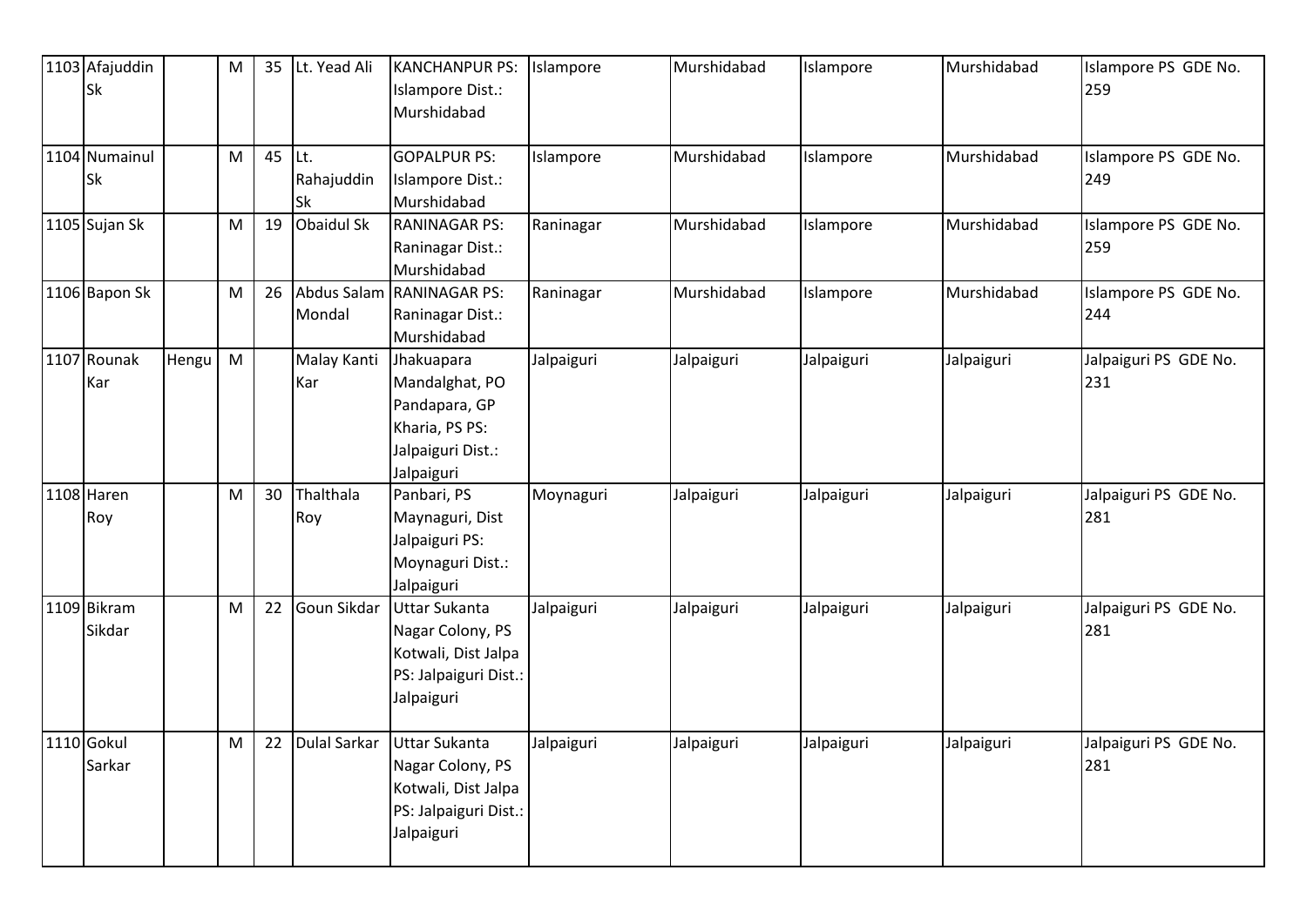| 1103 | Afajuddin Sk | | M | 35 | Lt. Yead Ali | KANCHANPUR PS: Islampore Dist.: Murshidabad | Islampore | Murshidabad | Islampore | Murshidabad | Islampore PS GDE No. 259 |
|---|---|---|---|---|---|---|---|---|---|---|---|
| 1104 | Numainul Sk | | M | 45 | Lt. Rahajuddin Sk | GOPALPUR PS: Islampore Dist.: Murshidabad | Islampore | Murshidabad | Islampore | Murshidabad | Islampore PS GDE No. 249 |
| 1105 | Sujan Sk | | M | 19 | Obaidul Sk | RANINAGAR PS: Raninagar Dist.: Murshidabad | Raninagar | Murshidabad | Islampore | Murshidabad | Islampore PS GDE No. 259 |
| 1106 | Bapon Sk | | M | 26 | Abdus Salam Mondal | RANINAGAR PS: Raninagar Dist.: Murshidabad | Raninagar | Murshidabad | Islampore | Murshidabad | Islampore PS GDE No. 244 |
| 1107 | Rounak Kar | Hengu | M | | Malay Kanti Kar | Jhakuapara Mandalghat, PO Pandapara, GP Kharia, PS PS: Jalpaiguri Dist.: Jalpaiguri | Jalpaiguri | Jalpaiguri | Jalpaiguri | Jalpaiguri | Jalpaiguri PS GDE No. 231 |
| 1108 | Haren Roy | | M | 30 | Thalthala Roy | Panbari, PS Maynaguri, Dist Jalpaiguri PS: Moynaguri Dist.: Jalpaiguri | Moynaguri | Jalpaiguri | Jalpaiguri | Jalpaiguri | Jalpaiguri PS GDE No. 281 |
| 1109 | Bikram Sikdar | | M | 22 | Goun Sikdar | Uttar Sukanta Nagar Colony, PS Kotwali, Dist Jalpa PS: Jalpaiguri Dist.: Jalpaiguri | Jalpaiguri | Jalpaiguri | Jalpaiguri | Jalpaiguri | Jalpaiguri PS GDE No. 281 |
| 1110 | Gokul Sarkar | | M | 22 | Dulal Sarkar | Uttar Sukanta Nagar Colony, PS Kotwali, Dist Jalpa PS: Jalpaiguri Dist.: Jalpaiguri | Jalpaiguri | Jalpaiguri | Jalpaiguri | Jalpaiguri | Jalpaiguri PS GDE No. 281 |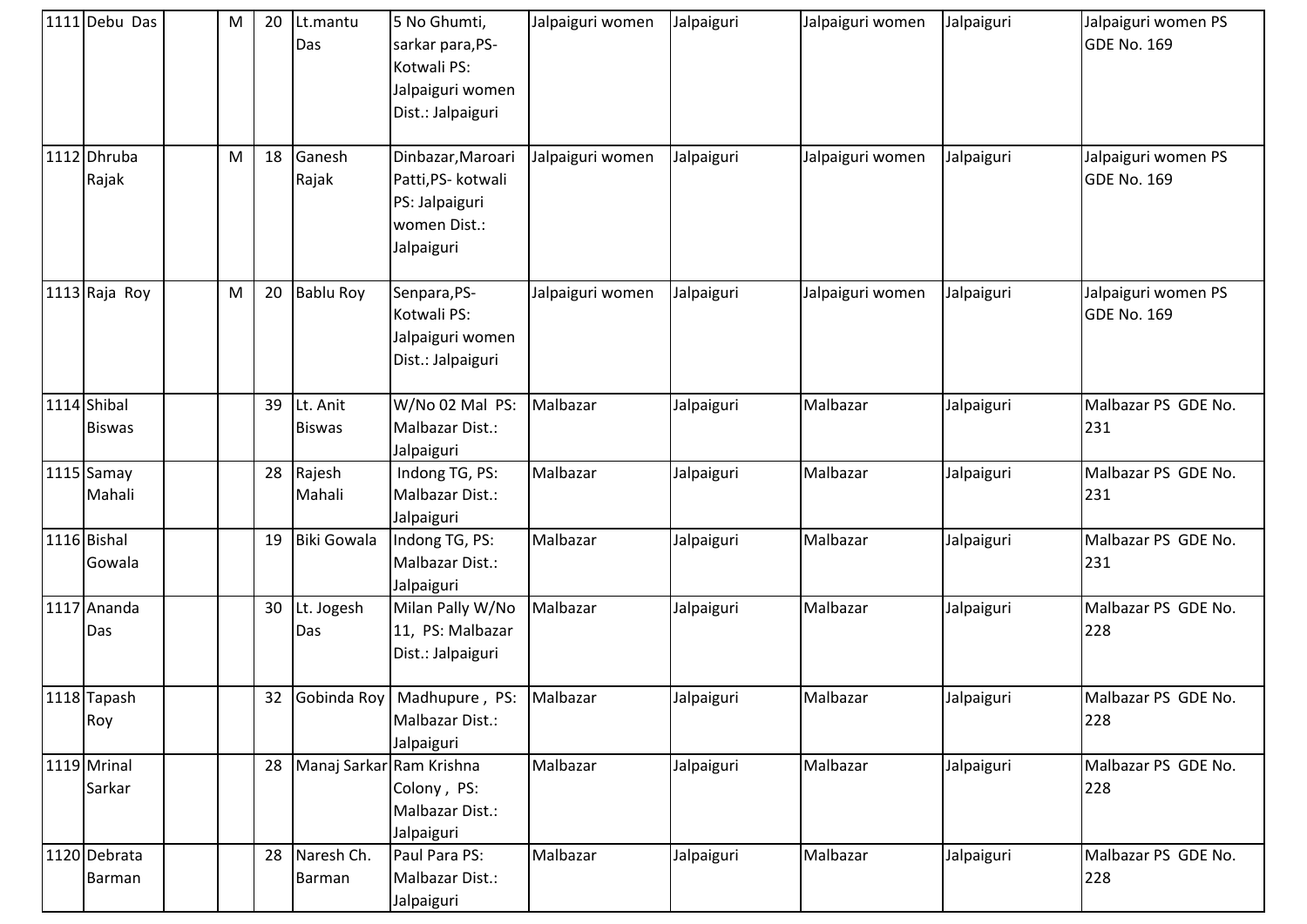| 1111 | Debu Das | | M | 20 | Lt.mantu Das | 5 No Ghumti, sarkar para,PS- Kotwali PS: Jalpaiguri women Dist.: Jalpaiguri | Jalpaiguri women | Jalpaiguri | Jalpaiguri women | Jalpaiguri | Jalpaiguri women PS GDE No. 169 |
|---|---|---|---|---|---|---|---|---|---|---|---|
| 1112 | Dhruba Rajak | | M | 18 | Ganesh Rajak | Dinbazar,Maroari Patti,PS- kotwali PS: Jalpaiguri women Dist.: Jalpaiguri | Jalpaiguri women | Jalpaiguri | Jalpaiguri women | Jalpaiguri | Jalpaiguri women PS GDE No. 169 |
| 1113 | Raja Roy | | M | 20 | Bablu Roy | Senpara,PS- Kotwali PS: Jalpaiguri women Dist.: Jalpaiguri | Jalpaiguri women | Jalpaiguri | Jalpaiguri women | Jalpaiguri | Jalpaiguri women PS GDE No. 169 |
| 1114 | Shibal Biswas | | | 39 | Lt. Anit Biswas | W/No 02 Mal PS: Malbazar Dist.: Jalpaiguri | Malbazar | Jalpaiguri | Malbazar | Jalpaiguri | Malbazar PS GDE No. 231 |
| 1115 | Samay Mahali | | | 28 | Rajesh Mahali | Indong TG, PS: Malbazar Dist.: Jalpaiguri | Malbazar | Jalpaiguri | Malbazar | Jalpaiguri | Malbazar PS GDE No. 231 |
| 1116 | Bishal Gowala | | | 19 | Biki Gowala | Indong TG, PS: Malbazar Dist.: Jalpaiguri | Malbazar | Jalpaiguri | Malbazar | Jalpaiguri | Malbazar PS GDE No. 231 |
| 1117 | Ananda Das | | | 30 | Lt. Jogesh Das | Milan Pally W/No 11, PS: Malbazar Dist.: Jalpaiguri | Malbazar | Jalpaiguri | Malbazar | Jalpaiguri | Malbazar PS GDE No. 228 |
| 1118 | Tapash Roy | | | 32 | Gobinda Roy | Madhupure , PS: Malbazar Dist.: Jalpaiguri | Malbazar | Jalpaiguri | Malbazar | Jalpaiguri | Malbazar PS GDE No. 228 |
| 1119 | Mrinal Sarkar | | | 28 | Manaj Sarkar | Ram Krishna Colony , PS: Malbazar Dist.: Jalpaiguri | Malbazar | Jalpaiguri | Malbazar | Jalpaiguri | Malbazar PS GDE No. 228 |
| 1120 | Debrata Barman | | | 28 | Naresh Ch. Barman | Paul Para PS: Malbazar Dist.: Jalpaiguri | Malbazar | Jalpaiguri | Malbazar | Jalpaiguri | Malbazar PS GDE No. 228 |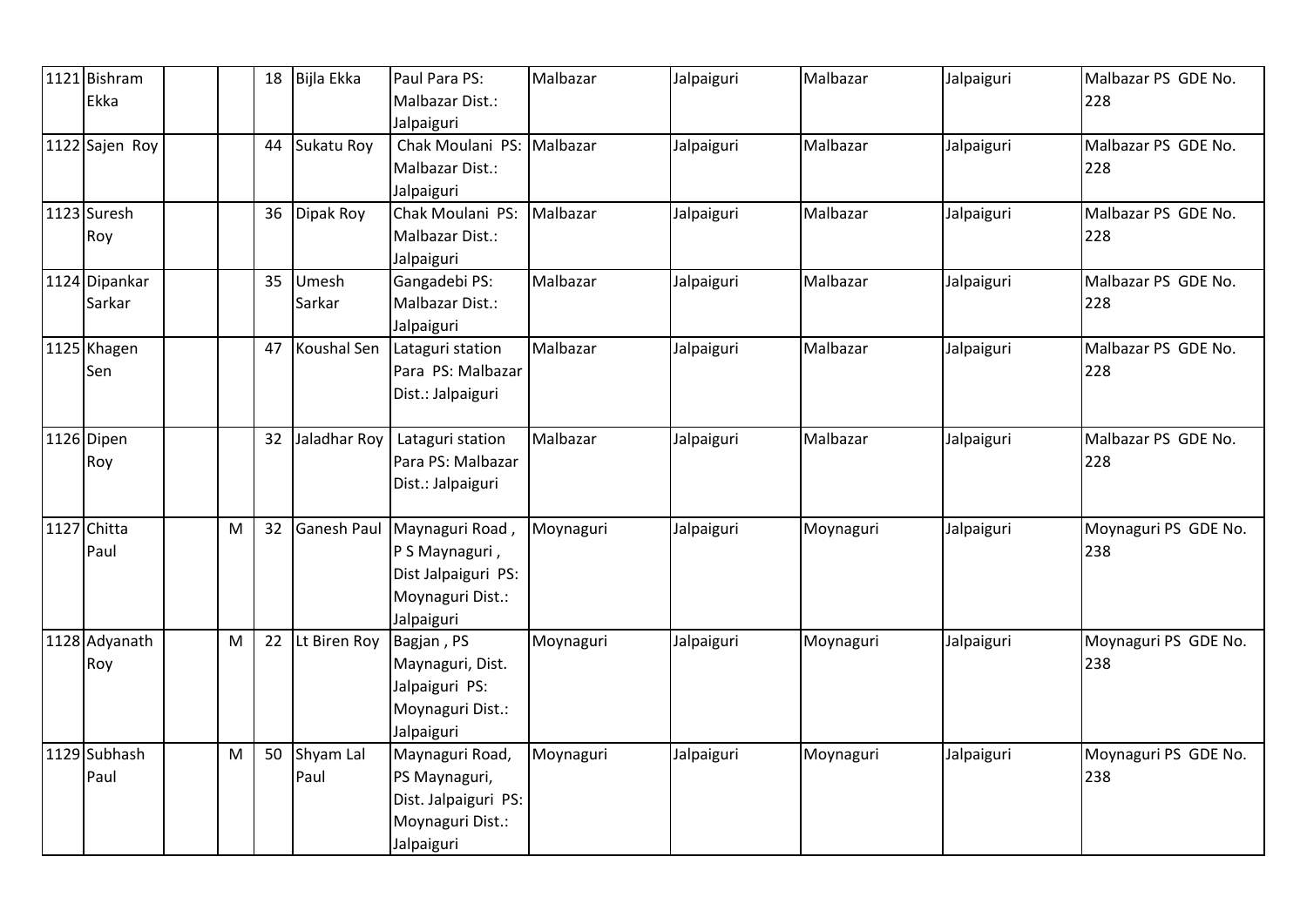| 1121 | Bishram Ekka | | | 18 | Bijla Ekka | Paul Para PS: Malbazar Dist.: Jalpaiguri | Malbazar | Jalpaiguri | Malbazar | Jalpaiguri | Malbazar PS GDE No. 228 |
|---|---|---|---|---|---|---|---|---|---|---|---|
| 1122 | Sajen Roy | | | 44 | Sukatu Roy | Chak Moulani PS: Malbazar Dist.: Jalpaiguri | Malbazar | Jalpaiguri | Malbazar | Jalpaiguri | Malbazar PS GDE No. 228 |
| 1123 | Suresh Roy | | | 36 | Dipak Roy | Chak Moulani PS: Malbazar Dist.: Jalpaiguri | Malbazar | Jalpaiguri | Malbazar | Jalpaiguri | Malbazar PS GDE No. 228 |
| 1124 | Dipankar Sarkar | | | 35 | Umesh Sarkar | Gangadebi PS: Malbazar Dist.: Jalpaiguri | Malbazar | Jalpaiguri | Malbazar | Jalpaiguri | Malbazar PS GDE No. 228 |
| 1125 | Khagen Sen | | | 47 | Koushal Sen | Lataguri station Para PS: Malbazar Dist.: Jalpaiguri | Malbazar | Jalpaiguri | Malbazar | Jalpaiguri | Malbazar PS GDE No. 228 |
| 1126 | Dipen Roy | | | 32 | Jaladhar Roy | Lataguri station Para PS: Malbazar Dist.: Jalpaiguri | Malbazar | Jalpaiguri | Malbazar | Jalpaiguri | Malbazar PS GDE No. 228 |
| 1127 | Chitta Paul | | M | 32 | Ganesh Paul | Maynaguri Road , P S Maynaguri , Dist Jalpaiguri PS: Moynaguri Dist.: Jalpaiguri | Moynaguri | Jalpaiguri | Moynaguri | Jalpaiguri | Moynaguri PS GDE No. 238 |
| 1128 | Adyanath Roy | | M | 22 | Lt Biren Roy | Bagjan , PS Maynaguri, Dist. Jalpaiguri PS: Moynaguri Dist.: Jalpaiguri | Moynaguri | Jalpaiguri | Moynaguri | Jalpaiguri | Moynaguri PS GDE No. 238 |
| 1129 | Subhash Paul | | M | 50 | Shyam Lal Paul | Maynaguri Road, PS Maynaguri, Dist. Jalpaiguri PS: Moynaguri Dist.: Jalpaiguri | Moynaguri | Jalpaiguri | Moynaguri | Jalpaiguri | Moynaguri PS GDE No. 238 |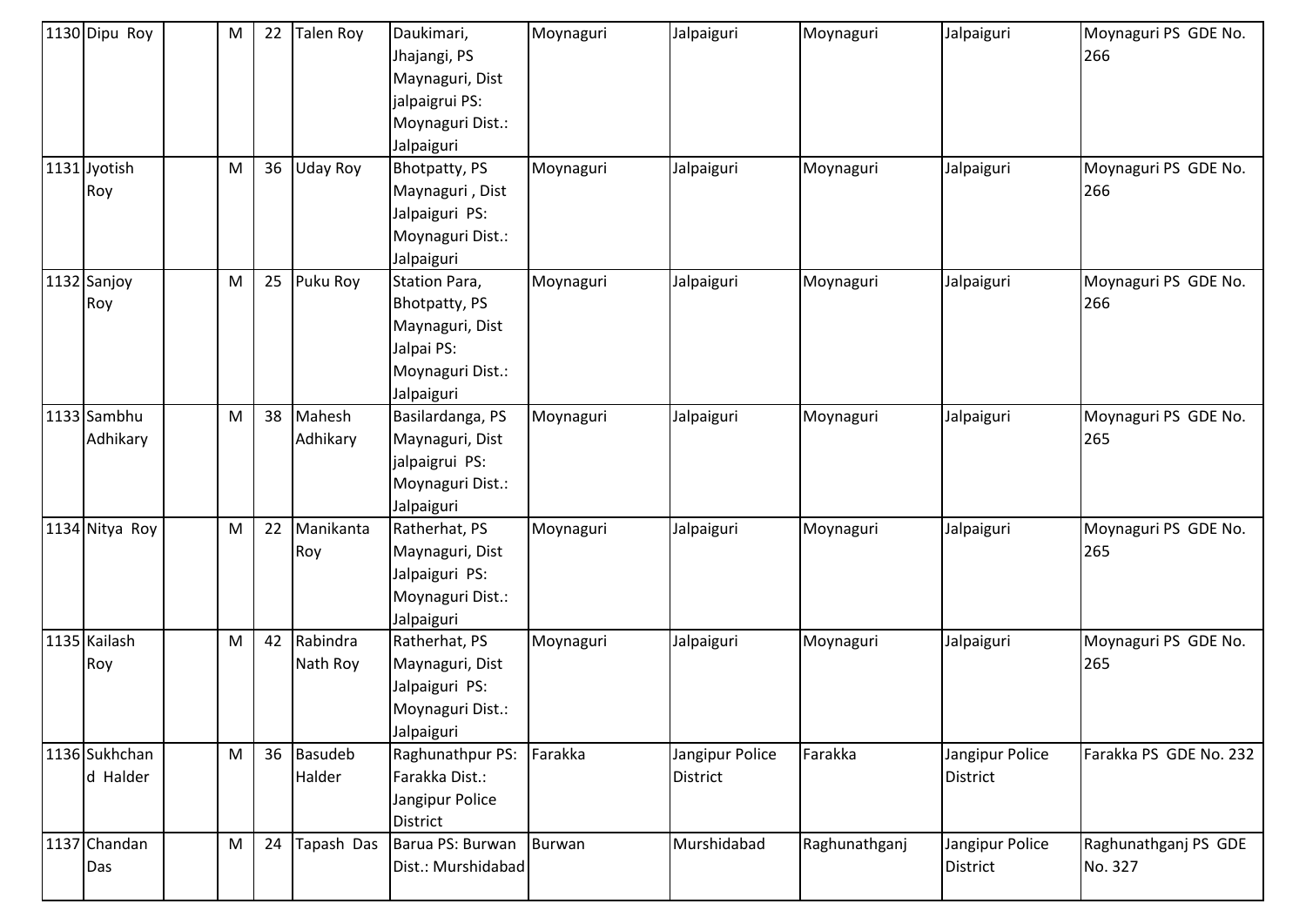| 1130 | Dipu Roy | | M | 22 | Talen Roy | Daukimari, Jhajangi, PS Maynaguri, Dist jalpaigrui PS: Moynaguri Dist.: Jalpaiguri | Moynaguri | Jalpaiguri | Moynaguri | Jalpaiguri | Moynaguri PS GDE No. 266 |
|---|---|---|---|---|---|---|---|---|---|---|---|
| 1131 | Jyotish Roy | | M | 36 | Uday Roy | Bhotpatty, PS Maynaguri , Dist Jalpaiguri PS: Moynaguri Dist.: Jalpaiguri | Moynaguri | Jalpaiguri | Moynaguri | Jalpaiguri | Moynaguri PS GDE No. 266 |
| 1132 | Sanjoy Roy | | M | 25 | Puku Roy | Station Para, Bhotpatty, PS Maynaguri, Dist Jalpai PS: Moynaguri Dist.: Jalpaiguri | Moynaguri | Jalpaiguri | Moynaguri | Jalpaiguri | Moynaguri PS GDE No. 266 |
| 1133 | Sambhu Adhikary | | M | 38 | Mahesh Adhikary | Basilardanga, PS Maynaguri, Dist jalpaigrui PS: Moynaguri Dist.: Jalpaiguri | Moynaguri | Jalpaiguri | Moynaguri | Jalpaiguri | Moynaguri PS GDE No. 265 |
| 1134 | Nitya Roy | | M | 22 | Manikanta Roy | Ratherhat, PS Maynaguri, Dist Jalpaiguri PS: Moynaguri Dist.: Jalpaiguri | Moynaguri | Jalpaiguri | Moynaguri | Jalpaiguri | Moynaguri PS GDE No. 265 |
| 1135 | Kailash Roy | | M | 42 | Rabindra Nath Roy | Ratherhat, PS Maynaguri, Dist Jalpaiguri PS: Moynaguri Dist.: Jalpaiguri | Moynaguri | Jalpaiguri | Moynaguri | Jalpaiguri | Moynaguri PS GDE No. 265 |
| 1136 | Sukhchand Halder | | M | 36 | Basudeb Halder | Raghunathpur PS: Farakka Dist.: Jangipur Police District | Farakka | Jangipur Police District | Farakka | Jangipur Police District | Farakka PS GDE No. 232 |
| 1137 | Chandan Das | | M | 24 | Tapash Das | Barua PS: Burwan Dist.: Murshidabad | Burwan | Murshidabad | Raghunathganj | Jangipur Police District | Raghunathganj PS GDE No. 327 |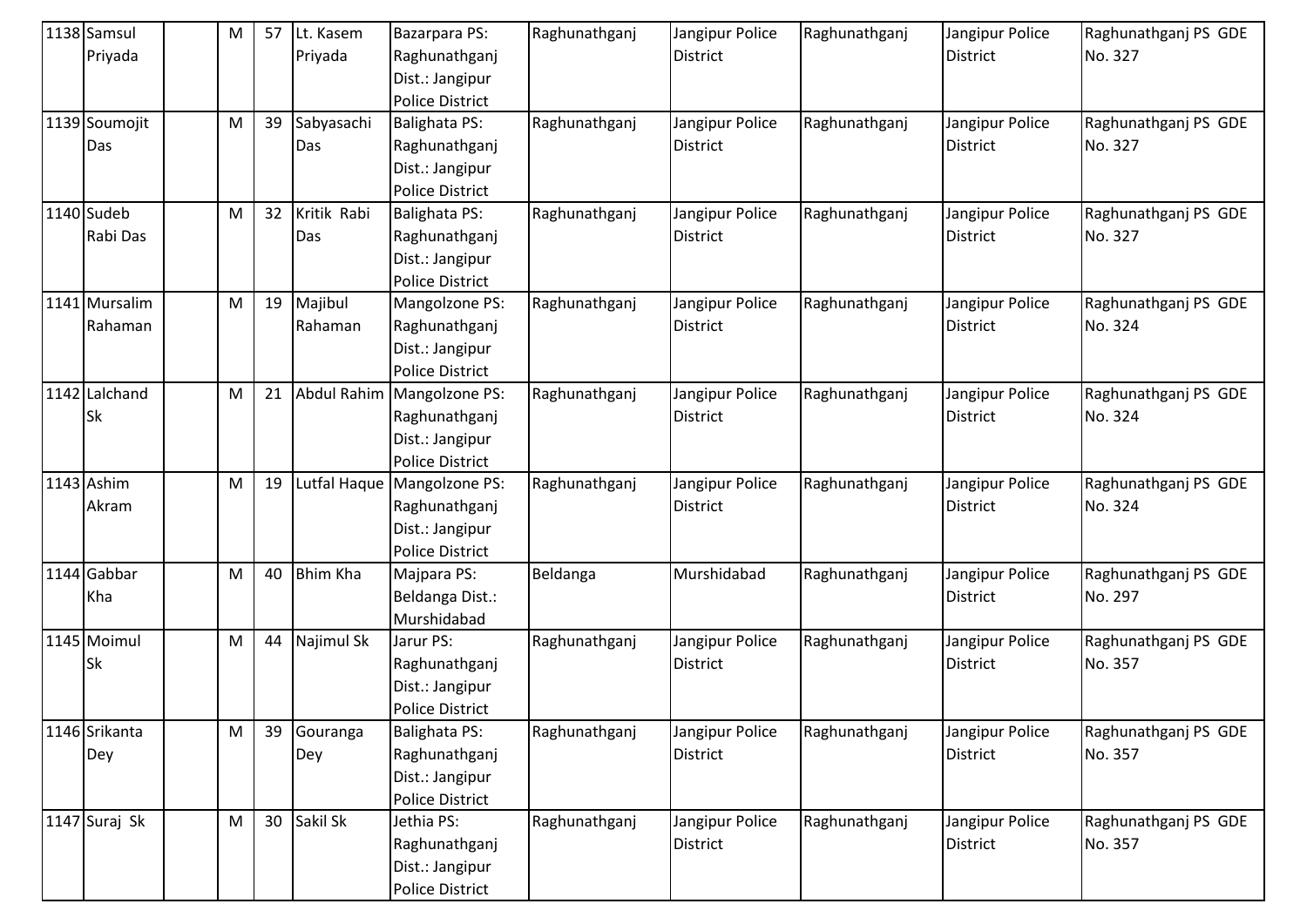| 1138 | Samsul Priyada | | M | 57 | Lt. Kasem Priyada | Bazarpara PS: Raghunathganj Dist.: Jangipur Police District | Raghunathganj | Jangipur Police District | Raghunathganj | Jangipur Police District | Raghunathganj PS GDE No. 327 |
|---|---|---|---|---|---|---|---|---|---|---|---|
| 1139 | Soumojit Das | | M | 39 | Sabyasachi Das | Balighata PS: Raghunathganj Dist.: Jangipur Police District | Raghunathganj | Jangipur Police District | Raghunathganj | Jangipur Police District | Raghunathganj PS GDE No. 327 |
| 1140 | Sudeb Rabi Das | | M | 32 | Kritik Rabi Das | Balighata PS: Raghunathganj Dist.: Jangipur Police District | Raghunathganj | Jangipur Police District | Raghunathganj | Jangipur Police District | Raghunathganj PS GDE No. 327 |
| 1141 | Mursalim Rahaman | | M | 19 | Majibul Rahaman | Mangolzone PS: Raghunathganj Dist.: Jangipur Police District | Raghunathganj | Jangipur Police District | Raghunathganj | Jangipur Police District | Raghunathganj PS GDE No. 324 |
| 1142 | Lalchand Sk | | M | 21 | Abdul Rahim | Mangolzone PS: Raghunathganj Dist.: Jangipur Police District | Raghunathganj | Jangipur Police District | Raghunathganj | Jangipur Police District | Raghunathganj PS GDE No. 324 |
| 1143 | Ashim Akram | | M | 19 | Lutfal Haque | Mangolzone PS: Raghunathganj Dist.: Jangipur Police District | Raghunathganj | Jangipur Police District | Raghunathganj | Jangipur Police District | Raghunathganj PS GDE No. 324 |
| 1144 | Gabbar Kha | | M | 40 | Bhim Kha | Majpara PS: Beldanga Dist.: Murshidabad | Beldanga | Murshidabad | Raghunathganj | Jangipur Police District | Raghunathganj PS GDE No. 297 |
| 1145 | Moimul Sk | | M | 44 | Najimul Sk | Jarur PS: Raghunathganj Dist.: Jangipur Police District | Raghunathganj | Jangipur Police District | Raghunathganj | Jangipur Police District | Raghunathganj PS GDE No. 357 |
| 1146 | Srikanta Dey | | M | 39 | Gouranga Dey | Balighata PS: Raghunathganj Dist.: Jangipur Police District | Raghunathganj | Jangipur Police District | Raghunathganj | Jangipur Police District | Raghunathganj PS GDE No. 357 |
| 1147 | Suraj Sk | | M | 30 | Sakil Sk | Jethia PS: Raghunathganj Dist.: Jangipur Police District | Raghunathganj | Jangipur Police District | Raghunathganj | Jangipur Police District | Raghunathganj PS GDE No. 357 |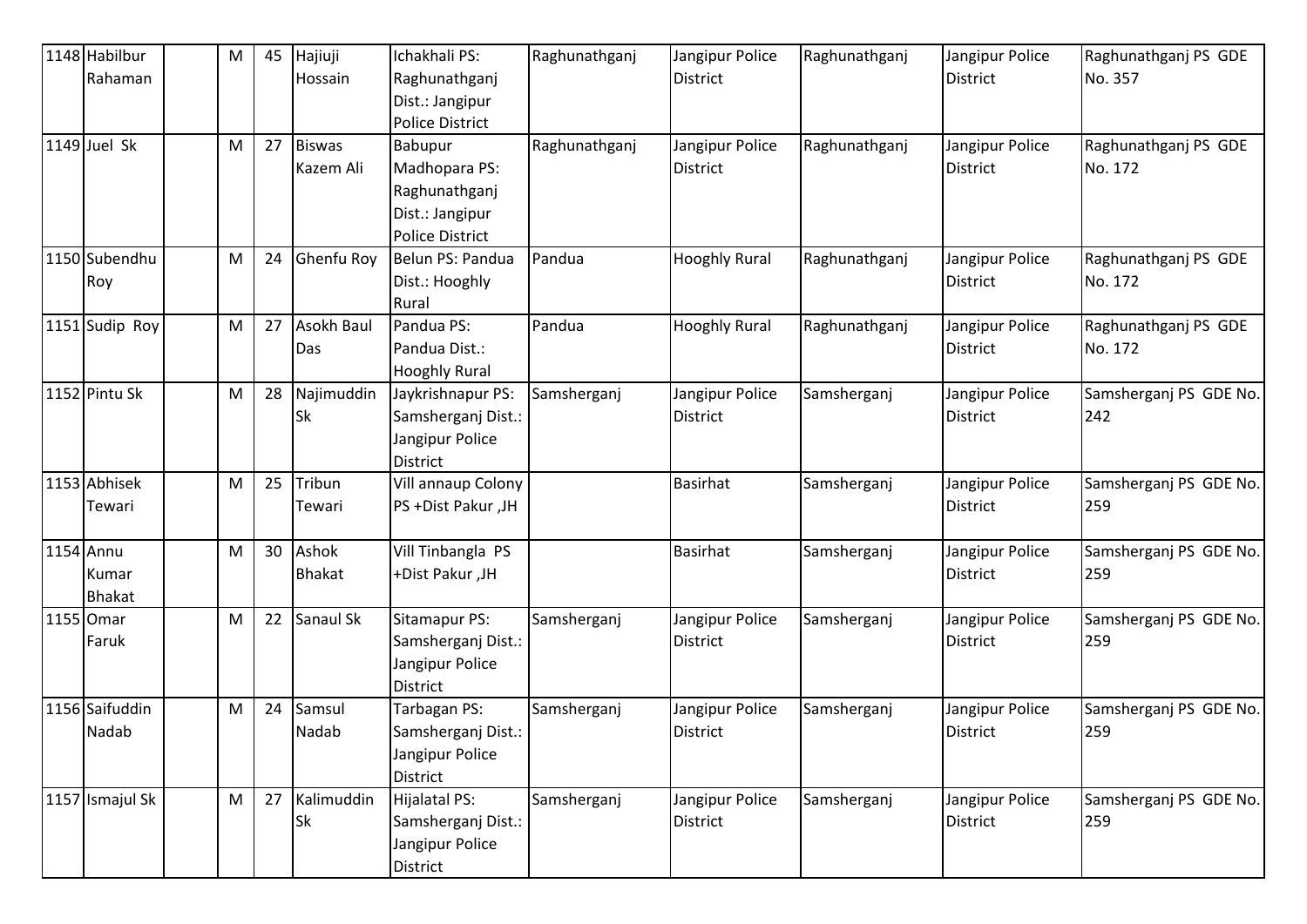| 1148 | Habilbur Rahaman | | M | 45 | Hajiuji Hossain | Ichakhali PS: Raghunathganj Dist.: Jangipur Police District | Raghunathganj | Jangipur Police District | Raghunathganj | Jangipur Police District | Raghunathganj PS GDE No. 357 |
|---|---|---|---|---|---|---|---|---|---|---|---|
| 1149 | Juel Sk | | M | 27 | Biswas Kazem Ali | Babupur Madhopara PS: Raghunathganj Dist.: Jangipur Police District | Raghunathganj | Jangipur Police District | Raghunathganj | Jangipur Police District | Raghunathganj PS GDE No. 172 |
| 1150 | Subendhu Roy | | M | 24 | Ghenfu Roy | Belun PS: Pandua Dist.: Hooghly Rural | Pandua | Hooghly Rural | Raghunathganj | Jangipur Police District | Raghunathganj PS GDE No. 172 |
| 1151 | Sudip Roy | | M | 27 | Asokh Baul Das | Pandua PS: Pandua Dist.: Hooghly Rural | Pandua | Hooghly Rural | Raghunathganj | Jangipur Police District | Raghunathganj PS GDE No. 172 |
| 1152 | Pintu Sk | | M | 28 | Najimuddin Sk | Jaykrishnapur PS: Samsherganj Dist.: Jangipur Police District | Samsherganj | Jangipur Police District | Samsherganj | Jangipur Police District | Samsherganj PS GDE No. 242 |
| 1153 | Abhisek Tewari | | M | 25 | Tribun Tewari | Vill annaup Colony PS +Dist Pakur ,JH | | Basirhat | Samsherganj | Jangipur Police District | Samsherganj PS GDE No. 259 |
| 1154 | Annu Kumar Bhakat | | M | 30 | Ashok Bhakat | Vill Tinbangla PS +Dist Pakur ,JH | | Basirhat | Samsherganj | Jangipur Police District | Samsherganj PS GDE No. 259 |
| 1155 | Omar Faruk | | M | 22 | Sanaul Sk | Sitamapur PS: Samsherganj Dist.: Jangipur Police District | Samsherganj | Jangipur Police District | Samsherganj | Jangipur Police District | Samsherganj PS GDE No. 259 |
| 1156 | Saifuddin Nadab | | M | 24 | Samsul Nadab | Tarbagan PS: Samsherganj Dist.: Jangipur Police District | Samsherganj | Jangipur Police District | Samsherganj | Jangipur Police District | Samsherganj PS GDE No. 259 |
| 1157 | Ismajul Sk | | M | 27 | Kalimuddin Sk | Hijalatal PS: Samsherganj Dist.: Jangipur Police District | Samsherganj | Jangipur Police District | Samsherganj | Jangipur Police District | Samsherganj PS GDE No. 259 |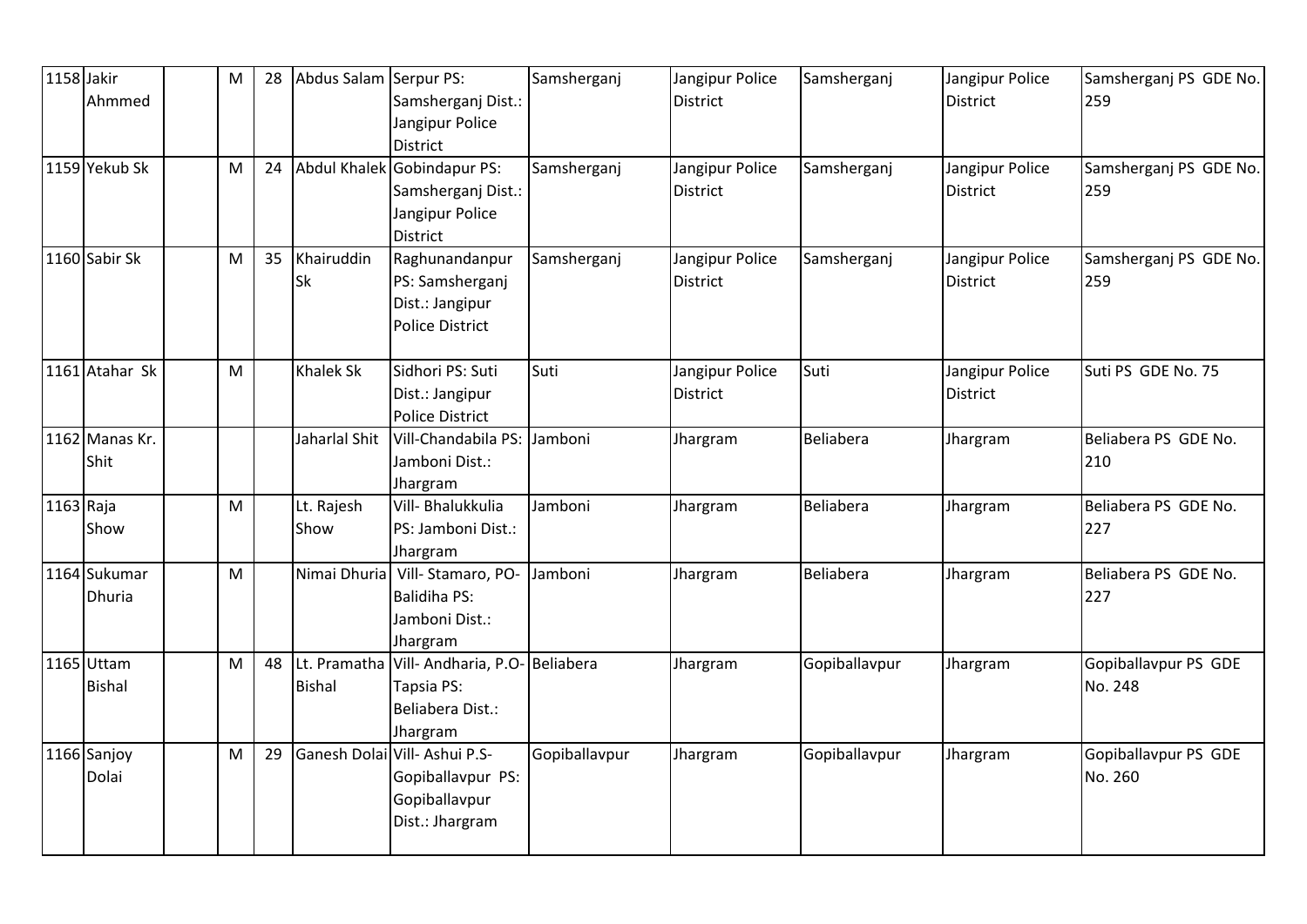| 1158 | Jakir Ahmmed | | M | 28 | Abdus Salam | Serpur PS: Samsherganj Dist.: Jangipur Police District | Samsherganj | Jangipur Police District | Samsherganj | Jangipur Police District | Samsherganj PS GDE No. 259 |
|---|---|---|---|---|---|---|---|---|---|---|---|
| 1159 | Yekub Sk | | M | 24 | Abdul Khalek | Gobindapur PS: Samsherganj Dist.: Jangipur Police District | Samsherganj | Jangipur Police District | Samsherganj | Jangipur Police District | Samsherganj PS GDE No. 259 |
| 1160 | Sabir Sk | | M | 35 | Khairuddin Sk | Raghunandanpur PS: Samsherganj Dist.: Jangipur Police District | Samsherganj | Jangipur Police District | Samsherganj | Jangipur Police District | Samsherganj PS GDE No. 259 |
| 1161 | Atahar Sk | | M | | Khalek Sk | Sidhori PS: Suti Dist.: Jangipur Police District | Suti | Jangipur Police District | Suti | Jangipur Police District | Suti PS GDE No. 75 |
| 1162 | Manas Kr. Shit | | | | Jaharlal Shit | Vill-Chandabila PS: Jamboni Dist.: Jhargram | Jamboni | Jhargram | Beliabera | Jhargram | Beliabera PS GDE No. 210 |
| 1163 | Raja Show | | M | | Lt. Rajesh Show | Vill- Bhalukkulia PS: Jamboni Dist.: Jhargram | Jamboni | Jhargram | Beliabera | Jhargram | Beliabera PS GDE No. 227 |
| 1164 | Sukumar Dhuria | | M | | Nimai Dhuria | Vill- Stamaro, PO- Balidiha PS: Jamboni Dist.: Jhargram | Jamboni | Jhargram | Beliabera | Jhargram | Beliabera PS GDE No. 227 |
| 1165 | Uttam Bishal | | M | 48 | Lt. Pramatha Bishal | Vill- Andharia, P.O- Tapsia PS: Beliabera Dist.: Jhargram | Beliabera | Jhargram | Gopiballavpur | Jhargram | Gopiballavpur PS GDE No. 248 |
| 1166 | Sanjoy Dolai | | M | 29 | Ganesh Dolai | Vill- Ashui P.S- Gopiballavpur PS: Gopiballavpur Dist.: Jhargram | Gopiballavpur | Jhargram | Gopiballavpur | Jhargram | Gopiballavpur PS GDE No. 260 |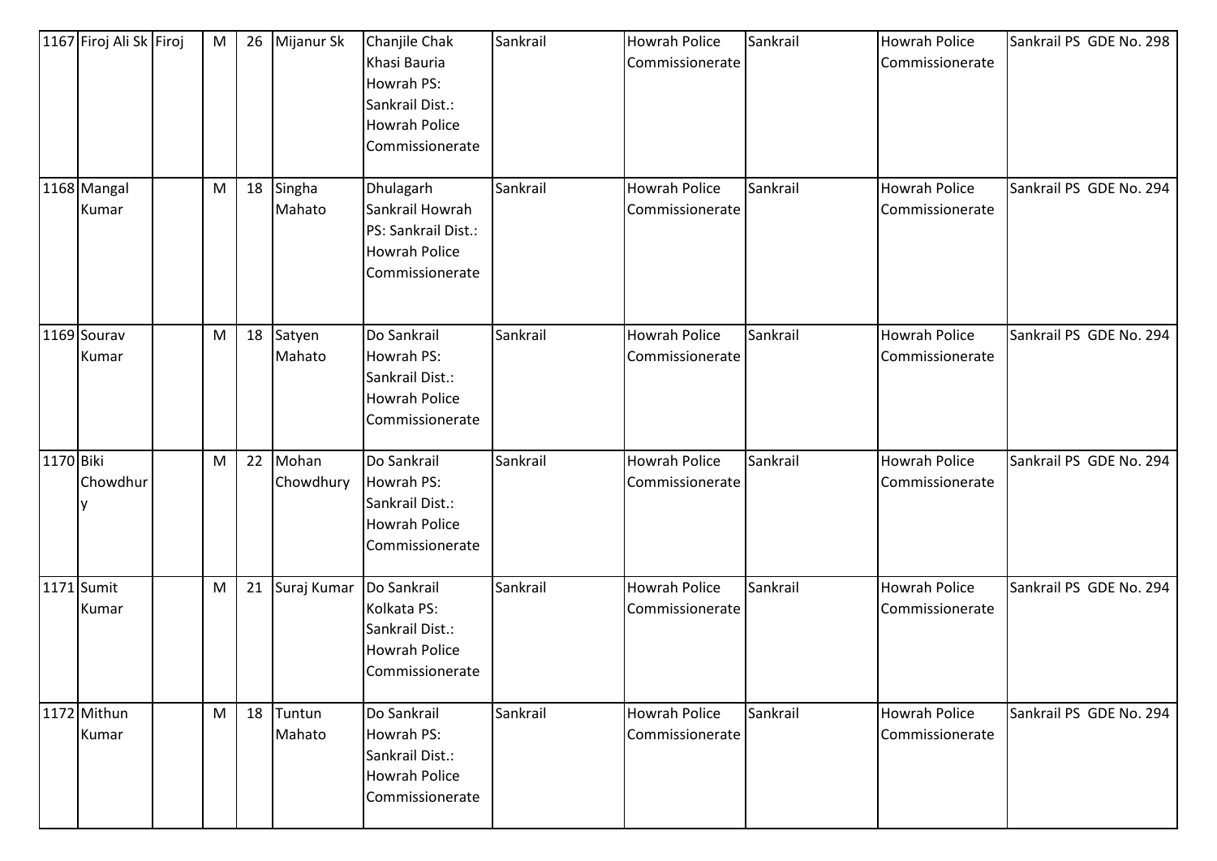| 1167 | Firoj Ali Sk | Firoj | M | 26 | Mijanur Sk | Chanjile Chak Khasi Bauria Howrah PS: Sankrail Dist.: Howrah Police Commissionerate | Sankrail | Howrah Police Commissionerate | Sankrail | Howrah Police Commissionerate | Sankrail PS GDE No. 298 |
|---|---|---|---|---|---|---|---|---|---|---|---|
| 1168 | Mangal Kumar | | M | 18 | Singha Mahato | Dhulagarh Sankrail Howrah PS: Sankrail Dist.: Howrah Police Commissionerate | Sankrail | Howrah Police Commissionerate | Sankrail | Howrah Police Commissionerate | Sankrail PS GDE No. 294 |
| 1169 | Sourav Kumar | | M | 18 | Satyen Mahato | Do Sankrail Howrah PS: Sankrail Dist.: Howrah Police Commissionerate | Sankrail | Howrah Police Commissionerate | Sankrail | Howrah Police Commissionerate | Sankrail PS GDE No. 294 |
| 1170 | Biki Chowdhury | | M | 22 | Mohan Chowdhury | Do Sankrail Howrah PS: Sankrail Dist.: Howrah Police Commissionerate | Sankrail | Howrah Police Commissionerate | Sankrail | Howrah Police Commissionerate | Sankrail PS GDE No. 294 |
| 1171 | Sumit Kumar | | M | 21 | Suraj Kumar | Do Sankrail Kolkata PS: Sankrail Dist.: Howrah Police Commissionerate | Sankrail | Howrah Police Commissionerate | Sankrail | Howrah Police Commissionerate | Sankrail PS GDE No. 294 |
| 1172 | Mithun Kumar | | M | 18 | Tuntun Mahato | Do Sankrail Howrah PS: Sankrail Dist.: Howrah Police Commissionerate | Sankrail | Howrah Police Commissionerate | Sankrail | Howrah Police Commissionerate | Sankrail PS GDE No. 294 |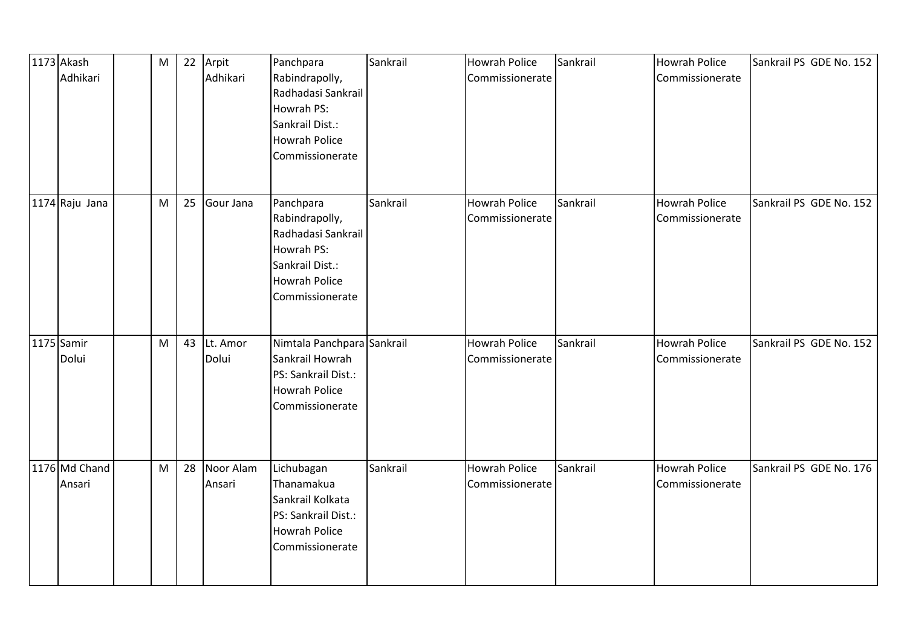| 1173 | Akash Adhikari | | M | 22 | Arpit Adhikari | Panchpara Rabindrapolly, Radhadasi Sankrail Howrah PS: Sankrail Dist.: Howrah Police Commissionerate | Sankrail | Howrah Police Commissionerate | Sankrail | Howrah Police Commissionerate | Sankrail PS GDE No. 152 |
|---|---|---|---|---|---|---|---|---|---|---|---|
| 1174 | Raju Jana | | M | 25 | Gour Jana | Panchpara Rabindrapolly, Radhadasi Sankrail Howrah PS: Sankrail Dist.: Howrah Police Commissionerate | Sankrail | Howrah Police Commissionerate | Sankrail | Howrah Police Commissionerate | Sankrail PS GDE No. 152 |
| 1175 | Samir Dolui | | M | 43 | Lt. Amor Dolui | Nimtala Panchpara Sankrail Howrah PS: Sankrail Dist.: Howrah Police Commissionerate | Sankrail | Howrah Police Commissionerate | Sankrail | Howrah Police Commissionerate | Sankrail PS GDE No. 152 |
| 1176 | Md Chand Ansari | | M | 28 | Noor Alam Ansari | Lichubagan Thanamakua Sankrail Kolkata PS: Sankrail Dist.: Howrah Police Commissionerate | Sankrail | Howrah Police Commissionerate | Sankrail | Howrah Police Commissionerate | Sankrail PS GDE No. 176 |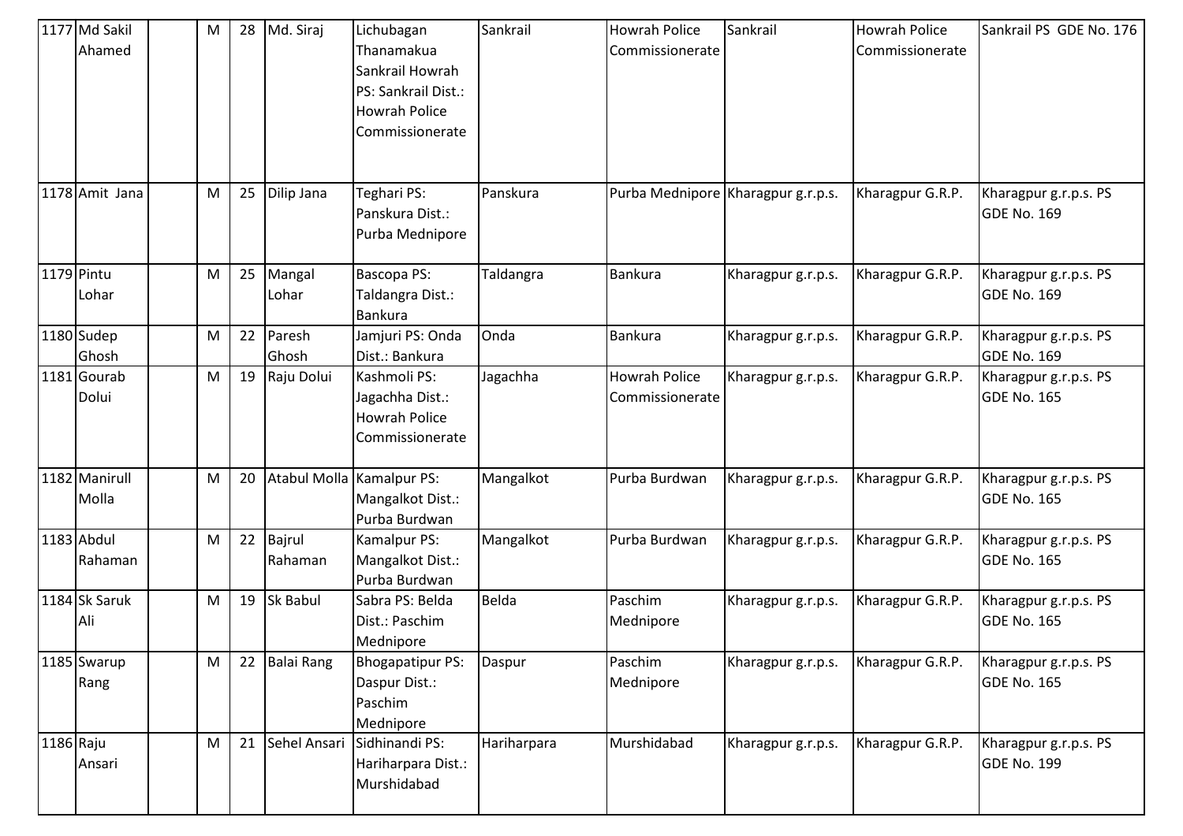| 1177 | Md Sakil Ahamed | | M | 28 | Md. Siraj | Lichubagan Thanamakua Sankrail Howrah PS: Sankrail Dist.: Howrah Police Commissionerate | Sankrail | Howrah Police Commissionerate | Sankrail | Howrah Police Commissionerate | Sankrail PS GDE No. 176 |
|---|---|---|---|---|---|---|---|---|---|---|---|
| 1178 | Amit Jana | | M | 25 | Dilip Jana | Teghari PS: Panskura Dist.: Purba Mednipore | Panskura | Purba Mednipore | Kharagpur g.r.p.s. | Kharagpur G.R.P. | Kharagpur g.r.p.s. PS GDE No. 169 |
| 1179 | Pintu Lohar | | M | 25 | Mangal Lohar | Bascopa PS: Taldangra Dist.: Bankura | Taldangra | Bankura | Kharagpur g.r.p.s. | Kharagpur G.R.P. | Kharagpur g.r.p.s. PS GDE No. 169 |
| 1180 | Sudep Ghosh | | M | 22 | Paresh Ghosh | Jamjuri PS: Onda Dist.: Bankura | Onda | Bankura | Kharagpur g.r.p.s. | Kharagpur G.R.P. | Kharagpur g.r.p.s. PS GDE No. 169 |
| 1181 | Gourab Dolui | | M | 19 | Raju Dolui | Kashmoli PS: Jagachha Dist.: Howrah Police Commissionerate | Jagachha | Howrah Police Commissionerate | Kharagpur g.r.p.s. | Kharagpur G.R.P. | Kharagpur g.r.p.s. PS GDE No. 165 |
| 1182 | Manirull Molla | | M | 20 | Atabul Molla | Kamalpur PS: Mangalkot Dist.: Purba Burdwan | Mangalkot | Purba Burdwan | Kharagpur g.r.p.s. | Kharagpur G.R.P. | Kharagpur g.r.p.s. PS GDE No. 165 |
| 1183 | Abdul Rahaman | | M | 22 | Bajrul Rahaman | Kamalpur PS: Mangalkot Dist.: Purba Burdwan | Mangalkot | Purba Burdwan | Kharagpur g.r.p.s. | Kharagpur G.R.P. | Kharagpur g.r.p.s. PS GDE No. 165 |
| 1184 | Sk Saruk Ali | | M | 19 | Sk Babul | Sabra PS: Belda Dist.: Paschim Mednipore | Belda | Paschim Mednipore | Kharagpur g.r.p.s. | Kharagpur G.R.P. | Kharagpur g.r.p.s. PS GDE No. 165 |
| 1185 | Swarup Rang | | M | 22 | Balai Rang | Bhogapatipur PS: Daspur Dist.: Paschim Mednipore | Daspur | Paschim Mednipore | Kharagpur g.r.p.s. | Kharagpur G.R.P. | Kharagpur g.r.p.s. PS GDE No. 165 |
| 1186 | Raju Ansari | | M | 21 | Sehel Ansari | Sidhinandi PS: Hariharpara Dist.: Murshidabad | Hariharpara | Murshidabad | Kharagpur g.r.p.s. | Kharagpur G.R.P. | Kharagpur g.r.p.s. PS GDE No. 199 |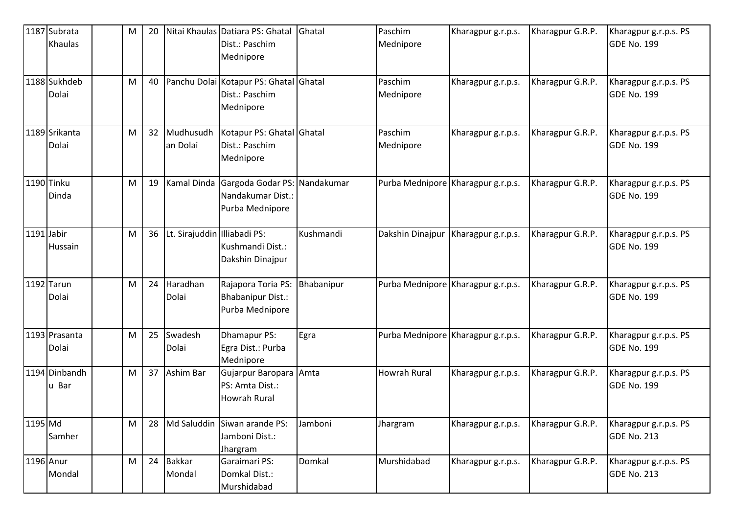| 1187 | Subrata Khaulas | | M | 20 | Nitai Khaulas | Datiara PS: Ghatal Dist.: Paschim Mednipore | Ghatal | Paschim Mednipore | Kharagpur g.r.p.s. | Kharagpur G.R.P. | Kharagpur g.r.p.s. PS GDE No. 199 |
|---|---|---|---|---|---|---|---|---|---|---|---|
| 1188 | Sukhdeb Dolai | | M | 40 | Panchu Dolai | Kotapur PS: Ghatal Dist.: Paschim Mednipore | Ghatal | Paschim Mednipore | Kharagpur g.r.p.s. | Kharagpur G.R.P. | Kharagpur g.r.p.s. PS GDE No. 199 |
| 1189 | Srikanta Dolai | | M | 32 | Mudhusudhan Dolai | Kotapur PS: Ghatal Dist.: Paschim Mednipore | Ghatal | Paschim Mednipore | Kharagpur g.r.p.s. | Kharagpur G.R.P. | Kharagpur g.r.p.s. PS GDE No. 199 |
| 1190 | Tinku Dinda | | M | 19 | Kamal Dinda | Gargoda Godar PS: Nandakumar Dist.: Purba Mednipore | Nandakumar | Purba Mednipore | Kharagpur g.r.p.s. | Kharagpur G.R.P. | Kharagpur g.r.p.s. PS GDE No. 199 |
| 1191 | Jabir Hussain | | M | 36 | Lt. Sirajuddin | Illiabadi PS: Kushmandi Dist.: Dakshin Dinajpur | Kushmandi | Dakshin Dinajpur | Kharagpur g.r.p.s. | Kharagpur G.R.P. | Kharagpur g.r.p.s. PS GDE No. 199 |
| 1192 | Tarun Dolai | | M | 24 | Haradhan Dolai | Rajapora Toria PS: Bhabanipur Dist.: Purba Mednipore | Bhabanipur | Purba Mednipore | Kharagpur g.r.p.s. | Kharagpur G.R.P. | Kharagpur g.r.p.s. PS GDE No. 199 |
| 1193 | Prasanta Dolai | | M | 25 | Swadesh Dolai | Dhamapur PS: Egra Dist.: Purba Mednipore | Egra | Purba Mednipore | Kharagpur g.r.p.s. | Kharagpur G.R.P. | Kharagpur g.r.p.s. PS GDE No. 199 |
| 1194 | Dinbandhu Bar | | M | 37 | Ashim Bar | Gujarpur Baropara PS: Amta Dist.: Howrah Rural | Amta | Howrah Rural | Kharagpur g.r.p.s. | Kharagpur G.R.P. | Kharagpur g.r.p.s. PS GDE No. 199 |
| 1195 | Md Samher | | M | 28 | Md Saluddin | Siwan arande PS: Jamboni Dist.: Jhargram | Jamboni | Jhargram | Kharagpur g.r.p.s. | Kharagpur G.R.P. | Kharagpur g.r.p.s. PS GDE No. 213 |
| 1196 | Anur Mondal | | M | 24 | Bakkar Mondal | Garaimari PS: Domkal Dist.: Murshidabad | Domkal | Murshidabad | Kharagpur g.r.p.s. | Kharagpur G.R.P. | Kharagpur g.r.p.s. PS GDE No. 213 |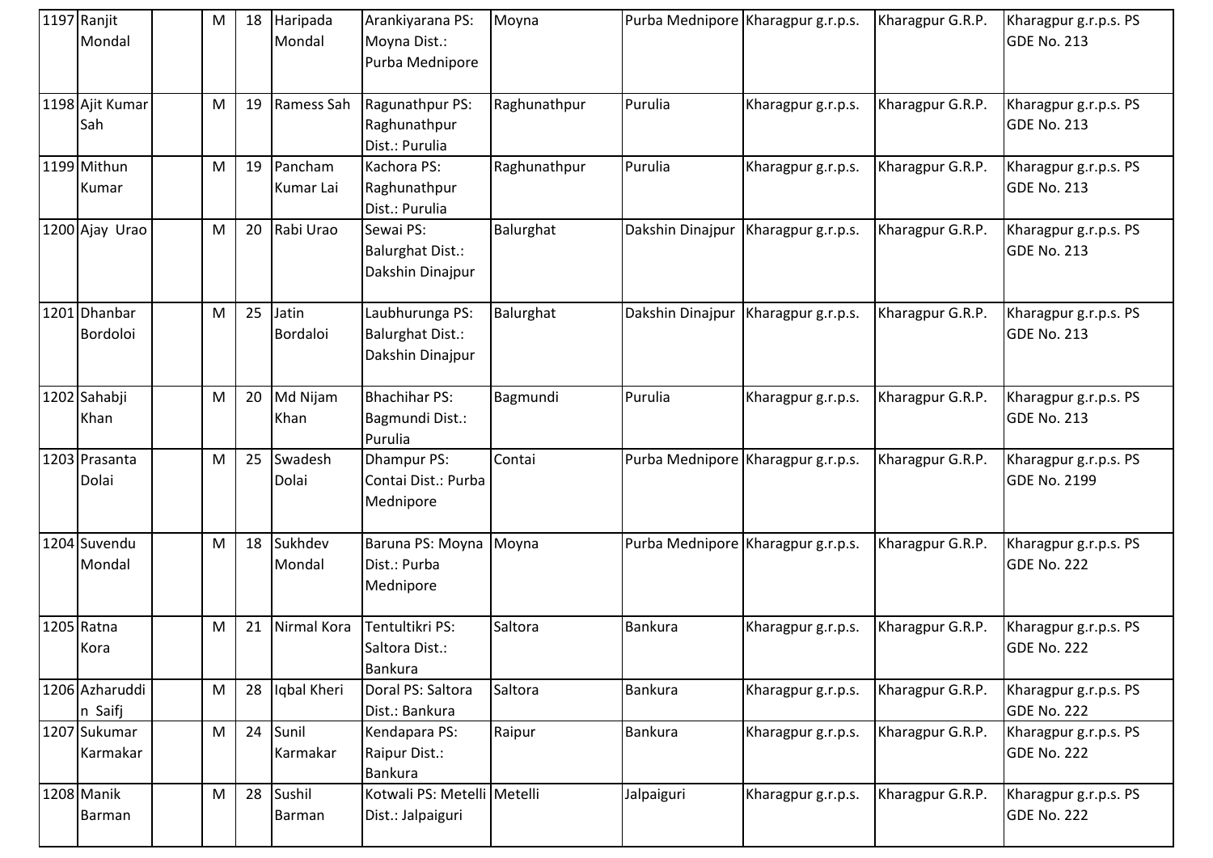| 1197 | Ranjit Mondal | | M | 18 | Haripada Mondal | Arankiyarana PS: Moyna Dist.: Purba Mednipore | Moyna | Purba Mednipore | Kharagpur g.r.p.s. | Kharagpur G.R.P. | Kharagpur g.r.p.s. PS GDE No. 213 |
|---|---|---|---|---|---|---|---|---|---|---|---|
| 1198 | Ajit Kumar Sah | | M | 19 | Ramess Sah | Ragunathpur PS: Raghunathpur Dist.: Purulia | Raghunathpur | Purulia | Kharagpur g.r.p.s. | Kharagpur G.R.P. | Kharagpur g.r.p.s. PS GDE No. 213 |
| 1199 | Mithun Kumar | | M | 19 | Pancham Kumar Lai | Kachora PS: Raghunathpur Dist.: Purulia | Raghunathpur | Purulia | Kharagpur g.r.p.s. | Kharagpur G.R.P. | Kharagpur g.r.p.s. PS GDE No. 213 |
| 1200 | Ajay Urao | | M | 20 | Rabi Urao | Sewai PS: Balurghat Dist.: Dakshin Dinajpur | Balurghat | Dakshin Dinajpur | Kharagpur g.r.p.s. | Kharagpur G.R.P. | Kharagpur g.r.p.s. PS GDE No. 213 |
| 1201 | Dhanbar Bordoloi | | M | 25 | Jatin Bordaloi | Laubhurunga PS: Balurghat Dist.: Dakshin Dinajpur | Balurghat | Dakshin Dinajpur | Kharagpur g.r.p.s. | Kharagpur G.R.P. | Kharagpur g.r.p.s. PS GDE No. 213 |
| 1202 | Sahabji Khan | | M | 20 | Md Nijam Khan | Bhachihar PS: Bagmundi Dist.: Purulia | Bagmundi | Purulia | Kharagpur g.r.p.s. | Kharagpur G.R.P. | Kharagpur g.r.p.s. PS GDE No. 213 |
| 1203 | Prasanta Dolai | | M | 25 | Swadesh Dolai | Dhampur PS: Contai Dist.: Purba Mednipore | Contai | Purba Mednipore | Kharagpur g.r.p.s. | Kharagpur G.R.P. | Kharagpur g.r.p.s. PS GDE No. 2199 |
| 1204 | Suvendu Mondal | | M | 18 | Sukhdev Mondal | Baruna PS: Moyna Dist.: Purba Mednipore | Moyna | Purba Mednipore | Kharagpur g.r.p.s. | Kharagpur G.R.P. | Kharagpur g.r.p.s. PS GDE No. 222 |
| 1205 | Ratna Kora | | M | 21 | Nirmal Kora | Tentultikri PS: Saltora Dist.: Bankura | Saltora | Bankura | Kharagpur g.r.p.s. | Kharagpur G.R.P. | Kharagpur g.r.p.s. PS GDE No. 222 |
| 1206 | Azharuddin Saifj | | M | 28 | Iqbal Kheri | Doral PS: Saltora Dist.: Bankura | Saltora | Bankura | Kharagpur g.r.p.s. | Kharagpur G.R.P. | Kharagpur g.r.p.s. PS GDE No. 222 |
| 1207 | Sukumar Karmakar | | M | 24 | Sunil Karmakar | Kendapara PS: Raipur Dist.: Bankura | Raipur | Bankura | Kharagpur g.r.p.s. | Kharagpur G.R.P. | Kharagpur g.r.p.s. PS GDE No. 222 |
| 1208 | Manik Barman | | M | 28 | Sushil Barman | Kotwali PS: Metelli Dist.: Jalpaiguri | Metelli | Jalpaiguri | Kharagpur g.r.p.s. | Kharagpur G.R.P. | Kharagpur g.r.p.s. PS GDE No. 222 |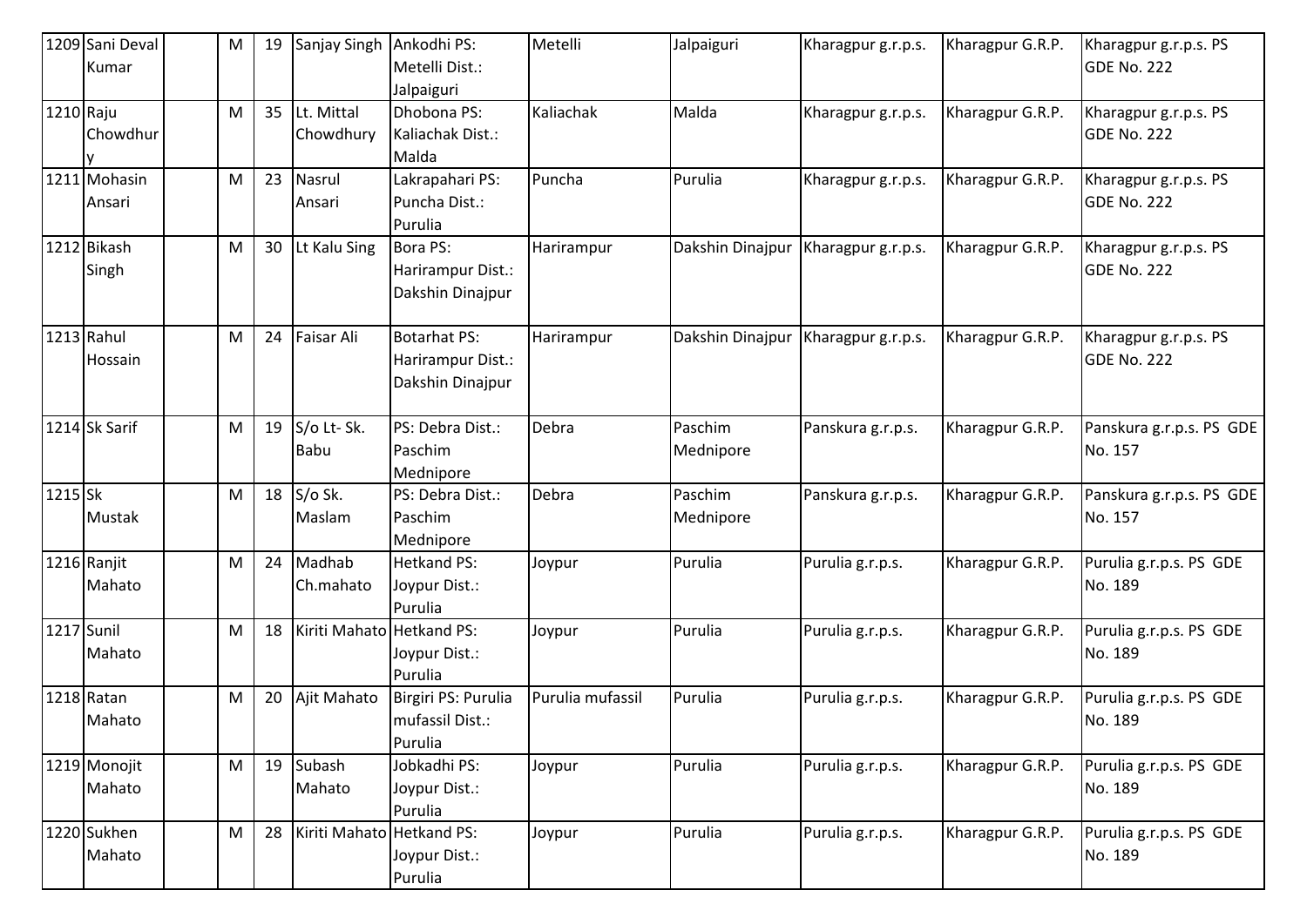| 1209 | Sani Deval Kumar | | M | 19 | Sanjay Singh | Ankodhi PS: Metelli Dist.: Jalpaiguri | Metelli | Jalpaiguri | Kharagpur g.r.p.s. | Kharagpur G.R.P. | Kharagpur g.r.p.s. PS GDE No. 222 |
|---|---|---|---|---|---|---|---|---|---|---|---|
| 1210 | Raju Chowdhury | | M | 35 | Lt. Mittal Chowdhury | Dhobona PS: Kaliachak Dist.: Malda | Kaliachak | Malda | Kharagpur g.r.p.s. | Kharagpur G.R.P. | Kharagpur g.r.p.s. PS GDE No. 222 |
| 1211 | Mohasin Ansari | | M | 23 | Nasrul Ansari | Lakrapahari PS: Puncha Dist.: Purulia | Puncha | Purulia | Kharagpur g.r.p.s. | Kharagpur G.R.P. | Kharagpur g.r.p.s. PS GDE No. 222 |
| 1212 | Bikash Singh | | M | 30 | Lt Kalu Sing | Bora PS: Harirampur Dist.: Dakshin Dinajpur | Harirampur | Dakshin Dinajpur | Kharagpur g.r.p.s. | Kharagpur G.R.P. | Kharagpur g.r.p.s. PS GDE No. 222 |
| 1213 | Rahul Hossain | | M | 24 | Faisar Ali | Botarhat PS: Harirampur Dist.: Dakshin Dinajpur | Harirampur | Dakshin Dinajpur | Kharagpur g.r.p.s. | Kharagpur G.R.P. | Kharagpur g.r.p.s. PS GDE No. 222 |
| 1214 | Sk Sarif | | M | 19 | S/o Lt- Sk. Babu | PS: Debra Dist.: Paschim Mednipore | Debra | Paschim Mednipore | Panskura g.r.p.s. | Kharagpur G.R.P. | Panskura g.r.p.s. PS GDE No. 157 |
| 1215 | Sk Mustak | | M | 18 | S/o Sk. Maslam | PS: Debra Dist.: Paschim Mednipore | Debra | Paschim Mednipore | Panskura g.r.p.s. | Kharagpur G.R.P. | Panskura g.r.p.s. PS GDE No. 157 |
| 1216 | Ranjit Mahato | | M | 24 | Madhab Ch.mahato | Hetkand PS: Joypur Dist.: Purulia | Joypur | Purulia | Purulia g.r.p.s. | Kharagpur G.R.P. | Purulia g.r.p.s. PS GDE No. 189 |
| 1217 | Sunil Mahato | | M | 18 | Kiriti Mahato | Hetkand PS: Joypur Dist.: Purulia | Joypur | Purulia | Purulia g.r.p.s. | Kharagpur G.R.P. | Purulia g.r.p.s. PS GDE No. 189 |
| 1218 | Ratan Mahato | | M | 20 | Ajit Mahato | Birgiri PS: Purulia mufassil Dist.: Purulia | Purulia mufassil | Purulia | Purulia g.r.p.s. | Kharagpur G.R.P. | Purulia g.r.p.s. PS GDE No. 189 |
| 1219 | Monojit Mahato | | M | 19 | Subash Mahato | Jobkadhi PS: Joypur Dist.: Purulia | Joypur | Purulia | Purulia g.r.p.s. | Kharagpur G.R.P. | Purulia g.r.p.s. PS GDE No. 189 |
| 1220 | Sukhen Mahato | | M | 28 | Kiriti Mahato | Hetkand PS: Joypur Dist.: Purulia | Joypur | Purulia | Purulia g.r.p.s. | Kharagpur G.R.P. | Purulia g.r.p.s. PS GDE No. 189 |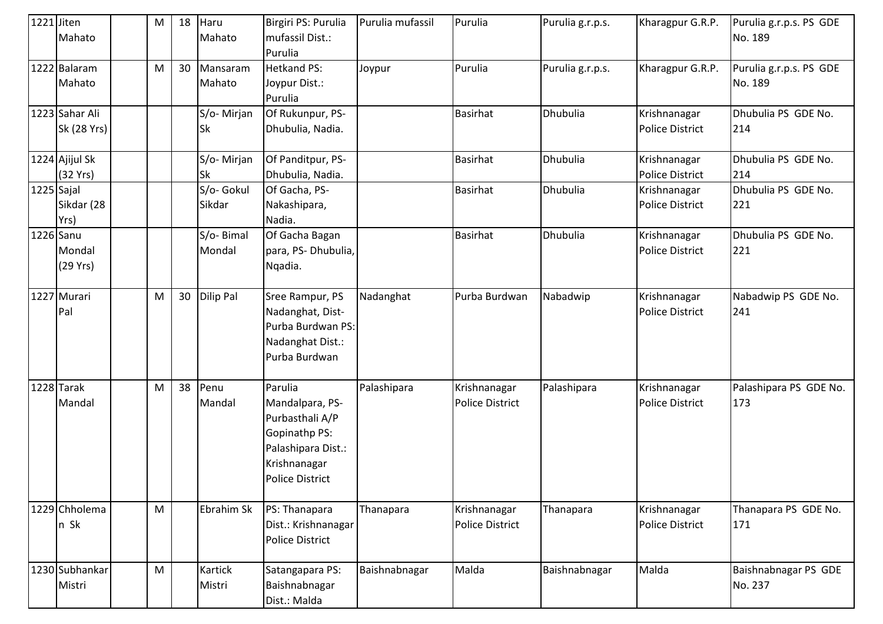| 1221 | Jiten Mahato | | M | 18 | Haru Mahato | Birgiri PS: Purulia mufassil Dist.: Purulia | Purulia mufassil | Purulia | Purulia g.r.p.s. | Kharagpur G.R.P. | Purulia g.r.p.s. PS GDE No. 189 |
|---|---|---|---|---|---|---|---|---|---|---|---|
| 1222 | Balaram Mahato | | M | 30 | Mansaram Mahato | Hetkand PS: Joypur Dist.: Purulia | Joypur | Purulia | Purulia g.r.p.s. | Kharagpur G.R.P. | Purulia g.r.p.s. PS GDE No. 189 |
| 1223 | Sahar Ali Sk (28 Yrs) | | | | S/o- Mirjan Sk | Of Rukunpur, PS-Dhubulia, Nadia. | | Basirhat | Dhubulia | Krishnanagar Police District | Dhubulia PS GDE No. 214 |
| 1224 | Ajijul Sk (32 Yrs) | | | | S/o- Mirjan Sk | Of Panditpur, PS-Dhubulia, Nadia. | | Basirhat | Dhubulia | Krishnanagar Police District | Dhubulia PS GDE No. 214 |
| 1225 | Sajal Sikdar (28 Yrs) | | | | S/o- Gokul Sikdar | Of Gacha, PS-Nakashipara, Nadia. | | Basirhat | Dhubulia | Krishnanagar Police District | Dhubulia PS GDE No. 221 |
| 1226 | Sanu Mondal (29 Yrs) | | | | S/o- Bimal Mondal | Of Gacha Bagan para, PS- Dhubulia, Nqadia. | | Basirhat | Dhubulia | Krishnanagar Police District | Dhubulia PS GDE No. 221 |
| 1227 | Murari Pal | | M | 30 | Dilip Pal | Sree Rampur, PS Nadanghat, Dist-Purba Burdwan PS: Nadanghat Dist.: Purba Burdwan | Nadanghat | Purba Burdwan | Nabadwip | Krishnanagar Police District | Nabadwip PS GDE No. 241 |
| 1228 | Tarak Mandal | | M | 38 | Penu Mandal | Parulia Mandalpara, PS-Purbasthali A/P Gopinathp PS: Palashipara Dist.: Krishnanagar Police District | Palashipara | Krishnanagar Police District | Palashipara | Krishnanagar Police District | Palashipara PS GDE No. 173 |
| 1229 | Chholeman Sk | | M | | Ebrahim Sk | PS: Thanapara Dist.: Krishnanagar Police District | Thanapara | Krishnanagar Police District | Thanapara | Krishnanagar Police District | Thanapara PS GDE No. 171 |
| 1230 | Subhankar Mistri | | M | | Kartick Mistri | Satangapara PS: Baishnabnagar Dist.: Malda | Baishnabnagar | Malda | Baishnabnagar | Malda | Baishnabnagar PS GDE No. 237 |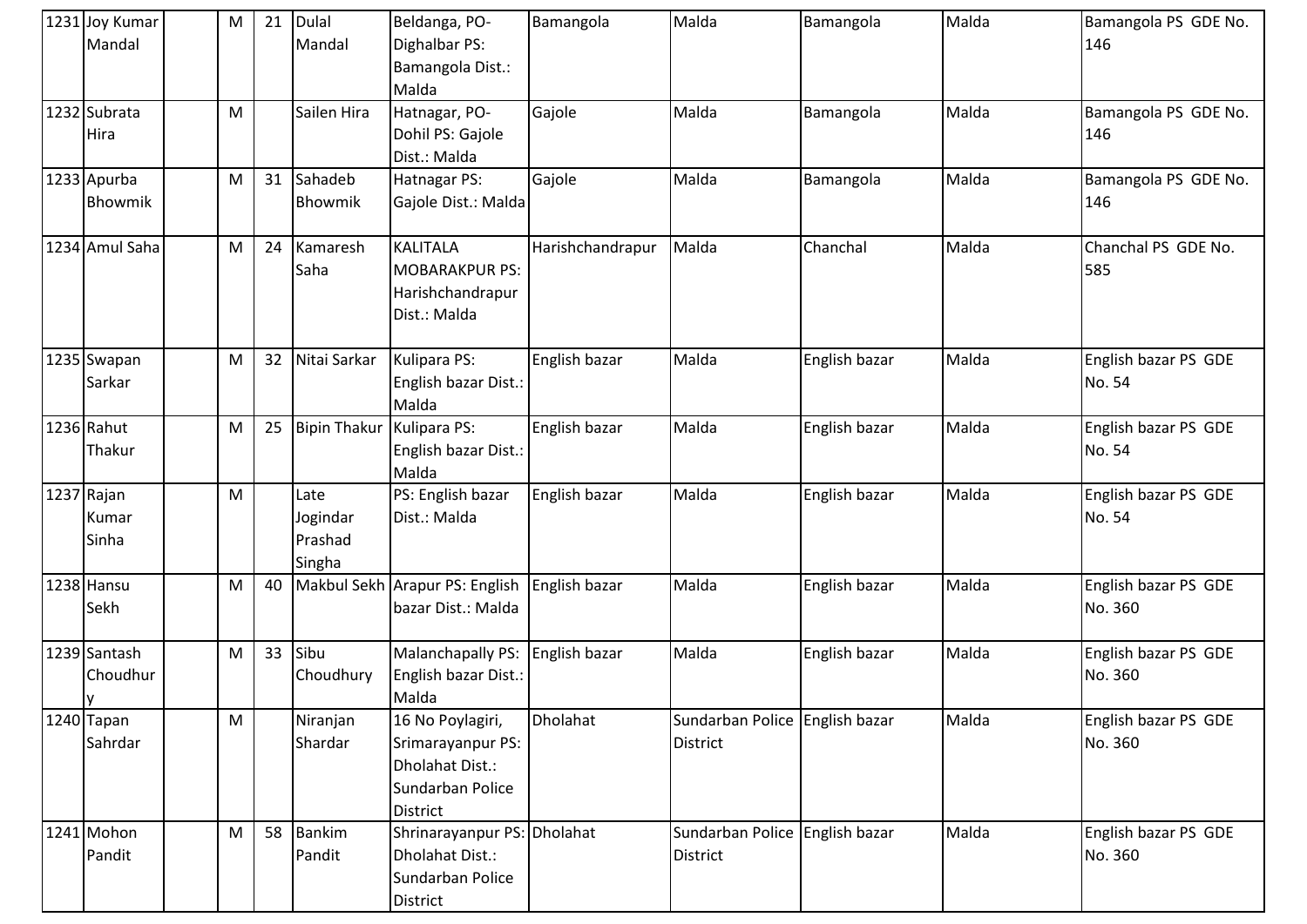| 1231 | Joy Kumar Mandal | | M | 21 | Dulal Mandal | Beldanga, PO-Dighalbar PS: Bamangola Dist.: Malda | Bamangola | Malda | Bamangola | Malda | Bamangola PS GDE No. 146 |
|---|---|---|---|---|---|---|---|---|---|---|---|
| 1232 | Subrata Hira | | M | | Sailen Hira | Hatnagar, PO-Dohil PS: Gajole Dist.: Malda | Gajole | Malda | Bamangola | Malda | Bamangola PS GDE No. 146 |
| 1233 | Apurba Bhowmik | | M | 31 | Sahadeb Bhowmik | Hatnagar PS: Gajole Dist.: Malda | Gajole | Malda | Bamangola | Malda | Bamangola PS GDE No. 146 |
| 1234 | Amul Saha | | M | 24 | Kamaresh Saha | KALITALA MOBARAKPUR PS: Harishchandrapur Dist.: Malda | Harishchandrapur | Malda | Chanchal | Malda | Chanchal PS GDE No. 585 |
| 1235 | Swapan Sarkar | | M | 32 | Nitai Sarkar | Kulipara PS: English bazar Dist.: Malda | English bazar | Malda | English bazar | Malda | English bazar PS GDE No. 54 |
| 1236 | Rahut Thakur | | M | 25 | Bipin Thakur | Kulipara PS: English bazar Dist.: Malda | English bazar | Malda | English bazar | Malda | English bazar PS GDE No. 54 |
| 1237 | Rajan Kumar Sinha | | M | | Late Jogindar Prashad Singha | PS: English bazar Dist.: Malda | English bazar | Malda | English bazar | Malda | English bazar PS GDE No. 54 |
| 1238 | Hansu Sekh | | M | 40 | Makbul Sekh | Arapur PS: English bazar Dist.: Malda | English bazar | Malda | English bazar | Malda | English bazar PS GDE No. 360 |
| 1239 | Santash Choudhury | | M | 33 | Sibu Choudhury | Malanchapally PS: English bazar Dist.: Malda | English bazar | Malda | English bazar | Malda | English bazar PS GDE No. 360 |
| 1240 | Tapan Sahrdar | | M | | Niranjan Shardar | 16 No Poylagiri, Srimarayanpur PS: Dholahat Dist.: Sundarban Police District | Dholahat | Sundarban Police District | English bazar | Malda | English bazar PS GDE No. 360 |
| 1241 | Mohon Pandit | | M | 58 | Bankim Pandit | Shrinarayanpur PS: Dholahat Dist.: Sundarban Police District | Dholahat | Sundarban Police District | English bazar | Malda | English bazar PS GDE No. 360 |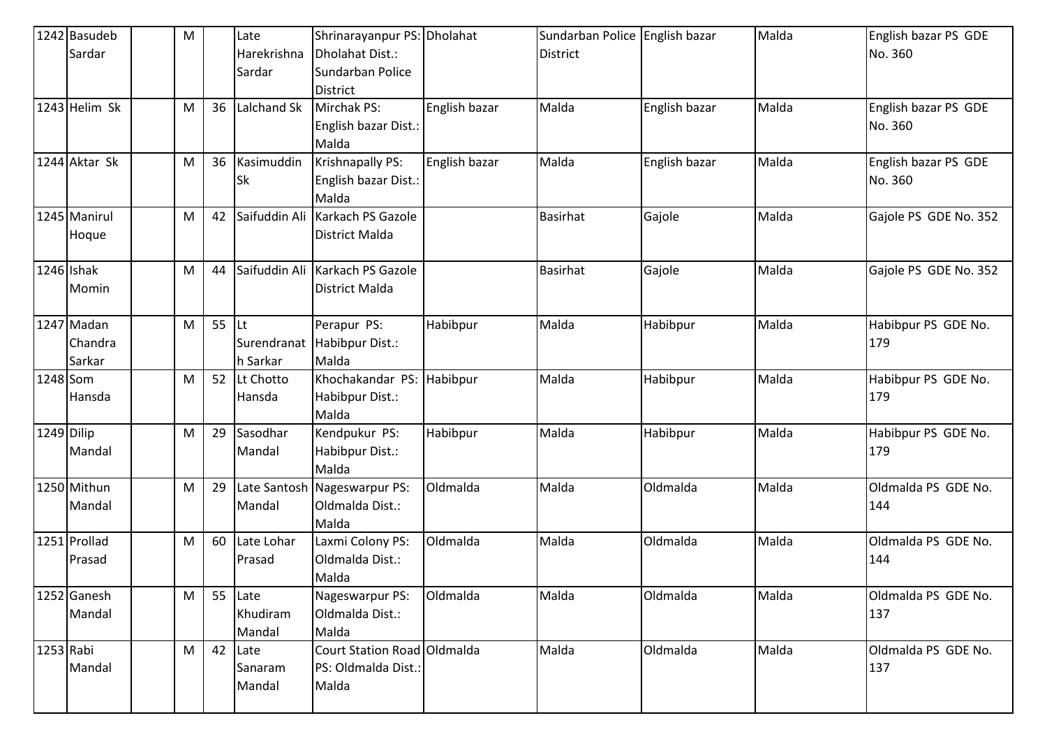| 1242 | Basudeb Sardar | | M | | Late Harekrishna Sardar | Shrinarayanpur PS: Dholahat Dist.: Sundarban Police District | Dholahat | Sundarban Police District | English bazar | Malda | English bazar PS GDE No. 360 |
|---|---|---|---|---|---|---|---|---|---|---|---|
| 1243 | Helim Sk | | M | 36 | Lalchand Sk | Mirchak PS: English bazar Dist.: Malda | English bazar | Malda | English bazar | Malda | English bazar PS GDE No. 360 |
| 1244 | Aktar Sk | | M | 36 | Kasimuddin Sk | Krishnapally PS: English bazar Dist.: Malda | English bazar | Malda | English bazar | Malda | English bazar PS GDE No. 360 |
| 1245 | Manirul Hoque | | M | 42 | Saifuddin Ali | Karkach PS Gazole District Malda | | Basirhat | Gajole | Malda | Gajole PS GDE No. 352 |
| 1246 | Ishak Momin | | M | 44 | Saifuddin Ali | Karkach PS Gazole District Malda | | Basirhat | Gajole | Malda | Gajole PS GDE No. 352 |
| 1247 | Madan Chandra Sarkar | | M | 55 | Lt Surendranath Sarkar | Perapur PS: Habibpur Dist.: Malda | Habibpur | Malda | Habibpur | Malda | Habibpur PS GDE No. 179 |
| 1248 | Som Hansda | | M | 52 | Lt Chotto Hansda | Khochakandar PS: Habibpur Dist.: Malda | Habibpur | Malda | Habibpur | Malda | Habibpur PS GDE No. 179 |
| 1249 | Dilip Mandal | | M | 29 | Sasodhar Mandal | Kendpukur PS: Habibpur Dist.: Malda | Habibpur | Malda | Habibpur | Malda | Habibpur PS GDE No. 179 |
| 1250 | Mithun Mandal | | M | 29 | Late Santosh Mandal | Nageswarpur PS: Oldmalda Dist.: Malda | Oldmalda | Malda | Oldmalda | Malda | Oldmalda PS GDE No. 144 |
| 1251 | Prollad Prasad | | M | 60 | Late Lohar Prasad | Laxmi Colony PS: Oldmalda Dist.: Malda | Oldmalda | Malda | Oldmalda | Malda | Oldmalda PS GDE No. 144 |
| 1252 | Ganesh Mandal | | M | 55 | Late Khudiram Mandal | Nageswarpur PS: Oldmalda Dist.: Malda | Oldmalda | Malda | Oldmalda | Malda | Oldmalda PS GDE No. 137 |
| 1253 | Rabi Mandal | | M | 42 | Late Sanaram Mandal | Court Station Road PS: Oldmalda Dist.: Malda | Oldmalda | Malda | Oldmalda | Malda | Oldmalda PS GDE No. 137 |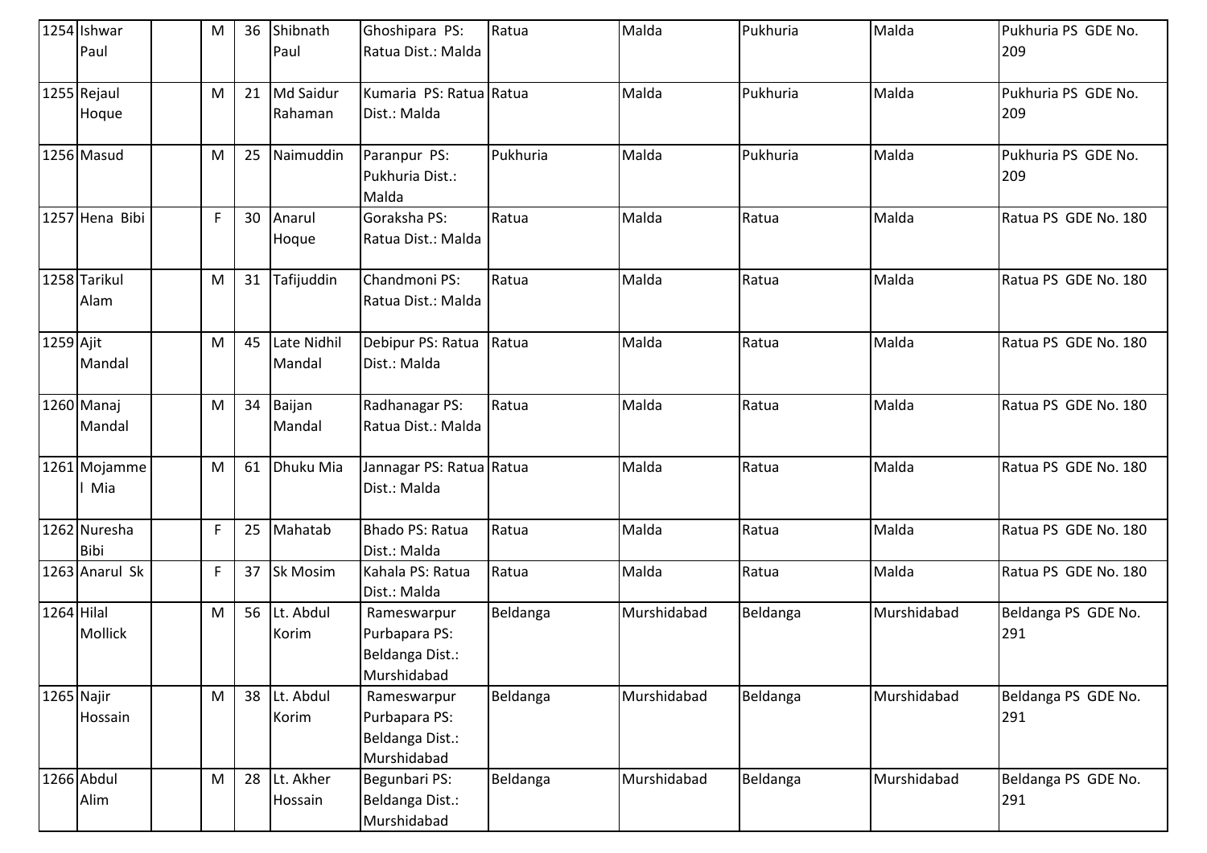| 1254 | Ishwar Paul | | M | 36 | Shibnath Paul | Ghoshipara PS: Ratua Dist.: Malda | Ratua | Malda | Pukhuria | Malda | Pukhuria PS GDE No. 209 |
|---|---|---|---|---|---|---|---|---|---|---|---|
| 1255 | Rejaul Hoque | | M | 21 | Md Saidur Rahaman | Kumaria PS: Ratua Dist.: Malda | Ratua | Malda | Pukhuria | Malda | Pukhuria PS GDE No. 209 |
| 1256 | Masud | | M | 25 | Naimuddin | Paranpur PS: Pukhuria Dist.: Malda | Pukhuria | Malda | Pukhuria | Malda | Pukhuria PS GDE No. 209 |
| 1257 | Hena Bibi | | F | 30 | Anarul Hoque | Goraksha PS: Ratua Dist.: Malda | Ratua | Malda | Ratua | Malda | Ratua PS GDE No. 180 |
| 1258 | Tarikul Alam | | M | 31 | Tafijuddin | Chandmoni PS: Ratua Dist.: Malda | Ratua | Malda | Ratua | Malda | Ratua PS GDE No. 180 |
| 1259 | Ajit Mandal | | M | 45 | Late Nidhil Mandal | Debipur PS: Ratua Dist.: Malda | Ratua | Malda | Ratua | Malda | Ratua PS GDE No. 180 |
| 1260 | Manaj Mandal | | M | 34 | Baijan Mandal | Radhanagar PS: Ratua Dist.: Malda | Ratua | Malda | Ratua | Malda | Ratua PS GDE No. 180 |
| 1261 | Mojammel Mia | | M | 61 | Dhuku Mia | Jannagar PS: Ratua Dist.: Malda | Ratua | Malda | Ratua | Malda | Ratua PS GDE No. 180 |
| 1262 | Nuresha Bibi | | F | 25 | Mahatab | Bhado PS: Ratua Dist.: Malda | Ratua | Malda | Ratua | Malda | Ratua PS GDE No. 180 |
| 1263 | Anarul Sk | | F | 37 | Sk Mosim | Kahala PS: Ratua Dist.: Malda | Ratua | Malda | Ratua | Malda | Ratua PS GDE No. 180 |
| 1264 | Hilal Mollick | | M | 56 | Lt. Abdul Korim | Rameswarpur Purbapara PS: Beldanga Dist.: Murshidabad | Beldanga | Murshidabad | Beldanga | Murshidabad | Beldanga PS GDE No. 291 |
| 1265 | Najir Hossain | | M | 38 | Lt. Abdul Korim | Rameswarpur Purbapara PS: Beldanga Dist.: Murshidabad | Beldanga | Murshidabad | Beldanga | Murshidabad | Beldanga PS GDE No. 291 |
| 1266 | Abdul Alim | | M | 28 | Lt. Akher Hossain | Begunbari PS: Beldanga Dist.: Murshidabad | Beldanga | Murshidabad | Beldanga | Murshidabad | Beldanga PS GDE No. 291 |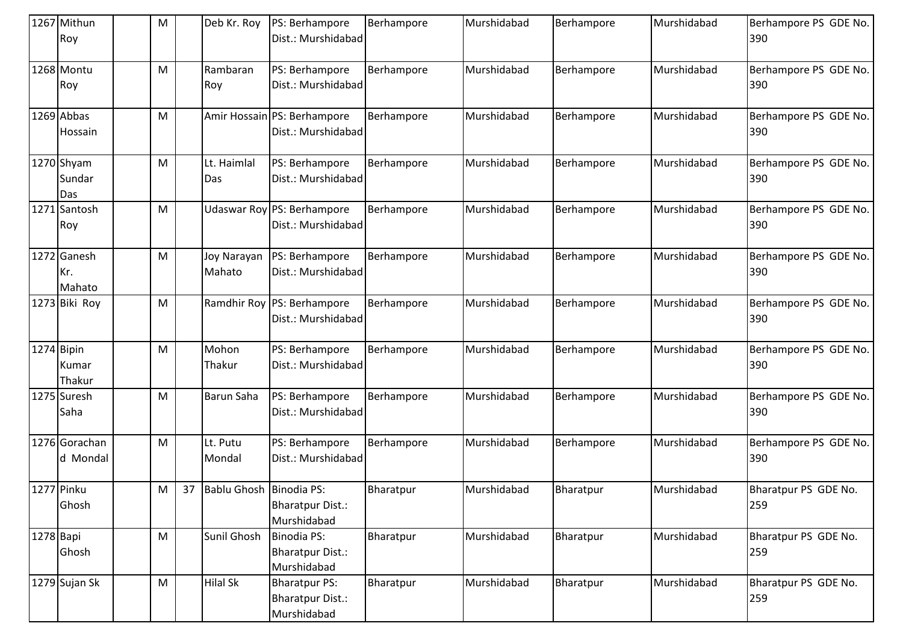| 1267 | Mithun Roy | | M | | Deb Kr. Roy | PS: Berhampore Dist.: Murshidabad | Berhampore | Murshidabad | Berhampore | Murshidabad | Berhampore PS GDE No. 390 |
|---|---|---|---|---|---|---|---|---|---|---|---|
| 1268 | Montu Roy | | M | | Rambaran Roy | PS: Berhampore Dist.: Murshidabad | Berhampore | Murshidabad | Berhampore | Murshidabad | Berhampore PS GDE No. 390 |
| 1269 | Abbas Hossain | | M | | Amir Hossain | PS: Berhampore Dist.: Murshidabad | Berhampore | Murshidabad | Berhampore | Murshidabad | Berhampore PS GDE No. 390 |
| 1270 | Shyam Sundar Das | | M | | Lt. Haimlal Das | PS: Berhampore Dist.: Murshidabad | Berhampore | Murshidabad | Berhampore | Murshidabad | Berhampore PS GDE No. 390 |
| 1271 | Santosh Roy | | M | | Udaswar Roy | PS: Berhampore Dist.: Murshidabad | Berhampore | Murshidabad | Berhampore | Murshidabad | Berhampore PS GDE No. 390 |
| 1272 | Ganesh Kr. Mahato | | M | | Joy Narayan Mahato | PS: Berhampore Dist.: Murshidabad | Berhampore | Murshidabad | Berhampore | Murshidabad | Berhampore PS GDE No. 390 |
| 1273 | Biki Roy | | M | | Ramdhir Roy | PS: Berhampore Dist.: Murshidabad | Berhampore | Murshidabad | Berhampore | Murshidabad | Berhampore PS GDE No. 390 |
| 1274 | Bipin Kumar Thakur | | M | | Mohon Thakur | PS: Berhampore Dist.: Murshidabad | Berhampore | Murshidabad | Berhampore | Murshidabad | Berhampore PS GDE No. 390 |
| 1275 | Suresh Saha | | M | | Barun Saha | PS: Berhampore Dist.: Murshidabad | Berhampore | Murshidabad | Berhampore | Murshidabad | Berhampore PS GDE No. 390 |
| 1276 | Gorachand Mondal | | M | | Lt. Putu Mondal | PS: Berhampore Dist.: Murshidabad | Berhampore | Murshidabad | Berhampore | Murshidabad | Berhampore PS GDE No. 390 |
| 1277 | Pinku Ghosh | | M | 37 | Bablu Ghosh | Binodia PS: Bharatpur Dist.: Murshidabad | Bharatpur | Murshidabad | Bharatpur | Murshidabad | Bharatpur PS GDE No. 259 |
| 1278 | Bapi Ghosh | | M | | Sunil Ghosh | Binodia PS: Bharatpur Dist.: Murshidabad | Bharatpur | Murshidabad | Bharatpur | Murshidabad | Bharatpur PS GDE No. 259 |
| 1279 | Sujan Sk | | M | | Hilal Sk | Bharatpur PS: Bharatpur Dist.: Murshidabad | Bharatpur | Murshidabad | Bharatpur | Murshidabad | Bharatpur PS GDE No. 259 |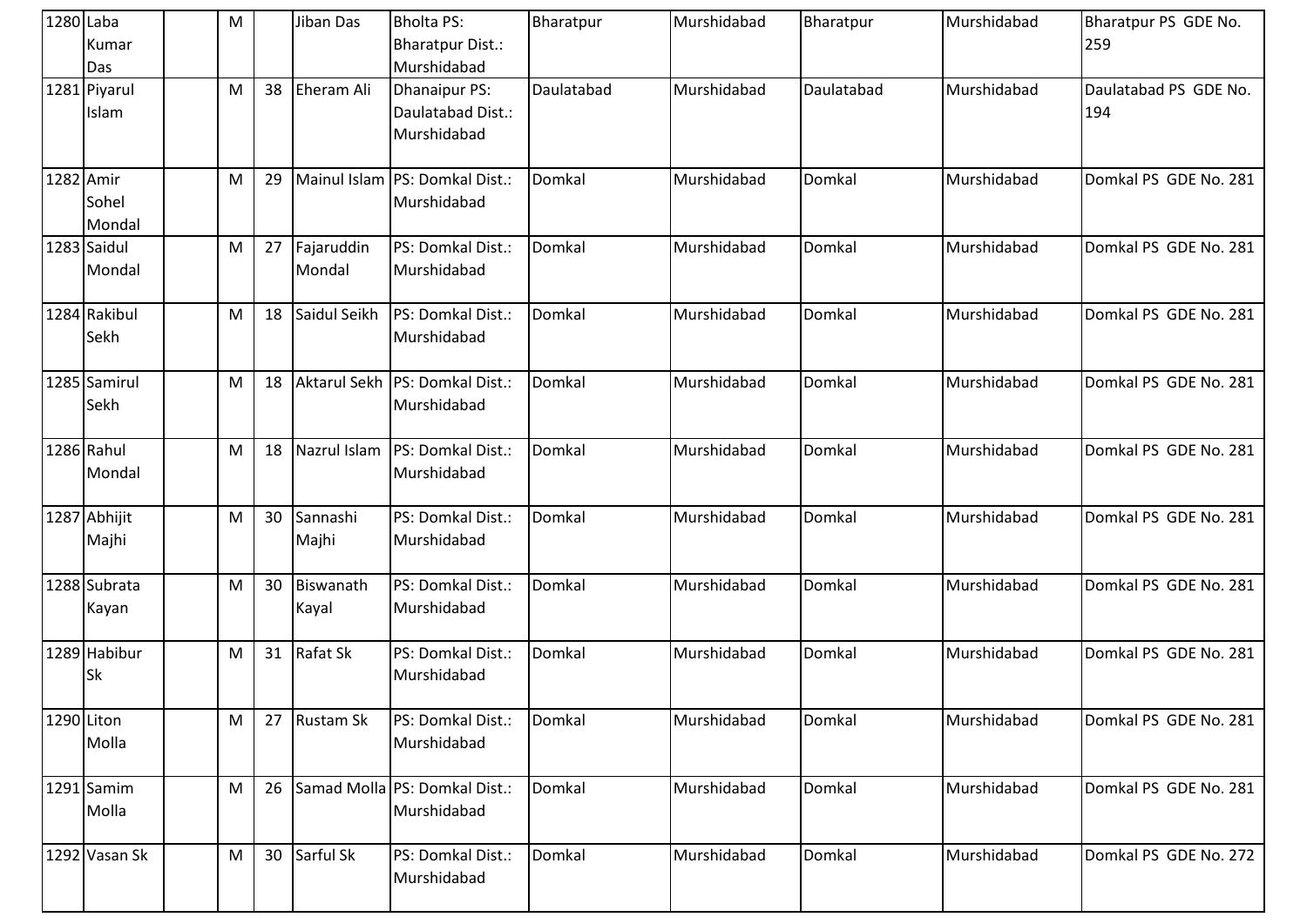| 1280 | Laba Kumar Das | | M | | Jiban Das | Bholta PS: Bharatpur Dist.: Murshidabad | Bharatpur | Murshidabad | Bharatpur | Murshidabad | Bharatpur PS GDE No. 259 |
|---|---|---|---|---|---|---|---|---|---|---|---|
| 1281 | Piyarul Islam | | M | 38 | Eheram Ali | Dhanaipur PS: Daulatabad Dist.: Murshidabad | Daulatabad | Murshidabad | Daulatabad | Murshidabad | Daulatabad PS GDE No. 194 |
| 1282 | Amir Sohel Mondal | | M | 29 | Mainul Islam | PS: Domkal Dist.: Murshidabad | Domkal | Murshidabad | Domkal | Murshidabad | Domkal PS GDE No. 281 |
| 1283 | Saidul Mondal | | M | 27 | Fajaruddin Mondal | PS: Domkal Dist.: Murshidabad | Domkal | Murshidabad | Domkal | Murshidabad | Domkal PS GDE No. 281 |
| 1284 | Rakibul Sekh | | M | 18 | Saidul Seikh | PS: Domkal Dist.: Murshidabad | Domkal | Murshidabad | Domkal | Murshidabad | Domkal PS GDE No. 281 |
| 1285 | Samirul Sekh | | M | 18 | Aktarul Sekh | PS: Domkal Dist.: Murshidabad | Domkal | Murshidabad | Domkal | Murshidabad | Domkal PS GDE No. 281 |
| 1286 | Rahul Mondal | | M | 18 | Nazrul Islam | PS: Domkal Dist.: Murshidabad | Domkal | Murshidabad | Domkal | Murshidabad | Domkal PS GDE No. 281 |
| 1287 | Abhijit Majhi | | M | 30 | Sannashi Majhi | PS: Domkal Dist.: Murshidabad | Domkal | Murshidabad | Domkal | Murshidabad | Domkal PS GDE No. 281 |
| 1288 | Subrata Kayan | | M | 30 | Biswanath Kayal | PS: Domkal Dist.: Murshidabad | Domkal | Murshidabad | Domkal | Murshidabad | Domkal PS GDE No. 281 |
| 1289 | Habibur Sk | | M | 31 | Rafat Sk | PS: Domkal Dist.: Murshidabad | Domkal | Murshidabad | Domkal | Murshidabad | Domkal PS GDE No. 281 |
| 1290 | Liton Molla | | M | 27 | Rustam Sk | PS: Domkal Dist.: Murshidabad | Domkal | Murshidabad | Domkal | Murshidabad | Domkal PS GDE No. 281 |
| 1291 | Samim Molla | | M | 26 | Samad Molla | PS: Domkal Dist.: Murshidabad | Domkal | Murshidabad | Domkal | Murshidabad | Domkal PS GDE No. 281 |
| 1292 | Vasan Sk | | M | 30 | Sarful Sk | PS: Domkal Dist.: Murshidabad | Domkal | Murshidabad | Domkal | Murshidabad | Domkal PS GDE No. 272 |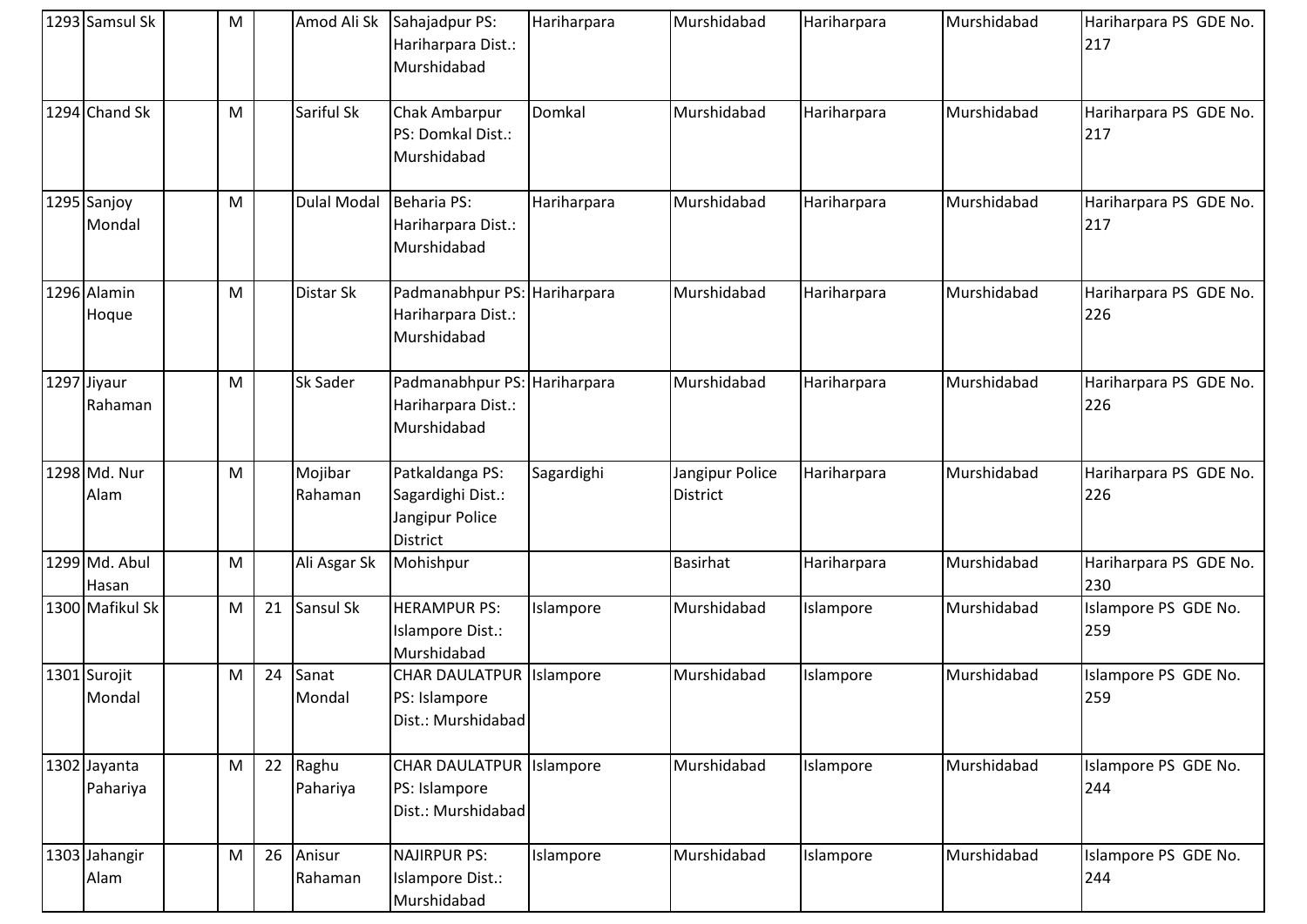| | | | | | | | | | | | |
|---|---|---|---|---|---|---|---|---|---|---|---|
| 1293 | Samsul Sk | | M | | Amod Ali Sk | Sahajadpur PS: Hariharpara Dist.: Murshidabad | Hariharpara | Murshidabad | Hariharpara | Murshidabad | Hariharpara PS GDE No. 217 |
| 1294 | Chand Sk | | M | | Sariful Sk | Chak Ambarpur PS: Domkal Dist.: Murshidabad | Domkal | Murshidabad | Hariharpara | Murshidabad | Hariharpara PS GDE No. 217 |
| 1295 | Sanjoy Mondal | | M | | Dulal Modal | Beharia PS: Hariharpara Dist.: Murshidabad | Hariharpara | Murshidabad | Hariharpara | Murshidabad | Hariharpara PS GDE No. 217 |
| 1296 | Alamin Hoque | | M | | Distar Sk | Padmanabhpur PS: Hariharpara Dist.: Murshidabad | Hariharpara | Murshidabad | Hariharpara | Murshidabad | Hariharpara PS GDE No. 226 |
| 1297 | Jiyaur Rahaman | | M | | Sk Sader | Padmanabhpur PS: Hariharpara Dist.: Murshidabad | Hariharpara | Murshidabad | Hariharpara | Murshidabad | Hariharpara PS GDE No. 226 |
| 1298 | Md. Nur Alam | | M | | Mojibar Rahaman | Patkaldanga PS: Sagardighi Dist.: Jangipur Police District | Sagardighi | Jangipur Police District | Hariharpara | Murshidabad | Hariharpara PS GDE No. 226 |
| 1299 | Md. Abul Hasan | | M | | Ali Asgar Sk | Mohishpur | | Basirhat | Hariharpara | Murshidabad | Hariharpara PS GDE No. 230 |
| 1300 | Mafikul Sk | | M | 21 | Sansul Sk | HERAMPUR PS: Islampore Dist.: Murshidabad | Islampore | Murshidabad | Islampore | Murshidabad | Islampore PS GDE No. 259 |
| 1301 | Surojit Mondal | | M | 24 | Sanat Mondal | CHAR DAULATPUR PS: Islampore Dist.: Murshidabad | Islampore | Murshidabad | Islampore | Murshidabad | Islampore PS GDE No. 259 |
| 1302 | Jayanta Pahariya | | M | 22 | Raghu Pahariya | CHAR DAULATPUR PS: Islampore Dist.: Murshidabad | Islampore | Murshidabad | Islampore | Murshidabad | Islampore PS GDE No. 244 |
| 1303 | Jahangir Alam | | M | 26 | Anisur Rahaman | NAJIRPUR PS: Islampore Dist.: Murshidabad | Islampore | Murshidabad | Islampore | Murshidabad | Islampore PS GDE No. 244 |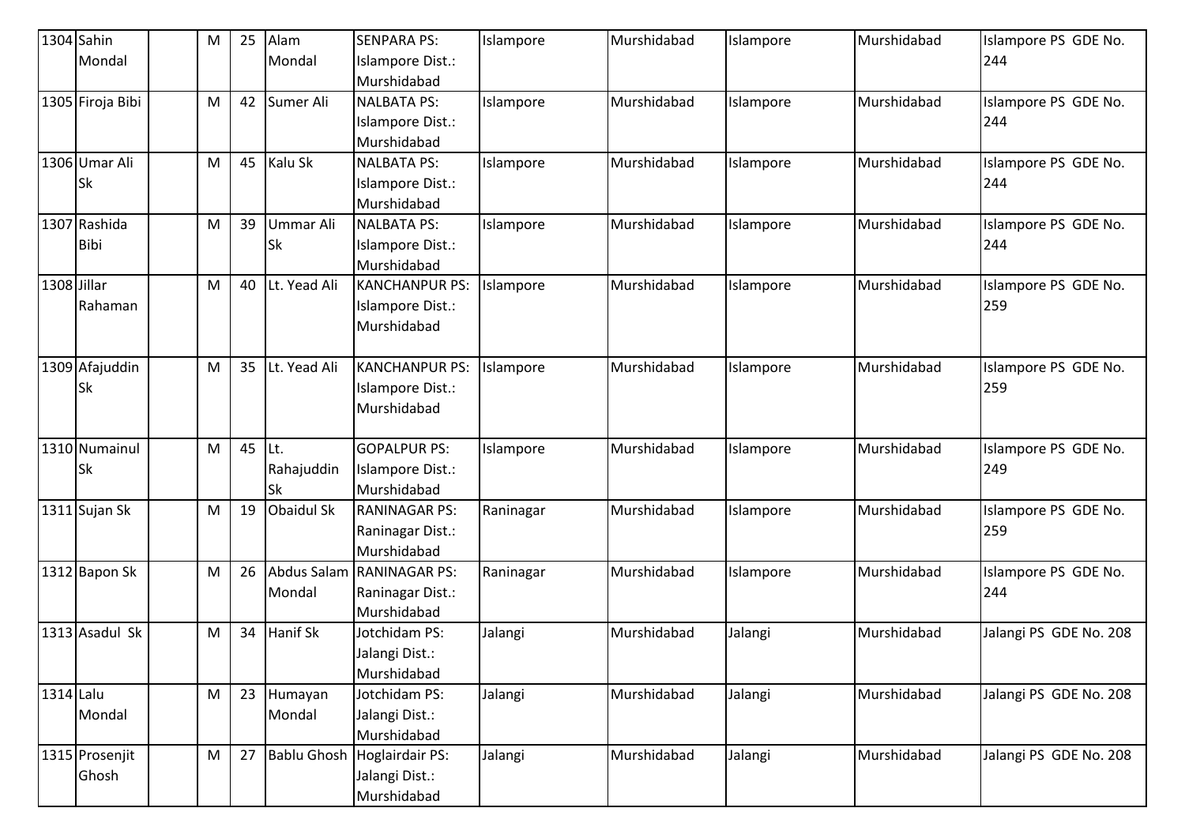| 1304 | Sahin Mondal | | M | 25 | Alam Mondal | SENPARA PS: Islampore Dist.: Murshidabad | Islampore | Murshidabad | Islampore | Murshidabad | Islampore PS GDE No. 244 |
|---|---|---|---|---|---|---|---|---|---|---|---|
| 1305 | Firoja Bibi | | M | 42 | Sumer Ali | NALBATA PS: Islampore Dist.: Murshidabad | Islampore | Murshidabad | Islampore | Murshidabad | Islampore PS GDE No. 244 |
| 1306 | Umar Ali Sk | | M | 45 | Kalu Sk | NALBATA PS: Islampore Dist.: Murshidabad | Islampore | Murshidabad | Islampore | Murshidabad | Islampore PS GDE No. 244 |
| 1307 | Rashida Bibi | | M | 39 | Ummar Ali Sk | NALBATA PS: Islampore Dist.: Murshidabad | Islampore | Murshidabad | Islampore | Murshidabad | Islampore PS GDE No. 244 |
| 1308 | Jillar Rahaman | | M | 40 | Lt. Yead Ali | KANCHANPUR PS: Islampore Dist.: Murshidabad | Islampore | Murshidabad | Islampore | Murshidabad | Islampore PS GDE No. 259 |
| 1309 | Afajuddin Sk | | M | 35 | Lt. Yead Ali | KANCHANPUR PS: Islampore Dist.: Murshidabad | Islampore | Murshidabad | Islampore | Murshidabad | Islampore PS GDE No. 259 |
| 1310 | Numainul Sk | | M | 45 | Lt. Rahajuddin Sk | GOPALPUR PS: Islampore Dist.: Murshidabad | Islampore | Murshidabad | Islampore | Murshidabad | Islampore PS GDE No. 249 |
| 1311 | Sujan Sk | | M | 19 | Obaidul Sk | RANINAGAR PS: Raninagar Dist.: Murshidabad | Raninagar | Murshidabad | Islampore | Murshidabad | Islampore PS GDE No. 259 |
| 1312 | Bapon Sk | | M | 26 | Abdus Salam Mondal | RANINAGAR PS: Raninagar Dist.: Murshidabad | Raninagar | Murshidabad | Islampore | Murshidabad | Islampore PS GDE No. 244 |
| 1313 | Asadul Sk | | M | 34 | Hanif Sk | Jotchidam PS: Jalangi Dist.: Murshidabad | Jalangi | Murshidabad | Jalangi | Murshidabad | Jalangi PS GDE No. 208 |
| 1314 | Lalu Mondal | | M | 23 | Humayan Mondal | Jotchidam PS: Jalangi Dist.: Murshidabad | Jalangi | Murshidabad | Jalangi | Murshidabad | Jalangi PS GDE No. 208 |
| 1315 | Prosenjit Ghosh | | M | 27 | Bablu Ghosh | Hoglairdair PS: Jalangi Dist.: Murshidabad | Jalangi | Murshidabad | Jalangi | Murshidabad | Jalangi PS GDE No. 208 |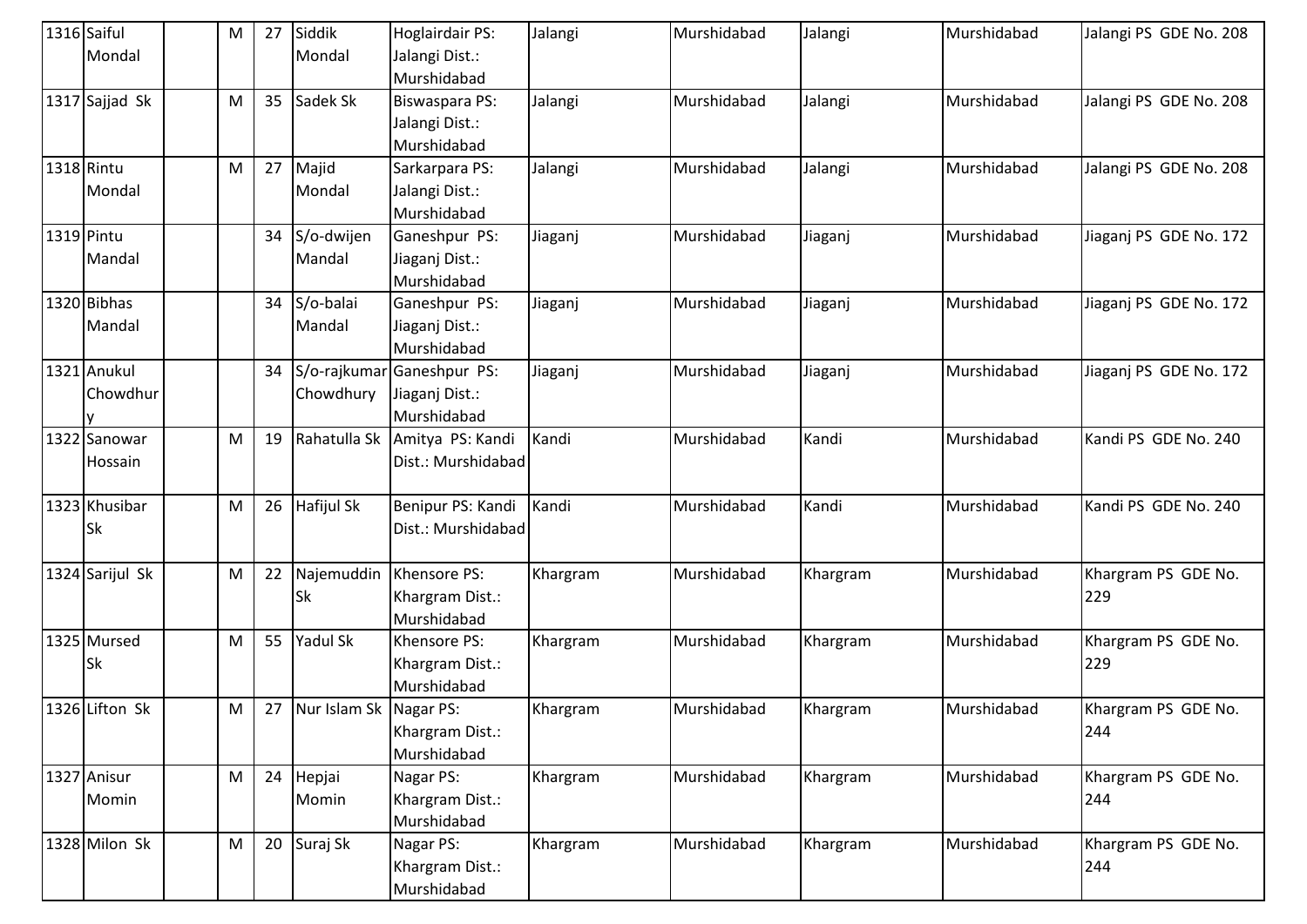| 1316 | Saiful Mondal | | M | 27 | Siddik Mondal | Hoglairdair PS: Jalangi Dist.: Murshidabad | Jalangi | Murshidabad | Jalangi | Murshidabad | Jalangi PS GDE No. 208 |
|---|---|---|---|---|---|---|---|---|---|---|---|
| 1317 | Sajjad Sk | | M | 35 | Sadek Sk | Biswaspara PS: Jalangi Dist.: Murshidabad | Jalangi | Murshidabad | Jalangi | Murshidabad | Jalangi PS GDE No. 208 |
| 1318 | Rintu Mondal | | M | 27 | Majid Mondal | Sarkarpara PS: Jalangi Dist.: Murshidabad | Jalangi | Murshidabad | Jalangi | Murshidabad | Jalangi PS GDE No. 208 |
| 1319 | Pintu Mandal | | | 34 | S/o-dwijen Mandal | Ganeshpur PS: Jiaganj Dist.: Murshidabad | Jiaganj | Murshidabad | Jiaganj | Murshidabad | Jiaganj PS GDE No. 172 |
| 1320 | Bibhas Mandal | | | 34 | S/o-balai Mandal | Ganeshpur PS: Jiaganj Dist.: Murshidabad | Jiaganj | Murshidabad | Jiaganj | Murshidabad | Jiaganj PS GDE No. 172 |
| 1321 | Anukul Chowdhury | | | 34 | S/o-rajkumar Chowdhury | Ganeshpur PS: Jiaganj Dist.: Murshidabad | Jiaganj | Murshidabad | Jiaganj | Murshidabad | Jiaganj PS GDE No. 172 |
| 1322 | Sanowar Hossain | | M | 19 | Rahatulla Sk | Amitya PS: Kandi Dist.: Murshidabad | Kandi | Murshidabad | Kandi | Murshidabad | Kandi PS GDE No. 240 |
| 1323 | Khusibar Sk | | M | 26 | Hafijul Sk | Benipur PS: Kandi Dist.: Murshidabad | Kandi | Murshidabad | Kandi | Murshidabad | Kandi PS GDE No. 240 |
| 1324 | Sarijul Sk | | M | 22 | Najemuddin Sk | Khensore PS: Khargram Dist.: Murshidabad | Khargram | Murshidabad | Khargram | Murshidabad | Khargram PS GDE No. 229 |
| 1325 | Mursed Sk | | M | 55 | Yadul Sk | Khensore PS: Khargram Dist.: Murshidabad | Khargram | Murshidabad | Khargram | Murshidabad | Khargram PS GDE No. 229 |
| 1326 | Lifton Sk | | M | 27 | Nur Islam Sk | Nagar PS: Khargram Dist.: Murshidabad | Khargram | Murshidabad | Khargram | Murshidabad | Khargram PS GDE No. 244 |
| 1327 | Anisur Momin | | M | 24 | Hepjai Momin | Nagar PS: Khargram Dist.: Murshidabad | Khargram | Murshidabad | Khargram | Murshidabad | Khargram PS GDE No. 244 |
| 1328 | Milon Sk | | M | 20 | Suraj Sk | Nagar PS: Khargram Dist.: Murshidabad | Khargram | Murshidabad | Khargram | Murshidabad | Khargram PS GDE No. 244 |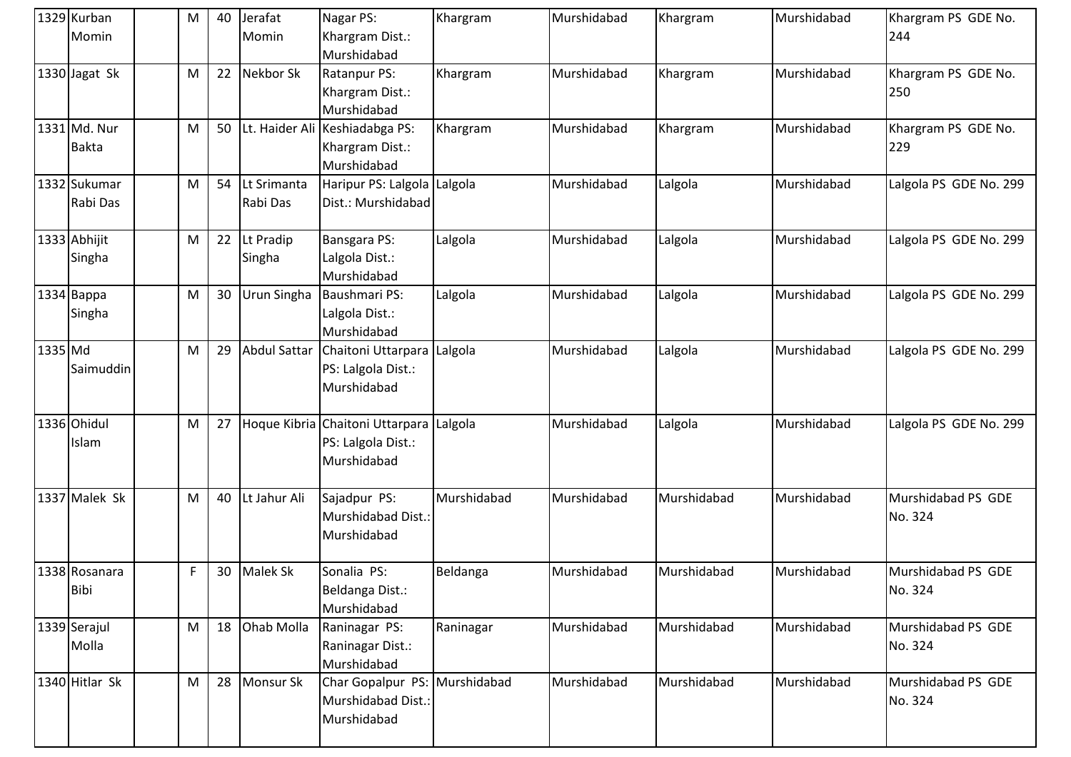| 1329 | Kurban Momin | | M | 40 | Jerafat Momin | Nagar PS: Khargram Dist.: Murshidabad | Khargram | Murshidabad | Khargram | Murshidabad | Khargram PS GDE No. 244 |
|---|---|---|---|---|---|---|---|---|---|---|---|
| 1330 | Jagat Sk | | M | 22 | Nekbor Sk | Ratanpur PS: Khargram Dist.: Murshidabad | Khargram | Murshidabad | Khargram | Murshidabad | Khargram PS GDE No. 250 |
| 1331 | Md. Nur Bakta | | M | 50 | Lt. Haider Ali | Keshiadabga PS: Khargram Dist.: Murshidabad | Khargram | Murshidabad | Khargram | Murshidabad | Khargram PS GDE No. 229 |
| 1332 | Sukumar Rabi Das | | M | 54 | Lt Srimanta Rabi Das | Haripur PS: Lalgola Dist.: Murshidabad | Lalgola | Murshidabad | Lalgola | Murshidabad | Lalgola PS GDE No. 299 |
| 1333 | Abhijit Singha | | M | 22 | Lt Pradip Singha | Bansgara PS: Lalgola Dist.: Murshidabad | Lalgola | Murshidabad | Lalgola | Murshidabad | Lalgola PS GDE No. 299 |
| 1334 | Bappa Singha | | M | 30 | Urun Singha | Baushmari PS: Lalgola Dist.: Murshidabad | Lalgola | Murshidabad | Lalgola | Murshidabad | Lalgola PS GDE No. 299 |
| 1335 | Md Saimuddin | | M | 29 | Abdul Sattar | Chaitoni Uttarpara PS: Lalgola Dist.: Murshidabad | Lalgola | Murshidabad | Lalgola | Murshidabad | Lalgola PS GDE No. 299 |
| 1336 | Ohidul Islam | | M | 27 | Hoque Kibria | Chaitoni Uttarpara PS: Lalgola Dist.: Murshidabad | Lalgola | Murshidabad | Lalgola | Murshidabad | Lalgola PS GDE No. 299 |
| 1337 | Malek Sk | | M | 40 | Lt Jahur Ali | Sajadpur PS: Murshidabad Dist.: Murshidabad | Murshidabad | Murshidabad | Murshidabad | Murshidabad | Murshidabad PS GDE No. 324 |
| 1338 | Rosanara Bibi | | F | 30 | Malek Sk | Sonalia PS: Beldanga Dist.: Murshidabad | Beldanga | Murshidabad | Murshidabad | Murshidabad | Murshidabad PS GDE No. 324 |
| 1339 | Serajul Molla | | M | 18 | Ohab Molla | Raninagar PS: Raninagar Dist.: Murshidabad | Raninagar | Murshidabad | Murshidabad | Murshidabad | Murshidabad PS GDE No. 324 |
| 1340 | Hitlar Sk | | M | 28 | Monsur Sk | Char Gopalpur PS: Murshidabad Dist.: Murshidabad | Murshidabad | Murshidabad | Murshidabad | Murshidabad | Murshidabad PS GDE No. 324 |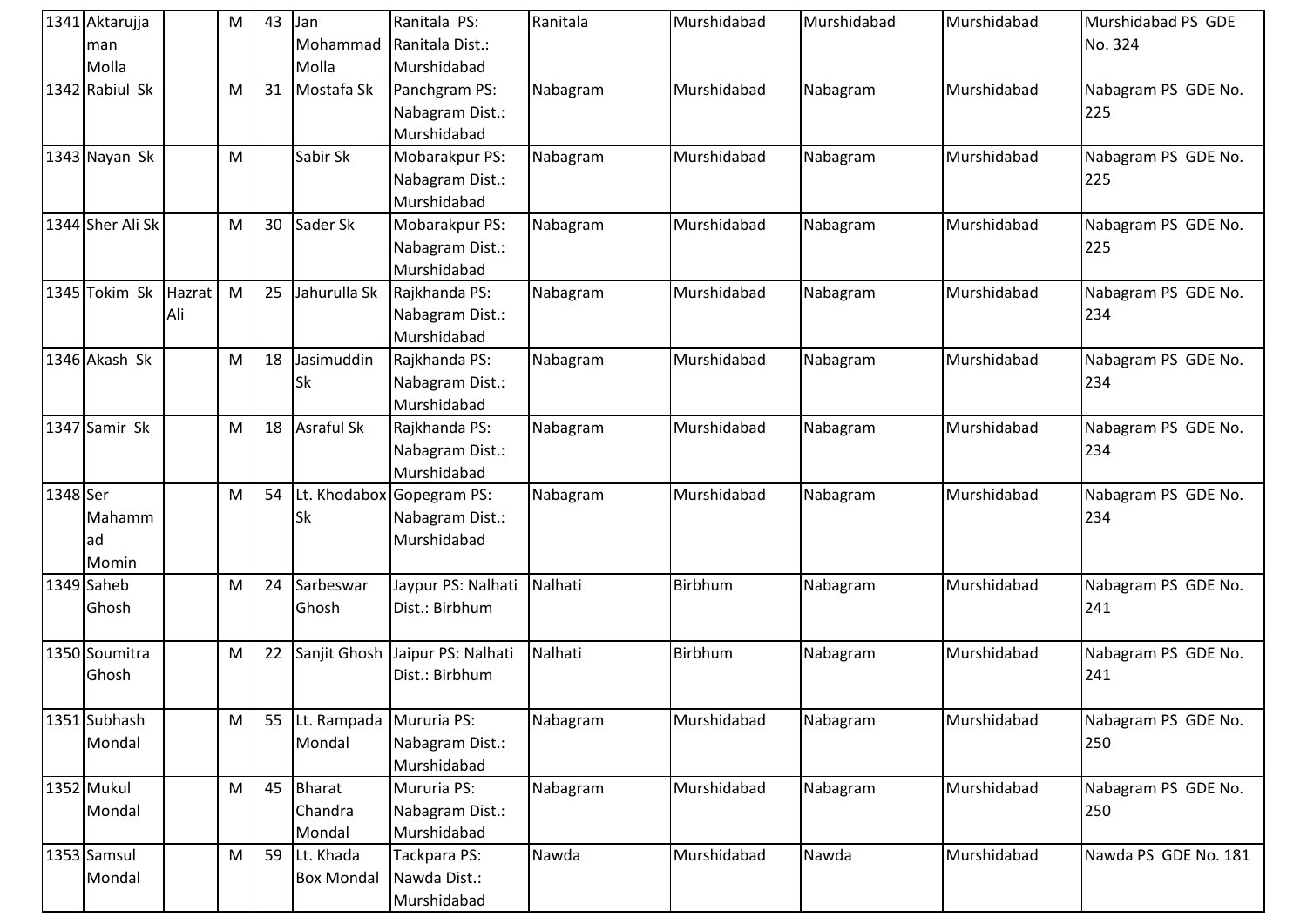| 1341 | Aktarujjaman Molla | | M | 43 | Jan Mohammad Molla | Ranitala PS: Ranitala Dist.: Murshidabad | Ranitala | Murshidabad | Murshidabad | Murshidabad | Murshidabad PS GDE No. 324 |
|---|---|---|---|---|---|---|---|---|---|---|---|
| 1342 | Rabiul Sk | | M | 31 | Mostafa Sk | Panchgram PS: Nabagram Dist.: Murshidabad | Nabagram | Murshidabad | Nabagram | Murshidabad | Nabagram PS GDE No. 225 |
| 1343 | Nayan Sk | | M | | Sabir Sk | Mobarakpur PS: Nabagram Dist.: Murshidabad | Nabagram | Murshidabad | Nabagram | Murshidabad | Nabagram PS GDE No. 225 |
| 1344 | Sher Ali Sk | | M | 30 | Sader Sk | Mobarakpur PS: Nabagram Dist.: Murshidabad | Nabagram | Murshidabad | Nabagram | Murshidabad | Nabagram PS GDE No. 225 |
| 1345 | Tokim Sk | Hazrat Ali | M | 25 | Jahurulla Sk | Rajkhanda PS: Nabagram Dist.: Murshidabad | Nabagram | Murshidabad | Nabagram | Murshidabad | Nabagram PS GDE No. 234 |
| 1346 | Akash Sk | | M | 18 | Jasimuddin Sk | Rajkhanda PS: Nabagram Dist.: Murshidabad | Nabagram | Murshidabad | Nabagram | Murshidabad | Nabagram PS GDE No. 234 |
| 1347 | Samir Sk | | M | 18 | Asraful Sk | Rajkhanda PS: Nabagram Dist.: Murshidabad | Nabagram | Murshidabad | Nabagram | Murshidabad | Nabagram PS GDE No. 234 |
| 1348 | Ser Mahammad Momin | | M | 54 | Lt. Khodabox Sk | Gopegram PS: Nabagram Dist.: Murshidabad | Nabagram | Murshidabad | Nabagram | Murshidabad | Nabagram PS GDE No. 234 |
| 1349 | Saheb Ghosh | | M | 24 | Sarbeswar Ghosh | Jaypur PS: Nalhati Dist.: Birbhum | Nalhati | Birbhum | Nabagram | Murshidabad | Nabagram PS GDE No. 241 |
| 1350 | Soumitra Ghosh | | M | 22 | Sanjit Ghosh | Jaipur PS: Nalhati Dist.: Birbhum | Nalhati | Birbhum | Nabagram | Murshidabad | Nabagram PS GDE No. 241 |
| 1351 | Subhash Mondal | | M | 55 | Lt. Rampada Mondal | Mururia PS: Nabagram Dist.: Murshidabad | Nabagram | Murshidabad | Nabagram | Murshidabad | Nabagram PS GDE No. 250 |
| 1352 | Mukul Mondal | | M | 45 | Bharat Chandra Mondal | Mururia PS: Nabagram Dist.: Murshidabad | Nabagram | Murshidabad | Nabagram | Murshidabad | Nabagram PS GDE No. 250 |
| 1353 | Samsul Mondal | | M | 59 | Lt. Khada Box Mondal | Tackpara PS: Nawda Dist.: Murshidabad | Nawda | Murshidabad | Nawda | Murshidabad | Nawda PS GDE No. 181 |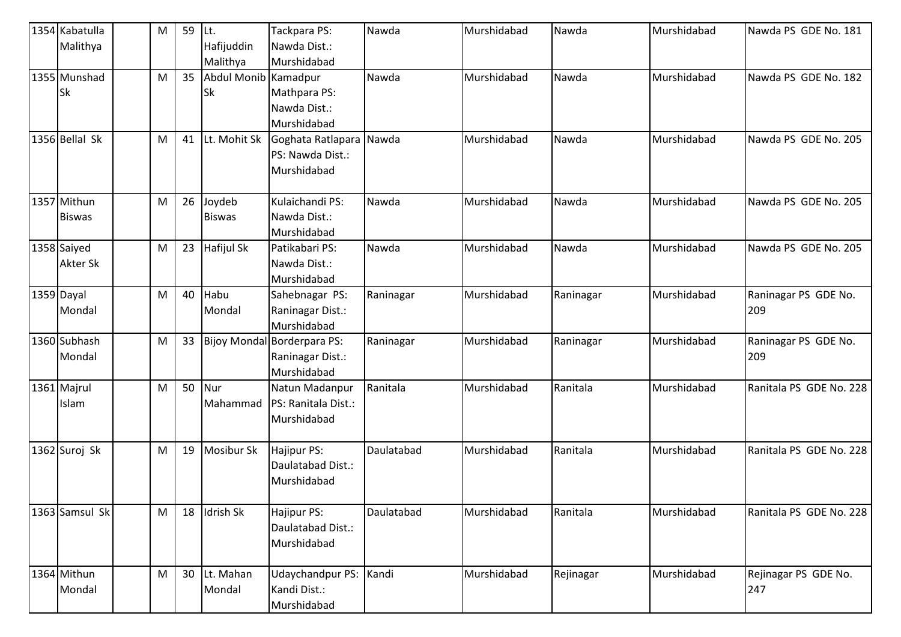| 1354 | Kabatulla Malithya | | M | 59 | Lt. Hafijuddin Malithya | Tackpara PS: Nawda Dist.: Murshidabad | Nawda | Murshidabad | Nawda | Murshidabad | Nawda PS GDE No. 181 |
|---|---|---|---|---|---|---|---|---|---|---|---|
| 1355 | Munshad Sk | | M | 35 | Abdul Monib Sk | Kamadpur Mathpara PS: Nawda Dist.: Murshidabad | Nawda | Murshidabad | Nawda | Murshidabad | Nawda PS GDE No. 182 |
| 1356 | Bellal Sk | | M | 41 | Lt. Mohit Sk | Goghata Ratlapara PS: Nawda Dist.: Murshidabad | Nawda | Murshidabad | Nawda | Murshidabad | Nawda PS GDE No. 205 |
| 1357 | Mithun Biswas | | M | 26 | Joydeb Biswas | Kulaichandi PS: Nawda Dist.: Murshidabad | Nawda | Murshidabad | Nawda | Murshidabad | Nawda PS GDE No. 205 |
| 1358 | Saiyed Akter Sk | | M | 23 | Hafijul Sk | Patikabari PS: Nawda Dist.: Murshidabad | Nawda | Murshidabad | Nawda | Murshidabad | Nawda PS GDE No. 205 |
| 1359 | Dayal Mondal | | M | 40 | Habu Mondal | Sahebnagar PS: Raninagar Dist.: Murshidabad | Raninagar | Murshidabad | Raninagar | Murshidabad | Raninagar PS GDE No. 209 |
| 1360 | Subhash Mondal | | M | 33 | Bijoy Mondal | Borderpara PS: Raninagar Dist.: Murshidabad | Raninagar | Murshidabad | Raninagar | Murshidabad | Raninagar PS GDE No. 209 |
| 1361 | Majrul Islam | | M | 50 | Nur Mahammad | Natun Madanpur PS: Ranitala Dist.: Murshidabad | Ranitala | Murshidabad | Ranitala | Murshidabad | Ranitala PS GDE No. 228 |
| 1362 | Suroj Sk | | M | 19 | Mosibur Sk | Hajipur PS: Daulatabad Dist.: Murshidabad | Daulatabad | Murshidabad | Ranitala | Murshidabad | Ranitala PS GDE No. 228 |
| 1363 | Samsul Sk | | M | 18 | Idrish Sk | Hajipur PS: Daulatabad Dist.: Murshidabad | Daulatabad | Murshidabad | Ranitala | Murshidabad | Ranitala PS GDE No. 228 |
| 1364 | Mithun Mondal | | M | 30 | Lt. Mahan Mondal | Udaychandpur PS: Kandi Dist.: Murshidabad | Kandi | Murshidabad | Rejinagar | Murshidabad | Rejinagar PS GDE No. 247 |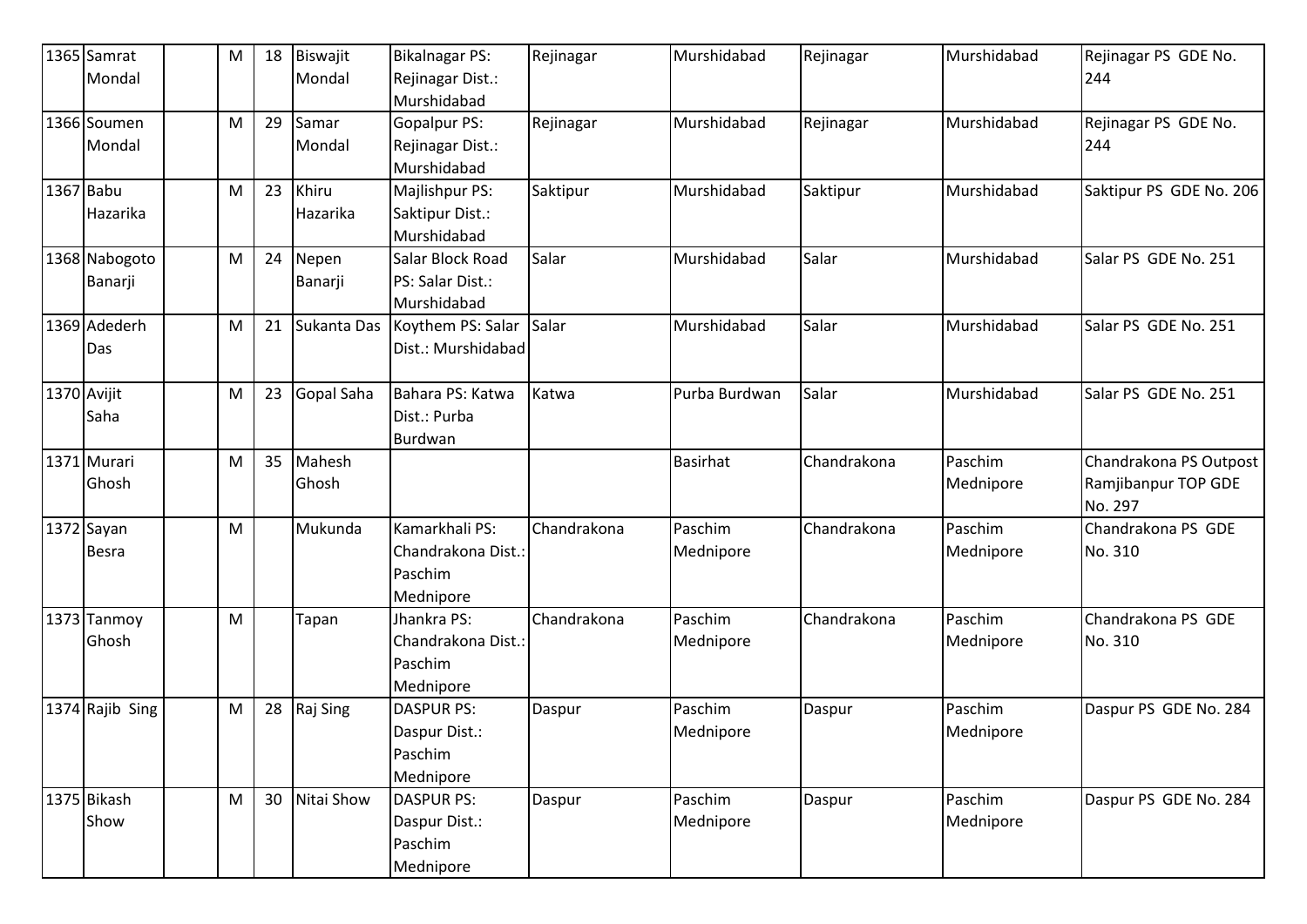| 1365 | Samrat Mondal | | M | 18 | Biswajit Mondal | Bikalnagar PS: Rejinagar Dist.: Murshidabad | Rejinagar | Murshidabad | Rejinagar | Murshidabad | Rejinagar PS GDE No. 244 |
|---|---|---|---|---|---|---|---|---|---|---|---|
| 1366 | Soumen Mondal | | M | 29 | Samar Mondal | Gopalpur PS: Rejinagar Dist.: Murshidabad | Rejinagar | Murshidabad | Rejinagar | Murshidabad | Rejinagar PS GDE No. 244 |
| 1367 | Babu Hazarika | | M | 23 | Khiru Hazarika | Majlishpur PS: Saktipur Dist.: Murshidabad | Saktipur | Murshidabad | Saktipur | Murshidabad | Saktipur PS GDE No. 206 |
| 1368 | Nabogoto Banarji | | M | 24 | Nepen Banarji | Salar Block Road PS: Salar Dist.: Murshidabad | Salar | Murshidabad | Salar | Murshidabad | Salar PS GDE No. 251 |
| 1369 | Adederh Das | | M | 21 | Sukanta Das | Koythem PS: Salar Dist.: Murshidabad | Salar | Murshidabad | Salar | Murshidabad | Salar PS GDE No. 251 |
| 1370 | Avijit Saha | | M | 23 | Gopal Saha | Bahara PS: Katwa Dist.: Purba Burdwan | Katwa | Purba Burdwan | Salar | Murshidabad | Salar PS GDE No. 251 |
| 1371 | Murari Ghosh | | M | 35 | Mahesh Ghosh | | | Basirhat | Chandrakona | Paschim Mednipore | Chandrakona PS Outpost Ramjibanpur TOP GDE No. 297 |
| 1372 | Sayan Besra | | M | | Mukunda | Kamarkhali PS: Chandrakona Dist.: Paschim Mednipore | Chandrakona | Paschim Mednipore | Chandrakona | Paschim Mednipore | Chandrakona PS GDE No. 310 |
| 1373 | Tanmoy Ghosh | | M | | Tapan | Jhankra PS: Chandrakona Dist.: Paschim Mednipore | Chandrakona | Paschim Mednipore | Chandrakona | Paschim Mednipore | Chandrakona PS GDE No. 310 |
| 1374 | Rajib Sing | | M | 28 | Raj Sing | DASPUR PS: Daspur Dist.: Paschim Mednipore | Daspur | Paschim Mednipore | Daspur | Paschim Mednipore | Daspur PS GDE No. 284 |
| 1375 | Bikash Show | | M | 30 | Nitai Show | DASPUR PS: Daspur Dist.: Paschim Mednipore | Daspur | Paschim Mednipore | Daspur | Paschim Mednipore | Daspur PS GDE No. 284 |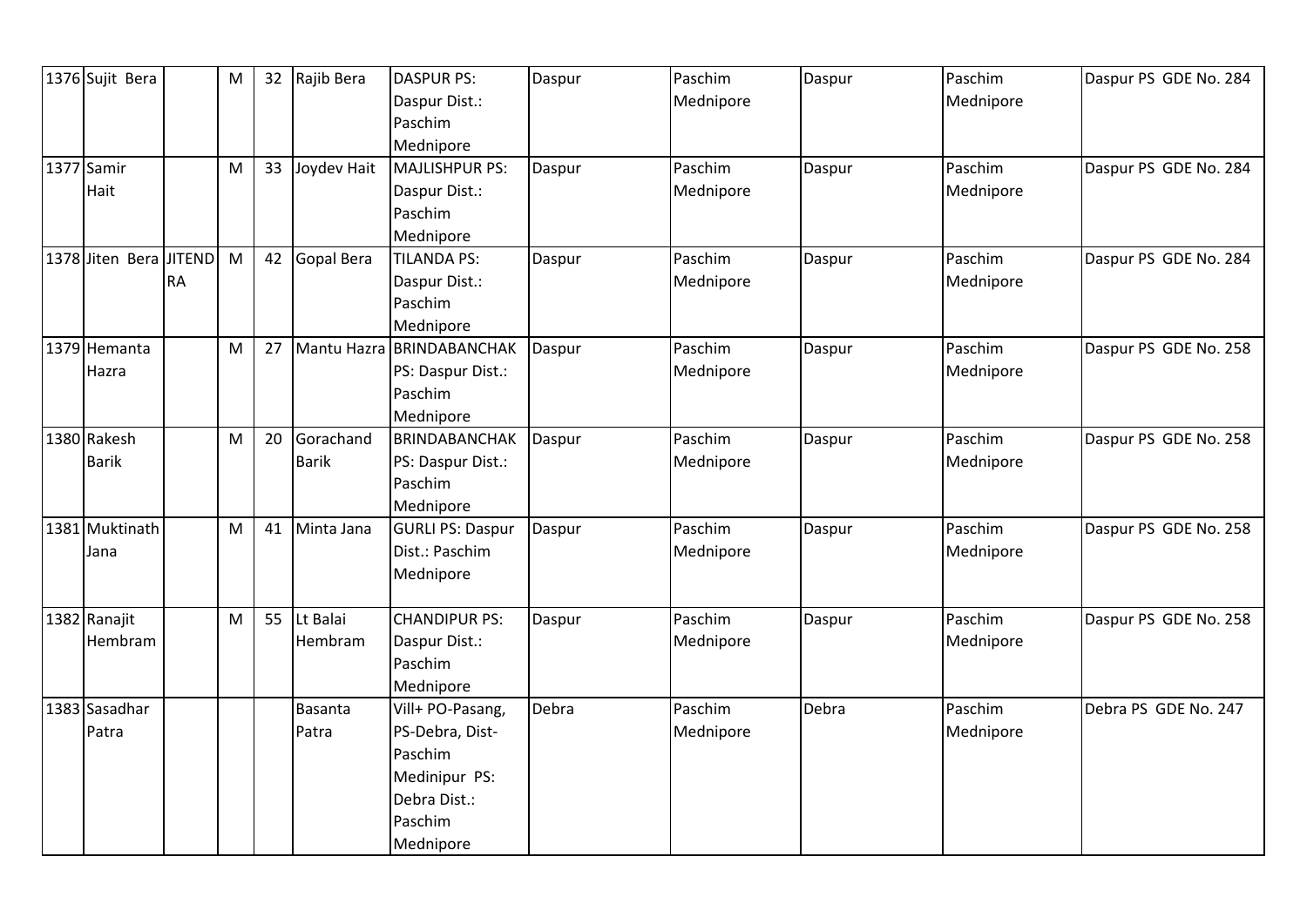| 1376 | Sujit Bera | | M | 32 | Rajib Bera | DASPUR PS: Daspur Dist.: Paschim Mednipore | Daspur | Paschim Mednipore | Daspur | Paschim Mednipore | Daspur PS GDE No. 284 |
|---|---|---|---|---|---|---|---|---|---|---|---|
| 1377 | Samir Hait | | M | 33 | Joydev Hait | MAJLISHPUR PS: Daspur Dist.: Paschim Mednipore | Daspur | Paschim Mednipore | Daspur | Paschim Mednipore | Daspur PS GDE No. 284 |
| 1378 | Jiten Bera | JITENDRA | M | 42 | Gopal Bera | TILANDA PS: Daspur Dist.: Paschim Mednipore | Daspur | Paschim Mednipore | Daspur | Paschim Mednipore | Daspur PS GDE No. 284 |
| 1379 | Hemanta Hazra | | M | 27 | Mantu Hazra | BRINDABANCHAK PS: Daspur Dist.: Paschim Mednipore | Daspur | Paschim Mednipore | Daspur | Paschim Mednipore | Daspur PS GDE No. 258 |
| 1380 | Rakesh Barik | | M | 20 | Gorachand Barik | BRINDABANCHAK PS: Daspur Dist.: Paschim Mednipore | Daspur | Paschim Mednipore | Daspur | Paschim Mednipore | Daspur PS GDE No. 258 |
| 1381 | Muktinath Jana | | M | 41 | Minta Jana | GURLI PS: Daspur Dist.: Paschim Mednipore | Daspur | Paschim Mednipore | Daspur | Paschim Mednipore | Daspur PS GDE No. 258 |
| 1382 | Ranajit Hembram | | M | 55 | Lt Balai Hembram | CHANDIPUR PS: Daspur Dist.: Paschim Mednipore | Daspur | Paschim Mednipore | Daspur | Paschim Mednipore | Daspur PS GDE No. 258 |
| 1383 | Sasadhar Patra | | | | Basanta Patra | Vill+ PO-Pasang, PS-Debra, Dist-Paschim Medinipur PS: Debra Dist.: Paschim Mednipore | Debra | Paschim Mednipore | Debra | Paschim Mednipore | Debra PS GDE No. 247 |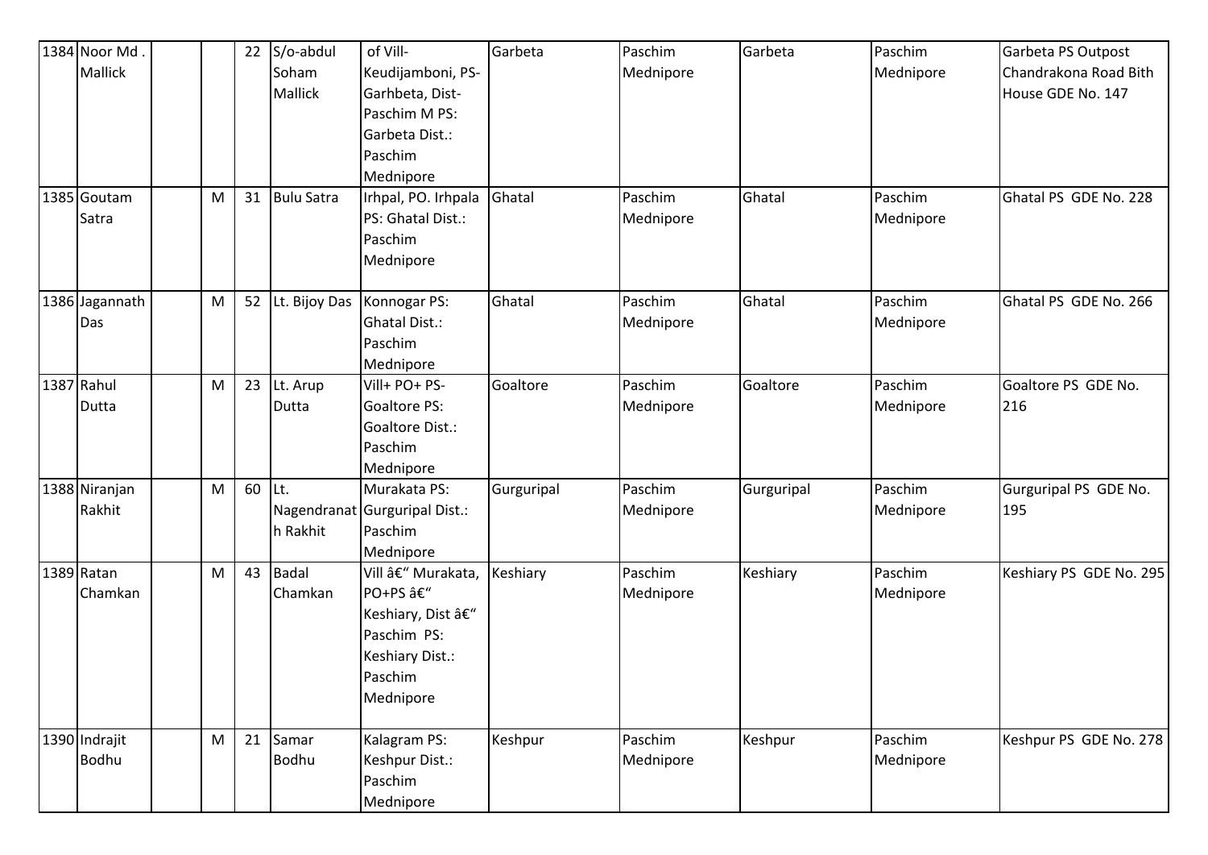| 1384 | Noor Md . Mallick | | | 22 | S/o-abdul Soham Mallick | of Vill-Keudijamboni, PS-Garhbeta, Dist-Paschim M PS: Garbeta Dist.: Paschim Mednipore | Garbeta | Paschim Mednipore | Garbeta | Paschim Mednipore | Garbeta PS Outpost Chandrakona Road Bith House GDE No. 147 |
|---|---|---|---|---|---|---|---|---|---|---|---|
| 1385 | Goutam Satra | | M | 31 | Bulu Satra | Irhpal, PO. Irhpala PS: Ghatal Dist.: Paschim Mednipore | Ghatal | Paschim Mednipore | Ghatal | Paschim Mednipore | Ghatal PS GDE No. 228 |
| 1386 | Jagannath Das | | M | 52 | Lt. Bijoy Das | Konnogar PS: Ghatal Dist.: Paschim Mednipore | Ghatal | Paschim Mednipore | Ghatal | Paschim Mednipore | Ghatal PS GDE No. 266 |
| 1387 | Rahul Dutta | | M | 23 | Lt. Arup Dutta | Vill+ PO+ PS-Goaltore PS: Goaltore Dist.: Paschim Mednipore | Goaltore | Paschim Mednipore | Goaltore | Paschim Mednipore | Goaltore PS GDE No. 216 |
| 1388 | Niranjan Rakhit | | M | 60 | Lt. Nagendranath Rakhit | Murakata PS: Gurguripal Dist.: Paschim Mednipore | Gurguripal | Paschim Mednipore | Gurguripal | Paschim Mednipore | Gurguripal PS GDE No. 195 |
| 1389 | Ratan Chamkan | | M | 43 | Badal Chamkan | Vill â€" Murakata, PO+PS â€" Keshiary, Dist â€" Paschim PS: Keshiary Dist.: Paschim Mednipore | Keshiary | Paschim Mednipore | Keshiary | Paschim Mednipore | Keshiary PS GDE No. 295 |
| 1390 | Indrajit Bodhu | | M | 21 | Samar Bodhu | Kalagram PS: Keshpur Dist.: Paschim Mednipore | Keshpur | Paschim Mednipore | Keshpur | Paschim Mednipore | Keshpur PS GDE No. 278 |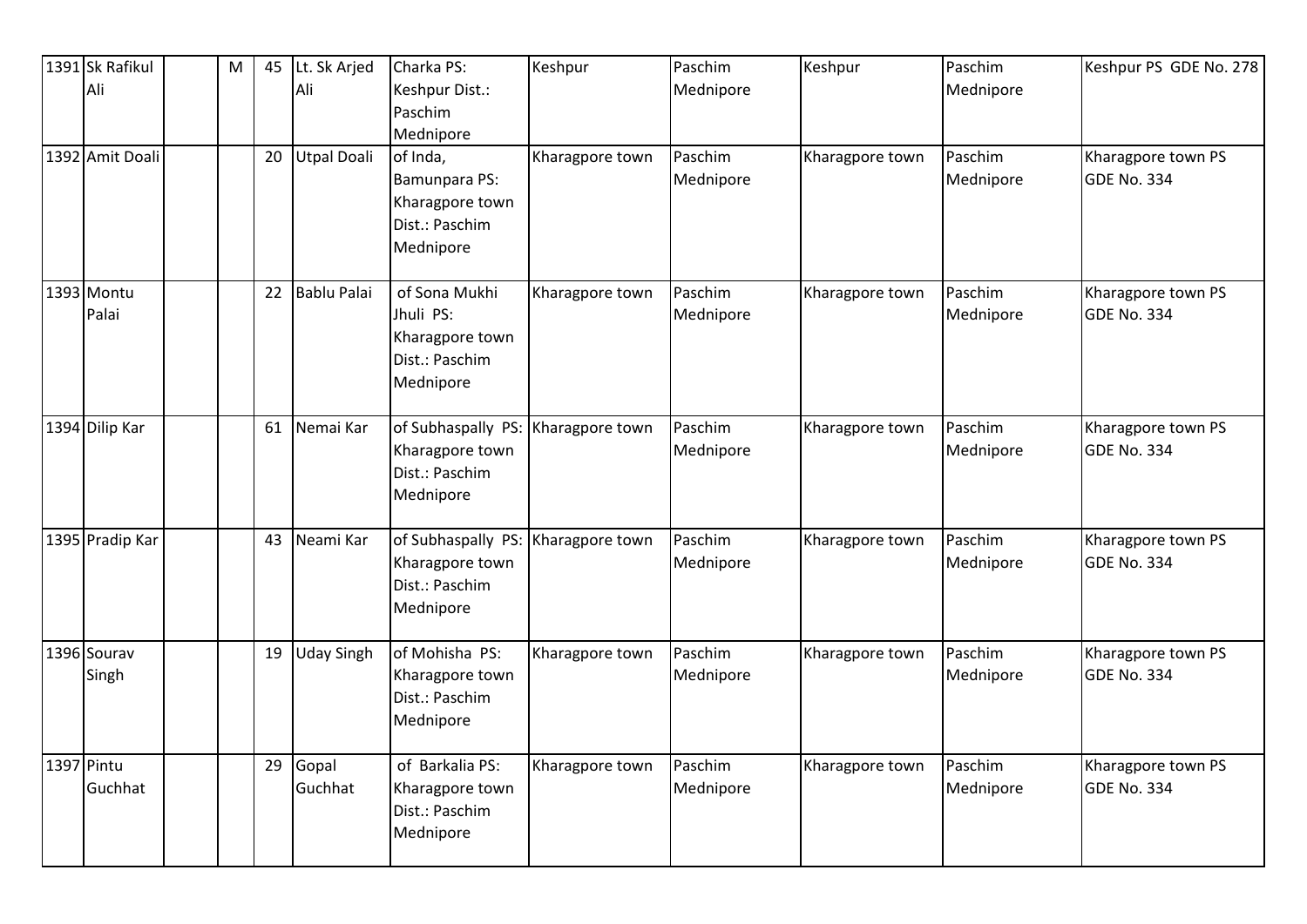| 1391 | Sk Rafikul Ali | | M | 45 | Lt. Sk Arjed Ali | Charka PS: Keshpur Dist.: Paschim Mednipore | Keshpur | Paschim Mednipore | Keshpur | Paschim Mednipore | Keshpur PS GDE No. 278 |
|---|---|---|---|---|---|---|---|---|---|---|---|
| 1392 | Amit Doali | | | 20 | Utpal Doali | of Inda, Bamunpara PS: Kharagpore town Dist.: Paschim Mednipore | Kharagpore town | Paschim Mednipore | Kharagpore town | Paschim Mednipore | Kharagpore town PS GDE No. 334 |
| 1393 | Montu Palai | | | 22 | Bablu Palai | of Sona Mukhi Jhuli PS: Kharagpore town Dist.: Paschim Mednipore | Kharagpore town | Paschim Mednipore | Kharagpore town | Paschim Mednipore | Kharagpore town PS GDE No. 334 |
| 1394 | Dilip Kar | | | 61 | Nemai Kar | of Subhaspally PS: Kharagpore town Dist.: Paschim Mednipore | Kharagpore town | Paschim Mednipore | Kharagpore town | Paschim Mednipore | Kharagpore town PS GDE No. 334 |
| 1395 | Pradip Kar | | | 43 | Neami Kar | of Subhaspally PS: Kharagpore town Dist.: Paschim Mednipore | Kharagpore town | Paschim Mednipore | Kharagpore town | Paschim Mednipore | Kharagpore town PS GDE No. 334 |
| 1396 | Sourav Singh | | | 19 | Uday Singh | of Mohisha PS: Kharagpore town Dist.: Paschim Mednipore | Kharagpore town | Paschim Mednipore | Kharagpore town | Paschim Mednipore | Kharagpore town PS GDE No. 334 |
| 1397 | Pintu Guchhat | | | 29 | Gopal Guchhat | of Barkalia PS: Kharagpore town Dist.: Paschim Mednipore | Kharagpore town | Paschim Mednipore | Kharagpore town | Paschim Mednipore | Kharagpore town PS GDE No. 334 |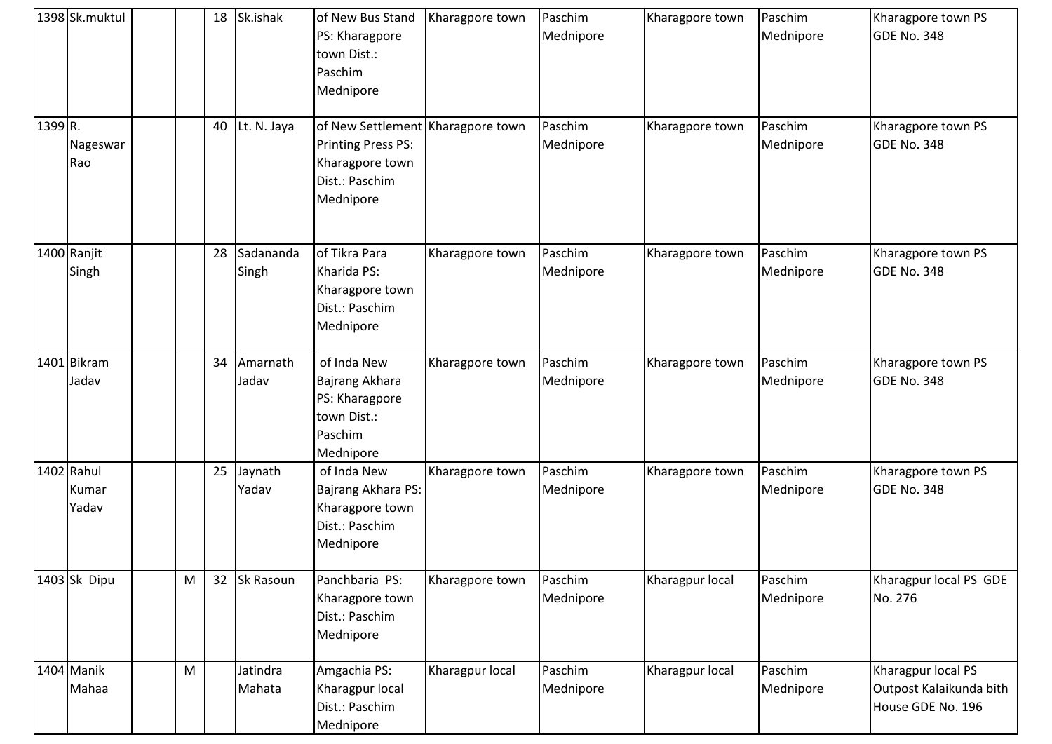| | | | | | | | | | | | |
|---|---|---|---|---|---|---|---|---|---|---|---|
| 1398 | Sk.muktul | | | 18 | Sk.ishak | of New Bus Stand PS: Kharagpore town Dist.: Paschim Mednipore | Kharagpore town | Paschim Mednipore | Kharagpore town | Paschim Mednipore | Kharagpore town PS GDE No. 348 |
| 1399 | R. Nageswar Rao | | | 40 | Lt. N. Jaya | of New Settlement Printing Press PS: Kharagpore town Dist.: Paschim Mednipore | Kharagpore town | Paschim Mednipore | Kharagpore town | Paschim Mednipore | Kharagpore town PS GDE No. 348 |
| 1400 | Ranjit Singh | | | 28 | Sadananda Singh | of Tikra Para Kharida PS: Kharagpore town Dist.: Paschim Mednipore | Kharagpore town | Paschim Mednipore | Kharagpore town | Paschim Mednipore | Kharagpore town PS GDE No. 348 |
| 1401 | Bikram Jadav | | | 34 | Amarnath Jadav | of Inda New Bajrang Akhara PS: Kharagpore town Dist.: Paschim Mednipore | Kharagpore town | Paschim Mednipore | Kharagpore town | Paschim Mednipore | Kharagpore town PS GDE No. 348 |
| 1402 | Rahul Kumar Yadav | | | 25 | Jaynath Yadav | of Inda New Bajrang Akhara PS: Kharagpore town Dist.: Paschim Mednipore | Kharagpore town | Paschim Mednipore | Kharagpore town | Paschim Mednipore | Kharagpore town PS GDE No. 348 |
| 1403 | Sk Dipu | | M | 32 | Sk Rasoun | Panchbaria PS: Kharagpore town Dist.: Paschim Mednipore | Kharagpore town | Paschim Mednipore | Kharagpur local | Paschim Mednipore | Kharagpur local PS GDE No. 276 |
| 1404 | Manik Mahaa | | M | | Jatindra Mahata | Amgachia PS: Kharagpur local Dist.: Paschim Mednipore | Kharagpur local | Paschim Mednipore | Kharagpur local | Paschim Mednipore | Kharagpur local PS Outpost Kalaikunda bith House GDE No. 196 |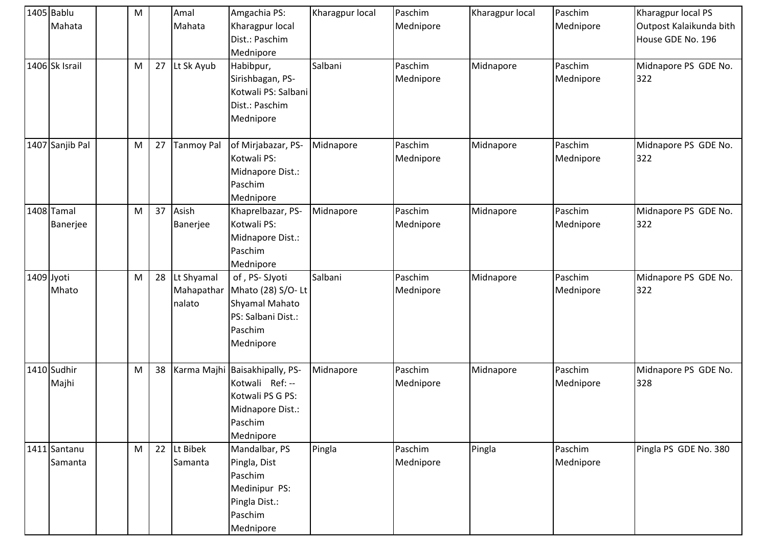| 1405 | Bablu Mahata | | M | | Amal Mahata | Amgachia PS: Kharagpur local Dist.: Paschim Mednipore | Kharagpur local | Paschim Mednipore | Kharagpur local | Paschim Mednipore | Kharagpur local PS Outpost Kalaikunda bith House GDE No. 196 |
|---|---|---|---|---|---|---|---|---|---|---|---|
| 1406 | Sk Israil | | M | 27 | Lt Sk Ayub | Habibpur, Sirishbagan, PS-Kotwali PS: Salbani Dist.: Paschim Mednipore | Salbani | Paschim Mednipore | Midnapore | Paschim Mednipore | Midnapore PS GDE No. 322 |
| 1407 | Sanjib Pal | | M | 27 | Tanmoy Pal | of Mirjabazar, PS-Kotwali PS: Midnapore Dist.: Paschim Mednipore | Midnapore | Paschim Mednipore | Midnapore | Paschim Mednipore | Midnapore PS GDE No. 322 |
| 1408 | Tamal Banerjee | | M | 37 | Asish Banerjee | Khaprelbazar, PS-Kotwali PS: Midnapore Dist.: Paschim Mednipore | Midnapore | Paschim Mednipore | Midnapore | Paschim Mednipore | Midnapore PS GDE No. 322 |
| 1409 | Jyoti Mhato | | M | 28 | Lt Shyamal Mahapathar nalato | of , PS- SJyoti Mhato (28) S/O- Lt Shyamal Mahato PS: Salbani Dist.: Paschim Mednipore | Salbani | Paschim Mednipore | Midnapore | Paschim Mednipore | Midnapore PS GDE No. 322 |
| 1410 | Sudhir Majhi | | M | 38 | Karma Majhi | Baisakhipally, PS-Kotwali Ref: --Kotwali PS G PS: Midnapore Dist.: Paschim Mednipore | Midnapore | Paschim Mednipore | Midnapore | Paschim Mednipore | Midnapore PS GDE No. 328 |
| 1411 | Santanu Samanta | | M | 22 | Lt Bibek Samanta | Mandalbar, PS Pingla, Dist Paschim Medinipur PS: Pingla Dist.: Paschim Mednipore | Pingla | Paschim Mednipore | Pingla | Paschim Mednipore | Pingla PS GDE No. 380 |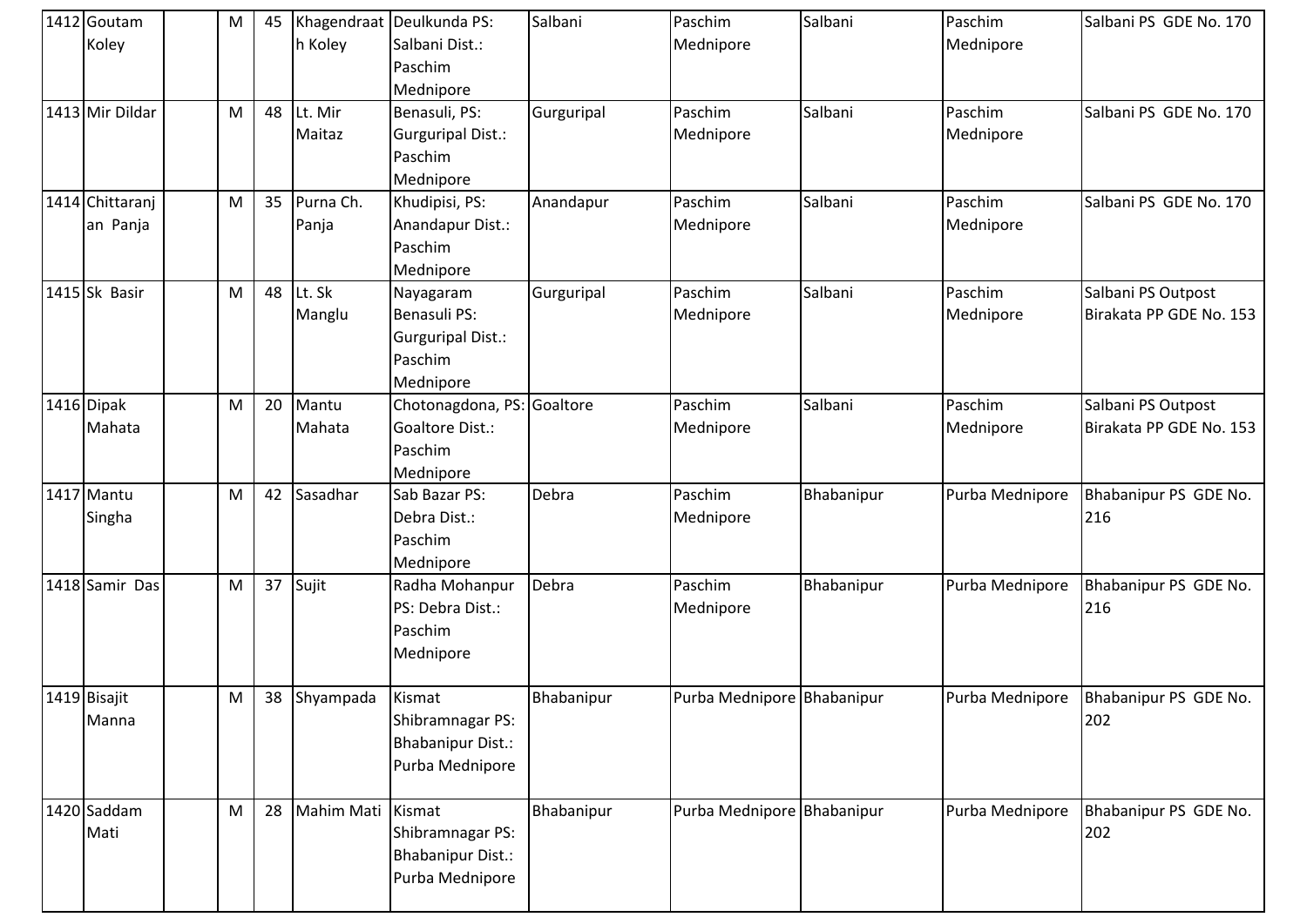| 1412 | Goutam Koley | | M | 45 | Khagendraath Koley | Deulkunda PS: Salbani Dist.: Paschim Mednipore | Salbani | Paschim Mednipore | Salbani | Paschim Mednipore | Salbani PS GDE No. 170 |
|---|---|---|---|---|---|---|---|---|---|---|---|
| 1413 | Mir Dildar | | M | 48 | Lt. Mir Maitaz | Benasuli, PS: Gurguripal Dist.: Paschim Mednipore | Gurguripal | Paschim Mednipore | Salbani | Paschim Mednipore | Salbani PS GDE No. 170 |
| 1414 | Chittaranjan Panja | | M | 35 | Purna Ch. Panja | Khudipisi, PS: Anandapur Dist.: Paschim Mednipore | Anandapur | Paschim Mednipore | Salbani | Paschim Mednipore | Salbani PS GDE No. 170 |
| 1415 | Sk Basir | | M | 48 | Lt. Sk Manglu | Nayagaram Benasuli PS: Gurguripal Dist.: Paschim Mednipore | Gurguripal | Paschim Mednipore | Salbani | Paschim Mednipore | Salbani PS Outpost Birakata PP GDE No. 153 |
| 1416 | Dipak Mahata | | M | 20 | Mantu Mahata | Chotonagdona, PS: Goaltore Dist.: Paschim Mednipore | Goaltore | Paschim Mednipore | Salbani | Paschim Mednipore | Salbani PS Outpost Birakata PP GDE No. 153 |
| 1417 | Mantu Singha | | M | 42 | Sasadhar | Sab Bazar PS: Debra Dist.: Paschim Mednipore | Debra | Paschim Mednipore | Bhabanipur | Purba Mednipore | Bhabanipur PS GDE No. 216 |
| 1418 | Samir Das | | M | 37 | Sujit | Radha Mohanpur PS: Debra Dist.: Paschim Mednipore | Debra | Paschim Mednipore | Bhabanipur | Purba Mednipore | Bhabanipur PS GDE No. 216 |
| 1419 | Bisajit Manna | | M | 38 | Shyampada | Kismat Shibramnagar PS: Bhabanipur Dist.: Purba Mednipore | Bhabanipur | Purba Mednipore | Bhabanipur | Purba Mednipore | Bhabanipur PS GDE No. 202 |
| 1420 | Saddam Mati | | M | 28 | Mahim Mati | Kismat Shibramnagar PS: Bhabanipur Dist.: Purba Mednipore | Bhabanipur | Purba Mednipore | Bhabanipur | Purba Mednipore | Bhabanipur PS GDE No. 202 |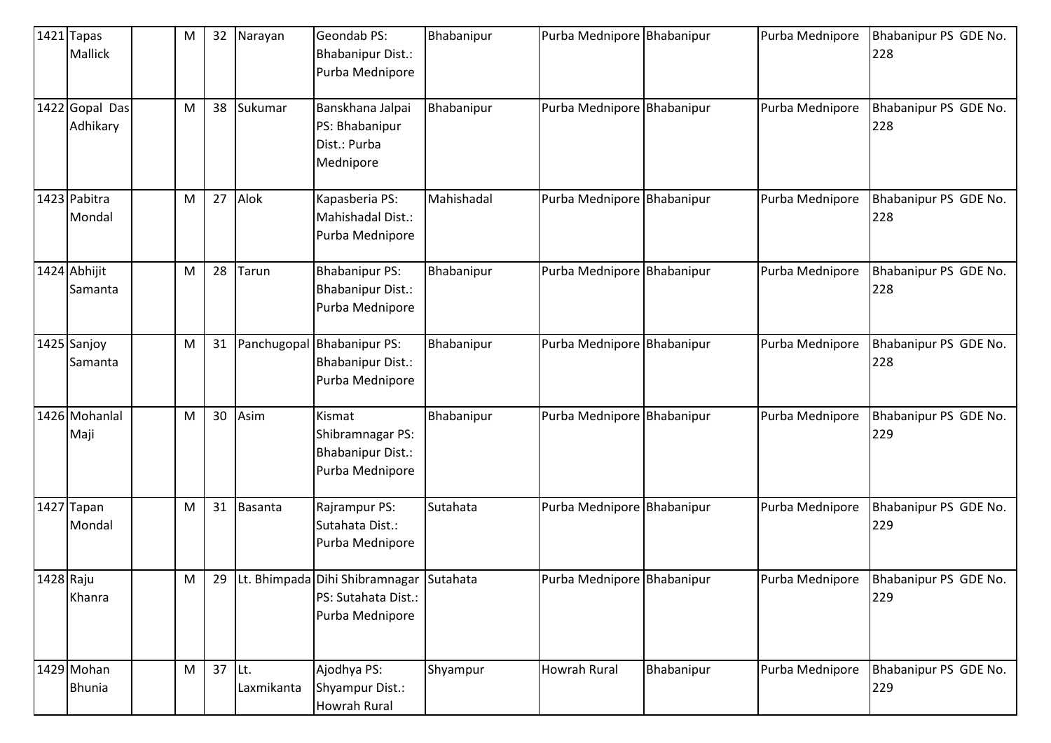| 1421 | Tapas Mallick | | M | 32 | Narayan | Geondab PS: Bhabanipur Dist.: Purba Mednipore | Bhabanipur | Purba Mednipore | Bhabanipur | Purba Mednipore | Bhabanipur PS GDE No. 228 |
|---|---|---|---|---|---|---|---|---|---|---|---|
| 1422 | Gopal Das Adhikary | | M | 38 | Sukumar | Banskhana Jalpai PS: Bhabanipur Dist.: Purba Mednipore | Bhabanipur | Purba Mednipore | Bhabanipur | Purba Mednipore | Bhabanipur PS GDE No. 228 |
| 1423 | Pabitra Mondal | | M | 27 | Alok | Kapasberia PS: Mahishadal Dist.: Purba Mednipore | Mahishadal | Purba Mednipore | Bhabanipur | Purba Mednipore | Bhabanipur PS GDE No. 228 |
| 1424 | Abhijit Samanta | | M | 28 | Tarun | Bhabanipur PS: Bhabanipur Dist.: Purba Mednipore | Bhabanipur | Purba Mednipore | Bhabanipur | Purba Mednipore | Bhabanipur PS GDE No. 228 |
| 1425 | Sanjoy Samanta | | M | 31 | Panchugopal | Bhabanipur PS: Bhabanipur Dist.: Purba Mednipore | Bhabanipur | Purba Mednipore | Bhabanipur | Purba Mednipore | Bhabanipur PS GDE No. 228 |
| 1426 | Mohanlal Maji | | M | 30 | Asim | Kismat Shibramnagar PS: Bhabanipur Dist.: Purba Mednipore | Bhabanipur | Purba Mednipore | Bhabanipur | Purba Mednipore | Bhabanipur PS GDE No. 229 |
| 1427 | Tapan Mondal | | M | 31 | Basanta | Rajrampur PS: Sutahata Dist.: Purba Mednipore | Sutahata | Purba Mednipore | Bhabanipur | Purba Mednipore | Bhabanipur PS GDE No. 229 |
| 1428 | Raju Khanra | | M | 29 | Lt. Bhimpada | Dihi Shibramnagar PS: Sutahata Dist.: Purba Mednipore | Sutahata | Purba Mednipore | Bhabanipur | Purba Mednipore | Bhabanipur PS GDE No. 229 |
| 1429 | Mohan Bhunia | | M | 37 | Lt. Laxmikanta | Ajodhya PS: Shyampur Dist.: Howrah Rural | Shyampur | Howrah Rural | Bhabanipur | Purba Mednipore | Bhabanipur PS GDE No. 229 |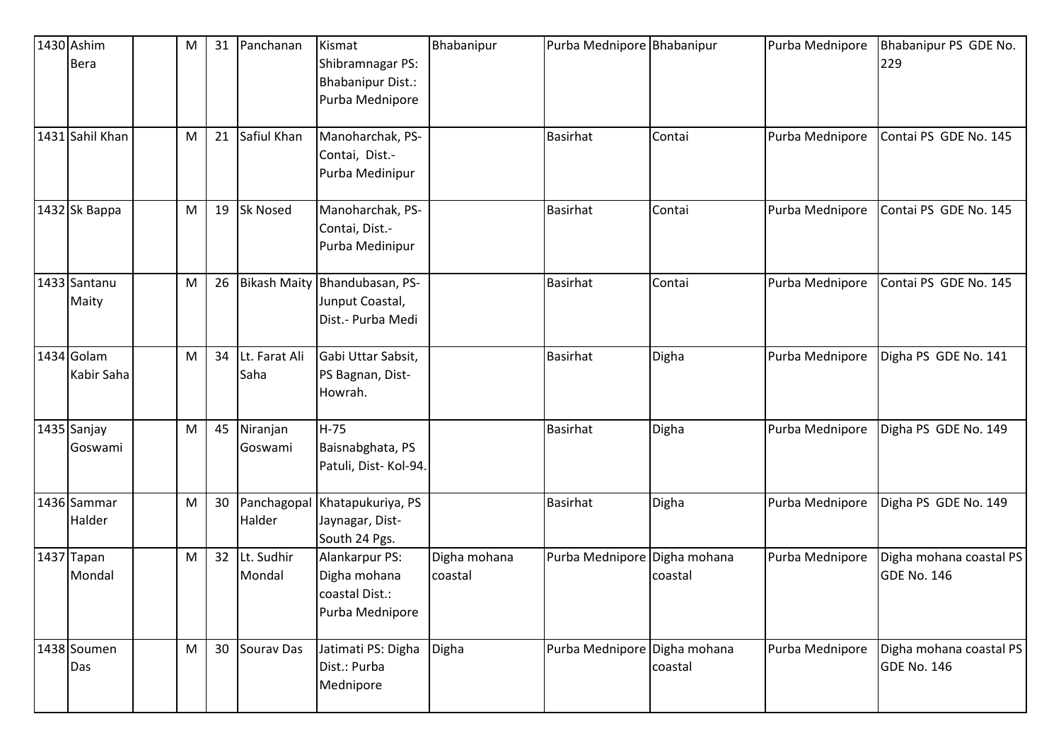| 1430 | Ashim Bera | | M | 31 | Panchanan | Kismat Shibramnagar PS: Bhabanipur Dist.: Purba Mednipore | Bhabanipur | Purba Mednipore | Bhabanipur | Purba Mednipore | Bhabanipur PS GDE No. 229 |
|---|---|---|---|---|---|---|---|---|---|---|---|
| 1431 | Sahil Khan | | M | 21 | Safiul Khan | Manoharchak, PS-Contai, Dist.-Purba Medinipur | | Basirhat | Contai | Purba Mednipore | Contai PS GDE No. 145 |
| 1432 | Sk Bappa | | M | 19 | Sk Nosed | Manoharchak, PS-Contai, Dist.-Purba Medinipur | | Basirhat | Contai | Purba Mednipore | Contai PS GDE No. 145 |
| 1433 | Santanu Maity | | M | 26 | Bikash Maity | Bhandubasan, PS-Junput Coastal, Dist.- Purba Medi | | Basirhat | Contai | Purba Mednipore | Contai PS GDE No. 145 |
| 1434 | Golam Kabir Saha | | M | 34 | Lt. Farat Ali Saha | Gabi Uttar Sabsit, PS Bagnan, Dist-Howrah. | | Basirhat | Digha | Purba Mednipore | Digha PS GDE No. 141 |
| 1435 | Sanjay Goswami | | M | 45 | Niranjan Goswami | H-75 Baisnabghata, PS Patuli, Dist- Kol-94. | | Basirhat | Digha | Purba Mednipore | Digha PS GDE No. 149 |
| 1436 | Sammar Halder | | M | 30 | Panchagopal Halder | Khatapukuriya, PS Jaynagar, Dist-South 24 Pgs. | | Basirhat | Digha | Purba Mednipore | Digha PS GDE No. 149 |
| 1437 | Tapan Mondal | | M | 32 | Lt. Sudhir Mondal | Alankarpur PS: Digha mohana coastal Dist.: Purba Mednipore | Digha mohana coastal | Purba Mednipore | Digha mohana coastal | Purba Mednipore | Digha mohana coastal PS GDE No. 146 |
| 1438 | Soumen Das | | M | 30 | Sourav Das | Jatimati PS: Digha Dist.: Purba Mednipore | Digha | Purba Mednipore | Digha mohana coastal | Purba Mednipore | Digha mohana coastal PS GDE No. 146 |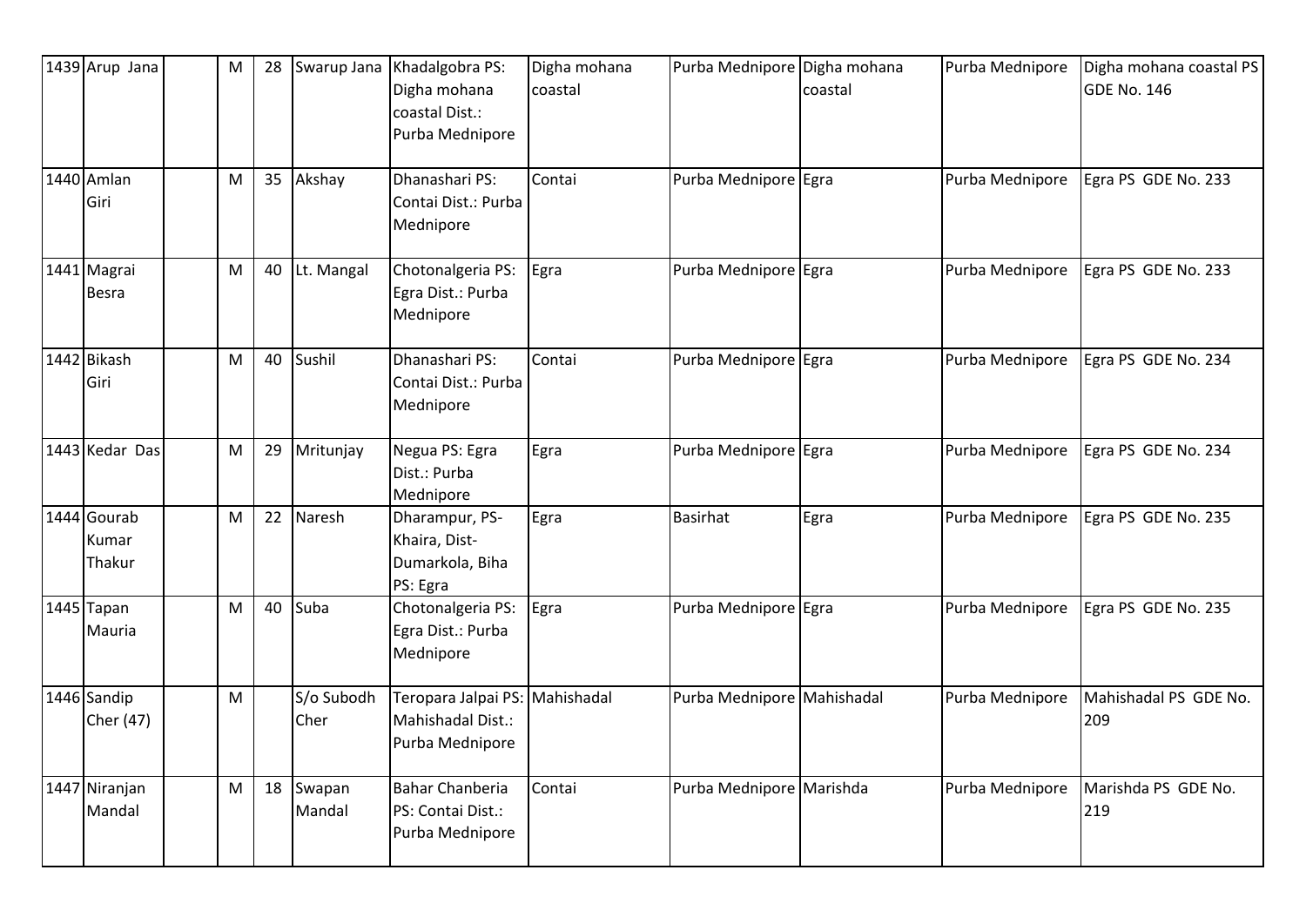| 1439 | Arup Jana | | M | 28 | Swarup Jana | Khadalgobra PS: Digha mohana coastal Dist.: Purba Mednipore | Digha mohana coastal | Purba Mednipore | Digha mohana coastal | Purba Mednipore | Digha mohana coastal PS GDE No. 146 |
|---|---|---|---|---|---|---|---|---|---|---|---|
| 1440 | Amlan Giri | | M | 35 | Akshay | Dhanashari PS: Contai Dist.: Purba Mednipore | Contai | Purba Mednipore | Egra | Purba Mednipore | Egra PS GDE No. 233 |
| 1441 | Magrai Besra | | M | 40 | Lt. Mangal | Chotonalgeria PS: Egra Dist.: Purba Mednipore | Egra | Purba Mednipore | Egra | Purba Mednipore | Egra PS GDE No. 233 |
| 1442 | Bikash Giri | | M | 40 | Sushil | Dhanashari PS: Contai Dist.: Purba Mednipore | Contai | Purba Mednipore | Egra | Purba Mednipore | Egra PS GDE No. 234 |
| 1443 | Kedar Das | | M | 29 | Mritunjay | Negua PS: Egra Dist.: Purba Mednipore | Egra | Purba Mednipore | Egra | Purba Mednipore | Egra PS GDE No. 234 |
| 1444 | Gourab Kumar Thakur | | M | 22 | Naresh | Dharampur, PS-Khaira, Dist-Dumarkola, Biha PS: Egra | Egra | Basirhat | Egra | Purba Mednipore | Egra PS GDE No. 235 |
| 1445 | Tapan Mauria | | M | 40 | Suba | Chotonalgeria PS: Egra Dist.: Purba Mednipore | Egra | Purba Mednipore | Egra | Purba Mednipore | Egra PS GDE No. 235 |
| 1446 | Sandip Cher (47) | | M | | S/o Subodh Cher | Teropara Jalpai PS: Mahishadal Dist.: Purba Mednipore | Mahishadal | Purba Mednipore | Mahishadal | Purba Mednipore | Mahishadal PS GDE No. 209 |
| 1447 | Niranjan Mandal | | M | 18 | Swapan Mandal | Bahar Chanberia PS: Contai Dist.: Purba Mednipore | Contai | Purba Mednipore | Marishda | Purba Mednipore | Marishda PS GDE No. 219 |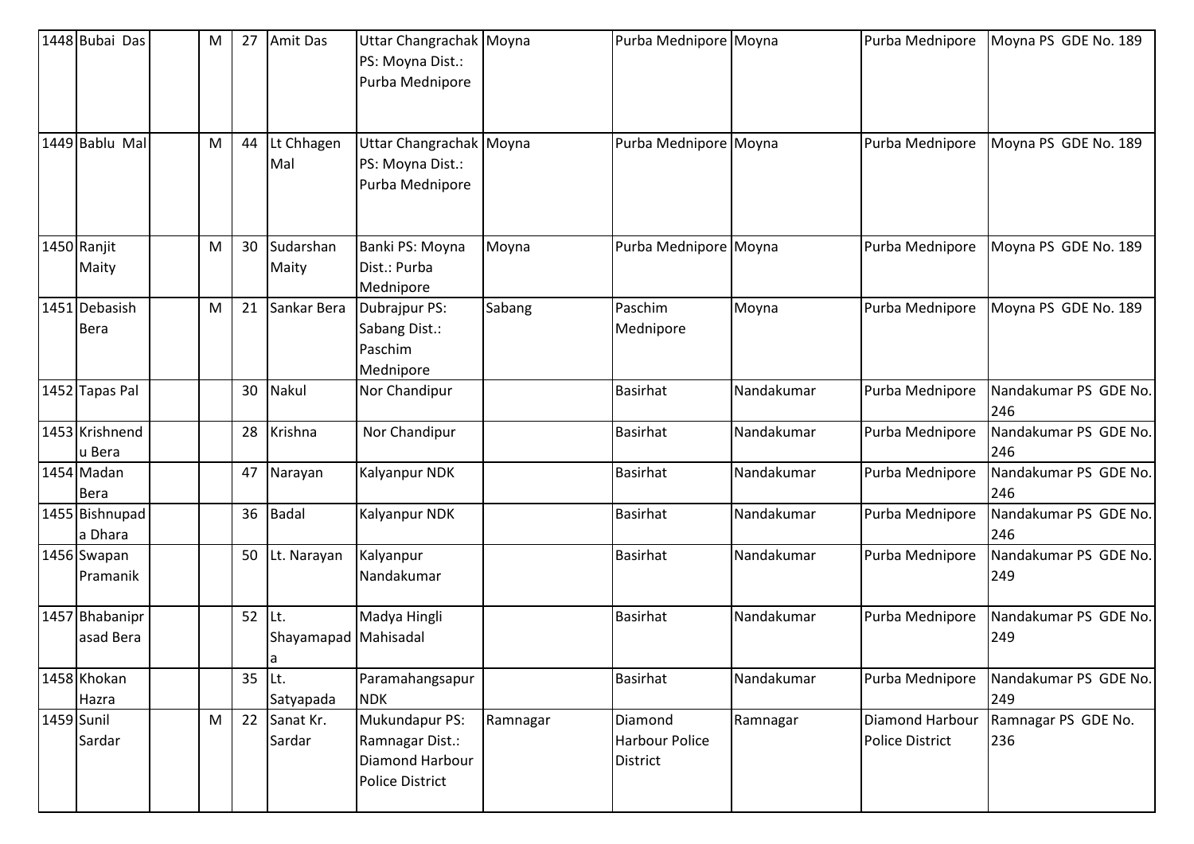| 1448 | Bubai Das | | M | 27 | Amit Das | Uttar Changrachak PS: Moyna Dist.: Purba Mednipore | Moyna | Purba Mednipore | Moyna | Purba Mednipore | Moyna PS GDE No. 189 |
|---|---|---|---|---|---|---|---|---|---|---|---|
| 1449 | Bablu Mal | | M | 44 | Lt Chhagen Mal | Uttar Changrachak PS: Moyna Dist.: Purba Mednipore | Moyna | Purba Mednipore | Moyna | Purba Mednipore | Moyna PS GDE No. 189 |
| 1450 | Ranjit Maity | | M | 30 | Sudarshan Maity | Banki PS: Moyna Dist.: Purba Mednipore | Moyna | Purba Mednipore | Moyna | Purba Mednipore | Moyna PS GDE No. 189 |
| 1451 | Debasish Bera | | M | 21 | Sankar Bera | Dubrajpur PS: Sabang Dist.: Paschim Mednipore | Sabang | Paschim Mednipore | Moyna | Purba Mednipore | Moyna PS GDE No. 189 |
| 1452 | Tapas Pal | | | 30 | Nakul | Nor Chandipur | | Basirhat | Nandakumar | Purba Mednipore | Nandakumar PS GDE No. 246 |
| 1453 | Krishnendu Bera | | | 28 | Krishna | Nor Chandipur | | Basirhat | Nandakumar | Purba Mednipore | Nandakumar PS GDE No. 246 |
| 1454 | Madan Bera | | | 47 | Narayan | Kalyanpur NDK | | Basirhat | Nandakumar | Purba Mednipore | Nandakumar PS GDE No. 246 |
| 1455 | Bishnupada Dhara | | | 36 | Badal | Kalyanpur NDK | | Basirhat | Nandakumar | Purba Mednipore | Nandakumar PS GDE No. 246 |
| 1456 | Swapan Pramanik | | | 50 | Lt. Narayan | Kalyanpur Nandakumar | | Basirhat | Nandakumar | Purba Mednipore | Nandakumar PS GDE No. 249 |
| 1457 | Bhabaniprasad Bera | | | 52 | Lt. Shayamapada | Madya Hingli Mahisadal | | Basirhat | Nandakumar | Purba Mednipore | Nandakumar PS GDE No. 249 |
| 1458 | Khokan Hazra | | | 35 | Lt. Satyapada | Paramahangsapur NDK | | Basirhat | Nandakumar | Purba Mednipore | Nandakumar PS GDE No. 249 |
| 1459 | Sunil Sardar | | M | 22 | Sanat Kr. Sardar | Mukundapur PS: Ramnagar Dist.: Diamond Harbour Police District | Ramnagar | Diamond Harbour Police District | Ramnagar | Diamond Harbour Police District | Ramnagar PS GDE No. 236 |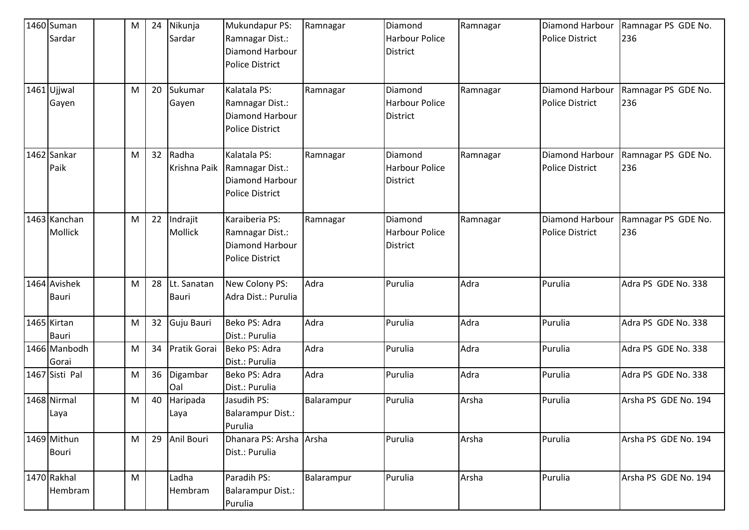| 1460 | Suman Sardar | | M | 24 | Nikunja Sardar | Mukundapur PS: Ramnagar Dist.: Diamond Harbour Police District | Ramnagar | Diamond Harbour Police District | Ramnagar | Diamond Harbour Police District | Ramnagar PS GDE No. 236 |
|---|---|---|---|---|---|---|---|---|---|---|---|
| 1461 | Ujjwal Gayen | | M | 20 | Sukumar Gayen | Kalatala PS: Ramnagar Dist.: Diamond Harbour Police District | Ramnagar | Diamond Harbour Police District | Ramnagar | Diamond Harbour Police District | Ramnagar PS GDE No. 236 |
| 1462 | Sankar Paik | | M | 32 | Radha Krishna Paik | Kalatala PS: Ramnagar Dist.: Diamond Harbour Police District | Ramnagar | Diamond Harbour Police District | Ramnagar | Diamond Harbour Police District | Ramnagar PS GDE No. 236 |
| 1463 | Kanchan Mollick | | M | 22 | Indrajit Mollick | Karaiberia PS: Ramnagar Dist.: Diamond Harbour Police District | Ramnagar | Diamond Harbour Police District | Ramnagar | Diamond Harbour Police District | Ramnagar PS GDE No. 236 |
| 1464 | Avishek Bauri | | M | 28 | Lt. Sanatan Bauri | New Colony PS: Adra Dist.: Purulia | Adra | Purulia | Adra | Purulia | Adra PS GDE No. 338 |
| 1465 | Kirtan Bauri | | M | 32 | Guju Bauri | Beko PS: Adra Dist.: Purulia | Adra | Purulia | Adra | Purulia | Adra PS GDE No. 338 |
| 1466 | Manbodh Gorai | | M | 34 | Pratik Gorai | Beko PS: Adra Dist.: Purulia | Adra | Purulia | Adra | Purulia | Adra PS GDE No. 338 |
| 1467 | Sisti Pal | | M | 36 | Digambar Oal | Beko PS: Adra Dist.: Purulia | Adra | Purulia | Adra | Purulia | Adra PS GDE No. 338 |
| 1468 | Nirmal Laya | | M | 40 | Haripada Laya | Jasudih PS: Balarampur Dist.: Purulia | Balarampur | Purulia | Arsha | Purulia | Arsha PS GDE No. 194 |
| 1469 | Mithun Bouri | | M | 29 | Anil Bouri | Dhanara PS: Arsha Dist.: Purulia | Arsha | Purulia | Arsha | Purulia | Arsha PS GDE No. 194 |
| 1470 | Rakhal Hembram | | M | | Ladha Hembram | Paradih PS: Balarampur Dist.: Purulia | Balarampur | Purulia | Arsha | Purulia | Arsha PS GDE No. 194 |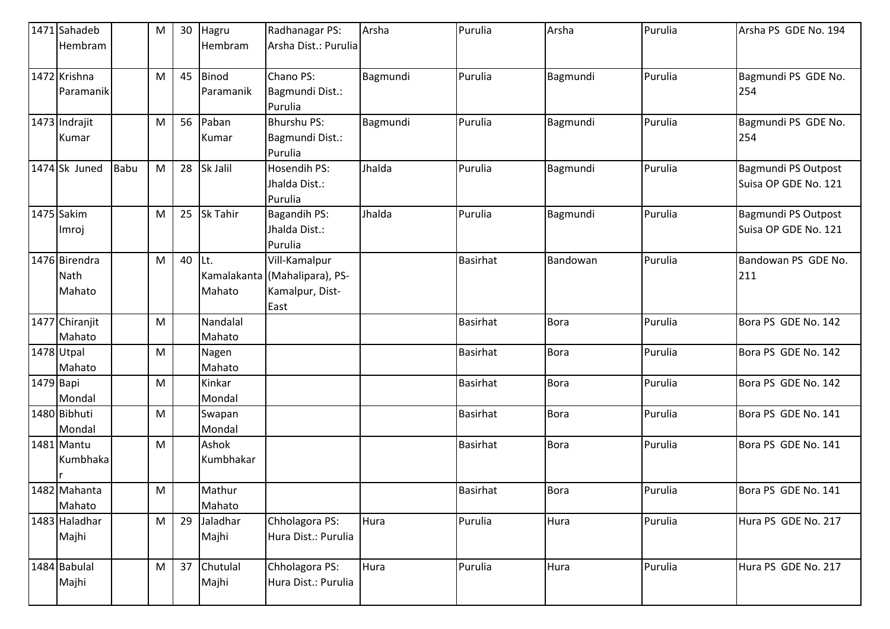| | | | | | | | | | | | |
|---|---|---|---|---|---|---|---|---|---|---|---|
| 1471 | Sahadeb Hembram | | M | 30 | Hagru Hembram | Radhanagar PS: Arsha Dist.: Purulia | Arsha | Purulia | Arsha | Purulia | Arsha PS GDE No. 194 |
| 1472 | Krishna Paramanik | | M | 45 | Binod Paramanik | Chano PS: Bagmundi Dist.: Purulia | Bagmundi | Purulia | Bagmundi | Purulia | Bagmundi PS GDE No. 254 |
| 1473 | Indrajit Kumar | | M | 56 | Paban Kumar | Bhurshu PS: Bagmundi Dist.: Purulia | Bagmundi | Purulia | Bagmundi | Purulia | Bagmundi PS GDE No. 254 |
| 1474 | Sk Juned | Babu | M | 28 | Sk Jalil | Hosendih PS: Jhalda Dist.: Purulia | Jhalda | Purulia | Bagmundi | Purulia | Bagmundi PS Outpost Suisa OP GDE No. 121 |
| 1475 | Sakim Imroj | | M | 25 | Sk Tahir | Bagandih PS: Jhalda Dist.: Purulia | Jhalda | Purulia | Bagmundi | Purulia | Bagmundi PS Outpost Suisa OP GDE No. 121 |
| 1476 | Birendra Nath Mahato | | M | 40 | Lt. Kamalakanta Mahato | Vill-Kamalpur (Mahalipara), PS-Kamalpur, Dist-East | | Basirhat | Bandowan | Purulia | Bandowan PS GDE No. 211 |
| 1477 | Chiranjit Mahato | | M | | Nandalal Mahato | | | Basirhat | Bora | Purulia | Bora PS GDE No. 142 |
| 1478 | Utpal Mahato | | M | | Nagen Mahato | | | Basirhat | Bora | Purulia | Bora PS GDE No. 142 |
| 1479 | Bapi Mondal | | M | | Kinkar Mondal | | | Basirhat | Bora | Purulia | Bora PS GDE No. 142 |
| 1480 | Bibhuti Mondal | | M | | Swapan Mondal | | | Basirhat | Bora | Purulia | Bora PS GDE No. 141 |
| 1481 | Mantu Kumbhakar | | M | | Ashok Kumbhakar | | | Basirhat | Bora | Purulia | Bora PS GDE No. 141 |
| 1482 | Mahanta Mahato | | M | | Mathur Mahato | | | Basirhat | Bora | Purulia | Bora PS GDE No. 141 |
| 1483 | Haladhar Majhi | | M | 29 | Jaladhar Majhi | Chholagora PS: Hura Dist.: Purulia | Hura | Purulia | Hura | Purulia | Hura PS GDE No. 217 |
| 1484 | Babulal Majhi | | M | 37 | Chutulal Majhi | Chholagora PS: Hura Dist.: Purulia | Hura | Purulia | Hura | Purulia | Hura PS GDE No. 217 |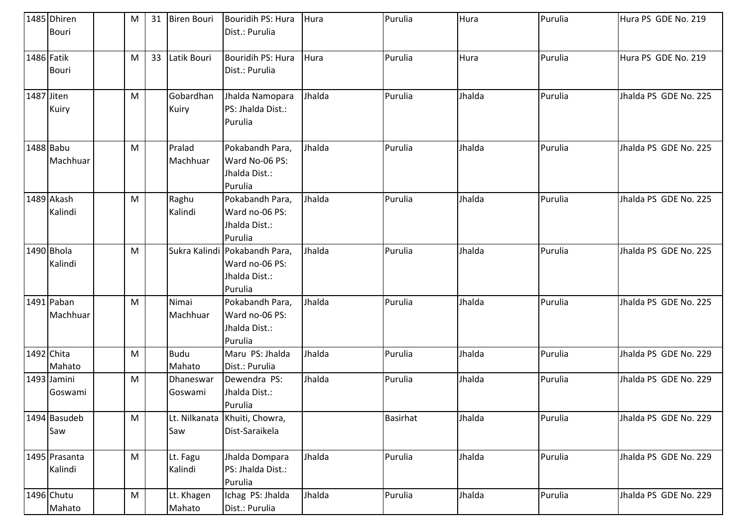| 1485 | Dhiren Bouri | | M | 31 | Biren Bouri | Bouridih PS: Hura Dist.: Purulia | Hura | Purulia | Hura | Purulia | Hura PS GDE No. 219 |
|---|---|---|---|---|---|---|---|---|---|---|---|
| 1486 | Fatik Bouri | | M | 33 | Latik Bouri | Bouridih PS: Hura Dist.: Purulia | Hura | Purulia | Hura | Purulia | Hura PS GDE No. 219 |
| 1487 | Jiten Kuiry | | M | | Gobardhan Kuiry | Jhalda Namopara PS: Jhalda Dist.: Purulia | Jhalda | Purulia | Jhalda | Purulia | Jhalda PS GDE No. 225 |
| 1488 | Babu Machhuar | | M | | Pralad Machhuar | Pokabandh Para, Ward No-06 PS: Jhalda Dist.: Purulia | Jhalda | Purulia | Jhalda | Purulia | Jhalda PS GDE No. 225 |
| 1489 | Akash Kalindi | | M | | Raghu Kalindi | Pokabandh Para, Ward no-06 PS: Jhalda Dist.: Purulia | Jhalda | Purulia | Jhalda | Purulia | Jhalda PS GDE No. 225 |
| 1490 | Bhola Kalindi | | M | | Sukra Kalindi | Pokabandh Para, Ward no-06 PS: Jhalda Dist.: Purulia | Jhalda | Purulia | Jhalda | Purulia | Jhalda PS GDE No. 225 |
| 1491 | Paban Machhuar | | M | | Nimai Machhuar | Pokabandh Para, Ward no-06 PS: Jhalda Dist.: Purulia | Jhalda | Purulia | Jhalda | Purulia | Jhalda PS GDE No. 225 |
| 1492 | Chita Mahato | | M | | Budu Mahato | Maru PS: Jhalda Dist.: Purulia | Jhalda | Purulia | Jhalda | Purulia | Jhalda PS GDE No. 229 |
| 1493 | Jamini Goswami | | M | | Dhaneswar Goswami | Dewendra PS: Jhalda Dist.: Purulia | Jhalda | Purulia | Jhalda | Purulia | Jhalda PS GDE No. 229 |
| 1494 | Basudeb Saw | | M | | Lt. Nilkanata Saw | Khuiti, Chowra, Dist-Saraikela | | Basirhat | Jhalda | Purulia | Jhalda PS GDE No. 229 |
| 1495 | Prasanta Kalindi | | M | | Lt. Fagu Kalindi | Jhalda Dompara PS: Jhalda Dist.: Purulia | Jhalda | Purulia | Jhalda | Purulia | Jhalda PS GDE No. 229 |
| 1496 | Chutu Mahato | | M | | Lt. Khagen Mahato | Ichag PS: Jhalda Dist.: Purulia | Jhalda | Purulia | Jhalda | Purulia | Jhalda PS GDE No. 229 |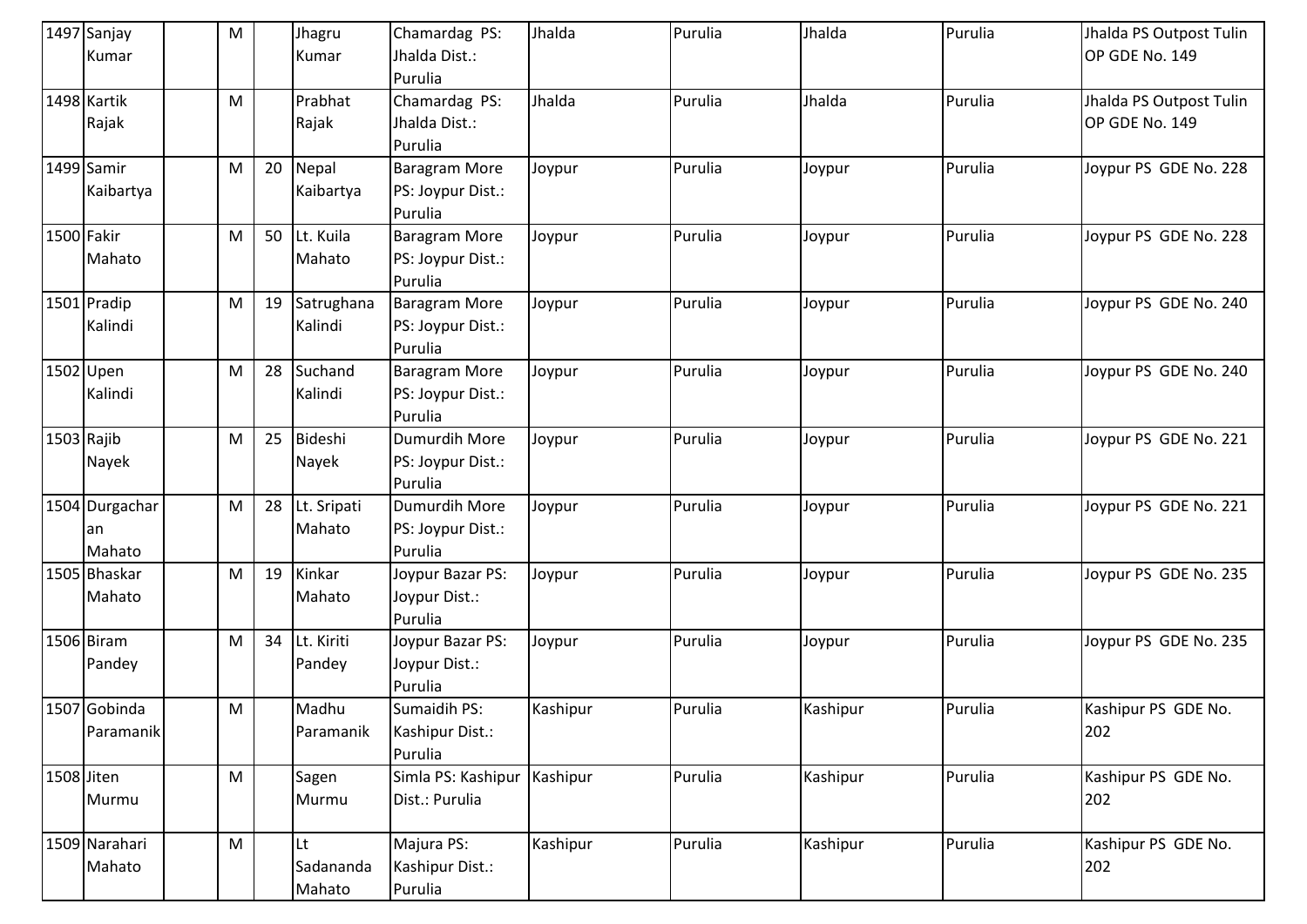| 1497 | Sanjay Kumar | | M | | Jhagru Kumar | Chamardag PS: Jhalda Dist.: Purulia | Jhalda | Purulia | Jhalda | Purulia | Jhalda PS Outpost Tulin OP GDE No. 149 |
|---|---|---|---|---|---|---|---|---|---|---|---|
| 1498 | Kartik Rajak | | M | | Prabhat Rajak | Chamardag PS: Jhalda Dist.: Purulia | Jhalda | Purulia | Jhalda | Purulia | Jhalda PS Outpost Tulin OP GDE No. 149 |
| 1499 | Samir Kaibartya | | M | 20 | Nepal Kaibartya | Baragram More PS: Joypur Dist.: Purulia | Joypur | Purulia | Joypur | Purulia | Joypur PS GDE No. 228 |
| 1500 | Fakir Mahato | | M | 50 | Lt. Kuila Mahato | Baragram More PS: Joypur Dist.: Purulia | Joypur | Purulia | Joypur | Purulia | Joypur PS GDE No. 228 |
| 1501 | Pradip Kalindi | | M | 19 | Satrughana Kalindi | Baragram More PS: Joypur Dist.: Purulia | Joypur | Purulia | Joypur | Purulia | Joypur PS GDE No. 240 |
| 1502 | Upen Kalindi | | M | 28 | Suchand Kalindi | Baragram More PS: Joypur Dist.: Purulia | Joypur | Purulia | Joypur | Purulia | Joypur PS GDE No. 240 |
| 1503 | Rajib Nayek | | M | 25 | Bideshi Nayek | Dumurdih More PS: Joypur Dist.: Purulia | Joypur | Purulia | Joypur | Purulia | Joypur PS GDE No. 221 |
| 1504 | Durgacharan Mahato | | M | 28 | Lt. Sripati Mahato | Dumurdih More PS: Joypur Dist.: Purulia | Joypur | Purulia | Joypur | Purulia | Joypur PS GDE No. 221 |
| 1505 | Bhaskar Mahato | | M | 19 | Kinkar Mahato | Joypur Bazar PS: Joypur Dist.: Purulia | Joypur | Purulia | Joypur | Purulia | Joypur PS GDE No. 235 |
| 1506 | Biram Pandey | | M | 34 | Lt. Kiriti Pandey | Joypur Bazar PS: Joypur Dist.: Purulia | Joypur | Purulia | Joypur | Purulia | Joypur PS GDE No. 235 |
| 1507 | Gobinda Paramanik | | M | | Madhu Paramanik | Sumaidih PS: Kashipur Dist.: Purulia | Kashipur | Purulia | Kashipur | Purulia | Kashipur PS GDE No. 202 |
| 1508 | Jiten Murmu | | M | | Sagen Murmu | Simla PS: Kashipur Dist.: Purulia | Kashipur | Purulia | Kashipur | Purulia | Kashipur PS GDE No. 202 |
| 1509 | Narahari Mahato | | M | | Lt Sadananda Mahato | Majura PS: Kashipur Dist.: Purulia | Kashipur | Purulia | Kashipur | Purulia | Kashipur PS GDE No. 202 |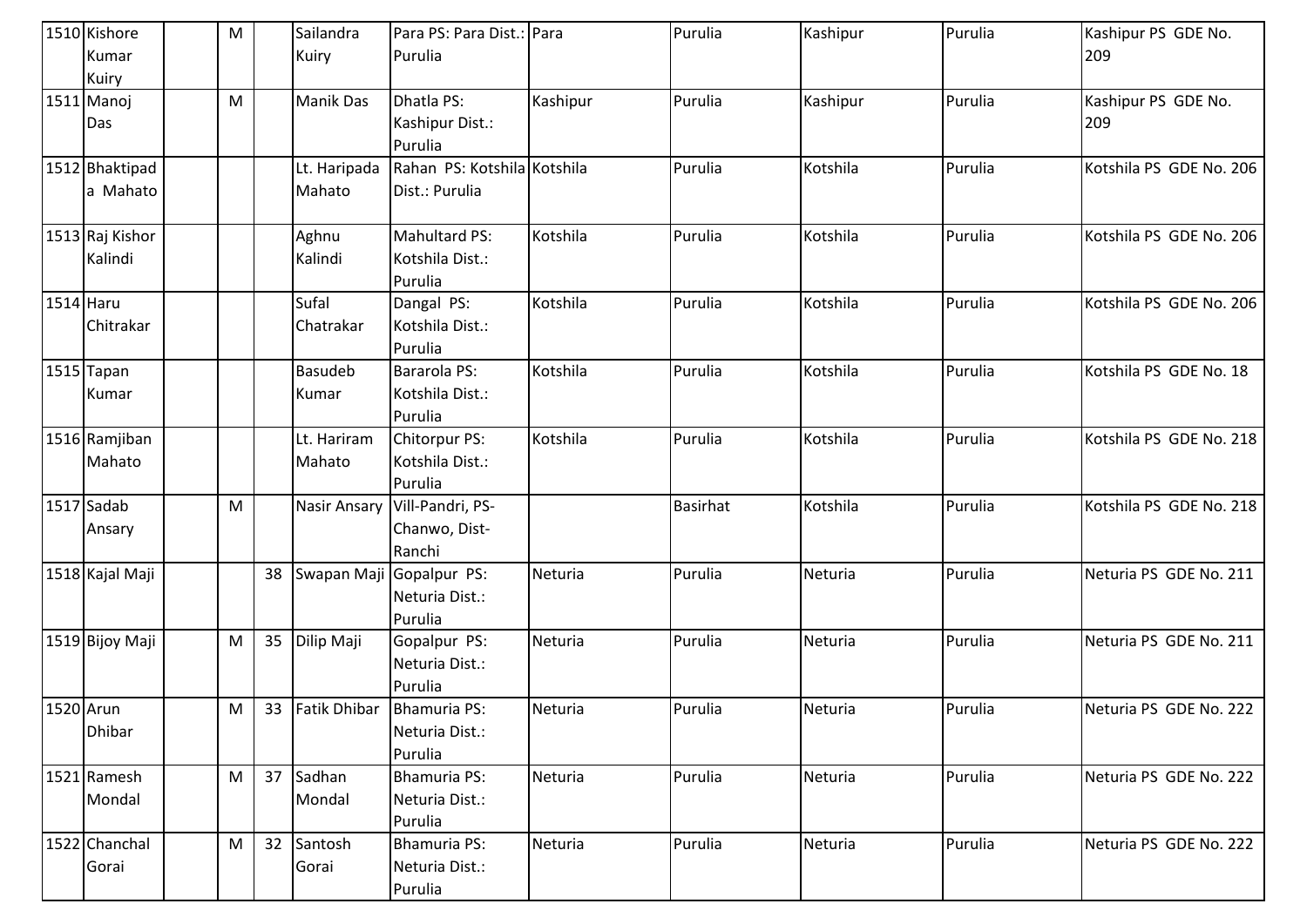| 1510 | Kishore Kumar Kuiry | | M | | Sailandra Kuiry | Para PS: Para Dist.: Purulia | Para | Purulia | Kashipur | Purulia | Kashipur PS GDE No. 209 |
|---|---|---|---|---|---|---|---|---|---|---|---|
| 1511 | Manoj Das | | M | | Manik Das | Dhatla PS: Kashipur Dist.: Purulia | Kashipur | Purulia | Kashipur | Purulia | Kashipur PS GDE No. 209 |
| 1512 | Bhaktipada Mahato | | | | Lt. Haripada Mahato | Rahan PS: Kotshila Dist.: Purulia | Kotshila | Purulia | Kotshila | Purulia | Kotshila PS GDE No. 206 |
| 1513 | Raj Kishor Kalindi | | | | Aghnu Kalindi | Mahultard PS: Kotshila Dist.: Purulia | Kotshila | Purulia | Kotshila | Purulia | Kotshila PS GDE No. 206 |
| 1514 | Haru Chitrakar | | | | Sufal Chatrakar | Dangal PS: Kotshila Dist.: Purulia | Kotshila | Purulia | Kotshila | Purulia | Kotshila PS GDE No. 206 |
| 1515 | Tapan Kumar | | | | Basudeb Kumar | Bararola PS: Kotshila Dist.: Purulia | Kotshila | Purulia | Kotshila | Purulia | Kotshila PS GDE No. 18 |
| 1516 | Ramjiban Mahato | | | | Lt. Hariram Mahato | Chitorpur PS: Kotshila Dist.: Purulia | Kotshila | Purulia | Kotshila | Purulia | Kotshila PS GDE No. 218 |
| 1517 | Sadab Ansary | | M | | Nasir Ansary | Vill-Pandri, PS-Chanwo, Dist-Ranchi | | Basirhat | Kotshila | Purulia | Kotshila PS GDE No. 218 |
| 1518 | Kajal Maji | | | 38 | Swapan Maji | Gopalpur PS: Neturia Dist.: Purulia | Neturia | Purulia | Neturia | Purulia | Neturia PS GDE No. 211 |
| 1519 | Bijoy Maji | | M | 35 | Dilip Maji | Gopalpur PS: Neturia Dist.: Purulia | Neturia | Purulia | Neturia | Purulia | Neturia PS GDE No. 211 |
| 1520 | Arun Dhibar | | M | 33 | Fatik Dhibar | Bhamuria PS: Neturia Dist.: Purulia | Neturia | Purulia | Neturia | Purulia | Neturia PS GDE No. 222 |
| 1521 | Ramesh Mondal | | M | 37 | Sadhan Mondal | Bhamuria PS: Neturia Dist.: Purulia | Neturia | Purulia | Neturia | Purulia | Neturia PS GDE No. 222 |
| 1522 | Chanchal Gorai | | M | 32 | Santosh Gorai | Bhamuria PS: Neturia Dist.: Purulia | Neturia | Purulia | Neturia | Purulia | Neturia PS GDE No. 222 |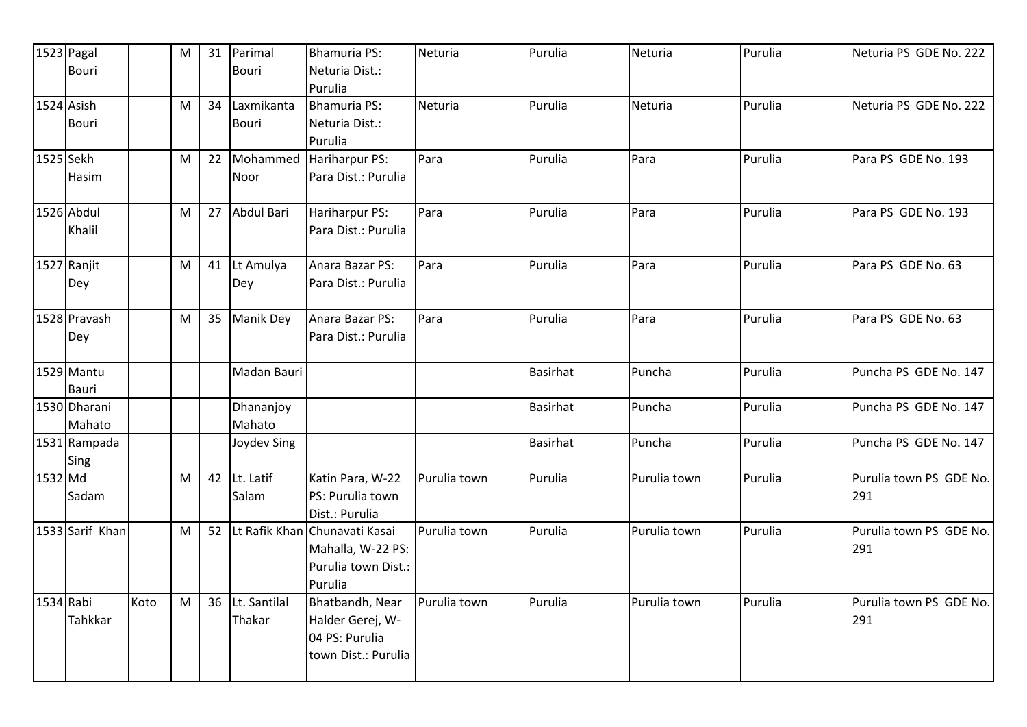| 1523 | Pagal Bouri | | M | 31 | Parimal Bouri | Bhamuria PS: Neturia Dist.: Purulia | Neturia | Purulia | Neturia | Purulia | Neturia PS GDE No. 222 |
|---|---|---|---|---|---|---|---|---|---|---|---|
| 1524 | Asish Bouri | | M | 34 | Laxmikanta Bouri | Bhamuria PS: Neturia Dist.: Purulia | Neturia | Purulia | Neturia | Purulia | Neturia PS GDE No. 222 |
| 1525 | Sekh Hasim | | M | 22 | Mohammed Noor | Hariharpur PS: Para Dist.: Purulia | Para | Purulia | Para | Purulia | Para PS GDE No. 193 |
| 1526 | Abdul Khalil | | M | 27 | Abdul Bari | Hariharpur PS: Para Dist.: Purulia | Para | Purulia | Para | Purulia | Para PS GDE No. 193 |
| 1527 | Ranjit Dey | | M | 41 | Lt Amulya Dey | Anara Bazar PS: Para Dist.: Purulia | Para | Purulia | Para | Purulia | Para PS GDE No. 63 |
| 1528 | Pravash Dey | | M | 35 | Manik Dey | Anara Bazar PS: Para Dist.: Purulia | Para | Purulia | Para | Purulia | Para PS GDE No. 63 |
| 1529 | Mantu Bauri | | | | Madan Bauri | | | Basirhat | Puncha | Purulia | Puncha PS GDE No. 147 |
| 1530 | Dharani Mahato | | | | Dhananjoy Mahato | | | Basirhat | Puncha | Purulia | Puncha PS GDE No. 147 |
| 1531 | Rampada Sing | | | | Joydev Sing | | | Basirhat | Puncha | Purulia | Puncha PS GDE No. 147 |
| 1532 | Md Sadam | | M | 42 | Lt. Latif Salam | Katin Para, W-22 PS: Purulia town Dist.: Purulia | Purulia town | Purulia | Purulia town | Purulia | Purulia town PS GDE No. 291 |
| 1533 | Sarif Khan | | M | 52 | Lt Rafik Khan | Chunavati Kasai Mahalla, W-22 PS: Purulia town Dist.: Purulia | Purulia town | Purulia | Purulia town | Purulia | Purulia town PS GDE No. 291 |
| 1534 | Rabi Tahkkar | Koto | M | 36 | Lt. Santilal Thakar | Bhatbandh, Near Halder Gerej, W-04 PS: Purulia town Dist.: Purulia | Purulia town | Purulia | Purulia town | Purulia | Purulia town PS GDE No. 291 |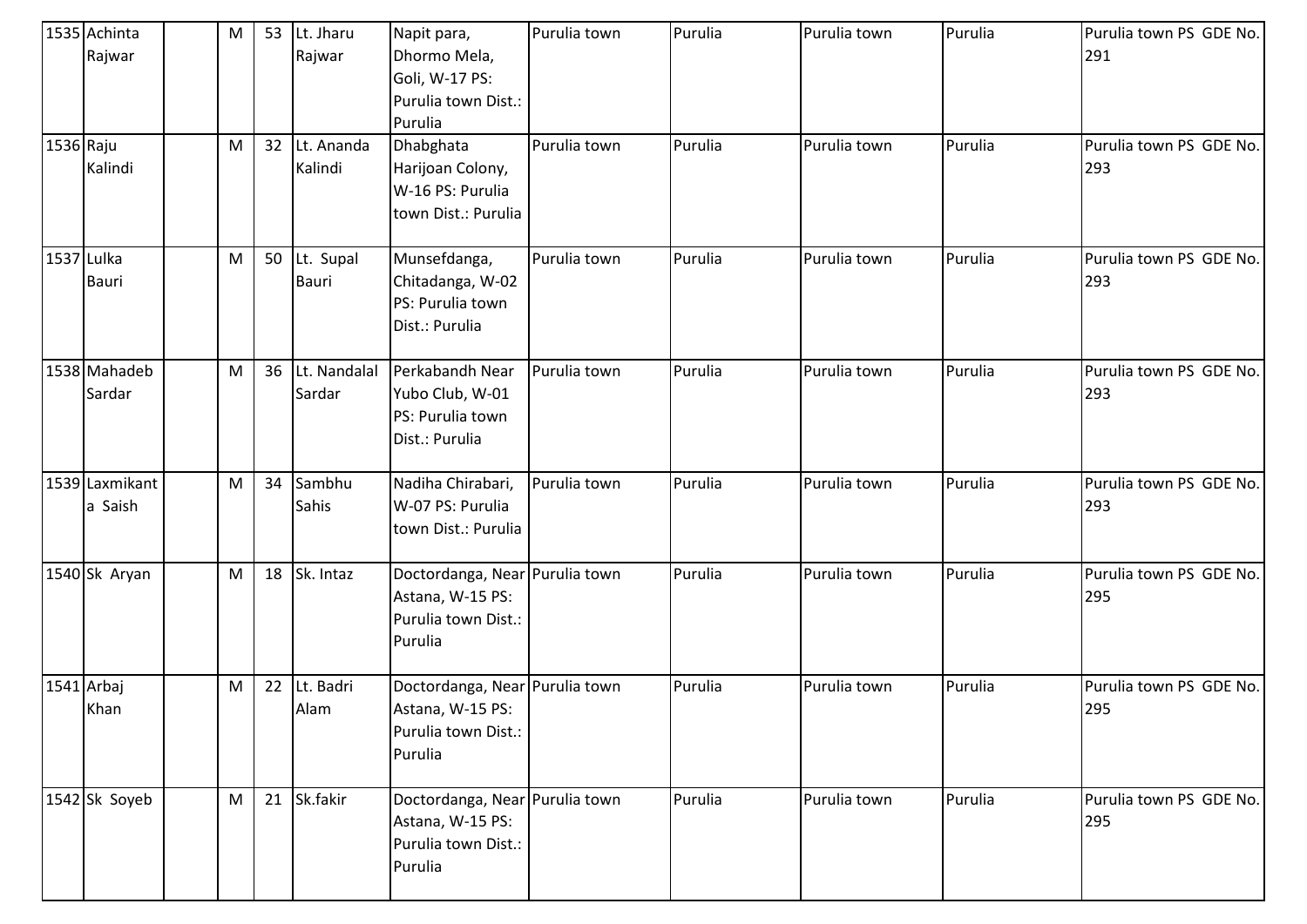| 1535 | Achinta Rajwar | | M | 53 | Lt. Jharu Rajwar | Napit para, Dhormo Mela, Goli, W-17 PS: Purulia town Dist.: Purulia | Purulia town | Purulia | Purulia town | Purulia | Purulia town PS GDE No. 291 |
|---|---|---|---|---|---|---|---|---|---|---|---|
| 1536 | Raju Kalindi | | M | 32 | Lt. Ananda Kalindi | Dhabghata Harijoan Colony, W-16 PS: Purulia town Dist.: Purulia | Purulia town | Purulia | Purulia town | Purulia | Purulia town PS GDE No. 293 |
| 1537 | Lulka Bauri | | M | 50 | Lt. Supal Bauri | Munsefdanga, Chitadanga, W-02 PS: Purulia town Dist.: Purulia | Purulia town | Purulia | Purulia town | Purulia | Purulia town PS GDE No. 293 |
| 1538 | Mahadeb Sardar | | M | 36 | Lt. Nandalal Sardar | Perkabandh Near Yubo Club, W-01 PS: Purulia town Dist.: Purulia | Purulia town | Purulia | Purulia town | Purulia | Purulia town PS GDE No. 293 |
| 1539 | Laxmikanta Saish | | M | 34 | Sambhu Sahis | Nadiha Chirabari, W-07 PS: Purulia town Dist.: Purulia | Purulia town | Purulia | Purulia town | Purulia | Purulia town PS GDE No. 293 |
| 1540 | Sk Aryan | | M | 18 | Sk. Intaz | Doctordanga, Near Astana, W-15 PS: Purulia town Dist.: Purulia | Purulia town | Purulia | Purulia town | Purulia | Purulia town PS GDE No. 295 |
| 1541 | Arbaj Khan | | M | 22 | Lt. Badri Alam | Doctordanga, Near Astana, W-15 PS: Purulia town Dist.: Purulia | Purulia town | Purulia | Purulia town | Purulia | Purulia town PS GDE No. 295 |
| 1542 | Sk Soyeb | | M | 21 | Sk.fakir | Doctordanga, Near Astana, W-15 PS: Purulia town Dist.: Purulia | Purulia town | Purulia | Purulia town | Purulia | Purulia town PS GDE No. 295 |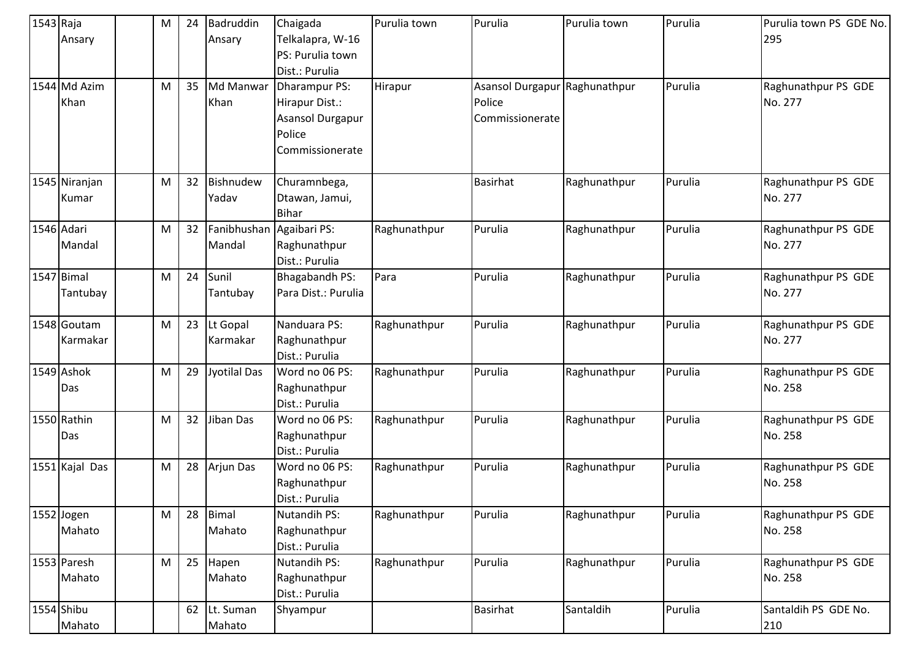| 1543 | Raja Ansary | | M | 24 | Badruddin Ansary | Chaigada Telkalapra, W-16 PS: Purulia town Dist.: Purulia | Purulia town | Purulia | Purulia town | Purulia | Purulia town PS GDE No. 295 |
|---|---|---|---|---|---|---|---|---|---|---|---|
| 1544 | Md Azim Khan | | M | 35 | Md Manwar Khan | Dharampur PS: Hirapur Dist.: Asansol Durgapur Police Commissionerate | Hirapur | Asansol Durgapur Police Commissionerate | Raghunathpur | Purulia | Raghunathpur PS GDE No. 277 |
| 1545 | Niranjan Kumar | | M | 32 | Bishnudew Yadav | Churamnbega, Dtawan, Jamui, Bihar | | Basirhat | Raghunathpur | Purulia | Raghunathpur PS GDE No. 277 |
| 1546 | Adari Mandal | | M | 32 | Fanibhushan Mandal | Agaibari PS: Raghunathpur Dist.: Purulia | Raghunathpur | Purulia | Raghunathpur | Purulia | Raghunathpur PS GDE No. 277 |
| 1547 | Bimal Tantubay | | M | 24 | Sunil Tantubay | Bhagabandh PS: Para Dist.: Purulia | Para | Purulia | Raghunathpur | Purulia | Raghunathpur PS GDE No. 277 |
| 1548 | Goutam Karmakar | | M | 23 | Lt Gopal Karmakar | Nanduara PS: Raghunathpur Dist.: Purulia | Raghunathpur | Purulia | Raghunathpur | Purulia | Raghunathpur PS GDE No. 277 |
| 1549 | Ashok Das | | M | 29 | Jyotilal Das | Word no 06 PS: Raghunathpur Dist.: Purulia | Raghunathpur | Purulia | Raghunathpur | Purulia | Raghunathpur PS GDE No. 258 |
| 1550 | Rathin Das | | M | 32 | Jiban Das | Word no 06 PS: Raghunathpur Dist.: Purulia | Raghunathpur | Purulia | Raghunathpur | Purulia | Raghunathpur PS GDE No. 258 |
| 1551 | Kajal Das | | M | 28 | Arjun Das | Word no 06 PS: Raghunathpur Dist.: Purulia | Raghunathpur | Purulia | Raghunathpur | Purulia | Raghunathpur PS GDE No. 258 |
| 1552 | Jogen Mahato | | M | 28 | Bimal Mahato | Nutandih PS: Raghunathpur Dist.: Purulia | Raghunathpur | Purulia | Raghunathpur | Purulia | Raghunathpur PS GDE No. 258 |
| 1553 | Paresh Mahato | | M | 25 | Hapen Mahato | Nutandih PS: Raghunathpur Dist.: Purulia | Raghunathpur | Purulia | Raghunathpur | Purulia | Raghunathpur PS GDE No. 258 |
| 1554 | Shibu Mahato | | | 62 | Lt. Suman Mahato | Shyampur | | Basirhat | Santaldih | Purulia | Santaldih PS GDE No. 210 |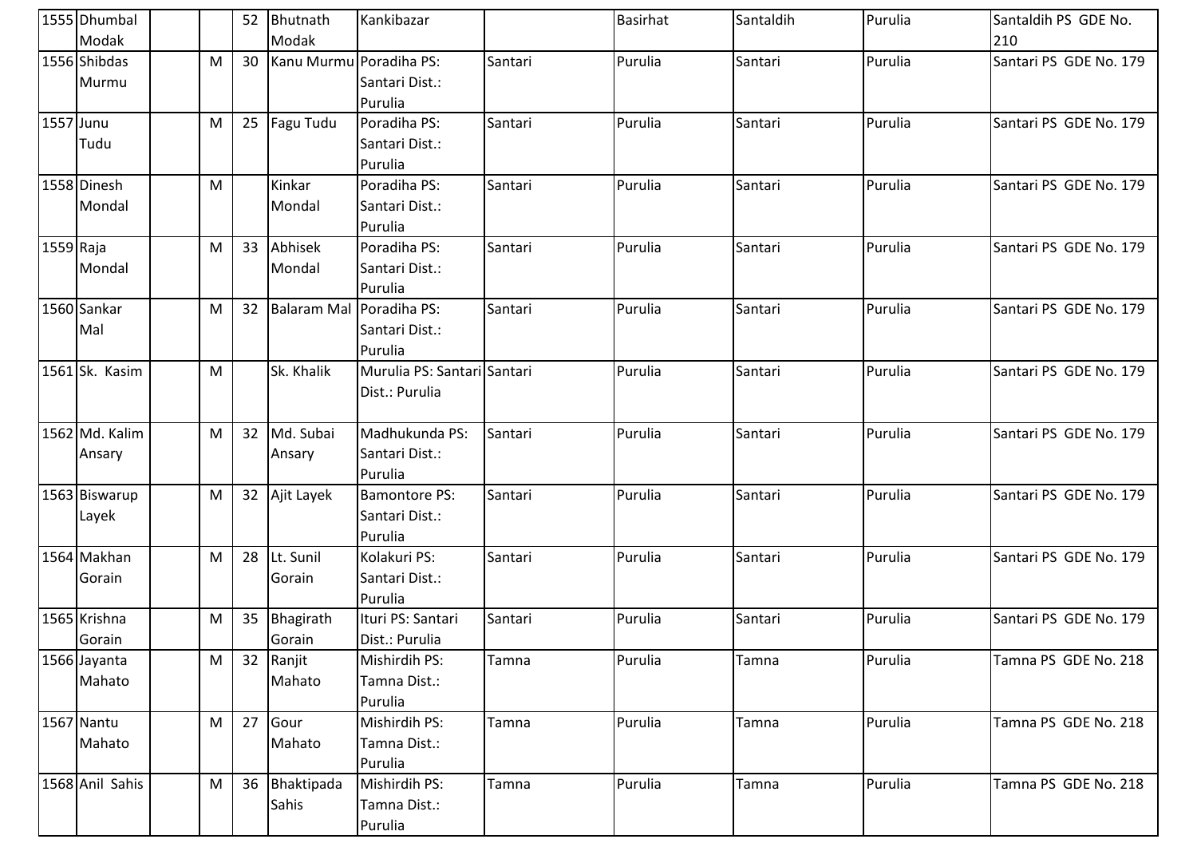| 1555 | Dhumbal Modak | | | 52 | Bhutnath Modak | Kankibazar | | Basirhat | Santaldih | Purulia | Santaldih PS GDE No. 210 |
|---|---|---|---|---|---|---|---|---|---|---|---|
| 1556 | Shibdas Murmu | | M | 30 | Kanu Murmu | Poradiha PS: Santari Dist.: Purulia | Santari | Purulia | Santari | Purulia | Santari PS GDE No. 179 |
| 1557 | Junu Tudu | | M | 25 | Fagu Tudu | Poradiha PS: Santari Dist.: Purulia | Santari | Purulia | Santari | Purulia | Santari PS GDE No. 179 |
| 1558 | Dinesh Mondal | | M | | Kinkar Mondal | Poradiha PS: Santari Dist.: Purulia | Santari | Purulia | Santari | Purulia | Santari PS GDE No. 179 |
| 1559 | Raja Mondal | | M | 33 | Abhisek Mondal | Poradiha PS: Santari Dist.: Purulia | Santari | Purulia | Santari | Purulia | Santari PS GDE No. 179 |
| 1560 | Sankar Mal | | M | 32 | Balaram Mal | Poradiha PS: Santari Dist.: Purulia | Santari | Purulia | Santari | Purulia | Santari PS GDE No. 179 |
| 1561 | Sk. Kasim | | M | | Sk. Khalik | Murulia PS: Santari Dist.: Purulia | Santari | Purulia | Santari | Purulia | Santari PS GDE No. 179 |
| 1562 | Md. Kalim Ansary | | M | 32 | Md. Subai Ansary | Madhukunda PS: Santari Dist.: Purulia | Santari | Purulia | Santari | Purulia | Santari PS GDE No. 179 |
| 1563 | Biswarup Layek | | M | 32 | Ajit Layek | Bamontore PS: Santari Dist.: Purulia | Santari | Purulia | Santari | Purulia | Santari PS GDE No. 179 |
| 1564 | Makhan Gorain | | M | 28 | Lt. Sunil Gorain | Kolakuri PS: Santari Dist.: Purulia | Santari | Purulia | Santari | Purulia | Santari PS GDE No. 179 |
| 1565 | Krishna Gorain | | M | 35 | Bhagirath Gorain | Ituri PS: Santari Dist.: Purulia | Santari | Purulia | Santari | Purulia | Santari PS GDE No. 179 |
| 1566 | Jayanta Mahato | | M | 32 | Ranjit Mahato | Mishirdih PS: Tamna Dist.: Purulia | Tamna | Purulia | Tamna | Purulia | Tamna PS GDE No. 218 |
| 1567 | Nantu Mahato | | M | 27 | Gour Mahato | Mishirdih PS: Tamna Dist.: Purulia | Tamna | Purulia | Tamna | Purulia | Tamna PS GDE No. 218 |
| 1568 | Anil Sahis | | M | 36 | Bhaktipada Sahis | Mishirdih PS: Tamna Dist.: Purulia | Tamna | Purulia | Tamna | Purulia | Tamna PS GDE No. 218 |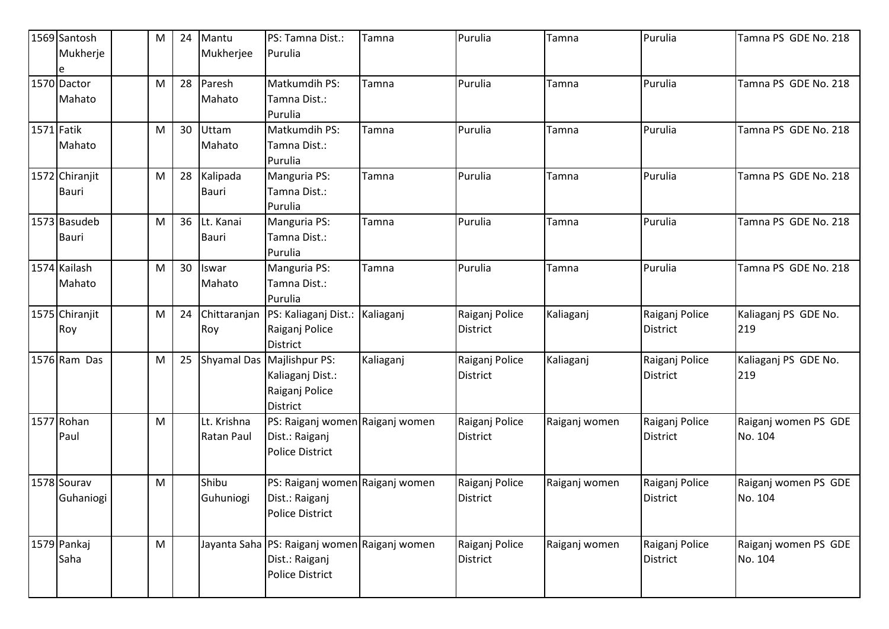| 1569 | Santosh Mukherjee | | M | 24 | Mantu Mukherjee | PS: Tamna Dist.: Purulia | Tamna | Purulia | Tamna | Purulia | Tamna PS GDE No. 218 |
|---|---|---|---|---|---|---|---|---|---|---|---|
| 1570 | Dactor Mahato | | M | 28 | Paresh Mahato | Matkumdih PS: Tamna Dist.: Purulia | Tamna | Purulia | Tamna | Purulia | Tamna PS GDE No. 218 |
| 1571 | Fatik Mahato | | M | 30 | Uttam Mahato | Matkumdih PS: Tamna Dist.: Purulia | Tamna | Purulia | Tamna | Purulia | Tamna PS GDE No. 218 |
| 1572 | Chiranjit Bauri | | M | 28 | Kalipada Bauri | Manguria PS: Tamna Dist.: Purulia | Tamna | Purulia | Tamna | Purulia | Tamna PS GDE No. 218 |
| 1573 | Basudeb Bauri | | M | 36 | Lt. Kanai Bauri | Manguria PS: Tamna Dist.: Purulia | Tamna | Purulia | Tamna | Purulia | Tamna PS GDE No. 218 |
| 1574 | Kailash Mahato | | M | 30 | Iswar Mahato | Manguria PS: Tamna Dist.: Purulia | Tamna | Purulia | Tamna | Purulia | Tamna PS GDE No. 218 |
| 1575 | Chiranjit Roy | | M | 24 | Chittaranjan Roy | PS: Kaliaganj Dist.: Raiganj Police District | Kaliaganj | Raiganj Police District | Kaliaganj | Raiganj Police District | Kaliaganj PS GDE No. 219 |
| 1576 | Ram Das | | M | 25 | Shyamal Das | Majlishpur PS: Kaliaganj Dist.: Raiganj Police District | Kaliaganj | Raiganj Police District | Kaliaganj | Raiganj Police District | Kaliaganj PS GDE No. 219 |
| 1577 | Rohan Paul | | M | | Lt. Krishna Ratan Paul | PS: Raiganj women Dist.: Raiganj Police District | Raiganj women | Raiganj Police District | Raiganj women | Raiganj Police District | Raiganj women PS GDE No. 104 |
| 1578 | Sourav Guhaniogi | | M | | Shibu Guhuniogi | PS: Raiganj women Dist.: Raiganj Police District | Raiganj women | Raiganj Police District | Raiganj women | Raiganj Police District | Raiganj women PS GDE No. 104 |
| 1579 | Pankaj Saha | | M | | Jayanta Saha | PS: Raiganj women Dist.: Raiganj Police District | Raiganj women | Raiganj Police District | Raiganj women | Raiganj Police District | Raiganj women PS GDE No. 104 |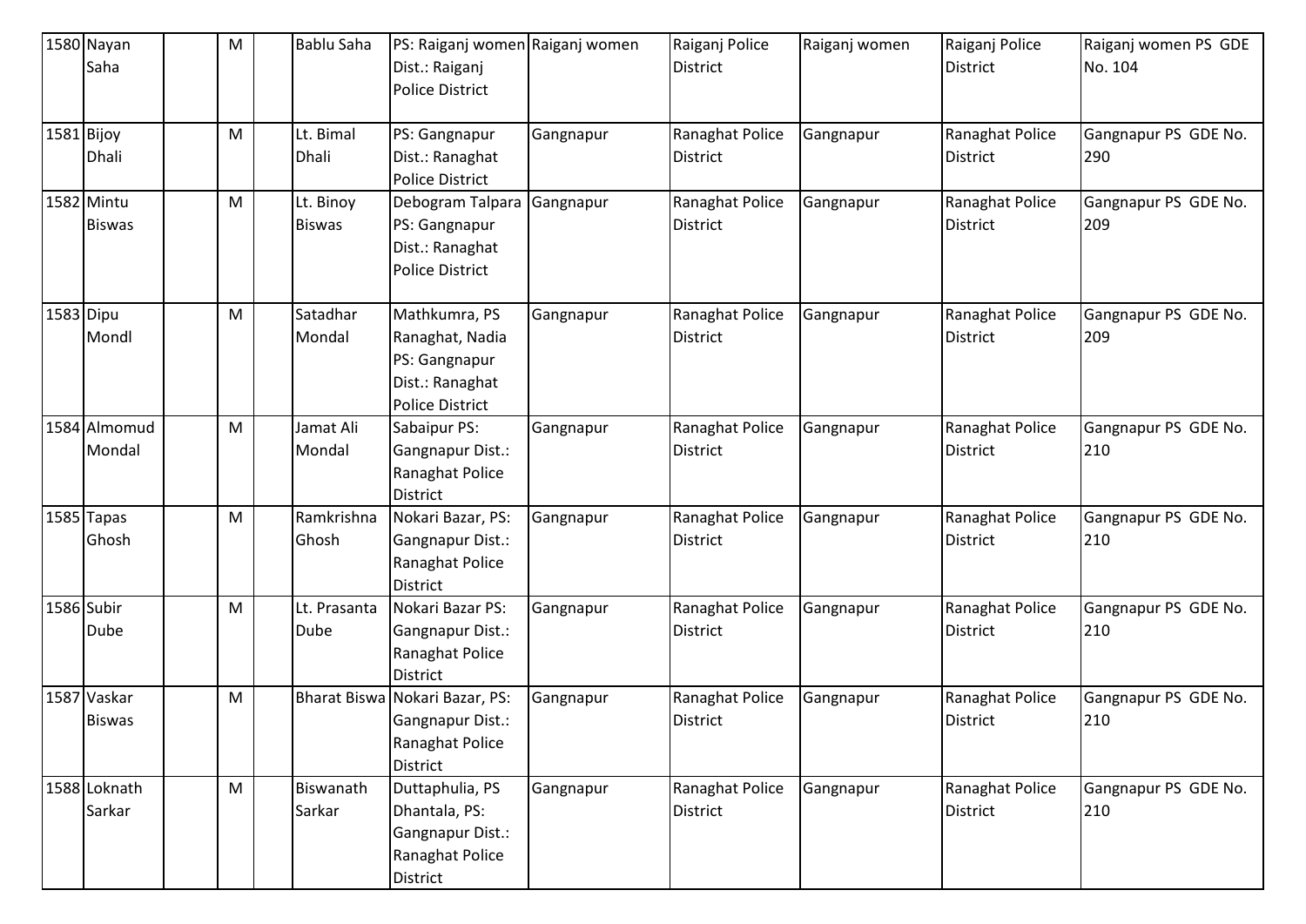| 1580 | Nayan Saha | | M | | Bablu Saha | PS: Raiganj women Dist.: Raiganj Police District | Raiganj women | Raiganj Police District | Raiganj women | Raiganj Police District | Raiganj women PS GDE No. 104 |
|---|---|---|---|---|---|---|---|---|---|---|---|
| 1581 | Bijoy Dhali | | M | | Lt. Bimal Dhali | PS: Gangnapur Dist.: Ranaghat Police District | Gangnapur | Ranaghat Police District | Gangnapur | Ranaghat Police District | Gangnapur PS GDE No. 290 |
| 1582 | Mintu Biswas | | M | | Lt. Binoy Biswas | Debogram Talpara PS: Gangnapur Dist.: Ranaghat Police District | Gangnapur | Ranaghat Police District | Gangnapur | Ranaghat Police District | Gangnapur PS GDE No. 209 |
| 1583 | Dipu Mondl | | M | | Satadhar Mondal | Mathkumra, PS Ranaghat, Nadia PS: Gangnapur Dist.: Ranaghat Police District | Gangnapur | Ranaghat Police District | Gangnapur | Ranaghat Police District | Gangnapur PS GDE No. 209 |
| 1584 | Almomud Mondal | | M | | Jamat Ali Mondal | Sabaipur PS: Gangnapur Dist.: Ranaghat Police District | Gangnapur | Ranaghat Police District | Gangnapur | Ranaghat Police District | Gangnapur PS GDE No. 210 |
| 1585 | Tapas Ghosh | | M | | Ramkrishna Ghosh | Nokari Bazar, PS: Gangnapur Dist.: Ranaghat Police District | Gangnapur | Ranaghat Police District | Gangnapur | Ranaghat Police District | Gangnapur PS GDE No. 210 |
| 1586 | Subir Dube | | M | | Lt. Prasanta Dube | Nokari Bazar PS: Gangnapur Dist.: Ranaghat Police District | Gangnapur | Ranaghat Police District | Gangnapur | Ranaghat Police District | Gangnapur PS GDE No. 210 |
| 1587 | Vaskar Biswas | | M | | Bharat Biswa | Nokari Bazar, PS: Gangnapur Dist.: Ranaghat Police District | Gangnapur | Ranaghat Police District | Gangnapur | Ranaghat Police District | Gangnapur PS GDE No. 210 |
| 1588 | Loknath Sarkar | | M | | Biswanath Sarkar | Duttaphulia, PS Dhantala, PS: Gangnapur Dist.: Ranaghat Police District | Gangnapur | Ranaghat Police District | Gangnapur | Ranaghat Police District | Gangnapur PS GDE No. 210 |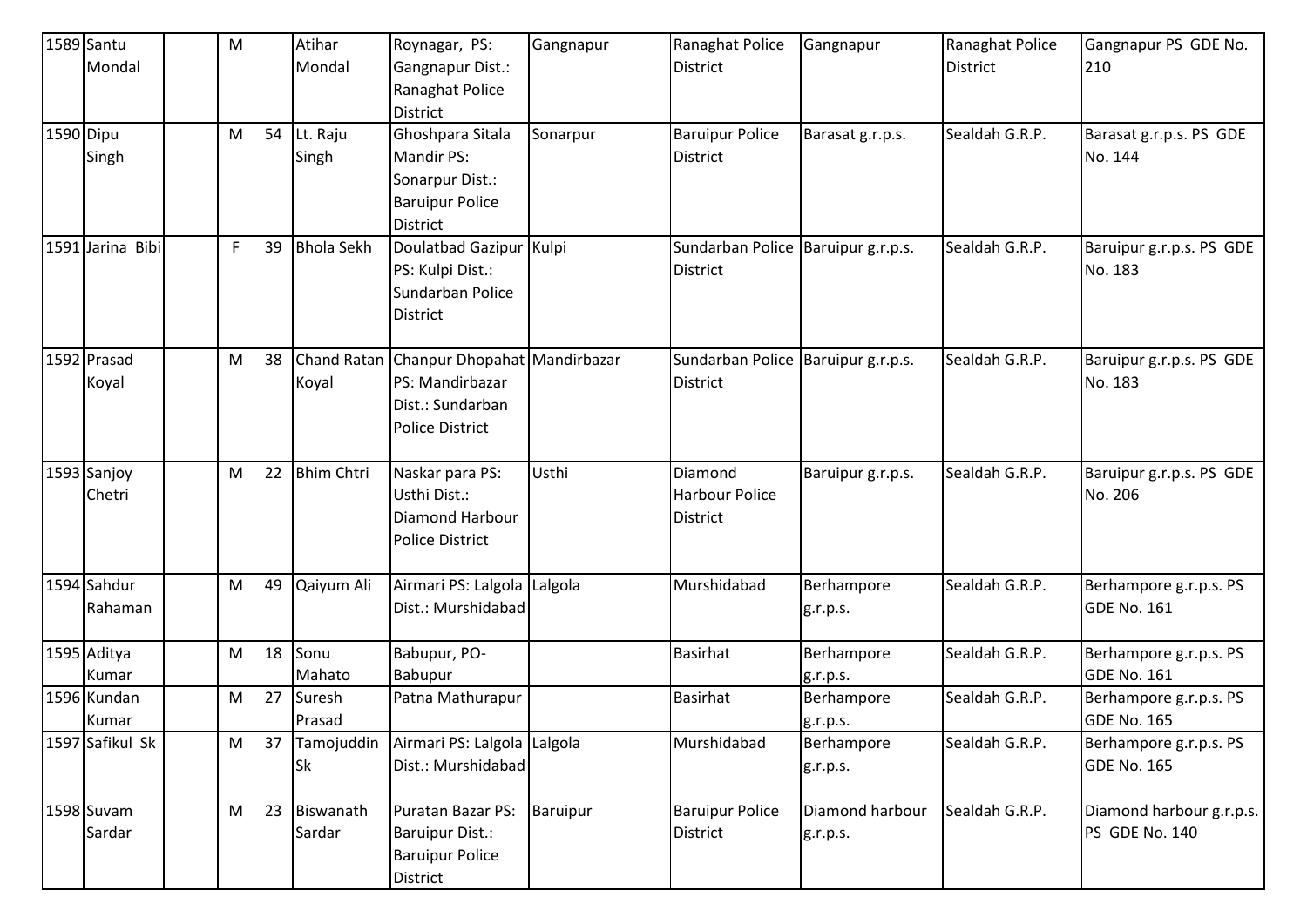| 1589 | Santu Mondal | | M | | Atihar Mondal | Roynagar, PS: Gangnapur Dist.: Ranaghat Police District | Gangnapur | Ranaghat Police District | Gangnapur | Ranaghat Police District | Gangnapur PS GDE No. 210 |
|---|---|---|---|---|---|---|---|---|---|---|---|
| 1590 | Dipu Singh | | M | 54 | Lt. Raju Singh | Ghoshpara Sitala Mandir PS: Sonarpur Dist.: Baruipur Police District | Sonarpur | Baruipur Police District | Barasat g.r.p.s. | Sealdah G.R.P. | Barasat g.r.p.s. PS GDE No. 144 |
| 1591 | Jarina Bibi | | F | 39 | Bhola Sekh | Doulatbad Gazipur PS: Kulpi Dist.: Sundarban Police District | Kulpi | Sundarban Police District | Baruipur g.r.p.s. | Sealdah G.R.P. | Baruipur g.r.p.s. PS GDE No. 183 |
| 1592 | Prasad Koyal | | M | 38 | Chand Ratan Koyal | Chanpur Dhopahat PS: Mandirbazar Dist.: Sundarban Police District | Mandirbazar | Sundarban Police District | Baruipur g.r.p.s. | Sealdah G.R.P. | Baruipur g.r.p.s. PS GDE No. 183 |
| 1593 | Sanjoy Chetri | | M | 22 | Bhim Chtri | Naskar para PS: Usthi Dist.: Diamond Harbour Police District | Usthi | Diamond Harbour Police District | Baruipur g.r.p.s. | Sealdah G.R.P. | Baruipur g.r.p.s. PS GDE No. 206 |
| 1594 | Sahdur Rahaman | | M | 49 | Qaiyum Ali | Airmari PS: Lalgola Dist.: Murshidabad | Lalgola | Murshidabad | Berhampore g.r.p.s. | Sealdah G.R.P. | Berhampore g.r.p.s. PS GDE No. 161 |
| 1595 | Aditya Kumar | | M | 18 | Sonu Mahato | Babupur, PO-Babupur | | Basirhat | Berhampore g.r.p.s. | Sealdah G.R.P. | Berhampore g.r.p.s. PS GDE No. 161 |
| 1596 | Kundan Kumar | | M | 27 | Suresh Prasad | Patna Mathurapur | | Basirhat | Berhampore g.r.p.s. | Sealdah G.R.P. | Berhampore g.r.p.s. PS GDE No. 165 |
| 1597 | Safikul Sk | | M | 37 | Tamojuddin Sk | Airmari PS: Lalgola Dist.: Murshidabad | Lalgola | Murshidabad | Berhampore g.r.p.s. | Sealdah G.R.P. | Berhampore g.r.p.s. PS GDE No. 165 |
| 1598 | Suvam Sardar | | M | 23 | Biswanath Sardar | Puratan Bazar PS: Baruipur Dist.: Baruipur Police District | Baruipur | Baruipur Police District | Diamond harbour g.r.p.s. | Sealdah G.R.P. | Diamond harbour g.r.p.s. PS GDE No. 140 |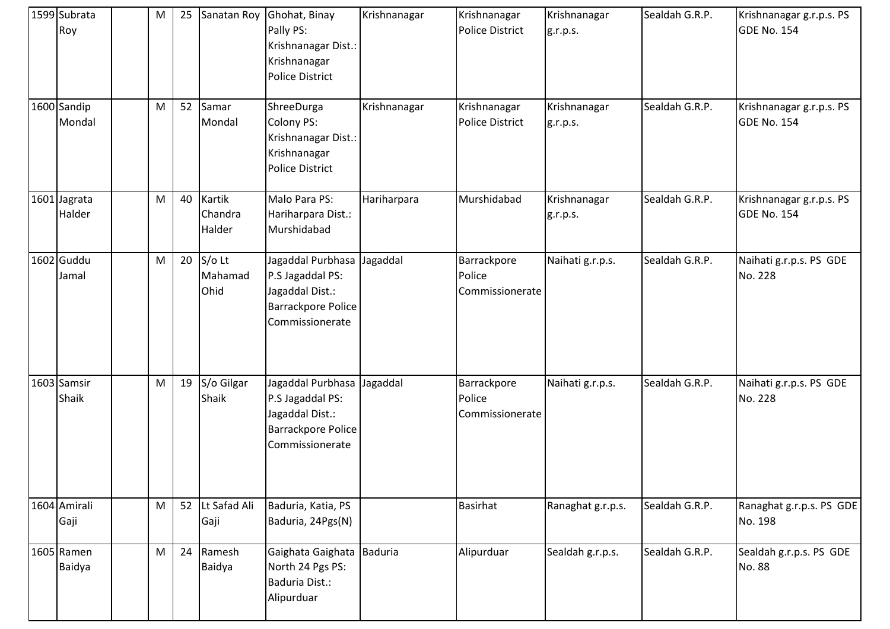| 1599 | Subrata Roy | | M | 25 | Sanatan Roy | Ghohat, Binay Pally PS: Krishnanagar Dist.: Krishnanagar Police District | Krishnanagar | Krishnanagar Police District | Krishnanagar g.r.p.s. | Sealdah G.R.P. | Krishnanagar g.r.p.s. PS GDE No. 154 |
|---|---|---|---|---|---|---|---|---|---|---|---|
| 1600 | Sandip Mondal | | M | 52 | Samar Mondal | ShreeDurga Colony PS: Krishnanagar Dist.: Krishnanagar Police District | Krishnanagar | Krishnanagar Police District | Krishnanagar g.r.p.s. | Sealdah G.R.P. | Krishnanagar g.r.p.s. PS GDE No. 154 |
| 1601 | Jagrata Halder | | M | 40 | Kartik Chandra Halder | Malo Para PS: Hariharpara Dist.: Murshidabad | Hariharpara | Murshidabad | Krishnanagar g.r.p.s. | Sealdah G.R.P. | Krishnanagar g.r.p.s. PS GDE No. 154 |
| 1602 | Guddu Jamal | | M | 20 | S/o Lt Mahamad Ohid | Jagaddal Purbhasa P.S Jagaddal PS: Jagaddal Dist.: Barrackpore Police Commissionerate | Jagaddal | Barrackpore Police Commissionerate | Naihati g.r.p.s. | Sealdah G.R.P. | Naihati g.r.p.s. PS GDE No. 228 |
| 1603 | Samsir Shaik | | M | 19 | S/o Gilgar Shaik | Jagaddal Purbhasa P.S Jagaddal PS: Jagaddal Dist.: Barrackpore Police Commissionerate | Jagaddal | Barrackpore Police Commissionerate | Naihati g.r.p.s. | Sealdah G.R.P. | Naihati g.r.p.s. PS GDE No. 228 |
| 1604 | Amirali Gaji | | M | 52 | Lt Safad Ali Gaji | Baduria, Katia, PS Baduria, 24Pgs(N) | | Basirhat | Ranaghat g.r.p.s. | Sealdah G.R.P. | Ranaghat g.r.p.s. PS GDE No. 198 |
| 1605 | Ramen Baidya | | M | 24 | Ramesh Baidya | Gaighata Gaighata North 24 Pgs PS: Baduria Dist.: Alipurduar | Baduria | Alipurduar | Sealdah g.r.p.s. | Sealdah G.R.P. | Sealdah g.r.p.s. PS GDE No. 88 |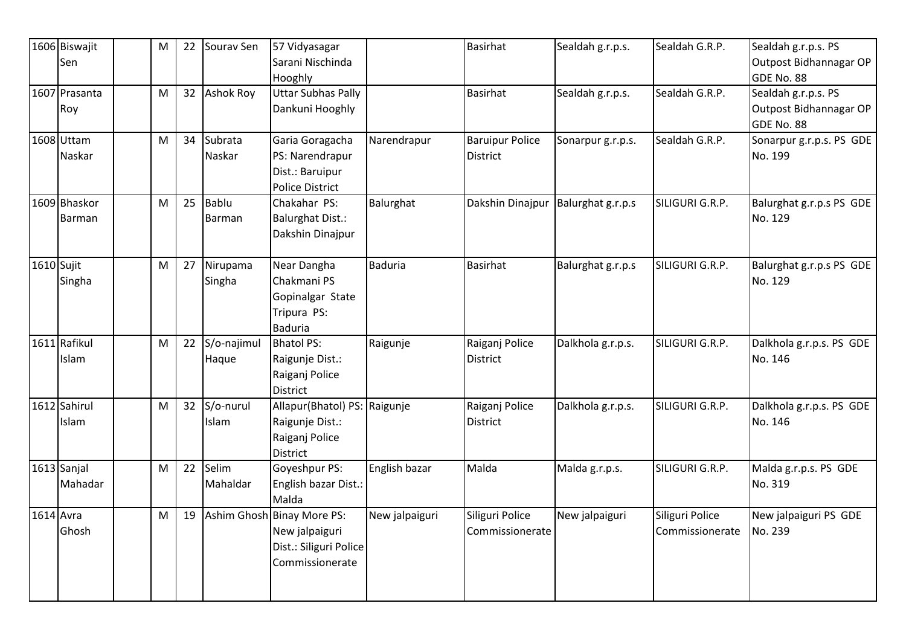| | | | | | | | | | | | |
|---|---|---|---|---|---|---|---|---|---|---|---|
| 1606 | Biswajit Sen | | M | 22 | Sourav Sen | 57 Vidyasagar Sarani Nischinda Hooghly | | Basirhat | Sealdah g.r.p.s. | Sealdah G.R.P. | Sealdah g.r.p.s. PS Outpost Bidhannagar OP GDE No. 88 |
| 1607 | Prasanta Roy | | M | 32 | Ashok Roy | Uttar Subhas Pally Dankuni Hooghly | | Basirhat | Sealdah g.r.p.s. | Sealdah G.R.P. | Sealdah g.r.p.s. PS Outpost Bidhannagar OP GDE No. 88 |
| 1608 | Uttam Naskar | | M | 34 | Subrata Naskar | Garia Goragacha PS: Narendrapur Dist.: Baruipur Police District | Narendrapur | Baruipur Police District | Sonarpur g.r.p.s. | Sealdah G.R.P. | Sonarpur g.r.p.s. PS GDE No. 199 |
| 1609 | Bhaskor Barman | | M | 25 | Bablu Barman | Chakahar PS: Balurghat Dist.: Dakshin Dinajpur | Balurghat | Dakshin Dinajpur | Balurghat g.r.p.s | SILIGURI G.R.P. | Balurghat g.r.p.s PS GDE No. 129 |
| 1610 | Sujit Singha | | M | 27 | Nirupama Singha | Near Dangha Chakmani PS Gopinalgar State Tripura PS: Baduria | Baduria | Basirhat | Balurghat g.r.p.s | SILIGURI G.R.P. | Balurghat g.r.p.s PS GDE No. 129 |
| 1611 | Rafikul Islam | | M | 22 | S/o-najimul Haque | Bhatol PS: Raigunje Dist.: Raiganj Police District | Raigunje | Raiganj Police District | Dalkhola g.r.p.s. | SILIGURI G.R.P. | Dalkhola g.r.p.s. PS GDE No. 146 |
| 1612 | Sahirul Islam | | M | 32 | S/o-nurul Islam | Allapur(Bhatol) PS: Raigunje Dist.: Raiganj Police District | Raigunje | Raiganj Police District | Dalkhola g.r.p.s. | SILIGURI G.R.P. | Dalkhola g.r.p.s. PS GDE No. 146 |
| 1613 | Sanjal Mahadar | | M | 22 | Selim Mahaldar | Goyeshpur PS: English bazar Dist.: Malda | English bazar | Malda | Malda g.r.p.s. | SILIGURI G.R.P. | Malda g.r.p.s. PS GDE No. 319 |
| 1614 | Avra Ghosh | | M | 19 | Ashim Ghosh | Binay More PS: New jalpaiguri Dist.: Siliguri Police Commissionerate | New jalpaiguri | Siliguri Police Commissionerate | New jalpaiguri | Siliguri Police Commissionerate | New jalpaiguri PS GDE No. 239 |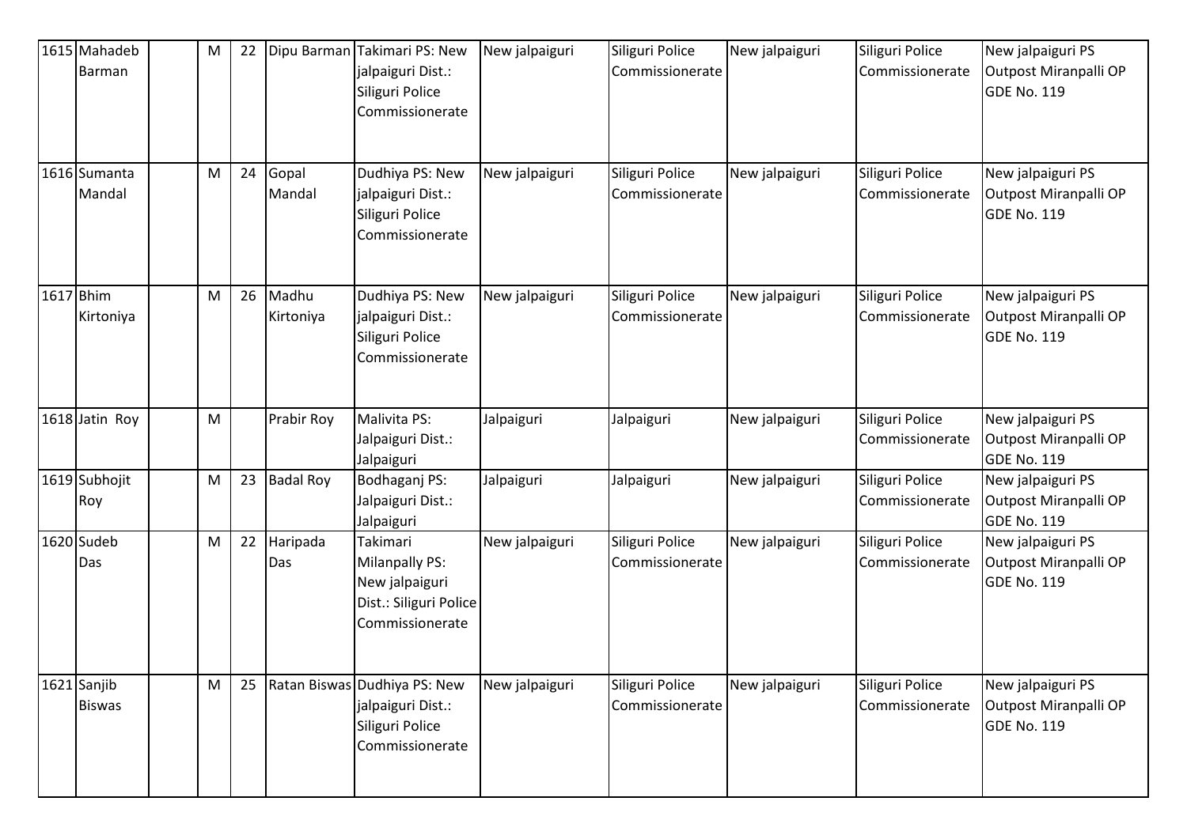| 1615 | Mahadeb Barman | | M | 22 | Dipu Barman | Takimari PS: New jalpaiguri Dist.: Siliguri Police Commissionerate | New jalpaiguri | Siliguri Police Commissionerate | New jalpaiguri | Siliguri Police Commissionerate | New jalpaiguri PS Outpost Miranpalli OP GDE No. 119 |
|---|---|---|---|---|---|---|---|---|---|---|---|
| 1616 | Sumanta Mandal | | M | 24 | Gopal Mandal | Dudhiya PS: New jalpaiguri Dist.: Siliguri Police Commissionerate | New jalpaiguri | Siliguri Police Commissionerate | New jalpaiguri | Siliguri Police Commissionerate | New jalpaiguri PS Outpost Miranpalli OP GDE No. 119 |
| 1617 | Bhim Kirtoniya | | M | 26 | Madhu Kirtoniya | Dudhiya PS: New jalpaiguri Dist.: Siliguri Police Commissionerate | New jalpaiguri | Siliguri Police Commissionerate | New jalpaiguri | Siliguri Police Commissionerate | New jalpaiguri PS Outpost Miranpalli OP GDE No. 119 |
| 1618 | Jatin Roy | | M | | Prabir Roy | Malivita PS: Jalpaiguri Dist.: Jalpaiguri | Jalpaiguri | Jalpaiguri | New jalpaiguri | Siliguri Police Commissionerate | New jalpaiguri PS Outpost Miranpalli OP GDE No. 119 |
| 1619 | Subhojit Roy | | M | 23 | Badal Roy | Bodhaganj PS: Jalpaiguri Dist.: Jalpaiguri | Jalpaiguri | Jalpaiguri | New jalpaiguri | Siliguri Police Commissionerate | New jalpaiguri PS Outpost Miranpalli OP GDE No. 119 |
| 1620 | Sudeb Das | | M | 22 | Haripada Das | Takimari Milanpally PS: New jalpaiguri Dist.: Siliguri Police Commissionerate | New jalpaiguri | Siliguri Police Commissionerate | New jalpaiguri | Siliguri Police Commissionerate | New jalpaiguri PS Outpost Miranpalli OP GDE No. 119 |
| 1621 | Sanjib Biswas | | M | 25 | Ratan Biswas | Dudhiya PS: New jalpaiguri Dist.: Siliguri Police Commissionerate | New jalpaiguri | Siliguri Police Commissionerate | New jalpaiguri | Siliguri Police Commissionerate | New jalpaiguri PS Outpost Miranpalli OP GDE No. 119 |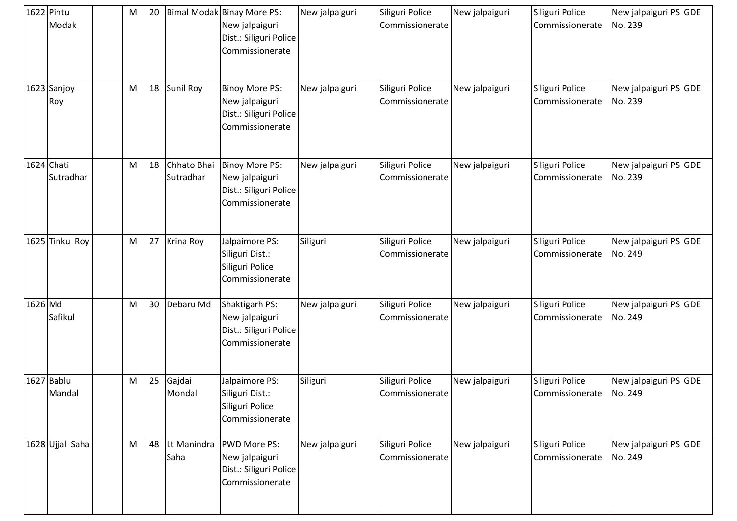| | | | | | | | | | | |
|---|---|---|---|---|---|---|---|---|---|---|
| 1622 | Pintu Modak | | M | 20 | Bimal Modak | Binay More PS: New jalpaiguri Dist.: Siliguri Police Commissionerate | New jalpaiguri | Siliguri Police Commissionerate | New jalpaiguri | Siliguri Police Commissionerate | New jalpaiguri PS GDE No. 239 |
| 1623 | Sanjoy Roy | | M | 18 | Sunil Roy | Binoy More PS: New jalpaiguri Dist.: Siliguri Police Commissionerate | New jalpaiguri | Siliguri Police Commissionerate | New jalpaiguri | Siliguri Police Commissionerate | New jalpaiguri PS GDE No. 239 |
| 1624 | Chati Sutradhar | | M | 18 | Chhato Bhai Sutradhar | Binoy More PS: New jalpaiguri Dist.: Siliguri Police Commissionerate | New jalpaiguri | Siliguri Police Commissionerate | New jalpaiguri | Siliguri Police Commissionerate | New jalpaiguri PS GDE No. 239 |
| 1625 | Tinku Roy | | M | 27 | Krina Roy | Jalpaimore PS: Siliguri Dist.: Siliguri Police Commissionerate | Siliguri | Siliguri Police Commissionerate | New jalpaiguri | Siliguri Police Commissionerate | New jalpaiguri PS GDE No. 249 |
| 1626 | Md Safikul | | M | 30 | Debaru Md | Shaktigarh PS: New jalpaiguri Dist.: Siliguri Police Commissionerate | New jalpaiguri | Siliguri Police Commissionerate | New jalpaiguri | Siliguri Police Commissionerate | New jalpaiguri PS GDE No. 249 |
| 1627 | Bablu Mandal | | M | 25 | Gajdai Mondal | Jalpaimore PS: Siliguri Dist.: Siliguri Police Commissionerate | Siliguri | Siliguri Police Commissionerate | New jalpaiguri | Siliguri Police Commissionerate | New jalpaiguri PS GDE No. 249 |
| 1628 | Ujjal Saha | | M | 48 | Lt Manindra Saha | PWD More PS: New jalpaiguri Dist.: Siliguri Police Commissionerate | New jalpaiguri | Siliguri Police Commissionerate | New jalpaiguri | Siliguri Police Commissionerate | New jalpaiguri PS GDE No. 249 |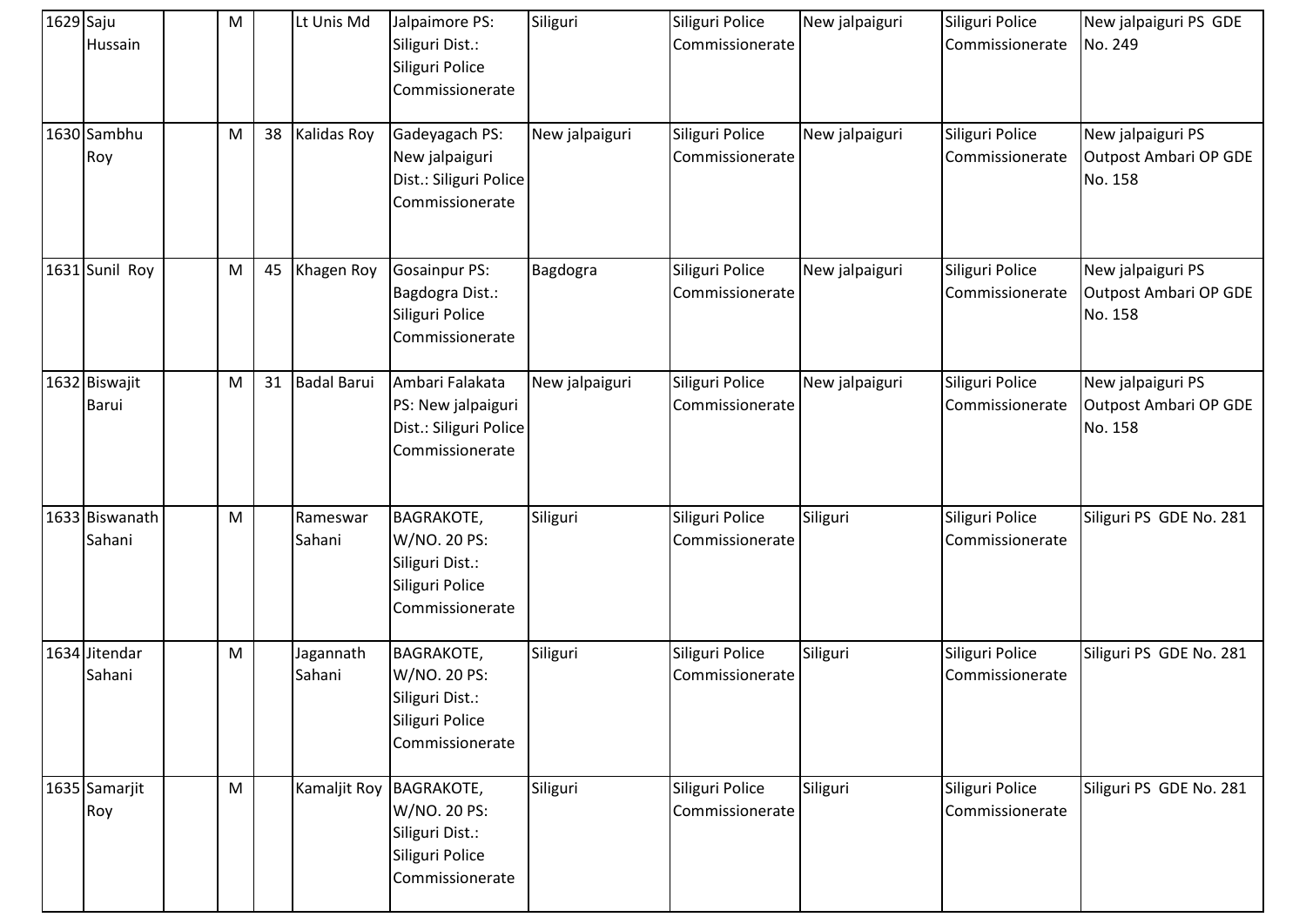| 1629 | Saju Hussain | | M | | Lt Unis Md | Jalpaimore PS: Siliguri Dist.: Siliguri Police Commissionerate | Siliguri | Siliguri Police Commissionerate | New jalpaiguri | Siliguri Police Commissionerate | New jalpaiguri PS GDE No. 249 |
|---|---|---|---|---|---|---|---|---|---|---|---|
| 1630 | Sambhu Roy | | M | 38 | Kalidas Roy | Gadeyagach PS: New jalpaiguri Dist.: Siliguri Police Commissionerate | New jalpaiguri | Siliguri Police Commissionerate | New jalpaiguri | Siliguri Police Commissionerate | New jalpaiguri PS Outpost Ambari OP GDE No. 158 |
| 1631 | Sunil Roy | | M | 45 | Khagen Roy | Gosainpur PS: Bagdogra Dist.: Siliguri Police Commissionerate | Bagdogra | Siliguri Police Commissionerate | New jalpaiguri | Siliguri Police Commissionerate | New jalpaiguri PS Outpost Ambari OP GDE No. 158 |
| 1632 | Biswajit Barui | | M | 31 | Badal Barui | Ambari Falakata PS: New jalpaiguri Dist.: Siliguri Police Commissionerate | New jalpaiguri | Siliguri Police Commissionerate | New jalpaiguri | Siliguri Police Commissionerate | New jalpaiguri PS Outpost Ambari OP GDE No. 158 |
| 1633 | Biswanath Sahani | | M | | Rameswar Sahani | BAGRAKOTE, W/NO. 20 PS: Siliguri Dist.: Siliguri Police Commissionerate | Siliguri | Siliguri Police Commissionerate | Siliguri | Siliguri Police Commissionerate | Siliguri PS GDE No. 281 |
| 1634 | Jitendar Sahani | | M | | Jagannath Sahani | BAGRAKOTE, W/NO. 20 PS: Siliguri Dist.: Siliguri Police Commissionerate | Siliguri | Siliguri Police Commissionerate | Siliguri | Siliguri Police Commissionerate | Siliguri PS GDE No. 281 |
| 1635 | Samarjit Roy | | M | | Kamaljit Roy | BAGRAKOTE, W/NO. 20 PS: Siliguri Dist.: Siliguri Police Commissionerate | Siliguri | Siliguri Police Commissionerate | Siliguri | Siliguri Police Commissionerate | Siliguri PS GDE No. 281 |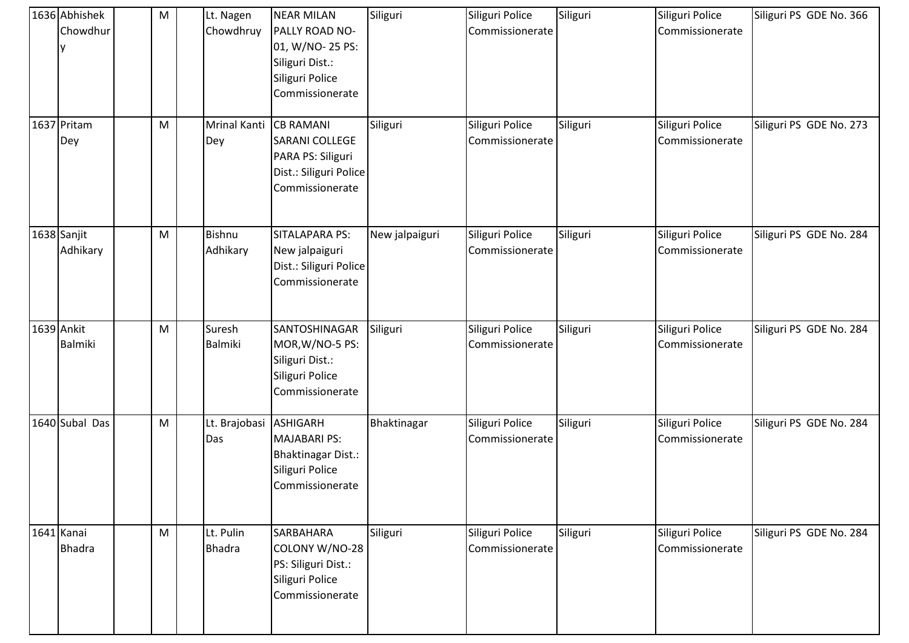| 1636 | Abhishek Chowdhury | | M | | Lt. Nagen Chowdhruy | NEAR MILAN PALLY ROAD NO-01, W/NO- 25 PS: Siliguri Dist.: Siliguri Police Commissionerate | Siliguri | Siliguri Police Commissionerate | Siliguri | Siliguri Police Commissionerate | Siliguri PS GDE No. 366 |
|---|---|---|---|---|---|---|---|---|---|---|---|
| 1637 | Pritam Dey | | M | | Mrinal Kanti Dey | CB RAMANI SARANI COLLEGE PARA PS: Siliguri Dist.: Siliguri Police Commissionerate | Siliguri | Siliguri Police Commissionerate | Siliguri | Siliguri Police Commissionerate | Siliguri PS GDE No. 273 |
| 1638 | Sanjit Adhikary | | M | | Bishnu Adhikary | SITALAPARA PS: New jalpaiguri Dist.: Siliguri Police Commissionerate | New jalpaiguri | Siliguri Police Commissionerate | Siliguri | Siliguri Police Commissionerate | Siliguri PS GDE No. 284 |
| 1639 | Ankit Balmiki | | M | | Suresh Balmiki | SANTOSHINAGAR MOR,W/NO-5 PS: Siliguri Dist.: Siliguri Police Commissionerate | Siliguri | Siliguri Police Commissionerate | Siliguri | Siliguri Police Commissionerate | Siliguri PS GDE No. 284 |
| 1640 | Subal Das | | M | | Lt. Brajobasi Das | ASHIGARH MAJABARI PS: Bhaktinagar Dist.: Siliguri Police Commissionerate | Bhaktinagar | Siliguri Police Commissionerate | Siliguri | Siliguri Police Commissionerate | Siliguri PS GDE No. 284 |
| 1641 | Kanai Bhadra | | M | | Lt. Pulin Bhadra | SARBAHARA COLONY W/NO-28 PS: Siliguri Dist.: Siliguri Police Commissionerate | Siliguri | Siliguri Police Commissionerate | Siliguri | Siliguri Police Commissionerate | Siliguri PS GDE No. 284 |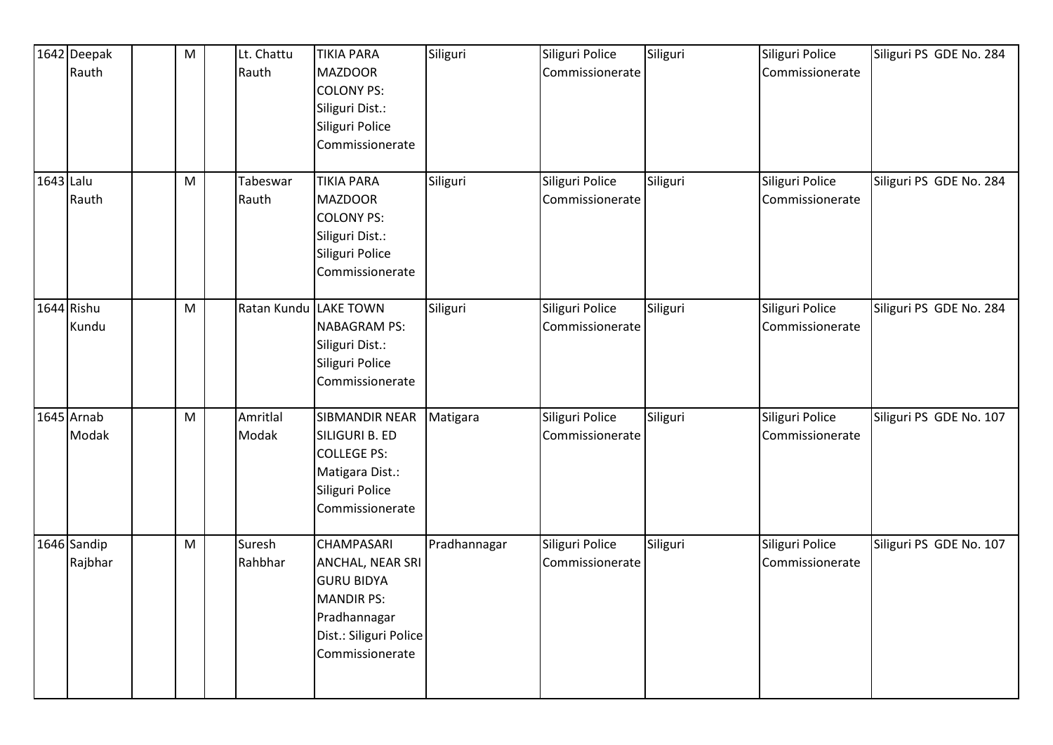| 1642 | Deepak Rauth | | M | | Lt. Chattu Rauth | TIKIA PARA MAZDOOR COLONY PS: Siliguri Dist.: Siliguri Police Commissionerate | Siliguri | Siliguri Police Commissionerate | Siliguri | Siliguri Police Commissionerate | Siliguri PS GDE No. 284 |
|---|---|---|---|---|---|---|---|---|---|---|---|
| 1643 | Lalu Rauth | | M | | Tabeswar Rauth | TIKIA PARA MAZDOOR COLONY PS: Siliguri Dist.: Siliguri Police Commissionerate | Siliguri | Siliguri Police Commissionerate | Siliguri | Siliguri Police Commissionerate | Siliguri PS GDE No. 284 |
| 1644 | Rishu Kundu | | M | | Ratan Kundu | LAKE TOWN NABAGRAM PS: Siliguri Dist.: Siliguri Police Commissionerate | Siliguri | Siliguri Police Commissionerate | Siliguri | Siliguri Police Commissionerate | Siliguri PS GDE No. 284 |
| 1645 | Arnab Modak | | M | | Amritlal Modak | SIBMANDIR NEAR SILIGURI B. ED COLLEGE PS: Matigara Dist.: Siliguri Police Commissionerate | Matigara | Siliguri Police Commissionerate | Siliguri | Siliguri Police Commissionerate | Siliguri PS GDE No. 107 |
| 1646 | Sandip Rajbhar | | M | | Suresh Rahbhar | CHAMPASARI ANCHAL, NEAR SRI GURU BIDYA MANDIR PS: Pradhannagar Dist.: Siliguri Police Commissionerate | Pradhannagar | Siliguri Police Commissionerate | Siliguri | Siliguri Police Commissionerate | Siliguri PS GDE No. 107 |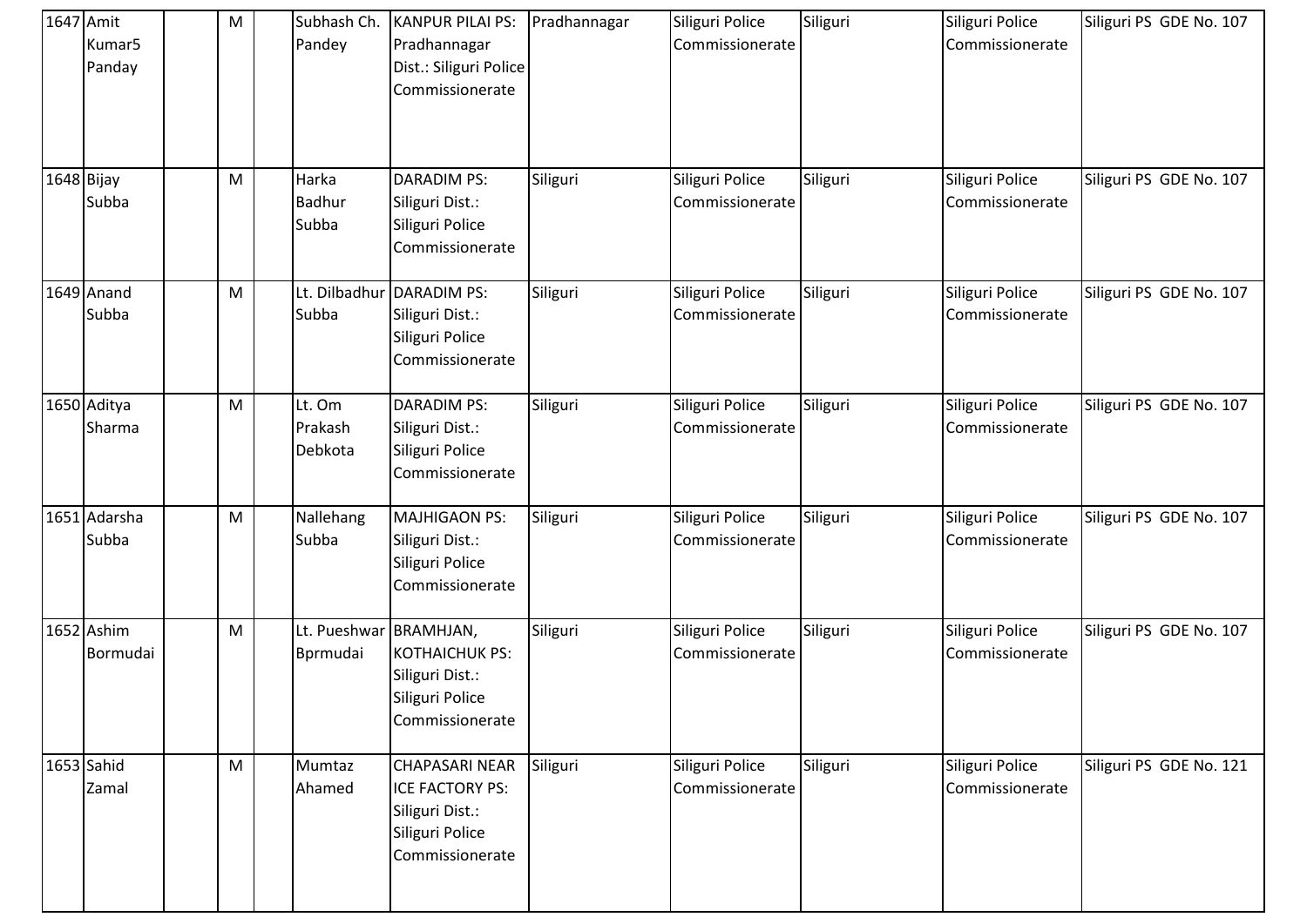| 1647 | Amit Kumar5 Panday | | M | | Subhash Ch. Pandey | KANPUR PILAI PS: Pradhannagar Dist.: Siliguri Police Commissionerate | Pradhannagar | Siliguri Police Commissionerate | Siliguri | Siliguri Police Commissionerate | Siliguri PS GDE No. 107 |
|---|---|---|---|---|---|---|---|---|---|---|---|
| 1648 | Bijay Subba | | M | | Harka Badhur Subba | DARADIM PS: Siliguri Dist.: Siliguri Police Commissionerate | Siliguri | Siliguri Police Commissionerate | Siliguri | Siliguri Police Commissionerate | Siliguri PS GDE No. 107 |
| 1649 | Anand Subba | | M | | Lt. Dilbadhur Subba | DARADIM PS: Siliguri Dist.: Siliguri Police Commissionerate | Siliguri | Siliguri Police Commissionerate | Siliguri | Siliguri Police Commissionerate | Siliguri PS GDE No. 107 |
| 1650 | Aditya Sharma | | M | | Lt. Om Prakash Debkota | DARADIM PS: Siliguri Dist.: Siliguri Police Commissionerate | Siliguri | Siliguri Police Commissionerate | Siliguri | Siliguri Police Commissionerate | Siliguri PS GDE No. 107 |
| 1651 | Adarsha Subba | | M | | Nallehang Subba | MAJHIGAON PS: Siliguri Dist.: Siliguri Police Commissionerate | Siliguri | Siliguri Police Commissionerate | Siliguri | Siliguri Police Commissionerate | Siliguri PS GDE No. 107 |
| 1652 | Ashim Bormudai | | M | | Lt. Pueshwar Bprmudai | BRAMHJAN, KOTHAICHUK PS: Siliguri Dist.: Siliguri Police Commissionerate | Siliguri | Siliguri Police Commissionerate | Siliguri | Siliguri Police Commissionerate | Siliguri PS GDE No. 107 |
| 1653 | Sahid Zamal | | M | | Mumtaz Ahamed | CHAPASARI NEAR ICE FACTORY PS: Siliguri Dist.: Siliguri Police Commissionerate | Siliguri | Siliguri Police Commissionerate | Siliguri | Siliguri Police Commissionerate | Siliguri PS GDE No. 121 |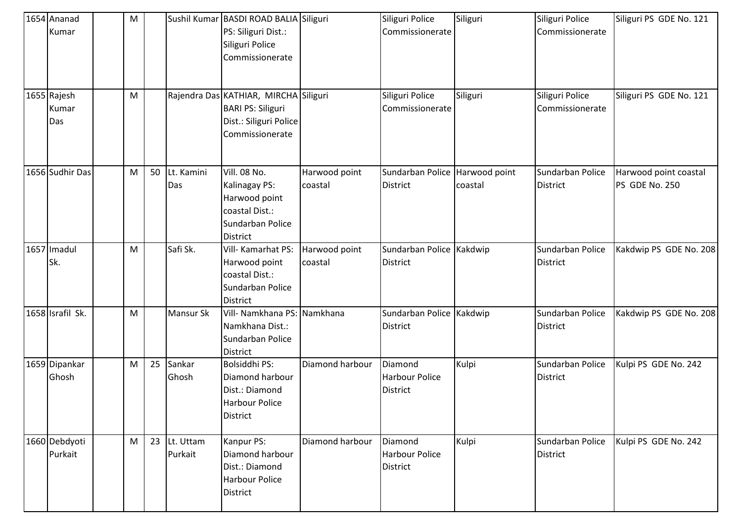| 1654 | Ananad Kumar | | M | | Sushil Kumar | BASDI ROAD BALIA PS: Siliguri Dist.: Siliguri Police Commissionerate | Siliguri | Siliguri Police Commissionerate | Siliguri | Siliguri Police Commissionerate | Siliguri PS GDE No. 121 |
|---|---|---|---|---|---|---|---|---|---|---|---|
| 1655 | Rajesh Kumar Das | | M | | Rajendra Das | KATHIAR, MIRCHA BARI PS: Siliguri Dist.: Siliguri Police Commissionerate | Siliguri | Siliguri Police Commissionerate | Siliguri | Siliguri Police Commissionerate | Siliguri PS GDE No. 121 |
| 1656 | Sudhir Das | | M | 50 | Lt. Kamini Das | Vill. 08 No. Kalinagay PS: Harwood point coastal Dist.: Sundarban Police District | Harwood point coastal | Sundarban Police District | Harwood point coastal | Sundarban Police District | Harwood point coastal PS GDE No. 250 |
| 1657 | Imadul Sk. | | M | | Safi Sk. | Vill- Kamarhat PS: Harwood point coastal Dist.: Sundarban Police District | Harwood point coastal | Sundarban Police District | Kakdwip | Sundarban Police District | Kakdwip PS GDE No. 208 |
| 1658 | Israfil Sk. | | M | | Mansur Sk | Vill- Namkhana PS: Namkhana Dist.: Sundarban Police District | Namkhana | Sundarban Police District | Kakdwip | Sundarban Police District | Kakdwip PS GDE No. 208 |
| 1659 | Dipankar Ghosh | | M | 25 | Sankar Ghosh | Bolsiddhi PS: Diamond harbour Dist.: Diamond Harbour Police District | Diamond harbour | Diamond Harbour Police District | Kulpi | Sundarban Police District | Kulpi PS GDE No. 242 |
| 1660 | Debdyoti Purkait | | M | 23 | Lt. Uttam Purkait | Kanpur PS: Diamond harbour Dist.: Diamond Harbour Police District | Diamond harbour | Diamond Harbour Police District | Kulpi | Sundarban Police District | Kulpi PS GDE No. 242 |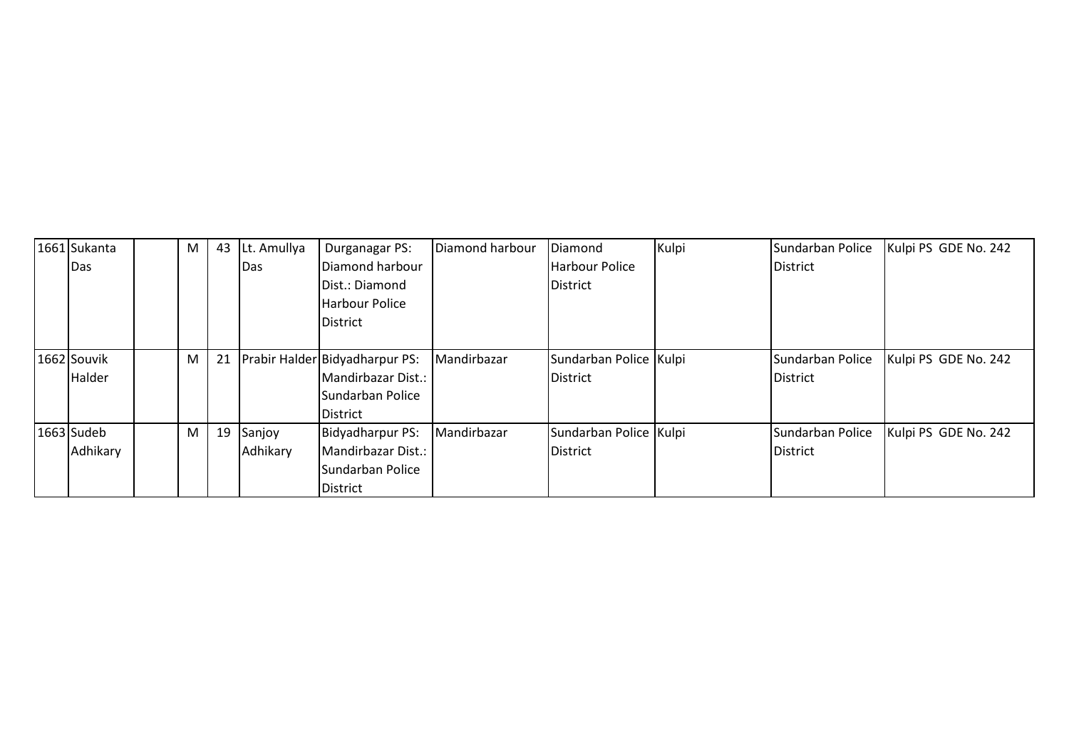| | | | | | | | | | | | |
|---|---|---|---|---|---|---|---|---|---|---|---|
| 1661 | Sukanta Das | | M | 43 | Lt. Amullya Das | Durganagar PS: Diamond harbour Dist.: Diamond Harbour Police District | Diamond harbour | Diamond Harbour Police District | Kulpi | Sundarban Police District | Kulpi PS GDE No. 242 |
| 1662 | Souvik Halder | | M | 21 | Prabir Halder | Bidyadharpur PS: Mandirbazar Dist.: Sundarban Police District | Mandirbazar | Sundarban Police District | Kulpi | Sundarban Police District | Kulpi PS GDE No. 242 |
| 1663 | Sudeb Adhikary | | M | 19 | Sanjoy Adhikary | Bidyadharpur PS: Mandirbazar Dist.: Sundarban Police District | Mandirbazar | Sundarban Police District | Kulpi | Sundarban Police District | Kulpi PS GDE No. 242 |